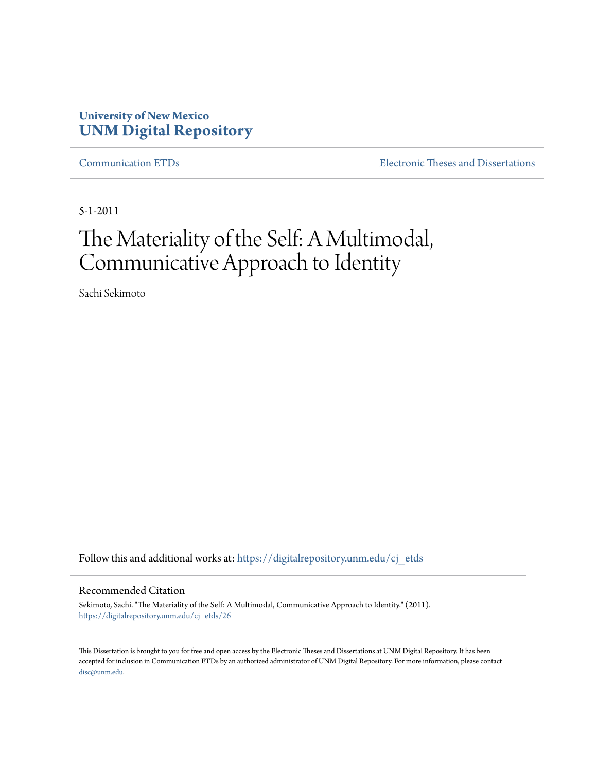University of New Mexico
**UNM Digital Repository**

Communication ETDs | Electronic Theses and Dissertations

5-1-2011

# The Materiality of the Self: A Multimodal, Communicative Approach to Identity

Sachi Sekimoto

Follow this and additional works at: https://digitalrepository.unm.edu/cj_etds

## Recommended Citation

Sekimoto, Sachi. "The Materiality of the Self: A Multimodal, Communicative Approach to Identity." (2011). https://digitalrepository.unm.edu/cj_etds/26

This Dissertation is brought to you for free and open access by the Electronic Theses and Dissertations at UNM Digital Repository. It has been accepted for inclusion in Communication ETDs by an authorized administrator of UNM Digital Repository. For more information, please contact disc@unm.edu.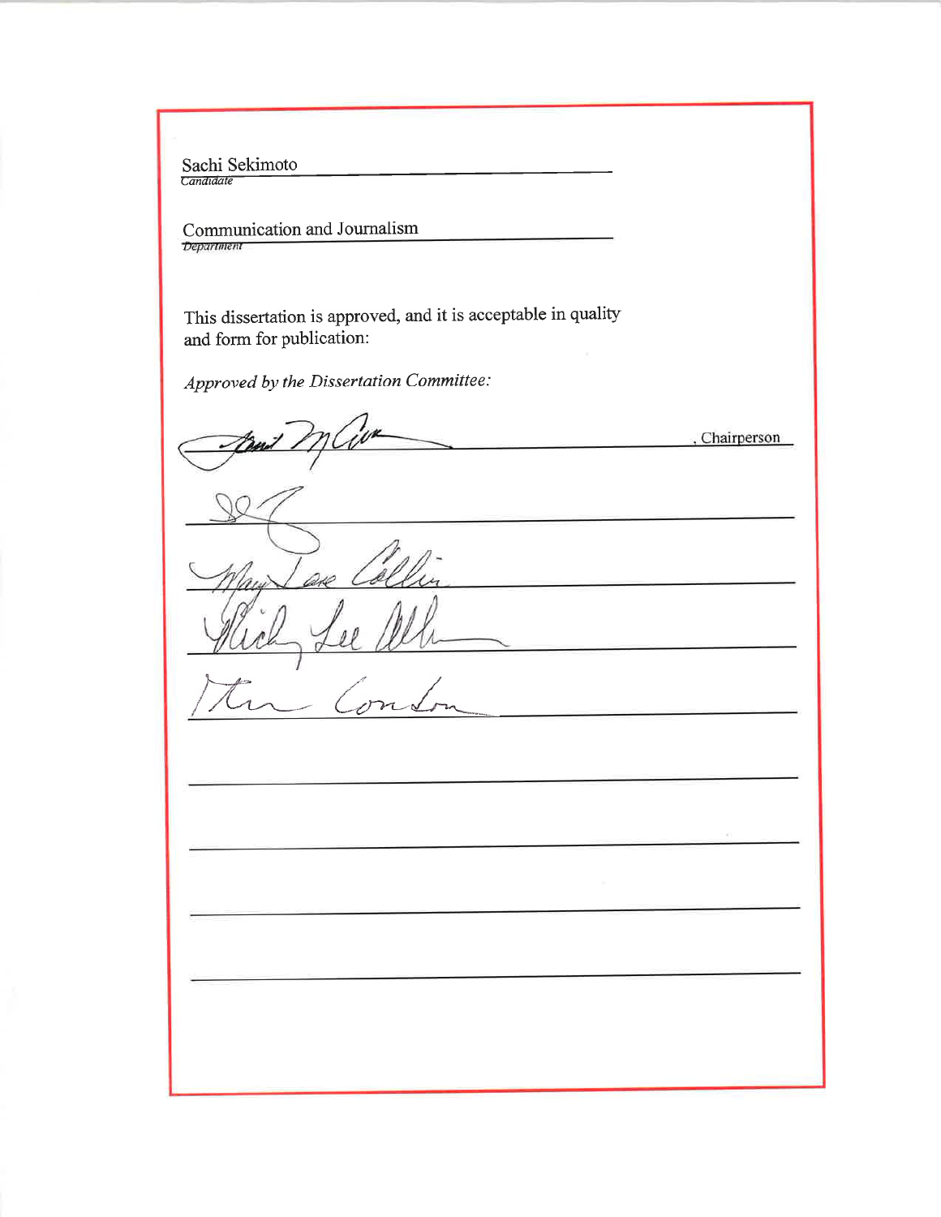Sachi Sekimoto
*Candidate*

Communication and Journalism
*Department*

This dissertation is approved, and it is acceptable in quality and form for publication:

*Approved by the Dissertation Committee:*

_______________________________, Chairperson

_______________________________

_______________________________

_______________________________

_______________________________

_______________________________

_______________________________

_______________________________

_______________________________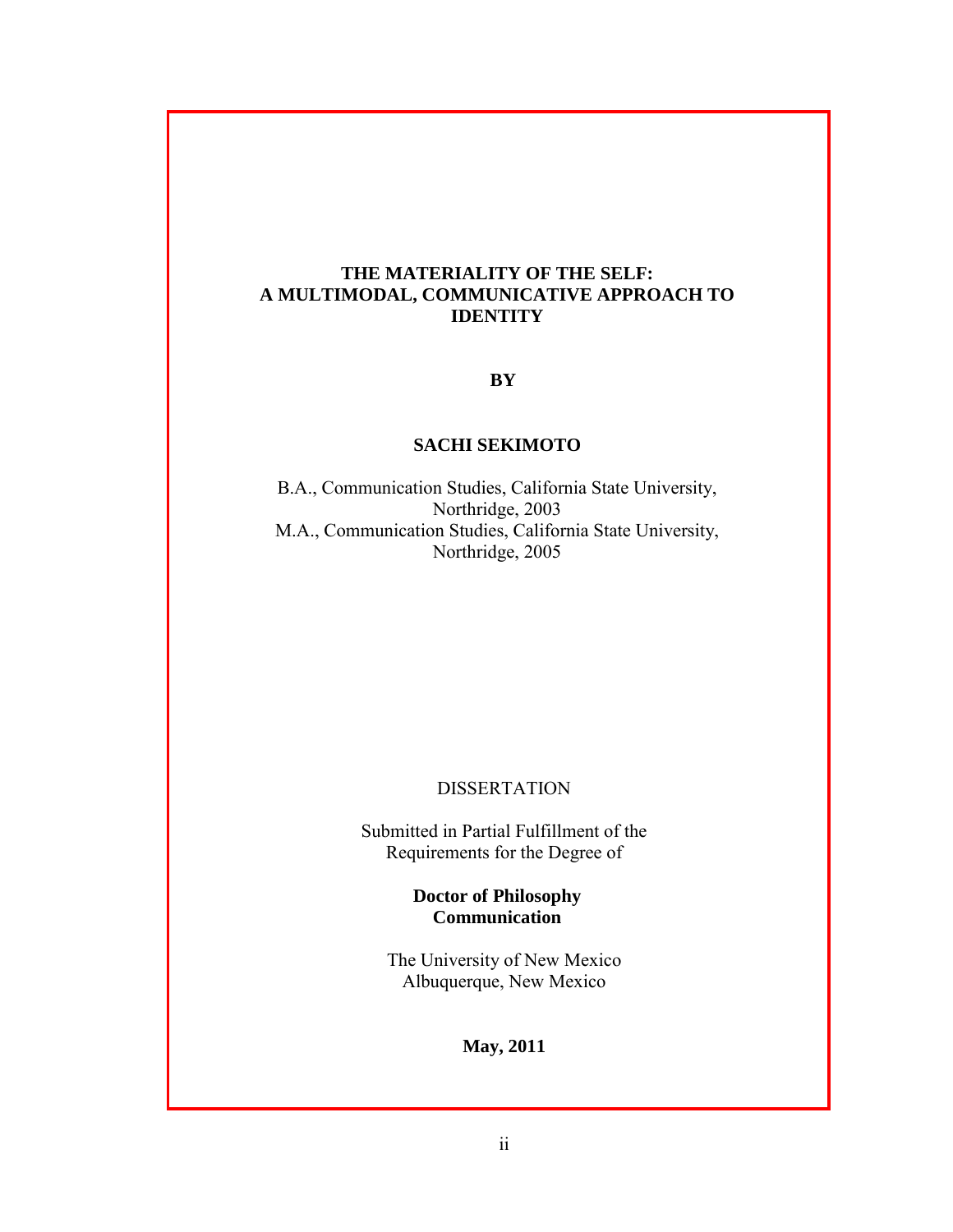# THE MATERIALITY OF THE SELF:
# A MULTIMODAL, COMMUNICATIVE APPROACH TO IDENTITY

**BY**

**SACHI SEKIMOTO**

B.A., Communication Studies, California State University, Northridge, 2003
M.A., Communication Studies, California State University, Northridge, 2005

DISSERTATION

Submitted in Partial Fulfillment of the Requirements for the Degree of

**Doctor of Philosophy**
**Communication**

The University of New Mexico
Albuquerque, New Mexico

**May, 2011**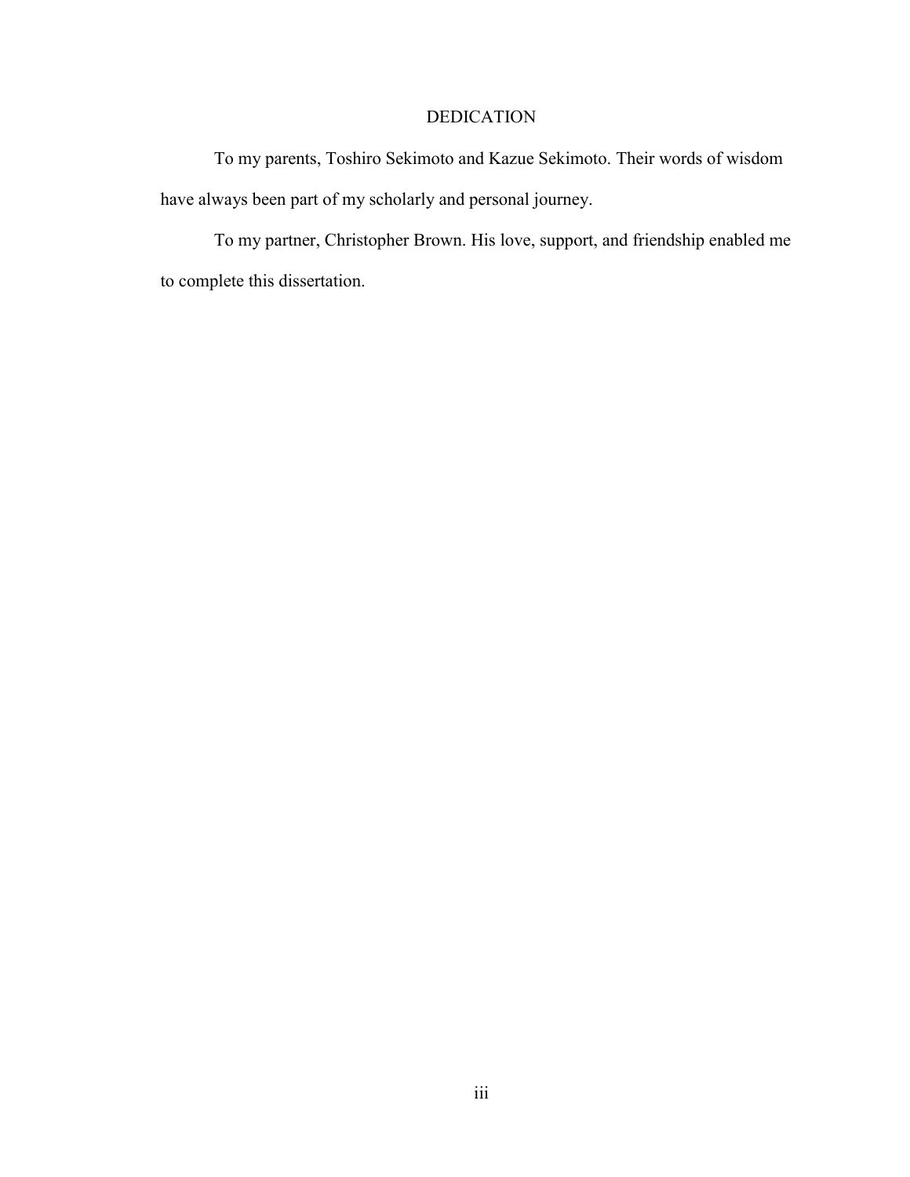# DEDICATION

To my parents, Toshiro Sekimoto and Kazue Sekimoto. Their words of wisdom have always been part of my scholarly and personal journey.

To my partner, Christopher Brown. His love, support, and friendship enabled me to complete this dissertation.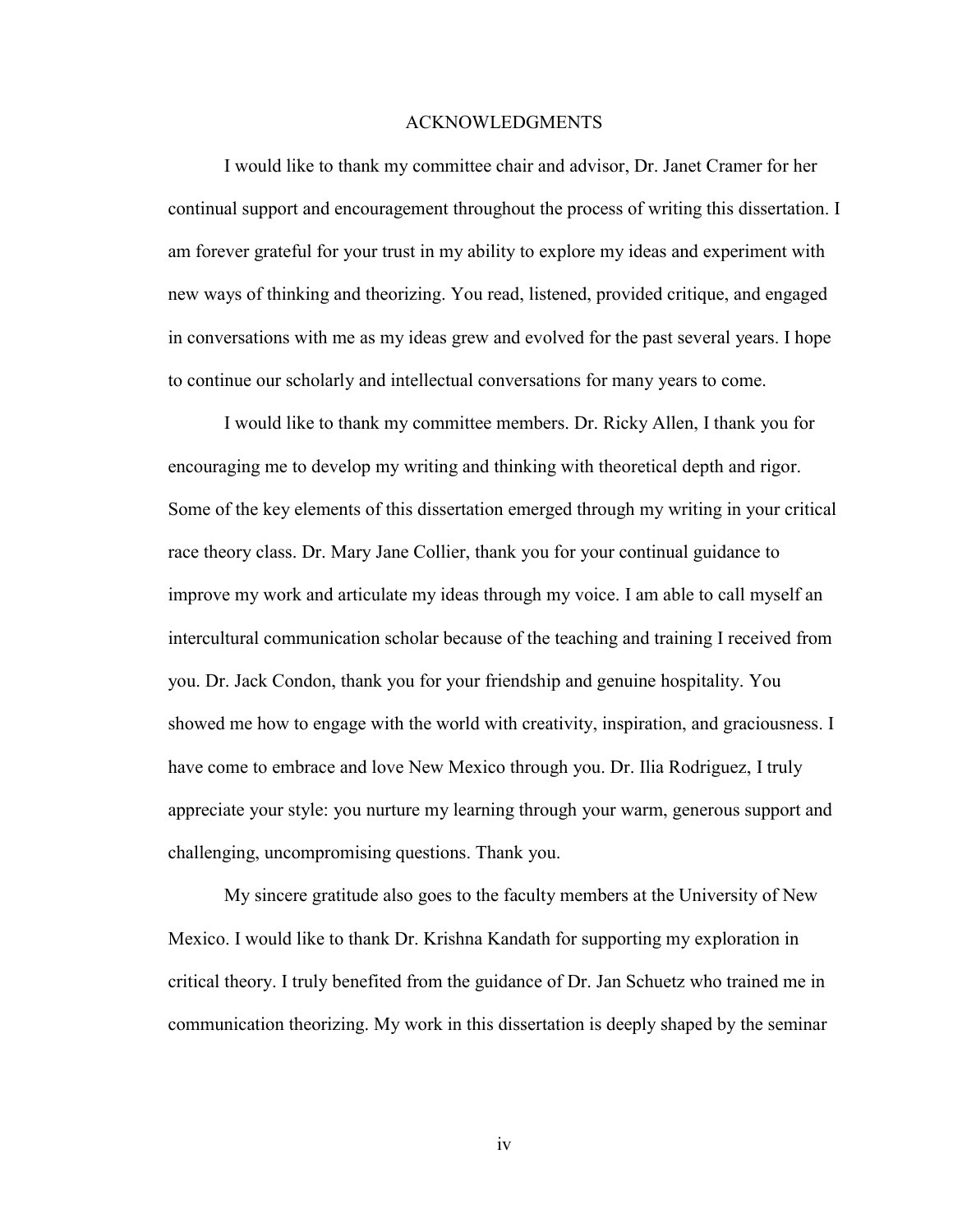# ACKNOWLEDGMENTS

I would like to thank my committee chair and advisor, Dr. Janet Cramer for her continual support and encouragement throughout the process of writing this dissertation. I am forever grateful for your trust in my ability to explore my ideas and experiment with new ways of thinking and theorizing. You read, listened, provided critique, and engaged in conversations with me as my ideas grew and evolved for the past several years. I hope to continue our scholarly and intellectual conversations for many years to come.

I would like to thank my committee members. Dr. Ricky Allen, I thank you for encouraging me to develop my writing and thinking with theoretical depth and rigor. Some of the key elements of this dissertation emerged through my writing in your critical race theory class. Dr. Mary Jane Collier, thank you for your continual guidance to improve my work and articulate my ideas through my voice. I am able to call myself an intercultural communication scholar because of the teaching and training I received from you. Dr. Jack Condon, thank you for your friendship and genuine hospitality. You showed me how to engage with the world with creativity, inspiration, and graciousness. I have come to embrace and love New Mexico through you. Dr. Ilia Rodriguez, I truly appreciate your style: you nurture my learning through your warm, generous support and challenging, uncompromising questions. Thank you.

My sincere gratitude also goes to the faculty members at the University of New Mexico. I would like to thank Dr. Krishna Kandath for supporting my exploration in critical theory. I truly benefited from the guidance of Dr. Jan Schuetz who trained me in communication theorizing. My work in this dissertation is deeply shaped by the seminar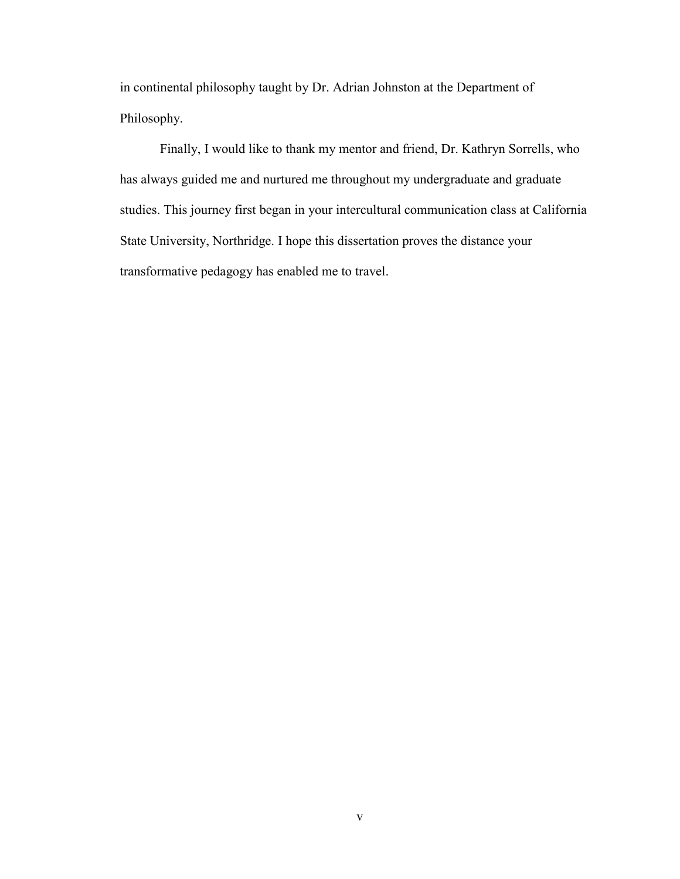in continental philosophy taught by Dr. Adrian Johnston at the Department of Philosophy.

Finally, I would like to thank my mentor and friend, Dr. Kathryn Sorrells, who has always guided me and nurtured me throughout my undergraduate and graduate studies. This journey first began in your intercultural communication class at California State University, Northridge. I hope this dissertation proves the distance your transformative pedagogy has enabled me to travel.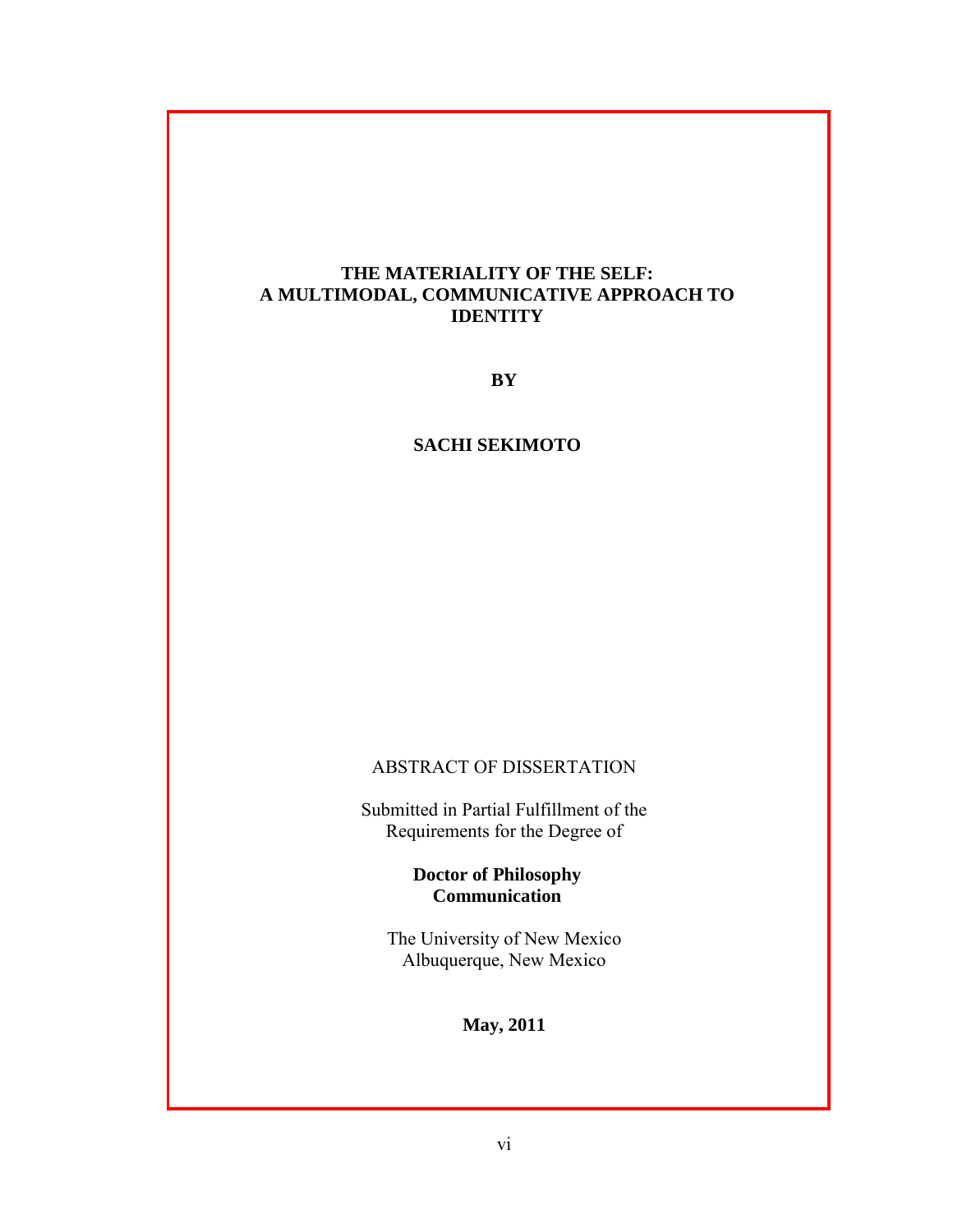**THE MATERIALITY OF THE SELF:**
**A MULTIMODAL, COMMUNICATIVE APPROACH TO IDENTITY**

**BY**

**SACHI SEKIMOTO**

ABSTRACT OF DISSERTATION

Submitted in Partial Fulfillment of the Requirements for the Degree of

**Doctor of Philosophy**
**Communication**

The University of New Mexico
Albuquerque, New Mexico

**May, 2011**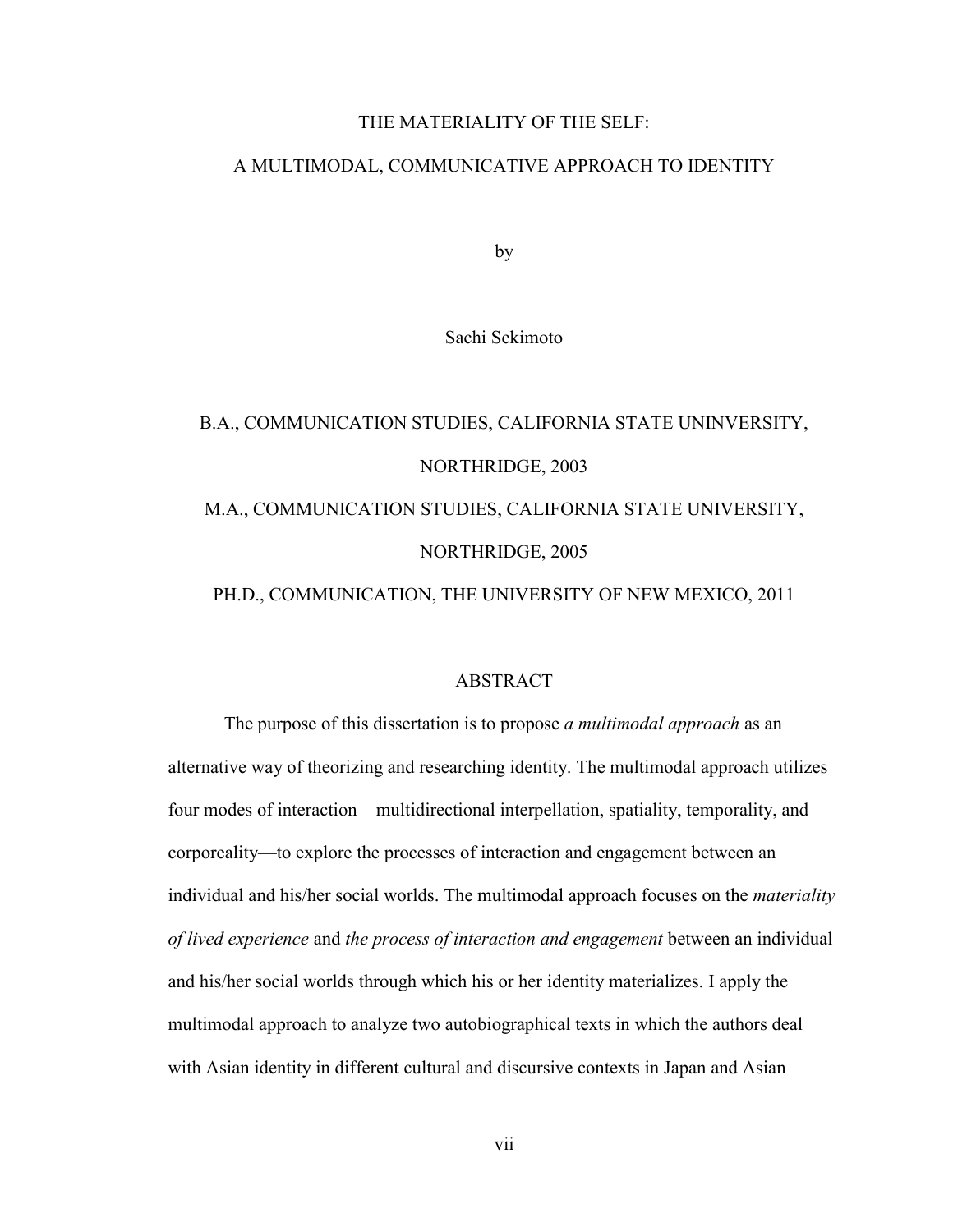THE MATERIALITY OF THE SELF:

A MULTIMODAL, COMMUNICATIVE APPROACH TO IDENTITY

by

Sachi Sekimoto

B.A., COMMUNICATION STUDIES, CALIFORNIA STATE UNINVERSITY, NORTHRIDGE, 2003

M.A., COMMUNICATION STUDIES, CALIFORNIA STATE UNIVERSITY, NORTHRIDGE, 2005

PH.D., COMMUNICATION, THE UNIVERSITY OF NEW MEXICO, 2011

## ABSTRACT

The purpose of this dissertation is to propose *a multimodal approach* as an alternative way of theorizing and researching identity. The multimodal approach utilizes four modes of interaction—multidirectional interpellation, spatiality, temporality, and corporeality—to explore the processes of interaction and engagement between an individual and his/her social worlds. The multimodal approach focuses on the *materiality of lived experience* and *the process of interaction and engagement* between an individual and his/her social worlds through which his or her identity materializes. I apply the multimodal approach to analyze two autobiographical texts in which the authors deal with Asian identity in different cultural and discursive contexts in Japan and Asian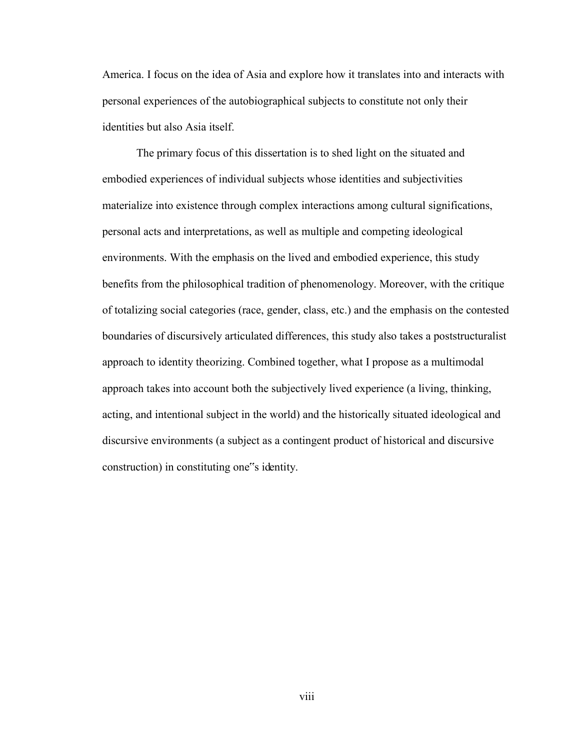America. I focus on the idea of Asia and explore how it translates into and interacts with personal experiences of the autobiographical subjects to constitute not only their identities but also Asia itself.

The primary focus of this dissertation is to shed light on the situated and embodied experiences of individual subjects whose identities and subjectivities materialize into existence through complex interactions among cultural significations, personal acts and interpretations, as well as multiple and competing ideological environments. With the emphasis on the lived and embodied experience, this study benefits from the philosophical tradition of phenomenology. Moreover, with the critique of totalizing social categories (race, gender, class, etc.) and the emphasis on the contested boundaries of discursively articulated differences, this study also takes a poststructuralist approach to identity theorizing. Combined together, what I propose as a multimodal approach takes into account both the subjectively lived experience (a living, thinking, acting, and intentional subject in the world) and the historically situated ideological and discursive environments (a subject as a contingent product of historical and discursive construction) in constituting one"s identity.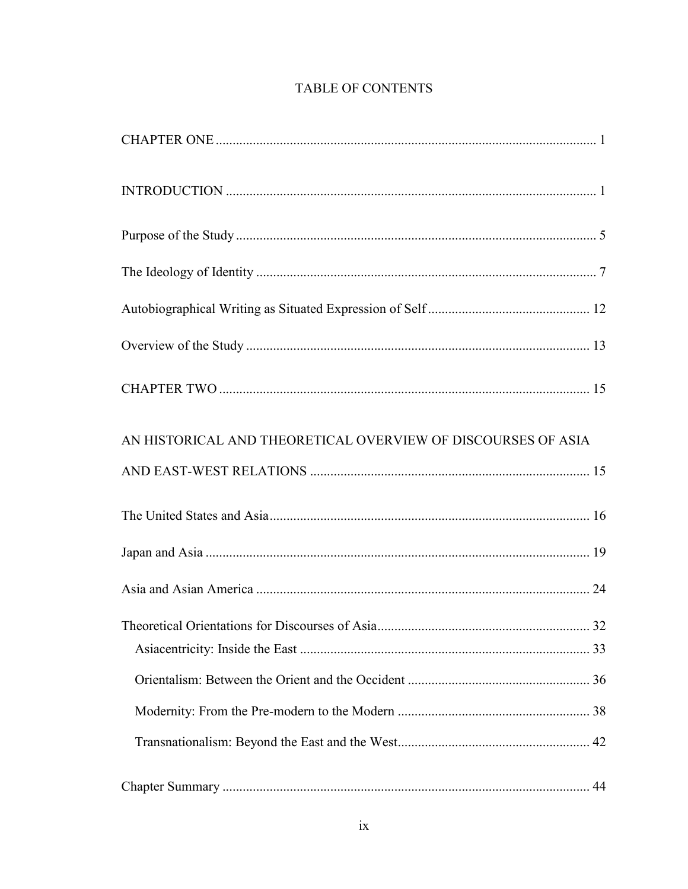# TABLE OF CONTENTS

CHAPTER ONE ............................................................................................................... 1

INTRODUCTION ........................................................................................................... 1

Purpose of the Study ........................................................................................................ 5

The Ideology of Identity ................................................................................................... 7

Autobiographical Writing as Situated Expression of Self ............................................... 12

Overview of the Study .................................................................................................... 13

CHAPTER TWO ............................................................................................................ 15

AN HISTORICAL AND THEORETICAL OVERVIEW OF DISCOURSES OF ASIA AND EAST-WEST RELATIONS ................................................................................ 15

The United States and Asia ............................................................................................. 16

Japan and Asia ................................................................................................................ 19

Asia and Asian America ................................................................................................. 24

Theoretical Orientations for Discourses of Asia ............................................................. 32

- Asiacentricity: Inside the East .................................................................................... 33
- Orientalism: Between the Orient and the Occident ..................................................... 36
- Modernity: From the Pre-modern to the Modern ........................................................ 38
- Transnationalism: Beyond the East and the West ........................................................ 42

Chapter Summary ........................................................................................................... 44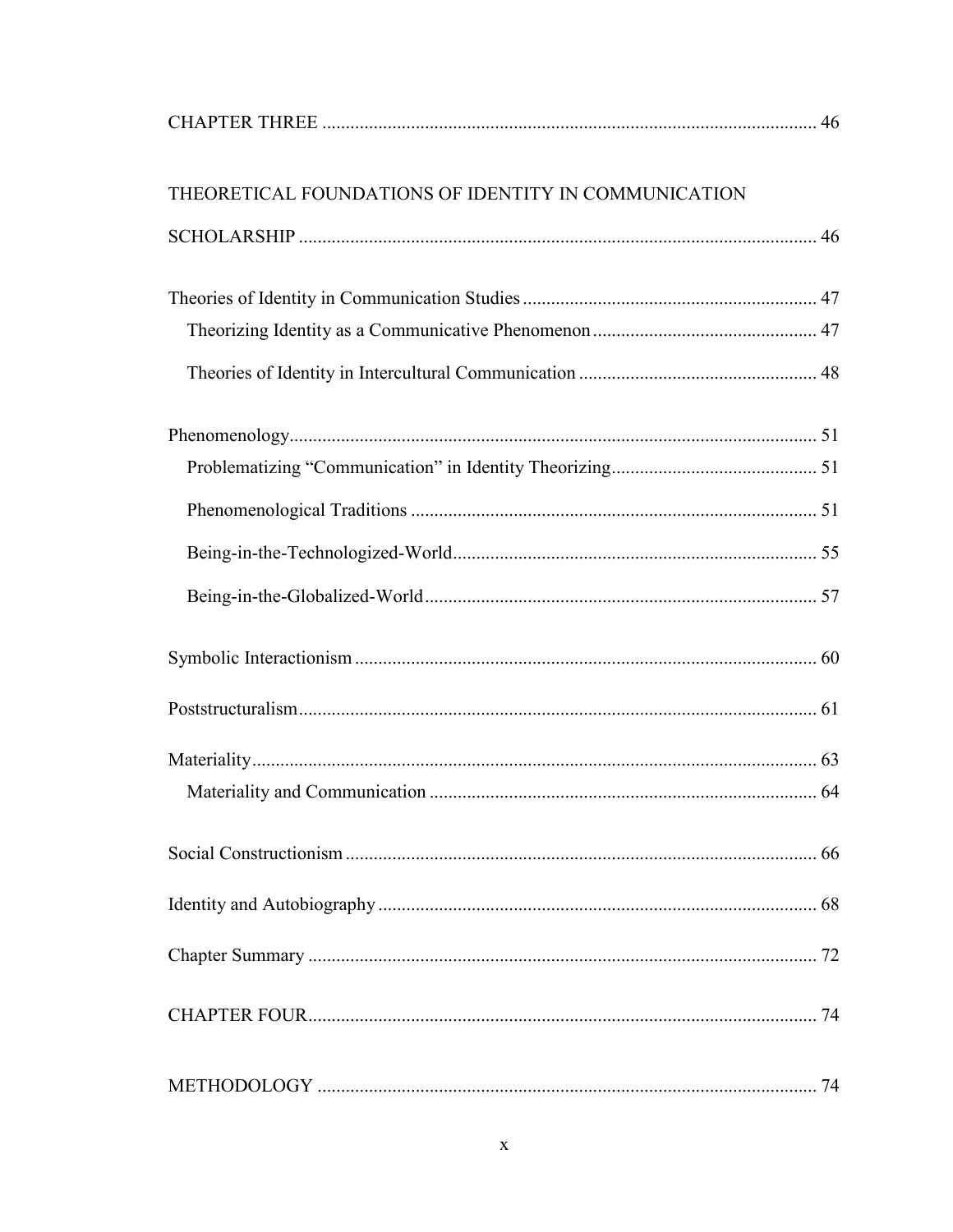CHAPTER THREE .......................................................................................................... 46

THEORETICAL FOUNDATIONS OF IDENTITY IN COMMUNICATION SCHOLARSHIP .............................................................................................................. 46

Theories of Identity in Communication Studies ............................................................... 47

  Theorizing Identity as a Communicative Phenomenon ................................................ 47

  Theories of Identity in Intercultural Communication ................................................... 48

Phenomenology................................................................................................................. 51

  Problematizing "Communication" in Identity Theorizing............................................ 51

  Phenomenological Traditions ....................................................................................... 51

  Being-in-the-Technologized-World.............................................................................. 55

  Being-in-the-Globalized-World .................................................................................... 57

Symbolic Interactionism ................................................................................................... 60

Poststructuralism............................................................................................................... 61

Materiality......................................................................................................................... 63

  Materiality and Communication ................................................................................... 64

Social Constructionism ..................................................................................................... 66

Identity and Autobiography .............................................................................................. 68

Chapter Summary ............................................................................................................. 72

CHAPTER FOUR.............................................................................................................. 74

METHODOLOGY ............................................................................................................ 74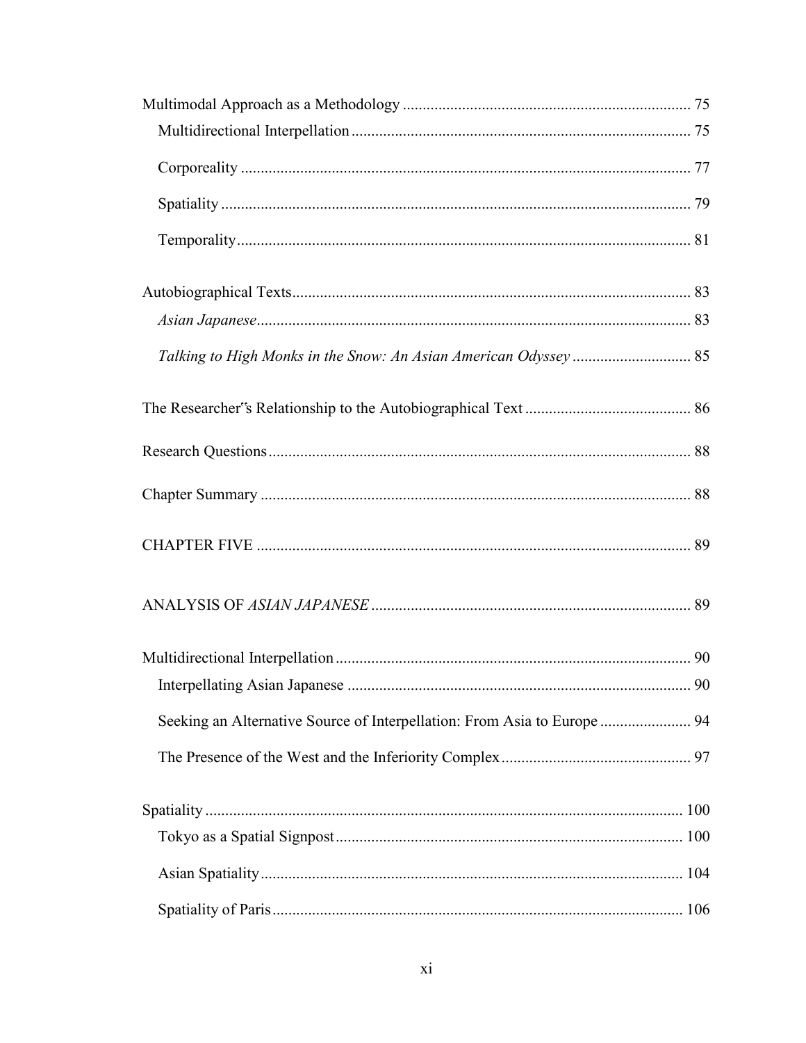Multimodal Approach as a Methodology ........................................................................ 75

Multidirectional Interpellation ..................................................................................... 75

Corporeality ................................................................................................................. 77

Spatiality ...................................................................................................................... 79

Temporality.................................................................................................................. 81

Autobiographical Texts.................................................................................................... 83

*Asian Japanese*............................................................................................................ 83

*Talking to High Monks in the Snow: An Asian American Odyssey* .............................. 85

The Researcher"s Relationship to the Autobiographical Text .......................................... 86

Research Questions........................................................................................................... 88

Chapter Summary ............................................................................................................ 88

CHAPTER FIVE .............................................................................................................. 89

ANALYSIS OF *ASIAN JAPANESE* ................................................................................. 89

Multidirectional Interpellation .......................................................................................... 90

Interpellating Asian Japanese ....................................................................................... 90

Seeking an Alternative Source of Interpellation: From Asia to Europe ....................... 94

The Presence of the West and the Inferiority Complex ............................................... 97

Spatiality ......................................................................................................................... 100

Tokyo as a Spatial Signpost ....................................................................................... 100

Asian Spatiality .......................................................................................................... 104

Spatiality of Paris ....................................................................................................... 106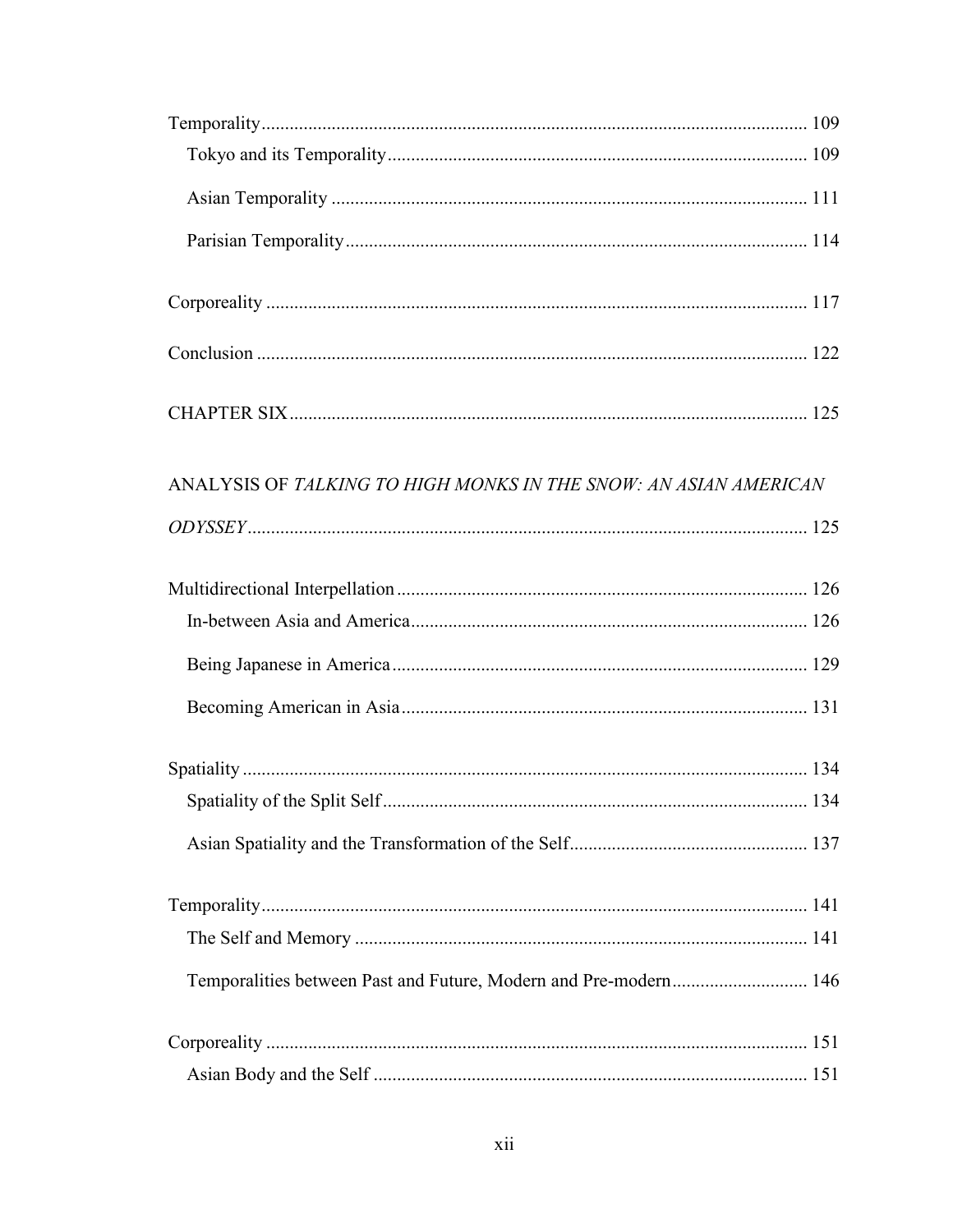Temporality ........................................................................................................ 109

Tokyo and its Temporality ........................................................................................ 109

Asian Temporality ................................................................................................... 111

Parisian Temporality ................................................................................................ 114

Corporeality ....................................................................................................... 117

Conclusion ......................................................................................................... 122

CHAPTER SIX ...................................................................................................... 125

ANALYSIS OF *TALKING TO HIGH MONKS IN THE SNOW: AN ASIAN AMERICAN ODYSSEY* ........................................................................................................ 125

Multidirectional Interpellation ................................................................................ 126

In-between Asia and America .................................................................................. 126

Being Japanese in America ...................................................................................... 129

Becoming American in Asia ..................................................................................... 131

Spatiality ........................................................................................................... 134

Spatiality of the Split Self ........................................................................................ 134

Asian Spatiality and the Transformation of the Self ................................................ 137

Temporality ........................................................................................................ 141

The Self and Memory .............................................................................................. 141

Temporalities between Past and Future, Modern and Pre-modern ........................... 146

Corporeality ....................................................................................................... 151

Asian Body and the Self .......................................................................................... 151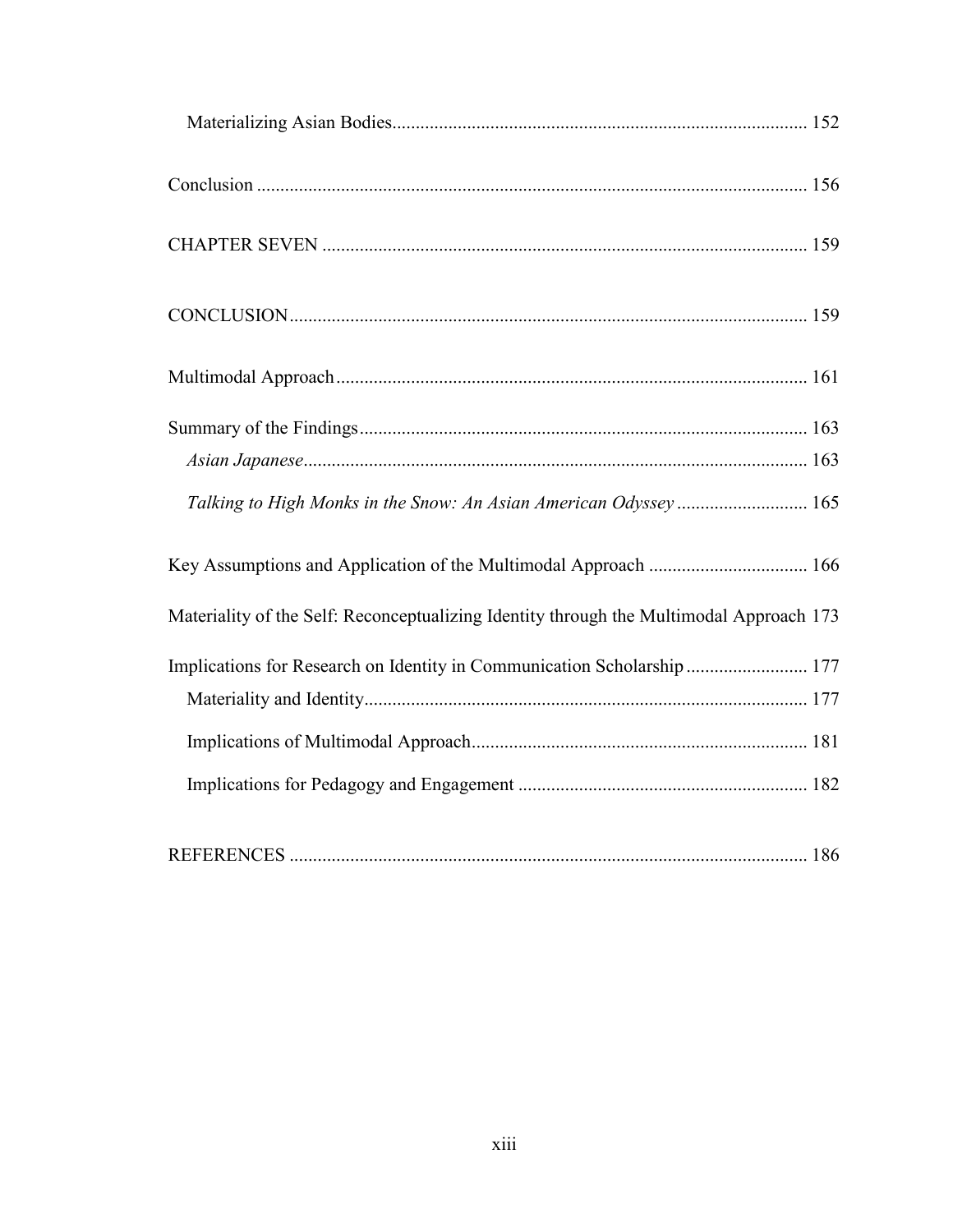Materializing Asian Bodies........................................................................................ 152

Conclusion ..................................................................................................................... 156

CHAPTER SEVEN ....................................................................................................... 159

CONCLUSION.............................................................................................................. 159

Multimodal Approach.................................................................................................... 161

Summary of the Findings............................................................................................... 163

*Asian Japanese*........................................................................................................... 163

*Talking to High Monks in the Snow: An Asian American Odyssey* ............................ 165

Key Assumptions and Application of the Multimodal Approach .................................. 166

Materiality of the Self: Reconceptualizing Identity through the Multimodal Approach 173

Implications for Research on Identity in Communication Scholarship .......................... 177

Materiality and Identity.............................................................................................. 177

Implications of Multimodal Approach....................................................................... 181

Implications for Pedagogy and Engagement ............................................................. 182

REFERENCES .............................................................................................................. 186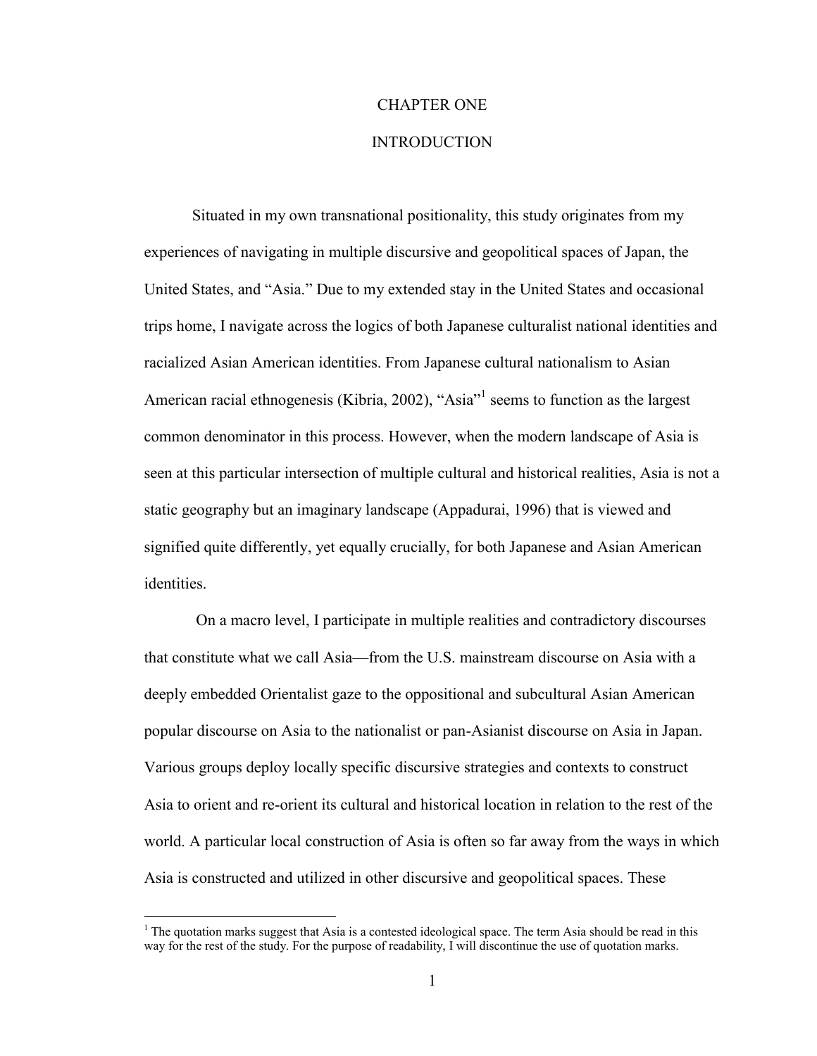# CHAPTER ONE

# INTRODUCTION

Situated in my own transnational positionality, this study originates from my experiences of navigating in multiple discursive and geopolitical spaces of Japan, the United States, and "Asia." Due to my extended stay in the United States and occasional trips home, I navigate across the logics of both Japanese culturalist national identities and racialized Asian American identities. From Japanese cultural nationalism to Asian American racial ethnogenesis (Kibria, 2002), "Asia"[1] seems to function as the largest common denominator in this process. However, when the modern landscape of Asia is seen at this particular intersection of multiple cultural and historical realities, Asia is not a static geography but an imaginary landscape (Appadurai, 1996) that is viewed and signified quite differently, yet equally crucially, for both Japanese and Asian American identities.

On a macro level, I participate in multiple realities and contradictory discourses that constitute what we call Asia—from the U.S. mainstream discourse on Asia with a deeply embedded Orientalist gaze to the oppositional and subcultural Asian American popular discourse on Asia to the nationalist or pan-Asianist discourse on Asia in Japan. Various groups deploy locally specific discursive strategies and contexts to construct Asia to orient and re-orient its cultural and historical location in relation to the rest of the world. A particular local construction of Asia is often so far away from the ways in which Asia is constructed and utilized in other discursive and geopolitical spaces. These

[1] The quotation marks suggest that Asia is a contested ideological space. The term Asia should be read in this way for the rest of the study. For the purpose of readability, I will discontinue the use of quotation marks.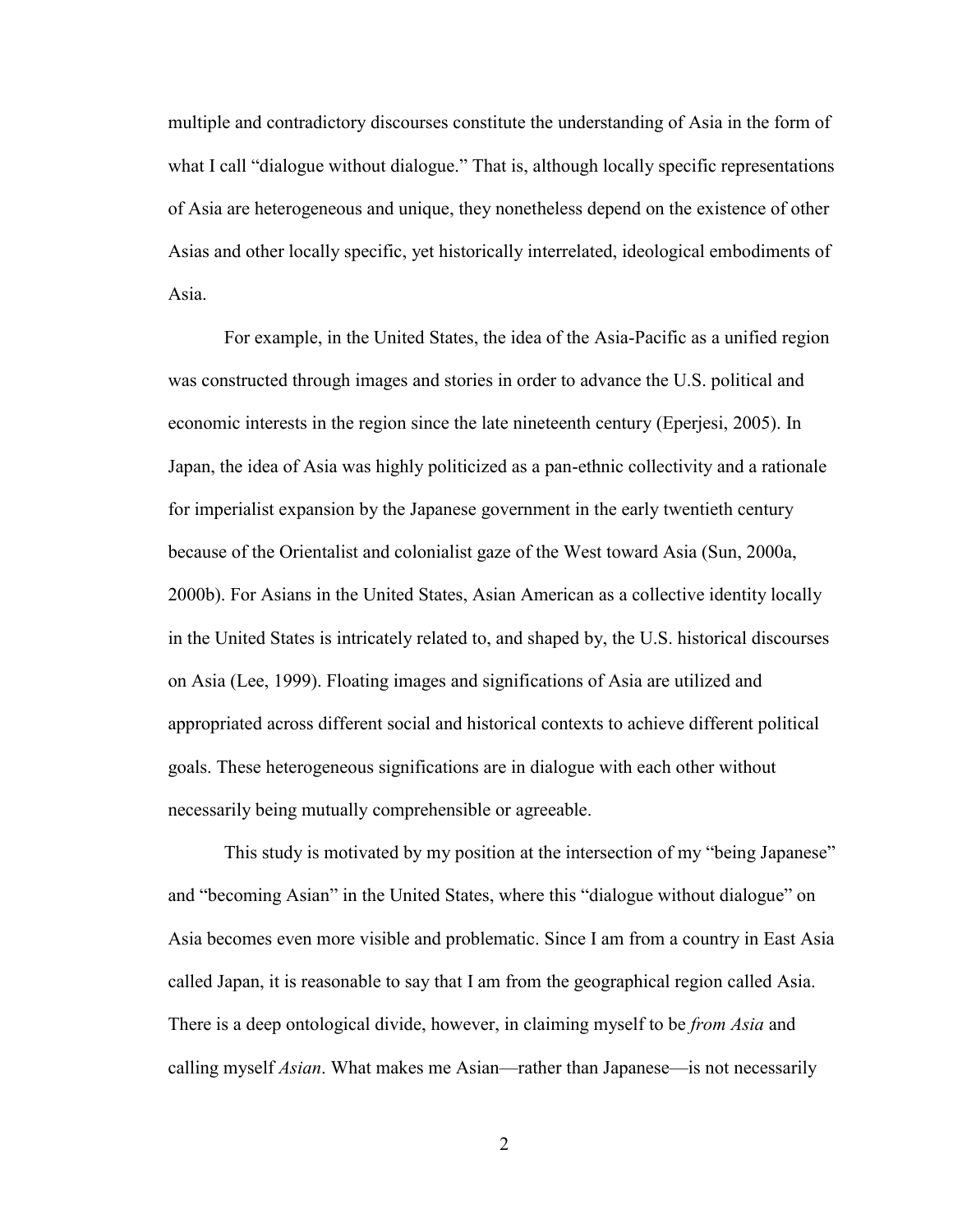multiple and contradictory discourses constitute the understanding of Asia in the form of what I call "dialogue without dialogue." That is, although locally specific representations of Asia are heterogeneous and unique, they nonetheless depend on the existence of other Asias and other locally specific, yet historically interrelated, ideological embodiments of Asia.

For example, in the United States, the idea of the Asia-Pacific as a unified region was constructed through images and stories in order to advance the U.S. political and economic interests in the region since the late nineteenth century (Eperjesi, 2005). In Japan, the idea of Asia was highly politicized as a pan-ethnic collectivity and a rationale for imperialist expansion by the Japanese government in the early twentieth century because of the Orientalist and colonialist gaze of the West toward Asia (Sun, 2000a, 2000b). For Asians in the United States, Asian American as a collective identity locally in the United States is intricately related to, and shaped by, the U.S. historical discourses on Asia (Lee, 1999). Floating images and significations of Asia are utilized and appropriated across different social and historical contexts to achieve different political goals. These heterogeneous significations are in dialogue with each other without necessarily being mutually comprehensible or agreeable.

This study is motivated by my position at the intersection of my "being Japanese" and "becoming Asian" in the United States, where this "dialogue without dialogue" on Asia becomes even more visible and problematic. Since I am from a country in East Asia called Japan, it is reasonable to say that I am from the geographical region called Asia. There is a deep ontological divide, however, in claiming myself to be *from Asia* and calling myself *Asian*. What makes me Asian—rather than Japanese—is not necessarily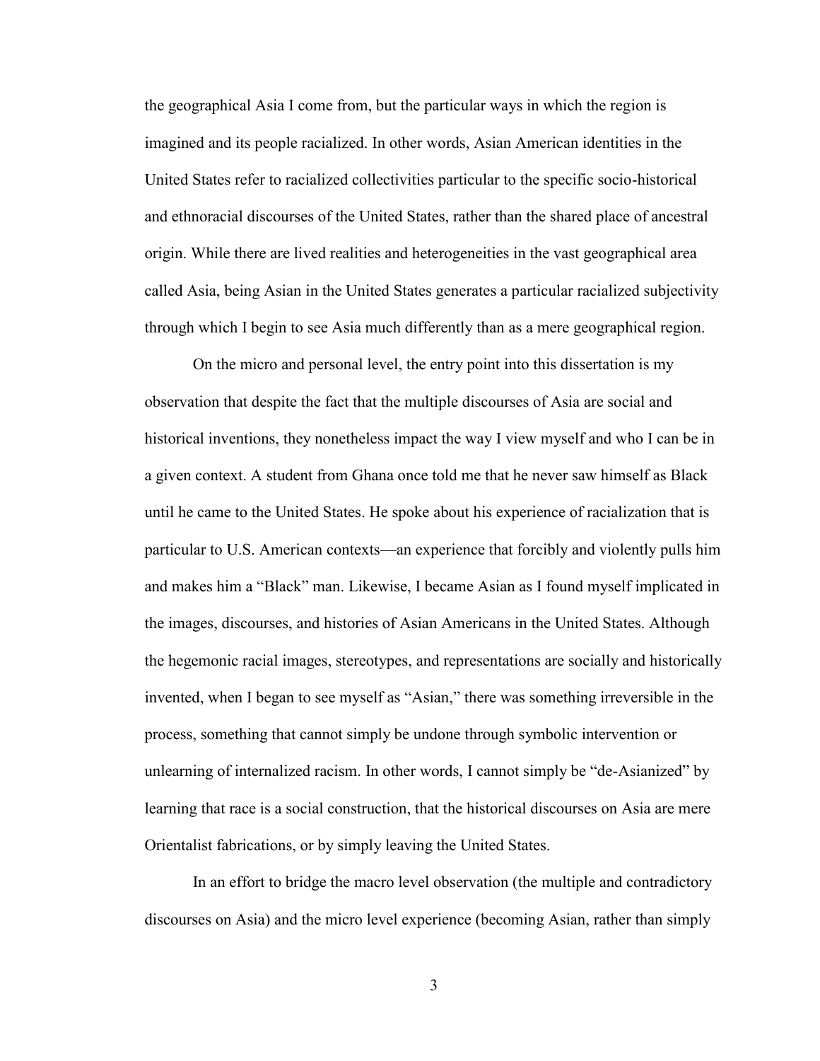the geographical Asia I come from, but the particular ways in which the region is imagined and its people racialized. In other words, Asian American identities in the United States refer to racialized collectivities particular to the specific socio-historical and ethnoracial discourses of the United States, rather than the shared place of ancestral origin. While there are lived realities and heterogeneities in the vast geographical area called Asia, being Asian in the United States generates a particular racialized subjectivity through which I begin to see Asia much differently than as a mere geographical region.

On the micro and personal level, the entry point into this dissertation is my observation that despite the fact that the multiple discourses of Asia are social and historical inventions, they nonetheless impact the way I view myself and who I can be in a given context. A student from Ghana once told me that he never saw himself as Black until he came to the United States. He spoke about his experience of racialization that is particular to U.S. American contexts—an experience that forcibly and violently pulls him and makes him a "Black" man. Likewise, I became Asian as I found myself implicated in the images, discourses, and histories of Asian Americans in the United States. Although the hegemonic racial images, stereotypes, and representations are socially and historically invented, when I began to see myself as "Asian," there was something irreversible in the process, something that cannot simply be undone through symbolic intervention or unlearning of internalized racism. In other words, I cannot simply be "de-Asianized" by learning that race is a social construction, that the historical discourses on Asia are mere Orientalist fabrications, or by simply leaving the United States.

In an effort to bridge the macro level observation (the multiple and contradictory discourses on Asia) and the micro level experience (becoming Asian, rather than simply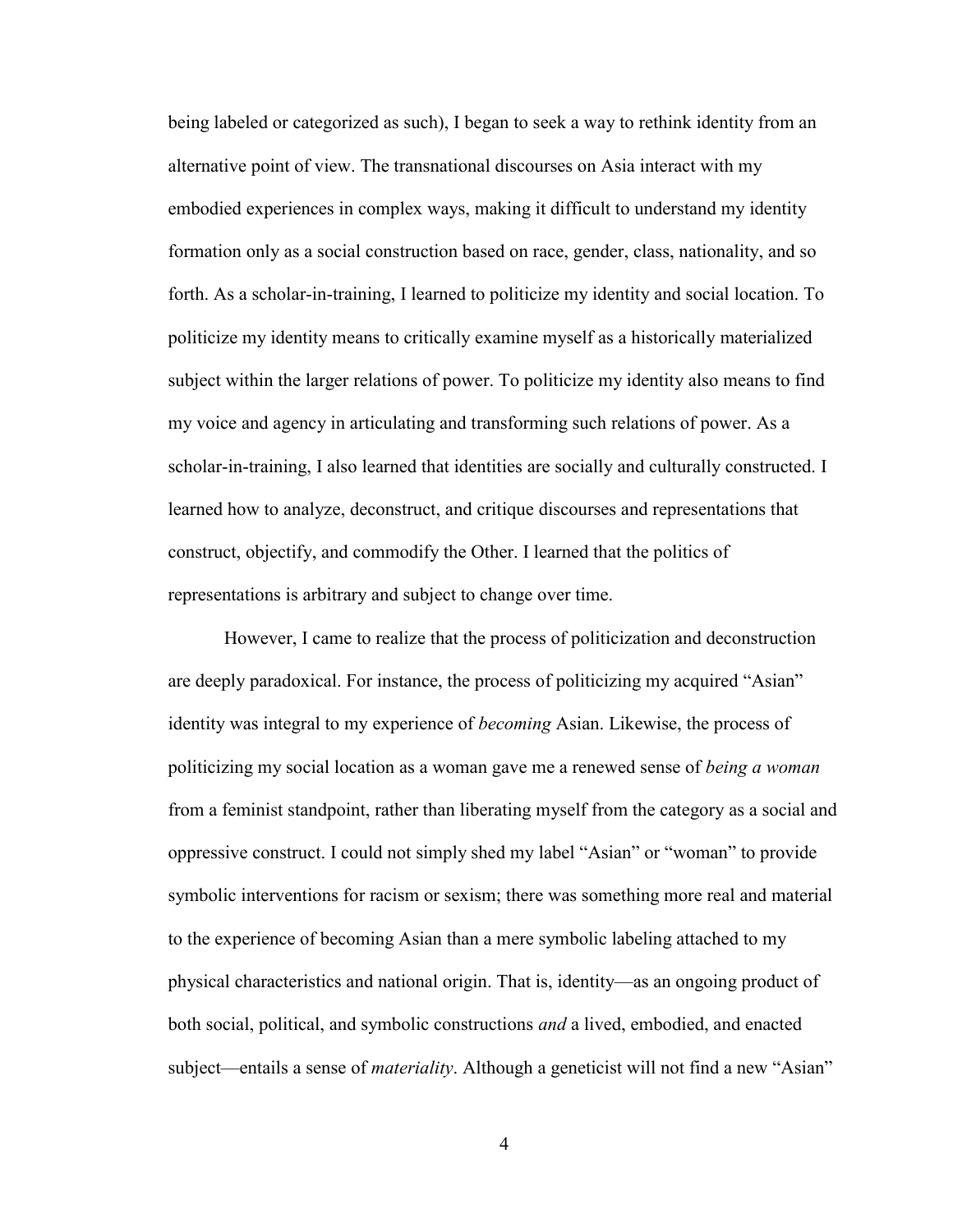being labeled or categorized as such), I began to seek a way to rethink identity from an alternative point of view. The transnational discourses on Asia interact with my embodied experiences in complex ways, making it difficult to understand my identity formation only as a social construction based on race, gender, class, nationality, and so forth. As a scholar-in-training, I learned to politicize my identity and social location. To politicize my identity means to critically examine myself as a historically materialized subject within the larger relations of power. To politicize my identity also means to find my voice and agency in articulating and transforming such relations of power. As a scholar-in-training, I also learned that identities are socially and culturally constructed. I learned how to analyze, deconstruct, and critique discourses and representations that construct, objectify, and commodify the Other. I learned that the politics of representations is arbitrary and subject to change over time.

However, I came to realize that the process of politicization and deconstruction are deeply paradoxical. For instance, the process of politicizing my acquired "Asian" identity was integral to my experience of *becoming* Asian. Likewise, the process of politicizing my social location as a woman gave me a renewed sense of *being a woman* from a feminist standpoint, rather than liberating myself from the category as a social and oppressive construct. I could not simply shed my label "Asian" or "woman" to provide symbolic interventions for racism or sexism; there was something more real and material to the experience of becoming Asian than a mere symbolic labeling attached to my physical characteristics and national origin. That is, identity—as an ongoing product of both social, political, and symbolic constructions *and* a lived, embodied, and enacted subject—entails a sense of *materiality*. Although a geneticist will not find a new "Asian"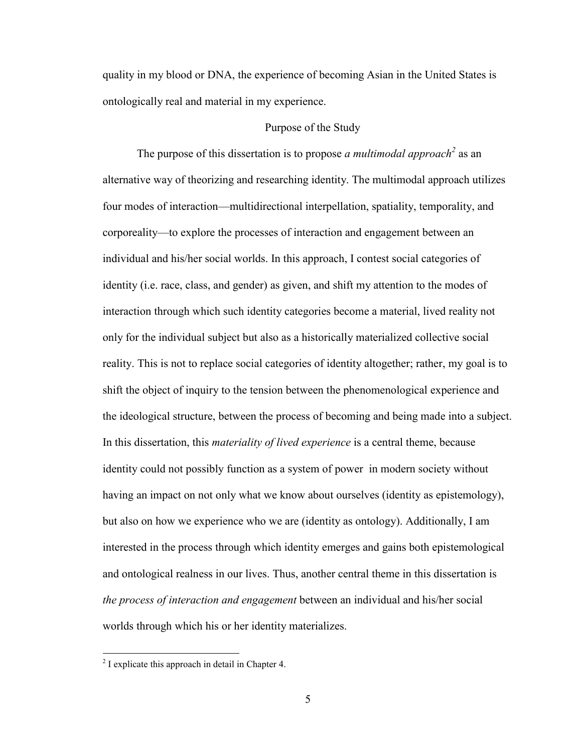quality in my blood or DNA, the experience of becoming Asian in the United States is ontologically real and material in my experience.

## Purpose of the Study

The purpose of this dissertation is to propose *a multimodal approach*[2] as an alternative way of theorizing and researching identity. The multimodal approach utilizes four modes of interaction—multidirectional interpellation, spatiality, temporality, and corporeality—to explore the processes of interaction and engagement between an individual and his/her social worlds. In this approach, I contest social categories of identity (i.e. race, class, and gender) as given, and shift my attention to the modes of interaction through which such identity categories become a material, lived reality not only for the individual subject but also as a historically materialized collective social reality. This is not to replace social categories of identity altogether; rather, my goal is to shift the object of inquiry to the tension between the phenomenological experience and the ideological structure, between the process of becoming and being made into a subject. In this dissertation, this *materiality of lived experience* is a central theme, because identity could not possibly function as a system of power in modern society without having an impact on not only what we know about ourselves (identity as epistemology), but also on how we experience who we are (identity as ontology). Additionally, I am interested in the process through which identity emerges and gains both epistemological and ontological realness in our lives. Thus, another central theme in this dissertation is *the process of interaction and engagement* between an individual and his/her social worlds through which his or her identity materializes.

---

[2] I explicate this approach in detail in Chapter 4.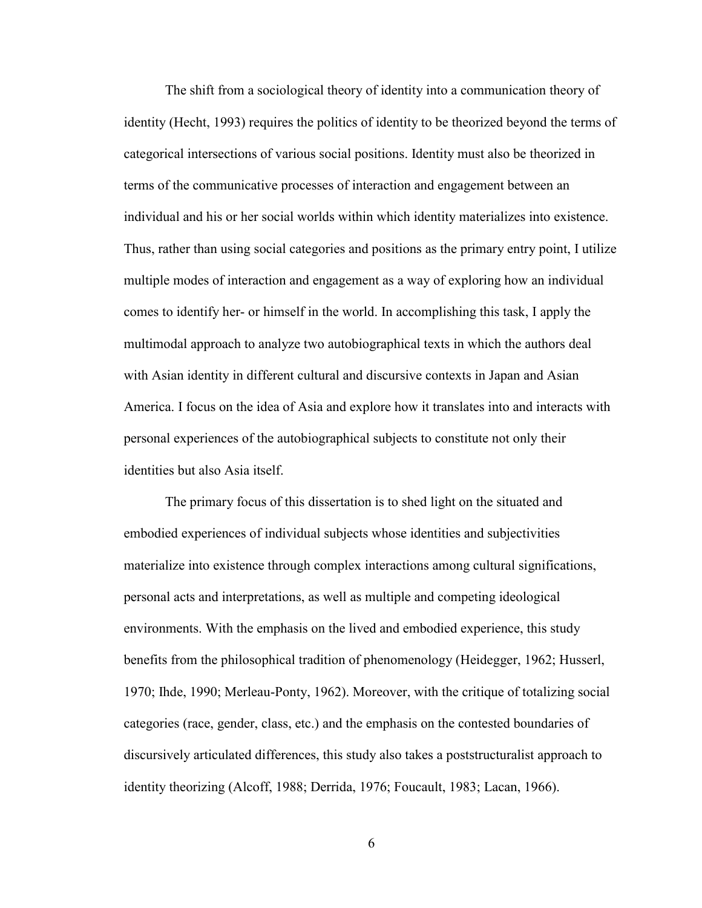The shift from a sociological theory of identity into a communication theory of identity (Hecht, 1993) requires the politics of identity to be theorized beyond the terms of categorical intersections of various social positions. Identity must also be theorized in terms of the communicative processes of interaction and engagement between an individual and his or her social worlds within which identity materializes into existence. Thus, rather than using social categories and positions as the primary entry point, I utilize multiple modes of interaction and engagement as a way of exploring how an individual comes to identify her- or himself in the world. In accomplishing this task, I apply the multimodal approach to analyze two autobiographical texts in which the authors deal with Asian identity in different cultural and discursive contexts in Japan and Asian America. I focus on the idea of Asia and explore how it translates into and interacts with personal experiences of the autobiographical subjects to constitute not only their identities but also Asia itself.

The primary focus of this dissertation is to shed light on the situated and embodied experiences of individual subjects whose identities and subjectivities materialize into existence through complex interactions among cultural significations, personal acts and interpretations, as well as multiple and competing ideological environments. With the emphasis on the lived and embodied experience, this study benefits from the philosophical tradition of phenomenology (Heidegger, 1962; Husserl, 1970; Ihde, 1990; Merleau-Ponty, 1962). Moreover, with the critique of totalizing social categories (race, gender, class, etc.) and the emphasis on the contested boundaries of discursively articulated differences, this study also takes a poststructuralist approach to identity theorizing (Alcoff, 1988; Derrida, 1976; Foucault, 1983; Lacan, 1966).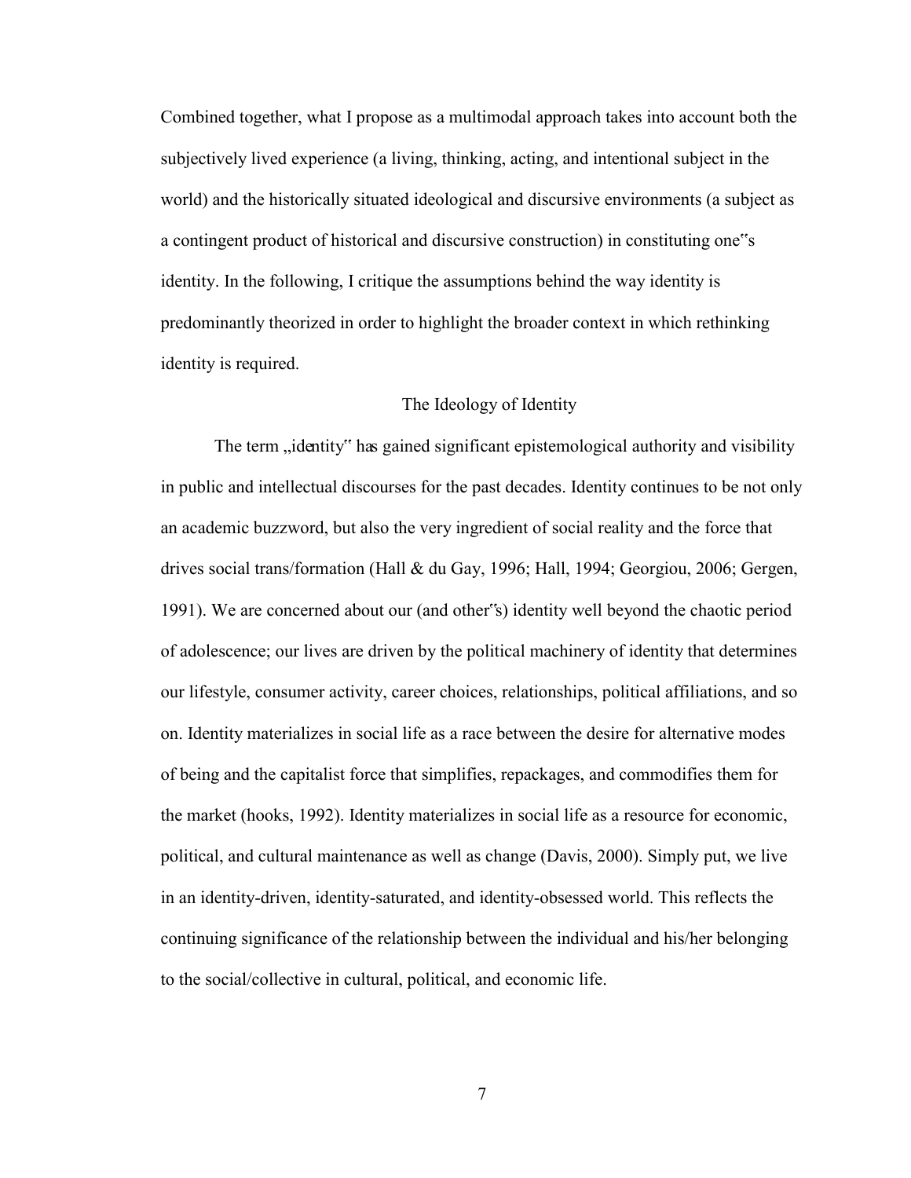Combined together, what I propose as a multimodal approach takes into account both the subjectively lived experience (a living, thinking, acting, and intentional subject in the world) and the historically situated ideological and discursive environments (a subject as a contingent product of historical and discursive construction) in constituting one"s identity. In the following, I critique the assumptions behind the way identity is predominantly theorized in order to highlight the broader context in which rethinking identity is required.

## The Ideology of Identity

The term „identity" has gained significant epistemological authority and visibility in public and intellectual discourses for the past decades. Identity continues to be not only an academic buzzword, but also the very ingredient of social reality and the force that drives social trans/formation (Hall & du Gay, 1996; Hall, 1994; Georgiou, 2006; Gergen, 1991). We are concerned about our (and other"s) identity well beyond the chaotic period of adolescence; our lives are driven by the political machinery of identity that determines our lifestyle, consumer activity, career choices, relationships, political affiliations, and so on. Identity materializes in social life as a race between the desire for alternative modes of being and the capitalist force that simplifies, repackages, and commodifies them for the market (hooks, 1992). Identity materializes in social life as a resource for economic, political, and cultural maintenance as well as change (Davis, 2000). Simply put, we live in an identity-driven, identity-saturated, and identity-obsessed world. This reflects the continuing significance of the relationship between the individual and his/her belonging to the social/collective in cultural, political, and economic life.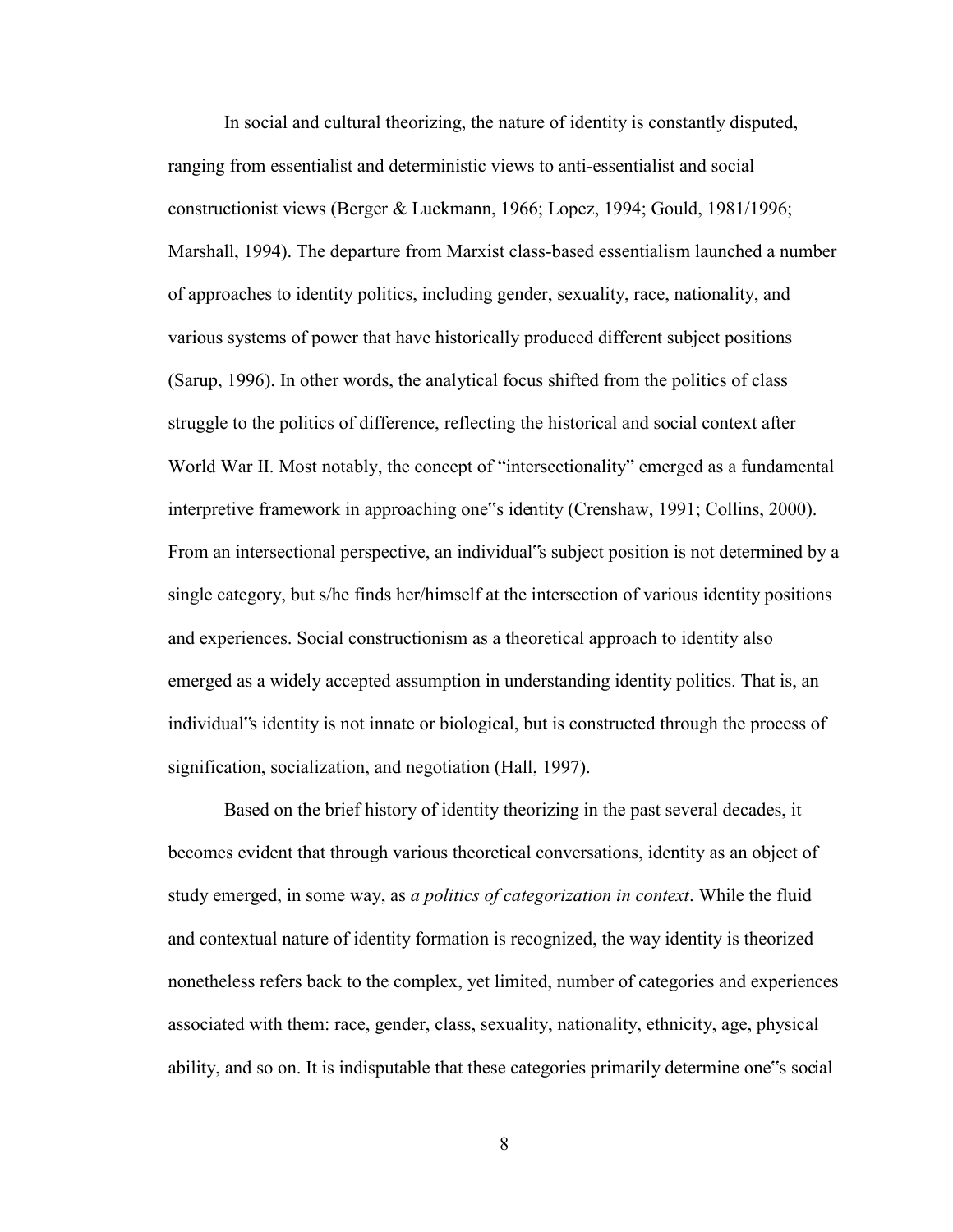In social and cultural theorizing, the nature of identity is constantly disputed, ranging from essentialist and deterministic views to anti-essentialist and social constructionist views (Berger & Luckmann, 1966; Lopez, 1994; Gould, 1981/1996; Marshall, 1994). The departure from Marxist class-based essentialism launched a number of approaches to identity politics, including gender, sexuality, race, nationality, and various systems of power that have historically produced different subject positions (Sarup, 1996). In other words, the analytical focus shifted from the politics of class struggle to the politics of difference, reflecting the historical and social context after World War II. Most notably, the concept of "intersectionality" emerged as a fundamental interpretive framework in approaching one"s identity (Crenshaw, 1991; Collins, 2000). From an intersectional perspective, an individual"s subject position is not determined by a single category, but s/he finds her/himself at the intersection of various identity positions and experiences. Social constructionism as a theoretical approach to identity also emerged as a widely accepted assumption in understanding identity politics. That is, an individual"s identity is not innate or biological, but is constructed through the process of signification, socialization, and negotiation (Hall, 1997).

Based on the brief history of identity theorizing in the past several decades, it becomes evident that through various theoretical conversations, identity as an object of study emerged, in some way, as *a politics of categorization in context*. While the fluid and contextual nature of identity formation is recognized, the way identity is theorized nonetheless refers back to the complex, yet limited, number of categories and experiences associated with them: race, gender, class, sexuality, nationality, ethnicity, age, physical ability, and so on. It is indisputable that these categories primarily determine one"s social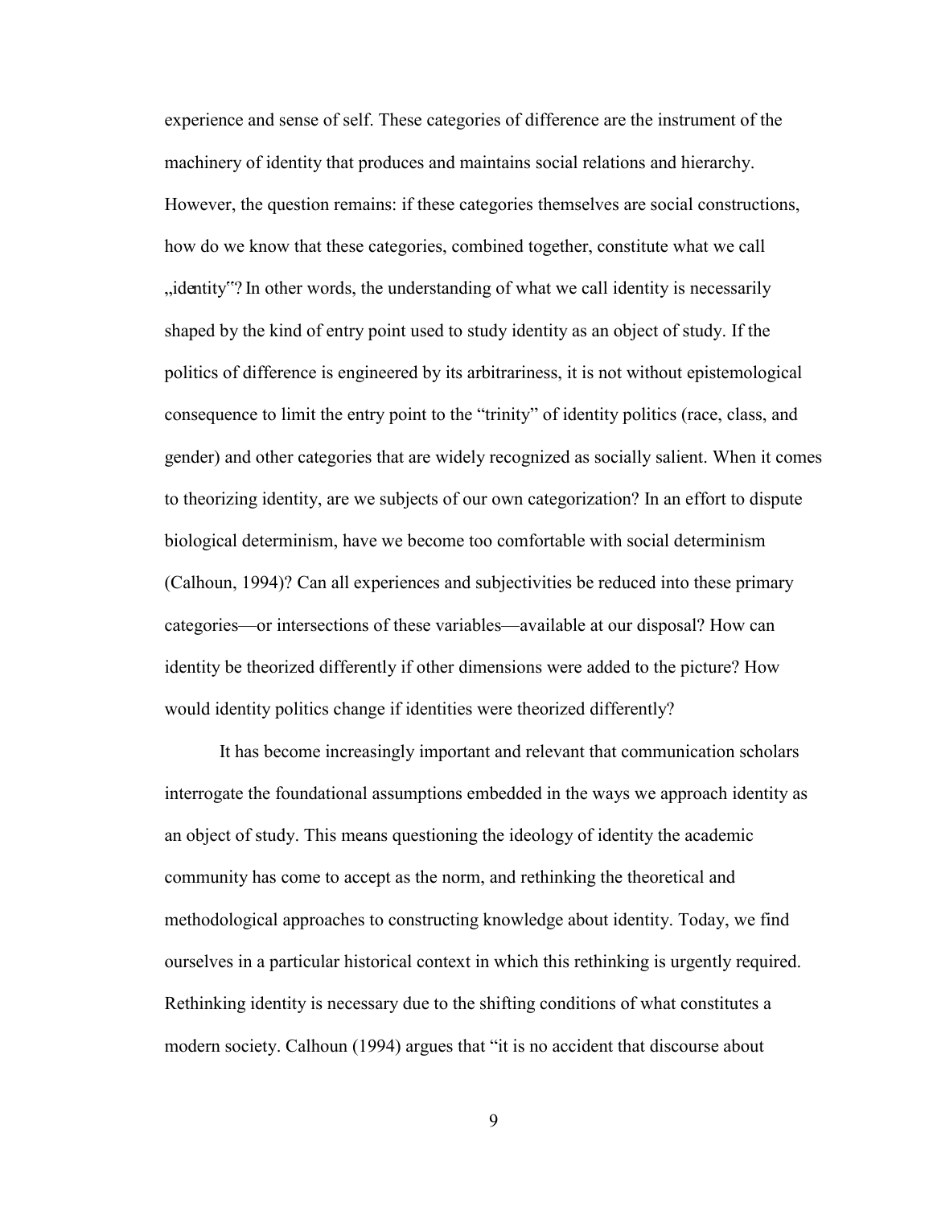experience and sense of self. These categories of difference are the instrument of the machinery of identity that produces and maintains social relations and hierarchy. However, the question remains: if these categories themselves are social constructions, how do we know that these categories, combined together, constitute what we call „identity"? In other words, the understanding of what we call identity is necessarily shaped by the kind of entry point used to study identity as an object of study. If the politics of difference is engineered by its arbitrariness, it is not without epistemological consequence to limit the entry point to the "trinity" of identity politics (race, class, and gender) and other categories that are widely recognized as socially salient. When it comes to theorizing identity, are we subjects of our own categorization? In an effort to dispute biological determinism, have we become too comfortable with social determinism (Calhoun, 1994)? Can all experiences and subjectivities be reduced into these primary categories—or intersections of these variables—available at our disposal? How can identity be theorized differently if other dimensions were added to the picture? How would identity politics change if identities were theorized differently?

It has become increasingly important and relevant that communication scholars interrogate the foundational assumptions embedded in the ways we approach identity as an object of study. This means questioning the ideology of identity the academic community has come to accept as the norm, and rethinking the theoretical and methodological approaches to constructing knowledge about identity. Today, we find ourselves in a particular historical context in which this rethinking is urgently required. Rethinking identity is necessary due to the shifting conditions of what constitutes a modern society. Calhoun (1994) argues that "it is no accident that discourse about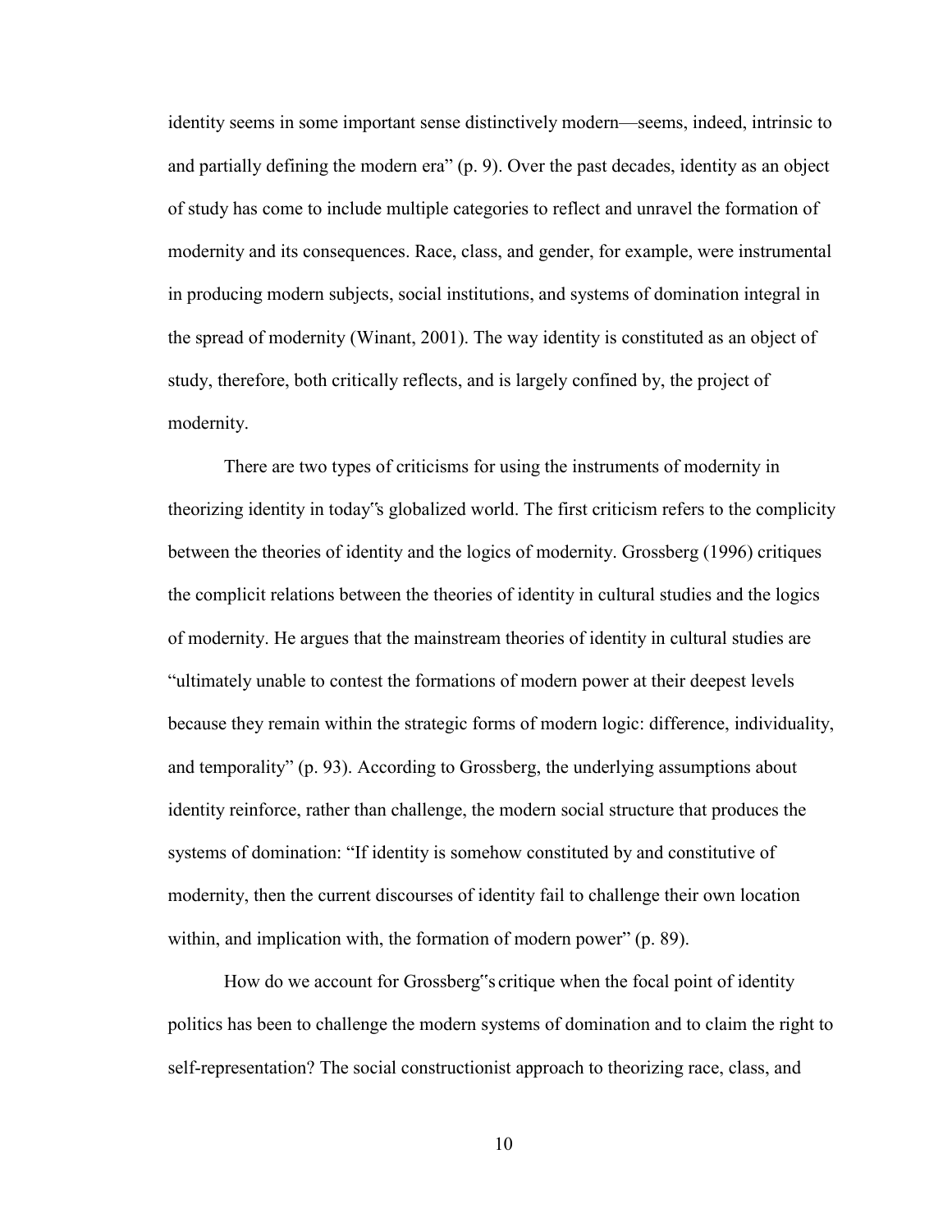identity seems in some important sense distinctively modern—seems, indeed, intrinsic to and partially defining the modern era" (p. 9). Over the past decades, identity as an object of study has come to include multiple categories to reflect and unravel the formation of modernity and its consequences. Race, class, and gender, for example, were instrumental in producing modern subjects, social institutions, and systems of domination integral in the spread of modernity (Winant, 2001). The way identity is constituted as an object of study, therefore, both critically reflects, and is largely confined by, the project of modernity.

There are two types of criticisms for using the instruments of modernity in theorizing identity in today"s globalized world. The first criticism refers to the complicity between the theories of identity and the logics of modernity. Grossberg (1996) critiques the complicit relations between the theories of identity in cultural studies and the logics of modernity. He argues that the mainstream theories of identity in cultural studies are "ultimately unable to contest the formations of modern power at their deepest levels because they remain within the strategic forms of modern logic: difference, individuality, and temporality" (p. 93). According to Grossberg, the underlying assumptions about identity reinforce, rather than challenge, the modern social structure that produces the systems of domination: "If identity is somehow constituted by and constitutive of modernity, then the current discourses of identity fail to challenge their own location within, and implication with, the formation of modern power" (p. 89).

How do we account for Grossberg"s critique when the focal point of identity politics has been to challenge the modern systems of domination and to claim the right to self-representation? The social constructionist approach to theorizing race, class, and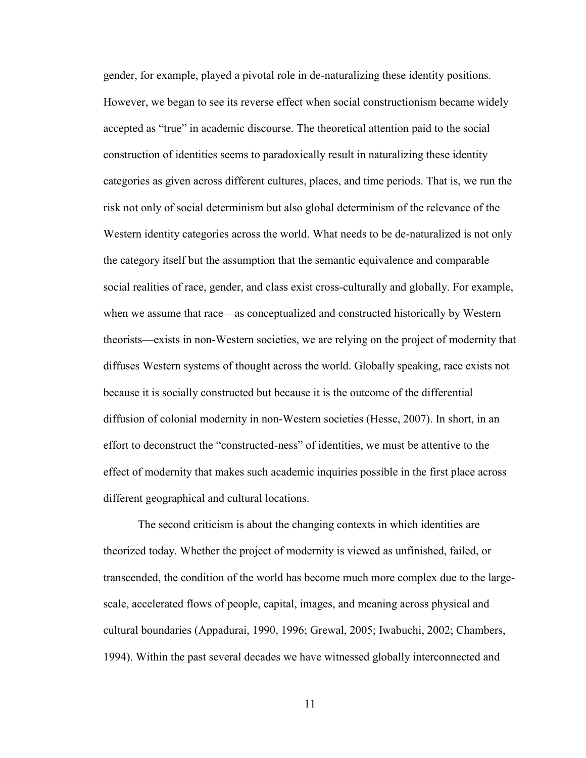gender, for example, played a pivotal role in de-naturalizing these identity positions. However, we began to see its reverse effect when social constructionism became widely accepted as "true" in academic discourse. The theoretical attention paid to the social construction of identities seems to paradoxically result in naturalizing these identity categories as given across different cultures, places, and time periods. That is, we run the risk not only of social determinism but also global determinism of the relevance of the Western identity categories across the world. What needs to be de-naturalized is not only the category itself but the assumption that the semantic equivalence and comparable social realities of race, gender, and class exist cross-culturally and globally. For example, when we assume that race—as conceptualized and constructed historically by Western theorists—exists in non-Western societies, we are relying on the project of modernity that diffuses Western systems of thought across the world. Globally speaking, race exists not because it is socially constructed but because it is the outcome of the differential diffusion of colonial modernity in non-Western societies (Hesse, 2007). In short, in an effort to deconstruct the "constructed-ness" of identities, we must be attentive to the effect of modernity that makes such academic inquiries possible in the first place across different geographical and cultural locations.

The second criticism is about the changing contexts in which identities are theorized today. Whether the project of modernity is viewed as unfinished, failed, or transcended, the condition of the world has become much more complex due to the large-scale, accelerated flows of people, capital, images, and meaning across physical and cultural boundaries (Appadurai, 1990, 1996; Grewal, 2005; Iwabuchi, 2002; Chambers, 1994). Within the past several decades we have witnessed globally interconnected and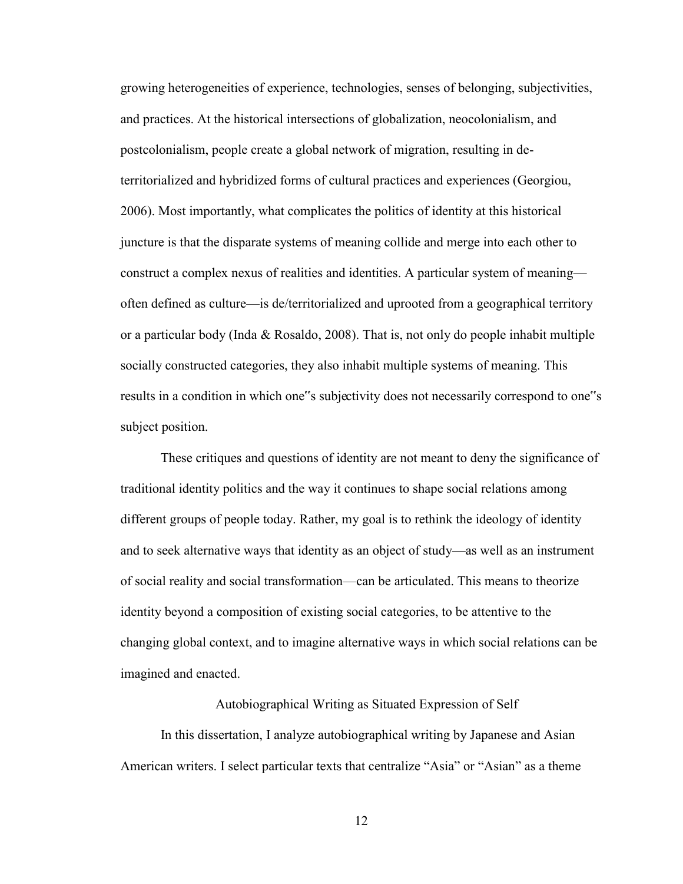growing heterogeneities of experience, technologies, senses of belonging, subjectivities, and practices. At the historical intersections of globalization, neocolonialism, and postcolonialism, people create a global network of migration, resulting in de-territorialized and hybridized forms of cultural practices and experiences (Georgiou, 2006). Most importantly, what complicates the politics of identity at this historical juncture is that the disparate systems of meaning collide and merge into each other to construct a complex nexus of realities and identities. A particular system of meaning—often defined as culture—is de/territorialized and uprooted from a geographical territory or a particular body (Inda & Rosaldo, 2008). That is, not only do people inhabit multiple socially constructed categories, they also inhabit multiple systems of meaning. This results in a condition in which one"s subjectivity does not necessarily correspond to one"s subject position.

These critiques and questions of identity are not meant to deny the significance of traditional identity politics and the way it continues to shape social relations among different groups of people today. Rather, my goal is to rethink the ideology of identity and to seek alternative ways that identity as an object of study—as well as an instrument of social reality and social transformation—can be articulated. This means to theorize identity beyond a composition of existing social categories, to be attentive to the changing global context, and to imagine alternative ways in which social relations can be imagined and enacted.

## Autobiographical Writing as Situated Expression of Self

In this dissertation, I analyze autobiographical writing by Japanese and Asian American writers. I select particular texts that centralize "Asia" or "Asian" as a theme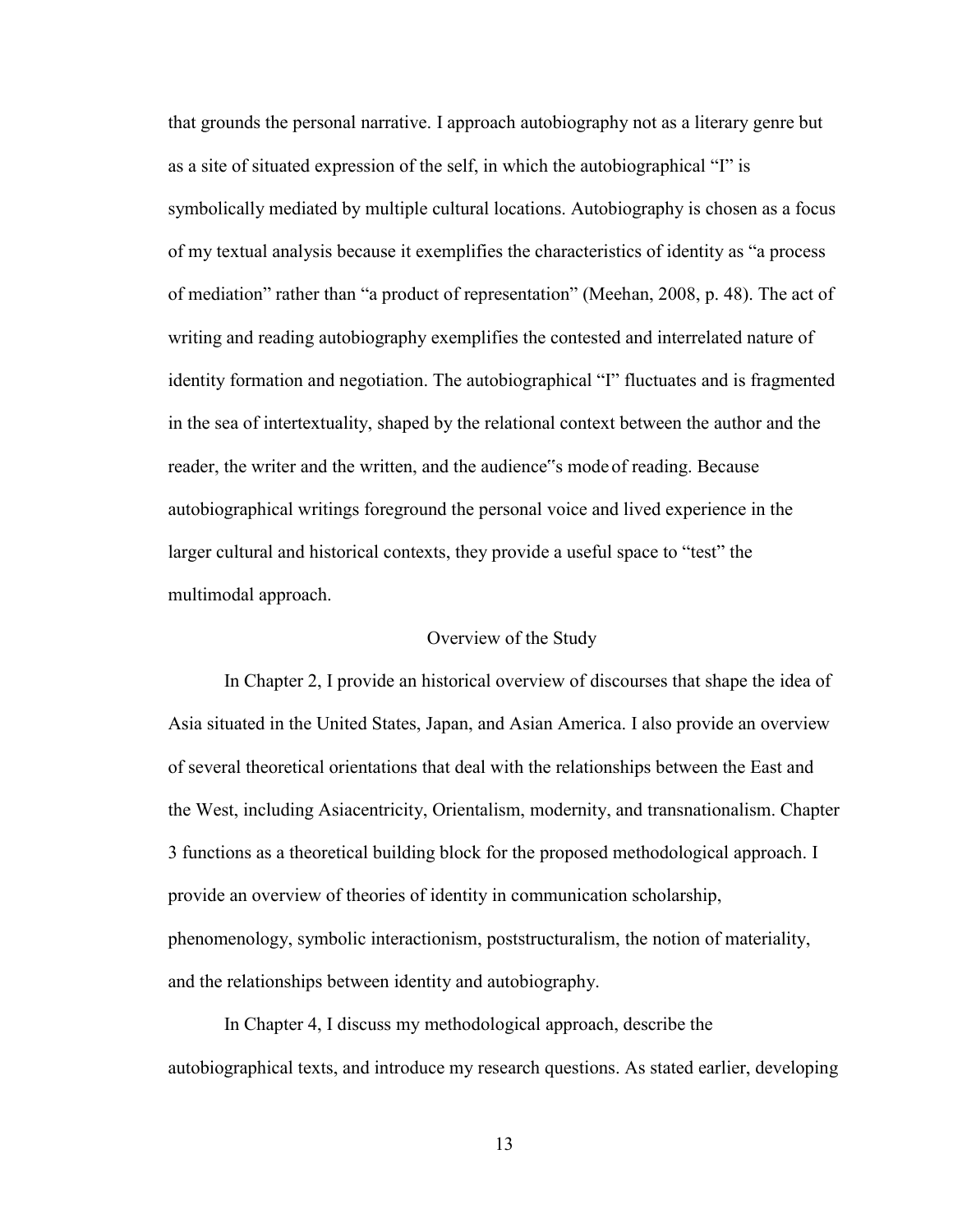that grounds the personal narrative. I approach autobiography not as a literary genre but as a site of situated expression of the self, in which the autobiographical "I" is symbolically mediated by multiple cultural locations. Autobiography is chosen as a focus of my textual analysis because it exemplifies the characteristics of identity as "a process of mediation" rather than "a product of representation" (Meehan, 2008, p. 48). The act of writing and reading autobiography exemplifies the contested and interrelated nature of identity formation and negotiation. The autobiographical "I" fluctuates and is fragmented in the sea of intertextuality, shaped by the relational context between the author and the reader, the writer and the written, and the audience"s mode of reading. Because autobiographical writings foreground the personal voice and lived experience in the larger cultural and historical contexts, they provide a useful space to "test" the multimodal approach.

## Overview of the Study

In Chapter 2, I provide an historical overview of discourses that shape the idea of Asia situated in the United States, Japan, and Asian America. I also provide an overview of several theoretical orientations that deal with the relationships between the East and the West, including Asiacentricity, Orientalism, modernity, and transnationalism. Chapter 3 functions as a theoretical building block for the proposed methodological approach. I provide an overview of theories of identity in communication scholarship, phenomenology, symbolic interactionism, poststructuralism, the notion of materiality, and the relationships between identity and autobiography.

In Chapter 4, I discuss my methodological approach, describe the autobiographical texts, and introduce my research questions. As stated earlier, developing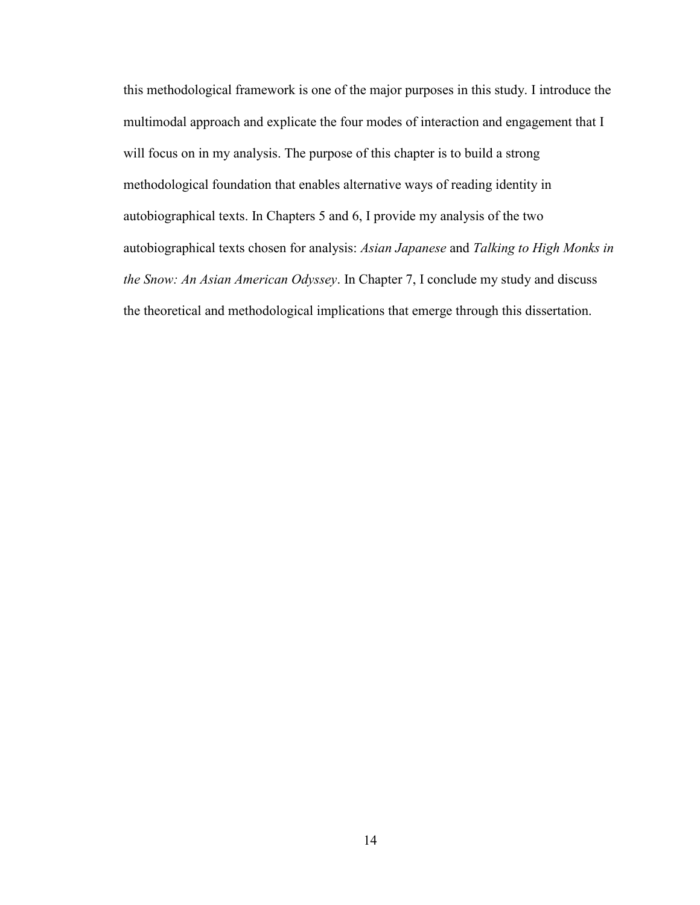this methodological framework is one of the major purposes in this study. I introduce the multimodal approach and explicate the four modes of interaction and engagement that I will focus on in my analysis. The purpose of this chapter is to build a strong methodological foundation that enables alternative ways of reading identity in autobiographical texts. In Chapters 5 and 6, I provide my analysis of the two autobiographical texts chosen for analysis: *Asian Japanese* and *Talking to High Monks in the Snow: An Asian American Odyssey*. In Chapter 7, I conclude my study and discuss the theoretical and methodological implications that emerge through this dissertation.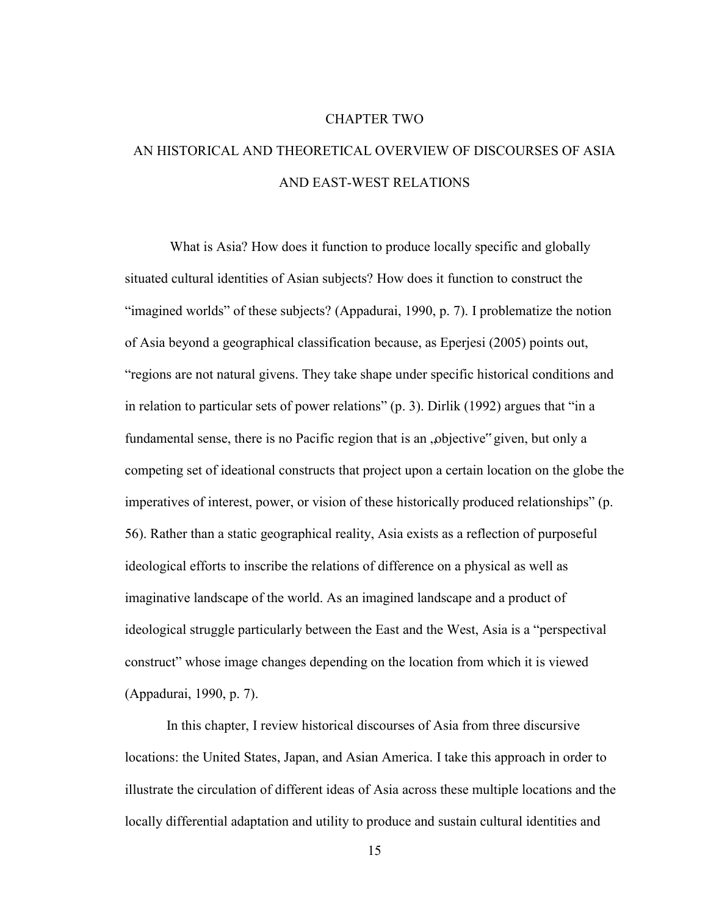# CHAPTER TWO

# AN HISTORICAL AND THEORETICAL OVERVIEW OF DISCOURSES OF ASIA AND EAST-WEST RELATIONS

What is Asia? How does it function to produce locally specific and globally situated cultural identities of Asian subjects? How does it function to construct the "imagined worlds" of these subjects? (Appadurai, 1990, p. 7). I problematize the notion of Asia beyond a geographical classification because, as Eperjesi (2005) points out, "regions are not natural givens. They take shape under specific historical conditions and in relation to particular sets of power relations" (p. 3). Dirlik (1992) argues that "in a fundamental sense, there is no Pacific region that is an „objective" given, but only a competing set of ideational constructs that project upon a certain location on the globe the imperatives of interest, power, or vision of these historically produced relationships" (p. 56). Rather than a static geographical reality, Asia exists as a reflection of purposeful ideological efforts to inscribe the relations of difference on a physical as well as imaginative landscape of the world. As an imagined landscape and a product of ideological struggle particularly between the East and the West, Asia is a "perspectival construct" whose image changes depending on the location from which it is viewed (Appadurai, 1990, p. 7).

In this chapter, I review historical discourses of Asia from three discursive locations: the United States, Japan, and Asian America. I take this approach in order to illustrate the circulation of different ideas of Asia across these multiple locations and the locally differential adaptation and utility to produce and sustain cultural identities and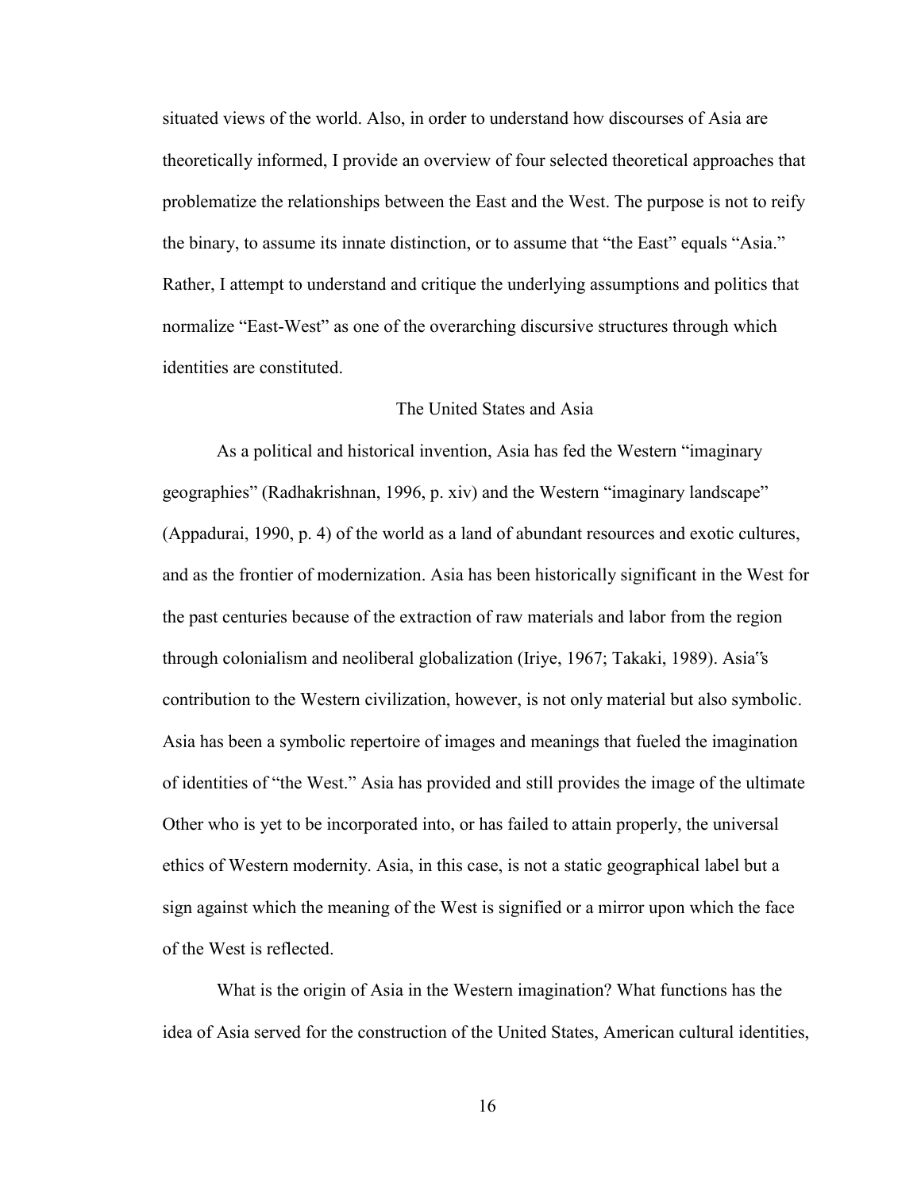situated views of the world. Also, in order to understand how discourses of Asia are theoretically informed, I provide an overview of four selected theoretical approaches that problematize the relationships between the East and the West. The purpose is not to reify the binary, to assume its innate distinction, or to assume that "the East" equals "Asia." Rather, I attempt to understand and critique the underlying assumptions and politics that normalize "East-West" as one of the overarching discursive structures through which identities are constituted.

## The United States and Asia

As a political and historical invention, Asia has fed the Western "imaginary geographies" (Radhakrishnan, 1996, p. xiv) and the Western "imaginary landscape" (Appadurai, 1990, p. 4) of the world as a land of abundant resources and exotic cultures, and as the frontier of modernization. Asia has been historically significant in the West for the past centuries because of the extraction of raw materials and labor from the region through colonialism and neoliberal globalization (Iriye, 1967; Takaki, 1989). Asia‟s contribution to the Western civilization, however, is not only material but also symbolic. Asia has been a symbolic repertoire of images and meanings that fueled the imagination of identities of "the West." Asia has provided and still provides the image of the ultimate Other who is yet to be incorporated into, or has failed to attain properly, the universal ethics of Western modernity. Asia, in this case, is not a static geographical label but a sign against which the meaning of the West is signified or a mirror upon which the face of the West is reflected.

What is the origin of Asia in the Western imagination? What functions has the idea of Asia served for the construction of the United States, American cultural identities,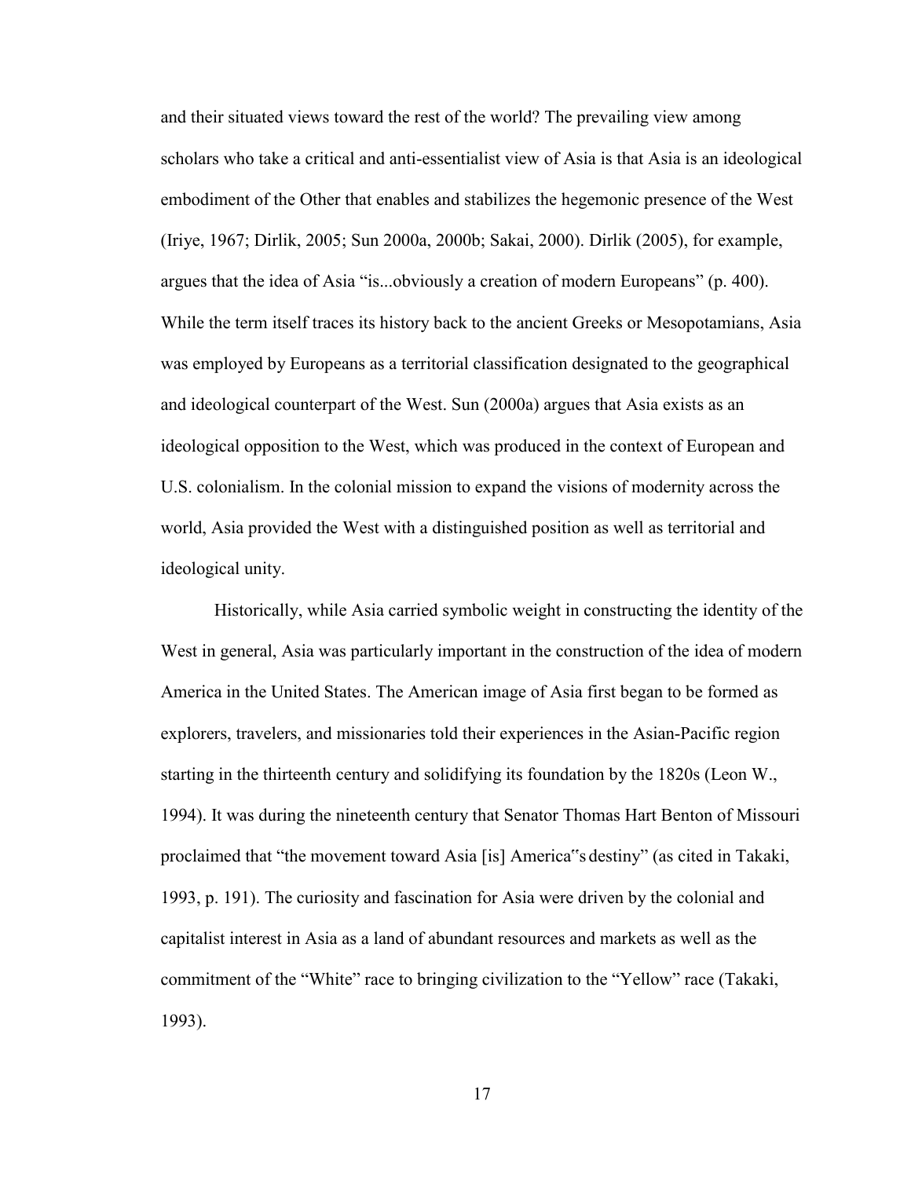and their situated views toward the rest of the world? The prevailing view among scholars who take a critical and anti-essentialist view of Asia is that Asia is an ideological embodiment of the Other that enables and stabilizes the hegemonic presence of the West (Iriye, 1967; Dirlik, 2005; Sun 2000a, 2000b; Sakai, 2000). Dirlik (2005), for example, argues that the idea of Asia "is...obviously a creation of modern Europeans" (p. 400). While the term itself traces its history back to the ancient Greeks or Mesopotamians, Asia was employed by Europeans as a territorial classification designated to the geographical and ideological counterpart of the West. Sun (2000a) argues that Asia exists as an ideological opposition to the West, which was produced in the context of European and U.S. colonialism. In the colonial mission to expand the visions of modernity across the world, Asia provided the West with a distinguished position as well as territorial and ideological unity.

Historically, while Asia carried symbolic weight in constructing the identity of the West in general, Asia was particularly important in the construction of the idea of modern America in the United States. The American image of Asia first began to be formed as explorers, travelers, and missionaries told their experiences in the Asian-Pacific region starting in the thirteenth century and solidifying its foundation by the 1820s (Leon W., 1994). It was during the nineteenth century that Senator Thomas Hart Benton of Missouri proclaimed that "the movement toward Asia [is] America"s destiny" (as cited in Takaki, 1993, p. 191). The curiosity and fascination for Asia were driven by the colonial and capitalist interest in Asia as a land of abundant resources and markets as well as the commitment of the "White" race to bringing civilization to the "Yellow" race (Takaki, 1993).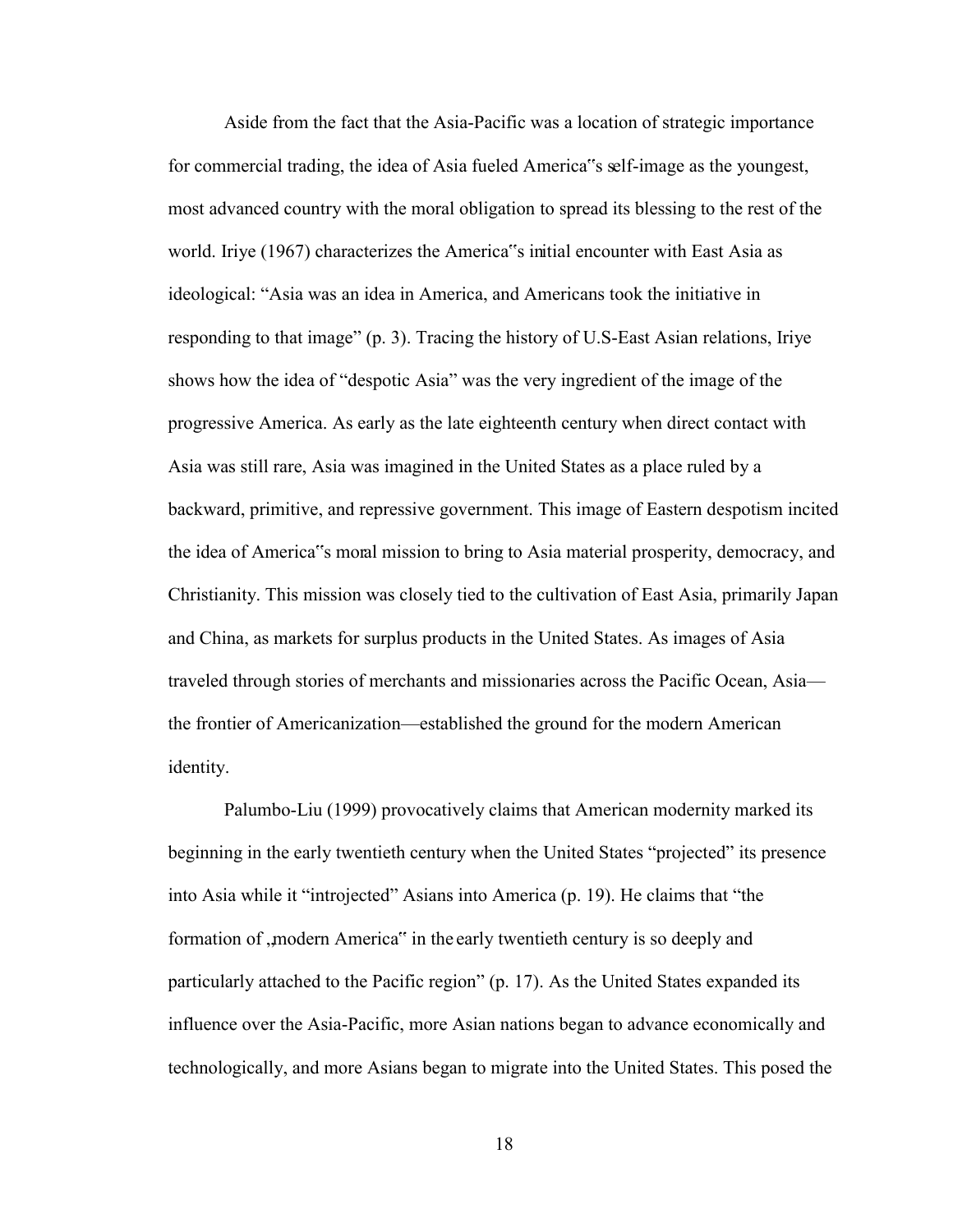Aside from the fact that the Asia-Pacific was a location of strategic importance for commercial trading, the idea of Asia fueled America"s self-image as the youngest, most advanced country with the moral obligation to spread its blessing to the rest of the world. Iriye (1967) characterizes the America"s initial encounter with East Asia as ideological: "Asia was an idea in America, and Americans took the initiative in responding to that image" (p. 3). Tracing the history of U.S-East Asian relations, Iriye shows how the idea of "despotic Asia" was the very ingredient of the image of the progressive America. As early as the late eighteenth century when direct contact with Asia was still rare, Asia was imagined in the United States as a place ruled by a backward, primitive, and repressive government. This image of Eastern despotism incited the idea of America"s moral mission to bring to Asia material prosperity, democracy, and Christianity. This mission was closely tied to the cultivation of East Asia, primarily Japan and China, as markets for surplus products in the United States. As images of Asia traveled through stories of merchants and missionaries across the Pacific Ocean, Asia—the frontier of Americanization—established the ground for the modern American identity.

Palumbo-Liu (1999) provocatively claims that American modernity marked its beginning in the early twentieth century when the United States "projected" its presence into Asia while it "introjected" Asians into America (p. 19). He claims that "the formation of „modern America" in the early twentieth century is so deeply and particularly attached to the Pacific region" (p. 17). As the United States expanded its influence over the Asia-Pacific, more Asian nations began to advance economically and technologically, and more Asians began to migrate into the United States. This posed the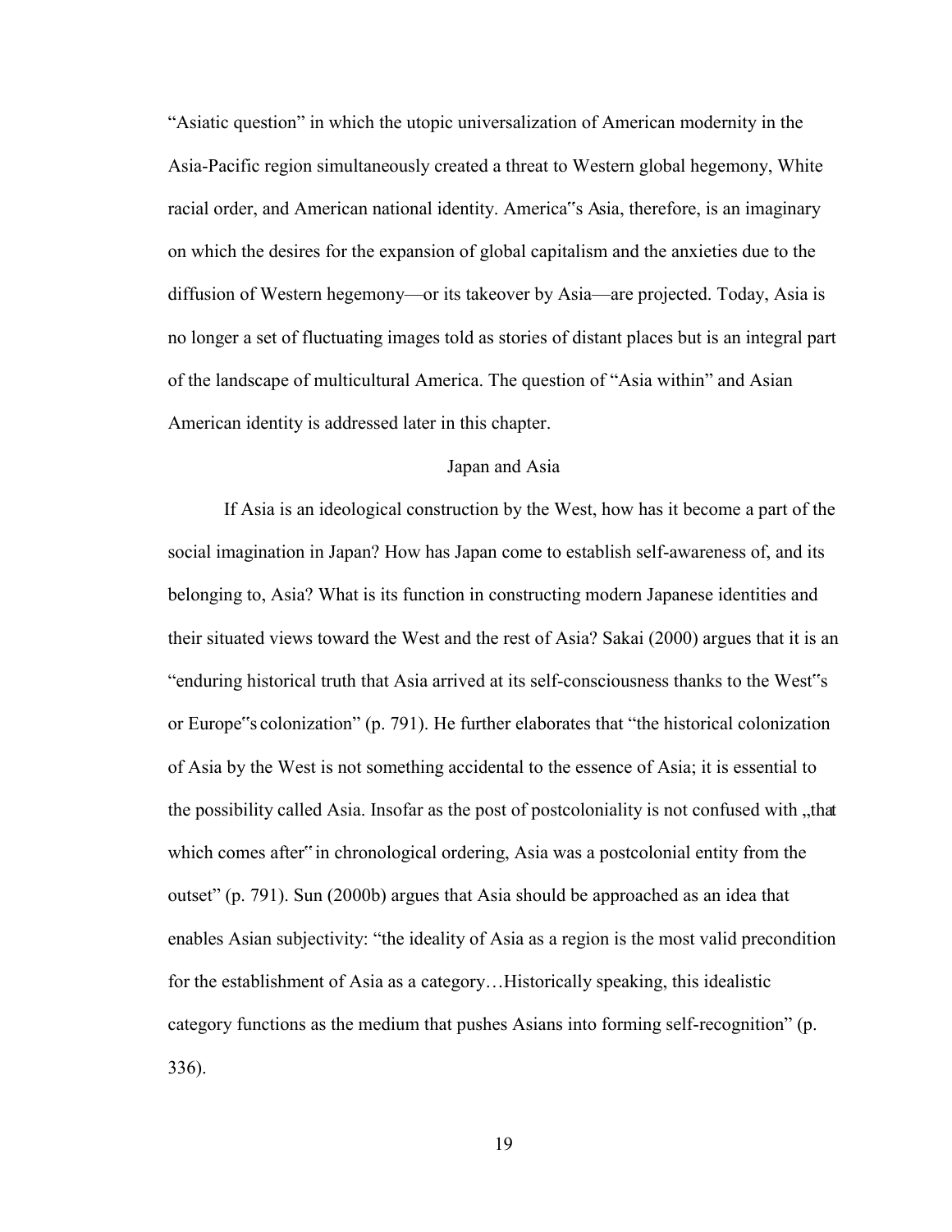"Asiatic question" in which the utopic universalization of American modernity in the Asia-Pacific region simultaneously created a threat to Western global hegemony, White racial order, and American national identity. America"s Asia, therefore, is an imaginary on which the desires for the expansion of global capitalism and the anxieties due to the diffusion of Western hegemony—or its takeover by Asia—are projected. Today, Asia is no longer a set of fluctuating images told as stories of distant places but is an integral part of the landscape of multicultural America. The question of "Asia within" and Asian American identity is addressed later in this chapter.

## Japan and Asia

If Asia is an ideological construction by the West, how has it become a part of the social imagination in Japan? How has Japan come to establish self-awareness of, and its belonging to, Asia? What is its function in constructing modern Japanese identities and their situated views toward the West and the rest of Asia? Sakai (2000) argues that it is an "enduring historical truth that Asia arrived at its self-consciousness thanks to the West"s or Europe"s colonization" (p. 791). He further elaborates that "the historical colonization of Asia by the West is not something accidental to the essence of Asia; it is essential to the possibility called Asia. Insofar as the post of postcoloniality is not confused with „that which comes after" in chronological ordering, Asia was a postcolonial entity from the outset" (p. 791). Sun (2000b) argues that Asia should be approached as an idea that enables Asian subjectivity: "the ideality of Asia as a region is the most valid precondition for the establishment of Asia as a category…Historically speaking, this idealistic category functions as the medium that pushes Asians into forming self-recognition" (p. 336).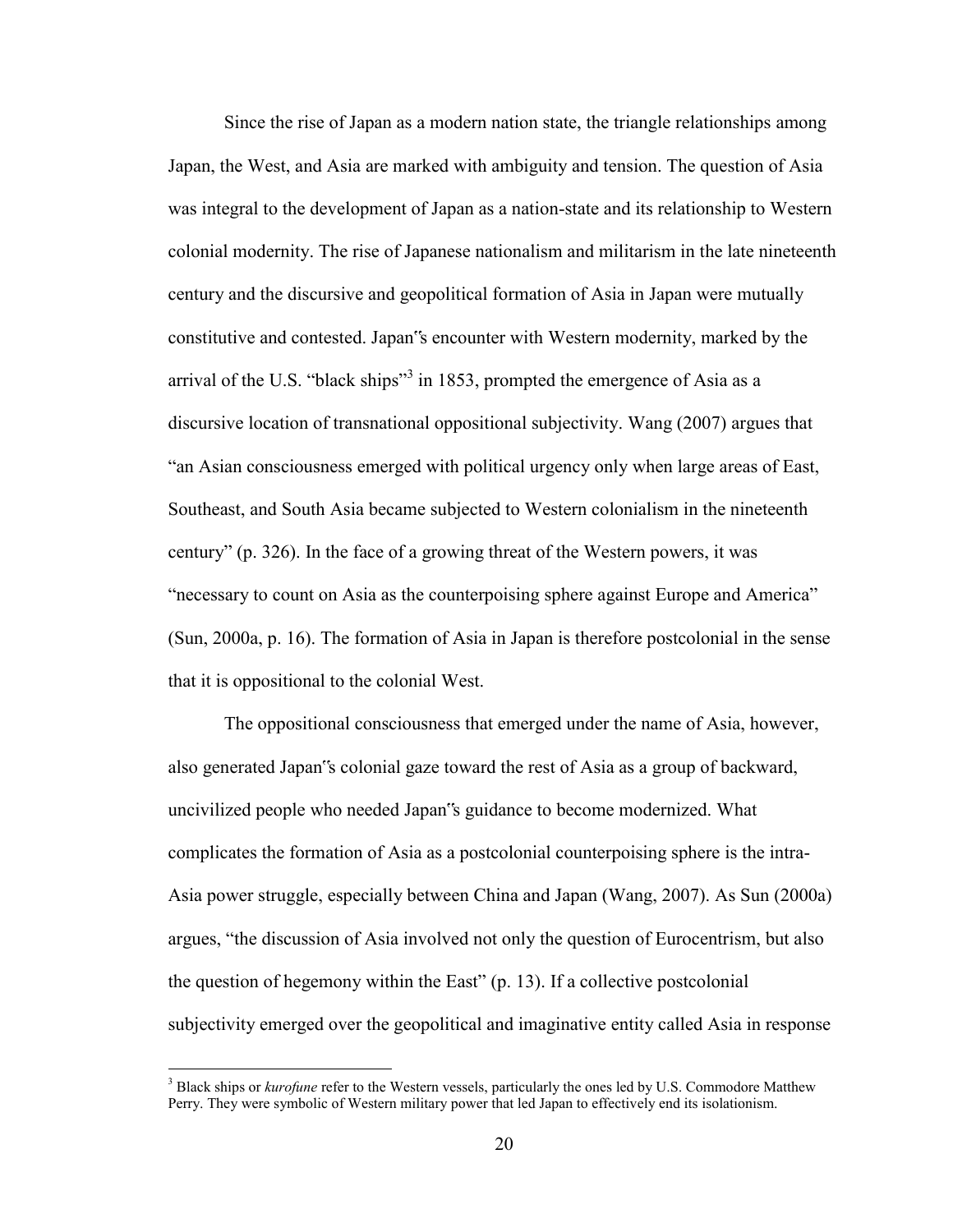Since the rise of Japan as a modern nation state, the triangle relationships among Japan, the West, and Asia are marked with ambiguity and tension. The question of Asia was integral to the development of Japan as a nation-state and its relationship to Western colonial modernity. The rise of Japanese nationalism and militarism in the late nineteenth century and the discursive and geopolitical formation of Asia in Japan were mutually constitutive and contested. Japan‟s encounter with Western modernity, marked by the arrival of the U.S. "black ships"[3] in 1853, prompted the emergence of Asia as a discursive location of transnational oppositional subjectivity. Wang (2007) argues that "an Asian consciousness emerged with political urgency only when large areas of East, Southeast, and South Asia became subjected to Western colonialism in the nineteenth century" (p. 326). In the face of a growing threat of the Western powers, it was "necessary to count on Asia as the counterpoising sphere against Europe and America" (Sun, 2000a, p. 16). The formation of Asia in Japan is therefore postcolonial in the sense that it is oppositional to the colonial West.

The oppositional consciousness that emerged under the name of Asia, however, also generated Japan‟s colonial gaze toward the rest of Asia as a group of backward, uncivilized people who needed Japan‟s guidance to become modernized. What complicates the formation of Asia as a postcolonial counterpoising sphere is the intra-Asia power struggle, especially between China and Japan (Wang, 2007). As Sun (2000a) argues, "the discussion of Asia involved not only the question of Eurocentrism, but also the question of hegemony within the East" (p. 13). If a collective postcolonial subjectivity emerged over the geopolitical and imaginative entity called Asia in response

[3] Black ships or *kurofune* refer to the Western vessels, particularly the ones led by U.S. Commodore Matthew Perry. They were symbolic of Western military power that led Japan to effectively end its isolationism.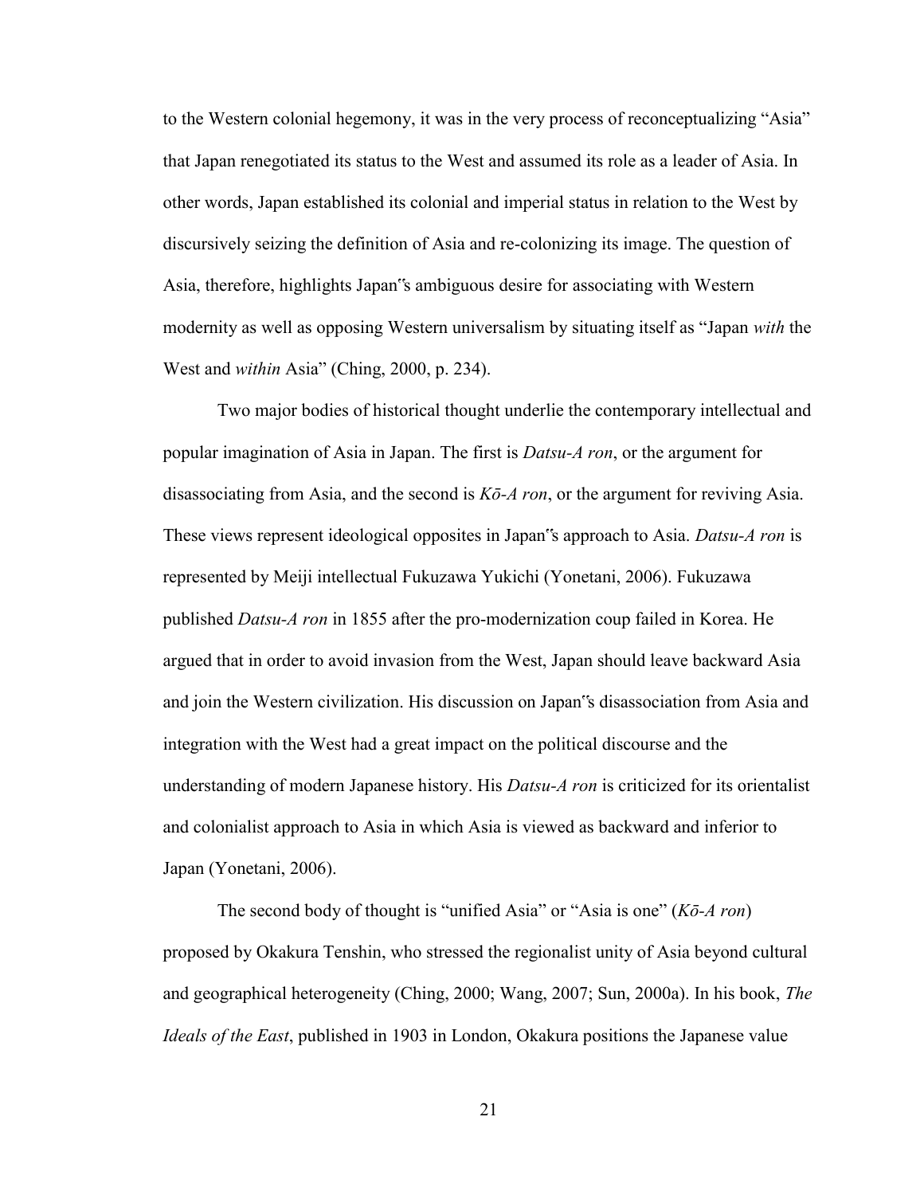to the Western colonial hegemony, it was in the very process of reconceptualizing "Asia" that Japan renegotiated its status to the West and assumed its role as a leader of Asia. In other words, Japan established its colonial and imperial status in relation to the West by discursively seizing the definition of Asia and re-colonizing its image. The question of Asia, therefore, highlights Japan‟s ambiguous desire for associating with Western modernity as well as opposing Western universalism by situating itself as "Japan *with* the West and *within* Asia" (Ching, 2000, p. 234).

Two major bodies of historical thought underlie the contemporary intellectual and popular imagination of Asia in Japan. The first is *Datsu-A ron*, or the argument for disassociating from Asia, and the second is *Kō-A ron*, or the argument for reviving Asia. These views represent ideological opposites in Japan‟s approach to Asia. *Datsu-A ron* is represented by Meiji intellectual Fukuzawa Yukichi (Yonetani, 2006). Fukuzawa published *Datsu-A ron* in 1855 after the pro-modernization coup failed in Korea. He argued that in order to avoid invasion from the West, Japan should leave backward Asia and join the Western civilization. His discussion on Japan‟s disassociation from Asia and integration with the West had a great impact on the political discourse and the understanding of modern Japanese history. His *Datsu-A ron* is criticized for its orientalist and colonialist approach to Asia in which Asia is viewed as backward and inferior to Japan (Yonetani, 2006).

The second body of thought is "unified Asia" or "Asia is one" (*Kō-A ron*) proposed by Okakura Tenshin, who stressed the regionalist unity of Asia beyond cultural and geographical heterogeneity (Ching, 2000; Wang, 2007; Sun, 2000a). In his book, *The Ideals of the East*, published in 1903 in London, Okakura positions the Japanese value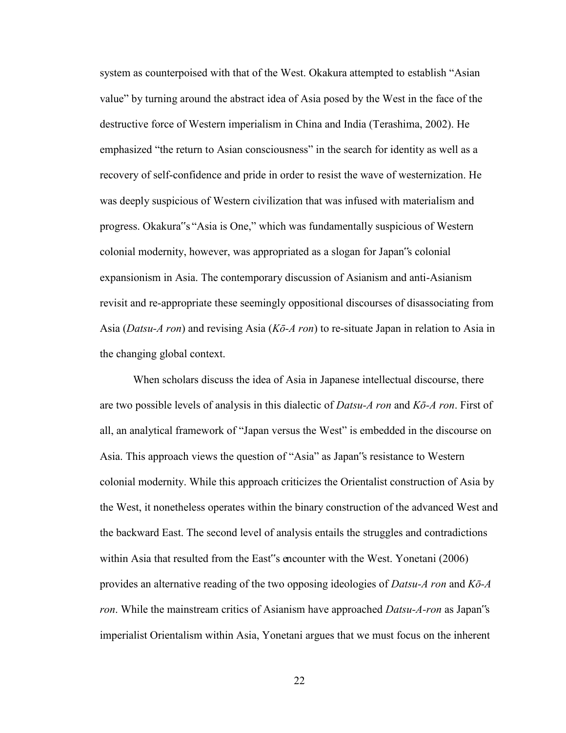system as counterposed with that of the West. Okakura attempted to establish "Asian value" by turning around the abstract idea of Asia posed by the West in the face of the destructive force of Western imperialism in China and India (Terashima, 2002). He emphasized "the return to Asian consciousness" in the search for identity as well as a recovery of self-confidence and pride in order to resist the wave of westernization. He was deeply suspicious of Western civilization that was infused with materialism and progress. Okakura"s "Asia is One," which was fundamentally suspicious of Western colonial modernity, however, was appropriated as a slogan for Japan"s colonial expansionism in Asia. The contemporary discussion of Asianism and anti-Asianism revisit and re-appropriate these seemingly oppositional discourses of disassociating from Asia (*Datsu-A ron*) and revising Asia (*Kō-A ron*) to re-situate Japan in relation to Asia in the changing global context.

When scholars discuss the idea of Asia in Japanese intellectual discourse, there are two possible levels of analysis in this dialectic of *Datsu-A ron* and *Kō-A ron*. First of all, an analytical framework of "Japan versus the West" is embedded in the discourse on Asia. This approach views the question of "Asia" as Japan"s resistance to Western colonial modernity. While this approach criticizes the Orientalist construction of Asia by the West, it nonetheless operates within the binary construction of the advanced West and the backward East. The second level of analysis entails the struggles and contradictions within Asia that resulted from the East"s encounter with the West. Yonetani (2006) provides an alternative reading of the two opposing ideologies of *Datsu-A ron* and *Kō-A ron*. While the mainstream critics of Asianism have approached *Datsu-A-ron* as Japan"s imperialist Orientalism within Asia, Yonetani argues that we must focus on the inherent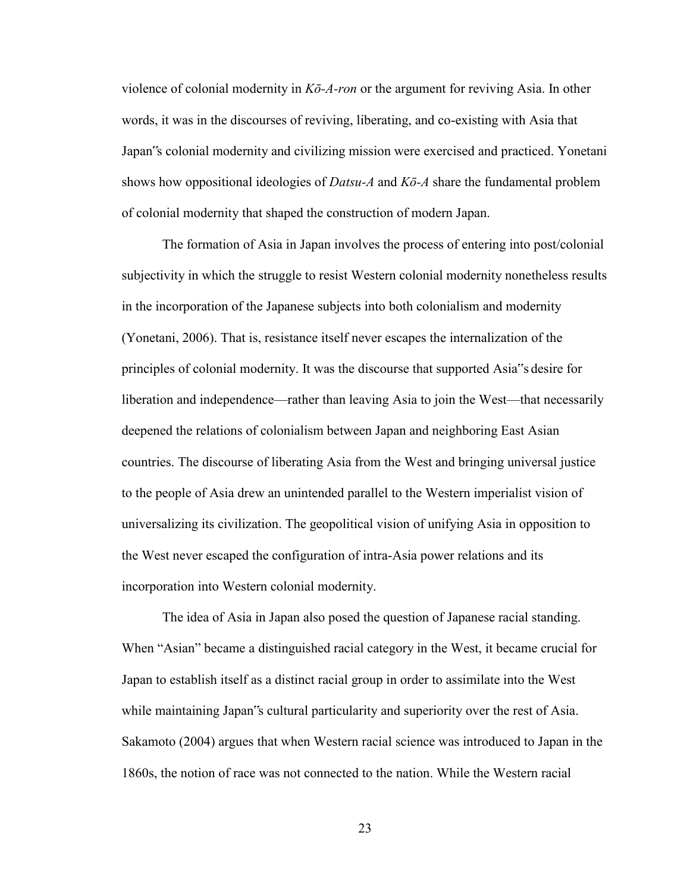violence of colonial modernity in *Kō-A-ron* or the argument for reviving Asia. In other words, it was in the discourses of reviving, liberating, and co-existing with Asia that Japan‟s colonial modernity and civilizing mission were exercised and practiced. Yonetani shows how oppositional ideologies of *Datsu-A* and *Kō-A* share the fundamental problem of colonial modernity that shaped the construction of modern Japan.

The formation of Asia in Japan involves the process of entering into post/colonial subjectivity in which the struggle to resist Western colonial modernity nonetheless results in the incorporation of the Japanese subjects into both colonialism and modernity (Yonetani, 2006). That is, resistance itself never escapes the internalization of the principles of colonial modernity. It was the discourse that supported Asia‟s desire for liberation and independence—rather than leaving Asia to join the West—that necessarily deepened the relations of colonialism between Japan and neighboring East Asian countries. The discourse of liberating Asia from the West and bringing universal justice to the people of Asia drew an unintended parallel to the Western imperialist vision of universalizing its civilization. The geopolitical vision of unifying Asia in opposition to the West never escaped the configuration of intra-Asia power relations and its incorporation into Western colonial modernity.

The idea of Asia in Japan also posed the question of Japanese racial standing. When "Asian" became a distinguished racial category in the West, it became crucial for Japan to establish itself as a distinct racial group in order to assimilate into the West while maintaining Japan‟s cultural particularity and superiority over the rest of Asia. Sakamoto (2004) argues that when Western racial science was introduced to Japan in the 1860s, the notion of race was not connected to the nation. While the Western racial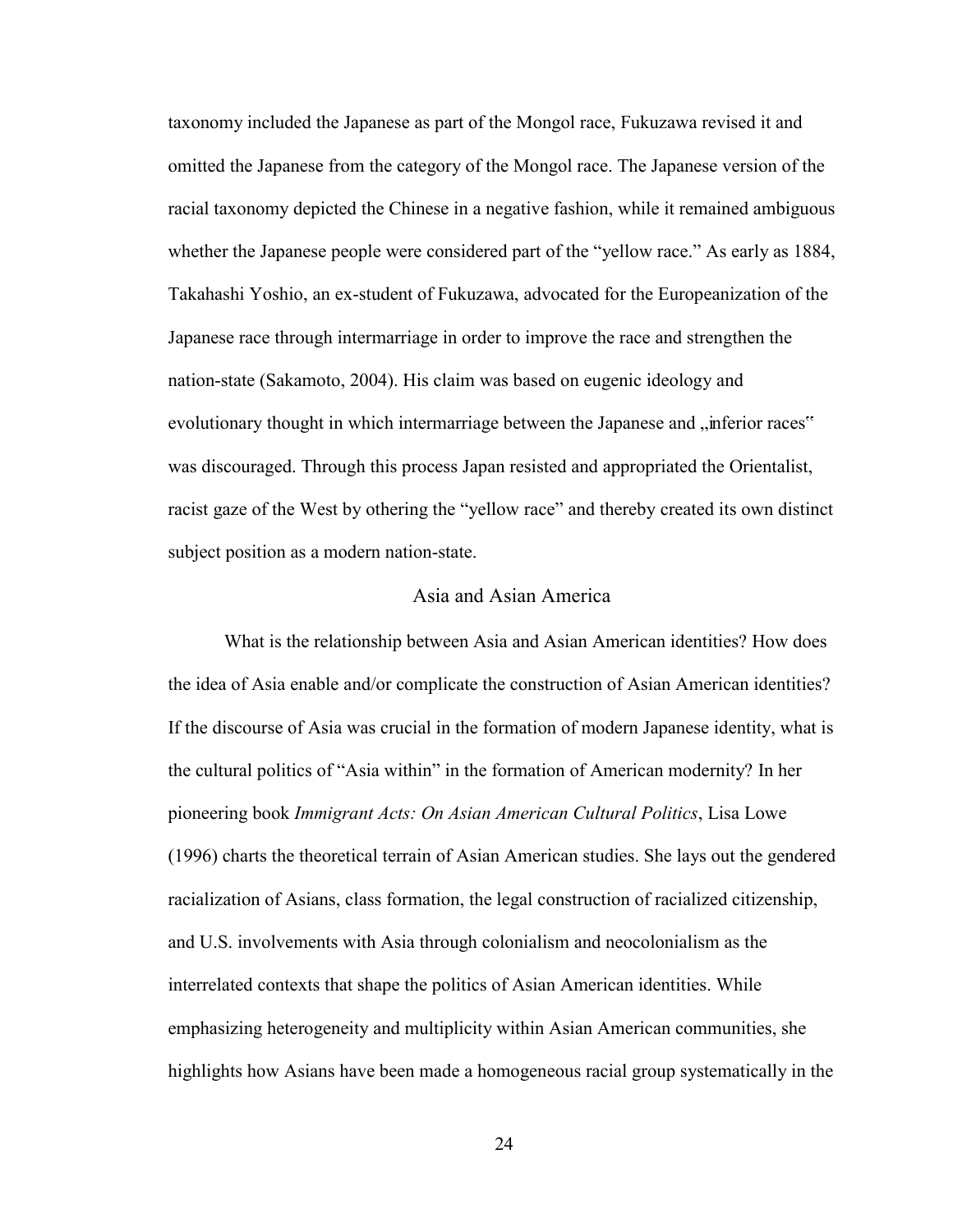taxonomy included the Japanese as part of the Mongol race, Fukuzawa revised it and omitted the Japanese from the category of the Mongol race. The Japanese version of the racial taxonomy depicted the Chinese in a negative fashion, while it remained ambiguous whether the Japanese people were considered part of the "yellow race." As early as 1884, Takahashi Yoshio, an ex-student of Fukuzawa, advocated for the Europeanization of the Japanese race through intermarriage in order to improve the race and strengthen the nation-state (Sakamoto, 2004). His claim was based on eugenic ideology and evolutionary thought in which intermarriage between the Japanese and „inferior races" was discouraged. Through this process Japan resisted and appropriated the Orientalist, racist gaze of the West by othering the "yellow race" and thereby created its own distinct subject position as a modern nation-state.

## Asia and Asian America

What is the relationship between Asia and Asian American identities? How does the idea of Asia enable and/or complicate the construction of Asian American identities? If the discourse of Asia was crucial in the formation of modern Japanese identity, what is the cultural politics of "Asia within" in the formation of American modernity? In her pioneering book *Immigrant Acts: On Asian American Cultural Politics*, Lisa Lowe (1996) charts the theoretical terrain of Asian American studies. She lays out the gendered racialization of Asians, class formation, the legal construction of racialized citizenship, and U.S. involvements with Asia through colonialism and neocolonialism as the interrelated contexts that shape the politics of Asian American identities. While emphasizing heterogeneity and multiplicity within Asian American communities, she highlights how Asians have been made a homogeneous racial group systematically in the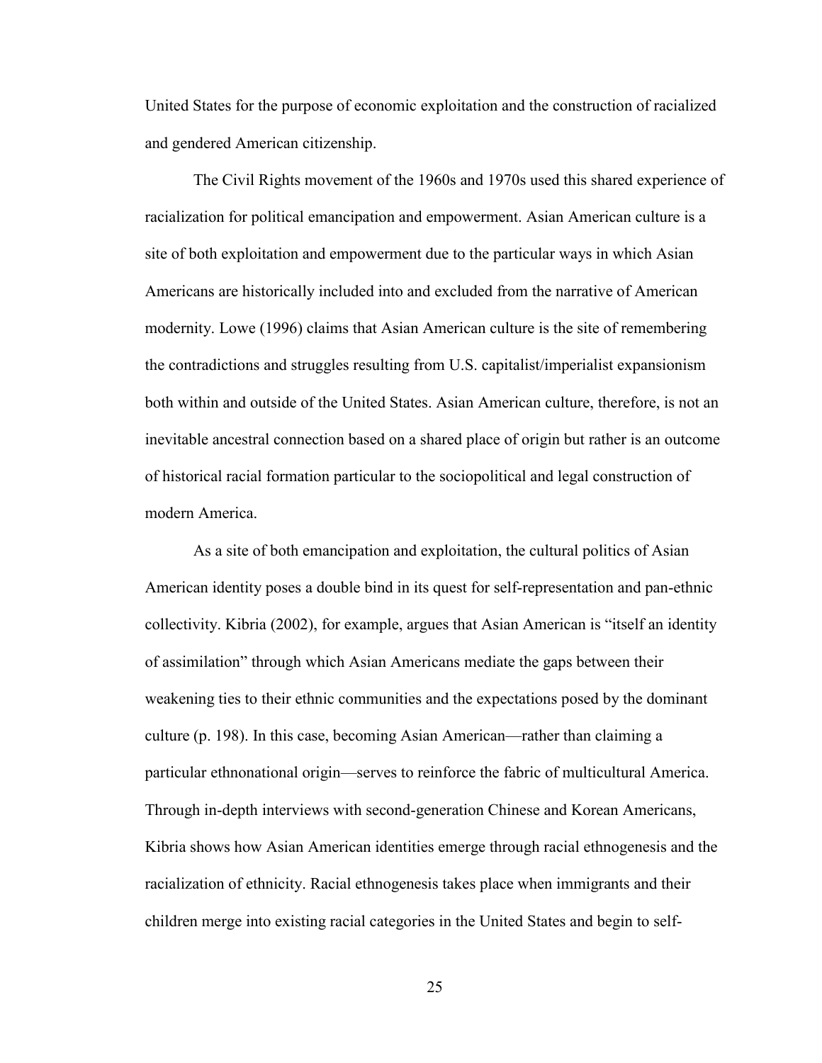United States for the purpose of economic exploitation and the construction of racialized and gendered American citizenship.

The Civil Rights movement of the 1960s and 1970s used this shared experience of racialization for political emancipation and empowerment. Asian American culture is a site of both exploitation and empowerment due to the particular ways in which Asian Americans are historically included into and excluded from the narrative of American modernity. Lowe (1996) claims that Asian American culture is the site of remembering the contradictions and struggles resulting from U.S. capitalist/imperialist expansionism both within and outside of the United States. Asian American culture, therefore, is not an inevitable ancestral connection based on a shared place of origin but rather is an outcome of historical racial formation particular to the sociopolitical and legal construction of modern America.

As a site of both emancipation and exploitation, the cultural politics of Asian American identity poses a double bind in its quest for self-representation and pan-ethnic collectivity. Kibria (2002), for example, argues that Asian American is "itself an identity of assimilation" through which Asian Americans mediate the gaps between their weakening ties to their ethnic communities and the expectations posed by the dominant culture (p. 198). In this case, becoming Asian American—rather than claiming a particular ethnonational origin—serves to reinforce the fabric of multicultural America. Through in-depth interviews with second-generation Chinese and Korean Americans, Kibria shows how Asian American identities emerge through racial ethnogenesis and the racialization of ethnicity. Racial ethnogenesis takes place when immigrants and their children merge into existing racial categories in the United States and begin to self-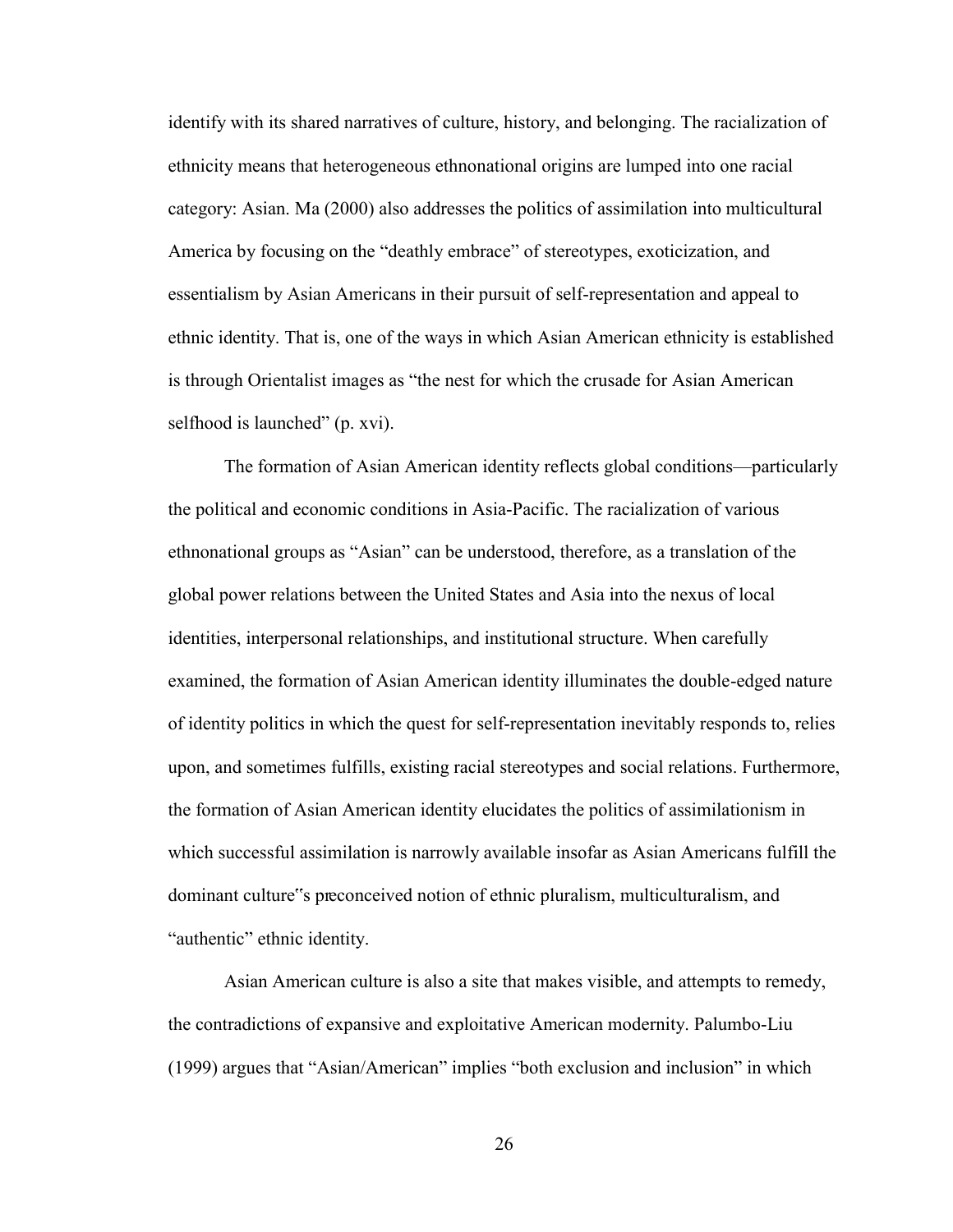identify with its shared narratives of culture, history, and belonging. The racialization of ethnicity means that heterogeneous ethnonational origins are lumped into one racial category: Asian. Ma (2000) also addresses the politics of assimilation into multicultural America by focusing on the "deathly embrace" of stereotypes, exoticization, and essentialism by Asian Americans in their pursuit of self-representation and appeal to ethnic identity. That is, one of the ways in which Asian American ethnicity is established is through Orientalist images as "the nest for which the crusade for Asian American selfhood is launched" (p. xvi).

The formation of Asian American identity reflects global conditions—particularly the political and economic conditions in Asia-Pacific. The racialization of various ethnonational groups as "Asian" can be understood, therefore, as a translation of the global power relations between the United States and Asia into the nexus of local identities, interpersonal relationships, and institutional structure. When carefully examined, the formation of Asian American identity illuminates the double-edged nature of identity politics in which the quest for self-representation inevitably responds to, relies upon, and sometimes fulfills, existing racial stereotypes and social relations. Furthermore, the formation of Asian American identity elucidates the politics of assimilationism in which successful assimilation is narrowly available insofar as Asian Americans fulfill the dominant culture's preconceived notion of ethnic pluralism, multiculturalism, and "authentic" ethnic identity.

Asian American culture is also a site that makes visible, and attempts to remedy, the contradictions of expansive and exploitative American modernity. Palumbo-Liu (1999) argues that "Asian/American" implies "both exclusion and inclusion" in which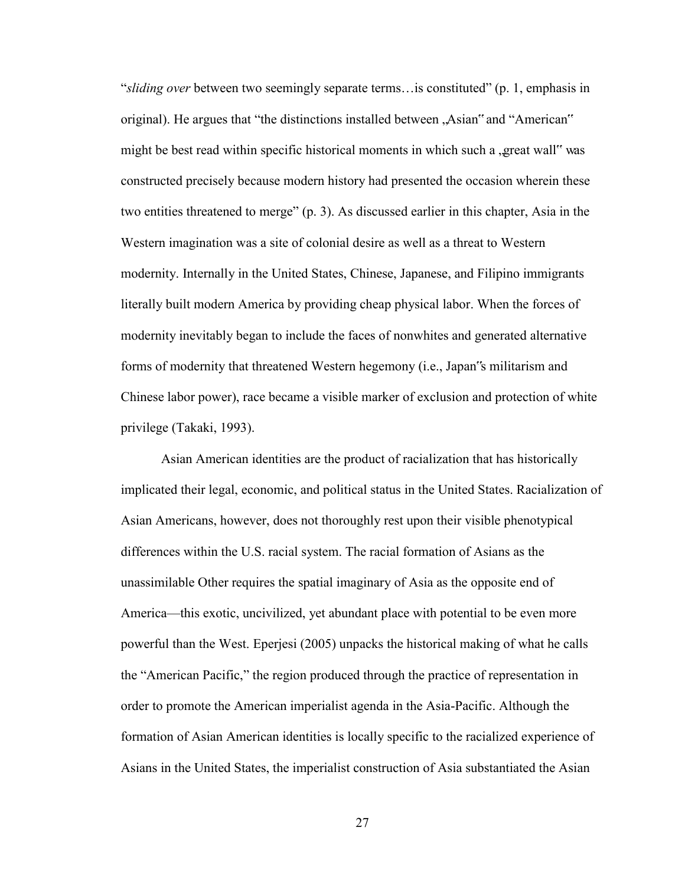"*sliding over* between two seemingly separate terms…is constituted" (p. 1, emphasis in original). He argues that "the distinctions installed between „Asian" and "American" might be best read within specific historical moments in which such a „great wall" was constructed precisely because modern history had presented the occasion wherein these two entities threatened to merge" (p. 3). As discussed earlier in this chapter, Asia in the Western imagination was a site of colonial desire as well as a threat to Western modernity. Internally in the United States, Chinese, Japanese, and Filipino immigrants literally built modern America by providing cheap physical labor. When the forces of modernity inevitably began to include the faces of nonwhites and generated alternative forms of modernity that threatened Western hegemony (i.e., Japan"s militarism and Chinese labor power), race became a visible marker of exclusion and protection of white privilege (Takaki, 1993).

Asian American identities are the product of racialization that has historically implicated their legal, economic, and political status in the United States. Racialization of Asian Americans, however, does not thoroughly rest upon their visible phenotypical differences within the U.S. racial system. The racial formation of Asians as the unassimilable Other requires the spatial imaginary of Asia as the opposite end of America—this exotic, uncivilized, yet abundant place with potential to be even more powerful than the West. Eperjesi (2005) unpacks the historical making of what he calls the "American Pacific," the region produced through the practice of representation in order to promote the American imperialist agenda in the Asia-Pacific. Although the formation of Asian American identities is locally specific to the racialized experience of Asians in the United States, the imperialist construction of Asia substantiated the Asian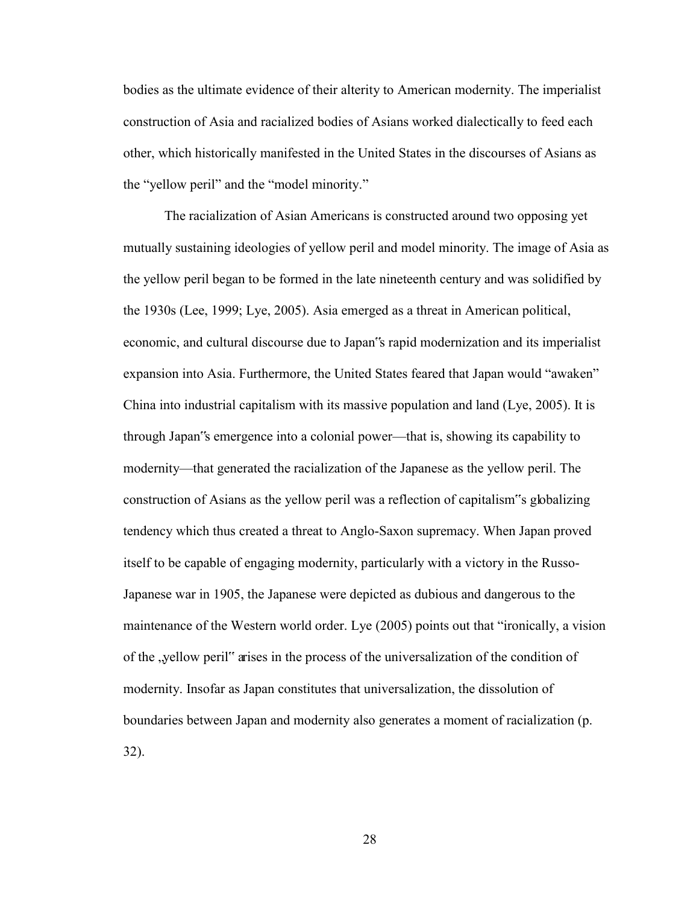bodies as the ultimate evidence of their alterity to American modernity. The imperialist construction of Asia and racialized bodies of Asians worked dialectically to feed each other, which historically manifested in the United States in the discourses of Asians as the "yellow peril" and the "model minority."

The racialization of Asian Americans is constructed around two opposing yet mutually sustaining ideologies of yellow peril and model minority. The image of Asia as the yellow peril began to be formed in the late nineteenth century and was solidified by the 1930s (Lee, 1999; Lye, 2005). Asia emerged as a threat in American political, economic, and cultural discourse due to Japan"s rapid modernization and its imperialist expansion into Asia. Furthermore, the United States feared that Japan would "awaken" China into industrial capitalism with its massive population and land (Lye, 2005). It is through Japan"s emergence into a colonial power—that is, showing its capability to modernity—that generated the racialization of the Japanese as the yellow peril. The construction of Asians as the yellow peril was a reflection of capitalism"s globalizing tendency which thus created a threat to Anglo-Saxon supremacy. When Japan proved itself to be capable of engaging modernity, particularly with a victory in the Russo-Japanese war in 1905, the Japanese were depicted as dubious and dangerous to the maintenance of the Western world order. Lye (2005) points out that "ironically, a vision of the „yellow peril" arises in the process of the universalization of the condition of modernity. Insofar as Japan constitutes that universalization, the dissolution of boundaries between Japan and modernity also generates a moment of racialization (p. 32).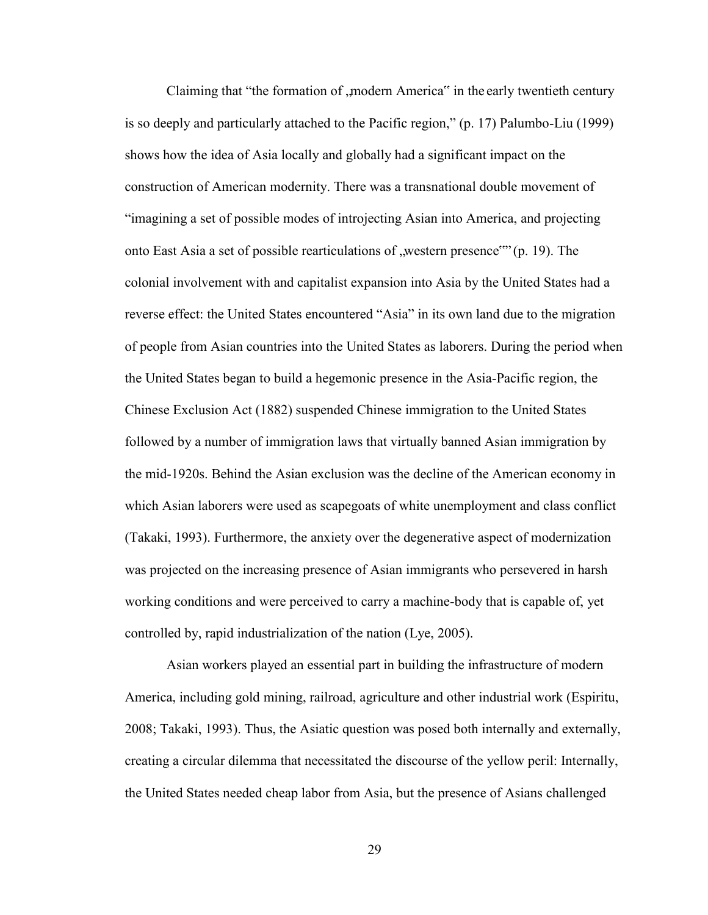Claiming that "the formation of „modern America" in the early twentieth century is so deeply and particularly attached to the Pacific region," (p. 17) Palumbo-Liu (1999) shows how the idea of Asia locally and globally had a significant impact on the construction of American modernity. There was a transnational double movement of "imagining a set of possible modes of introjecting Asian into America, and projecting onto East Asia a set of possible rearticulations of „western presence"" (p. 19). The colonial involvement with and capitalist expansion into Asia by the United States had a reverse effect: the United States encountered "Asia" in its own land due to the migration of people from Asian countries into the United States as laborers. During the period when the United States began to build a hegemonic presence in the Asia-Pacific region, the Chinese Exclusion Act (1882) suspended Chinese immigration to the United States followed by a number of immigration laws that virtually banned Asian immigration by the mid-1920s. Behind the Asian exclusion was the decline of the American economy in which Asian laborers were used as scapegoats of white unemployment and class conflict (Takaki, 1993). Furthermore, the anxiety over the degenerative aspect of modernization was projected on the increasing presence of Asian immigrants who persevered in harsh working conditions and were perceived to carry a machine-body that is capable of, yet controlled by, rapid industrialization of the nation (Lye, 2005).

Asian workers played an essential part in building the infrastructure of modern America, including gold mining, railroad, agriculture and other industrial work (Espiritu, 2008; Takaki, 1993). Thus, the Asiatic question was posed both internally and externally, creating a circular dilemma that necessitated the discourse of the yellow peril: Internally, the United States needed cheap labor from Asia, but the presence of Asians challenged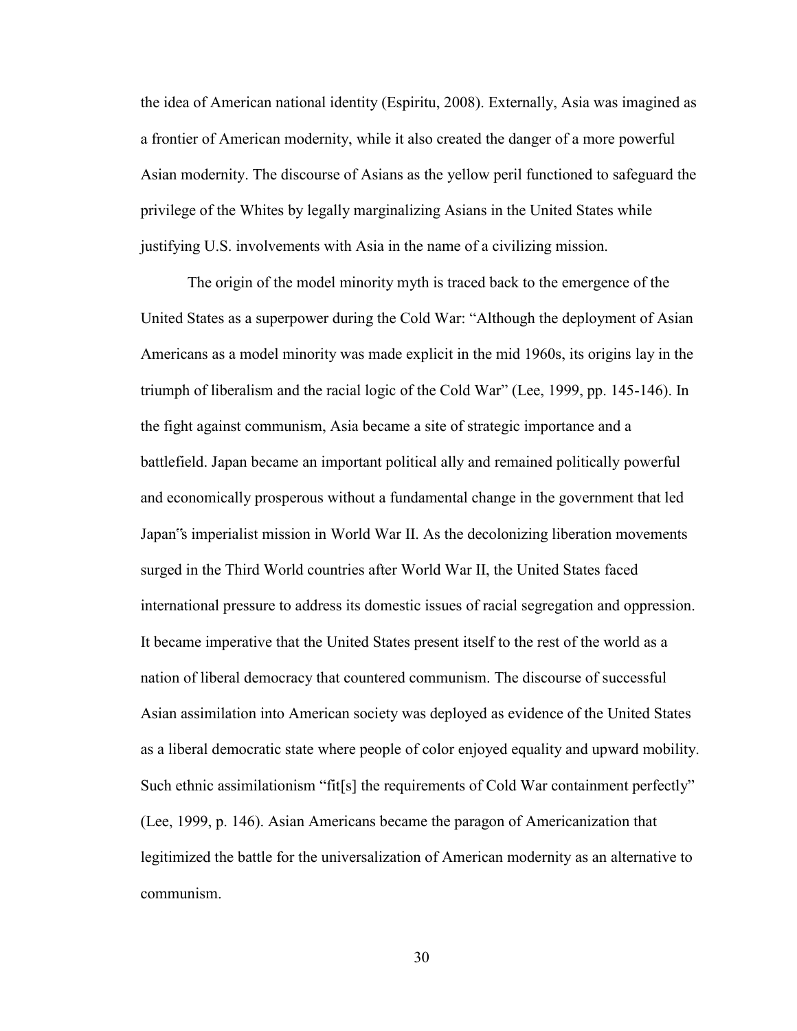the idea of American national identity (Espiritu, 2008). Externally, Asia was imagined as a frontier of American modernity, while it also created the danger of a more powerful Asian modernity. The discourse of Asians as the yellow peril functioned to safeguard the privilege of the Whites by legally marginalizing Asians in the United States while justifying U.S. involvements with Asia in the name of a civilizing mission.

The origin of the model minority myth is traced back to the emergence of the United States as a superpower during the Cold War: "Although the deployment of Asian Americans as a model minority was made explicit in the mid 1960s, its origins lay in the triumph of liberalism and the racial logic of the Cold War" (Lee, 1999, pp. 145-146). In the fight against communism, Asia became a site of strategic importance and a battlefield. Japan became an important political ally and remained politically powerful and economically prosperous without a fundamental change in the government that led Japan"s imperialist mission in World War II. As the decolonizing liberation movements surged in the Third World countries after World War II, the United States faced international pressure to address its domestic issues of racial segregation and oppression. It became imperative that the United States present itself to the rest of the world as a nation of liberal democracy that countered communism. The discourse of successful Asian assimilation into American society was deployed as evidence of the United States as a liberal democratic state where people of color enjoyed equality and upward mobility. Such ethnic assimilationism "fit[s] the requirements of Cold War containment perfectly" (Lee, 1999, p. 146). Asian Americans became the paragon of Americanization that legitimized the battle for the universalization of American modernity as an alternative to communism.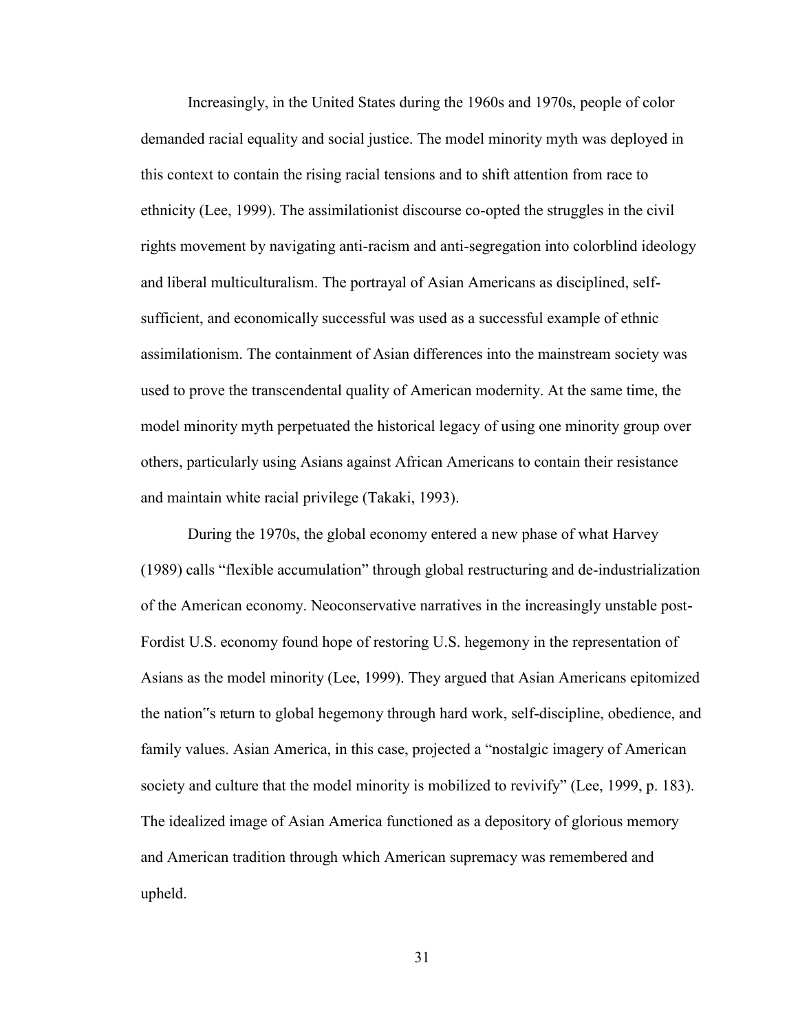Increasingly, in the United States during the 1960s and 1970s, people of color demanded racial equality and social justice. The model minority myth was deployed in this context to contain the rising racial tensions and to shift attention from race to ethnicity (Lee, 1999). The assimilationist discourse co-opted the struggles in the civil rights movement by navigating anti-racism and anti-segregation into colorblind ideology and liberal multiculturalism. The portrayal of Asian Americans as disciplined, self-sufficient, and economically successful was used as a successful example of ethnic assimilationism. The containment of Asian differences into the mainstream society was used to prove the transcendental quality of American modernity. At the same time, the model minority myth perpetuated the historical legacy of using one minority group over others, particularly using Asians against African Americans to contain their resistance and maintain white racial privilege (Takaki, 1993).

During the 1970s, the global economy entered a new phase of what Harvey (1989) calls "flexible accumulation" through global restructuring and de-industrialization of the American economy. Neoconservative narratives in the increasingly unstable post-Fordist U.S. economy found hope of restoring U.S. hegemony in the representation of Asians as the model minority (Lee, 1999). They argued that Asian Americans epitomized the nation"s return to global hegemony through hard work, self-discipline, obedience, and family values. Asian America, in this case, projected a "nostalgic imagery of American society and culture that the model minority is mobilized to revivify" (Lee, 1999, p. 183). The idealized image of Asian America functioned as a depository of glorious memory and American tradition through which American supremacy was remembered and upheld.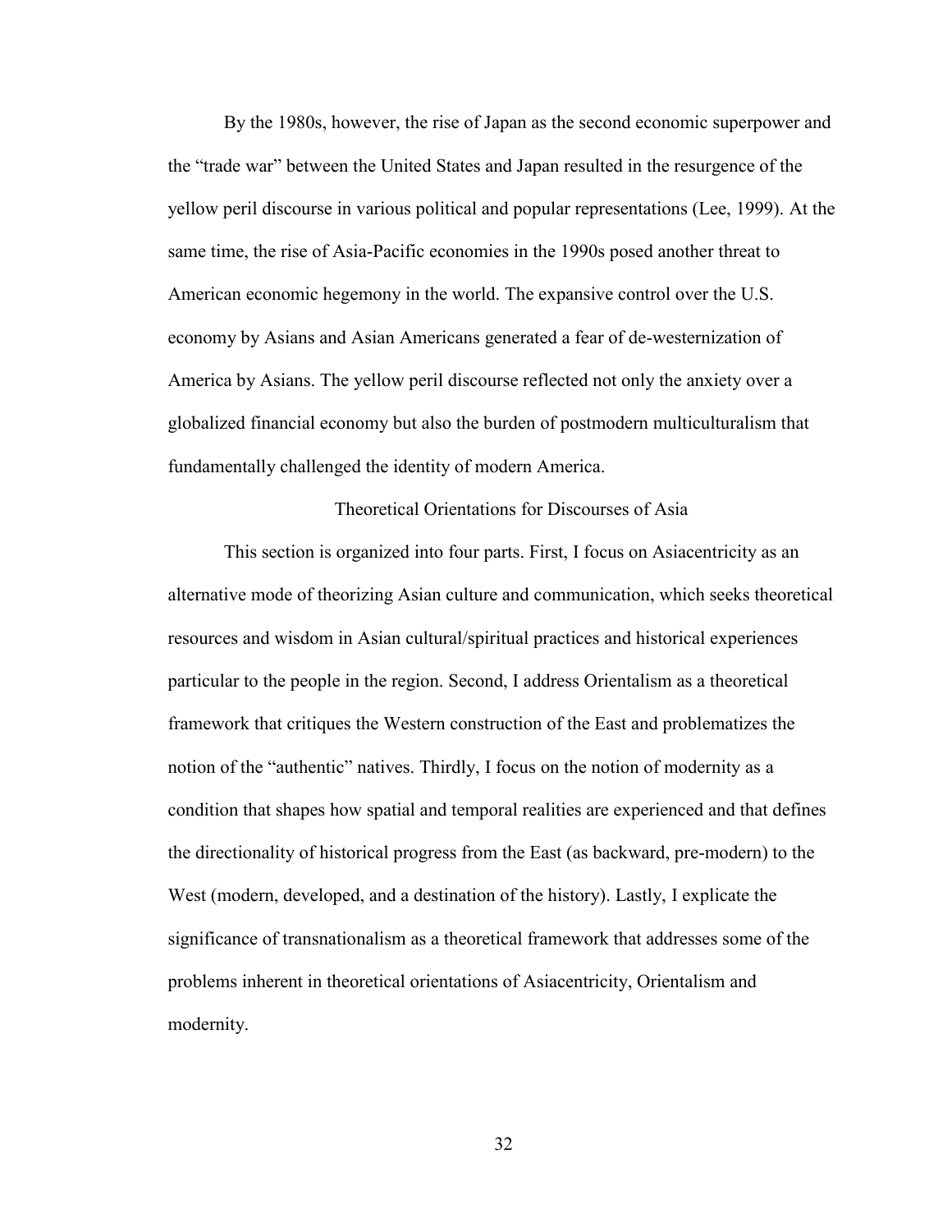By the 1980s, however, the rise of Japan as the second economic superpower and the "trade war" between the United States and Japan resulted in the resurgence of the yellow peril discourse in various political and popular representations (Lee, 1999). At the same time, the rise of Asia-Pacific economies in the 1990s posed another threat to American economic hegemony in the world. The expansive control over the U.S. economy by Asians and Asian Americans generated a fear of de-westernization of America by Asians. The yellow peril discourse reflected not only the anxiety over a globalized financial economy but also the burden of postmodern multiculturalism that fundamentally challenged the identity of modern America.

## Theoretical Orientations for Discourses of Asia

This section is organized into four parts. First, I focus on Asiacentricity as an alternative mode of theorizing Asian culture and communication, which seeks theoretical resources and wisdom in Asian cultural/spiritual practices and historical experiences particular to the people in the region. Second, I address Orientalism as a theoretical framework that critiques the Western construction of the East and problematizes the notion of the "authentic" natives. Thirdly, I focus on the notion of modernity as a condition that shapes how spatial and temporal realities are experienced and that defines the directionality of historical progress from the East (as backward, pre-modern) to the West (modern, developed, and a destination of the history). Lastly, I explicate the significance of transnationalism as a theoretical framework that addresses some of the problems inherent in theoretical orientations of Asiacentricity, Orientalism and modernity.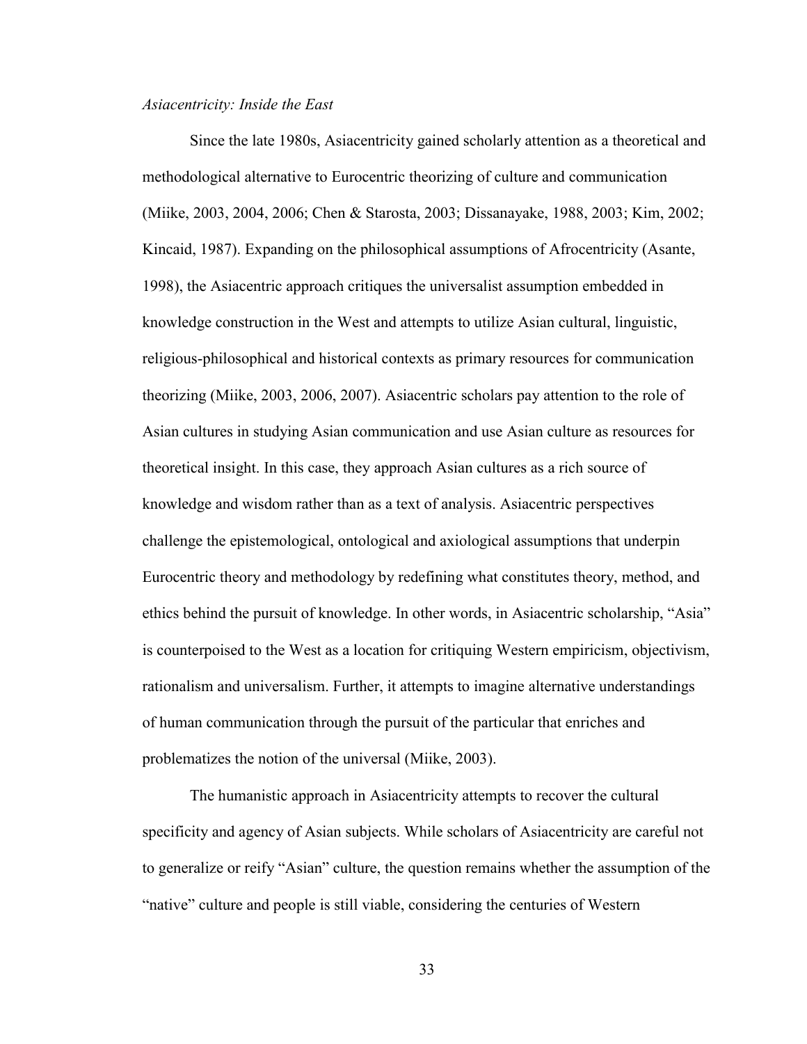*Asiacentricity: Inside the East*

Since the late 1980s, Asiacentricity gained scholarly attention as a theoretical and methodological alternative to Eurocentric theorizing of culture and communication (Miike, 2003, 2004, 2006; Chen & Starosta, 2003; Dissanayake, 1988, 2003; Kim, 2002; Kincaid, 1987). Expanding on the philosophical assumptions of Afrocentricity (Asante, 1998), the Asiacentric approach critiques the universalist assumption embedded in knowledge construction in the West and attempts to utilize Asian cultural, linguistic, religious-philosophical and historical contexts as primary resources for communication theorizing (Miike, 2003, 2006, 2007). Asiacentric scholars pay attention to the role of Asian cultures in studying Asian communication and use Asian culture as resources for theoretical insight. In this case, they approach Asian cultures as a rich source of knowledge and wisdom rather than as a text of analysis. Asiacentric perspectives challenge the epistemological, ontological and axiological assumptions that underpin Eurocentric theory and methodology by redefining what constitutes theory, method, and ethics behind the pursuit of knowledge. In other words, in Asiacentric scholarship, "Asia" is counterpoised to the West as a location for critiquing Western empiricism, objectivism, rationalism and universalism. Further, it attempts to imagine alternative understandings of human communication through the pursuit of the particular that enriches and problematizes the notion of the universal (Miike, 2003).

The humanistic approach in Asiacentricity attempts to recover the cultural specificity and agency of Asian subjects. While scholars of Asiacentricity are careful not to generalize or reify "Asian" culture, the question remains whether the assumption of the "native" culture and people is still viable, considering the centuries of Western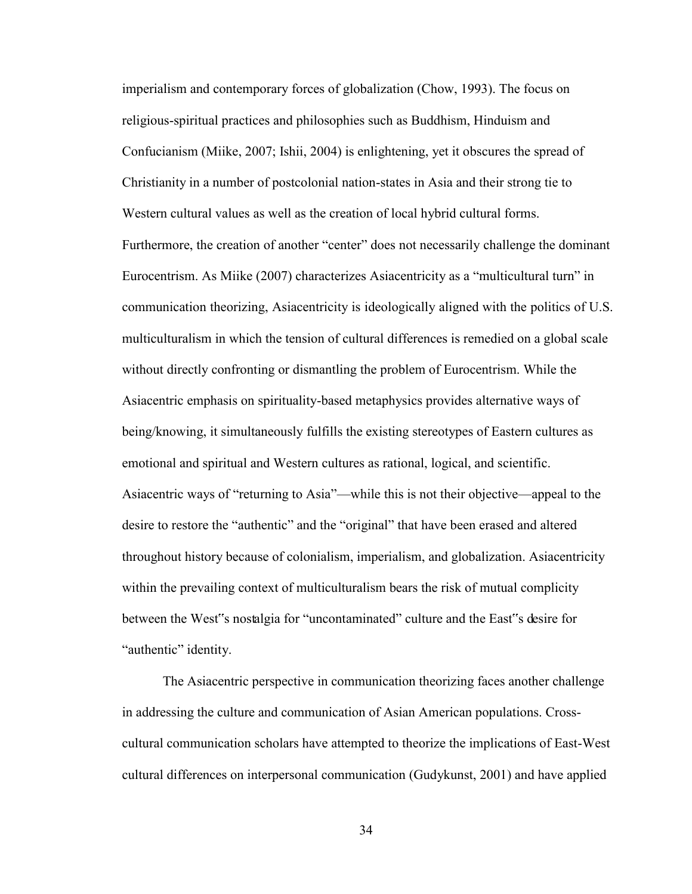imperialism and contemporary forces of globalization (Chow, 1993). The focus on religious-spiritual practices and philosophies such as Buddhism, Hinduism and Confucianism (Miike, 2007; Ishii, 2004) is enlightening, yet it obscures the spread of Christianity in a number of postcolonial nation-states in Asia and their strong tie to Western cultural values as well as the creation of local hybrid cultural forms. Furthermore, the creation of another "center" does not necessarily challenge the dominant Eurocentrism. As Miike (2007) characterizes Asiacentricity as a "multicultural turn" in communication theorizing, Asiacentricity is ideologically aligned with the politics of U.S. multiculturalism in which the tension of cultural differences is remedied on a global scale without directly confronting or dismantling the problem of Eurocentrism. While the Asiacentric emphasis on spirituality-based metaphysics provides alternative ways of being/knowing, it simultaneously fulfills the existing stereotypes of Eastern cultures as emotional and spiritual and Western cultures as rational, logical, and scientific. Asiacentric ways of "returning to Asia"—while this is not their objective—appeal to the desire to restore the "authentic" and the "original" that have been erased and altered throughout history because of colonialism, imperialism, and globalization. Asiacentricity within the prevailing context of multiculturalism bears the risk of mutual complicity between the West"s nostalgia for "uncontaminated" culture and the East"s desire for "authentic" identity.

The Asiacentric perspective in communication theorizing faces another challenge in addressing the culture and communication of Asian American populations. Cross-cultural communication scholars have attempted to theorize the implications of East-West cultural differences on interpersonal communication (Gudykunst, 2001) and have applied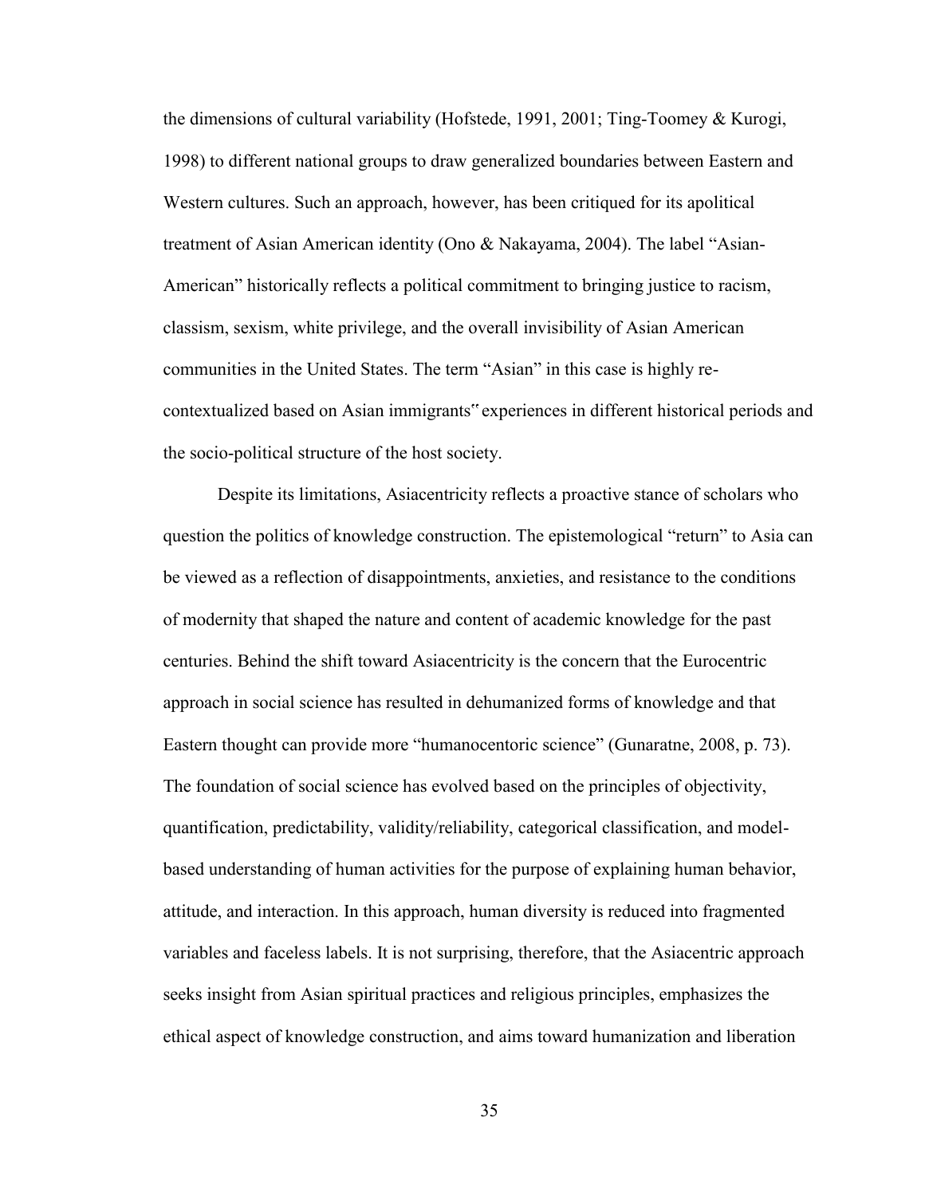the dimensions of cultural variability (Hofstede, 1991, 2001; Ting-Toomey & Kurogi, 1998) to different national groups to draw generalized boundaries between Eastern and Western cultures. Such an approach, however, has been critiqued for its apolitical treatment of Asian American identity (Ono & Nakayama, 2004). The label "Asian-American" historically reflects a political commitment to bringing justice to racism, classism, sexism, white privilege, and the overall invisibility of Asian American communities in the United States. The term "Asian" in this case is highly re-contextualized based on Asian immigrants" experiences in different historical periods and the socio-political structure of the host society.

Despite its limitations, Asiacentricity reflects a proactive stance of scholars who question the politics of knowledge construction. The epistemological "return" to Asia can be viewed as a reflection of disappointments, anxieties, and resistance to the conditions of modernity that shaped the nature and content of academic knowledge for the past centuries. Behind the shift toward Asiacentricity is the concern that the Eurocentric approach in social science has resulted in dehumanized forms of knowledge and that Eastern thought can provide more "humanocentoric science" (Gunaratne, 2008, p. 73). The foundation of social science has evolved based on the principles of objectivity, quantification, predictability, validity/reliability, categorical classification, and model-based understanding of human activities for the purpose of explaining human behavior, attitude, and interaction. In this approach, human diversity is reduced into fragmented variables and faceless labels. It is not surprising, therefore, that the Asiacentric approach seeks insight from Asian spiritual practices and religious principles, emphasizes the ethical aspect of knowledge construction, and aims toward humanization and liberation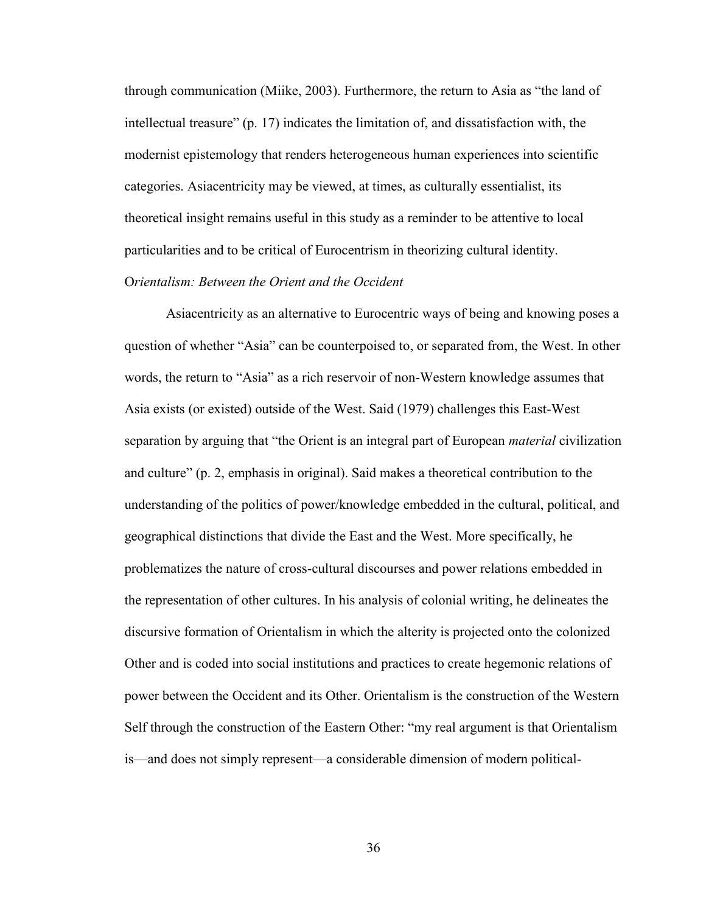through communication (Miike, 2003). Furthermore, the return to Asia as "the land of intellectual treasure" (p. 17) indicates the limitation of, and dissatisfaction with, the modernist epistemology that renders heterogeneous human experiences into scientific categories. Asiacentricity may be viewed, at times, as culturally essentialist, its theoretical insight remains useful in this study as a reminder to be attentive to local particularities and to be critical of Eurocentrism in theorizing cultural identity.

### O*rientalism: Between the Orient and the Occident*

Asiacentricity as an alternative to Eurocentric ways of being and knowing poses a question of whether "Asia" can be counterpoised to, or separated from, the West. In other words, the return to "Asia" as a rich reservoir of non-Western knowledge assumes that Asia exists (or existed) outside of the West. Said (1979) challenges this East-West separation by arguing that "the Orient is an integral part of European *material* civilization and culture" (p. 2, emphasis in original). Said makes a theoretical contribution to the understanding of the politics of power/knowledge embedded in the cultural, political, and geographical distinctions that divide the East and the West. More specifically, he problematizes the nature of cross-cultural discourses and power relations embedded in the representation of other cultures. In his analysis of colonial writing, he delineates the discursive formation of Orientalism in which the alterity is projected onto the colonized Other and is coded into social institutions and practices to create hegemonic relations of power between the Occident and its Other. Orientalism is the construction of the Western Self through the construction of the Eastern Other: "my real argument is that Orientalism is—and does not simply represent—a considerable dimension of modern political-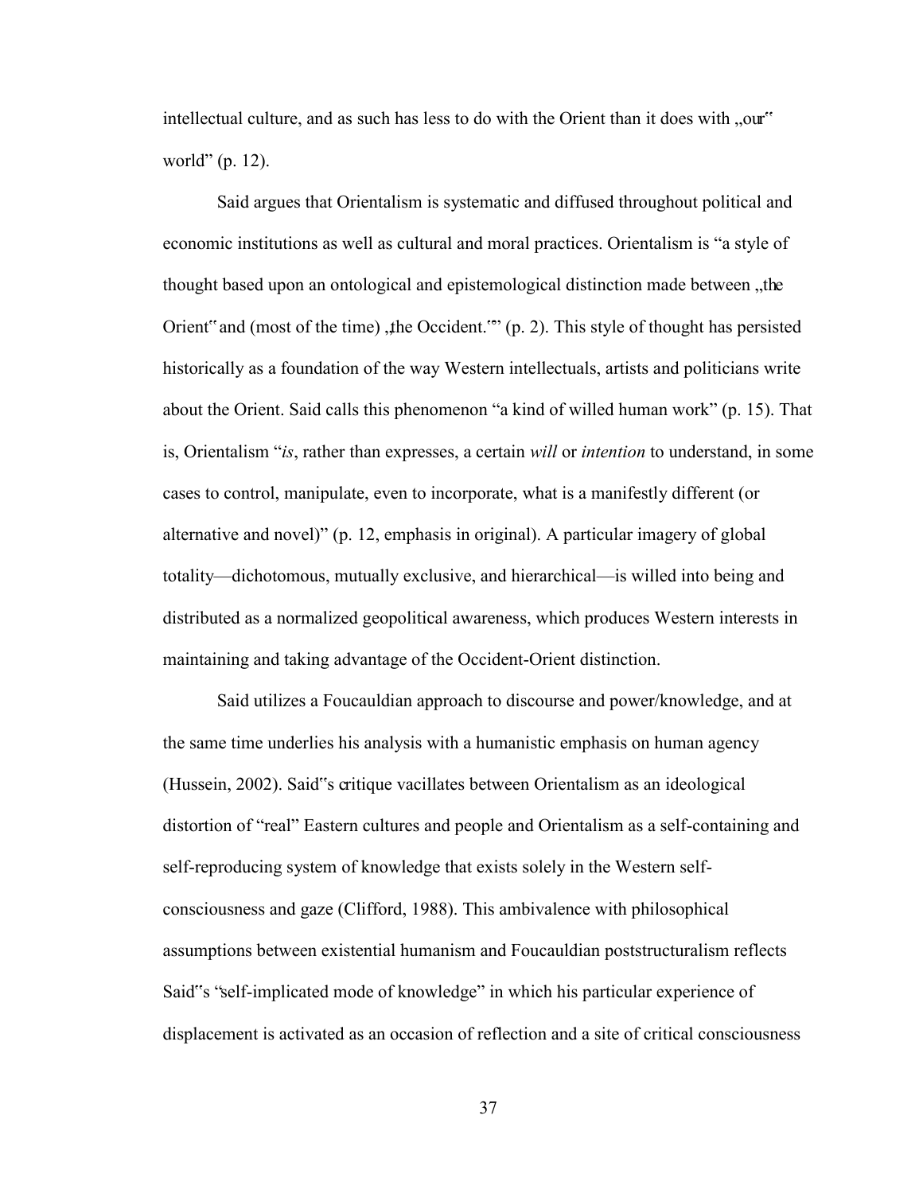intellectual culture, and as such has less to do with the Orient than it does with „our" world" (p. 12).

Said argues that Orientalism is systematic and diffused throughout political and economic institutions as well as cultural and moral practices. Orientalism is "a style of thought based upon an ontological and epistemological distinction made between „the Orient" and (most of the time) „the Occident."" (p. 2). This style of thought has persisted historically as a foundation of the way Western intellectuals, artists and politicians write about the Orient. Said calls this phenomenon "a kind of willed human work" (p. 15). That is, Orientalism "*is*, rather than expresses, a certain *will* or *intention* to understand, in some cases to control, manipulate, even to incorporate, what is a manifestly different (or alternative and novel)" (p. 12, emphasis in original). A particular imagery of global totality—dichotomous, mutually exclusive, and hierarchical—is willed into being and distributed as a normalized geopolitical awareness, which produces Western interests in maintaining and taking advantage of the Occident-Orient distinction.

Said utilizes a Foucauldian approach to discourse and power/knowledge, and at the same time underlies his analysis with a humanistic emphasis on human agency (Hussein, 2002). Said"s critique vacillates between Orientalism as an ideological distortion of "real" Eastern cultures and people and Orientalism as a self-containing and self-reproducing system of knowledge that exists solely in the Western self-consciousness and gaze (Clifford, 1988). This ambivalence with philosophical assumptions between existential humanism and Foucauldian poststructuralism reflects Said"s "self-implicated mode of knowledge" in which his particular experience of displacement is activated as an occasion of reflection and a site of critical consciousness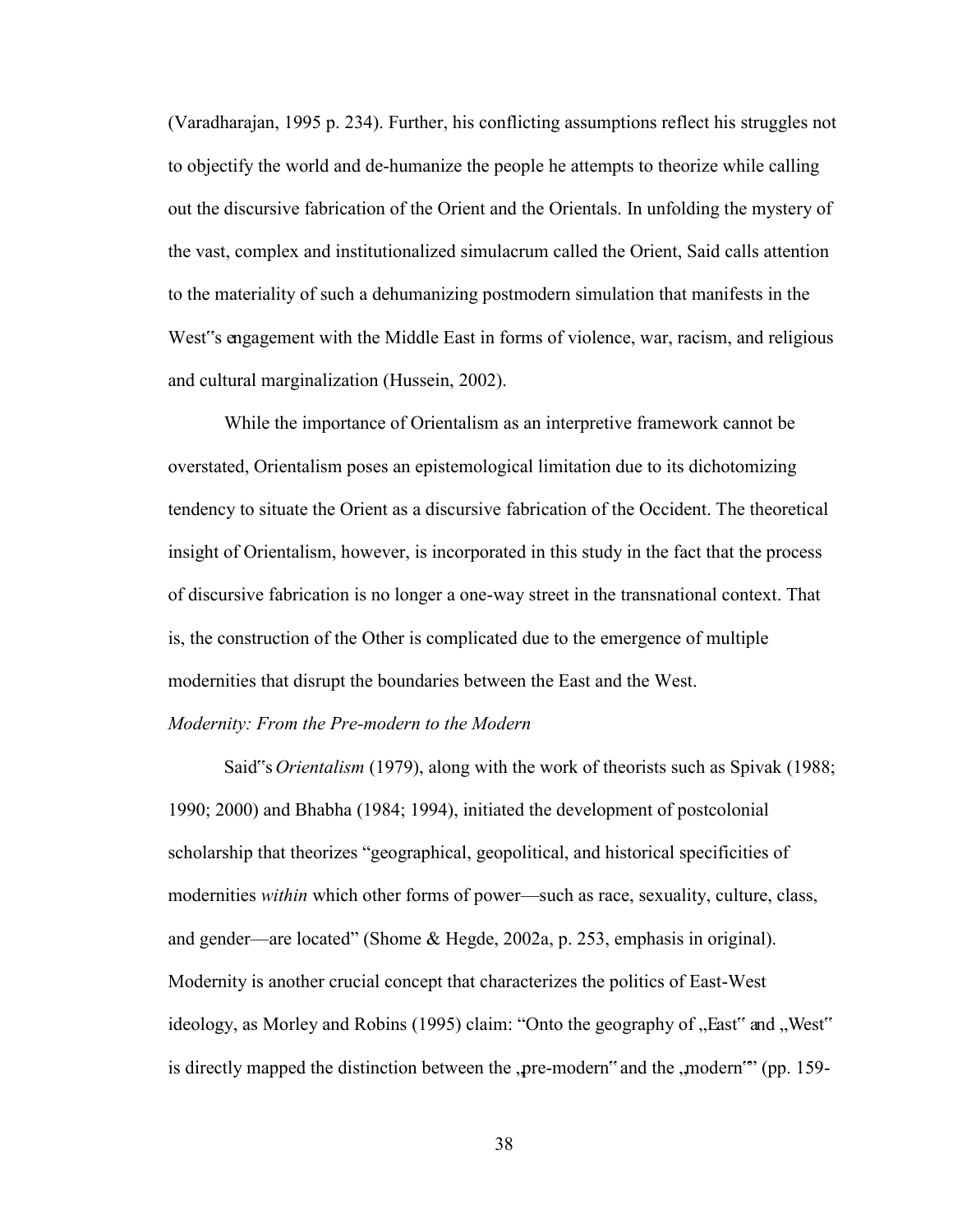(Varadharajan, 1995 p. 234). Further, his conflicting assumptions reflect his struggles not to objectify the world and de-humanize the people he attempts to theorize while calling out the discursive fabrication of the Orient and the Orientals. In unfolding the mystery of the vast, complex and institutionalized simulacrum called the Orient, Said calls attention to the materiality of such a dehumanizing postmodern simulation that manifests in the West"s engagement with the Middle East in forms of violence, war, racism, and religious and cultural marginalization (Hussein, 2002).

While the importance of Orientalism as an interpretive framework cannot be overstated, Orientalism poses an epistemological limitation due to its dichotomizing tendency to situate the Orient as a discursive fabrication of the Occident. The theoretical insight of Orientalism, however, is incorporated in this study in the fact that the process of discursive fabrication is no longer a one-way street in the transnational context. That is, the construction of the Other is complicated due to the emergence of multiple modernities that disrupt the boundaries between the East and the West.

*Modernity: From the Pre-modern to the Modern*

Said"s *Orientalism* (1979), along with the work of theorists such as Spivak (1988; 1990; 2000) and Bhabha (1984; 1994), initiated the development of postcolonial scholarship that theorizes "geographical, geopolitical, and historical specificities of modernities *within* which other forms of power—such as race, sexuality, culture, class, and gender—are located" (Shome & Hegde, 2002a, p. 253, emphasis in original). Modernity is another crucial concept that characterizes the politics of East-West ideology, as Morley and Robins (1995) claim: "Onto the geography of „East" and „West" is directly mapped the distinction between the „pre-modern" and the „modern"" (pp. 159-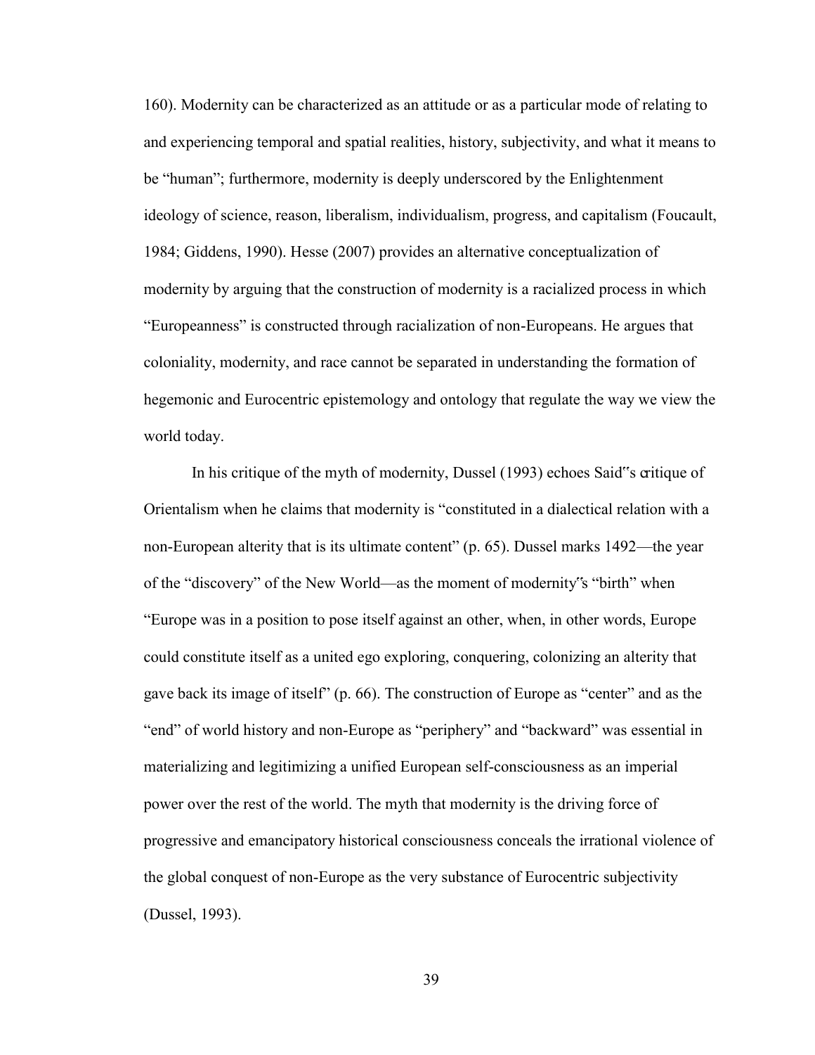160). Modernity can be characterized as an attitude or as a particular mode of relating to and experiencing temporal and spatial realities, history, subjectivity, and what it means to be "human"; furthermore, modernity is deeply underscored by the Enlightenment ideology of science, reason, liberalism, individualism, progress, and capitalism (Foucault, 1984; Giddens, 1990). Hesse (2007) provides an alternative conceptualization of modernity by arguing that the construction of modernity is a racialized process in which "Europeanness" is constructed through racialization of non-Europeans. He argues that coloniality, modernity, and race cannot be separated in understanding the formation of hegemonic and Eurocentric epistemology and ontology that regulate the way we view the world today.

In his critique of the myth of modernity, Dussel (1993) echoes Said‟s critique of Orientalism when he claims that modernity is "constituted in a dialectical relation with a non-European alterity that is its ultimate content" (p. 65). Dussel marks 1492—the year of the "discovery" of the New World—as the moment of modernity‟s "birth" when "Europe was in a position to pose itself against an other, when, in other words, Europe could constitute itself as a united ego exploring, conquering, colonizing an alterity that gave back its image of itself" (p. 66). The construction of Europe as "center" and as the "end" of world history and non-Europe as "periphery" and "backward" was essential in materializing and legitimizing a unified European self-consciousness as an imperial power over the rest of the world. The myth that modernity is the driving force of progressive and emancipatory historical consciousness conceals the irrational violence of the global conquest of non-Europe as the very substance of Eurocentric subjectivity (Dussel, 1993).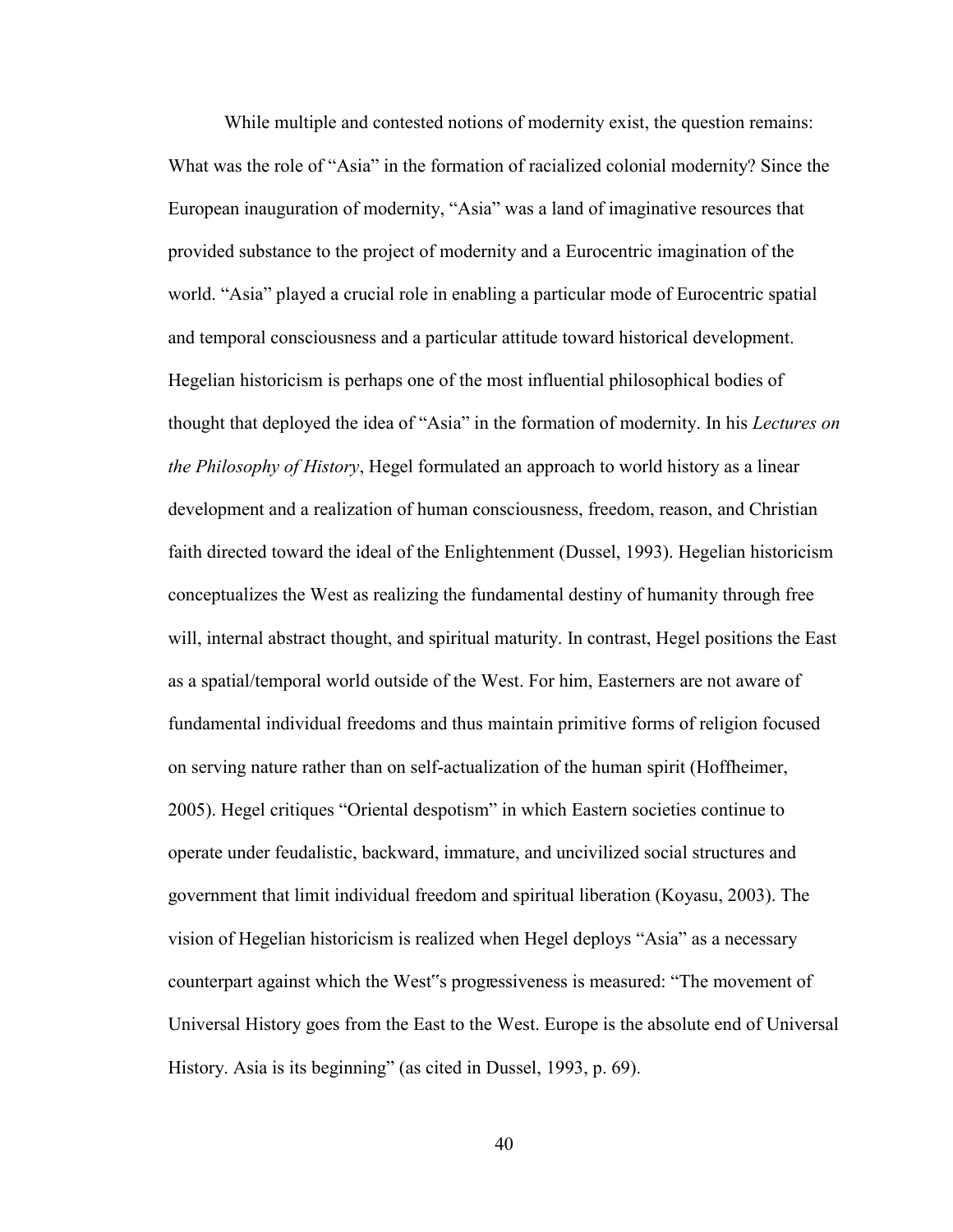While multiple and contested notions of modernity exist, the question remains: What was the role of "Asia" in the formation of racialized colonial modernity? Since the European inauguration of modernity, "Asia" was a land of imaginative resources that provided substance to the project of modernity and a Eurocentric imagination of the world. "Asia" played a crucial role in enabling a particular mode of Eurocentric spatial and temporal consciousness and a particular attitude toward historical development. Hegelian historicism is perhaps one of the most influential philosophical bodies of thought that deployed the idea of "Asia" in the formation of modernity. In his *Lectures on the Philosophy of History*, Hegel formulated an approach to world history as a linear development and a realization of human consciousness, freedom, reason, and Christian faith directed toward the ideal of the Enlightenment (Dussel, 1993). Hegelian historicism conceptualizes the West as realizing the fundamental destiny of humanity through free will, internal abstract thought, and spiritual maturity. In contrast, Hegel positions the East as a spatial/temporal world outside of the West. For him, Easterners are not aware of fundamental individual freedoms and thus maintain primitive forms of religion focused on serving nature rather than on self-actualization of the human spirit (Hoffheimer, 2005). Hegel critiques "Oriental despotism" in which Eastern societies continue to operate under feudalistic, backward, immature, and uncivilized social structures and government that limit individual freedom and spiritual liberation (Koyasu, 2003). The vision of Hegelian historicism is realized when Hegel deploys "Asia" as a necessary counterpart against which the West"s progressiveness is measured: "The movement of Universal History goes from the East to the West. Europe is the absolute end of Universal History. Asia is its beginning" (as cited in Dussel, 1993, p. 69).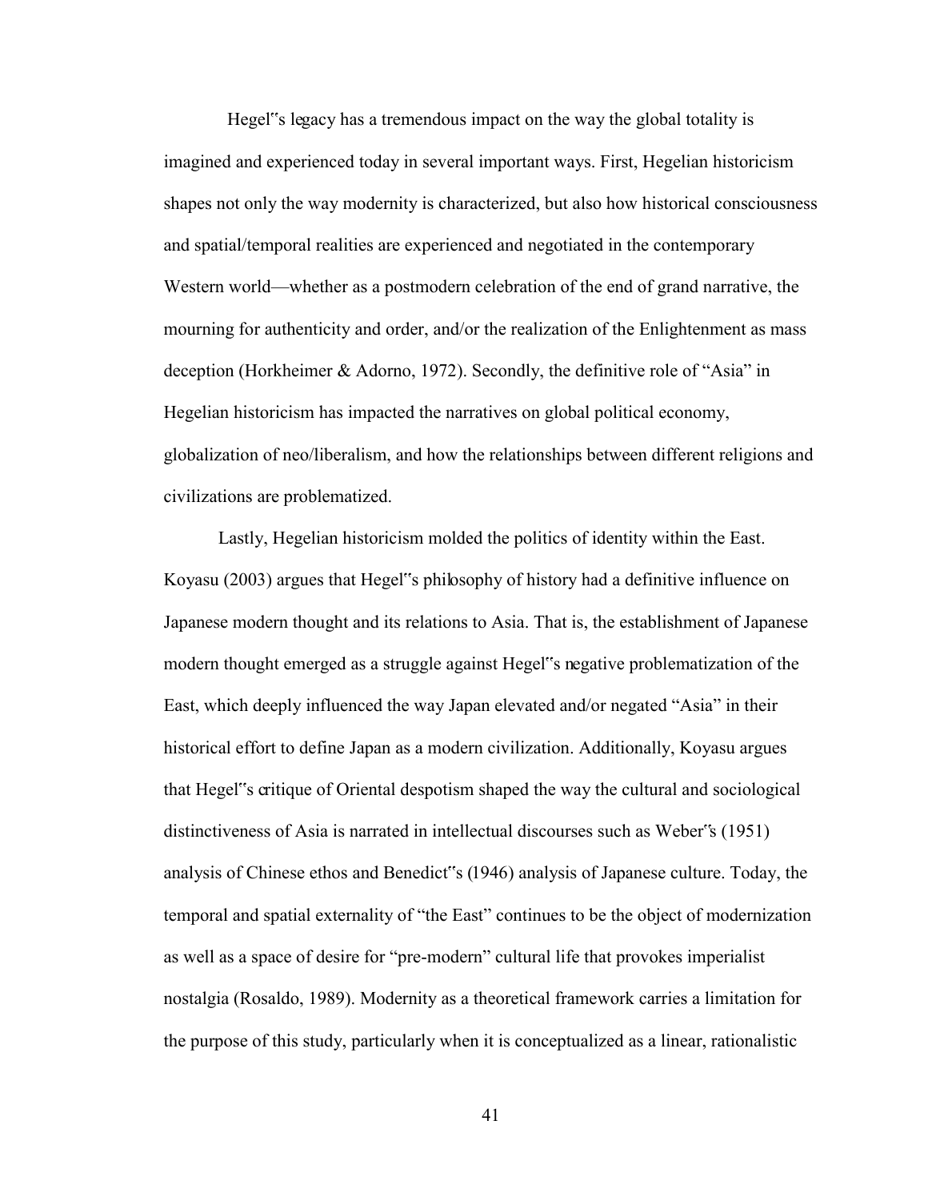Hegel"s legacy has a tremendous impact on the way the global totality is imagined and experienced today in several important ways. First, Hegelian historicism shapes not only the way modernity is characterized, but also how historical consciousness and spatial/temporal realities are experienced and negotiated in the contemporary Western world—whether as a postmodern celebration of the end of grand narrative, the mourning for authenticity and order, and/or the realization of the Enlightenment as mass deception (Horkheimer & Adorno, 1972). Secondly, the definitive role of "Asia" in Hegelian historicism has impacted the narratives on global political economy, globalization of neo/liberalism, and how the relationships between different religions and civilizations are problematized.

Lastly, Hegelian historicism molded the politics of identity within the East. Koyasu (2003) argues that Hegel"s philosophy of history had a definitive influence on Japanese modern thought and its relations to Asia. That is, the establishment of Japanese modern thought emerged as a struggle against Hegel"s negative problematization of the East, which deeply influenced the way Japan elevated and/or negated "Asia" in their historical effort to define Japan as a modern civilization. Additionally, Koyasu argues that Hegel"s critique of Oriental despotism shaped the way the cultural and sociological distinctiveness of Asia is narrated in intellectual discourses such as Weber"s (1951) analysis of Chinese ethos and Benedict"s (1946) analysis of Japanese culture. Today, the temporal and spatial externality of "the East" continues to be the object of modernization as well as a space of desire for "pre-modern" cultural life that provokes imperialist nostalgia (Rosaldo, 1989). Modernity as a theoretical framework carries a limitation for the purpose of this study, particularly when it is conceptualized as a linear, rationalistic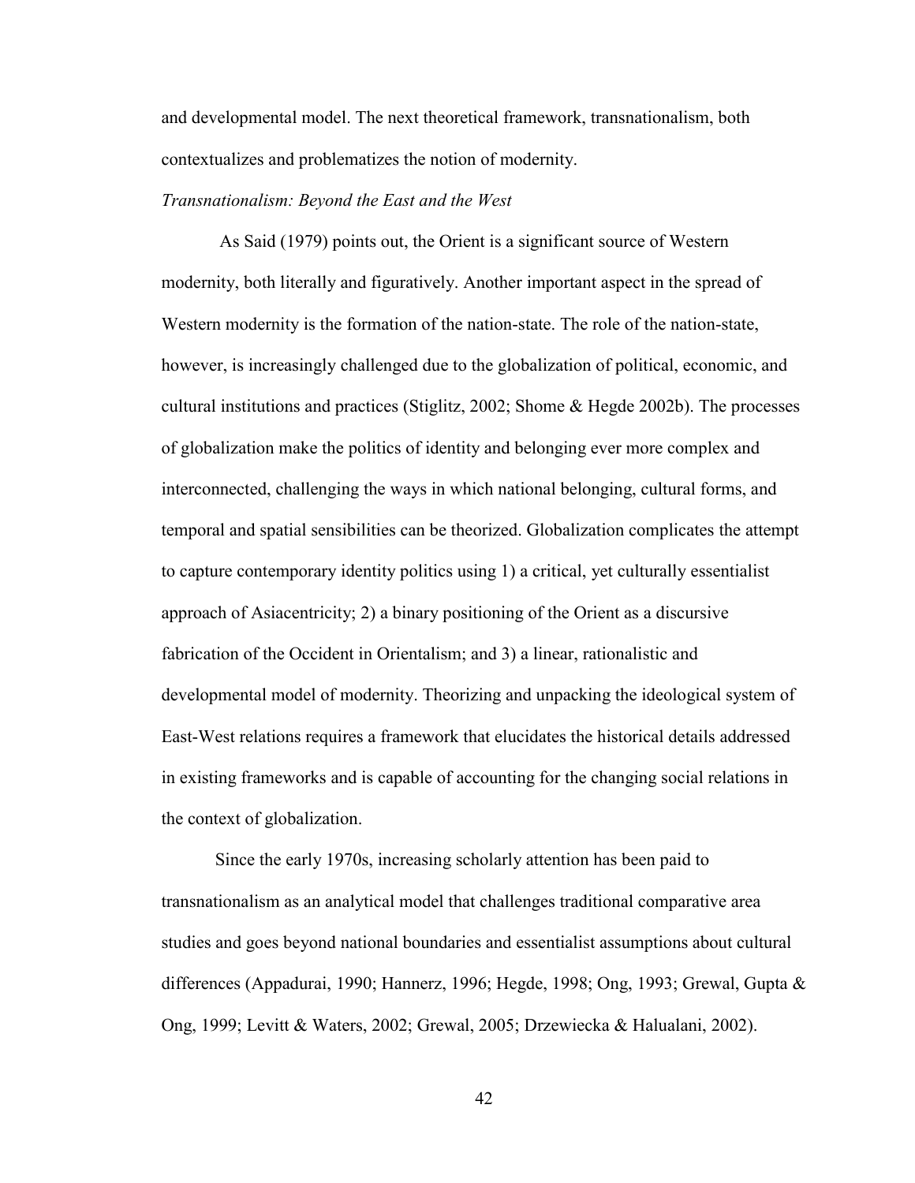and developmental model. The next theoretical framework, transnationalism, both contextualizes and problematizes the notion of modernity.

*Transnationalism: Beyond the East and the West*

As Said (1979) points out, the Orient is a significant source of Western modernity, both literally and figuratively. Another important aspect in the spread of Western modernity is the formation of the nation-state. The role of the nation-state, however, is increasingly challenged due to the globalization of political, economic, and cultural institutions and practices (Stiglitz, 2002; Shome & Hegde 2002b). The processes of globalization make the politics of identity and belonging ever more complex and interconnected, challenging the ways in which national belonging, cultural forms, and temporal and spatial sensibilities can be theorized. Globalization complicates the attempt to capture contemporary identity politics using 1) a critical, yet culturally essentialist approach of Asiacentricity; 2) a binary positioning of the Orient as a discursive fabrication of the Occident in Orientalism; and 3) a linear, rationalistic and developmental model of modernity. Theorizing and unpacking the ideological system of East-West relations requires a framework that elucidates the historical details addressed in existing frameworks and is capable of accounting for the changing social relations in the context of globalization.

Since the early 1970s, increasing scholarly attention has been paid to transnationalism as an analytical model that challenges traditional comparative area studies and goes beyond national boundaries and essentialist assumptions about cultural differences (Appadurai, 1990; Hannerz, 1996; Hegde, 1998; Ong, 1993; Grewal, Gupta & Ong, 1999; Levitt & Waters, 2002; Grewal, 2005; Drzewiecka & Halualani, 2002).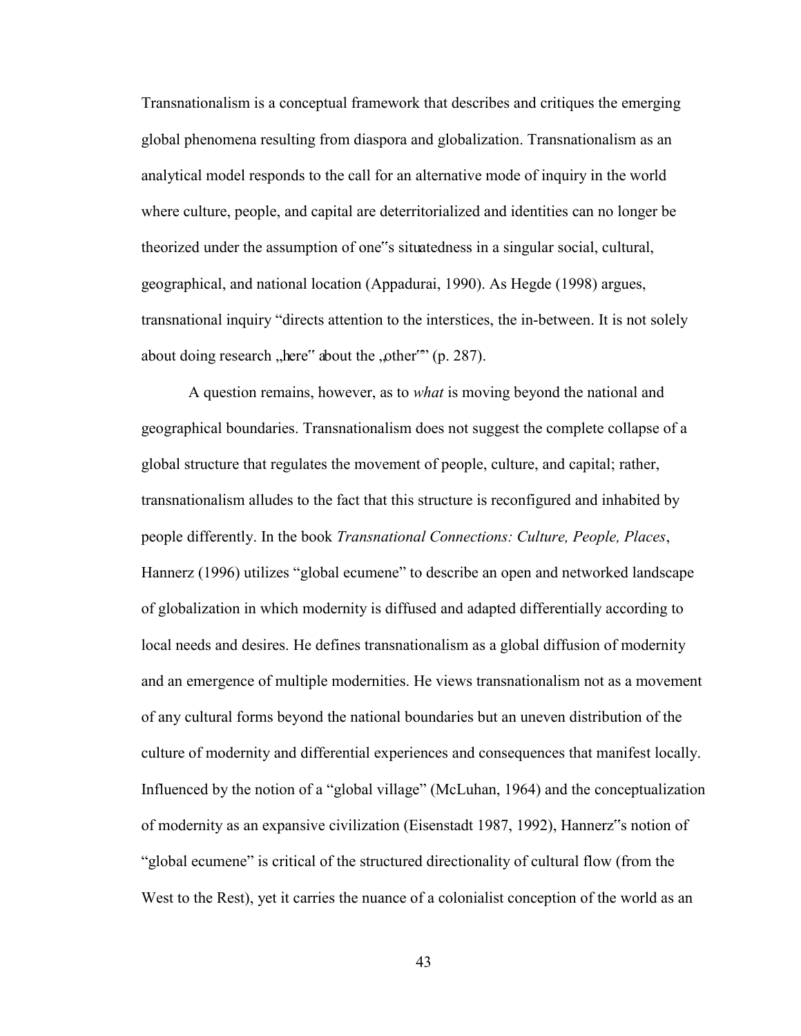Transnationalism is a conceptual framework that describes and critiques the emerging global phenomena resulting from diaspora and globalization. Transnationalism as an analytical model responds to the call for an alternative mode of inquiry in the world where culture, people, and capital are deterritorialized and identities can no longer be theorized under the assumption of one‟s situatedness in a singular social, cultural, geographical, and national location (Appadurai, 1990). As Hegde (1998) argues, transnational inquiry "directs attention to the interstices, the in-between. It is not solely about doing research „here‟ about the „other‟" (p. 287).

A question remains, however, as to *what* is moving beyond the national and geographical boundaries. Transnationalism does not suggest the complete collapse of a global structure that regulates the movement of people, culture, and capital; rather, transnationalism alludes to the fact that this structure is reconfigured and inhabited by people differently. In the book *Transnational Connections: Culture, People, Places*, Hannerz (1996) utilizes "global ecumene" to describe an open and networked landscape of globalization in which modernity is diffused and adapted differentially according to local needs and desires. He defines transnationalism as a global diffusion of modernity and an emergence of multiple modernities. He views transnationalism not as a movement of any cultural forms beyond the national boundaries but an uneven distribution of the culture of modernity and differential experiences and consequences that manifest locally. Influenced by the notion of a "global village" (McLuhan, 1964) and the conceptualization of modernity as an expansive civilization (Eisenstadt 1987, 1992), Hannerz‟s notion of "global ecumene" is critical of the structured directionality of cultural flow (from the West to the Rest), yet it carries the nuance of a colonialist conception of the world as an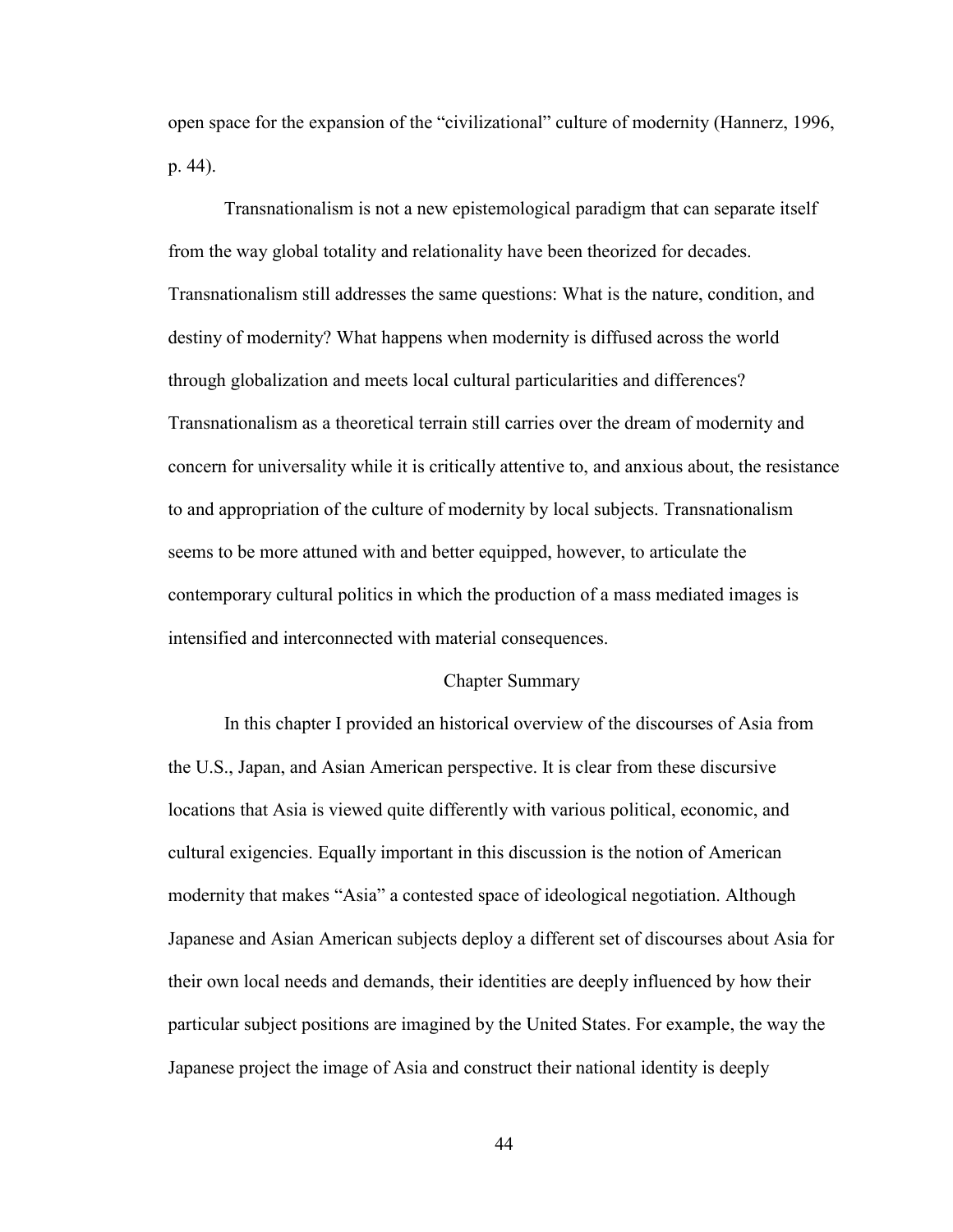open space for the expansion of the "civilizational" culture of modernity (Hannerz, 1996, p. 44).

Transnationalism is not a new epistemological paradigm that can separate itself from the way global totality and relationality have been theorized for decades. Transnationalism still addresses the same questions: What is the nature, condition, and destiny of modernity? What happens when modernity is diffused across the world through globalization and meets local cultural particularities and differences? Transnationalism as a theoretical terrain still carries over the dream of modernity and concern for universality while it is critically attentive to, and anxious about, the resistance to and appropriation of the culture of modernity by local subjects. Transnationalism seems to be more attuned with and better equipped, however, to articulate the contemporary cultural politics in which the production of a mass mediated images is intensified and interconnected with material consequences.

## Chapter Summary

In this chapter I provided an historical overview of the discourses of Asia from the U.S., Japan, and Asian American perspective. It is clear from these discursive locations that Asia is viewed quite differently with various political, economic, and cultural exigencies. Equally important in this discussion is the notion of American modernity that makes "Asia" a contested space of ideological negotiation. Although Japanese and Asian American subjects deploy a different set of discourses about Asia for their own local needs and demands, their identities are deeply influenced by how their particular subject positions are imagined by the United States. For example, the way the Japanese project the image of Asia and construct their national identity is deeply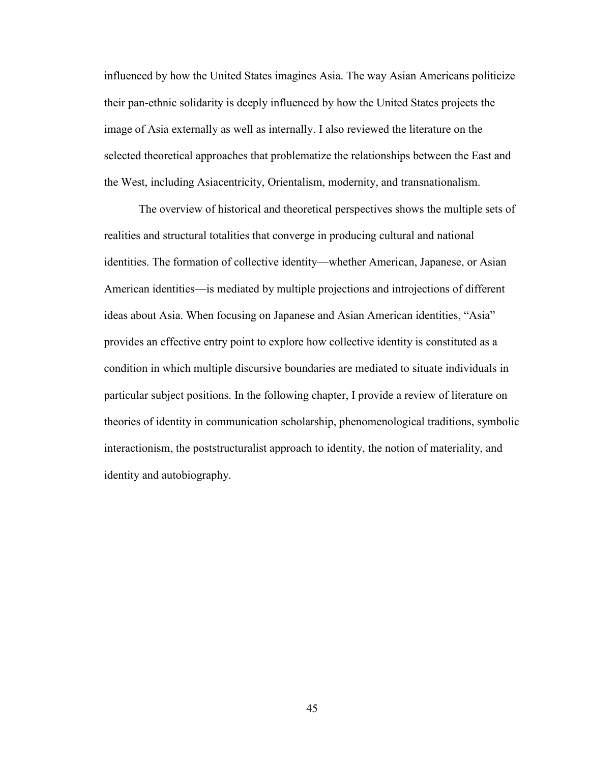influenced by how the United States imagines Asia. The way Asian Americans politicize their pan-ethnic solidarity is deeply influenced by how the United States projects the image of Asia externally as well as internally. I also reviewed the literature on the selected theoretical approaches that problematize the relationships between the East and the West, including Asiacentricity, Orientalism, modernity, and transnationalism.

The overview of historical and theoretical perspectives shows the multiple sets of realities and structural totalities that converge in producing cultural and national identities. The formation of collective identity—whether American, Japanese, or Asian American identities—is mediated by multiple projections and introjections of different ideas about Asia. When focusing on Japanese and Asian American identities, "Asia" provides an effective entry point to explore how collective identity is constituted as a condition in which multiple discursive boundaries are mediated to situate individuals in particular subject positions. In the following chapter, I provide a review of literature on theories of identity in communication scholarship, phenomenological traditions, symbolic interactionism, the poststructuralist approach to identity, the notion of materiality, and identity and autobiography.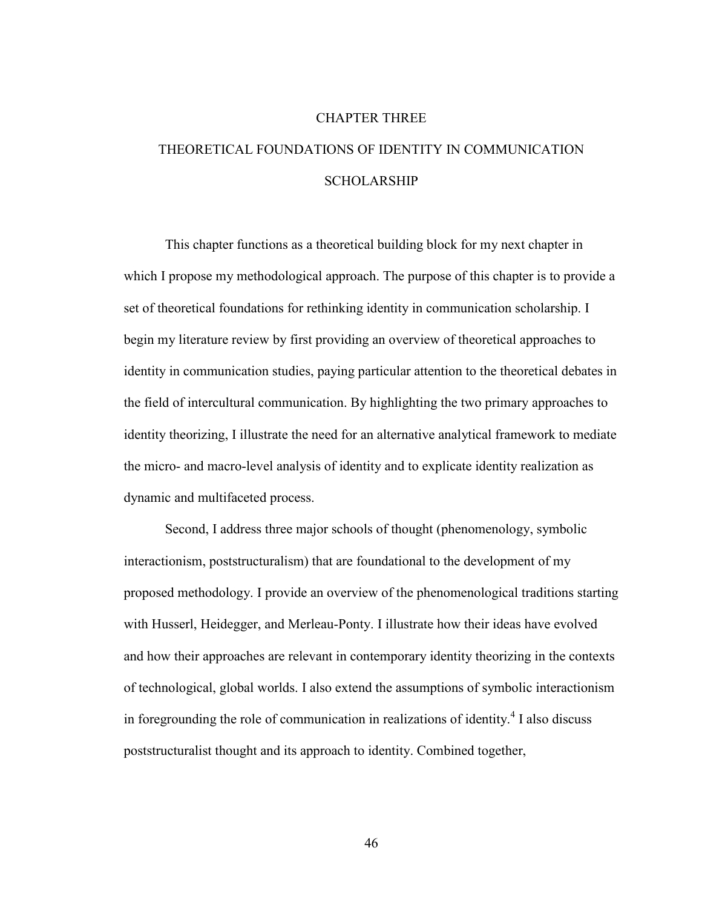# CHAPTER THREE

# THEORETICAL FOUNDATIONS OF IDENTITY IN COMMUNICATION SCHOLARSHIP

This chapter functions as a theoretical building block for my next chapter in which I propose my methodological approach. The purpose of this chapter is to provide a set of theoretical foundations for rethinking identity in communication scholarship. I begin my literature review by first providing an overview of theoretical approaches to identity in communication studies, paying particular attention to the theoretical debates in the field of intercultural communication. By highlighting the two primary approaches to identity theorizing, I illustrate the need for an alternative analytical framework to mediate the micro- and macro-level analysis of identity and to explicate identity realization as dynamic and multifaceted process.

Second, I address three major schools of thought (phenomenology, symbolic interactionism, poststructuralism) that are foundational to the development of my proposed methodology. I provide an overview of the phenomenological traditions starting with Husserl, Heidegger, and Merleau-Ponty. I illustrate how their ideas have evolved and how their approaches are relevant in contemporary identity theorizing in the contexts of technological, global worlds. I also extend the assumptions of symbolic interactionism in foregrounding the role of communication in realizations of identity.[4] I also discuss poststructuralist thought and its approach to identity. Combined together,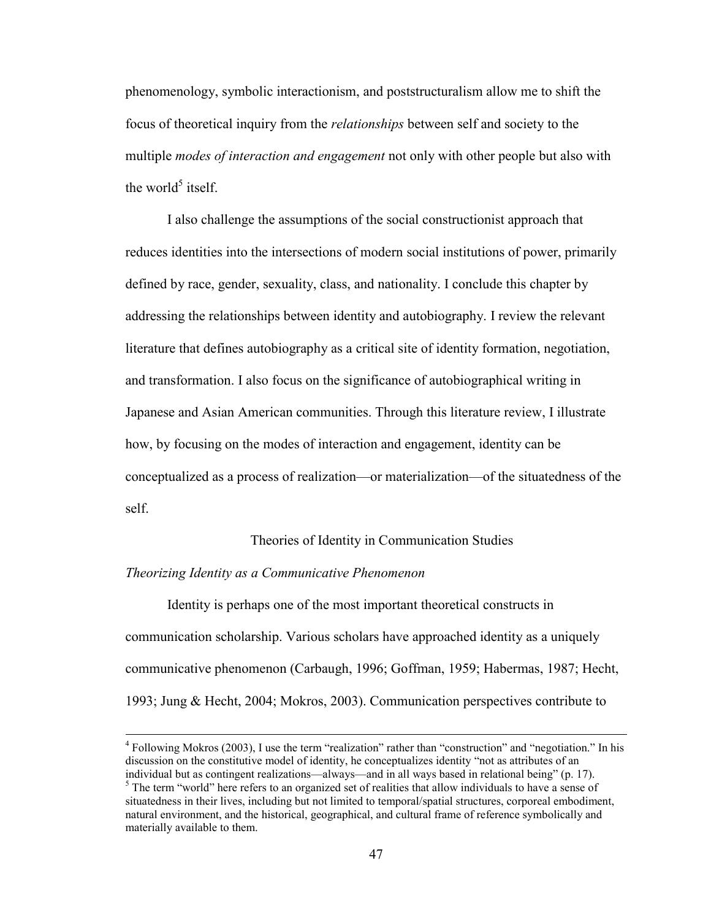phenomenology, symbolic interactionism, and poststructuralism allow me to shift the focus of theoretical inquiry from the *relationships* between self and society to the multiple *modes of interaction and engagement* not only with other people but also with the world[5] itself.

I also challenge the assumptions of the social constructionist approach that reduces identities into the intersections of modern social institutions of power, primarily defined by race, gender, sexuality, class, and nationality. I conclude this chapter by addressing the relationships between identity and autobiography. I review the relevant literature that defines autobiography as a critical site of identity formation, negotiation, and transformation. I also focus on the significance of autobiographical writing in Japanese and Asian American communities. Through this literature review, I illustrate how, by focusing on the modes of interaction and engagement, identity can be conceptualized as a process of realization—or materialization—of the situatedness of the self.

## Theories of Identity in Communication Studies

### *Theorizing Identity as a Communicative Phenomenon*

Identity is perhaps one of the most important theoretical constructs in communication scholarship. Various scholars have approached identity as a uniquely communicative phenomenon (Carbaugh, 1996; Goffman, 1959; Habermas, 1987; Hecht, 1993; Jung & Hecht, 2004; Mokros, 2003). Communication perspectives contribute to

---

[4] Following Mokros (2003), I use the term "realization" rather than "construction" and "negotiation." In his discussion on the constitutive model of identity, he conceptualizes identity "not as attributes of an individual but as contingent realizations—always—and in all ways based in relational being" (p. 17).

[5] The term "world" here refers to an organized set of realities that allow individuals to have a sense of situatedness in their lives, including but not limited to temporal/spatial structures, corporeal embodiment, natural environment, and the historical, geographical, and cultural frame of reference symbolically and materially available to them.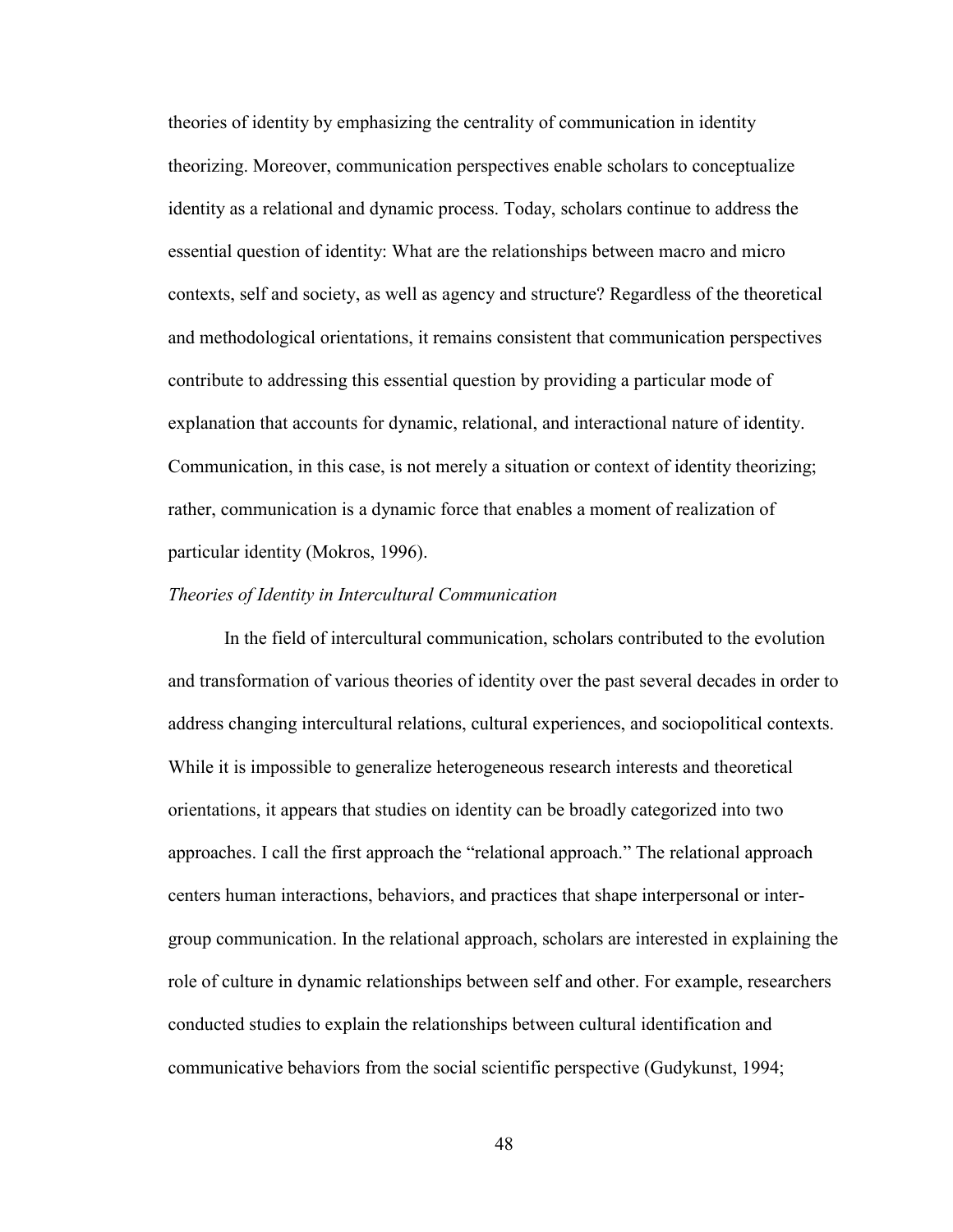theories of identity by emphasizing the centrality of communication in identity theorizing. Moreover, communication perspectives enable scholars to conceptualize identity as a relational and dynamic process. Today, scholars continue to address the essential question of identity: What are the relationships between macro and micro contexts, self and society, as well as agency and structure? Regardless of the theoretical and methodological orientations, it remains consistent that communication perspectives contribute to addressing this essential question by providing a particular mode of explanation that accounts for dynamic, relational, and interactional nature of identity. Communication, in this case, is not merely a situation or context of identity theorizing; rather, communication is a dynamic force that enables a moment of realization of particular identity (Mokros, 1996).

*Theories of Identity in Intercultural Communication*

In the field of intercultural communication, scholars contributed to the evolution and transformation of various theories of identity over the past several decades in order to address changing intercultural relations, cultural experiences, and sociopolitical contexts. While it is impossible to generalize heterogeneous research interests and theoretical orientations, it appears that studies on identity can be broadly categorized into two approaches. I call the first approach the "relational approach." The relational approach centers human interactions, behaviors, and practices that shape interpersonal or inter-group communication. In the relational approach, scholars are interested in explaining the role of culture in dynamic relationships between self and other. For example, researchers conducted studies to explain the relationships between cultural identification and communicative behaviors from the social scientific perspective (Gudykunst, 1994;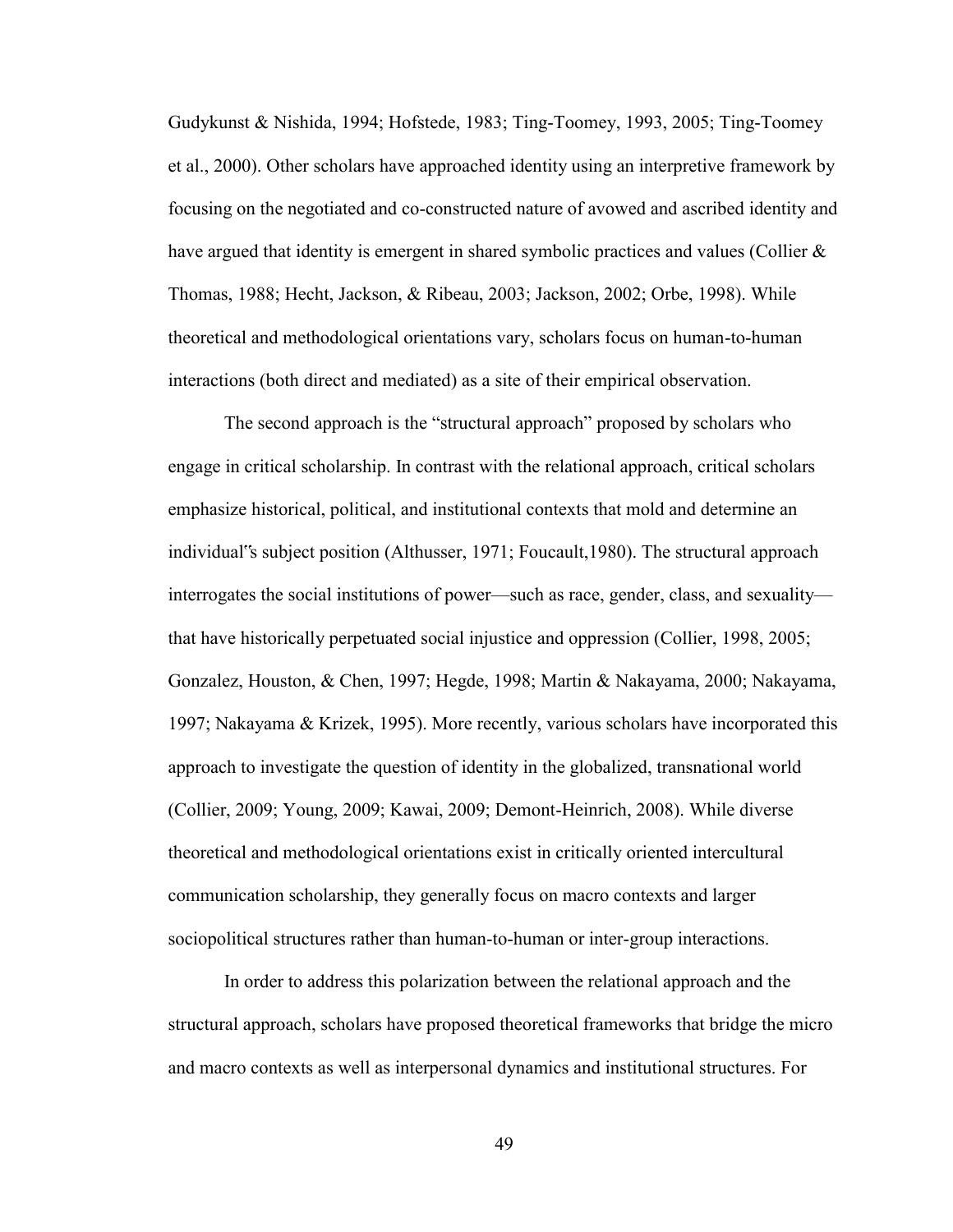Gudykunst & Nishida, 1994; Hofstede, 1983; Ting-Toomey, 1993, 2005; Ting-Toomey et al., 2000). Other scholars have approached identity using an interpretive framework by focusing on the negotiated and co-constructed nature of avowed and ascribed identity and have argued that identity is emergent in shared symbolic practices and values (Collier & Thomas, 1988; Hecht, Jackson, & Ribeau, 2003; Jackson, 2002; Orbe, 1998). While theoretical and methodological orientations vary, scholars focus on human-to-human interactions (both direct and mediated) as a site of their empirical observation.

The second approach is the "structural approach" proposed by scholars who engage in critical scholarship. In contrast with the relational approach, critical scholars emphasize historical, political, and institutional contexts that mold and determine an individual"s subject position (Althusser, 1971; Foucault,1980). The structural approach interrogates the social institutions of power—such as race, gender, class, and sexuality—that have historically perpetuated social injustice and oppression (Collier, 1998, 2005; Gonzalez, Houston, & Chen, 1997; Hegde, 1998; Martin & Nakayama, 2000; Nakayama, 1997; Nakayama & Krizek, 1995). More recently, various scholars have incorporated this approach to investigate the question of identity in the globalized, transnational world (Collier, 2009; Young, 2009; Kawai, 2009; Demont-Heinrich, 2008). While diverse theoretical and methodological orientations exist in critically oriented intercultural communication scholarship, they generally focus on macro contexts and larger sociopolitical structures rather than human-to-human or inter-group interactions.

In order to address this polarization between the relational approach and the structural approach, scholars have proposed theoretical frameworks that bridge the micro and macro contexts as well as interpersonal dynamics and institutional structures. For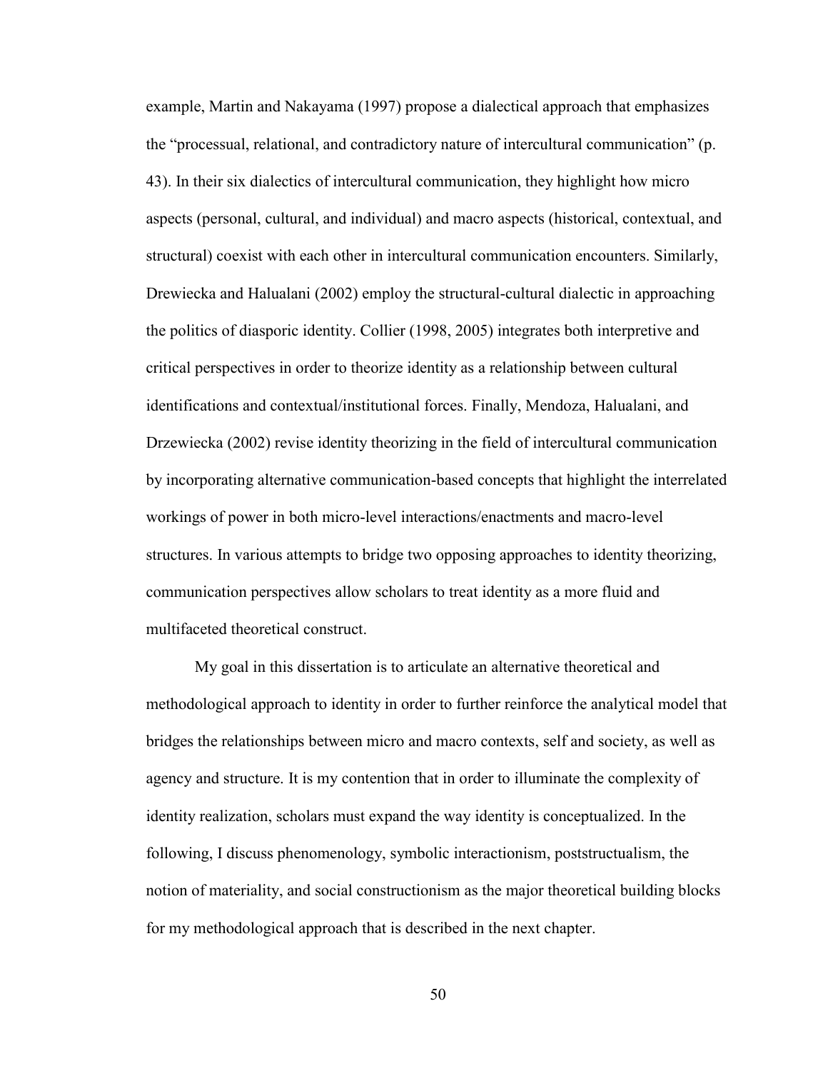example, Martin and Nakayama (1997) propose a dialectical approach that emphasizes the "processual, relational, and contradictory nature of intercultural communication" (p. 43). In their six dialectics of intercultural communication, they highlight how micro aspects (personal, cultural, and individual) and macro aspects (historical, contextual, and structural) coexist with each other in intercultural communication encounters. Similarly, Drewiecka and Halualani (2002) employ the structural-cultural dialectic in approaching the politics of diasporic identity. Collier (1998, 2005) integrates both interpretive and critical perspectives in order to theorize identity as a relationship between cultural identifications and contextual/institutional forces. Finally, Mendoza, Halualani, and Drzewiecka (2002) revise identity theorizing in the field of intercultural communication by incorporating alternative communication-based concepts that highlight the interrelated workings of power in both micro-level interactions/enactments and macro-level structures. In various attempts to bridge two opposing approaches to identity theorizing, communication perspectives allow scholars to treat identity as a more fluid and multifaceted theoretical construct.

My goal in this dissertation is to articulate an alternative theoretical and methodological approach to identity in order to further reinforce the analytical model that bridges the relationships between micro and macro contexts, self and society, as well as agency and structure. It is my contention that in order to illuminate the complexity of identity realization, scholars must expand the way identity is conceptualized. In the following, I discuss phenomenology, symbolic interactionism, poststructualism, the notion of materiality, and social constructionism as the major theoretical building blocks for my methodological approach that is described in the next chapter.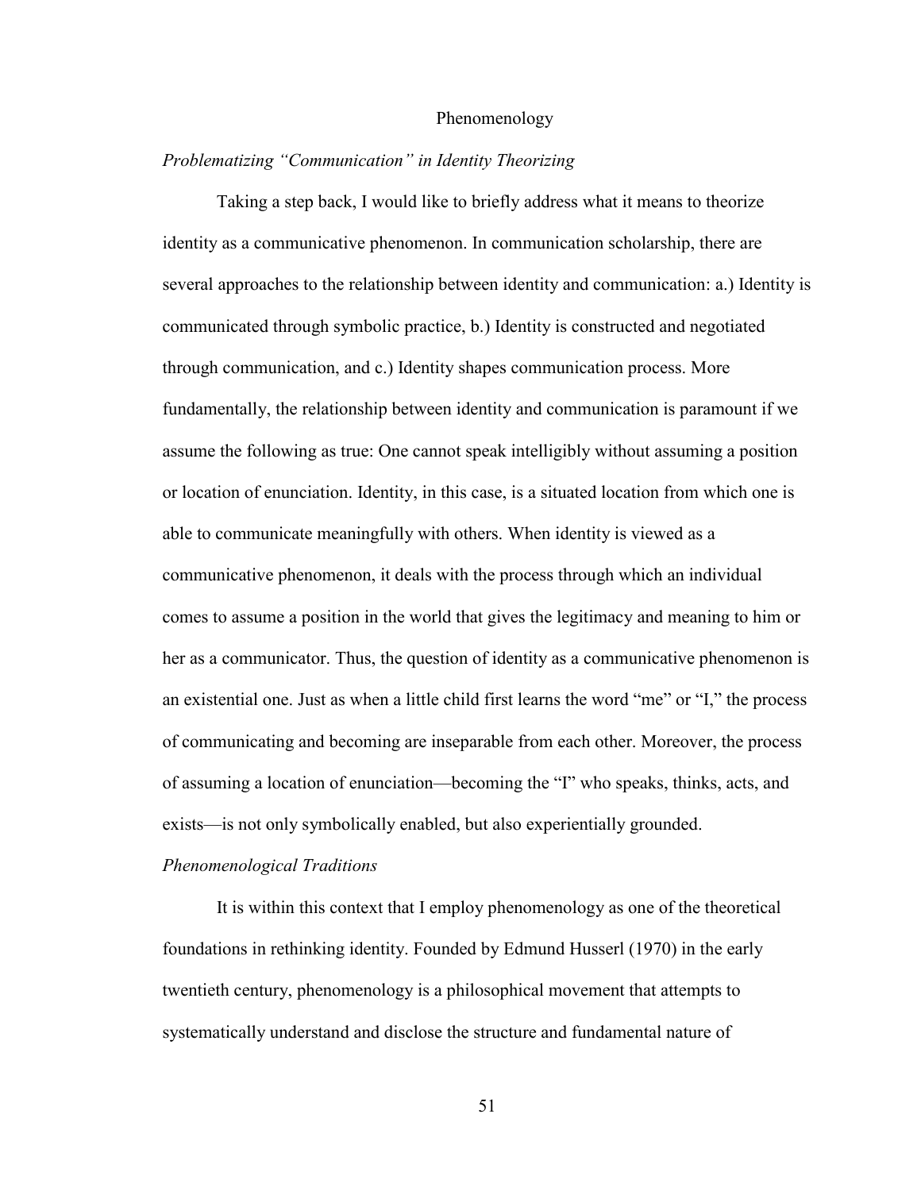## Phenomenology

### *Problematizing "Communication" in Identity Theorizing*

Taking a step back, I would like to briefly address what it means to theorize identity as a communicative phenomenon. In communication scholarship, there are several approaches to the relationship between identity and communication: a.) Identity is communicated through symbolic practice, b.) Identity is constructed and negotiated through communication, and c.) Identity shapes communication process. More fundamentally, the relationship between identity and communication is paramount if we assume the following as true: One cannot speak intelligibly without assuming a position or location of enunciation. Identity, in this case, is a situated location from which one is able to communicate meaningfully with others. When identity is viewed as a communicative phenomenon, it deals with the process through which an individual comes to assume a position in the world that gives the legitimacy and meaning to him or her as a communicator. Thus, the question of identity as a communicative phenomenon is an existential one. Just as when a little child first learns the word "me" or "I," the process of communicating and becoming are inseparable from each other. Moreover, the process of assuming a location of enunciation—becoming the "I" who speaks, thinks, acts, and exists—is not only symbolically enabled, but also experientially grounded.

### *Phenomenological Traditions*

It is within this context that I employ phenomenology as one of the theoretical foundations in rethinking identity. Founded by Edmund Husserl (1970) in the early twentieth century, phenomenology is a philosophical movement that attempts to systematically understand and disclose the structure and fundamental nature of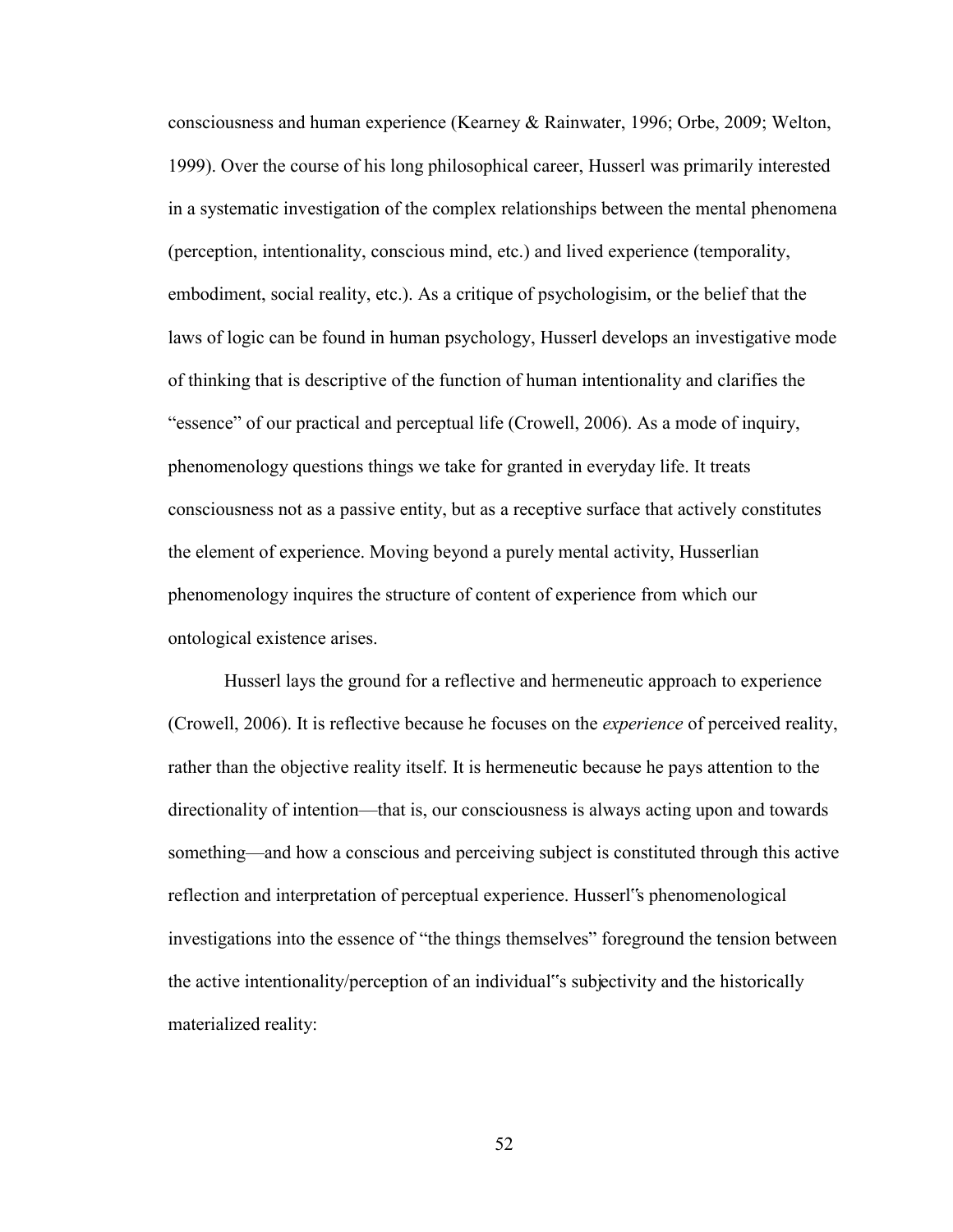consciousness and human experience (Kearney & Rainwater, 1996; Orbe, 2009; Welton, 1999). Over the course of his long philosophical career, Husserl was primarily interested in a systematic investigation of the complex relationships between the mental phenomena (perception, intentionality, conscious mind, etc.) and lived experience (temporality, embodiment, social reality, etc.). As a critique of psychologisim, or the belief that the laws of logic can be found in human psychology, Husserl develops an investigative mode of thinking that is descriptive of the function of human intentionality and clarifies the "essence" of our practical and perceptual life (Crowell, 2006). As a mode of inquiry, phenomenology questions things we take for granted in everyday life. It treats consciousness not as a passive entity, but as a receptive surface that actively constitutes the element of experience. Moving beyond a purely mental activity, Husserlian phenomenology inquires the structure of content of experience from which our ontological existence arises.

Husserl lays the ground for a reflective and hermeneutic approach to experience (Crowell, 2006). It is reflective because he focuses on the *experience* of perceived reality, rather than the objective reality itself. It is hermeneutic because he pays attention to the directionality of intention—that is, our consciousness is always acting upon and towards something—and how a conscious and perceiving subject is constituted through this active reflection and interpretation of perceptual experience. Husserl"s phenomenological investigations into the essence of "the things themselves" foreground the tension between the active intentionality/perception of an individual"s subjectivity and the historically materialized reality: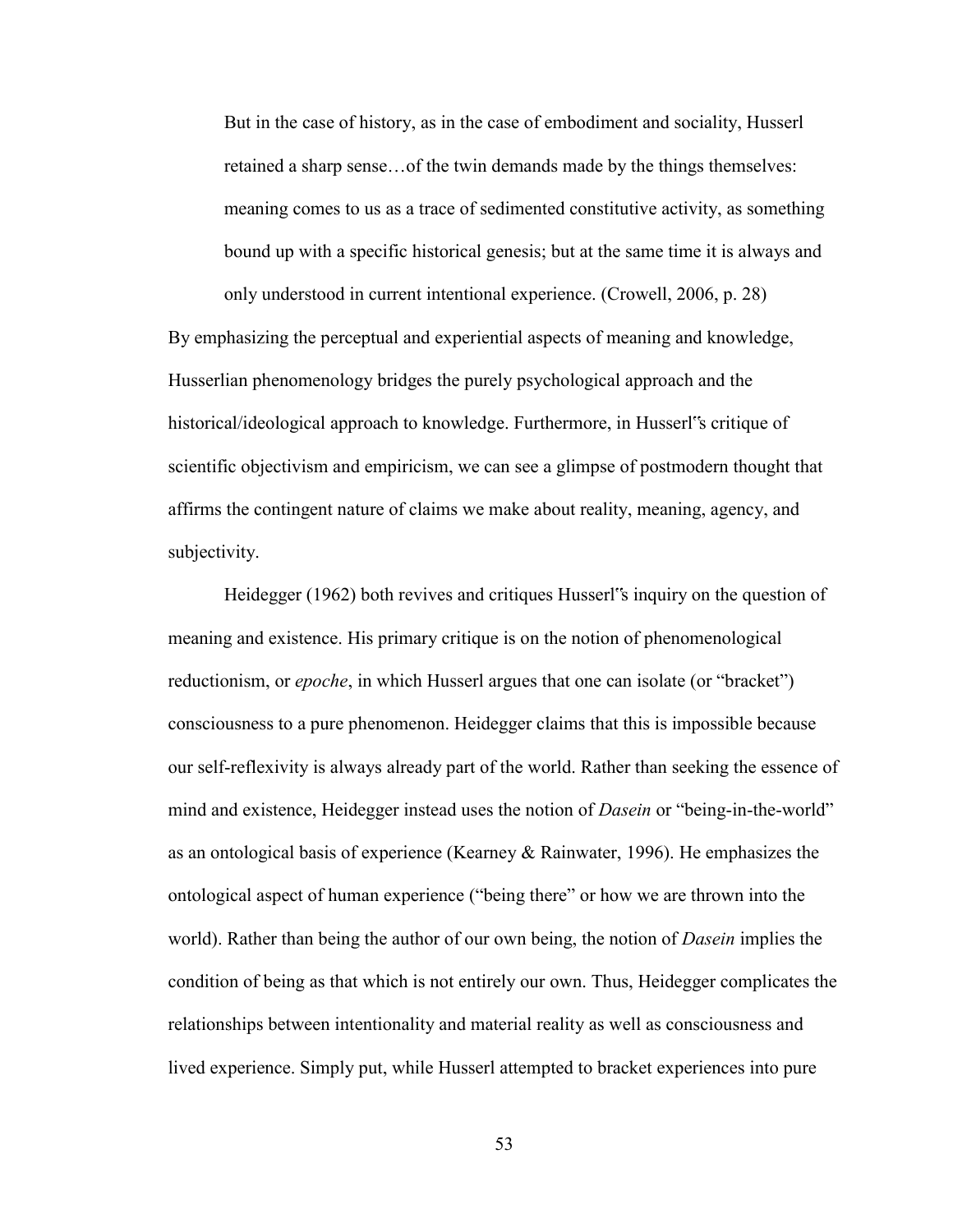> But in the case of history, as in the case of embodiment and sociality, Husserl retained a sharp sense…of the twin demands made by the things themselves: meaning comes to us as a trace of sedimented constitutive activity, as something bound up with a specific historical genesis; but at the same time it is always and only understood in current intentional experience. (Crowell, 2006, p. 28)

By emphasizing the perceptual and experiential aspects of meaning and knowledge, Husserlian phenomenology bridges the purely psychological approach and the historical/ideological approach to knowledge. Furthermore, in Husserl"s critique of scientific objectivism and empiricism, we can see a glimpse of postmodern thought that affirms the contingent nature of claims we make about reality, meaning, agency, and subjectivity.

Heidegger (1962) both revives and critiques Husserl"s inquiry on the question of meaning and existence. His primary critique is on the notion of phenomenological reductionism, or *epoche*, in which Husserl argues that one can isolate (or "bracket") consciousness to a pure phenomenon. Heidegger claims that this is impossible because our self-reflexivity is always already part of the world. Rather than seeking the essence of mind and existence, Heidegger instead uses the notion of *Dasein* or "being-in-the-world" as an ontological basis of experience (Kearney & Rainwater, 1996). He emphasizes the ontological aspect of human experience ("being there" or how we are thrown into the world). Rather than being the author of our own being, the notion of *Dasein* implies the condition of being as that which is not entirely our own. Thus, Heidegger complicates the relationships between intentionality and material reality as well as consciousness and lived experience. Simply put, while Husserl attempted to bracket experiences into pure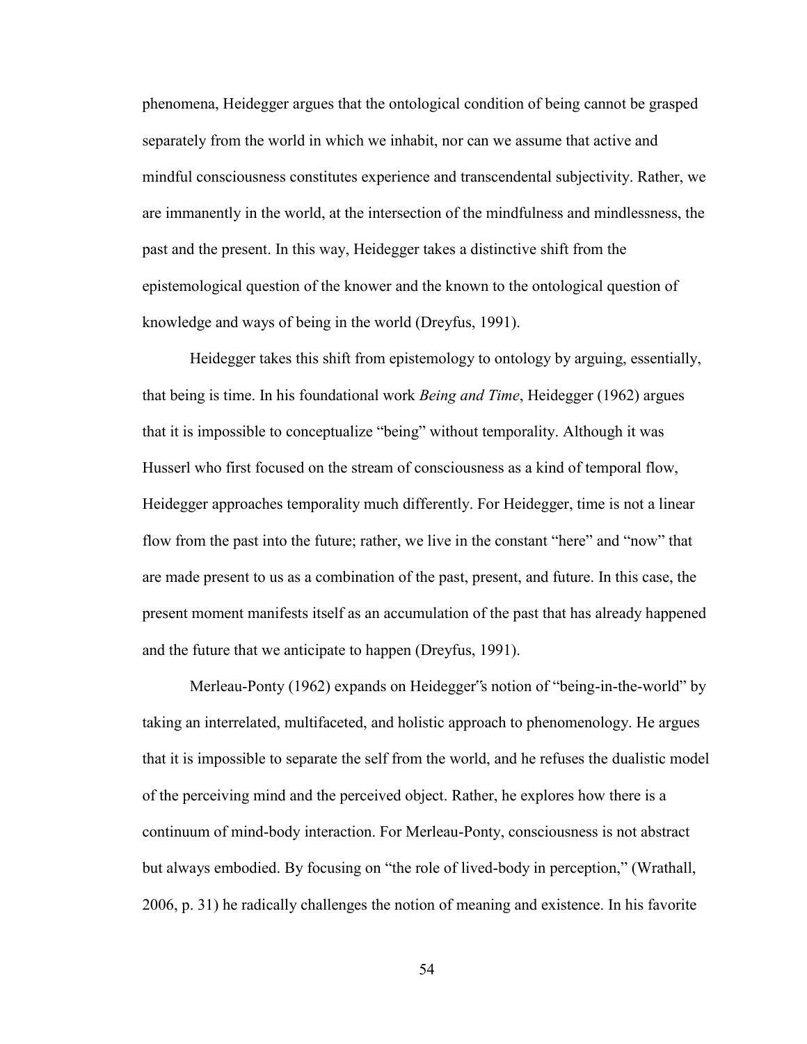phenomena, Heidegger argues that the ontological condition of being cannot be grasped separately from the world in which we inhabit, nor can we assume that active and mindful consciousness constitutes experience and transcendental subjectivity. Rather, we are immanently in the world, at the intersection of the mindfulness and mindlessness, the past and the present. In this way, Heidegger takes a distinctive shift from the epistemological question of the knower and the known to the ontological question of knowledge and ways of being in the world (Dreyfus, 1991).

Heidegger takes this shift from epistemology to ontology by arguing, essentially, that being is time. In his foundational work *Being and Time*, Heidegger (1962) argues that it is impossible to conceptualize "being" without temporality. Although it was Husserl who first focused on the stream of consciousness as a kind of temporal flow, Heidegger approaches temporality much differently. For Heidegger, time is not a linear flow from the past into the future; rather, we live in the constant "here" and "now" that are made present to us as a combination of the past, present, and future. In this case, the present moment manifests itself as an accumulation of the past that has already happened and the future that we anticipate to happen (Dreyfus, 1991).

Merleau-Ponty (1962) expands on Heidegger"s notion of "being-in-the-world" by taking an interrelated, multifaceted, and holistic approach to phenomenology. He argues that it is impossible to separate the self from the world, and he refuses the dualistic model of the perceiving mind and the perceived object. Rather, he explores how there is a continuum of mind-body interaction. For Merleau-Ponty, consciousness is not abstract but always embodied. By focusing on "the role of lived-body in perception," (Wrathall, 2006, p. 31) he radically challenges the notion of meaning and existence. In his favorite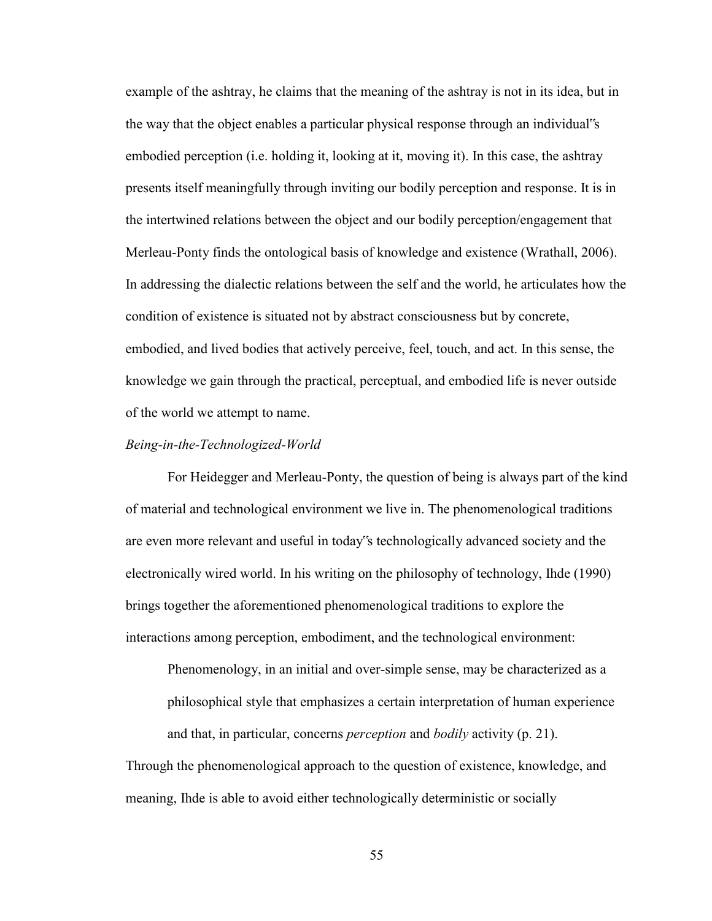example of the ashtray, he claims that the meaning of the ashtray is not in its idea, but in the way that the object enables a particular physical response through an individual‟s embodied perception (i.e. holding it, looking at it, moving it). In this case, the ashtray presents itself meaningfully through inviting our bodily perception and response. It is in the intertwined relations between the object and our bodily perception/engagement that Merleau-Ponty finds the ontological basis of knowledge and existence (Wrathall, 2006). In addressing the dialectic relations between the self and the world, he articulates how the condition of existence is situated not by abstract consciousness but by concrete, embodied, and lived bodies that actively perceive, feel, touch, and act. In this sense, the knowledge we gain through the practical, perceptual, and embodied life is never outside of the world we attempt to name.

*Being-in-the-Technologized-World*

For Heidegger and Merleau-Ponty, the question of being is always part of the kind of material and technological environment we live in. The phenomenological traditions are even more relevant and useful in today‟s technologically advanced society and the electronically wired world. In his writing on the philosophy of technology, Ihde (1990) brings together the aforementioned phenomenological traditions to explore the interactions among perception, embodiment, and the technological environment:

> Phenomenology, in an initial and over-simple sense, may be characterized as a philosophical style that emphasizes a certain interpretation of human experience and that, in particular, concerns *perception* and *bodily* activity (p. 21).

Through the phenomenological approach to the question of existence, knowledge, and meaning, Ihde is able to avoid either technologically deterministic or socially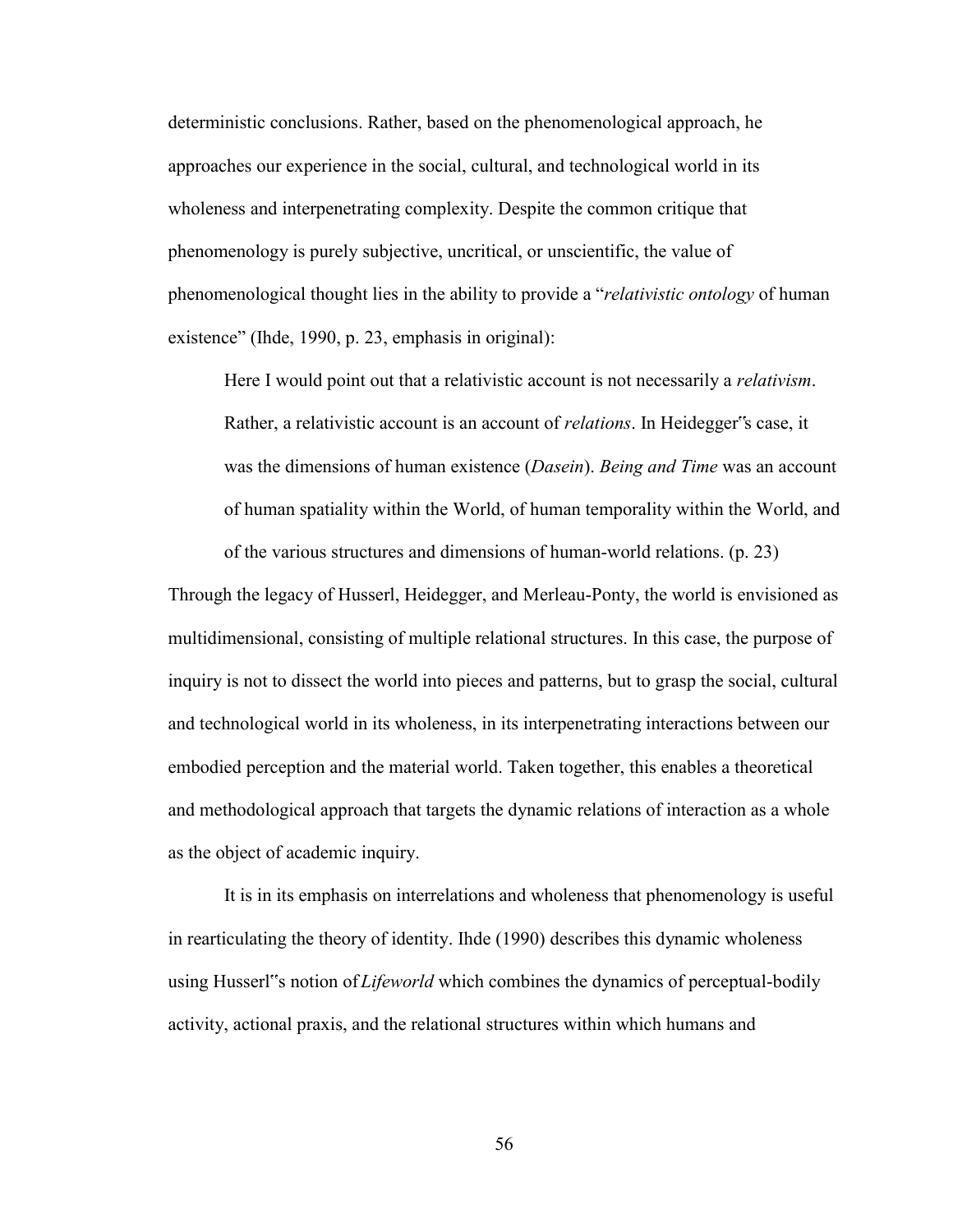deterministic conclusions. Rather, based on the phenomenological approach, he approaches our experience in the social, cultural, and technological world in its wholeness and interpenetrating complexity. Despite the common critique that phenomenology is purely subjective, uncritical, or unscientific, the value of phenomenological thought lies in the ability to provide a "*relativistic ontology* of human existence" (Ihde, 1990, p. 23, emphasis in original):

> Here I would point out that a relativistic account is not necessarily a *relativism*. Rather, a relativistic account is an account of *relations*. In Heidegger‟s case, it was the dimensions of human existence (*Dasein*). *Being and Time* was an account of human spatiality within the World, of human temporality within the World, and of the various structures and dimensions of human-world relations. (p. 23)

Through the legacy of Husserl, Heidegger, and Merleau-Ponty, the world is envisioned as multidimensional, consisting of multiple relational structures. In this case, the purpose of inquiry is not to dissect the world into pieces and patterns, but to grasp the social, cultural and technological world in its wholeness, in its interpenetrating interactions between our embodied perception and the material world. Taken together, this enables a theoretical and methodological approach that targets the dynamic relations of interaction as a whole as the object of academic inquiry.

It is in its emphasis on interrelations and wholeness that phenomenology is useful in rearticulating the theory of identity. Ihde (1990) describes this dynamic wholeness using Husserl‟s notion of *Lifeworld* which combines the dynamics of perceptual-bodily activity, actional praxis, and the relational structures within which humans and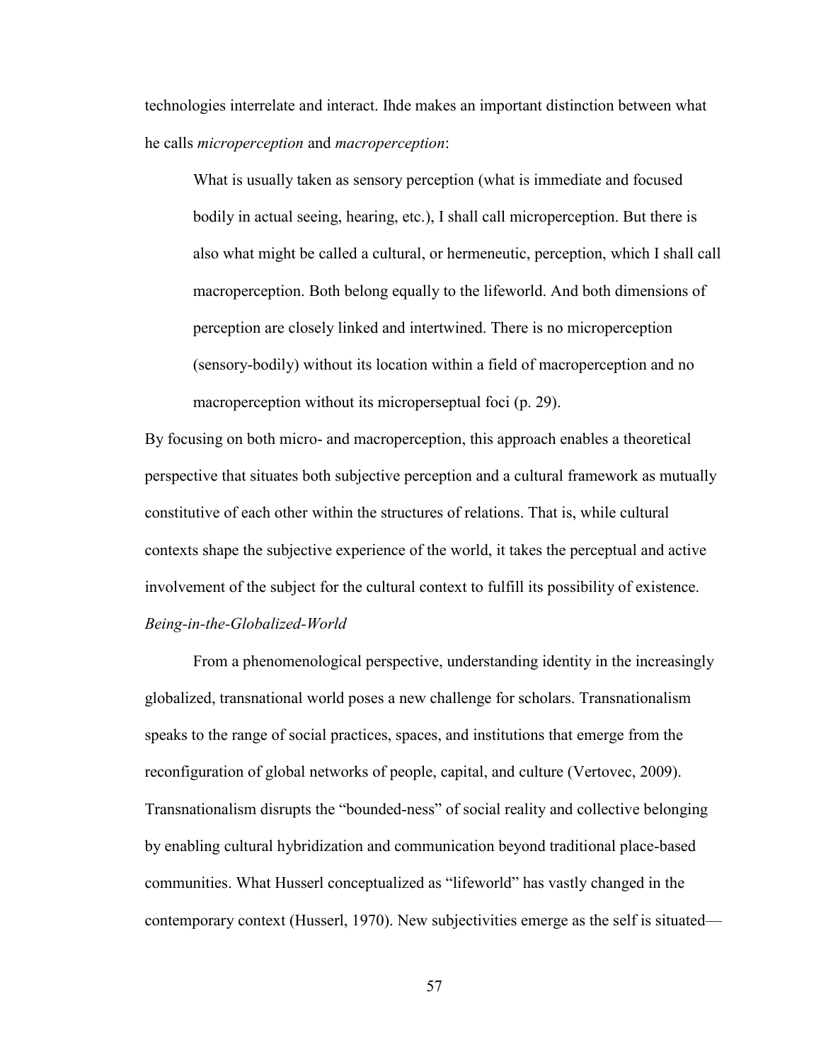technologies interrelate and interact. Ihde makes an important distinction between what he calls *microperception* and *macroperception*:

> What is usually taken as sensory perception (what is immediate and focused bodily in actual seeing, hearing, etc.), I shall call microperception. But there is also what might be called a cultural, or hermeneutic, perception, which I shall call macroperception. Both belong equally to the lifeworld. And both dimensions of perception are closely linked and intertwined. There is no microperception (sensory-bodily) without its location within a field of macroperception and no macroperception without its microperseptual foci (p. 29).

By focusing on both micro- and macroperception, this approach enables a theoretical perspective that situates both subjective perception and a cultural framework as mutually constitutive of each other within the structures of relations. That is, while cultural contexts shape the subjective experience of the world, it takes the perceptual and active involvement of the subject for the cultural context to fulfill its possibility of existence.

*Being-in-the-Globalized-World*

From a phenomenological perspective, understanding identity in the increasingly globalized, transnational world poses a new challenge for scholars. Transnationalism speaks to the range of social practices, spaces, and institutions that emerge from the reconfiguration of global networks of people, capital, and culture (Vertovec, 2009). Transnationalism disrupts the "bounded-ness" of social reality and collective belonging by enabling cultural hybridization and communication beyond traditional place-based communities. What Husserl conceptualized as "lifeworld" has vastly changed in the contemporary context (Husserl, 1970). New subjectivities emerge as the self is situated—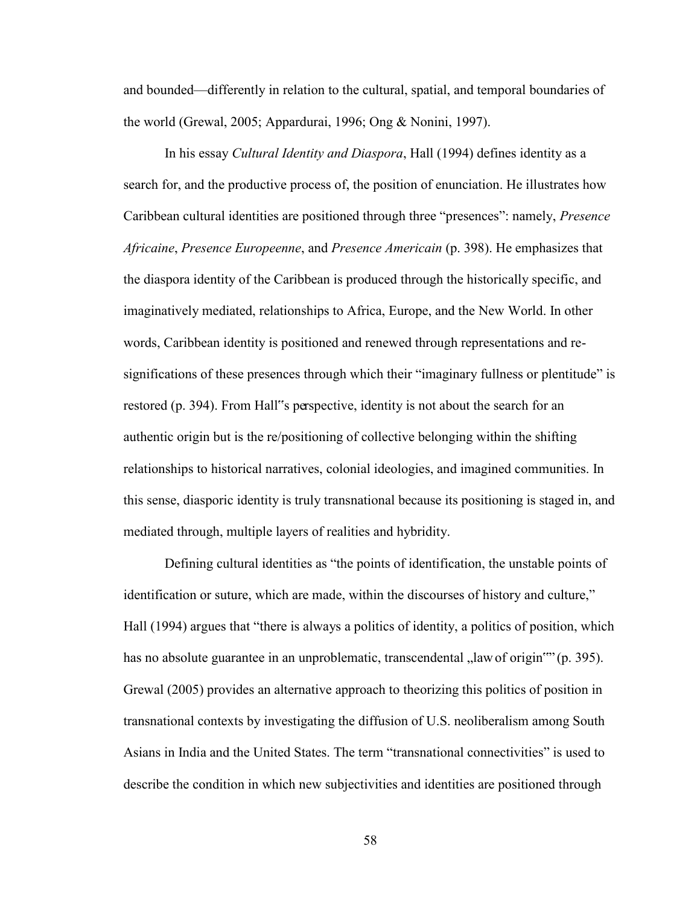and bounded—differently in relation to the cultural, spatial, and temporal boundaries of the world (Grewal, 2005; Appardurai, 1996; Ong & Nonini, 1997).

In his essay *Cultural Identity and Diaspora*, Hall (1994) defines identity as a search for, and the productive process of, the position of enunciation. He illustrates how Caribbean cultural identities are positioned through three "presences": namely, *Presence Africaine*, *Presence Europeenne*, and *Presence Americain* (p. 398). He emphasizes that the diaspora identity of the Caribbean is produced through the historically specific, and imaginatively mediated, relationships to Africa, Europe, and the New World. In other words, Caribbean identity is positioned and renewed through representations and re-significations of these presences through which their "imaginary fullness or plentitude" is restored (p. 394). From Hall"s perspective, identity is not about the search for an authentic origin but is the re/positioning of collective belonging within the shifting relationships to historical narratives, colonial ideologies, and imagined communities. In this sense, diasporic identity is truly transnational because its positioning is staged in, and mediated through, multiple layers of realities and hybridity.

Defining cultural identities as "the points of identification, the unstable points of identification or suture, which are made, within the discourses of history and culture," Hall (1994) argues that "there is always a politics of identity, a politics of position, which has no absolute guarantee in an unproblematic, transcendental „law of origin"" (p. 395). Grewal (2005) provides an alternative approach to theorizing this politics of position in transnational contexts by investigating the diffusion of U.S. neoliberalism among South Asians in India and the United States. The term "transnational connectivities" is used to describe the condition in which new subjectivities and identities are positioned through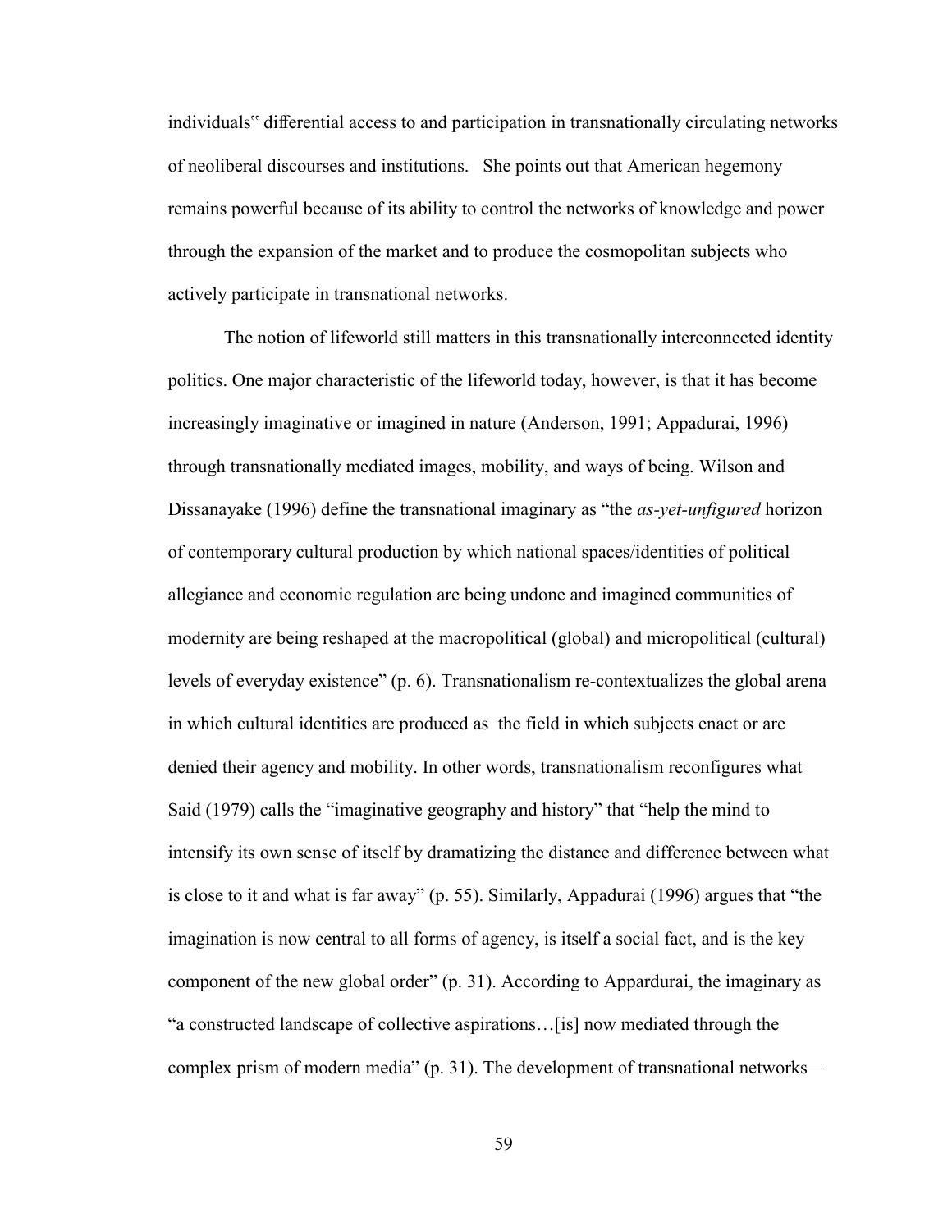individuals‟ differential access to and participation in transnationally circulating networks of neoliberal discourses and institutions. She points out that American hegemony remains powerful because of its ability to control the networks of knowledge and power through the expansion of the market and to produce the cosmopolitan subjects who actively participate in transnational networks.

The notion of lifeworld still matters in this transnationally interconnected identity politics. One major characteristic of the lifeworld today, however, is that it has become increasingly imaginative or imagined in nature (Anderson, 1991; Appadurai, 1996) through transnationally mediated images, mobility, and ways of being. Wilson and Dissanayake (1996) define the transnational imaginary as "the *as-yet-unfigured* horizon of contemporary cultural production by which national spaces/identities of political allegiance and economic regulation are being undone and imagined communities of modernity are being reshaped at the macropolitical (global) and micropolitical (cultural) levels of everyday existence" (p. 6). Transnationalism re-contextualizes the global arena in which cultural identities are produced as the field in which subjects enact or are denied their agency and mobility. In other words, transnationalism reconfigures what Said (1979) calls the "imaginative geography and history" that "help the mind to intensify its own sense of itself by dramatizing the distance and difference between what is close to it and what is far away" (p. 55). Similarly, Appadurai (1996) argues that "the imagination is now central to all forms of agency, is itself a social fact, and is the key component of the new global order" (p. 31). According to Appardurai, the imaginary as "a constructed landscape of collective aspirations…[is] now mediated through the complex prism of modern media" (p. 31). The development of transnational networks—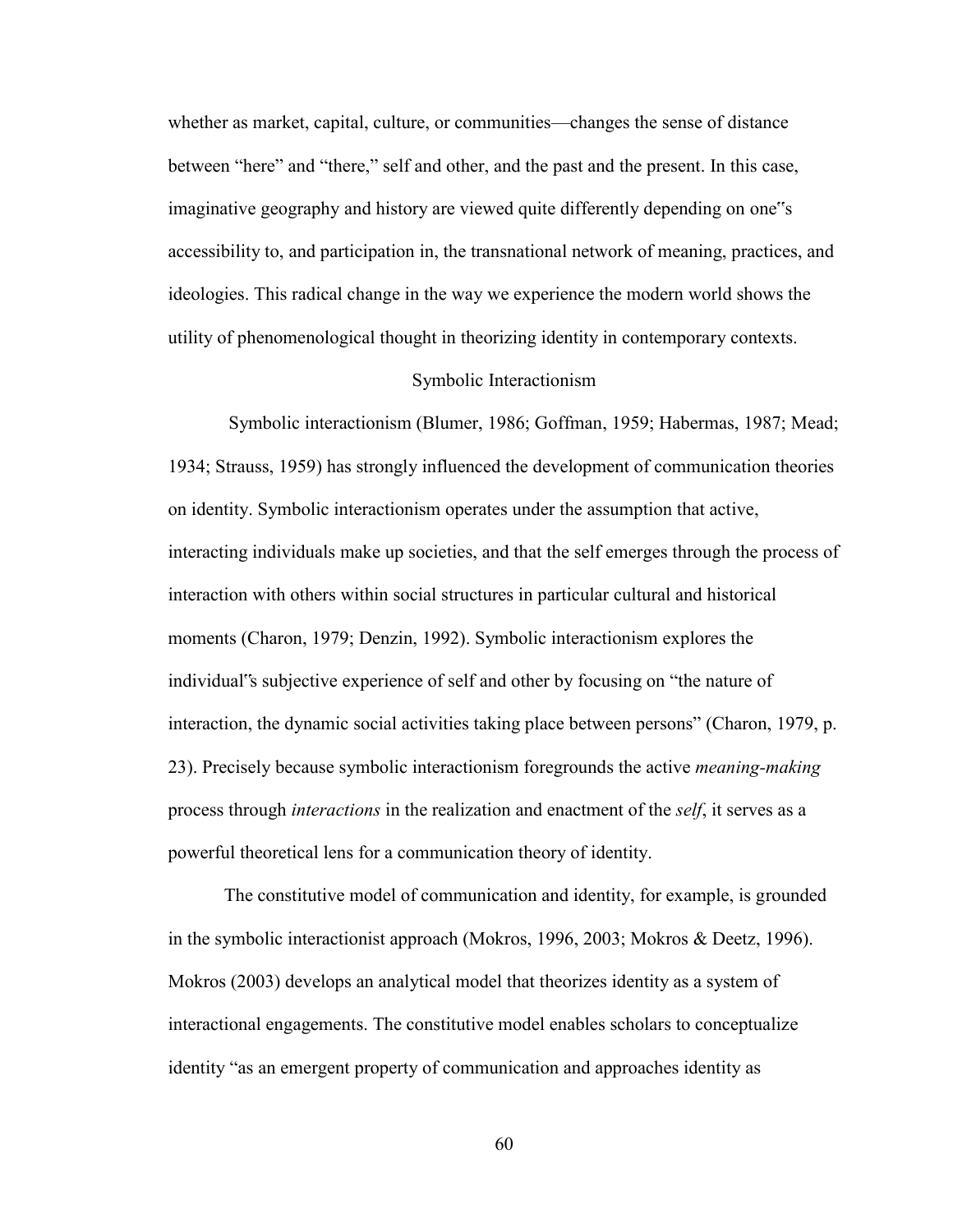whether as market, capital, culture, or communities—changes the sense of distance between "here" and "there," self and other, and the past and the present. In this case, imaginative geography and history are viewed quite differently depending on one‟s accessibility to, and participation in, the transnational network of meaning, practices, and ideologies. This radical change in the way we experience the modern world shows the utility of phenomenological thought in theorizing identity in contemporary contexts.

## Symbolic Interactionism

Symbolic interactionism (Blumer, 1986; Goffman, 1959; Habermas, 1987; Mead; 1934; Strauss, 1959) has strongly influenced the development of communication theories on identity. Symbolic interactionism operates under the assumption that active, interacting individuals make up societies, and that the self emerges through the process of interaction with others within social structures in particular cultural and historical moments (Charon, 1979; Denzin, 1992). Symbolic interactionism explores the individual‟s subjective experience of self and other by focusing on "the nature of interaction, the dynamic social activities taking place between persons" (Charon, 1979, p. 23). Precisely because symbolic interactionism foregrounds the active *meaning-making* process through *interactions* in the realization and enactment of the *self*, it serves as a powerful theoretical lens for a communication theory of identity.

The constitutive model of communication and identity, for example, is grounded in the symbolic interactionist approach (Mokros, 1996, 2003; Mokros & Deetz, 1996). Mokros (2003) develops an analytical model that theorizes identity as a system of interactional engagements. The constitutive model enables scholars to conceptualize identity "as an emergent property of communication and approaches identity as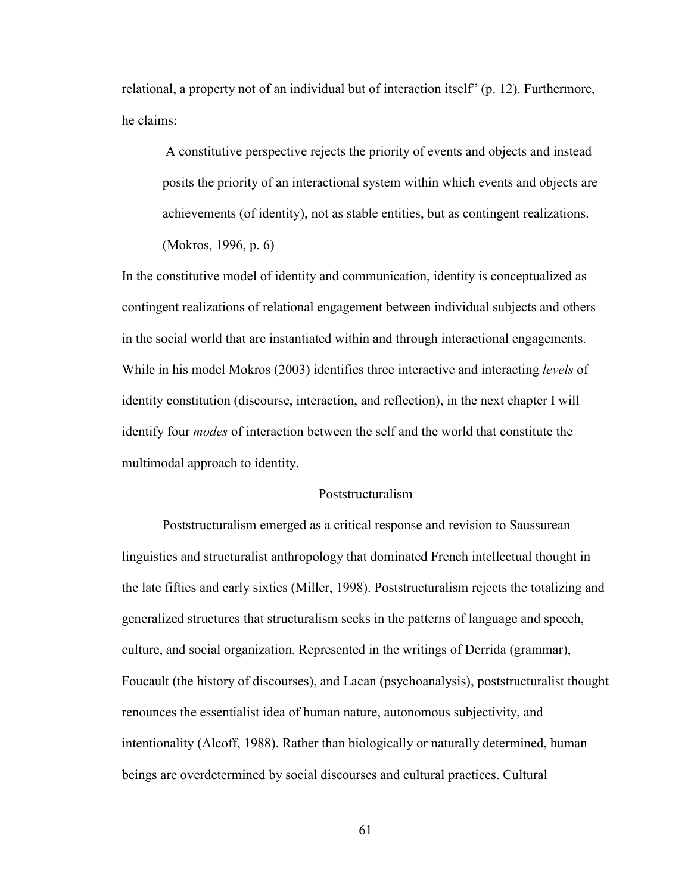relational, a property not of an individual but of interaction itself" (p. 12). Furthermore, he claims:

> A constitutive perspective rejects the priority of events and objects and instead posits the priority of an interactional system within which events and objects are achievements (of identity), not as stable entities, but as contingent realizations. (Mokros, 1996, p. 6)

In the constitutive model of identity and communication, identity is conceptualized as contingent realizations of relational engagement between individual subjects and others in the social world that are instantiated within and through interactional engagements. While in his model Mokros (2003) identifies three interactive and interacting *levels* of identity constitution (discourse, interaction, and reflection), in the next chapter I will identify four *modes* of interaction between the self and the world that constitute the multimodal approach to identity.

## Poststructuralism

Poststructuralism emerged as a critical response and revision to Saussurean linguistics and structuralist anthropology that dominated French intellectual thought in the late fifties and early sixties (Miller, 1998). Poststructuralism rejects the totalizing and generalized structures that structuralism seeks in the patterns of language and speech, culture, and social organization. Represented in the writings of Derrida (grammar), Foucault (the history of discourses), and Lacan (psychoanalysis), poststructuralist thought renounces the essentialist idea of human nature, autonomous subjectivity, and intentionality (Alcoff, 1988). Rather than biologically or naturally determined, human beings are overdetermined by social discourses and cultural practices. Cultural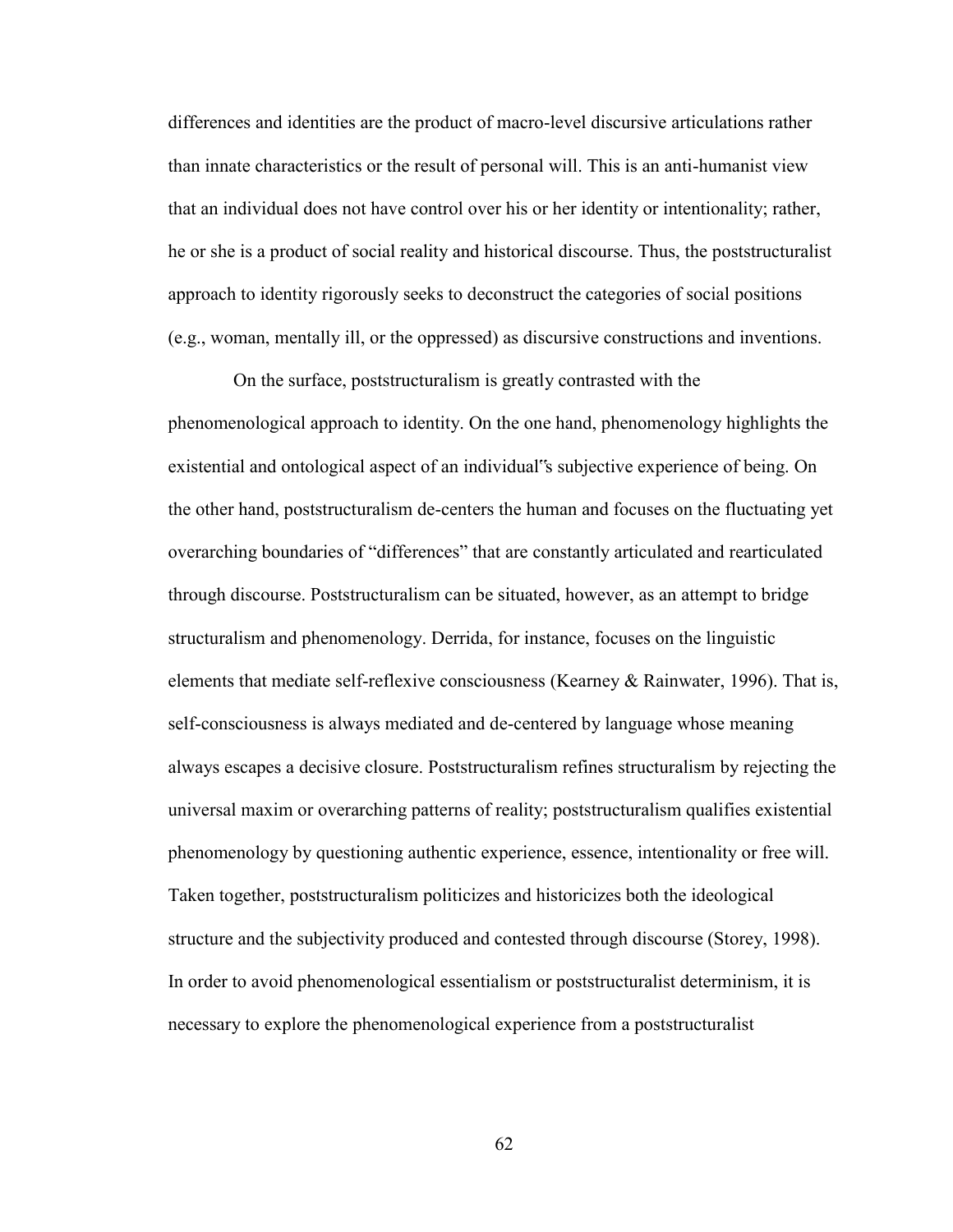differences and identities are the product of macro-level discursive articulations rather than innate characteristics or the result of personal will. This is an anti-humanist view that an individual does not have control over his or her identity or intentionality; rather, he or she is a product of social reality and historical discourse. Thus, the poststructuralist approach to identity rigorously seeks to deconstruct the categories of social positions (e.g., woman, mentally ill, or the oppressed) as discursive constructions and inventions.

On the surface, poststructuralism is greatly contrasted with the phenomenological approach to identity. On the one hand, phenomenology highlights the existential and ontological aspect of an individual‟s subjective experience of being. On the other hand, poststructuralism de-centers the human and focuses on the fluctuating yet overarching boundaries of "differences" that are constantly articulated and rearticulated through discourse. Poststructuralism can be situated, however, as an attempt to bridge structuralism and phenomenology. Derrida, for instance, focuses on the linguistic elements that mediate self-reflexive consciousness (Kearney & Rainwater, 1996). That is, self-consciousness is always mediated and de-centered by language whose meaning always escapes a decisive closure. Poststructuralism refines structuralism by rejecting the universal maxim or overarching patterns of reality; poststructuralism qualifies existential phenomenology by questioning authentic experience, essence, intentionality or free will. Taken together, poststructuralism politicizes and historicizes both the ideological structure and the subjectivity produced and contested through discourse (Storey, 1998). In order to avoid phenomenological essentialism or poststructuralist determinism, it is necessary to explore the phenomenological experience from a poststructuralist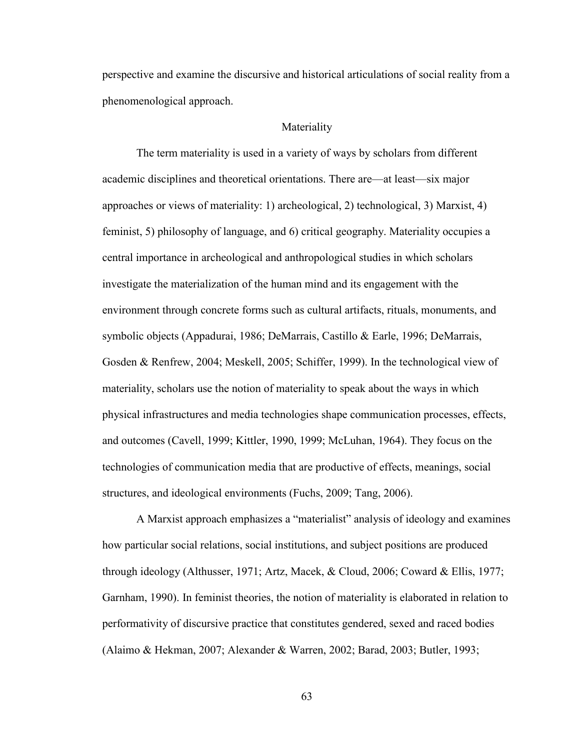perspective and examine the discursive and historical articulations of social reality from a phenomenological approach.

## Materiality

The term materiality is used in a variety of ways by scholars from different academic disciplines and theoretical orientations. There are—at least—six major approaches or views of materiality: 1) archeological, 2) technological, 3) Marxist, 4) feminist, 5) philosophy of language, and 6) critical geography. Materiality occupies a central importance in archeological and anthropological studies in which scholars investigate the materialization of the human mind and its engagement with the environment through concrete forms such as cultural artifacts, rituals, monuments, and symbolic objects (Appadurai, 1986; DeMarrais, Castillo & Earle, 1996; DeMarrais, Gosden & Renfrew, 2004; Meskell, 2005; Schiffer, 1999). In the technological view of materiality, scholars use the notion of materiality to speak about the ways in which physical infrastructures and media technologies shape communication processes, effects, and outcomes (Cavell, 1999; Kittler, 1990, 1999; McLuhan, 1964). They focus on the technologies of communication media that are productive of effects, meanings, social structures, and ideological environments (Fuchs, 2009; Tang, 2006).

A Marxist approach emphasizes a "materialist" analysis of ideology and examines how particular social relations, social institutions, and subject positions are produced through ideology (Althusser, 1971; Artz, Macek, & Cloud, 2006; Coward & Ellis, 1977; Garnham, 1990). In feminist theories, the notion of materiality is elaborated in relation to performativity of discursive practice that constitutes gendered, sexed and raced bodies (Alaimo & Hekman, 2007; Alexander & Warren, 2002; Barad, 2003; Butler, 1993;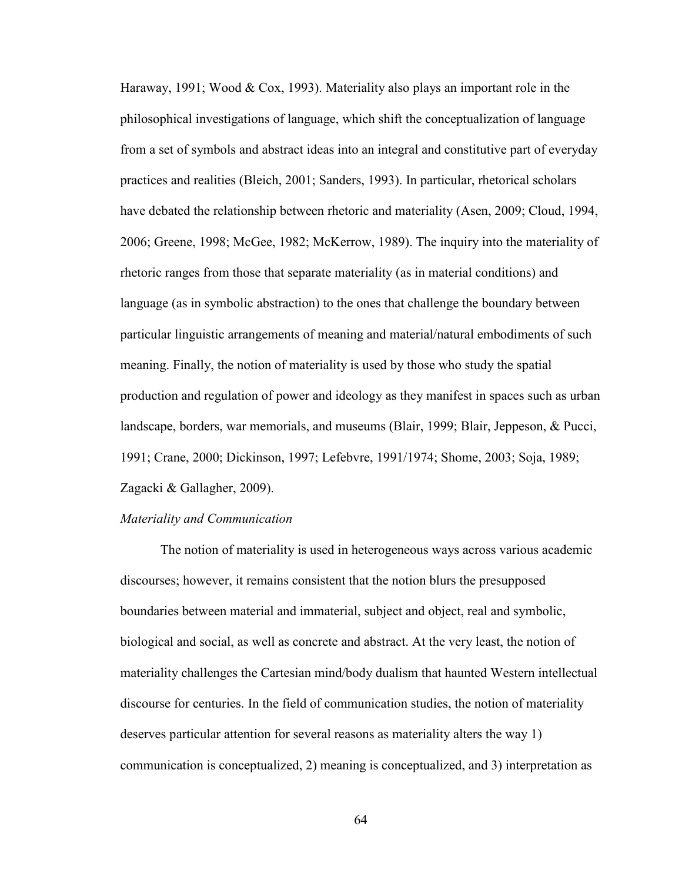Haraway, 1991; Wood & Cox, 1993). Materiality also plays an important role in the philosophical investigations of language, which shift the conceptualization of language from a set of symbols and abstract ideas into an integral and constitutive part of everyday practices and realities (Bleich, 2001; Sanders, 1993). In particular, rhetorical scholars have debated the relationship between rhetoric and materiality (Asen, 2009; Cloud, 1994, 2006; Greene, 1998; McGee, 1982; McKerrow, 1989). The inquiry into the materiality of rhetoric ranges from those that separate materiality (as in material conditions) and language (as in symbolic abstraction) to the ones that challenge the boundary between particular linguistic arrangements of meaning and material/natural embodiments of such meaning. Finally, the notion of materiality is used by those who study the spatial production and regulation of power and ideology as they manifest in spaces such as urban landscape, borders, war memorials, and museums (Blair, 1999; Blair, Jeppeson, & Pucci, 1991; Crane, 2000; Dickinson, 1997; Lefebvre, 1991/1974; Shome, 2003; Soja, 1989; Zagacki & Gallagher, 2009).

*Materiality and Communication*

The notion of materiality is used in heterogeneous ways across various academic discourses; however, it remains consistent that the notion blurs the presupposed boundaries between material and immaterial, subject and object, real and symbolic, biological and social, as well as concrete and abstract. At the very least, the notion of materiality challenges the Cartesian mind/body dualism that haunted Western intellectual discourse for centuries. In the field of communication studies, the notion of materiality deserves particular attention for several reasons as materiality alters the way 1) communication is conceptualized, 2) meaning is conceptualized, and 3) interpretation as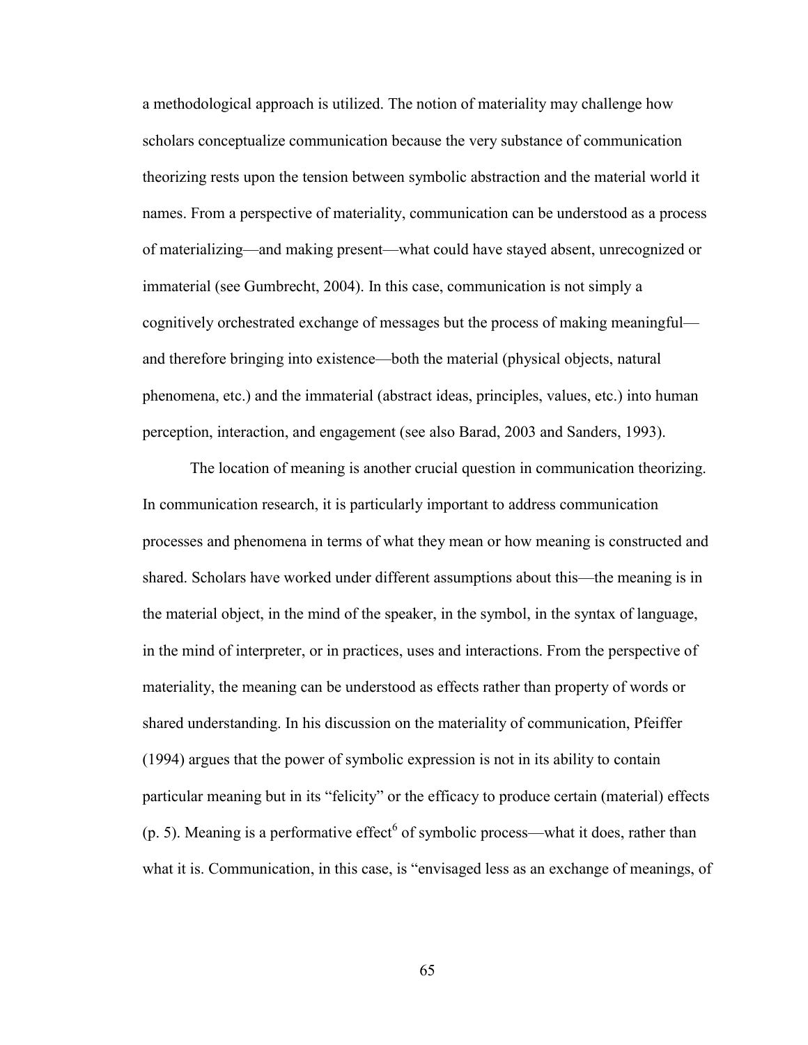a methodological approach is utilized. The notion of materiality may challenge how scholars conceptualize communication because the very substance of communication theorizing rests upon the tension between symbolic abstraction and the material world it names. From a perspective of materiality, communication can be understood as a process of materializing—and making present—what could have stayed absent, unrecognized or immaterial (see Gumbrecht, 2004). In this case, communication is not simply a cognitively orchestrated exchange of messages but the process of making meaningful—and therefore bringing into existence—both the material (physical objects, natural phenomena, etc.) and the immaterial (abstract ideas, principles, values, etc.) into human perception, interaction, and engagement (see also Barad, 2003 and Sanders, 1993).

The location of meaning is another crucial question in communication theorizing. In communication research, it is particularly important to address communication processes and phenomena in terms of what they mean or how meaning is constructed and shared. Scholars have worked under different assumptions about this—the meaning is in the material object, in the mind of the speaker, in the symbol, in the syntax of language, in the mind of interpreter, or in practices, uses and interactions. From the perspective of materiality, the meaning can be understood as effects rather than property of words or shared understanding. In his discussion on the materiality of communication, Pfeiffer (1994) argues that the power of symbolic expression is not in its ability to contain particular meaning but in its "felicity" or the efficacy to produce certain (material) effects (p. 5). Meaning is a performative effect[6] of symbolic process—what it does, rather than what it is. Communication, in this case, is "envisaged less as an exchange of meanings, of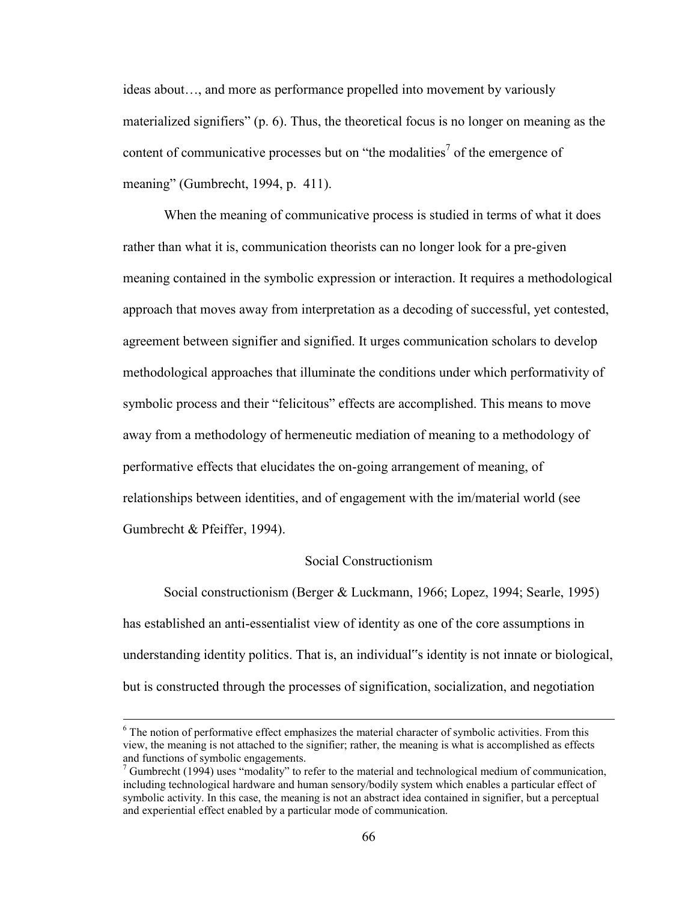ideas about…, and more as performance propelled into movement by variously materialized signifiers" (p. 6). Thus, the theoretical focus is no longer on meaning as the content of communicative processes but on "the modalities[7] of the emergence of meaning" (Gumbrecht, 1994, p. 411).

When the meaning of communicative process is studied in terms of what it does rather than what it is, communication theorists can no longer look for a pre-given meaning contained in the symbolic expression or interaction. It requires a methodological approach that moves away from interpretation as a decoding of successful, yet contested, agreement between signifier and signified. It urges communication scholars to develop methodological approaches that illuminate the conditions under which performativity of symbolic process and their "felicitous" effects are accomplished. This means to move away from a methodology of hermeneutic mediation of meaning to a methodology of performative effects that elucidates the on-going arrangement of meaning, of relationships between identities, and of engagement with the im/material world (see Gumbrecht & Pfeiffer, 1994).

## Social Constructionism

Social constructionism (Berger & Luckmann, 1966; Lopez, 1994; Searle, 1995) has established an anti-essentialist view of identity as one of the core assumptions in understanding identity politics. That is, an individual"s identity is not innate or biological, but is constructed through the processes of signification, socialization, and negotiation

---

[6] The notion of performative effect emphasizes the material character of symbolic activities. From this view, the meaning is not attached to the signifier; rather, the meaning is what is accomplished as effects and functions of symbolic engagements.

[7] Gumbrecht (1994) uses "modality" to refer to the material and technological medium of communication, including technological hardware and human sensory/bodily system which enables a particular effect of symbolic activity. In this case, the meaning is not an abstract idea contained in signifier, but a perceptual and experiential effect enabled by a particular mode of communication.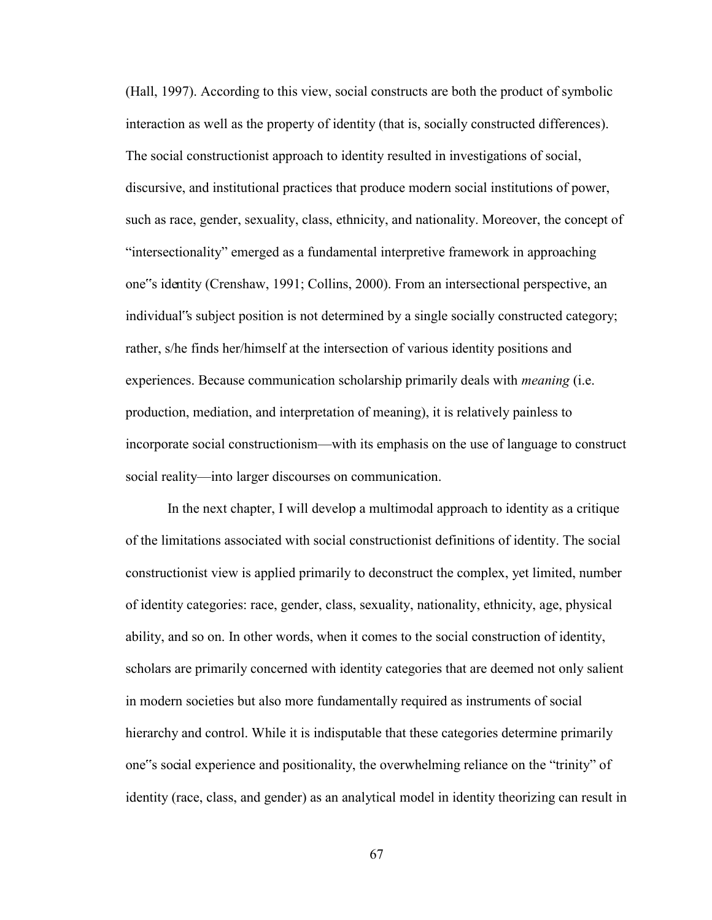(Hall, 1997). According to this view, social constructs are both the product of symbolic interaction as well as the property of identity (that is, socially constructed differences). The social constructionist approach to identity resulted in investigations of social, discursive, and institutional practices that produce modern social institutions of power, such as race, gender, sexuality, class, ethnicity, and nationality. Moreover, the concept of "intersectionality" emerged as a fundamental interpretive framework in approaching one"s identity (Crenshaw, 1991; Collins, 2000). From an intersectional perspective, an individual"s subject position is not determined by a single socially constructed category; rather, s/he finds her/himself at the intersection of various identity positions and experiences. Because communication scholarship primarily deals with *meaning* (i.e. production, mediation, and interpretation of meaning), it is relatively painless to incorporate social constructionism—with its emphasis on the use of language to construct social reality—into larger discourses on communication.

In the next chapter, I will develop a multimodal approach to identity as a critique of the limitations associated with social constructionist definitions of identity. The social constructionist view is applied primarily to deconstruct the complex, yet limited, number of identity categories: race, gender, class, sexuality, nationality, ethnicity, age, physical ability, and so on. In other words, when it comes to the social construction of identity, scholars are primarily concerned with identity categories that are deemed not only salient in modern societies but also more fundamentally required as instruments of social hierarchy and control. While it is indisputable that these categories determine primarily one"s social experience and positionality, the overwhelming reliance on the "trinity" of identity (race, class, and gender) as an analytical model in identity theorizing can result in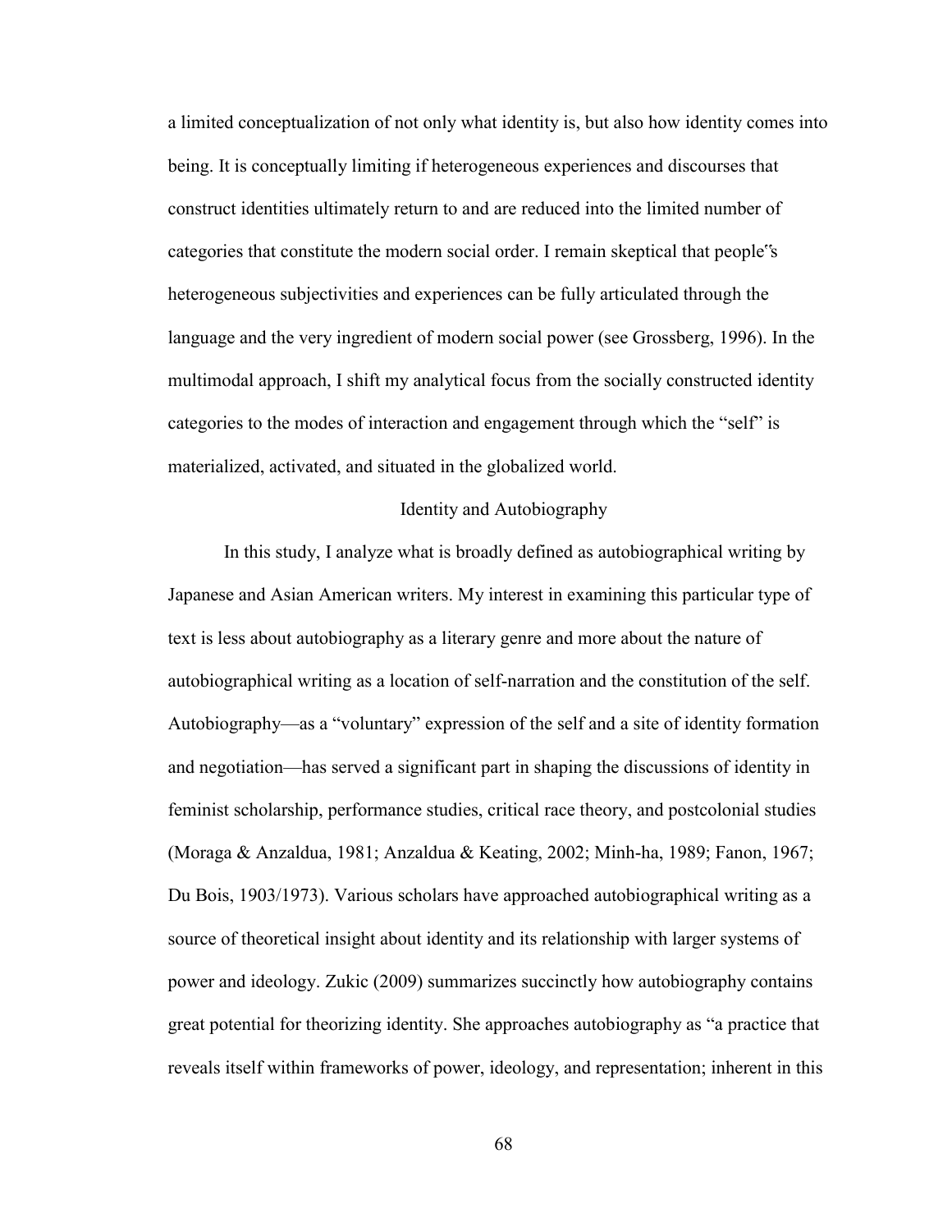a limited conceptualization of not only what identity is, but also how identity comes into being. It is conceptually limiting if heterogeneous experiences and discourses that construct identities ultimately return to and are reduced into the limited number of categories that constitute the modern social order. I remain skeptical that people‟s heterogeneous subjectivities and experiences can be fully articulated through the language and the very ingredient of modern social power (see Grossberg, 1996). In the multimodal approach, I shift my analytical focus from the socially constructed identity categories to the modes of interaction and engagement through which the "self" is materialized, activated, and situated in the globalized world.

## Identity and Autobiography

In this study, I analyze what is broadly defined as autobiographical writing by Japanese and Asian American writers. My interest in examining this particular type of text is less about autobiography as a literary genre and more about the nature of autobiographical writing as a location of self-narration and the constitution of the self. Autobiography—as a "voluntary" expression of the self and a site of identity formation and negotiation—has served a significant part in shaping the discussions of identity in feminist scholarship, performance studies, critical race theory, and postcolonial studies (Moraga & Anzaldua, 1981; Anzaldua & Keating, 2002; Minh-ha, 1989; Fanon, 1967; Du Bois, 1903/1973). Various scholars have approached autobiographical writing as a source of theoretical insight about identity and its relationship with larger systems of power and ideology. Zukic (2009) summarizes succinctly how autobiography contains great potential for theorizing identity. She approaches autobiography as "a practice that reveals itself within frameworks of power, ideology, and representation; inherent in this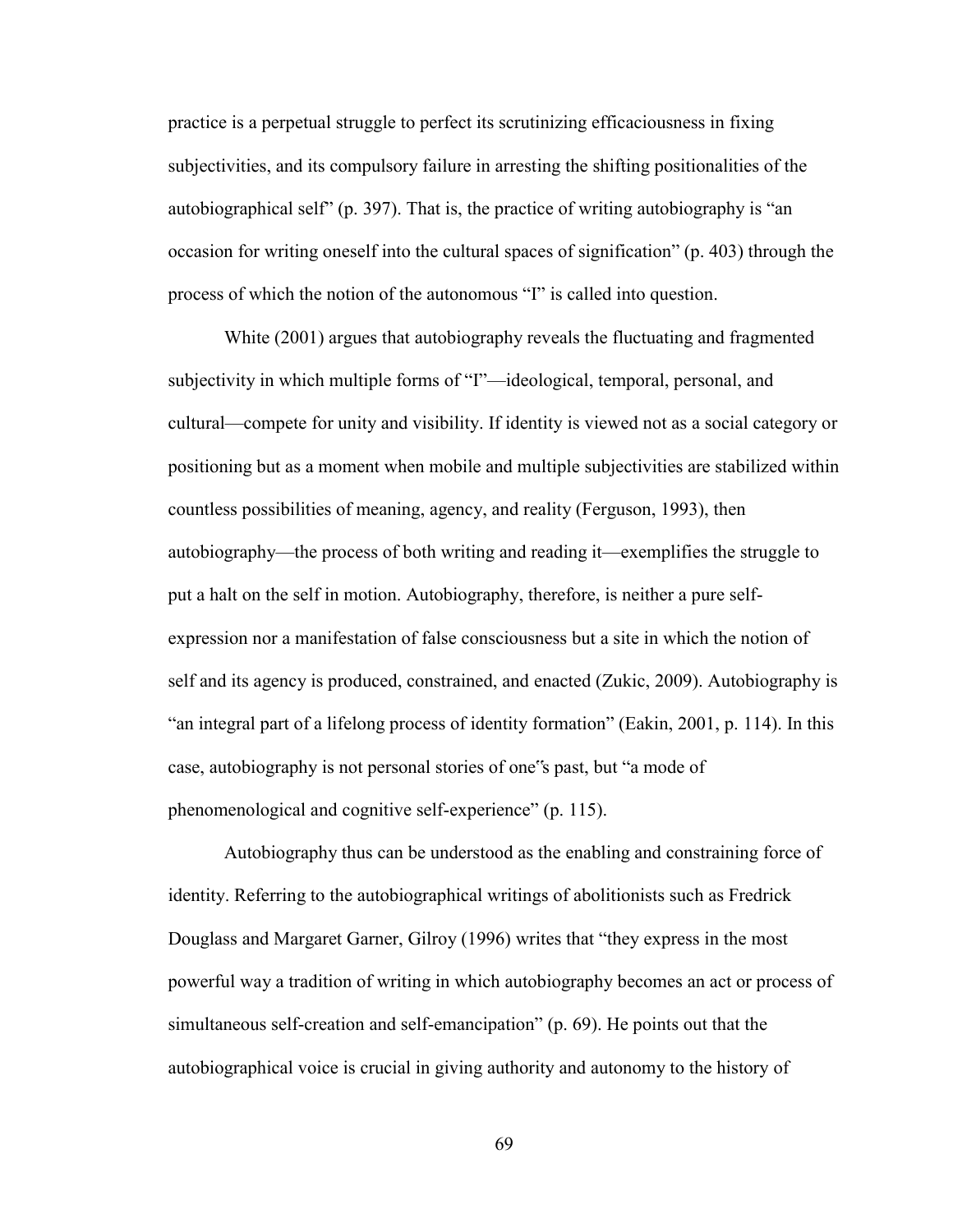practice is a perpetual struggle to perfect its scrutinizing efficaciousness in fixing subjectivities, and its compulsory failure in arresting the shifting positionalities of the autobiographical self" (p. 397). That is, the practice of writing autobiography is "an occasion for writing oneself into the cultural spaces of signification" (p. 403) through the process of which the notion of the autonomous "I" is called into question.

White (2001) argues that autobiography reveals the fluctuating and fragmented subjectivity in which multiple forms of "I"—ideological, temporal, personal, and cultural—compete for unity and visibility. If identity is viewed not as a social category or positioning but as a moment when mobile and multiple subjectivities are stabilized within countless possibilities of meaning, agency, and reality (Ferguson, 1993), then autobiography—the process of both writing and reading it—exemplifies the struggle to put a halt on the self in motion. Autobiography, therefore, is neither a pure self-expression nor a manifestation of false consciousness but a site in which the notion of self and its agency is produced, constrained, and enacted (Zukic, 2009). Autobiography is "an integral part of a lifelong process of identity formation" (Eakin, 2001, p. 114). In this case, autobiography is not personal stories of one"s past, but "a mode of phenomenological and cognitive self-experience" (p. 115).

Autobiography thus can be understood as the enabling and constraining force of identity. Referring to the autobiographical writings of abolitionists such as Fredrick Douglass and Margaret Garner, Gilroy (1996) writes that "they express in the most powerful way a tradition of writing in which autobiography becomes an act or process of simultaneous self-creation and self-emancipation" (p. 69). He points out that the autobiographical voice is crucial in giving authority and autonomy to the history of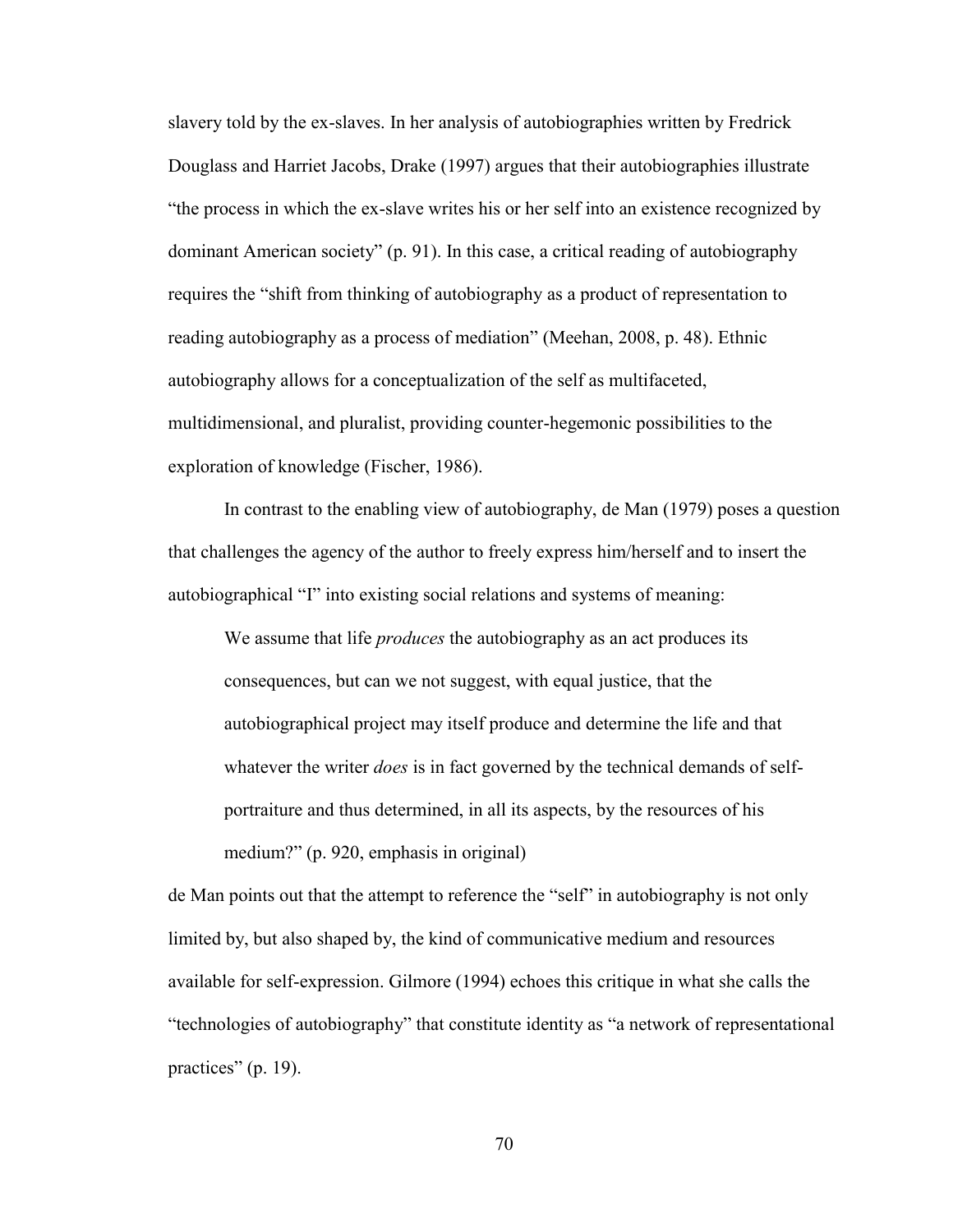slavery told by the ex-slaves. In her analysis of autobiographies written by Fredrick Douglass and Harriet Jacobs, Drake (1997) argues that their autobiographies illustrate "the process in which the ex-slave writes his or her self into an existence recognized by dominant American society" (p. 91). In this case, a critical reading of autobiography requires the "shift from thinking of autobiography as a product of representation to reading autobiography as a process of mediation" (Meehan, 2008, p. 48). Ethnic autobiography allows for a conceptualization of the self as multifaceted, multidimensional, and pluralist, providing counter-hegemonic possibilities to the exploration of knowledge (Fischer, 1986).

In contrast to the enabling view of autobiography, de Man (1979) poses a question that challenges the agency of the author to freely express him/herself and to insert the autobiographical "I" into existing social relations and systems of meaning:

> We assume that life *produces* the autobiography as an act produces its consequences, but can we not suggest, with equal justice, that the autobiographical project may itself produce and determine the life and that whatever the writer *does* is in fact governed by the technical demands of self-portraiture and thus determined, in all its aspects, by the resources of his medium?" (p. 920, emphasis in original)

de Man points out that the attempt to reference the "self" in autobiography is not only limited by, but also shaped by, the kind of communicative medium and resources available for self-expression. Gilmore (1994) echoes this critique in what she calls the "technologies of autobiography" that constitute identity as "a network of representational practices" (p. 19).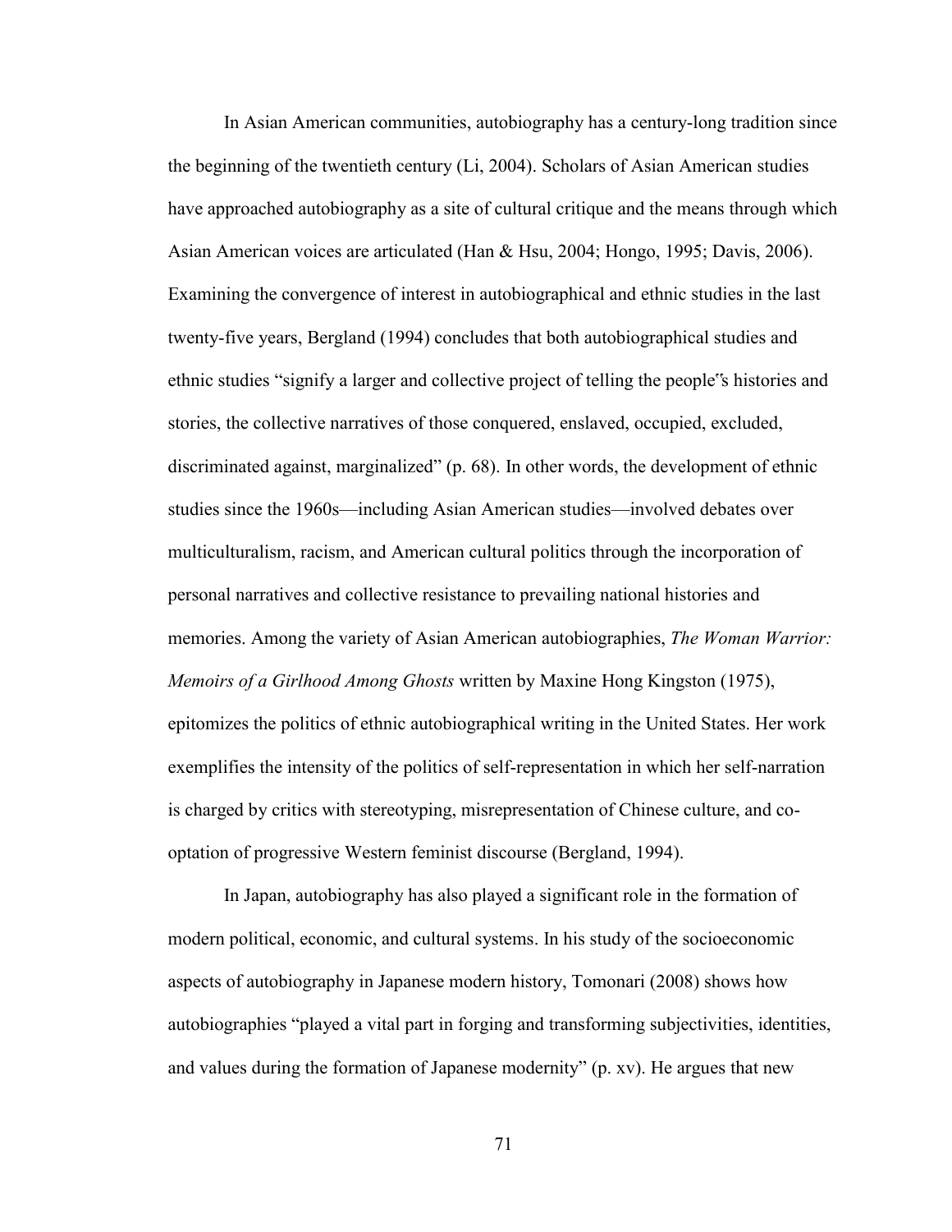In Asian American communities, autobiography has a century-long tradition since the beginning of the twentieth century (Li, 2004). Scholars of Asian American studies have approached autobiography as a site of cultural critique and the means through which Asian American voices are articulated (Han & Hsu, 2004; Hongo, 1995; Davis, 2006). Examining the convergence of interest in autobiographical and ethnic studies in the last twenty-five years, Bergland (1994) concludes that both autobiographical studies and ethnic studies "signify a larger and collective project of telling the people"s histories and stories, the collective narratives of those conquered, enslaved, occupied, excluded, discriminated against, marginalized" (p. 68). In other words, the development of ethnic studies since the 1960s—including Asian American studies—involved debates over multiculturalism, racism, and American cultural politics through the incorporation of personal narratives and collective resistance to prevailing national histories and memories. Among the variety of Asian American autobiographies, *The Woman Warrior: Memoirs of a Girlhood Among Ghosts* written by Maxine Hong Kingston (1975), epitomizes the politics of ethnic autobiographical writing in the United States. Her work exemplifies the intensity of the politics of self-representation in which her self-narration is charged by critics with stereotyping, misrepresentation of Chinese culture, and co-optation of progressive Western feminist discourse (Bergland, 1994).

In Japan, autobiography has also played a significant role in the formation of modern political, economic, and cultural systems. In his study of the socioeconomic aspects of autobiography in Japanese modern history, Tomonari (2008) shows how autobiographies "played a vital part in forging and transforming subjectivities, identities, and values during the formation of Japanese modernity" (p. xv). He argues that new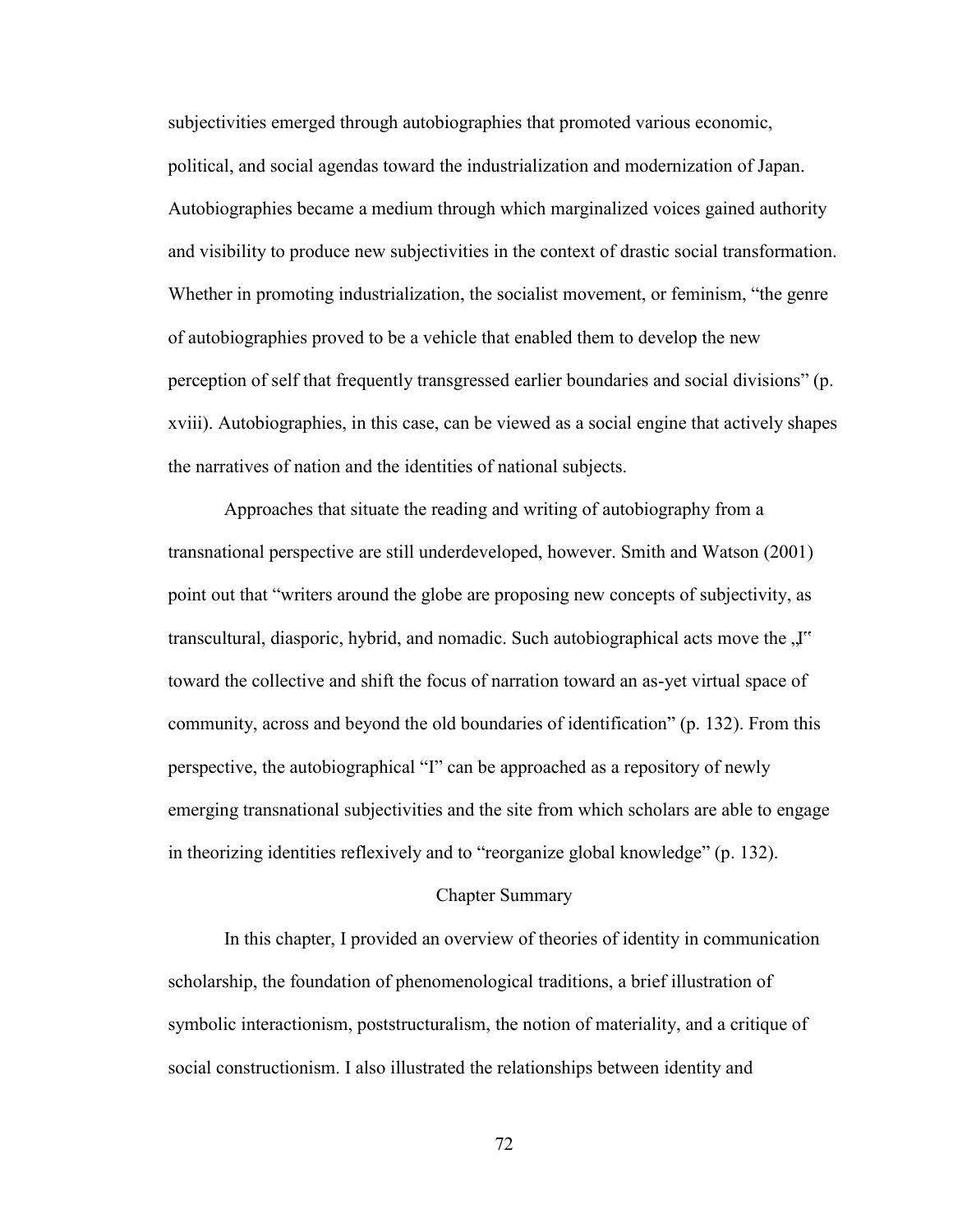subjectivities emerged through autobiographies that promoted various economic, political, and social agendas toward the industrialization and modernization of Japan. Autobiographies became a medium through which marginalized voices gained authority and visibility to produce new subjectivities in the context of drastic social transformation. Whether in promoting industrialization, the socialist movement, or feminism, "the genre of autobiographies proved to be a vehicle that enabled them to develop the new perception of self that frequently transgressed earlier boundaries and social divisions" (p. xviii). Autobiographies, in this case, can be viewed as a social engine that actively shapes the narratives of nation and the identities of national subjects.

Approaches that situate the reading and writing of autobiography from a transnational perspective are still underdeveloped, however. Smith and Watson (2001) point out that "writers around the globe are proposing new concepts of subjectivity, as transcultural, diasporic, hybrid, and nomadic. Such autobiographical acts move the „I" toward the collective and shift the focus of narration toward an as-yet virtual space of community, across and beyond the old boundaries of identification" (p. 132). From this perspective, the autobiographical "I" can be approached as a repository of newly emerging transnational subjectivities and the site from which scholars are able to engage in theorizing identities reflexively and to "reorganize global knowledge" (p. 132).

## Chapter Summary

In this chapter, I provided an overview of theories of identity in communication scholarship, the foundation of phenomenological traditions, a brief illustration of symbolic interactionism, poststructuralism, the notion of materiality, and a critique of social constructionism. I also illustrated the relationships between identity and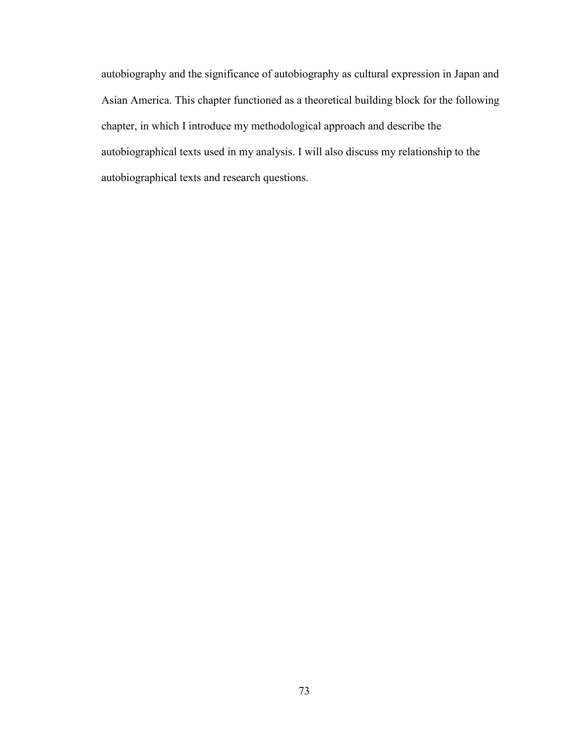autobiography and the significance of autobiography as cultural expression in Japan and Asian America. This chapter functioned as a theoretical building block for the following chapter, in which I introduce my methodological approach and describe the autobiographical texts used in my analysis. I will also discuss my relationship to the autobiographical texts and research questions.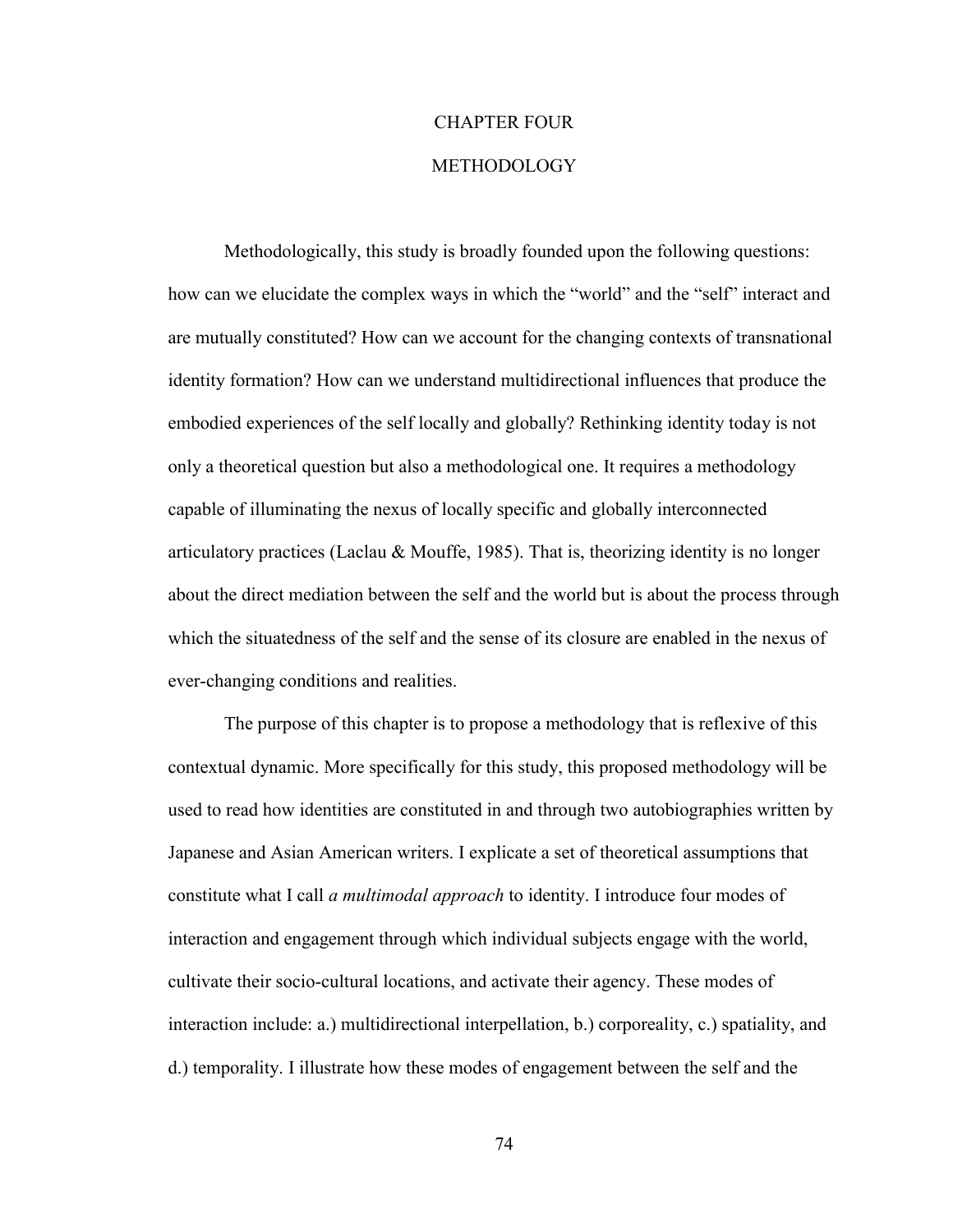# CHAPTER FOUR

# METHODOLOGY

Methodologically, this study is broadly founded upon the following questions: how can we elucidate the complex ways in which the "world" and the "self" interact and are mutually constituted? How can we account for the changing contexts of transnational identity formation? How can we understand multidirectional influences that produce the embodied experiences of the self locally and globally? Rethinking identity today is not only a theoretical question but also a methodological one. It requires a methodology capable of illuminating the nexus of locally specific and globally interconnected articulatory practices (Laclau & Mouffe, 1985). That is, theorizing identity is no longer about the direct mediation between the self and the world but is about the process through which the situatedness of the self and the sense of its closure are enabled in the nexus of ever-changing conditions and realities.

The purpose of this chapter is to propose a methodology that is reflexive of this contextual dynamic. More specifically for this study, this proposed methodology will be used to read how identities are constituted in and through two autobiographies written by Japanese and Asian American writers. I explicate a set of theoretical assumptions that constitute what I call *a multimodal approach* to identity. I introduce four modes of interaction and engagement through which individual subjects engage with the world, cultivate their socio-cultural locations, and activate their agency. These modes of interaction include: a.) multidirectional interpellation, b.) corporeality, c.) spatiality, and d.) temporality. I illustrate how these modes of engagement between the self and the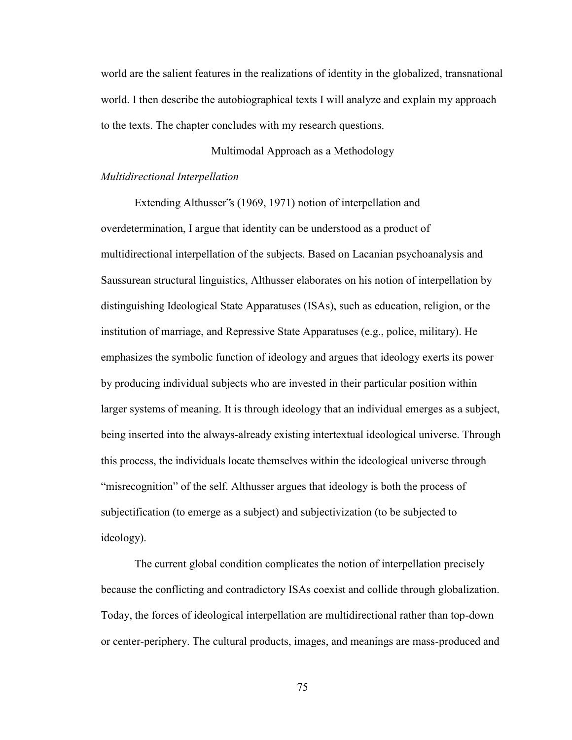world are the salient features in the realizations of identity in the globalized, transnational world. I then describe the autobiographical texts I will analyze and explain my approach to the texts. The chapter concludes with my research questions.

## Multimodal Approach as a Methodology

### *Multidirectional Interpellation*

Extending Althusser‟s (1969, 1971) notion of interpellation and overdetermination, I argue that identity can be understood as a product of multidirectional interpellation of the subjects. Based on Lacanian psychoanalysis and Saussurean structural linguistics, Althusser elaborates on his notion of interpellation by distinguishing Ideological State Apparatuses (ISAs), such as education, religion, or the institution of marriage, and Repressive State Apparatuses (e.g., police, military). He emphasizes the symbolic function of ideology and argues that ideology exerts its power by producing individual subjects who are invested in their particular position within larger systems of meaning. It is through ideology that an individual emerges as a subject, being inserted into the always-already existing intertextual ideological universe. Through this process, the individuals locate themselves within the ideological universe through "misrecognition" of the self. Althusser argues that ideology is both the process of subjectification (to emerge as a subject) and subjectivization (to be subjected to ideology).

The current global condition complicates the notion of interpellation precisely because the conflicting and contradictory ISAs coexist and collide through globalization. Today, the forces of ideological interpellation are multidirectional rather than top-down or center-periphery. The cultural products, images, and meanings are mass-produced and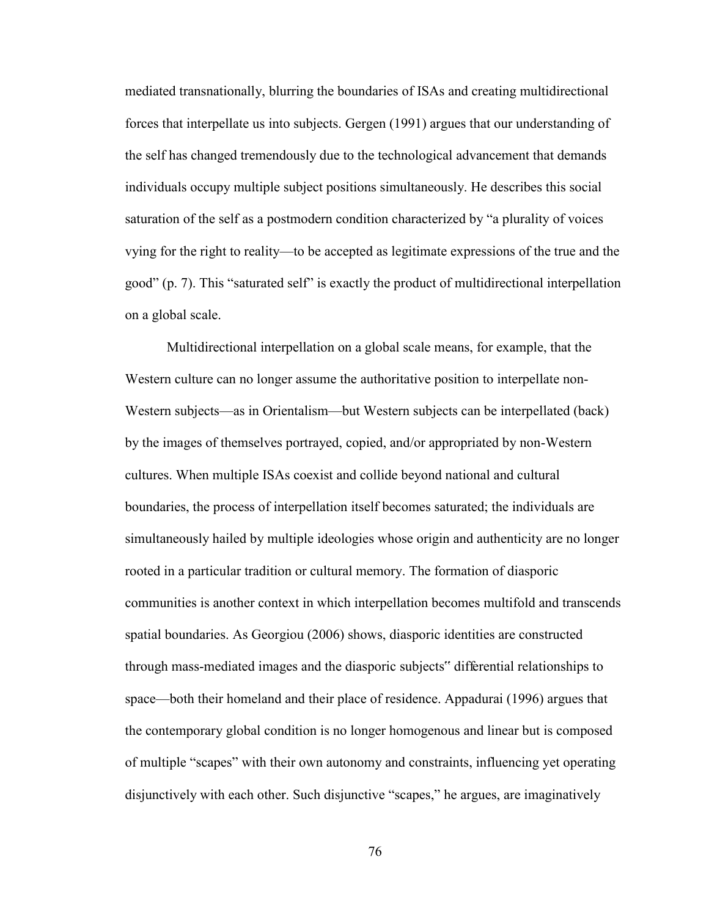mediated transnationally, blurring the boundaries of ISAs and creating multidirectional forces that interpellate us into subjects. Gergen (1991) argues that our understanding of the self has changed tremendously due to the technological advancement that demands individuals occupy multiple subject positions simultaneously. He describes this social saturation of the self as a postmodern condition characterized by "a plurality of voices vying for the right to reality—to be accepted as legitimate expressions of the true and the good" (p. 7). This "saturated self" is exactly the product of multidirectional interpellation on a global scale.

Multidirectional interpellation on a global scale means, for example, that the Western culture can no longer assume the authoritative position to interpellate non-Western subjects—as in Orientalism—but Western subjects can be interpellated (back) by the images of themselves portrayed, copied, and/or appropriated by non-Western cultures. When multiple ISAs coexist and collide beyond national and cultural boundaries, the process of interpellation itself becomes saturated; the individuals are simultaneously hailed by multiple ideologies whose origin and authenticity are no longer rooted in a particular tradition or cultural memory. The formation of diasporic communities is another context in which interpellation becomes multifold and transcends spatial boundaries. As Georgiou (2006) shows, diasporic identities are constructed through mass-mediated images and the diasporic subjects" differential relationships to space—both their homeland and their place of residence. Appadurai (1996) argues that the contemporary global condition is no longer homogenous and linear but is composed of multiple "scapes" with their own autonomy and constraints, influencing yet operating disjunctively with each other. Such disjunctive "scapes," he argues, are imaginatively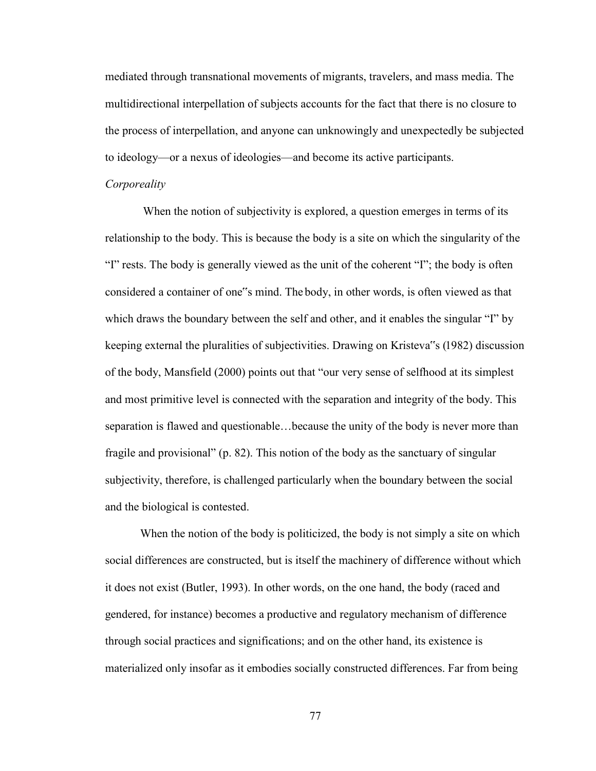mediated through transnational movements of migrants, travelers, and mass media. The multidirectional interpellation of subjects accounts for the fact that there is no closure to the process of interpellation, and anyone can unknowingly and unexpectedly be subjected to ideology—or a nexus of ideologies—and become its active participants.

*Corporeality*

When the notion of subjectivity is explored, a question emerges in terms of its relationship to the body. This is because the body is a site on which the singularity of the "I" rests. The body is generally viewed as the unit of the coherent "I"; the body is often considered a container of one‟s mind. The body, in other words, is often viewed as that which draws the boundary between the self and other, and it enables the singular "I" by keeping external the pluralities of subjectivities. Drawing on Kristeva‟s (1982) discussion of the body, Mansfield (2000) points out that "our very sense of selfhood at its simplest and most primitive level is connected with the separation and integrity of the body. This separation is flawed and questionable…because the unity of the body is never more than fragile and provisional" (p. 82). This notion of the body as the sanctuary of singular subjectivity, therefore, is challenged particularly when the boundary between the social and the biological is contested.

When the notion of the body is politicized, the body is not simply a site on which social differences are constructed, but is itself the machinery of difference without which it does not exist (Butler, 1993). In other words, on the one hand, the body (raced and gendered, for instance) becomes a productive and regulatory mechanism of difference through social practices and significations; and on the other hand, its existence is materialized only insofar as it embodies socially constructed differences. Far from being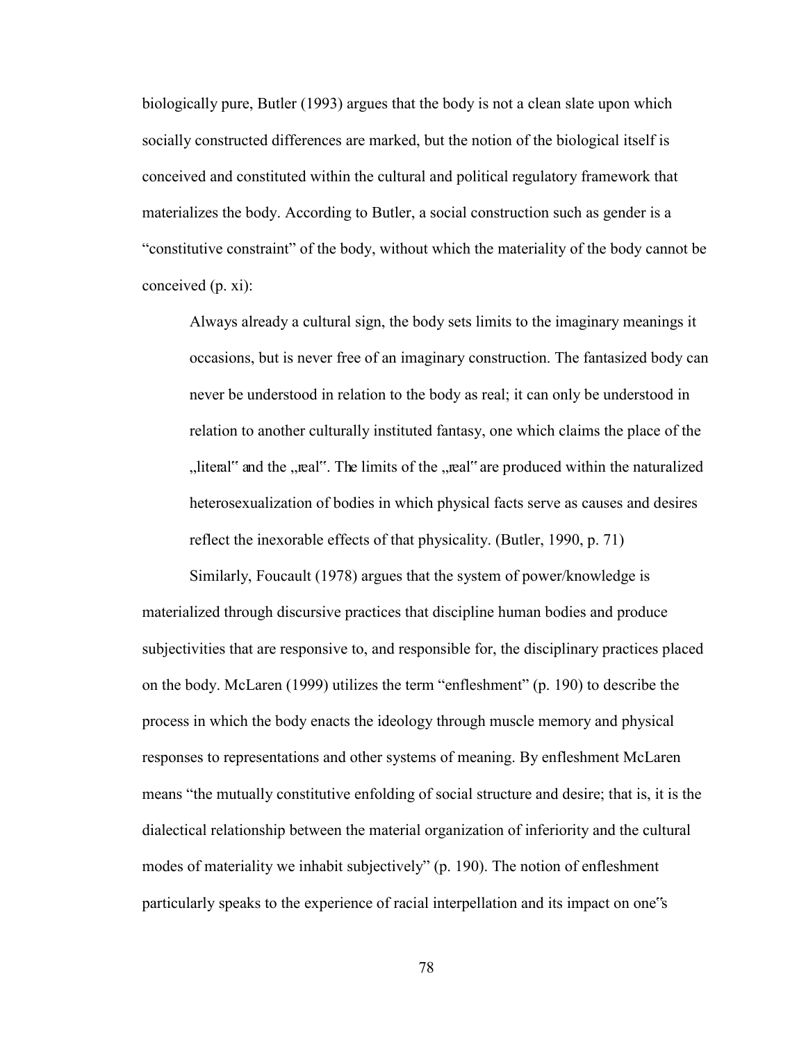biologically pure, Butler (1993) argues that the body is not a clean slate upon which socially constructed differences are marked, but the notion of the biological itself is conceived and constituted within the cultural and political regulatory framework that materializes the body. According to Butler, a social construction such as gender is a "constitutive constraint" of the body, without which the materiality of the body cannot be conceived (p. xi):

> Always already a cultural sign, the body sets limits to the imaginary meanings it occasions, but is never free of an imaginary construction. The fantasized body can never be understood in relation to the body as real; it can only be understood in relation to another culturally instituted fantasy, one which claims the place of the „literal" and the „real". The limits of the „real" are produced within the naturalized heterosexualization of bodies in which physical facts serve as causes and desires reflect the inexorable effects of that physicality. (Butler, 1990, p. 71)

Similarly, Foucault (1978) argues that the system of power/knowledge is materialized through discursive practices that discipline human bodies and produce subjectivities that are responsive to, and responsible for, the disciplinary practices placed on the body. McLaren (1999) utilizes the term "enfleshment" (p. 190) to describe the process in which the body enacts the ideology through muscle memory and physical responses to representations and other systems of meaning. By enfleshment McLaren means "the mutually constitutive enfolding of social structure and desire; that is, it is the dialectical relationship between the material organization of inferiority and the cultural modes of materiality we inhabit subjectively" (p. 190). The notion of enfleshment particularly speaks to the experience of racial interpellation and its impact on one"s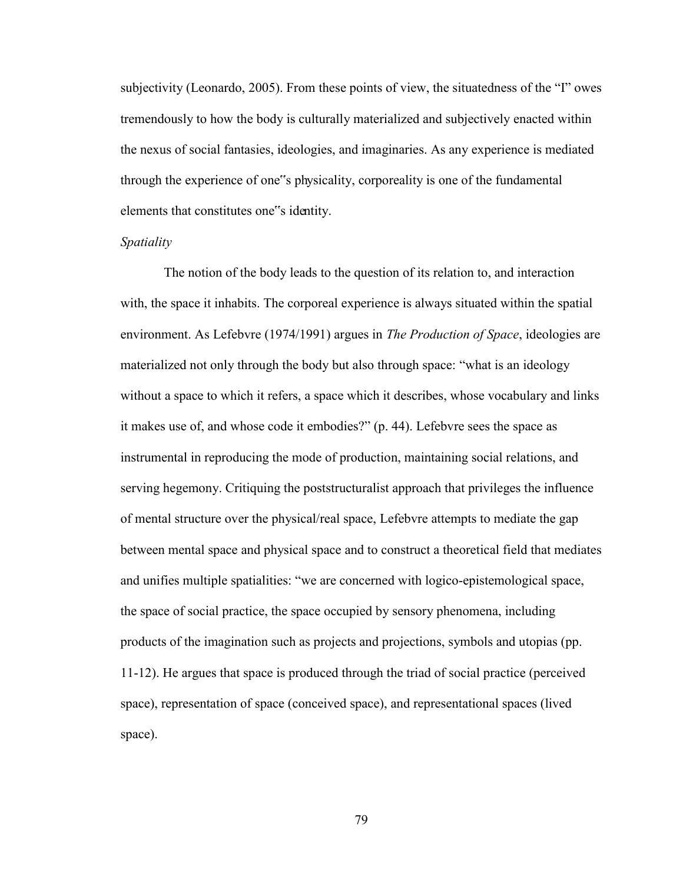subjectivity (Leonardo, 2005). From these points of view, the situatedness of the "I" owes tremendously to how the body is culturally materialized and subjectively enacted within the nexus of social fantasies, ideologies, and imaginaries. As any experience is mediated through the experience of one"s physicality, corporeality is one of the fundamental elements that constitutes one"s identity.

*Spatiality*

The notion of the body leads to the question of its relation to, and interaction with, the space it inhabits. The corporeal experience is always situated within the spatial environment. As Lefebvre (1974/1991) argues in *The Production of Space*, ideologies are materialized not only through the body but also through space: "what is an ideology without a space to which it refers, a space which it describes, whose vocabulary and links it makes use of, and whose code it embodies?" (p. 44). Lefebvre sees the space as instrumental in reproducing the mode of production, maintaining social relations, and serving hegemony. Critiquing the poststructuralist approach that privileges the influence of mental structure over the physical/real space, Lefebvre attempts to mediate the gap between mental space and physical space and to construct a theoretical field that mediates and unifies multiple spatialities: "we are concerned with logico-epistemological space, the space of social practice, the space occupied by sensory phenomena, including products of the imagination such as projects and projections, symbols and utopias (pp. 11-12). He argues that space is produced through the triad of social practice (perceived space), representation of space (conceived space), and representational spaces (lived space).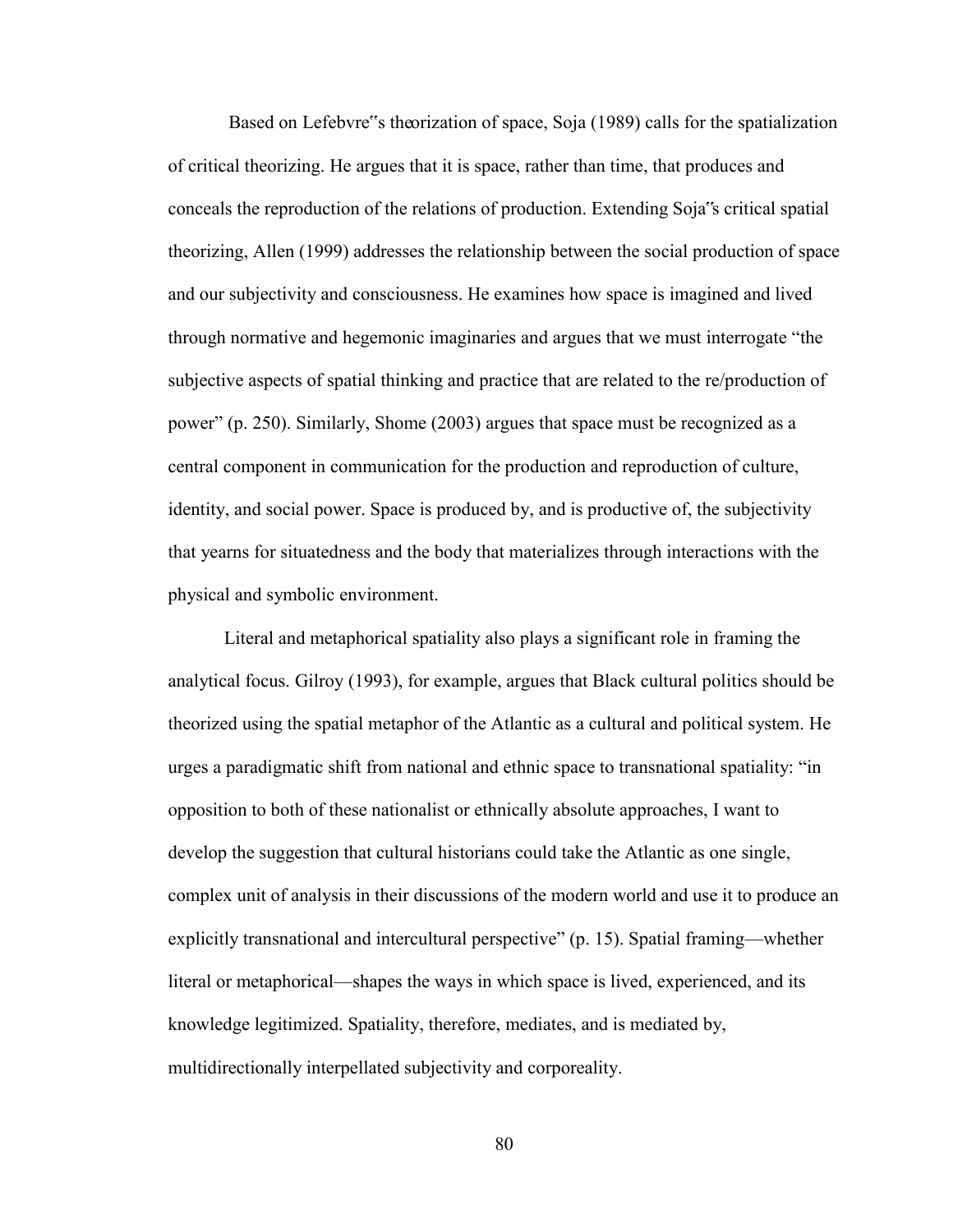Based on Lefebvre"s theorization of space, Soja (1989) calls for the spatialization of critical theorizing. He argues that it is space, rather than time, that produces and conceals the reproduction of the relations of production. Extending Soja"s critical spatial theorizing, Allen (1999) addresses the relationship between the social production of space and our subjectivity and consciousness. He examines how space is imagined and lived through normative and hegemonic imaginaries and argues that we must interrogate "the subjective aspects of spatial thinking and practice that are related to the re/production of power" (p. 250). Similarly, Shome (2003) argues that space must be recognized as a central component in communication for the production and reproduction of culture, identity, and social power. Space is produced by, and is productive of, the subjectivity that yearns for situatedness and the body that materializes through interactions with the physical and symbolic environment.

Literal and metaphorical spatiality also plays a significant role in framing the analytical focus. Gilroy (1993), for example, argues that Black cultural politics should be theorized using the spatial metaphor of the Atlantic as a cultural and political system. He urges a paradigmatic shift from national and ethnic space to transnational spatiality: "in opposition to both of these nationalist or ethnically absolute approaches, I want to develop the suggestion that cultural historians could take the Atlantic as one single, complex unit of analysis in their discussions of the modern world and use it to produce an explicitly transnational and intercultural perspective" (p. 15). Spatial framing—whether literal or metaphorical—shapes the ways in which space is lived, experienced, and its knowledge legitimized. Spatiality, therefore, mediates, and is mediated by, multidirectionally interpellated subjectivity and corporeality.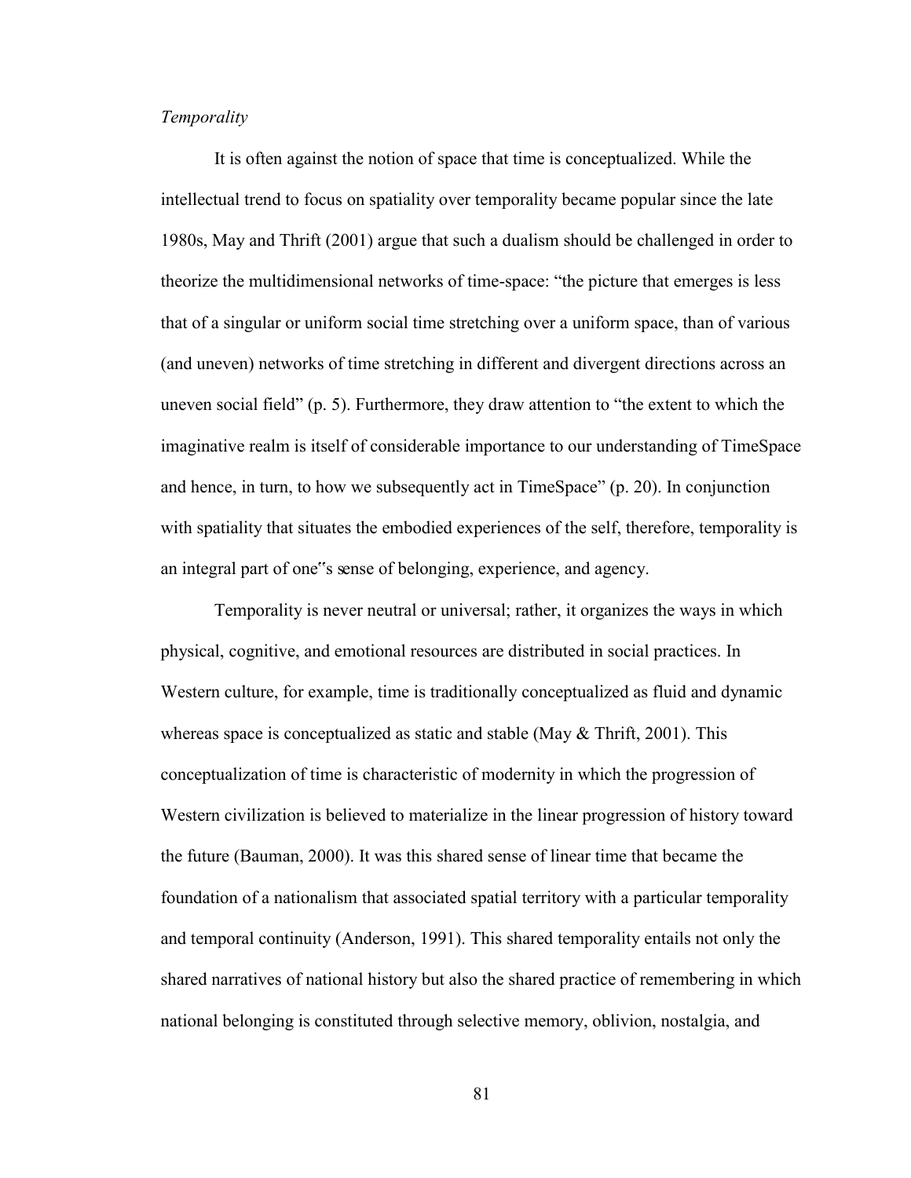*Temporality*

It is often against the notion of space that time is conceptualized. While the intellectual trend to focus on spatiality over temporality became popular since the late 1980s, May and Thrift (2001) argue that such a dualism should be challenged in order to theorize the multidimensional networks of time-space: "the picture that emerges is less that of a singular or uniform social time stretching over a uniform space, than of various (and uneven) networks of time stretching in different and divergent directions across an uneven social field" (p. 5). Furthermore, they draw attention to "the extent to which the imaginative realm is itself of considerable importance to our understanding of TimeSpace and hence, in turn, to how we subsequently act in TimeSpace" (p. 20). In conjunction with spatiality that situates the embodied experiences of the self, therefore, temporality is an integral part of one"s sense of belonging, experience, and agency.

Temporality is never neutral or universal; rather, it organizes the ways in which physical, cognitive, and emotional resources are distributed in social practices. In Western culture, for example, time is traditionally conceptualized as fluid and dynamic whereas space is conceptualized as static and stable (May & Thrift, 2001). This conceptualization of time is characteristic of modernity in which the progression of Western civilization is believed to materialize in the linear progression of history toward the future (Bauman, 2000). It was this shared sense of linear time that became the foundation of a nationalism that associated spatial territory with a particular temporality and temporal continuity (Anderson, 1991). This shared temporality entails not only the shared narratives of national history but also the shared practice of remembering in which national belonging is constituted through selective memory, oblivion, nostalgia, and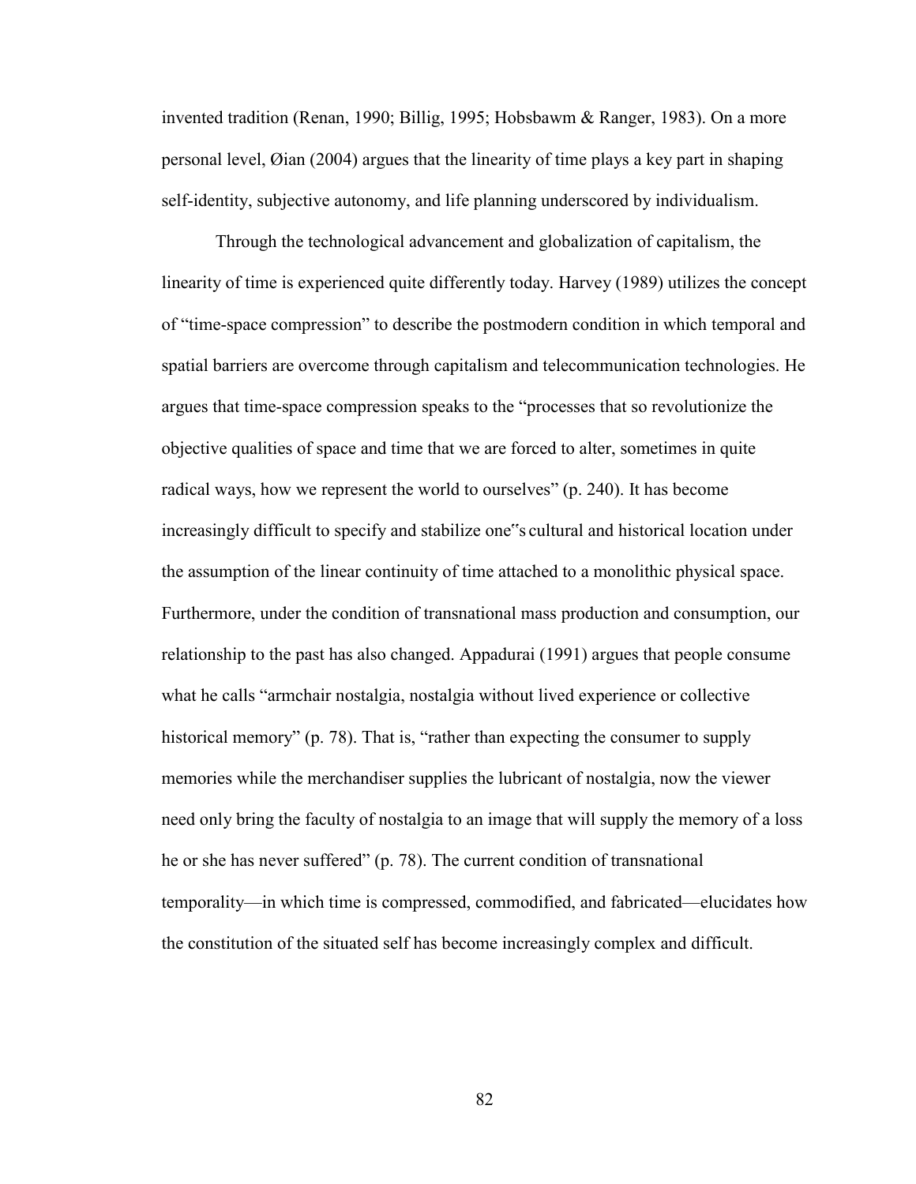invented tradition (Renan, 1990; Billig, 1995; Hobsbawm & Ranger, 1983). On a more personal level, Øian (2004) argues that the linearity of time plays a key part in shaping self-identity, subjective autonomy, and life planning underscored by individualism.

Through the technological advancement and globalization of capitalism, the linearity of time is experienced quite differently today. Harvey (1989) utilizes the concept of "time-space compression" to describe the postmodern condition in which temporal and spatial barriers are overcome through capitalism and telecommunication technologies. He argues that time-space compression speaks to the "processes that so revolutionize the objective qualities of space and time that we are forced to alter, sometimes in quite radical ways, how we represent the world to ourselves" (p. 240). It has become increasingly difficult to specify and stabilize one"s cultural and historical location under the assumption of the linear continuity of time attached to a monolithic physical space. Furthermore, under the condition of transnational mass production and consumption, our relationship to the past has also changed. Appadurai (1991) argues that people consume what he calls "armchair nostalgia, nostalgia without lived experience or collective historical memory" (p. 78). That is, "rather than expecting the consumer to supply memories while the merchandiser supplies the lubricant of nostalgia, now the viewer need only bring the faculty of nostalgia to an image that will supply the memory of a loss he or she has never suffered" (p. 78). The current condition of transnational temporality—in which time is compressed, commodified, and fabricated—elucidates how the constitution of the situated self has become increasingly complex and difficult.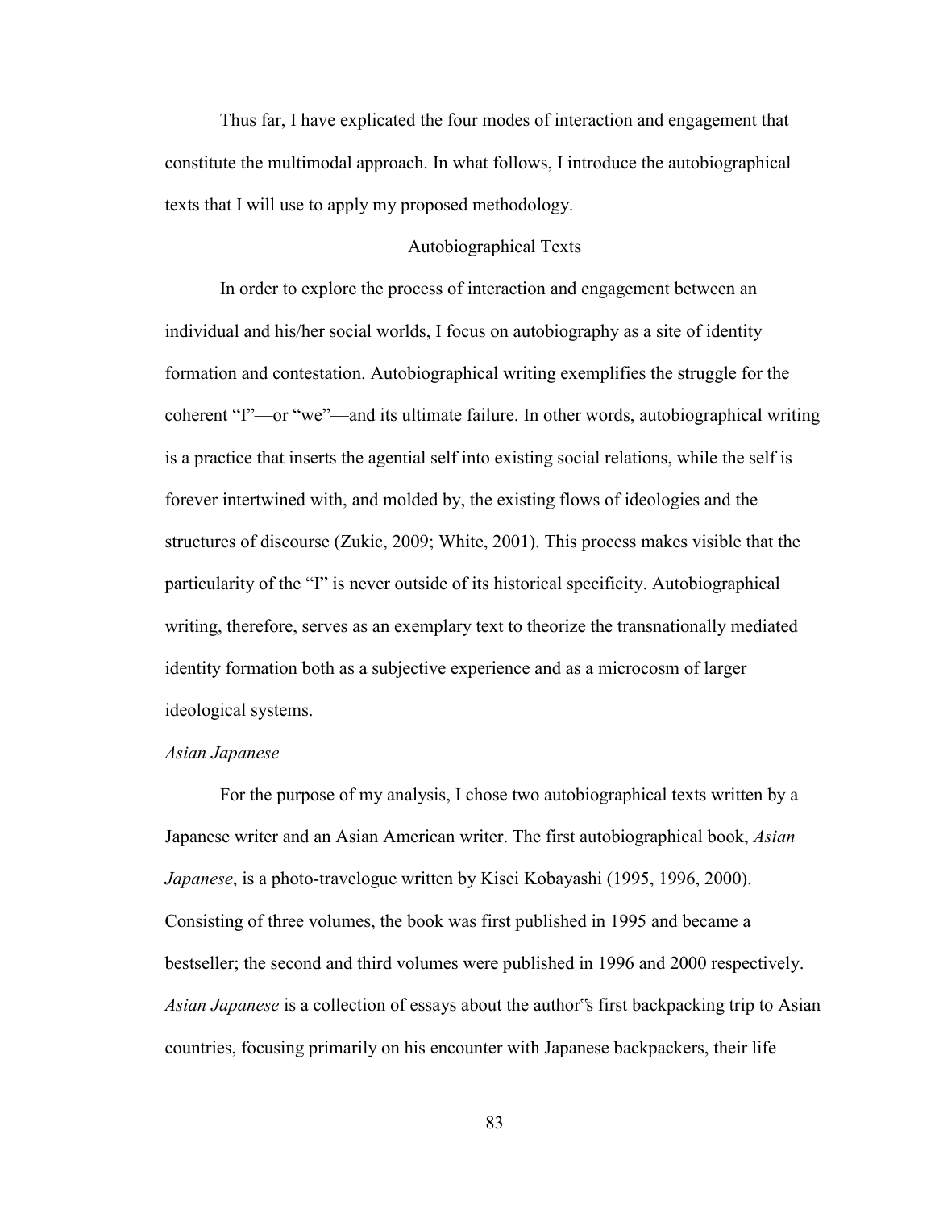Thus far, I have explicated the four modes of interaction and engagement that constitute the multimodal approach. In what follows, I introduce the autobiographical texts that I will use to apply my proposed methodology.

## Autobiographical Texts

In order to explore the process of interaction and engagement between an individual and his/her social worlds, I focus on autobiography as a site of identity formation and contestation. Autobiographical writing exemplifies the struggle for the coherent "I"—or "we"—and its ultimate failure. In other words, autobiographical writing is a practice that inserts the agential self into existing social relations, while the self is forever intertwined with, and molded by, the existing flows of ideologies and the structures of discourse (Zukic, 2009; White, 2001). This process makes visible that the particularity of the "I" is never outside of its historical specificity. Autobiographical writing, therefore, serves as an exemplary text to theorize the transnationally mediated identity formation both as a subjective experience and as a microcosm of larger ideological systems.

### *Asian Japanese*

For the purpose of my analysis, I chose two autobiographical texts written by a Japanese writer and an Asian American writer. The first autobiographical book, *Asian Japanese*, is a photo-travelogue written by Kisei Kobayashi (1995, 1996, 2000). Consisting of three volumes, the book was first published in 1995 and became a bestseller; the second and third volumes were published in 1996 and 2000 respectively. *Asian Japanese* is a collection of essays about the author"s first backpacking trip to Asian countries, focusing primarily on his encounter with Japanese backpackers, their life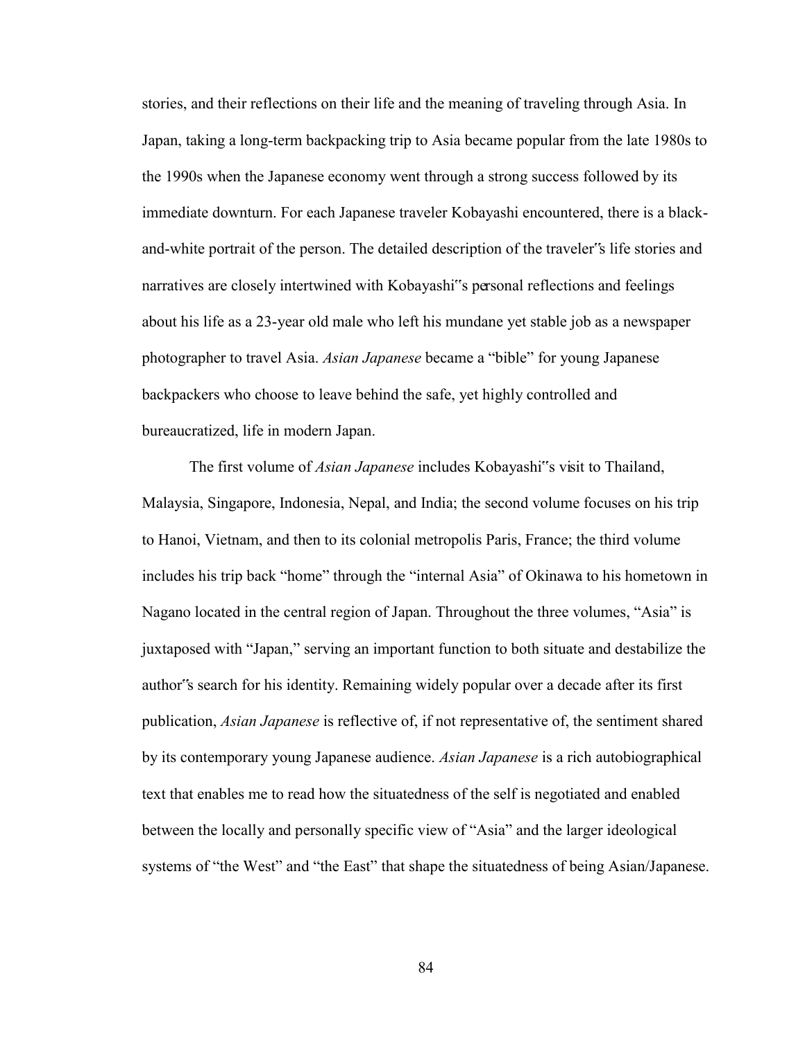stories, and their reflections on their life and the meaning of traveling through Asia. In Japan, taking a long-term backpacking trip to Asia became popular from the late 1980s to the 1990s when the Japanese economy went through a strong success followed by its immediate downturn. For each Japanese traveler Kobayashi encountered, there is a black-and-white portrait of the person. The detailed description of the traveler‟s life stories and narratives are closely intertwined with Kobayashi‟s personal reflections and feelings about his life as a 23-year old male who left his mundane yet stable job as a newspaper photographer to travel Asia. *Asian Japanese* became a "bible" for young Japanese backpackers who choose to leave behind the safe, yet highly controlled and bureaucratized, life in modern Japan.

The first volume of *Asian Japanese* includes Kobayashi‟s visit to Thailand, Malaysia, Singapore, Indonesia, Nepal, and India; the second volume focuses on his trip to Hanoi, Vietnam, and then to its colonial metropolis Paris, France; the third volume includes his trip back "home" through the "internal Asia" of Okinawa to his hometown in Nagano located in the central region of Japan. Throughout the three volumes, "Asia" is juxtaposed with "Japan," serving an important function to both situate and destabilize the author‟s search for his identity. Remaining widely popular over a decade after its first publication, *Asian Japanese* is reflective of, if not representative of, the sentiment shared by its contemporary young Japanese audience. *Asian Japanese* is a rich autobiographical text that enables me to read how the situatedness of the self is negotiated and enabled between the locally and personally specific view of "Asia" and the larger ideological systems of "the West" and "the East" that shape the situatedness of being Asian/Japanese.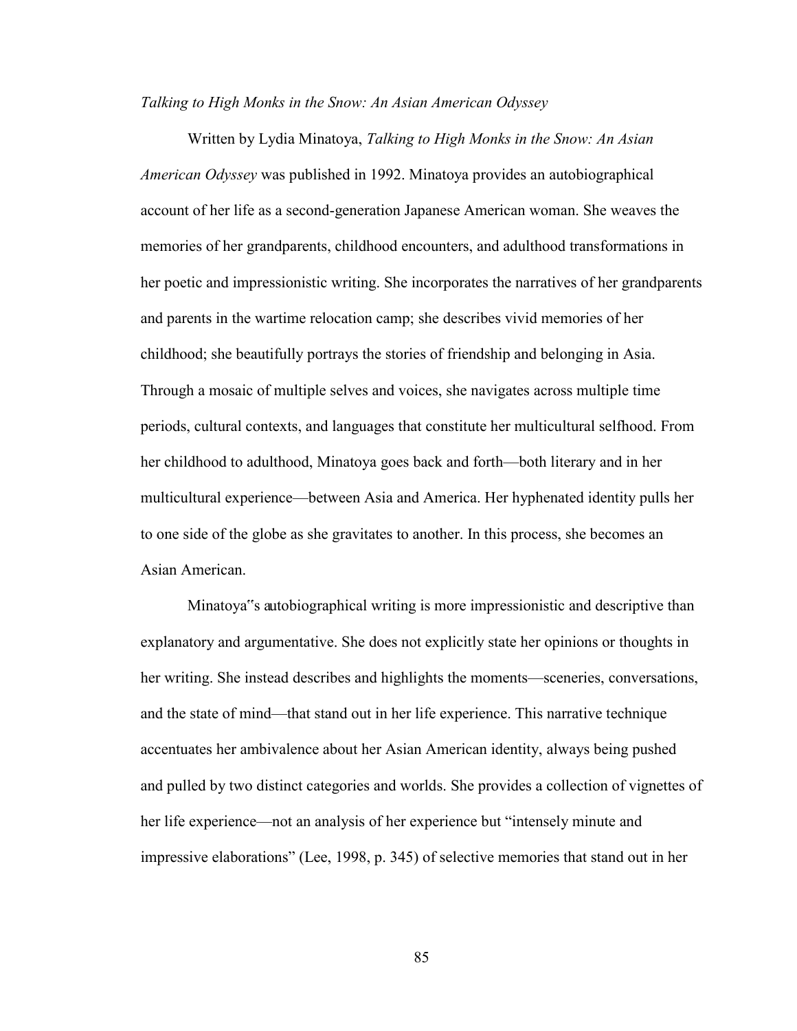*Talking to High Monks in the Snow: An Asian American Odyssey*

Written by Lydia Minatoya, *Talking to High Monks in the Snow: An Asian American Odyssey* was published in 1992. Minatoya provides an autobiographical account of her life as a second-generation Japanese American woman. She weaves the memories of her grandparents, childhood encounters, and adulthood transformations in her poetic and impressionistic writing. She incorporates the narratives of her grandparents and parents in the wartime relocation camp; she describes vivid memories of her childhood; she beautifully portrays the stories of friendship and belonging in Asia. Through a mosaic of multiple selves and voices, she navigates across multiple time periods, cultural contexts, and languages that constitute her multicultural selfhood. From her childhood to adulthood, Minatoya goes back and forth—both literary and in her multicultural experience—between Asia and America. Her hyphenated identity pulls her to one side of the globe as she gravitates to another. In this process, she becomes an Asian American.

Minatoya"s autobiographical writing is more impressionistic and descriptive than explanatory and argumentative. She does not explicitly state her opinions or thoughts in her writing. She instead describes and highlights the moments—sceneries, conversations, and the state of mind—that stand out in her life experience. This narrative technique accentuates her ambivalence about her Asian American identity, always being pushed and pulled by two distinct categories and worlds. She provides a collection of vignettes of her life experience—not an analysis of her experience but "intensely minute and impressive elaborations" (Lee, 1998, p. 345) of selective memories that stand out in her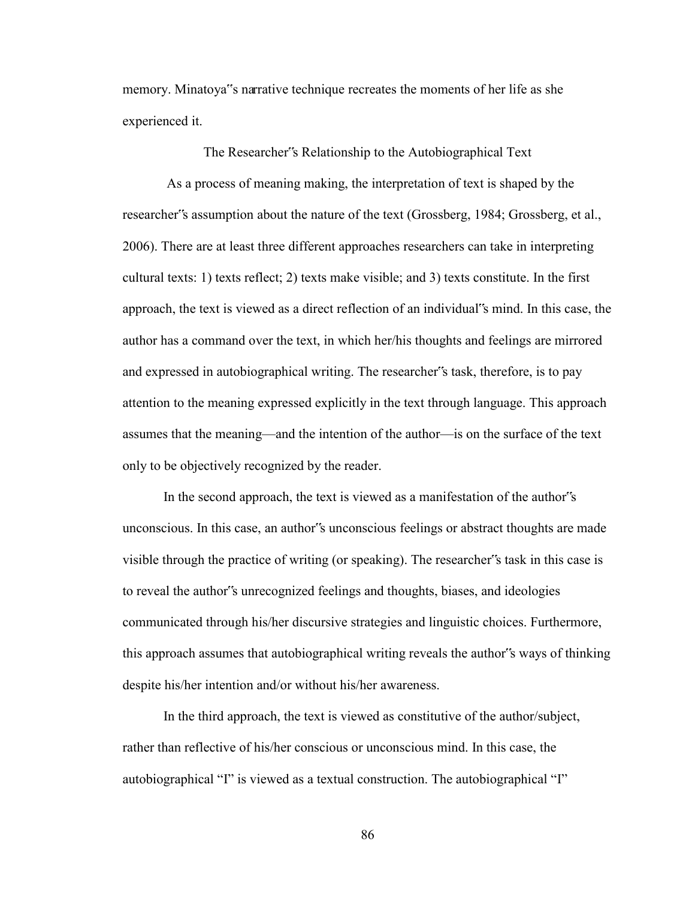memory. Minatoya"s narrative technique recreates the moments of her life as she experienced it.

## The Researcher"s Relationship to the Autobiographical Text

As a process of meaning making, the interpretation of text is shaped by the researcher"s assumption about the nature of the text (Grossberg, 1984; Grossberg, et al., 2006). There are at least three different approaches researchers can take in interpreting cultural texts: 1) texts reflect; 2) texts make visible; and 3) texts constitute. In the first approach, the text is viewed as a direct reflection of an individual"s mind. In this case, the author has a command over the text, in which her/his thoughts and feelings are mirrored and expressed in autobiographical writing. The researcher"s task, therefore, is to pay attention to the meaning expressed explicitly in the text through language. This approach assumes that the meaning—and the intention of the author—is on the surface of the text only to be objectively recognized by the reader.

In the second approach, the text is viewed as a manifestation of the author"s unconscious. In this case, an author"s unconscious feelings or abstract thoughts are made visible through the practice of writing (or speaking). The researcher"s task in this case is to reveal the author"s unrecognized feelings and thoughts, biases, and ideologies communicated through his/her discursive strategies and linguistic choices. Furthermore, this approach assumes that autobiographical writing reveals the author"s ways of thinking despite his/her intention and/or without his/her awareness.

In the third approach, the text is viewed as constitutive of the author/subject, rather than reflective of his/her conscious or unconscious mind. In this case, the autobiographical "I" is viewed as a textual construction. The autobiographical "I"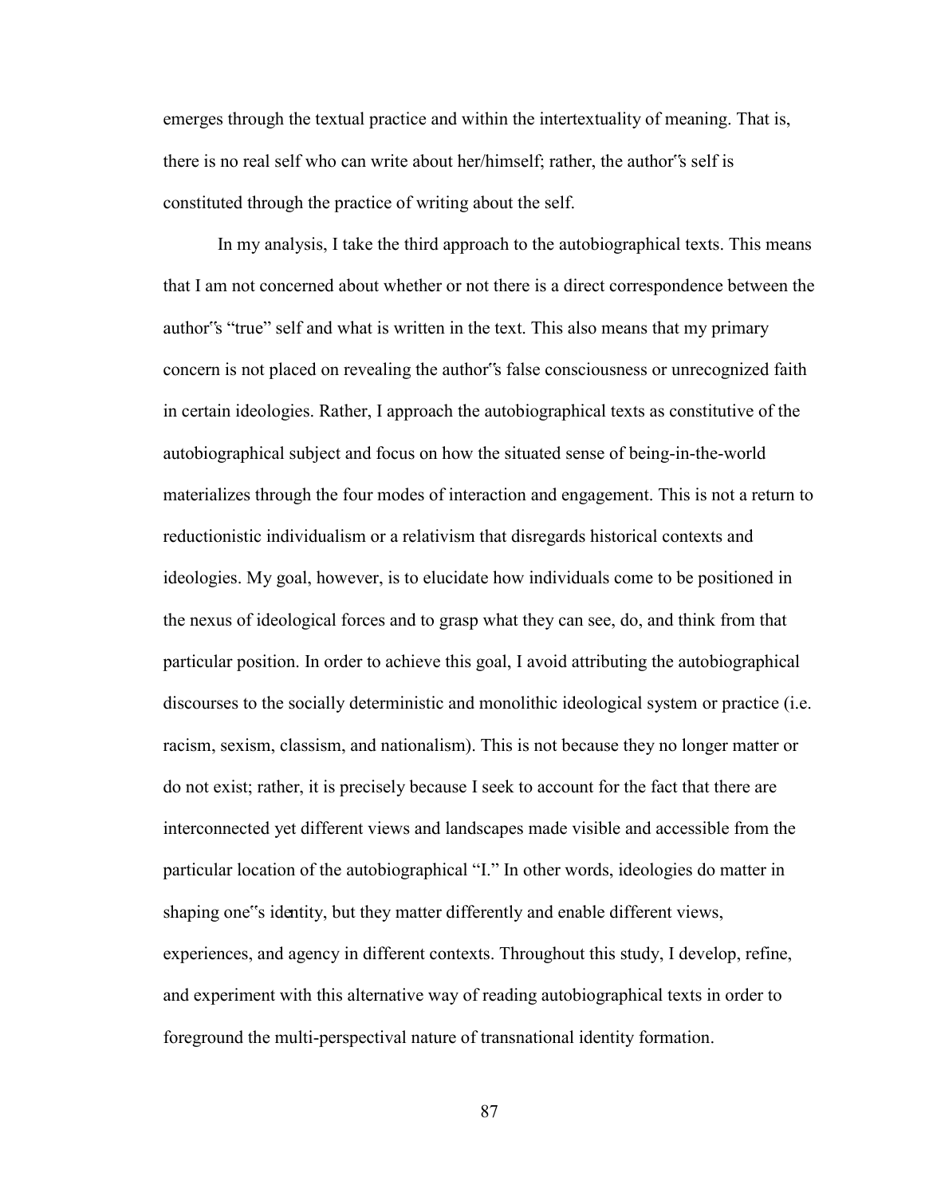emerges through the textual practice and within the intertextuality of meaning. That is, there is no real self who can write about her/himself; rather, the author"s self is constituted through the practice of writing about the self.

In my analysis, I take the third approach to the autobiographical texts. This means that I am not concerned about whether or not there is a direct correspondence between the author"s "true" self and what is written in the text. This also means that my primary concern is not placed on revealing the author"s false consciousness or unrecognized faith in certain ideologies. Rather, I approach the autobiographical texts as constitutive of the autobiographical subject and focus on how the situated sense of being-in-the-world materializes through the four modes of interaction and engagement. This is not a return to reductionistic individualism or a relativism that disregards historical contexts and ideologies. My goal, however, is to elucidate how individuals come to be positioned in the nexus of ideological forces and to grasp what they can see, do, and think from that particular position. In order to achieve this goal, I avoid attributing the autobiographical discourses to the socially deterministic and monolithic ideological system or practice (i.e. racism, sexism, classism, and nationalism). This is not because they no longer matter or do not exist; rather, it is precisely because I seek to account for the fact that there are interconnected yet different views and landscapes made visible and accessible from the particular location of the autobiographical "I." In other words, ideologies do matter in shaping one"s identity, but they matter differently and enable different views, experiences, and agency in different contexts. Throughout this study, I develop, refine, and experiment with this alternative way of reading autobiographical texts in order to foreground the multi-perspectival nature of transnational identity formation.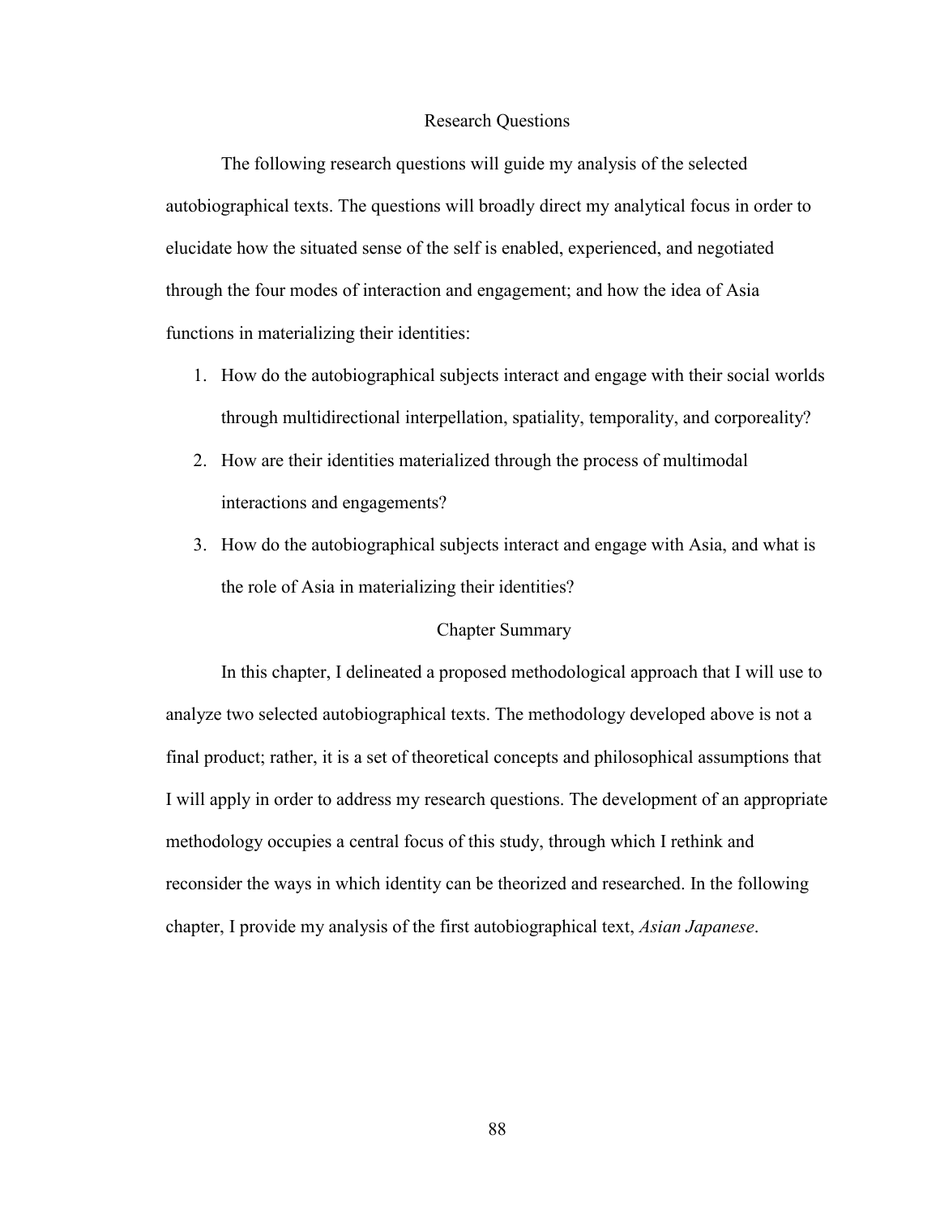## Research Questions

The following research questions will guide my analysis of the selected autobiographical texts. The questions will broadly direct my analytical focus in order to elucidate how the situated sense of the self is enabled, experienced, and negotiated through the four modes of interaction and engagement; and how the idea of Asia functions in materializing their identities:

1. How do the autobiographical subjects interact and engage with their social worlds through multidirectional interpellation, spatiality, temporality, and corporeality?
2. How are their identities materialized through the process of multimodal interactions and engagements?
3. How do the autobiographical subjects interact and engage with Asia, and what is the role of Asia in materializing their identities?

## Chapter Summary

In this chapter, I delineated a proposed methodological approach that I will use to analyze two selected autobiographical texts. The methodology developed above is not a final product; rather, it is a set of theoretical concepts and philosophical assumptions that I will apply in order to address my research questions. The development of an appropriate methodology occupies a central focus of this study, through which I rethink and reconsider the ways in which identity can be theorized and researched. In the following chapter, I provide my analysis of the first autobiographical text, *Asian Japanese*.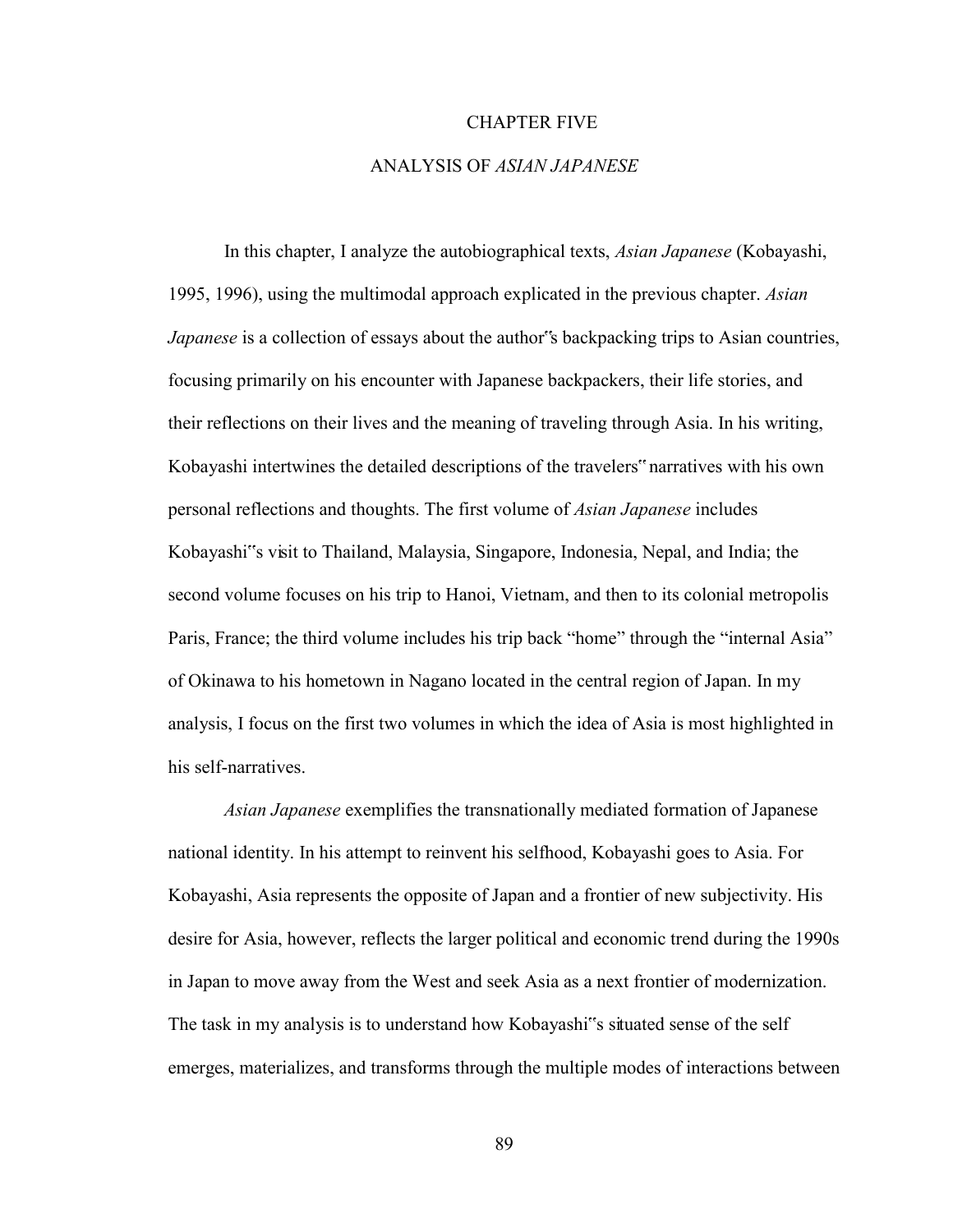# CHAPTER FIVE

# ANALYSIS OF *ASIAN JAPANESE*

In this chapter, I analyze the autobiographical texts, *Asian Japanese* (Kobayashi, 1995, 1996), using the multimodal approach explicated in the previous chapter. *Asian Japanese* is a collection of essays about the author‟s backpacking trips to Asian countries, focusing primarily on his encounter with Japanese backpackers, their life stories, and their reflections on their lives and the meaning of traveling through Asia. In his writing, Kobayashi intertwines the detailed descriptions of the travelers‟ narratives with his own personal reflections and thoughts. The first volume of *Asian Japanese* includes Kobayashi‟s visit to Thailand, Malaysia, Singapore, Indonesia, Nepal, and India; the second volume focuses on his trip to Hanoi, Vietnam, and then to its colonial metropolis Paris, France; the third volume includes his trip back "home" through the "internal Asia" of Okinawa to his hometown in Nagano located in the central region of Japan. In my analysis, I focus on the first two volumes in which the idea of Asia is most highlighted in his self-narratives.

*Asian Japanese* exemplifies the transnationally mediated formation of Japanese national identity. In his attempt to reinvent his selfhood, Kobayashi goes to Asia. For Kobayashi, Asia represents the opposite of Japan and a frontier of new subjectivity. His desire for Asia, however, reflects the larger political and economic trend during the 1990s in Japan to move away from the West and seek Asia as a next frontier of modernization. The task in my analysis is to understand how Kobayashi‟s situated sense of the self emerges, materializes, and transforms through the multiple modes of interactions between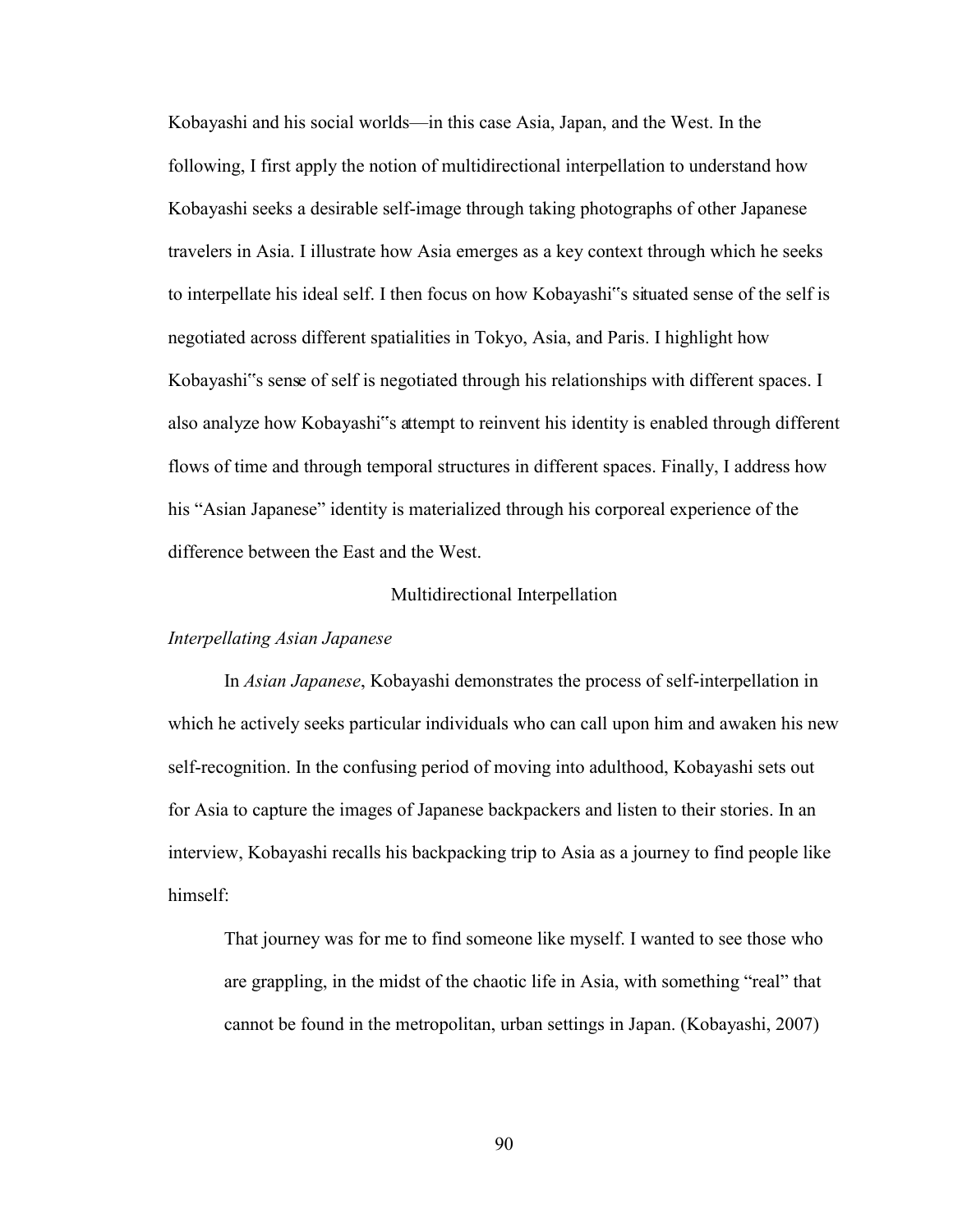Kobayashi and his social worlds—in this case Asia, Japan, and the West. In the following, I first apply the notion of multidirectional interpellation to understand how Kobayashi seeks a desirable self-image through taking photographs of other Japanese travelers in Asia. I illustrate how Asia emerges as a key context through which he seeks to interpellate his ideal self. I then focus on how Kobayashi"s situated sense of the self is negotiated across different spatialities in Tokyo, Asia, and Paris. I highlight how Kobayashi"s sense of self is negotiated through his relationships with different spaces. I also analyze how Kobayashi"s attempt to reinvent his identity is enabled through different flows of time and through temporal structures in different spaces. Finally, I address how his "Asian Japanese" identity is materialized through his corporeal experience of the difference between the East and the West.

## Multidirectional Interpellation

### *Interpellating Asian Japanese*

In *Asian Japanese*, Kobayashi demonstrates the process of self-interpellation in which he actively seeks particular individuals who can call upon him and awaken his new self-recognition. In the confusing period of moving into adulthood, Kobayashi sets out for Asia to capture the images of Japanese backpackers and listen to their stories. In an interview, Kobayashi recalls his backpacking trip to Asia as a journey to find people like himself:

> That journey was for me to find someone like myself. I wanted to see those who are grappling, in the midst of the chaotic life in Asia, with something "real" that cannot be found in the metropolitan, urban settings in Japan. (Kobayashi, 2007)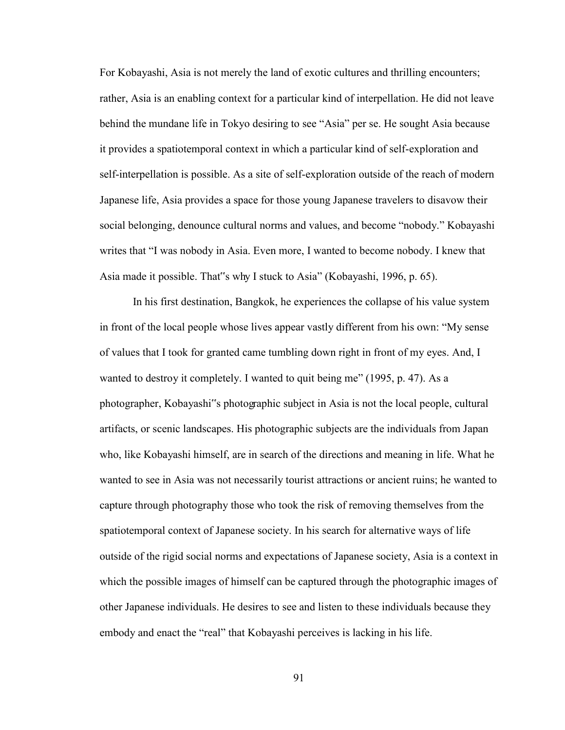For Kobayashi, Asia is not merely the land of exotic cultures and thrilling encounters; rather, Asia is an enabling context for a particular kind of interpellation. He did not leave behind the mundane life in Tokyo desiring to see "Asia" per se. He sought Asia because it provides a spatiotemporal context in which a particular kind of self-exploration and self-interpellation is possible. As a site of self-exploration outside of the reach of modern Japanese life, Asia provides a space for those young Japanese travelers to disavow their social belonging, denounce cultural norms and values, and become "nobody." Kobayashi writes that "I was nobody in Asia. Even more, I wanted to become nobody. I knew that Asia made it possible. That"s why I stuck to Asia" (Kobayashi, 1996, p. 65).

In his first destination, Bangkok, he experiences the collapse of his value system in front of the local people whose lives appear vastly different from his own: "My sense of values that I took for granted came tumbling down right in front of my eyes. And, I wanted to destroy it completely. I wanted to quit being me" (1995, p. 47). As a photographer, Kobayashi"s photographic subject in Asia is not the local people, cultural artifacts, or scenic landscapes. His photographic subjects are the individuals from Japan who, like Kobayashi himself, are in search of the directions and meaning in life. What he wanted to see in Asia was not necessarily tourist attractions or ancient ruins; he wanted to capture through photography those who took the risk of removing themselves from the spatiotemporal context of Japanese society. In his search for alternative ways of life outside of the rigid social norms and expectations of Japanese society, Asia is a context in which the possible images of himself can be captured through the photographic images of other Japanese individuals. He desires to see and listen to these individuals because they embody and enact the "real" that Kobayashi perceives is lacking in his life.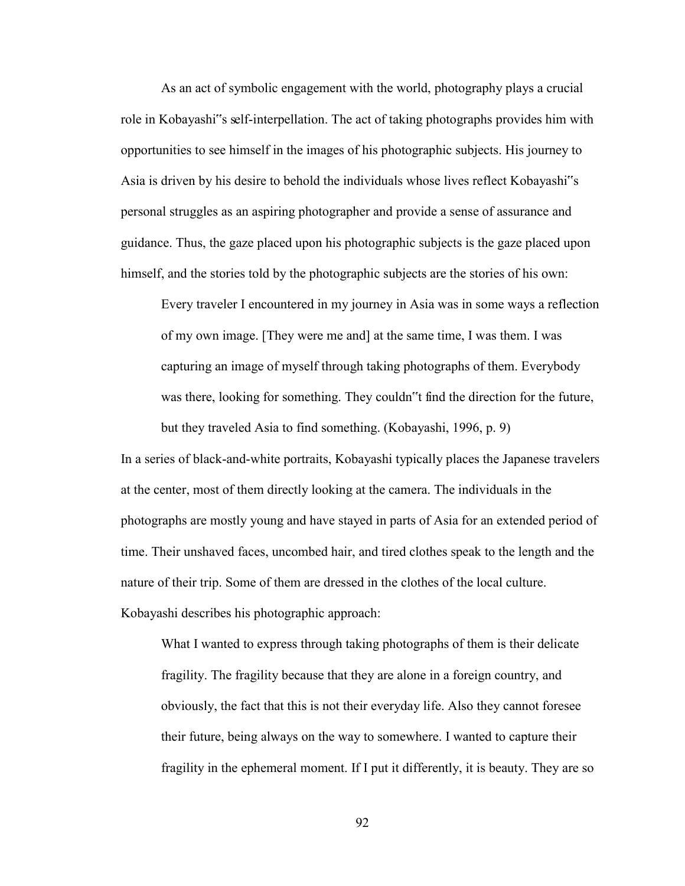As an act of symbolic engagement with the world, photography plays a crucial role in Kobayashi"s self-interpellation. The act of taking photographs provides him with opportunities to see himself in the images of his photographic subjects. His journey to Asia is driven by his desire to behold the individuals whose lives reflect Kobayashi"s personal struggles as an aspiring photographer and provide a sense of assurance and guidance. Thus, the gaze placed upon his photographic subjects is the gaze placed upon himself, and the stories told by the photographic subjects are the stories of his own:

> Every traveler I encountered in my journey in Asia was in some ways a reflection of my own image. [They were me and] at the same time, I was them. I was capturing an image of myself through taking photographs of them. Everybody was there, looking for something. They couldn"t find the direction for the future, but they traveled Asia to find something. (Kobayashi, 1996, p. 9)

In a series of black-and-white portraits, Kobayashi typically places the Japanese travelers at the center, most of them directly looking at the camera. The individuals in the photographs are mostly young and have stayed in parts of Asia for an extended period of time. Their unshaved faces, uncombed hair, and tired clothes speak to the length and the nature of their trip. Some of them are dressed in the clothes of the local culture. Kobayashi describes his photographic approach:

> What I wanted to express through taking photographs of them is their delicate fragility. The fragility because that they are alone in a foreign country, and obviously, the fact that this is not their everyday life. Also they cannot foresee their future, being always on the way to somewhere. I wanted to capture their fragility in the ephemeral moment. If I put it differently, it is beauty. They are so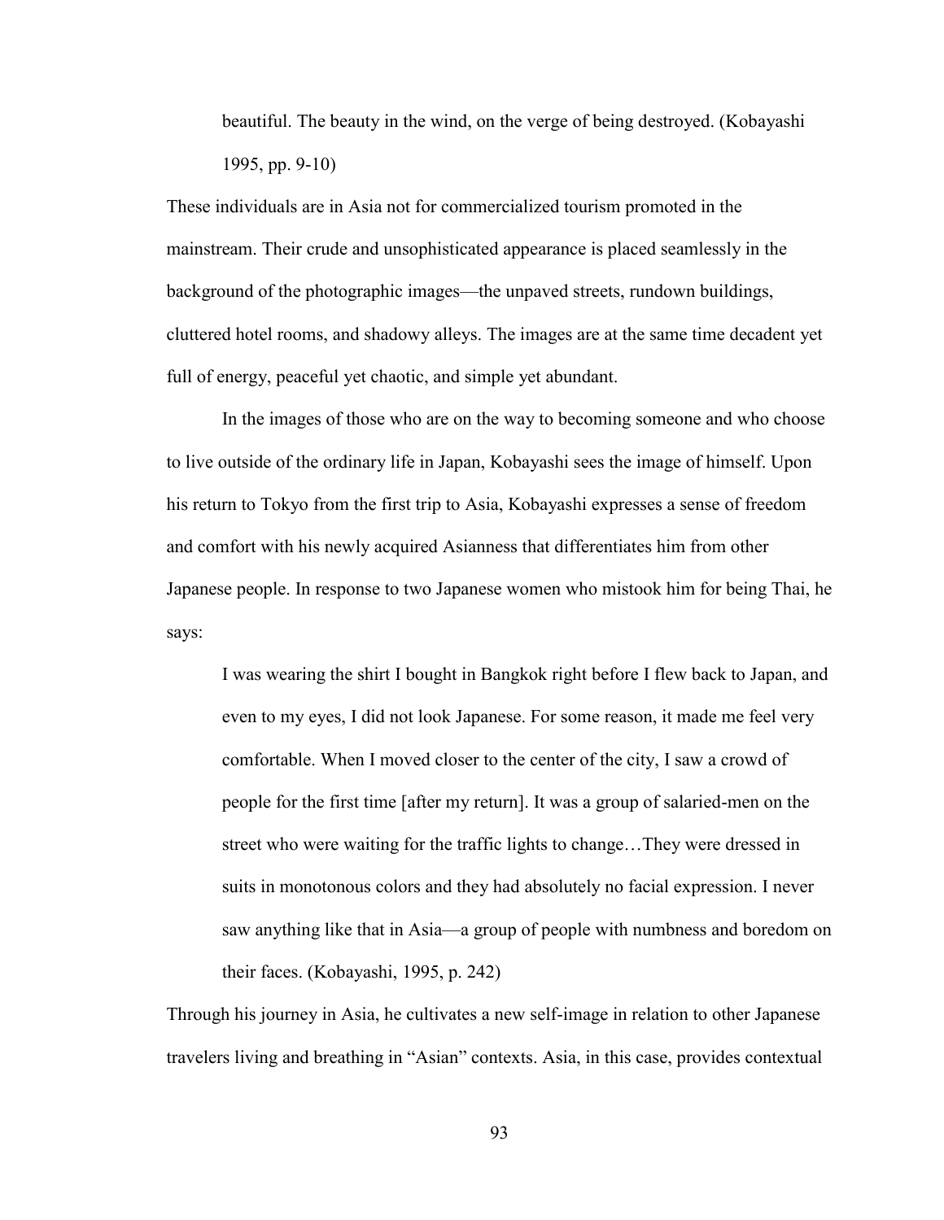> beautiful. The beauty in the wind, on the verge of being destroyed. (Kobayashi 1995, pp. 9-10)

These individuals are in Asia not for commercialized tourism promoted in the mainstream. Their crude and unsophisticated appearance is placed seamlessly in the background of the photographic images—the unpaved streets, rundown buildings, cluttered hotel rooms, and shadowy alleys. The images are at the same time decadent yet full of energy, peaceful yet chaotic, and simple yet abundant.

In the images of those who are on the way to becoming someone and who choose to live outside of the ordinary life in Japan, Kobayashi sees the image of himself. Upon his return to Tokyo from the first trip to Asia, Kobayashi expresses a sense of freedom and comfort with his newly acquired Asianness that differentiates him from other Japanese people. In response to two Japanese women who mistook him for being Thai, he says:

> I was wearing the shirt I bought in Bangkok right before I flew back to Japan, and even to my eyes, I did not look Japanese. For some reason, it made me feel very comfortable. When I moved closer to the center of the city, I saw a crowd of people for the first time [after my return]. It was a group of salaried-men on the street who were waiting for the traffic lights to change…They were dressed in suits in monotonous colors and they had absolutely no facial expression. I never saw anything like that in Asia—a group of people with numbness and boredom on their faces. (Kobayashi, 1995, p. 242)

Through his journey in Asia, he cultivates a new self-image in relation to other Japanese travelers living and breathing in "Asian" contexts. Asia, in this case, provides contextual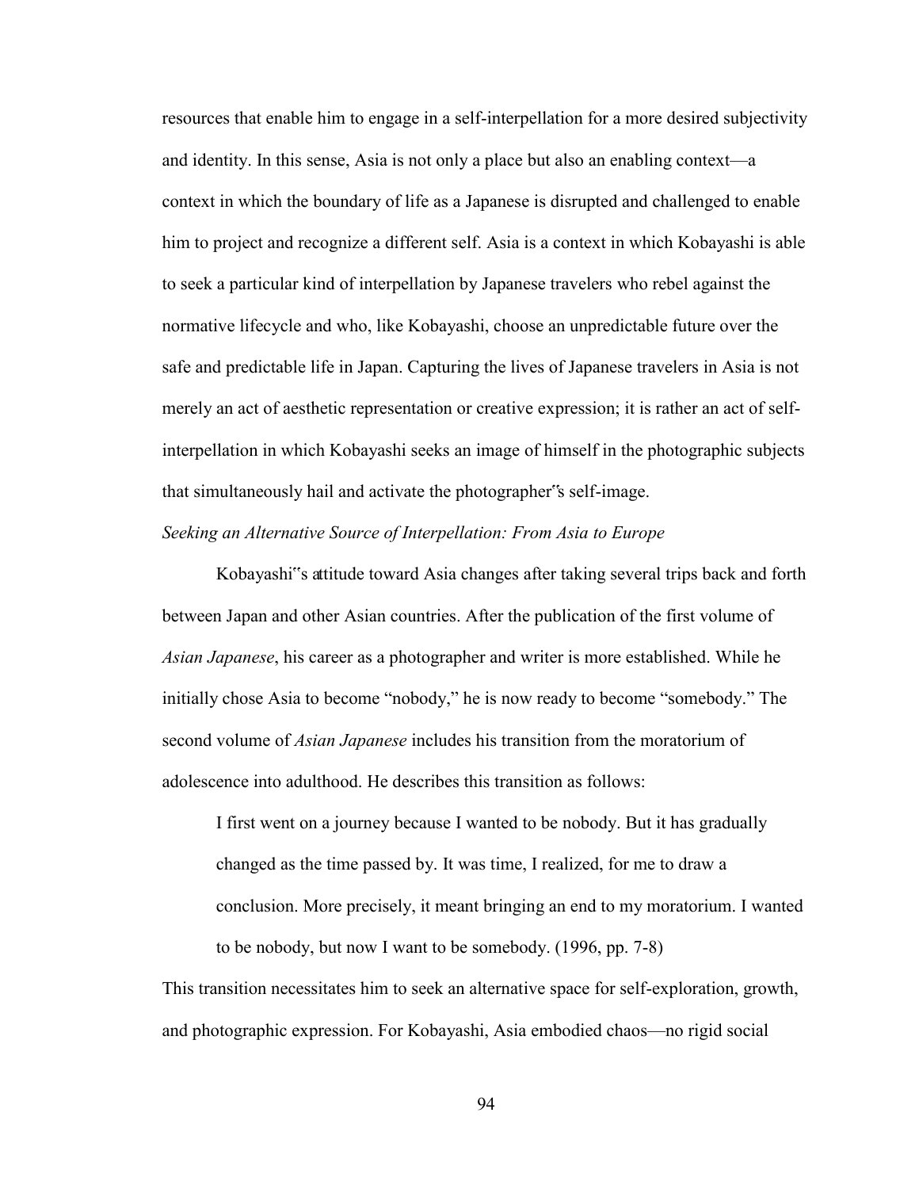resources that enable him to engage in a self-interpellation for a more desired subjectivity and identity. In this sense, Asia is not only a place but also an enabling context—a context in which the boundary of life as a Japanese is disrupted and challenged to enable him to project and recognize a different self. Asia is a context in which Kobayashi is able to seek a particular kind of interpellation by Japanese travelers who rebel against the normative lifecycle and who, like Kobayashi, choose an unpredictable future over the safe and predictable life in Japan. Capturing the lives of Japanese travelers in Asia is not merely an act of aesthetic representation or creative expression; it is rather an act of self-interpellation in which Kobayashi seeks an image of himself in the photographic subjects that simultaneously hail and activate the photographer"s self-image.

*Seeking an Alternative Source of Interpellation: From Asia to Europe*

Kobayashi"s attitude toward Asia changes after taking several trips back and forth between Japan and other Asian countries. After the publication of the first volume of *Asian Japanese*, his career as a photographer and writer is more established. While he initially chose Asia to become "nobody," he is now ready to become "somebody." The second volume of *Asian Japanese* includes his transition from the moratorium of adolescence into adulthood. He describes this transition as follows:

> I first went on a journey because I wanted to be nobody. But it has gradually changed as the time passed by. It was time, I realized, for me to draw a conclusion. More precisely, it meant bringing an end to my moratorium. I wanted to be nobody, but now I want to be somebody. (1996, pp. 7-8)

This transition necessitates him to seek an alternative space for self-exploration, growth, and photographic expression. For Kobayashi, Asia embodied chaos—no rigid social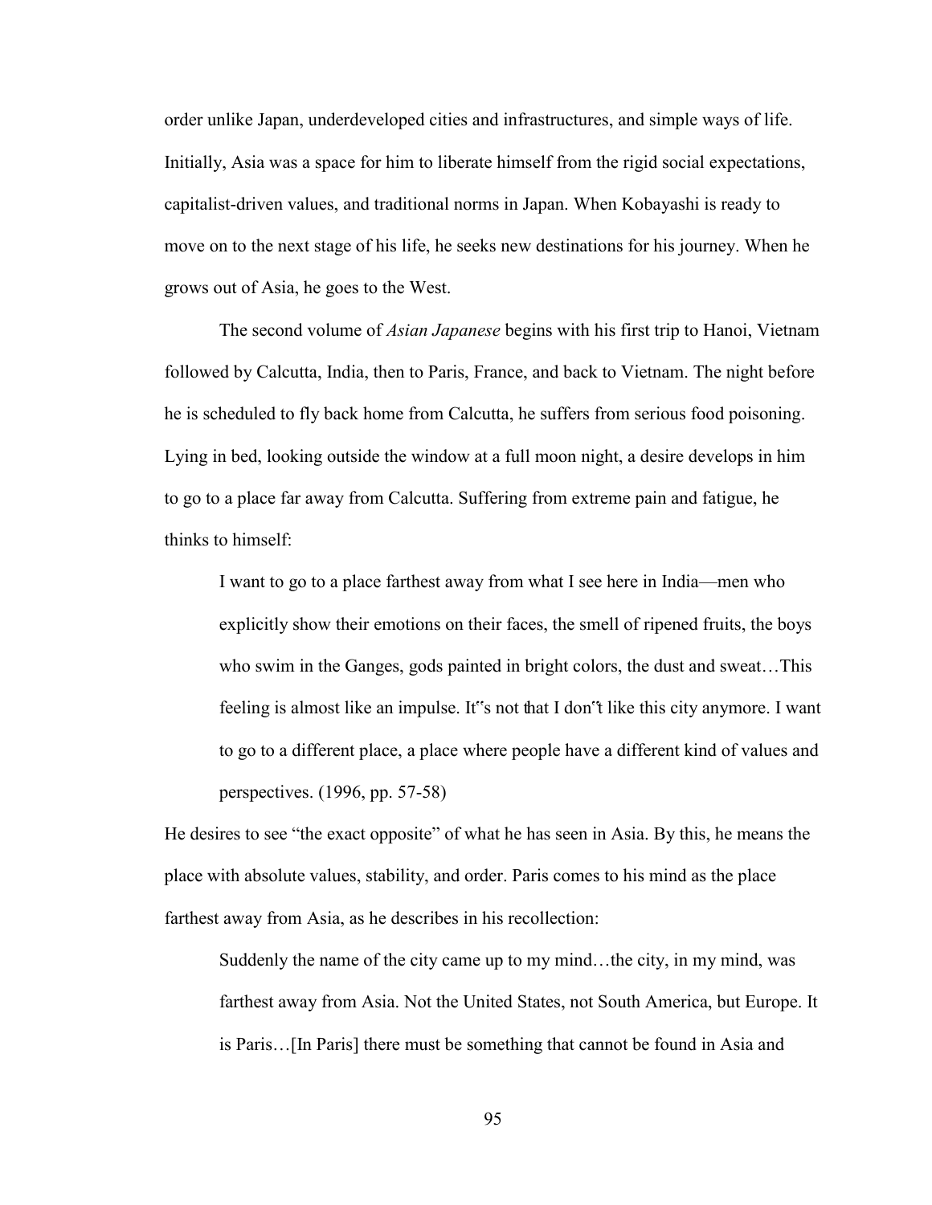order unlike Japan, underdeveloped cities and infrastructures, and simple ways of life. Initially, Asia was a space for him to liberate himself from the rigid social expectations, capitalist-driven values, and traditional norms in Japan. When Kobayashi is ready to move on to the next stage of his life, he seeks new destinations for his journey. When he grows out of Asia, he goes to the West.

The second volume of *Asian Japanese* begins with his first trip to Hanoi, Vietnam followed by Calcutta, India, then to Paris, France, and back to Vietnam. The night before he is scheduled to fly back home from Calcutta, he suffers from serious food poisoning. Lying in bed, looking outside the window at a full moon night, a desire develops in him to go to a place far away from Calcutta. Suffering from extreme pain and fatigue, he thinks to himself:

> I want to go to a place farthest away from what I see here in India—men who explicitly show their emotions on their faces, the smell of ripened fruits, the boys who swim in the Ganges, gods painted in bright colors, the dust and sweat…This feeling is almost like an impulse. It"s not that I don"t like this city anymore. I want to go to a different place, a place where people have a different kind of values and perspectives. (1996, pp. 57-58)

He desires to see "the exact opposite" of what he has seen in Asia. By this, he means the place with absolute values, stability, and order. Paris comes to his mind as the place farthest away from Asia, as he describes in his recollection:

> Suddenly the name of the city came up to my mind…the city, in my mind, was farthest away from Asia. Not the United States, not South America, but Europe. It is Paris…[In Paris] there must be something that cannot be found in Asia and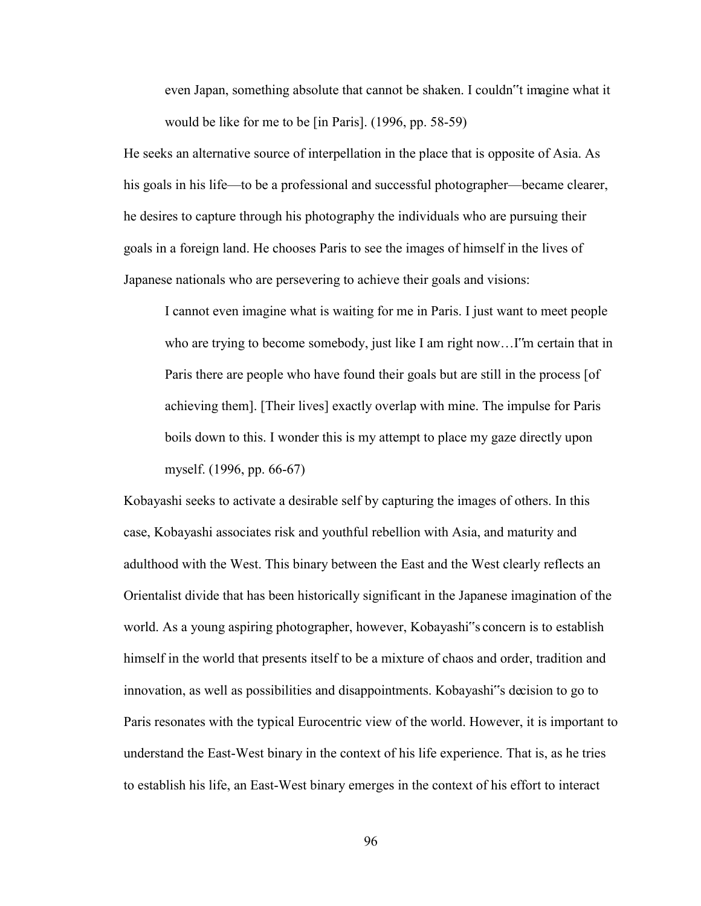> even Japan, something absolute that cannot be shaken. I couldn"t imagine what it would be like for me to be [in Paris]. (1996, pp. 58-59)

He seeks an alternative source of interpellation in the place that is opposite of Asia. As his goals in his life—to be a professional and successful photographer—became clearer, he desires to capture through his photography the individuals who are pursuing their goals in a foreign land. He chooses Paris to see the images of himself in the lives of Japanese nationals who are persevering to achieve their goals and visions:

> I cannot even imagine what is waiting for me in Paris. I just want to meet people who are trying to become somebody, just like I am right now…I"m certain that in Paris there are people who have found their goals but are still in the process [of achieving them]. [Their lives] exactly overlap with mine. The impulse for Paris boils down to this. I wonder this is my attempt to place my gaze directly upon myself. (1996, pp. 66-67)

Kobayashi seeks to activate a desirable self by capturing the images of others. In this case, Kobayashi associates risk and youthful rebellion with Asia, and maturity and adulthood with the West. This binary between the East and the West clearly reflects an Orientalist divide that has been historically significant in the Japanese imagination of the world. As a young aspiring photographer, however, Kobayashi"s concern is to establish himself in the world that presents itself to be a mixture of chaos and order, tradition and innovation, as well as possibilities and disappointments. Kobayashi"s decision to go to Paris resonates with the typical Eurocentric view of the world. However, it is important to understand the East-West binary in the context of his life experience. That is, as he tries to establish his life, an East-West binary emerges in the context of his effort to interact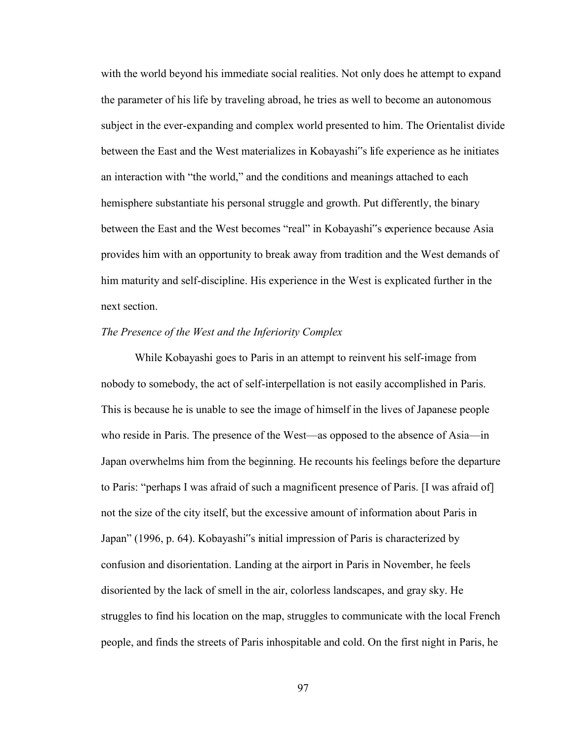with the world beyond his immediate social realities. Not only does he attempt to expand the parameter of his life by traveling abroad, he tries as well to become an autonomous subject in the ever-expanding and complex world presented to him. The Orientalist divide between the East and the West materializes in Kobayashi"s life experience as he initiates an interaction with "the world," and the conditions and meanings attached to each hemisphere substantiate his personal struggle and growth. Put differently, the binary between the East and the West becomes "real" in Kobayashi"s experience because Asia provides him with an opportunity to break away from tradition and the West demands of him maturity and self-discipline. His experience in the West is explicated further in the next section.

*The Presence of the West and the Inferiority Complex*

While Kobayashi goes to Paris in an attempt to reinvent his self-image from nobody to somebody, the act of self-interpellation is not easily accomplished in Paris. This is because he is unable to see the image of himself in the lives of Japanese people who reside in Paris. The presence of the West—as opposed to the absence of Asia—in Japan overwhelms him from the beginning. He recounts his feelings before the departure to Paris: "perhaps I was afraid of such a magnificent presence of Paris. [I was afraid of] not the size of the city itself, but the excessive amount of information about Paris in Japan" (1996, p. 64). Kobayashi"s initial impression of Paris is characterized by confusion and disorientation. Landing at the airport in Paris in November, he feels disoriented by the lack of smell in the air, colorless landscapes, and gray sky. He struggles to find his location on the map, struggles to communicate with the local French people, and finds the streets of Paris inhospitable and cold. On the first night in Paris, he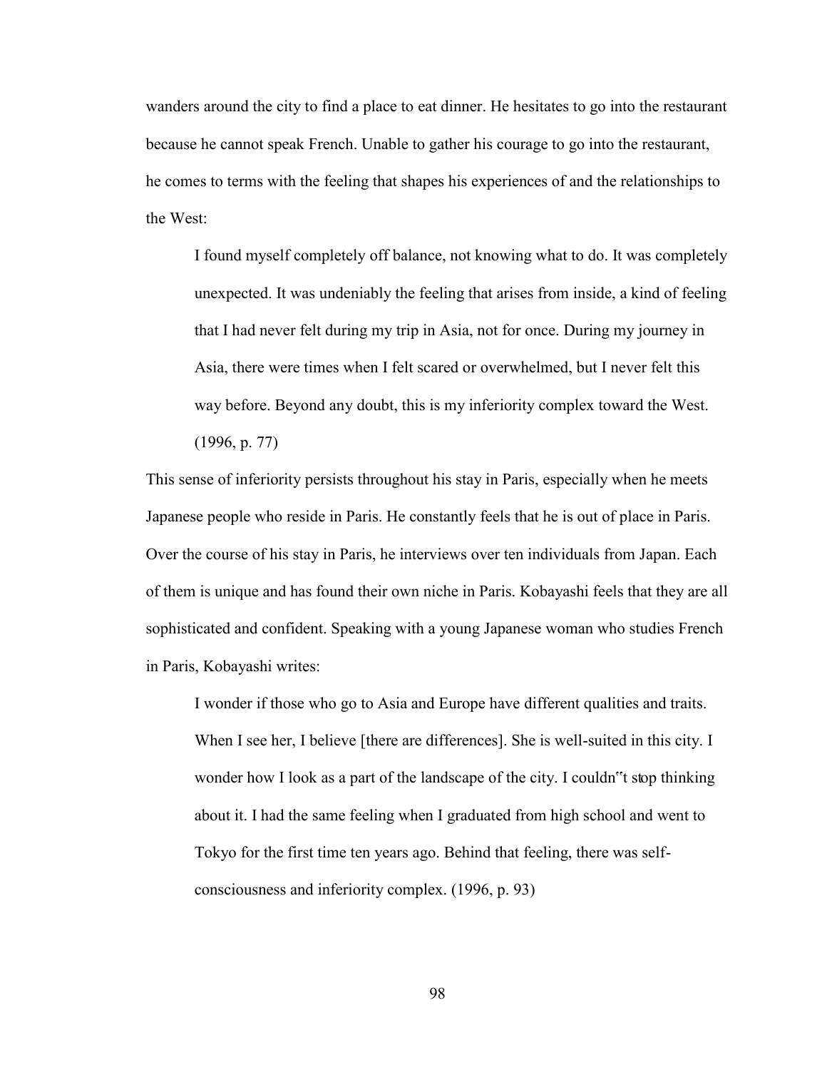wanders around the city to find a place to eat dinner. He hesitates to go into the restaurant because he cannot speak French. Unable to gather his courage to go into the restaurant, he comes to terms with the feeling that shapes his experiences of and the relationships to the West:

> I found myself completely off balance, not knowing what to do. It was completely unexpected. It was undeniably the feeling that arises from inside, a kind of feeling that I had never felt during my trip in Asia, not for once. During my journey in Asia, there were times when I felt scared or overwhelmed, but I never felt this way before. Beyond any doubt, this is my inferiority complex toward the West. (1996, p. 77)

This sense of inferiority persists throughout his stay in Paris, especially when he meets Japanese people who reside in Paris. He constantly feels that he is out of place in Paris. Over the course of his stay in Paris, he interviews over ten individuals from Japan. Each of them is unique and has found their own niche in Paris. Kobayashi feels that they are all sophisticated and confident. Speaking with a young Japanese woman who studies French in Paris, Kobayashi writes:

> I wonder if those who go to Asia and Europe have different qualities and traits. When I see her, I believe [there are differences]. She is well-suited in this city. I wonder how I look as a part of the landscape of the city. I couldn"t stop thinking about it. I had the same feeling when I graduated from high school and went to Tokyo for the first time ten years ago. Behind that feeling, there was self-consciousness and inferiority complex. (1996, p. 93)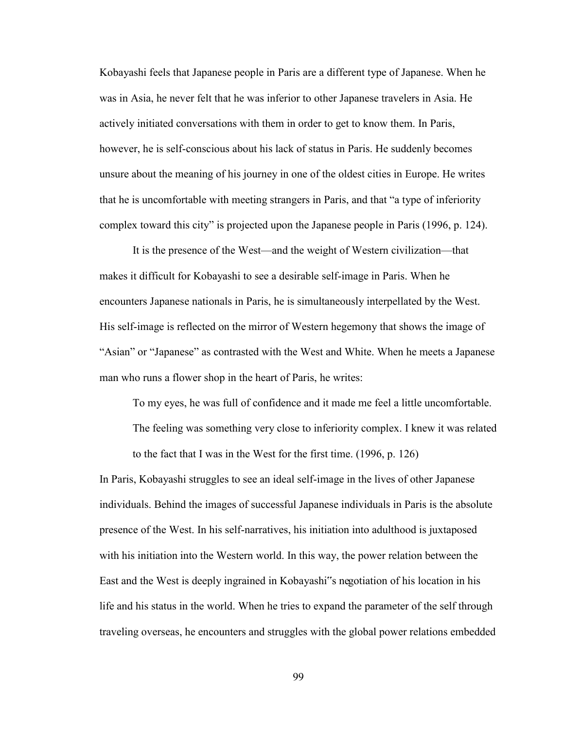Kobayashi feels that Japanese people in Paris are a different type of Japanese. When he was in Asia, he never felt that he was inferior to other Japanese travelers in Asia. He actively initiated conversations with them in order to get to know them. In Paris, however, he is self-conscious about his lack of status in Paris. He suddenly becomes unsure about the meaning of his journey in one of the oldest cities in Europe. He writes that he is uncomfortable with meeting strangers in Paris, and that "a type of inferiority complex toward this city" is projected upon the Japanese people in Paris (1996, p. 124).

It is the presence of the West—and the weight of Western civilization—that makes it difficult for Kobayashi to see a desirable self-image in Paris. When he encounters Japanese nationals in Paris, he is simultaneously interpellated by the West. His self-image is reflected on the mirror of Western hegemony that shows the image of "Asian" or "Japanese" as contrasted with the West and White. When he meets a Japanese man who runs a flower shop in the heart of Paris, he writes:

> To my eyes, he was full of confidence and it made me feel a little uncomfortable. The feeling was something very close to inferiority complex. I knew it was related to the fact that I was in the West for the first time. (1996, p. 126)

In Paris, Kobayashi struggles to see an ideal self-image in the lives of other Japanese individuals. Behind the images of successful Japanese individuals in Paris is the absolute presence of the West. In his self-narratives, his initiation into adulthood is juxtaposed with his initiation into the Western world. In this way, the power relation between the East and the West is deeply ingrained in Kobayashi"s negotiation of his location in his life and his status in the world. When he tries to expand the parameter of the self through traveling overseas, he encounters and struggles with the global power relations embedded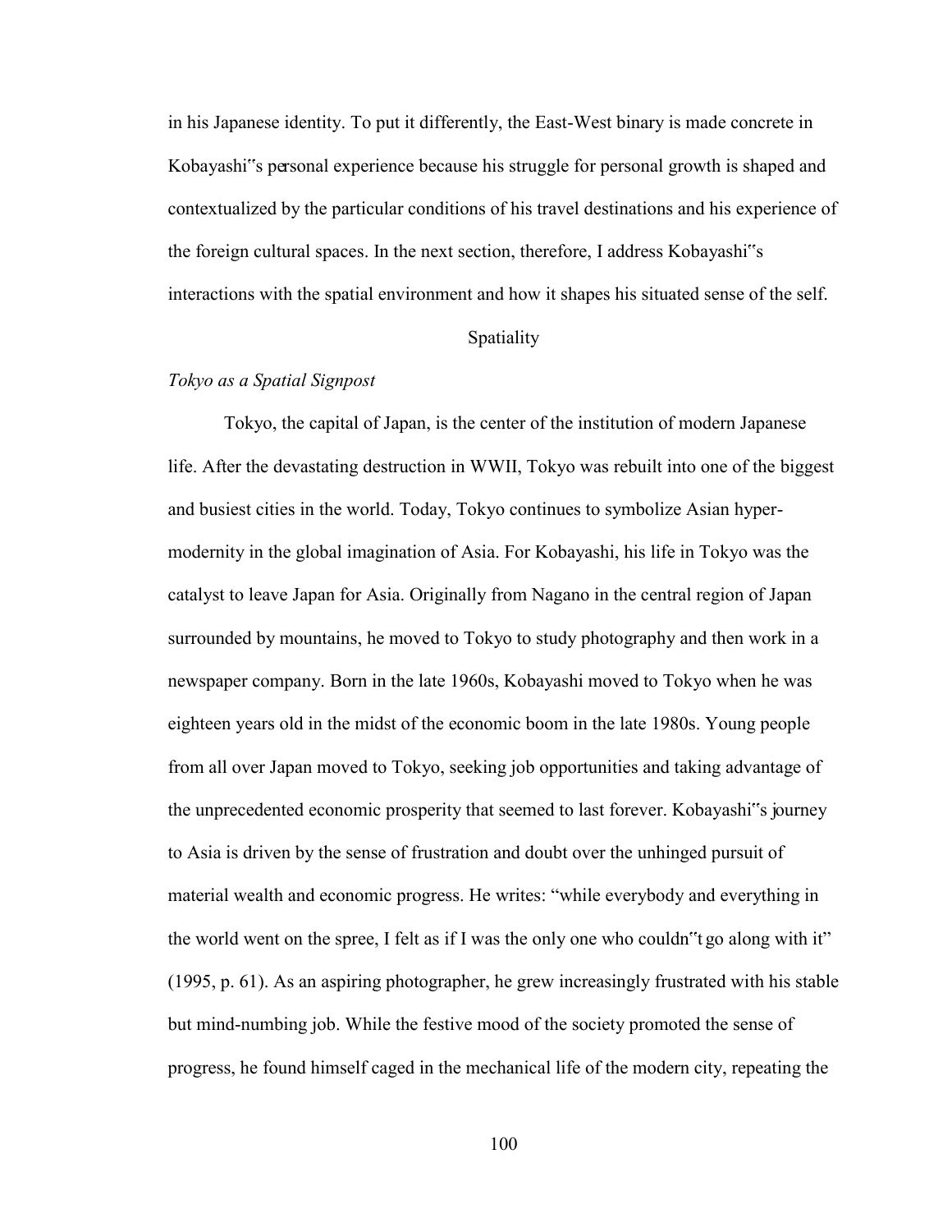in his Japanese identity. To put it differently, the East-West binary is made concrete in Kobayashi"s personal experience because his struggle for personal growth is shaped and contextualized by the particular conditions of his travel destinations and his experience of the foreign cultural spaces. In the next section, therefore, I address Kobayashi"s interactions with the spatial environment and how it shapes his situated sense of the self.

## Spatiality

### *Tokyo as a Spatial Signpost*

Tokyo, the capital of Japan, is the center of the institution of modern Japanese life. After the devastating destruction in WWII, Tokyo was rebuilt into one of the biggest and busiest cities in the world. Today, Tokyo continues to symbolize Asian hyper-modernity in the global imagination of Asia. For Kobayashi, his life in Tokyo was the catalyst to leave Japan for Asia. Originally from Nagano in the central region of Japan surrounded by mountains, he moved to Tokyo to study photography and then work in a newspaper company. Born in the late 1960s, Kobayashi moved to Tokyo when he was eighteen years old in the midst of the economic boom in the late 1980s. Young people from all over Japan moved to Tokyo, seeking job opportunities and taking advantage of the unprecedented economic prosperity that seemed to last forever. Kobayashi"s journey to Asia is driven by the sense of frustration and doubt over the unhinged pursuit of material wealth and economic progress. He writes: "while everybody and everything in the world went on the spree, I felt as if I was the only one who couldn"t go along with it" (1995, p. 61). As an aspiring photographer, he grew increasingly frustrated with his stable but mind-numbing job. While the festive mood of the society promoted the sense of progress, he found himself caged in the mechanical life of the modern city, repeating the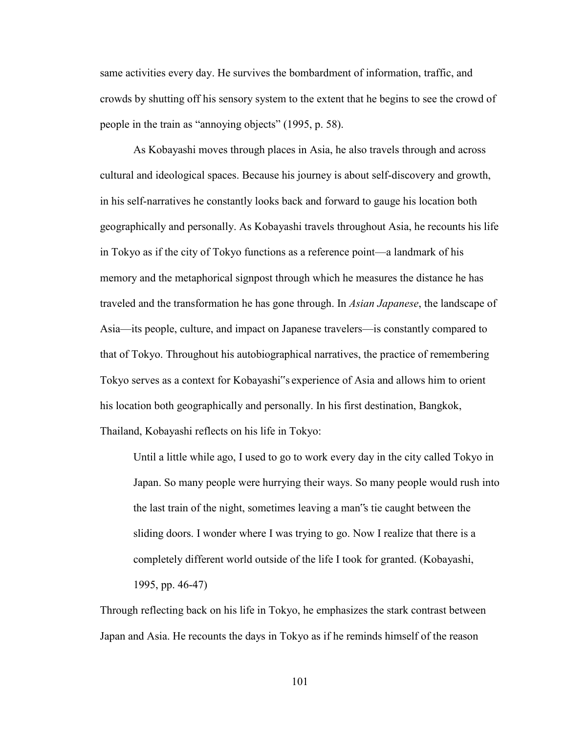same activities every day. He survives the bombardment of information, traffic, and crowds by shutting off his sensory system to the extent that he begins to see the crowd of people in the train as "annoying objects" (1995, p. 58).

As Kobayashi moves through places in Asia, he also travels through and across cultural and ideological spaces. Because his journey is about self-discovery and growth, in his self-narratives he constantly looks back and forward to gauge his location both geographically and personally. As Kobayashi travels throughout Asia, he recounts his life in Tokyo as if the city of Tokyo functions as a reference point—a landmark of his memory and the metaphorical signpost through which he measures the distance he has traveled and the transformation he has gone through. In *Asian Japanese*, the landscape of Asia—its people, culture, and impact on Japanese travelers—is constantly compared to that of Tokyo. Throughout his autobiographical narratives, the practice of remembering Tokyo serves as a context for Kobayashi"s experience of Asia and allows him to orient his location both geographically and personally. In his first destination, Bangkok, Thailand, Kobayashi reflects on his life in Tokyo:

> Until a little while ago, I used to go to work every day in the city called Tokyo in Japan. So many people were hurrying their ways. So many people would rush into the last train of the night, sometimes leaving a man"s tie caught between the sliding doors. I wonder where I was trying to go. Now I realize that there is a completely different world outside of the life I took for granted. (Kobayashi, 1995, pp. 46-47)

Through reflecting back on his life in Tokyo, he emphasizes the stark contrast between Japan and Asia. He recounts the days in Tokyo as if he reminds himself of the reason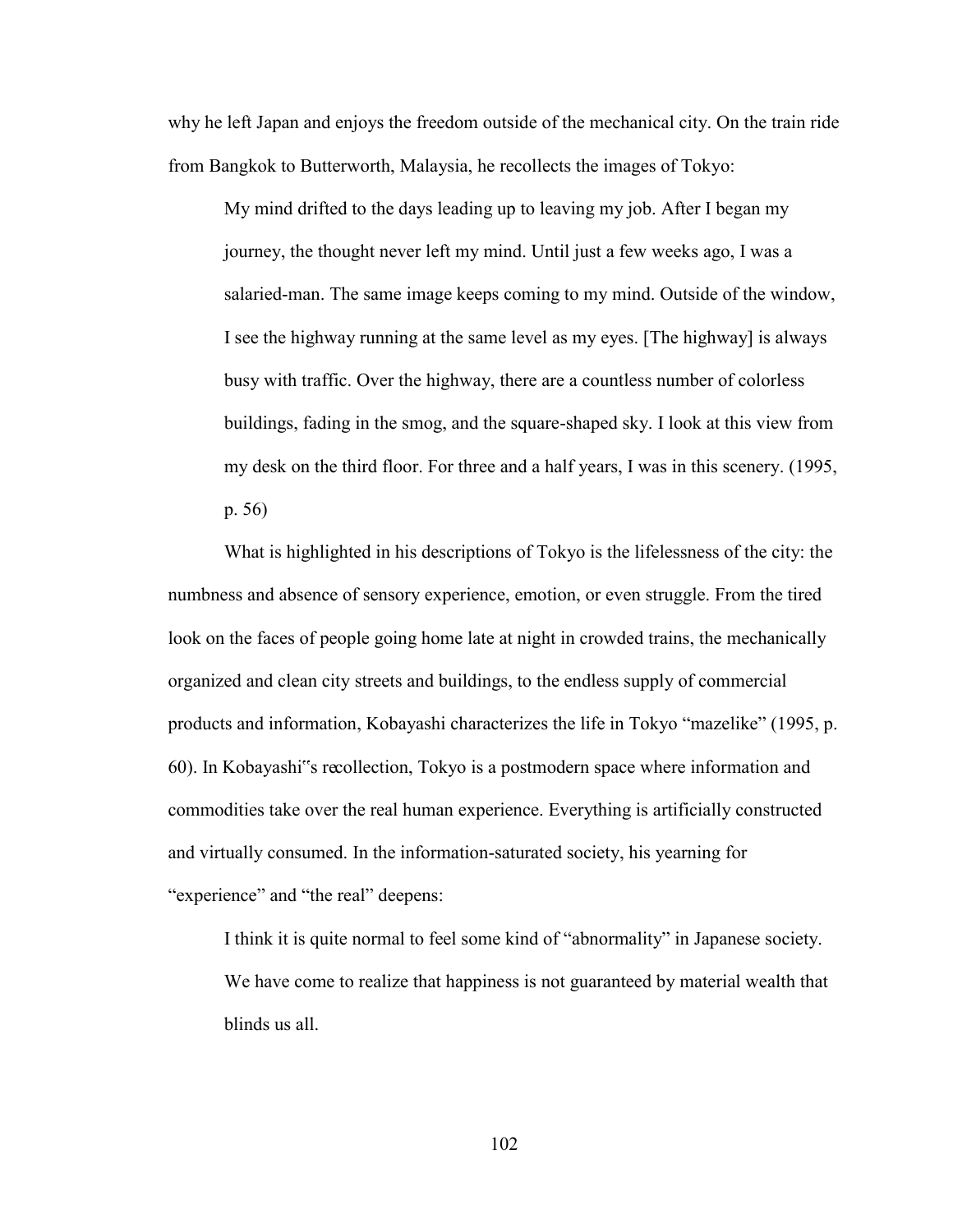why he left Japan and enjoys the freedom outside of the mechanical city. On the train ride from Bangkok to Butterworth, Malaysia, he recollects the images of Tokyo:

> My mind drifted to the days leading up to leaving my job. After I began my journey, the thought never left my mind. Until just a few weeks ago, I was a salaried-man. The same image keeps coming to my mind. Outside of the window, I see the highway running at the same level as my eyes. [The highway] is always busy with traffic. Over the highway, there are a countless number of colorless buildings, fading in the smog, and the square-shaped sky. I look at this view from my desk on the third floor. For three and a half years, I was in this scenery. (1995, p. 56)

What is highlighted in his descriptions of Tokyo is the lifelessness of the city: the numbness and absence of sensory experience, emotion, or even struggle. From the tired look on the faces of people going home late at night in crowded trains, the mechanically organized and clean city streets and buildings, to the endless supply of commercial products and information, Kobayashi characterizes the life in Tokyo "mazelike" (1995, p. 60). In Kobayashi"s recollection, Tokyo is a postmodern space where information and commodities take over the real human experience. Everything is artificially constructed and virtually consumed. In the information-saturated society, his yearning for "experience" and "the real" deepens:

> I think it is quite normal to feel some kind of "abnormality" in Japanese society. We have come to realize that happiness is not guaranteed by material wealth that blinds us all.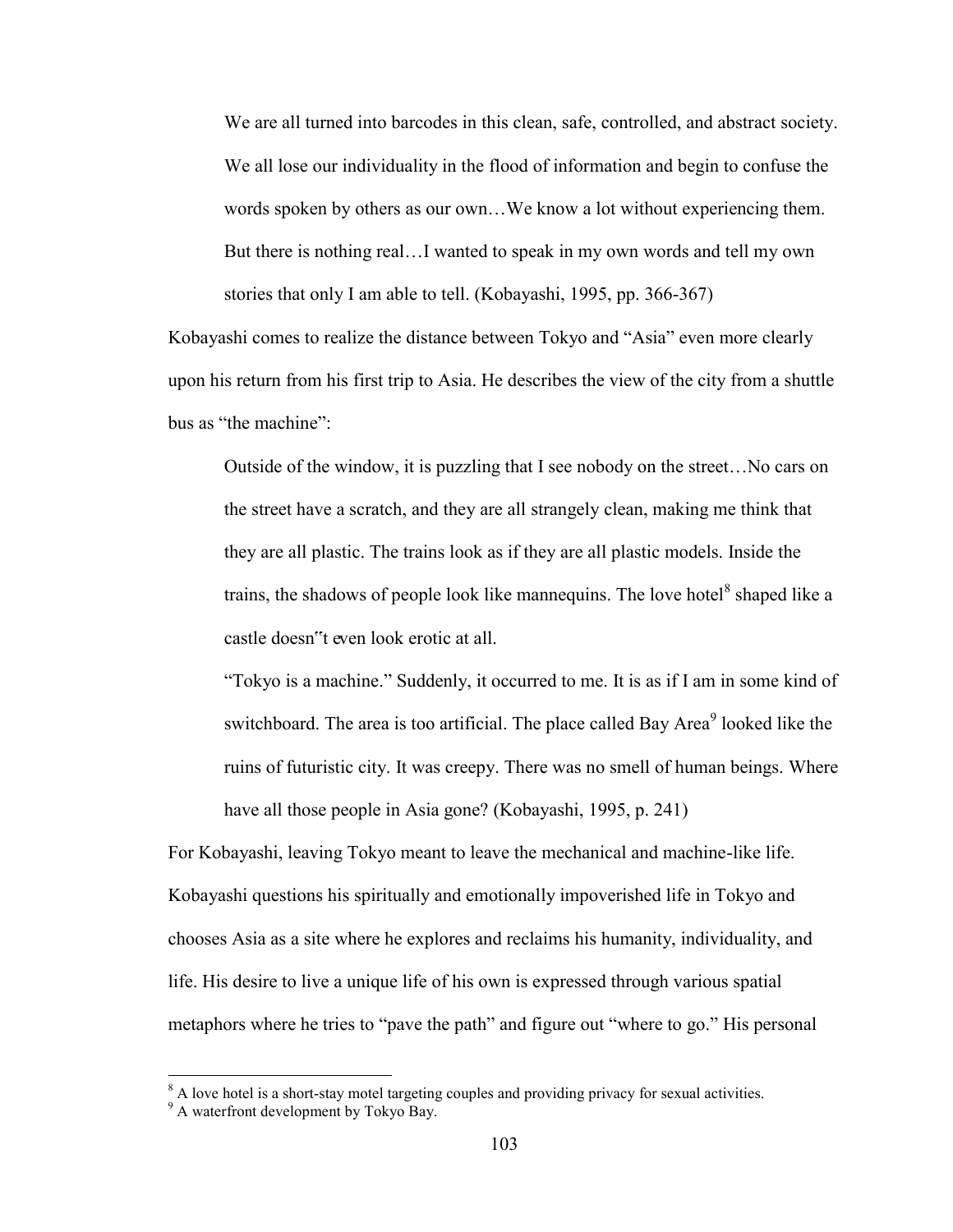> We are all turned into barcodes in this clean, safe, controlled, and abstract society. We all lose our individuality in the flood of information and begin to confuse the words spoken by others as our own…We know a lot without experiencing them. But there is nothing real…I wanted to speak in my own words and tell my own stories that only I am able to tell. (Kobayashi, 1995, pp. 366-367)

Kobayashi comes to realize the distance between Tokyo and "Asia" even more clearly upon his return from his first trip to Asia. He describes the view of the city from a shuttle bus as "the machine":

> Outside of the window, it is puzzling that I see nobody on the street…No cars on the street have a scratch, and they are all strangely clean, making me think that they are all plastic. The trains look as if they are all plastic models. Inside the trains, the shadows of people look like mannequins. The love hotel[8] shaped like a castle doesn"t even look erotic at all.
>
> "Tokyo is a machine." Suddenly, it occurred to me. It is as if I am in some kind of switchboard. The area is too artificial. The place called Bay Area[9] looked like the ruins of futuristic city. It was creepy. There was no smell of human beings. Where have all those people in Asia gone? (Kobayashi, 1995, p. 241)

For Kobayashi, leaving Tokyo meant to leave the mechanical and machine-like life. Kobayashi questions his spiritually and emotionally impoverished life in Tokyo and chooses Asia as a site where he explores and reclaims his humanity, individuality, and life. His desire to live a unique life of his own is expressed through various spatial metaphors where he tries to "pave the path" and figure out "where to go." His personal

---

[8] A love hotel is a short-stay motel targeting couples and providing privacy for sexual activities.

[9] A waterfront development by Tokyo Bay.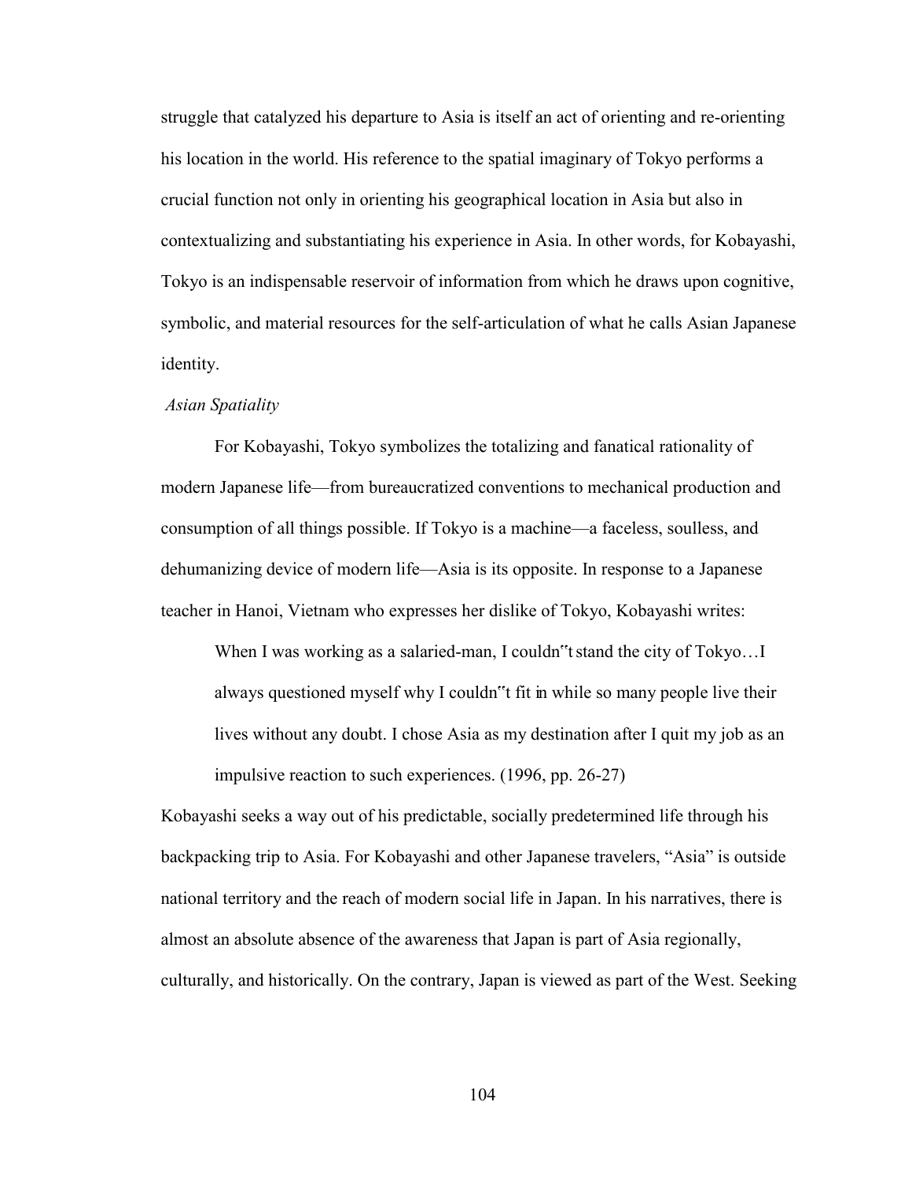struggle that catalyzed his departure to Asia is itself an act of orienting and re-orienting his location in the world. His reference to the spatial imaginary of Tokyo performs a crucial function not only in orienting his geographical location in Asia but also in contextualizing and substantiating his experience in Asia. In other words, for Kobayashi, Tokyo is an indispensable reservoir of information from which he draws upon cognitive, symbolic, and material resources for the self-articulation of what he calls Asian Japanese identity.

*Asian Spatiality*

For Kobayashi, Tokyo symbolizes the totalizing and fanatical rationality of modern Japanese life—from bureaucratized conventions to mechanical production and consumption of all things possible. If Tokyo is a machine—a faceless, soulless, and dehumanizing device of modern life—Asia is its opposite. In response to a Japanese teacher in Hanoi, Vietnam who expresses her dislike of Tokyo, Kobayashi writes:

> When I was working as a salaried-man, I couldn"t stand the city of Tokyo…I always questioned myself why I couldn"t fit in while so many people live their lives without any doubt. I chose Asia as my destination after I quit my job as an impulsive reaction to such experiences. (1996, pp. 26-27)

Kobayashi seeks a way out of his predictable, socially predetermined life through his backpacking trip to Asia. For Kobayashi and other Japanese travelers, "Asia" is outside national territory and the reach of modern social life in Japan. In his narratives, there is almost an absolute absence of the awareness that Japan is part of Asia regionally, culturally, and historically. On the contrary, Japan is viewed as part of the West. Seeking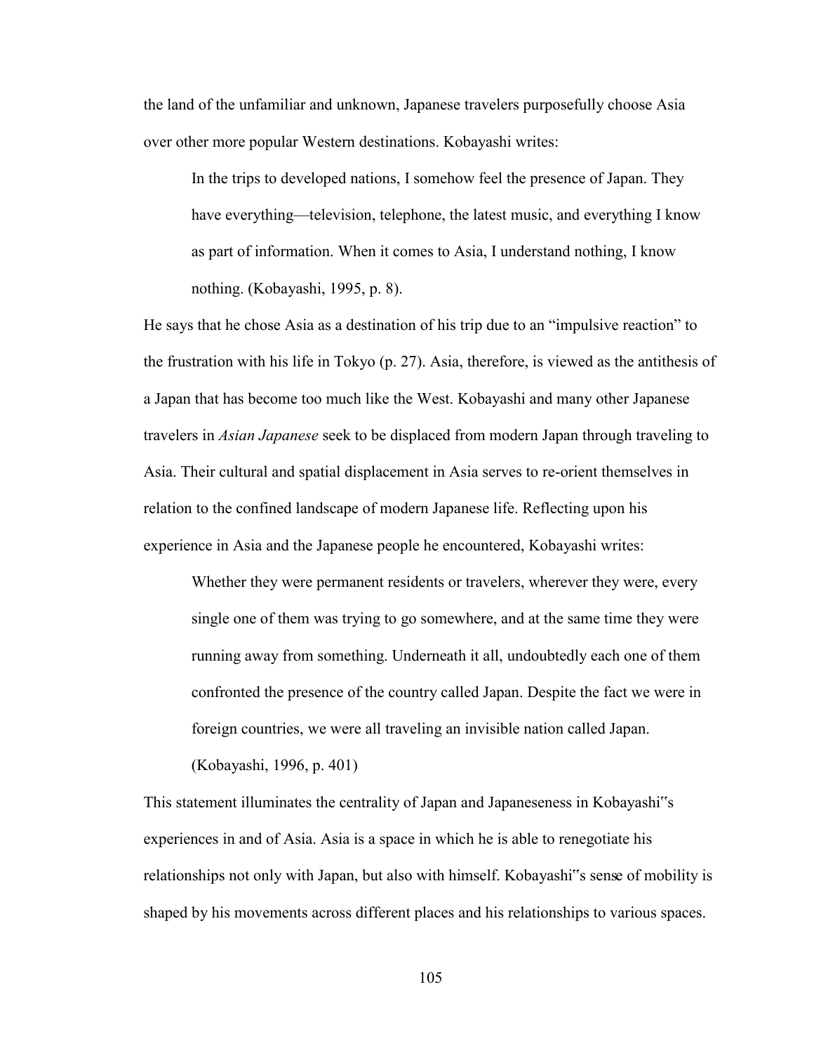the land of the unfamiliar and unknown, Japanese travelers purposefully choose Asia over other more popular Western destinations. Kobayashi writes:

> In the trips to developed nations, I somehow feel the presence of Japan. They have everything—television, telephone, the latest music, and everything I know as part of information. When it comes to Asia, I understand nothing, I know nothing. (Kobayashi, 1995, p. 8).

He says that he chose Asia as a destination of his trip due to an "impulsive reaction" to the frustration with his life in Tokyo (p. 27). Asia, therefore, is viewed as the antithesis of a Japan that has become too much like the West. Kobayashi and many other Japanese travelers in *Asian Japanese* seek to be displaced from modern Japan through traveling to Asia. Their cultural and spatial displacement in Asia serves to re-orient themselves in relation to the confined landscape of modern Japanese life. Reflecting upon his experience in Asia and the Japanese people he encountered, Kobayashi writes:

> Whether they were permanent residents or travelers, wherever they were, every single one of them was trying to go somewhere, and at the same time they were running away from something. Underneath it all, undoubtedly each one of them confronted the presence of the country called Japan. Despite the fact we were in foreign countries, we were all traveling an invisible nation called Japan. (Kobayashi, 1996, p. 401)

This statement illuminates the centrality of Japan and Japaneseness in Kobayashi"s experiences in and of Asia. Asia is a space in which he is able to renegotiate his relationships not only with Japan, but also with himself. Kobayashi"s sense of mobility is shaped by his movements across different places and his relationships to various spaces.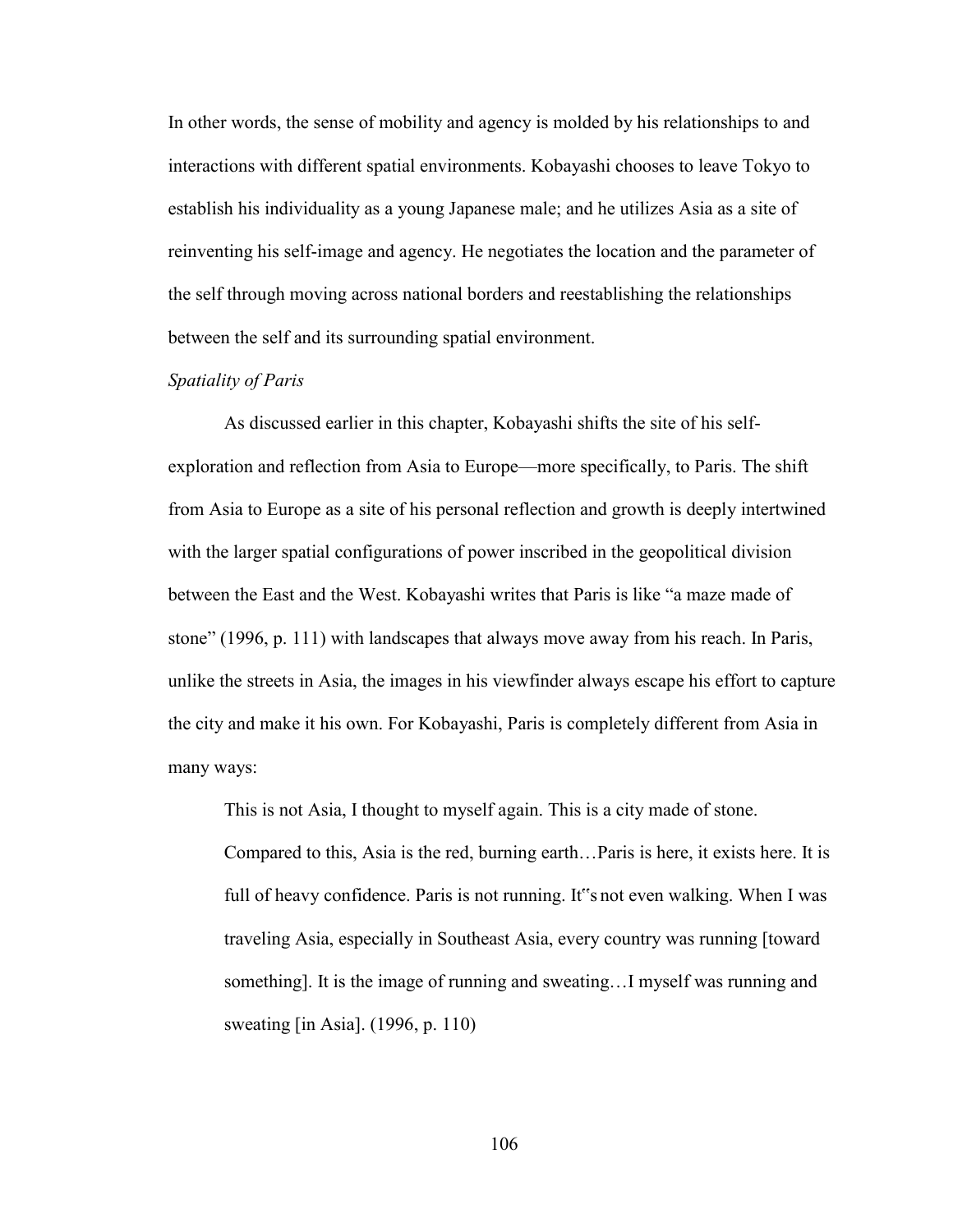In other words, the sense of mobility and agency is molded by his relationships to and interactions with different spatial environments. Kobayashi chooses to leave Tokyo to establish his individuality as a young Japanese male; and he utilizes Asia as a site of reinventing his self-image and agency. He negotiates the location and the parameter of the self through moving across national borders and reestablishing the relationships between the self and its surrounding spatial environment.

*Spatiality of Paris*

As discussed earlier in this chapter, Kobayashi shifts the site of his self-exploration and reflection from Asia to Europe—more specifically, to Paris. The shift from Asia to Europe as a site of his personal reflection and growth is deeply intertwined with the larger spatial configurations of power inscribed in the geopolitical division between the East and the West. Kobayashi writes that Paris is like "a maze made of stone" (1996, p. 111) with landscapes that always move away from his reach. In Paris, unlike the streets in Asia, the images in his viewfinder always escape his effort to capture the city and make it his own. For Kobayashi, Paris is completely different from Asia in many ways:

> This is not Asia, I thought to myself again. This is a city made of stone. Compared to this, Asia is the red, burning earth…Paris is here, it exists here. It is full of heavy confidence. Paris is not running. It"s not even walking. When I was traveling Asia, especially in Southeast Asia, every country was running [toward something]. It is the image of running and sweating…I myself was running and sweating [in Asia]. (1996, p. 110)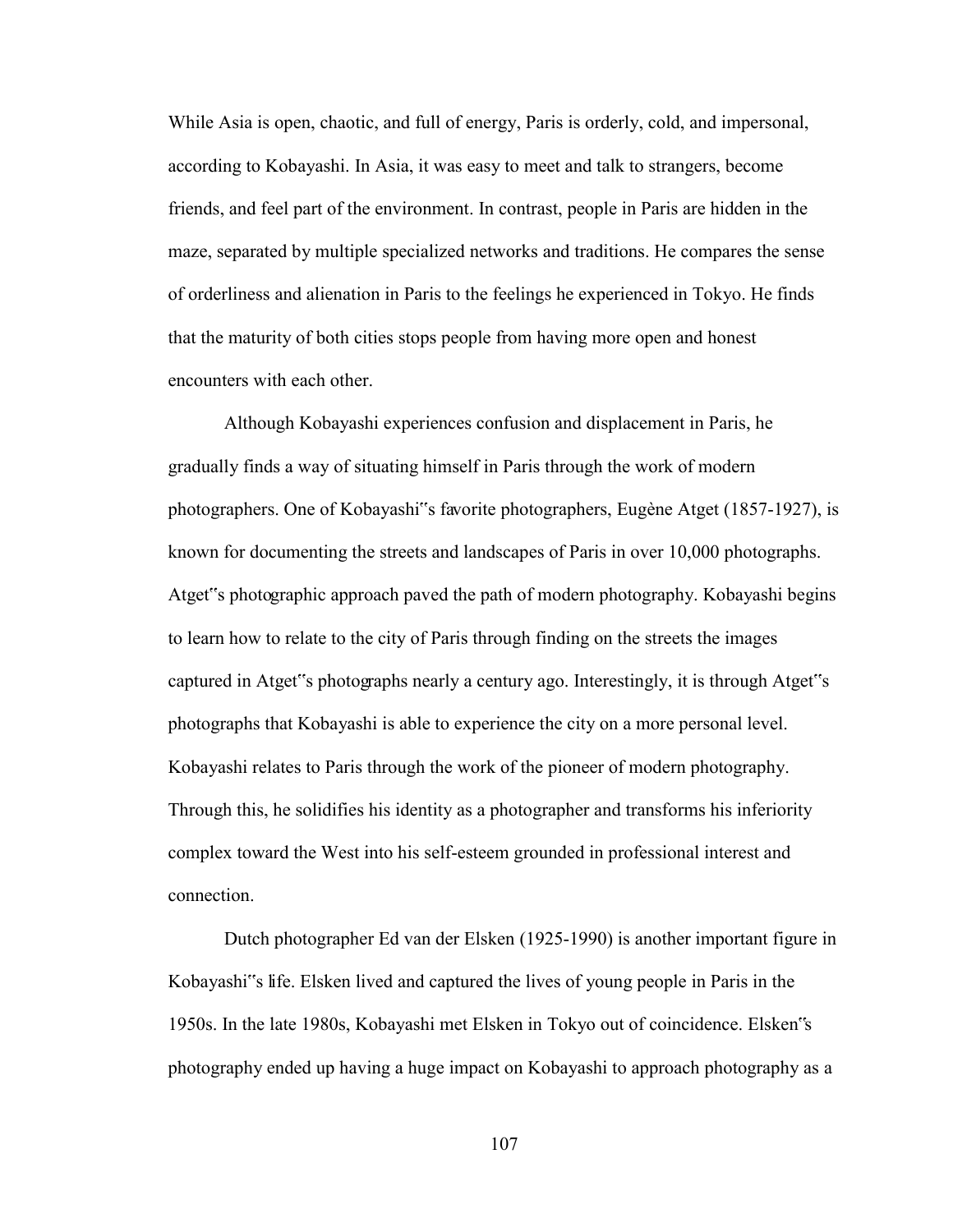While Asia is open, chaotic, and full of energy, Paris is orderly, cold, and impersonal, according to Kobayashi. In Asia, it was easy to meet and talk to strangers, become friends, and feel part of the environment. In contrast, people in Paris are hidden in the maze, separated by multiple specialized networks and traditions. He compares the sense of orderliness and alienation in Paris to the feelings he experienced in Tokyo. He finds that the maturity of both cities stops people from having more open and honest encounters with each other.

Although Kobayashi experiences confusion and displacement in Paris, he gradually finds a way of situating himself in Paris through the work of modern photographers. One of Kobayashi"s favorite photographers, Eugène Atget (1857-1927), is known for documenting the streets and landscapes of Paris in over 10,000 photographs. Atget"s photographic approach paved the path of modern photography. Kobayashi begins to learn how to relate to the city of Paris through finding on the streets the images captured in Atget"s photographs nearly a century ago. Interestingly, it is through Atget"s photographs that Kobayashi is able to experience the city on a more personal level. Kobayashi relates to Paris through the work of the pioneer of modern photography. Through this, he solidifies his identity as a photographer and transforms his inferiority complex toward the West into his self-esteem grounded in professional interest and connection.

Dutch photographer Ed van der Elsken (1925-1990) is another important figure in Kobayashi"s life. Elsken lived and captured the lives of young people in Paris in the 1950s. In the late 1980s, Kobayashi met Elsken in Tokyo out of coincidence. Elsken"s photography ended up having a huge impact on Kobayashi to approach photography as a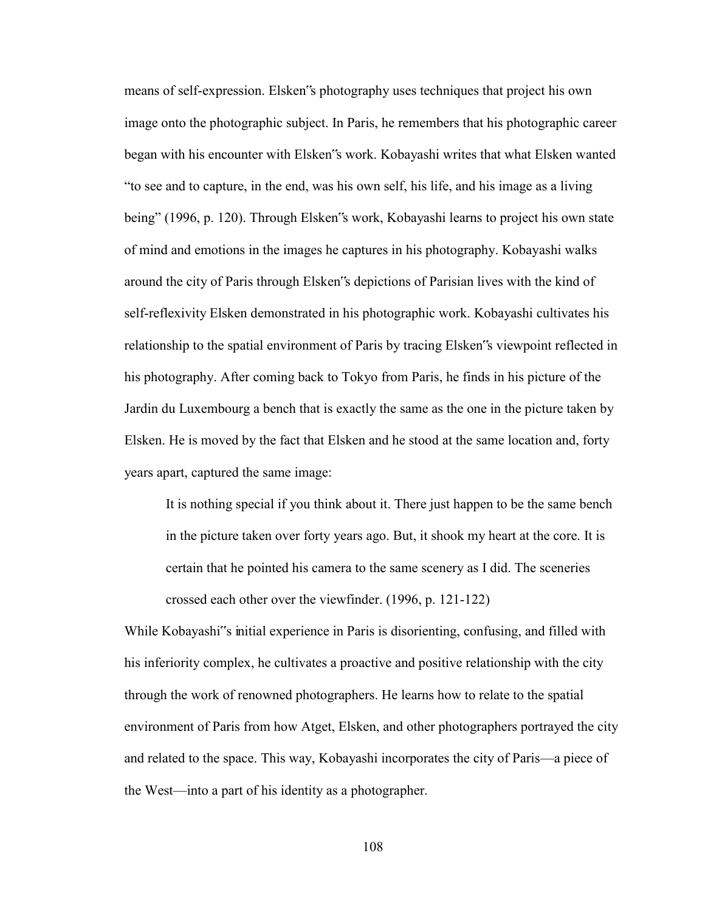means of self-expression. Elsken"s photography uses techniques that project his own image onto the photographic subject. In Paris, he remembers that his photographic career began with his encounter with Elsken"s work. Kobayashi writes that what Elsken wanted "to see and to capture, in the end, was his own self, his life, and his image as a living being" (1996, p. 120). Through Elsken"s work, Kobayashi learns to project his own state of mind and emotions in the images he captures in his photography. Kobayashi walks around the city of Paris through Elsken"s depictions of Parisian lives with the kind of self-reflexivity Elsken demonstrated in his photographic work. Kobayashi cultivates his relationship to the spatial environment of Paris by tracing Elsken"s viewpoint reflected in his photography. After coming back to Tokyo from Paris, he finds in his picture of the Jardin du Luxembourg a bench that is exactly the same as the one in the picture taken by Elsken. He is moved by the fact that Elsken and he stood at the same location and, forty years apart, captured the same image:

> It is nothing special if you think about it. There just happen to be the same bench in the picture taken over forty years ago. But, it shook my heart at the core. It is certain that he pointed his camera to the same scenery as I did. The sceneries crossed each other over the viewfinder. (1996, p. 121-122)

While Kobayashi"s initial experience in Paris is disorienting, confusing, and filled with his inferiority complex, he cultivates a proactive and positive relationship with the city through the work of renowned photographers. He learns how to relate to the spatial environment of Paris from how Atget, Elsken, and other photographers portrayed the city and related to the space. This way, Kobayashi incorporates the city of Paris—a piece of the West—into a part of his identity as a photographer.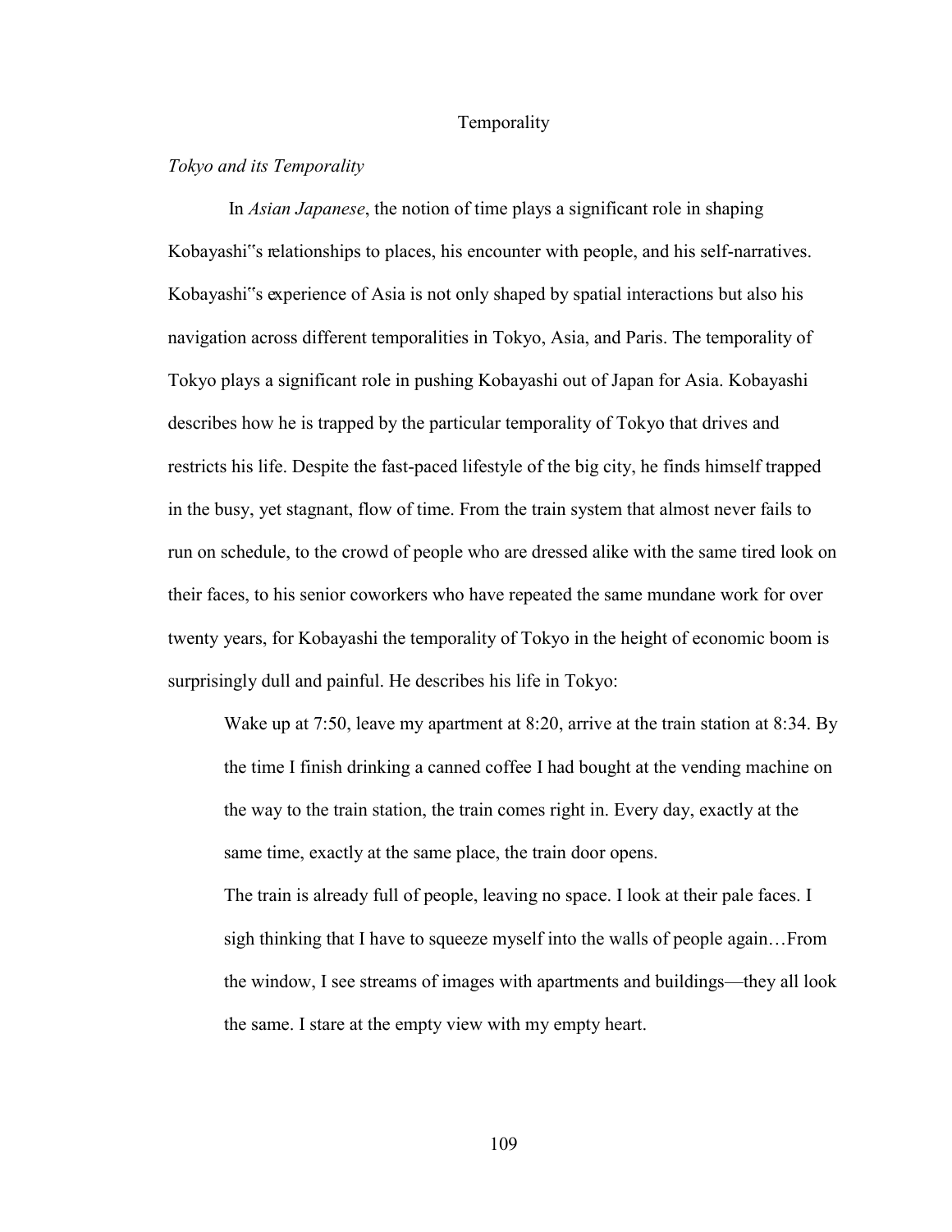# Temporality

## *Tokyo and its Temporality*

In *Asian Japanese*, the notion of time plays a significant role in shaping Kobayashi"s relationships to places, his encounter with people, and his self-narratives. Kobayashi"s experience of Asia is not only shaped by spatial interactions but also his navigation across different temporalities in Tokyo, Asia, and Paris. The temporality of Tokyo plays a significant role in pushing Kobayashi out of Japan for Asia. Kobayashi describes how he is trapped by the particular temporality of Tokyo that drives and restricts his life. Despite the fast-paced lifestyle of the big city, he finds himself trapped in the busy, yet stagnant, flow of time. From the train system that almost never fails to run on schedule, to the crowd of people who are dressed alike with the same tired look on their faces, to his senior coworkers who have repeated the same mundane work for over twenty years, for Kobayashi the temporality of Tokyo in the height of economic boom is surprisingly dull and painful. He describes his life in Tokyo:

> Wake up at 7:50, leave my apartment at 8:20, arrive at the train station at 8:34. By the time I finish drinking a canned coffee I had bought at the vending machine on the way to the train station, the train comes right in. Every day, exactly at the same time, exactly at the same place, the train door opens.
>
> The train is already full of people, leaving no space. I look at their pale faces. I sigh thinking that I have to squeeze myself into the walls of people again…From the window, I see streams of images with apartments and buildings—they all look the same. I stare at the empty view with my empty heart.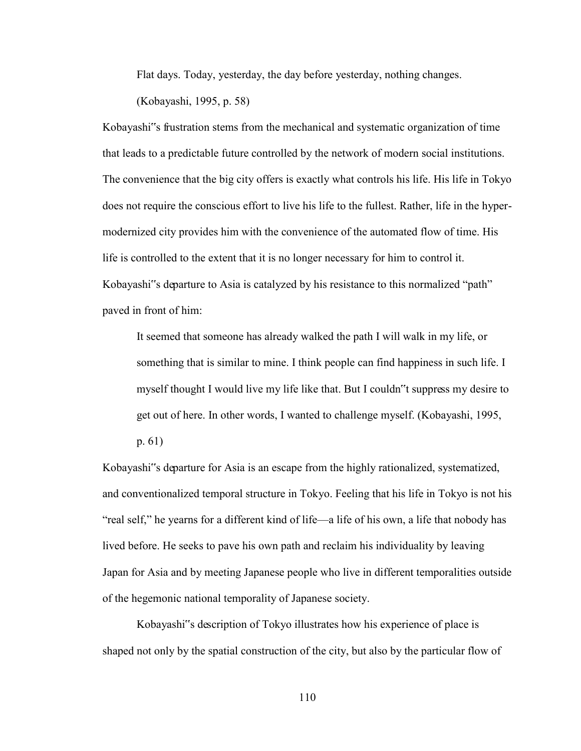> Flat days. Today, yesterday, the day before yesterday, nothing changes. (Kobayashi, 1995, p. 58)

Kobayashi"s frustration stems from the mechanical and systematic organization of time that leads to a predictable future controlled by the network of modern social institutions. The convenience that the big city offers is exactly what controls his life. His life in Tokyo does not require the conscious effort to live his life to the fullest. Rather, life in the hyper-modernized city provides him with the convenience of the automated flow of time. His life is controlled to the extent that it is no longer necessary for him to control it. Kobayashi"s departure to Asia is catalyzed by his resistance to this normalized "path" paved in front of him:

> It seemed that someone has already walked the path I will walk in my life, or something that is similar to mine. I think people can find happiness in such life. I myself thought I would live my life like that. But I couldn"t suppress my desire to get out of here. In other words, I wanted to challenge myself. (Kobayashi, 1995, p. 61)

Kobayashi"s departure for Asia is an escape from the highly rationalized, systematized, and conventionalized temporal structure in Tokyo. Feeling that his life in Tokyo is not his "real self," he yearns for a different kind of life—a life of his own, a life that nobody has lived before. He seeks to pave his own path and reclaim his individuality by leaving Japan for Asia and by meeting Japanese people who live in different temporalities outside of the hegemonic national temporality of Japanese society.

Kobayashi"s description of Tokyo illustrates how his experience of place is shaped not only by the spatial construction of the city, but also by the particular flow of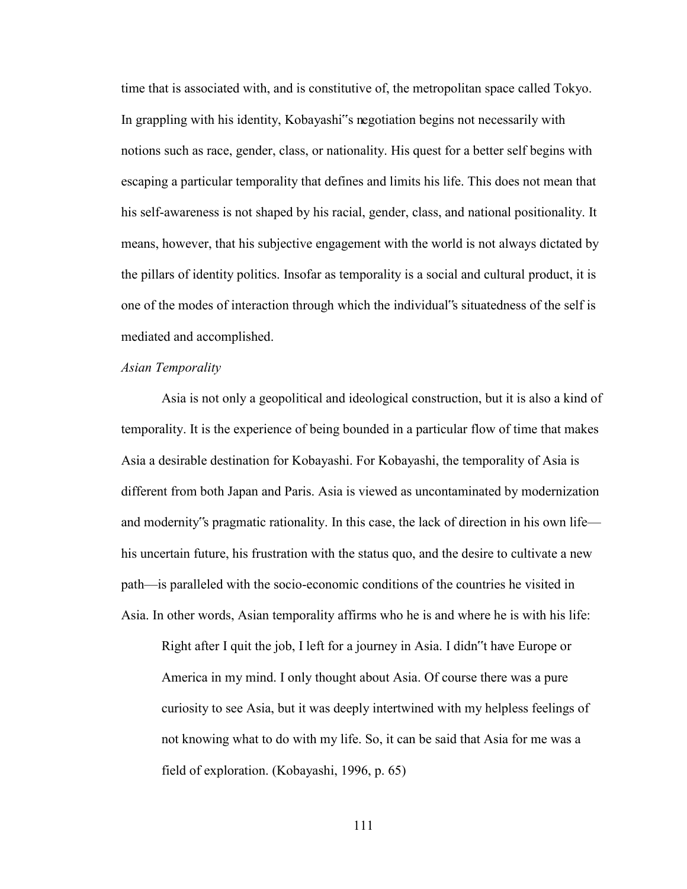time that is associated with, and is constitutive of, the metropolitan space called Tokyo. In grappling with his identity, Kobayashi‟s negotiation begins not necessarily with notions such as race, gender, class, or nationality. His quest for a better self begins with escaping a particular temporality that defines and limits his life. This does not mean that his self-awareness is not shaped by his racial, gender, class, and national positionality. It means, however, that his subjective engagement with the world is not always dictated by the pillars of identity politics. Insofar as temporality is a social and cultural product, it is one of the modes of interaction through which the individual‟s situatedness of the self is mediated and accomplished.

*Asian Temporality*

Asia is not only a geopolitical and ideological construction, but it is also a kind of temporality. It is the experience of being bounded in a particular flow of time that makes Asia a desirable destination for Kobayashi. For Kobayashi, the temporality of Asia is different from both Japan and Paris. Asia is viewed as uncontaminated by modernization and modernity‟s pragmatic rationality. In this case, the lack of direction in his own life—his uncertain future, his frustration with the status quo, and the desire to cultivate a new path—is paralleled with the socio-economic conditions of the countries he visited in Asia. In other words, Asian temporality affirms who he is and where he is with his life:

> Right after I quit the job, I left for a journey in Asia. I didn‟t have Europe or America in my mind. I only thought about Asia. Of course there was a pure curiosity to see Asia, but it was deeply intertwined with my helpless feelings of not knowing what to do with my life. So, it can be said that Asia for me was a field of exploration. (Kobayashi, 1996, p. 65)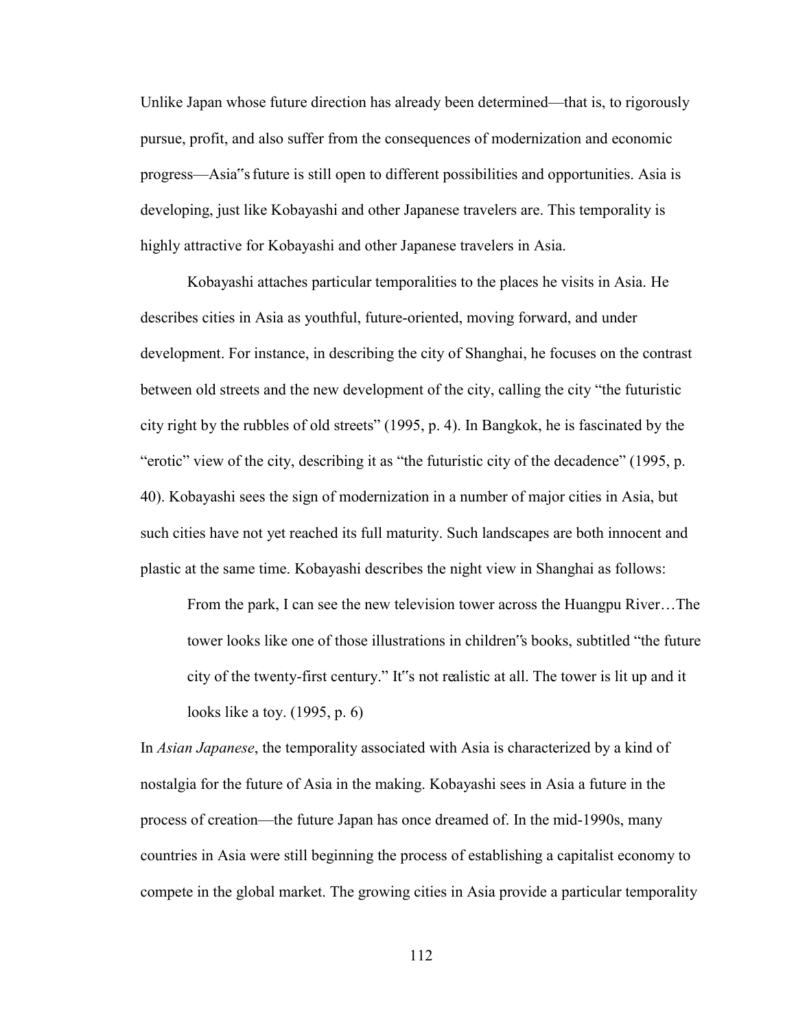Unlike Japan whose future direction has already been determined—that is, to rigorously pursue, profit, and also suffer from the consequences of modernization and economic progress—Asia"s future is still open to different possibilities and opportunities. Asia is developing, just like Kobayashi and other Japanese travelers are. This temporality is highly attractive for Kobayashi and other Japanese travelers in Asia.

Kobayashi attaches particular temporalities to the places he visits in Asia. He describes cities in Asia as youthful, future-oriented, moving forward, and under development. For instance, in describing the city of Shanghai, he focuses on the contrast between old streets and the new development of the city, calling the city "the futuristic city right by the rubbles of old streets" (1995, p. 4). In Bangkok, he is fascinated by the "erotic" view of the city, describing it as "the futuristic city of the decadence" (1995, p. 40). Kobayashi sees the sign of modernization in a number of major cities in Asia, but such cities have not yet reached its full maturity. Such landscapes are both innocent and plastic at the same time. Kobayashi describes the night view in Shanghai as follows:

> From the park, I can see the new television tower across the Huangpu River…The tower looks like one of those illustrations in children"s books, subtitled "the future city of the twenty-first century." It"s not realistic at all. The tower is lit up and it looks like a toy. (1995, p. 6)

In *Asian Japanese*, the temporality associated with Asia is characterized by a kind of nostalgia for the future of Asia in the making. Kobayashi sees in Asia a future in the process of creation—the future Japan has once dreamed of. In the mid-1990s, many countries in Asia were still beginning the process of establishing a capitalist economy to compete in the global market. The growing cities in Asia provide a particular temporality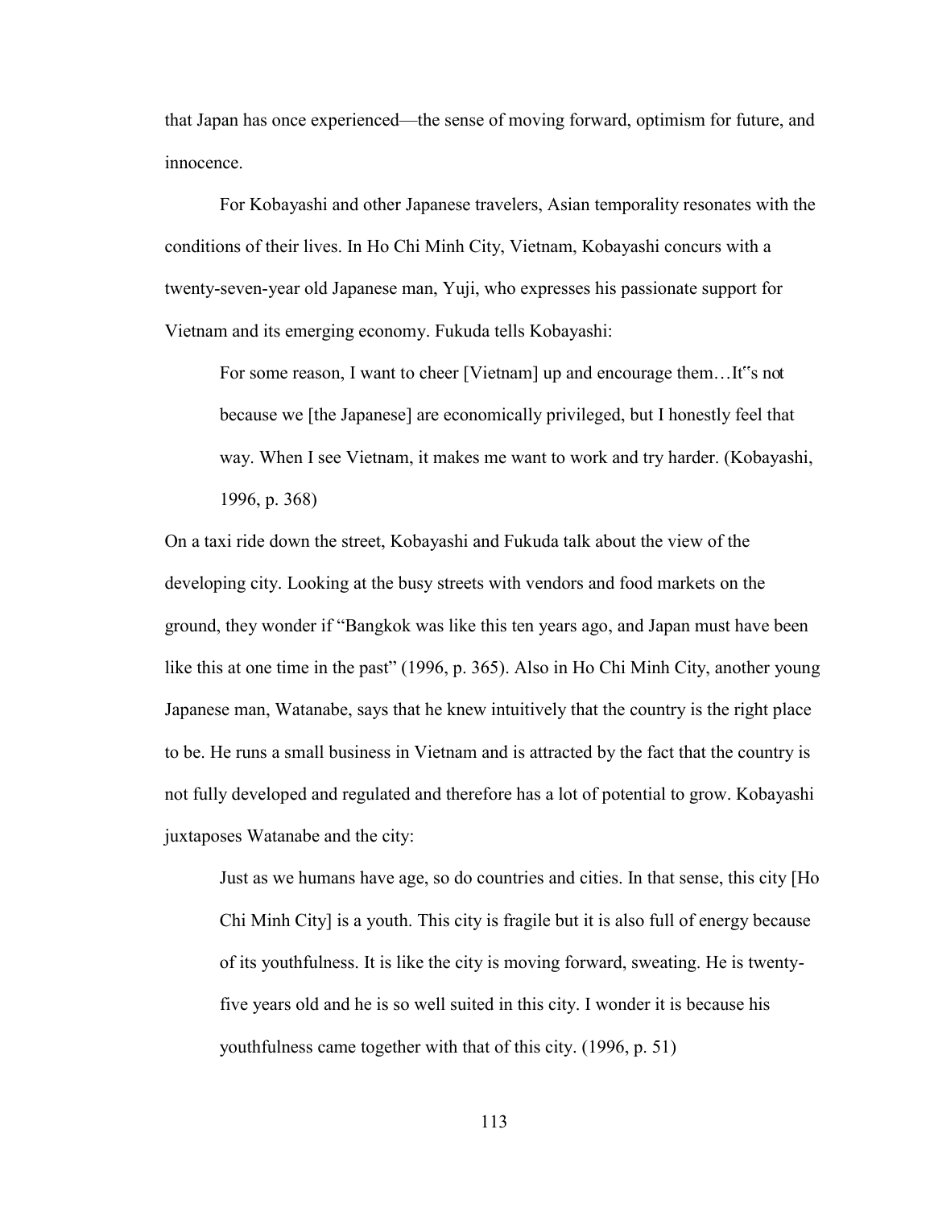that Japan has once experienced—the sense of moving forward, optimism for future, and innocence.

For Kobayashi and other Japanese travelers, Asian temporality resonates with the conditions of their lives. In Ho Chi Minh City, Vietnam, Kobayashi concurs with a twenty-seven-year old Japanese man, Yuji, who expresses his passionate support for Vietnam and its emerging economy. Fukuda tells Kobayashi:

> For some reason, I want to cheer [Vietnam] up and encourage them…It"s not because we [the Japanese] are economically privileged, but I honestly feel that way. When I see Vietnam, it makes me want to work and try harder. (Kobayashi, 1996, p. 368)

On a taxi ride down the street, Kobayashi and Fukuda talk about the view of the developing city. Looking at the busy streets with vendors and food markets on the ground, they wonder if "Bangkok was like this ten years ago, and Japan must have been like this at one time in the past" (1996, p. 365). Also in Ho Chi Minh City, another young Japanese man, Watanabe, says that he knew intuitively that the country is the right place to be. He runs a small business in Vietnam and is attracted by the fact that the country is not fully developed and regulated and therefore has a lot of potential to grow. Kobayashi juxtaposes Watanabe and the city:

> Just as we humans have age, so do countries and cities. In that sense, this city [Ho Chi Minh City] is a youth. This city is fragile but it is also full of energy because of its youthfulness. It is like the city is moving forward, sweating. He is twenty-five years old and he is so well suited in this city. I wonder it is because his youthfulness came together with that of this city. (1996, p. 51)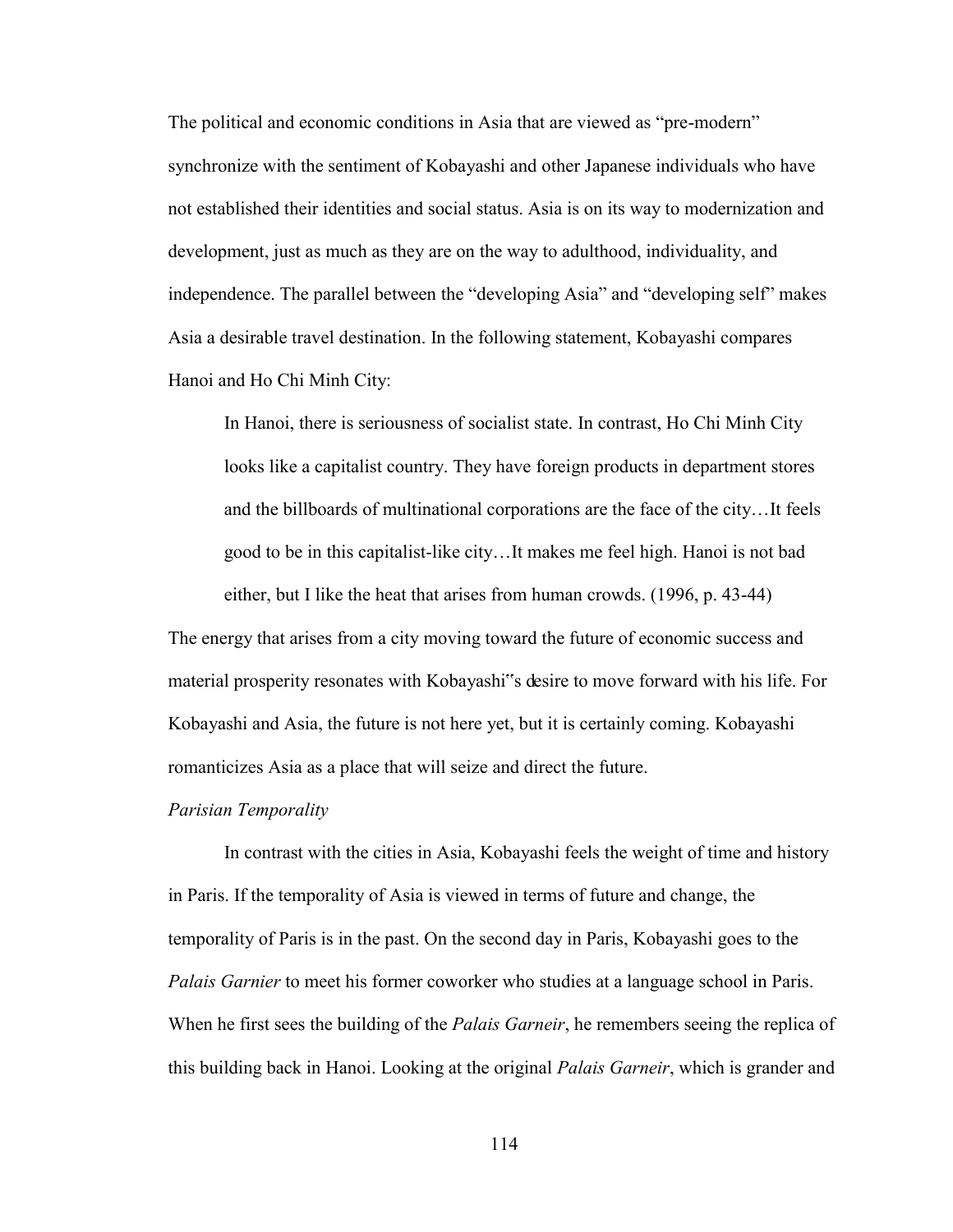The political and economic conditions in Asia that are viewed as "pre-modern" synchronize with the sentiment of Kobayashi and other Japanese individuals who have not established their identities and social status. Asia is on its way to modernization and development, just as much as they are on the way to adulthood, individuality, and independence. The parallel between the "developing Asia" and "developing self" makes Asia a desirable travel destination. In the following statement, Kobayashi compares Hanoi and Ho Chi Minh City:

> In Hanoi, there is seriousness of socialist state. In contrast, Ho Chi Minh City looks like a capitalist country. They have foreign products in department stores and the billboards of multinational corporations are the face of the city…It feels good to be in this capitalist-like city…It makes me feel high. Hanoi is not bad either, but I like the heat that arises from human crowds. (1996, p. 43-44)

The energy that arises from a city moving toward the future of economic success and material prosperity resonates with Kobayashi"s desire to move forward with his life. For Kobayashi and Asia, the future is not here yet, but it is certainly coming. Kobayashi romanticizes Asia as a place that will seize and direct the future.

*Parisian Temporality*

In contrast with the cities in Asia, Kobayashi feels the weight of time and history in Paris. If the temporality of Asia is viewed in terms of future and change, the temporality of Paris is in the past. On the second day in Paris, Kobayashi goes to the *Palais Garnier* to meet his former coworker who studies at a language school in Paris. When he first sees the building of the *Palais Garneir*, he remembers seeing the replica of this building back in Hanoi. Looking at the original *Palais Garneir*, which is grander and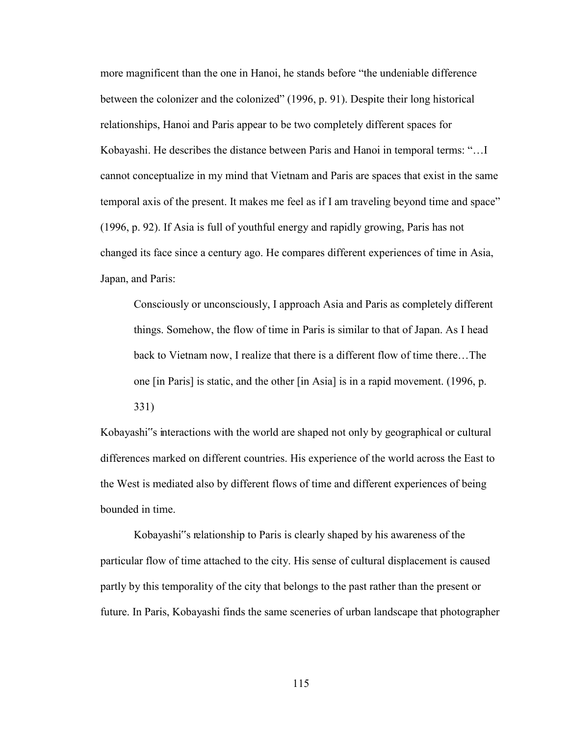more magnificent than the one in Hanoi, he stands before "the undeniable difference between the colonizer and the colonized" (1996, p. 91). Despite their long historical relationships, Hanoi and Paris appear to be two completely different spaces for Kobayashi. He describes the distance between Paris and Hanoi in temporal terms: "…I cannot conceptualize in my mind that Vietnam and Paris are spaces that exist in the same temporal axis of the present. It makes me feel as if I am traveling beyond time and space" (1996, p. 92). If Asia is full of youthful energy and rapidly growing, Paris has not changed its face since a century ago. He compares different experiences of time in Asia, Japan, and Paris:

> Consciously or unconsciously, I approach Asia and Paris as completely different things. Somehow, the flow of time in Paris is similar to that of Japan. As I head back to Vietnam now, I realize that there is a different flow of time there…The one [in Paris] is static, and the other [in Asia] is in a rapid movement. (1996, p. 331)

Kobayashi"s interactions with the world are shaped not only by geographical or cultural differences marked on different countries. His experience of the world across the East to the West is mediated also by different flows of time and different experiences of being bounded in time.

Kobayashi"s relationship to Paris is clearly shaped by his awareness of the particular flow of time attached to the city. His sense of cultural displacement is caused partly by this temporality of the city that belongs to the past rather than the present or future. In Paris, Kobayashi finds the same sceneries of urban landscape that photographer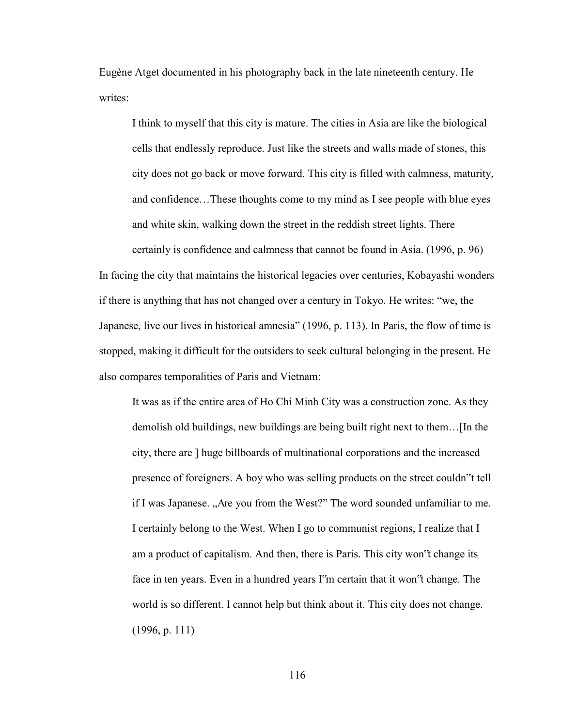Eugène Atget documented in his photography back in the late nineteenth century. He writes:

> I think to myself that this city is mature. The cities in Asia are like the biological cells that endlessly reproduce. Just like the streets and walls made of stones, this city does not go back or move forward. This city is filled with calmness, maturity, and confidence…These thoughts come to my mind as I see people with blue eyes and white skin, walking down the street in the reddish street lights. There certainly is confidence and calmness that cannot be found in Asia. (1996, p. 96)

In facing the city that maintains the historical legacies over centuries, Kobayashi wonders if there is anything that has not changed over a century in Tokyo. He writes: "we, the Japanese, live our lives in historical amnesia" (1996, p. 113). In Paris, the flow of time is stopped, making it difficult for the outsiders to seek cultural belonging in the present. He also compares temporalities of Paris and Vietnam:

> It was as if the entire area of Ho Chi Minh City was a construction zone. As they demolish old buildings, new buildings are being built right next to them…[In the city, there are ] huge billboards of multinational corporations and the increased presence of foreigners. A boy who was selling products on the street couldn‟t tell if I was Japanese. „Are you from the West?" The word sounded unfamiliar to me. I certainly belong to the West. When I go to communist regions, I realize that I am a product of capitalism. And then, there is Paris. This city won‟t change its face in ten years. Even in a hundred years I‟m certain that it won‟t change. The world is so different. I cannot help but think about it. This city does not change. (1996, p. 111)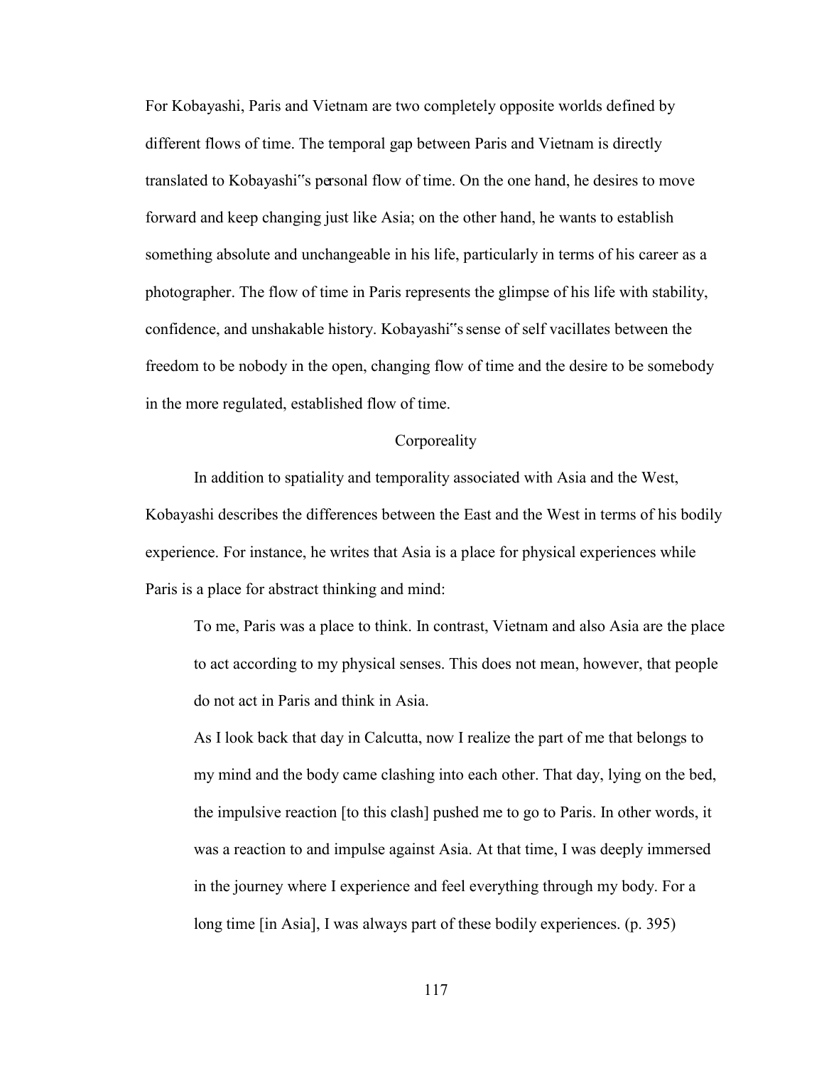For Kobayashi, Paris and Vietnam are two completely opposite worlds defined by different flows of time. The temporal gap between Paris and Vietnam is directly translated to Kobayashi"s personal flow of time. On the one hand, he desires to move forward and keep changing just like Asia; on the other hand, he wants to establish something absolute and unchangeable in his life, particularly in terms of his career as a photographer. The flow of time in Paris represents the glimpse of his life with stability, confidence, and unshakable history. Kobayashi"s sense of self vacillates between the freedom to be nobody in the open, changing flow of time and the desire to be somebody in the more regulated, established flow of time.

## Corporeality

In addition to spatiality and temporality associated with Asia and the West, Kobayashi describes the differences between the East and the West in terms of his bodily experience. For instance, he writes that Asia is a place for physical experiences while Paris is a place for abstract thinking and mind:

> To me, Paris was a place to think. In contrast, Vietnam and also Asia are the place to act according to my physical senses. This does not mean, however, that people do not act in Paris and think in Asia.
>
> As I look back that day in Calcutta, now I realize the part of me that belongs to my mind and the body came clashing into each other. That day, lying on the bed, the impulsive reaction [to this clash] pushed me to go to Paris. In other words, it was a reaction to and impulse against Asia. At that time, I was deeply immersed in the journey where I experience and feel everything through my body. For a long time [in Asia], I was always part of these bodily experiences. (p. 395)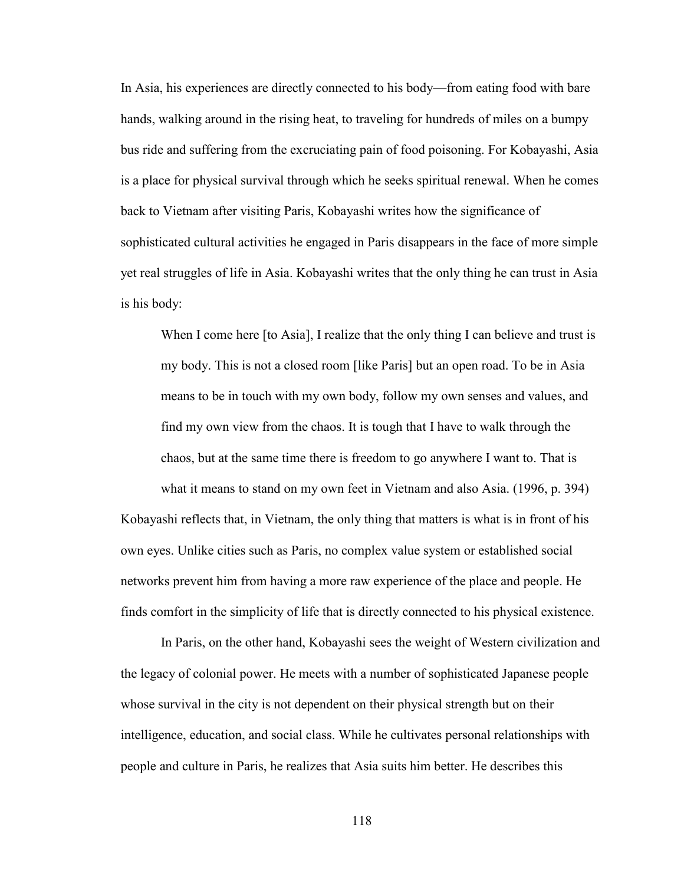In Asia, his experiences are directly connected to his body—from eating food with bare hands, walking around in the rising heat, to traveling for hundreds of miles on a bumpy bus ride and suffering from the excruciating pain of food poisoning. For Kobayashi, Asia is a place for physical survival through which he seeks spiritual renewal. When he comes back to Vietnam after visiting Paris, Kobayashi writes how the significance of sophisticated cultural activities he engaged in Paris disappears in the face of more simple yet real struggles of life in Asia. Kobayashi writes that the only thing he can trust in Asia is his body:

> When I come here [to Asia], I realize that the only thing I can believe and trust is my body. This is not a closed room [like Paris] but an open road. To be in Asia means to be in touch with my own body, follow my own senses and values, and find my own view from the chaos. It is tough that I have to walk through the chaos, but at the same time there is freedom to go anywhere I want to. That is what it means to stand on my own feet in Vietnam and also Asia. (1996, p. 394)

Kobayashi reflects that, in Vietnam, the only thing that matters is what is in front of his own eyes. Unlike cities such as Paris, no complex value system or established social networks prevent him from having a more raw experience of the place and people. He finds comfort in the simplicity of life that is directly connected to his physical existence.

In Paris, on the other hand, Kobayashi sees the weight of Western civilization and the legacy of colonial power. He meets with a number of sophisticated Japanese people whose survival in the city is not dependent on their physical strength but on their intelligence, education, and social class. While he cultivates personal relationships with people and culture in Paris, he realizes that Asia suits him better. He describes this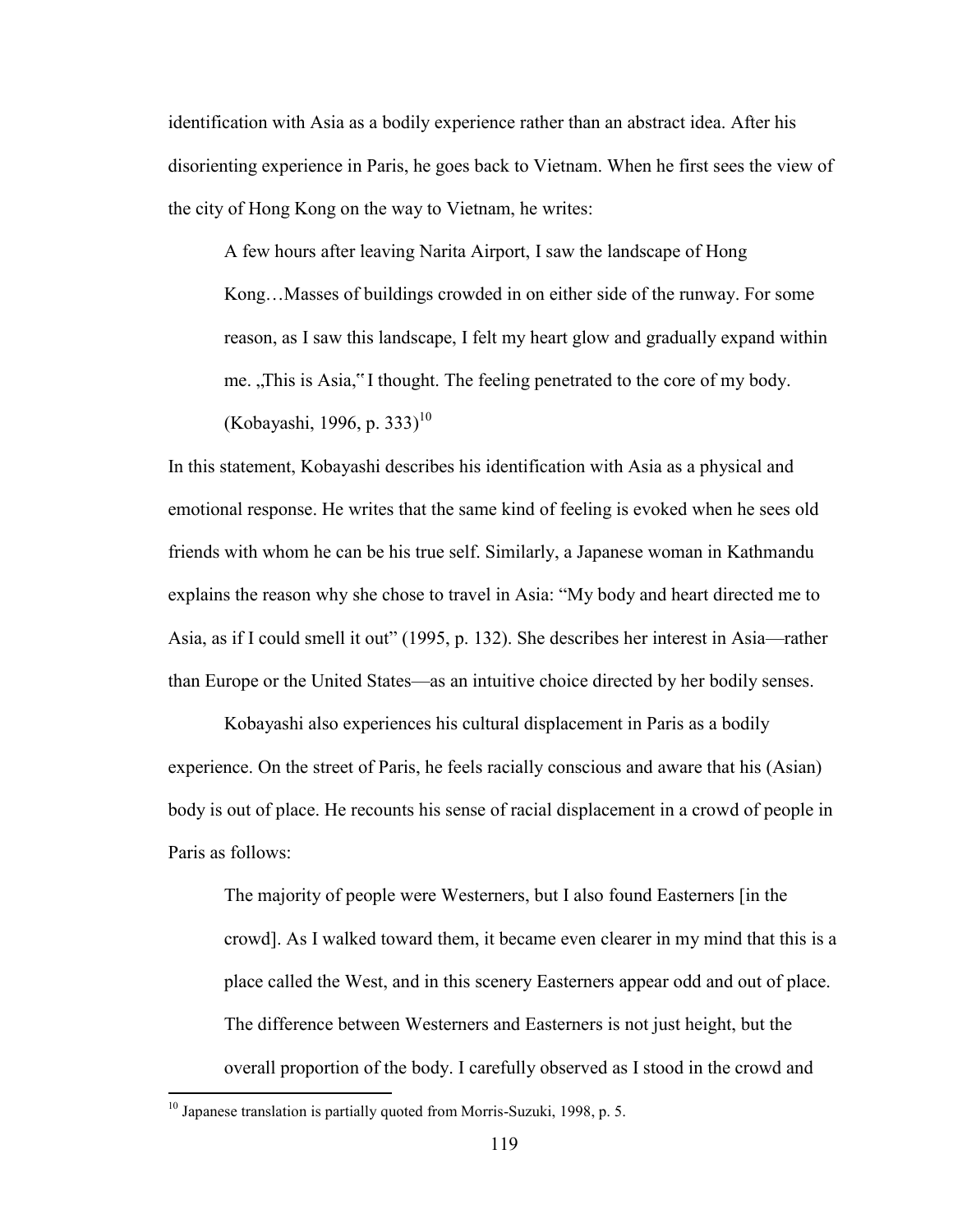identification with Asia as a bodily experience rather than an abstract idea. After his disorienting experience in Paris, he goes back to Vietnam. When he first sees the view of the city of Hong Kong on the way to Vietnam, he writes:

> A few hours after leaving Narita Airport, I saw the landscape of Hong Kong…Masses of buildings crowded in on either side of the runway. For some reason, as I saw this landscape, I felt my heart glow and gradually expand within me. „This is Asia,‟ I thought. The feeling penetrated to the core of my body. (Kobayashi, 1996, p. 333)[10]

In this statement, Kobayashi describes his identification with Asia as a physical and emotional response. He writes that the same kind of feeling is evoked when he sees old friends with whom he can be his true self. Similarly, a Japanese woman in Kathmandu explains the reason why she chose to travel in Asia: "My body and heart directed me to Asia, as if I could smell it out" (1995, p. 132). She describes her interest in Asia—rather than Europe or the United States—as an intuitive choice directed by her bodily senses.

Kobayashi also experiences his cultural displacement in Paris as a bodily experience. On the street of Paris, he feels racially conscious and aware that his (Asian) body is out of place. He recounts his sense of racial displacement in a crowd of people in Paris as follows:

> The majority of people were Westerners, but I also found Easterners [in the crowd]. As I walked toward them, it became even clearer in my mind that this is a place called the West, and in this scenery Easterners appear odd and out of place. The difference between Westerners and Easterners is not just height, but the overall proportion of the body. I carefully observed as I stood in the crowd and

---

[10] Japanese translation is partially quoted from Morris-Suzuki, 1998, p. 5.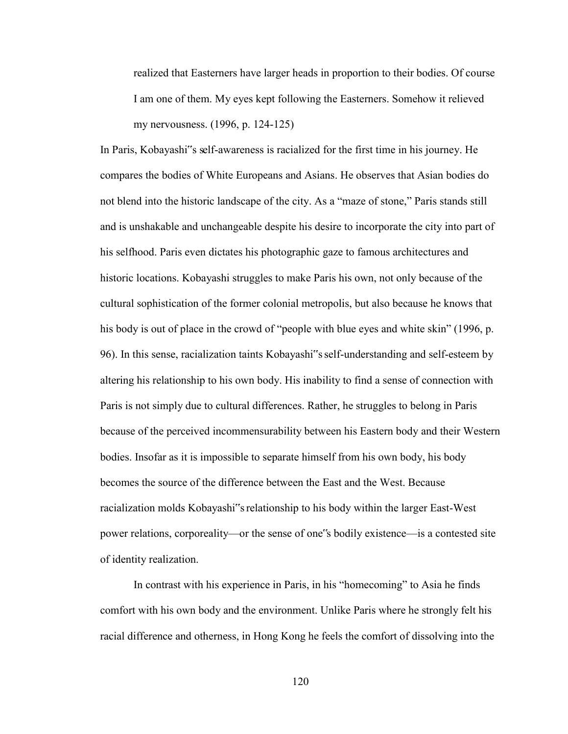> realized that Easterners have larger heads in proportion to their bodies. Of course I am one of them. My eyes kept following the Easterners. Somehow it relieved my nervousness. (1996, p. 124-125)

In Paris, Kobayashi"s self-awareness is racialized for the first time in his journey. He compares the bodies of White Europeans and Asians. He observes that Asian bodies do not blend into the historic landscape of the city. As a "maze of stone," Paris stands still and is unshakable and unchangeable despite his desire to incorporate the city into part of his selfhood. Paris even dictates his photographic gaze to famous architectures and historic locations. Kobayashi struggles to make Paris his own, not only because of the cultural sophistication of the former colonial metropolis, but also because he knows that his body is out of place in the crowd of "people with blue eyes and white skin" (1996, p. 96). In this sense, racialization taints Kobayashi"s self-understanding and self-esteem by altering his relationship to his own body. His inability to find a sense of connection with Paris is not simply due to cultural differences. Rather, he struggles to belong in Paris because of the perceived incommensurability between his Eastern body and their Western bodies. Insofar as it is impossible to separate himself from his own body, his body becomes the source of the difference between the East and the West. Because racialization molds Kobayashi"s relationship to his body within the larger East-West power relations, corporeality—or the sense of one"s bodily existence—is a contested site of identity realization.

In contrast with his experience in Paris, in his "homecoming" to Asia he finds comfort with his own body and the environment. Unlike Paris where he strongly felt his racial difference and otherness, in Hong Kong he feels the comfort of dissolving into the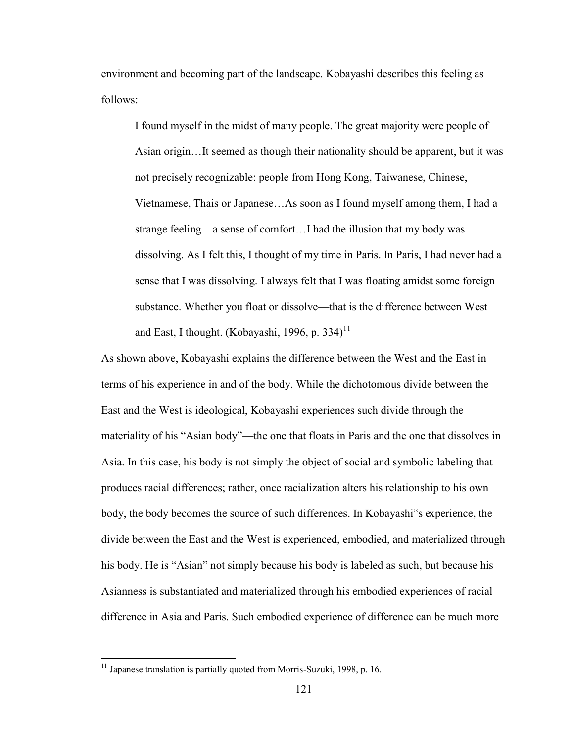environment and becoming part of the landscape. Kobayashi describes this feeling as follows:

> I found myself in the midst of many people. The great majority were people of Asian origin…It seemed as though their nationality should be apparent, but it was not precisely recognizable: people from Hong Kong, Taiwanese, Chinese, Vietnamese, Thais or Japanese…As soon as I found myself among them, I had a strange feeling—a sense of comfort…I had the illusion that my body was dissolving. As I felt this, I thought of my time in Paris. In Paris, I had never had a sense that I was dissolving. I always felt that I was floating amidst some foreign substance. Whether you float or dissolve—that is the difference between West and East, I thought. (Kobayashi, 1996, p. 334)[11]

As shown above, Kobayashi explains the difference between the West and the East in terms of his experience in and of the body. While the dichotomous divide between the East and the West is ideological, Kobayashi experiences such divide through the materiality of his "Asian body"—the one that floats in Paris and the one that dissolves in Asia. In this case, his body is not simply the object of social and symbolic labeling that produces racial differences; rather, once racialization alters his relationship to his own body, the body becomes the source of such differences. In Kobayashi"s experience, the divide between the East and the West is experienced, embodied, and materialized through his body. He is "Asian" not simply because his body is labeled as such, but because his Asianness is substantiated and materialized through his embodied experiences of racial difference in Asia and Paris. Such embodied experience of difference can be much more

---

[11] Japanese translation is partially quoted from Morris-Suzuki, 1998, p. 16.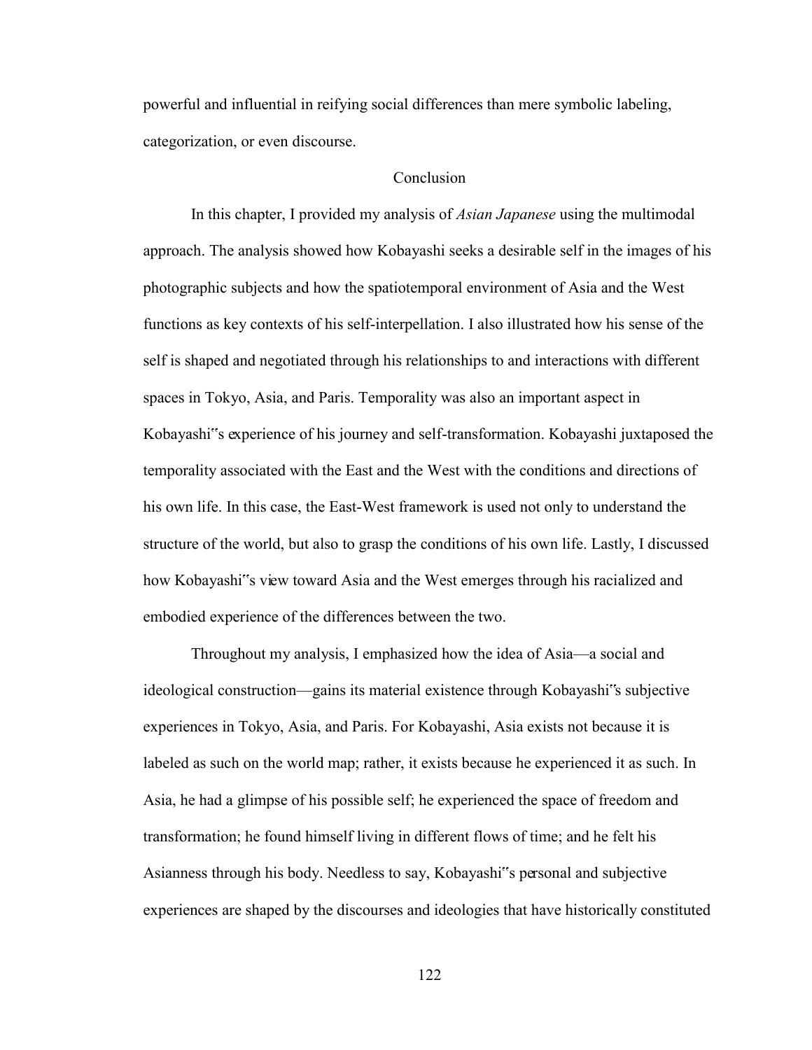powerful and influential in reifying social differences than mere symbolic labeling, categorization, or even discourse.

## Conclusion

In this chapter, I provided my analysis of *Asian Japanese* using the multimodal approach. The analysis showed how Kobayashi seeks a desirable self in the images of his photographic subjects and how the spatiotemporal environment of Asia and the West functions as key contexts of his self-interpellation. I also illustrated how his sense of the self is shaped and negotiated through his relationships to and interactions with different spaces in Tokyo, Asia, and Paris. Temporality was also an important aspect in Kobayashi"s experience of his journey and self-transformation. Kobayashi juxtaposed the temporality associated with the East and the West with the conditions and directions of his own life. In this case, the East-West framework is used not only to understand the structure of the world, but also to grasp the conditions of his own life. Lastly, I discussed how Kobayashi"s view toward Asia and the West emerges through his racialized and embodied experience of the differences between the two.

Throughout my analysis, I emphasized how the idea of Asia—a social and ideological construction—gains its material existence through Kobayashi"s subjective experiences in Tokyo, Asia, and Paris. For Kobayashi, Asia exists not because it is labeled as such on the world map; rather, it exists because he experienced it as such. In Asia, he had a glimpse of his possible self; he experienced the space of freedom and transformation; he found himself living in different flows of time; and he felt his Asianness through his body. Needless to say, Kobayashi"s personal and subjective experiences are shaped by the discourses and ideologies that have historically constituted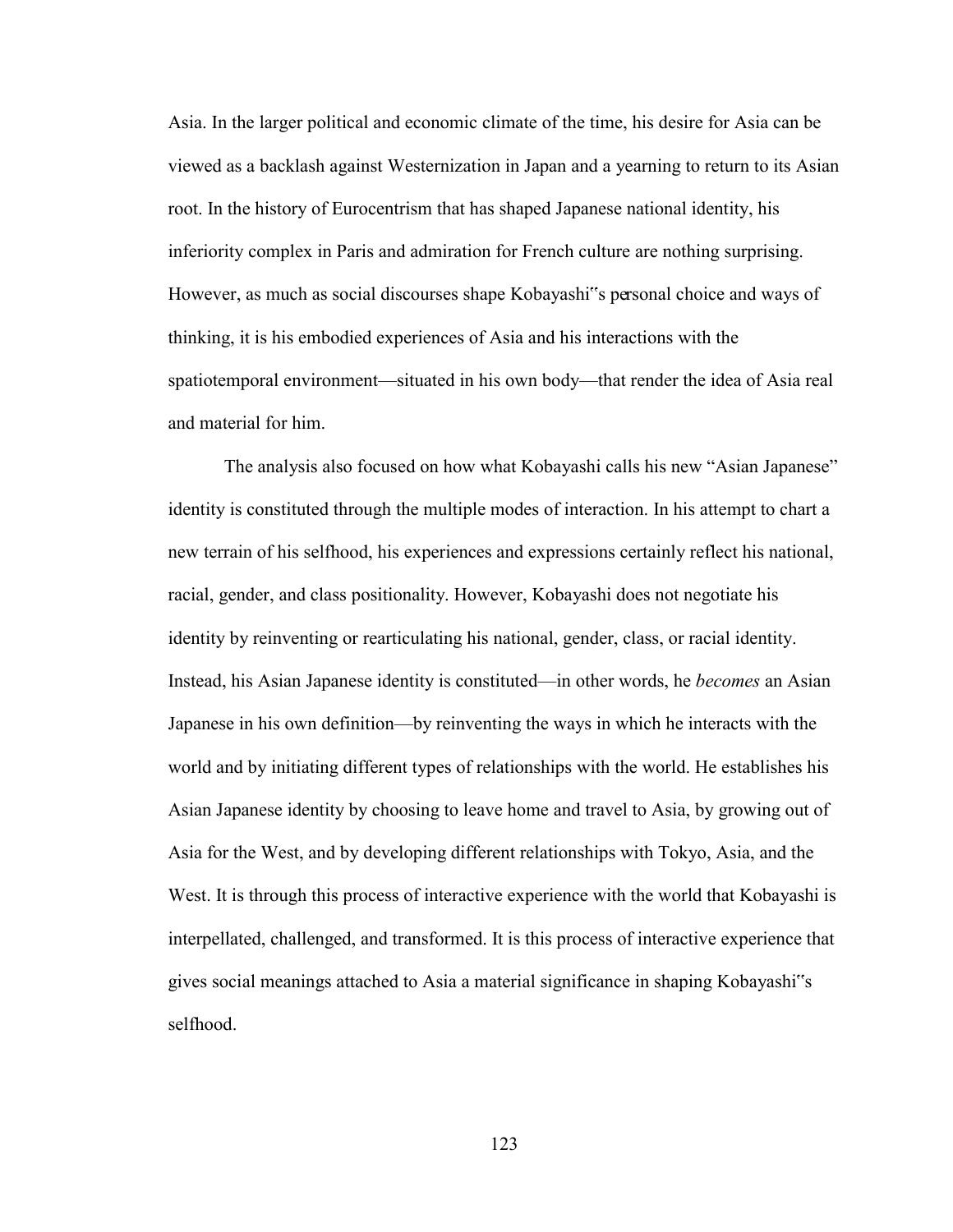Asia. In the larger political and economic climate of the time, his desire for Asia can be viewed as a backlash against Westernization in Japan and a yearning to return to its Asian root. In the history of Eurocentrism that has shaped Japanese national identity, his inferiority complex in Paris and admiration for French culture are nothing surprising. However, as much as social discourses shape Kobayashi"s personal choice and ways of thinking, it is his embodied experiences of Asia and his interactions with the spatiotemporal environment—situated in his own body—that render the idea of Asia real and material for him.

The analysis also focused on how what Kobayashi calls his new "Asian Japanese" identity is constituted through the multiple modes of interaction. In his attempt to chart a new terrain of his selfhood, his experiences and expressions certainly reflect his national, racial, gender, and class positionality. However, Kobayashi does not negotiate his identity by reinventing or rearticulating his national, gender, class, or racial identity. Instead, his Asian Japanese identity is constituted—in other words, he *becomes* an Asian Japanese in his own definition—by reinventing the ways in which he interacts with the world and by initiating different types of relationships with the world. He establishes his Asian Japanese identity by choosing to leave home and travel to Asia, by growing out of Asia for the West, and by developing different relationships with Tokyo, Asia, and the West. It is through this process of interactive experience with the world that Kobayashi is interpellated, challenged, and transformed. It is this process of interactive experience that gives social meanings attached to Asia a material significance in shaping Kobayashi"s selfhood.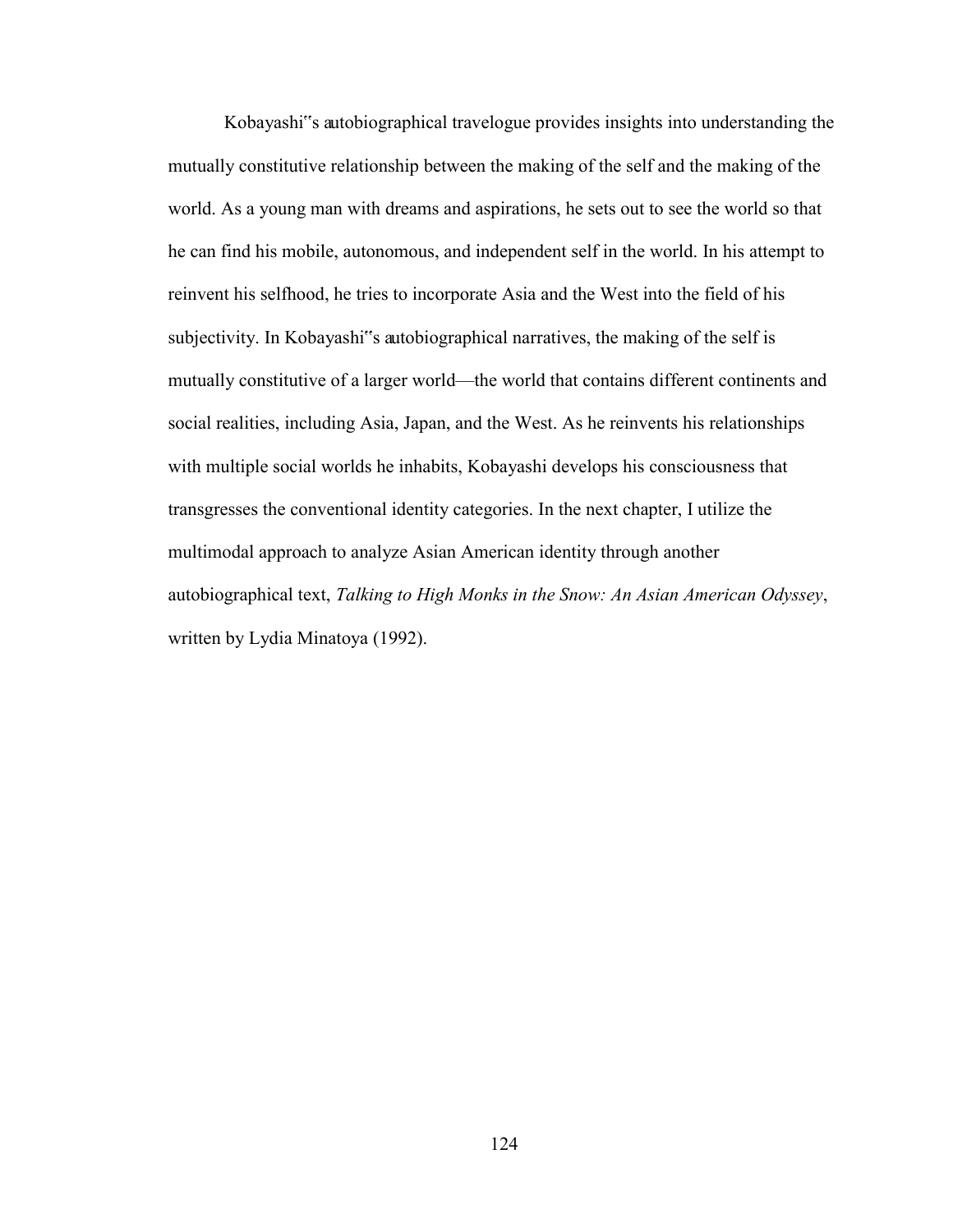Kobayashi"s autobiographical travelogue provides insights into understanding the mutually constitutive relationship between the making of the self and the making of the world. As a young man with dreams and aspirations, he sets out to see the world so that he can find his mobile, autonomous, and independent self in the world. In his attempt to reinvent his selfhood, he tries to incorporate Asia and the West into the field of his subjectivity. In Kobayashi"s autobiographical narratives, the making of the self is mutually constitutive of a larger world—the world that contains different continents and social realities, including Asia, Japan, and the West. As he reinvents his relationships with multiple social worlds he inhabits, Kobayashi develops his consciousness that transgresses the conventional identity categories. In the next chapter, I utilize the multimodal approach to analyze Asian American identity through another autobiographical text, *Talking to High Monks in the Snow: An Asian American Odyssey*, written by Lydia Minatoya (1992).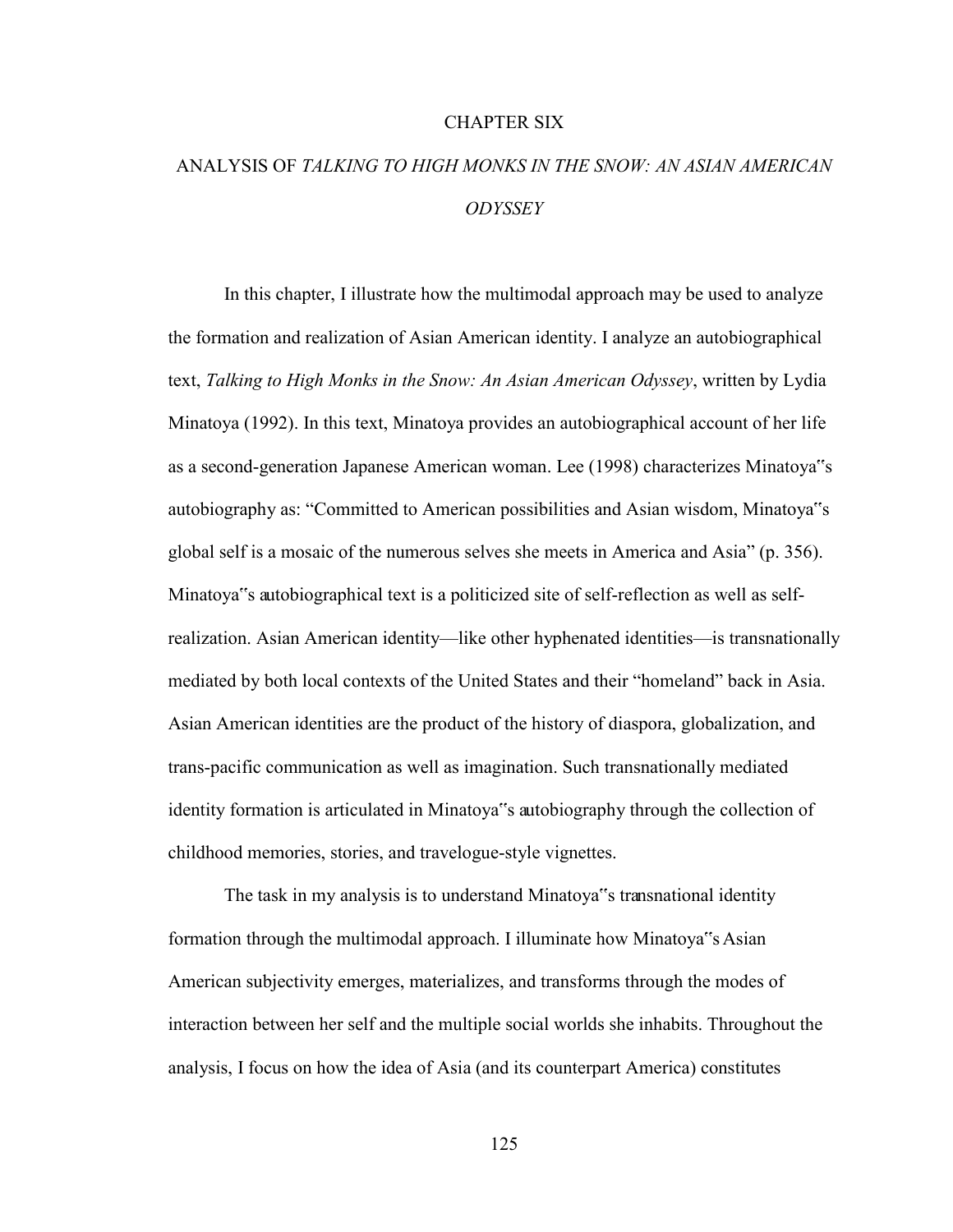# CHAPTER SIX

# ANALYSIS OF *TALKING TO HIGH MONKS IN THE SNOW: AN ASIAN AMERICAN ODYSSEY*

In this chapter, I illustrate how the multimodal approach may be used to analyze the formation and realization of Asian American identity. I analyze an autobiographical text, *Talking to High Monks in the Snow: An Asian American Odyssey*, written by Lydia Minatoya (1992). In this text, Minatoya provides an autobiographical account of her life as a second-generation Japanese American woman. Lee (1998) characterizes Minatoya"s autobiography as: "Committed to American possibilities and Asian wisdom, Minatoya"s global self is a mosaic of the numerous selves she meets in America and Asia" (p. 356). Minatoya"s autobiographical text is a politicized site of self-reflection as well as self-realization. Asian American identity—like other hyphenated identities—is transnationally mediated by both local contexts of the United States and their "homeland" back in Asia. Asian American identities are the product of the history of diaspora, globalization, and trans-pacific communication as well as imagination. Such transnationally mediated identity formation is articulated in Minatoya"s autobiography through the collection of childhood memories, stories, and travelogue-style vignettes.

The task in my analysis is to understand Minatoya"s transnational identity formation through the multimodal approach. I illuminate how Minatoya"s Asian American subjectivity emerges, materializes, and transforms through the modes of interaction between her self and the multiple social worlds she inhabits. Throughout the analysis, I focus on how the idea of Asia (and its counterpart America) constitutes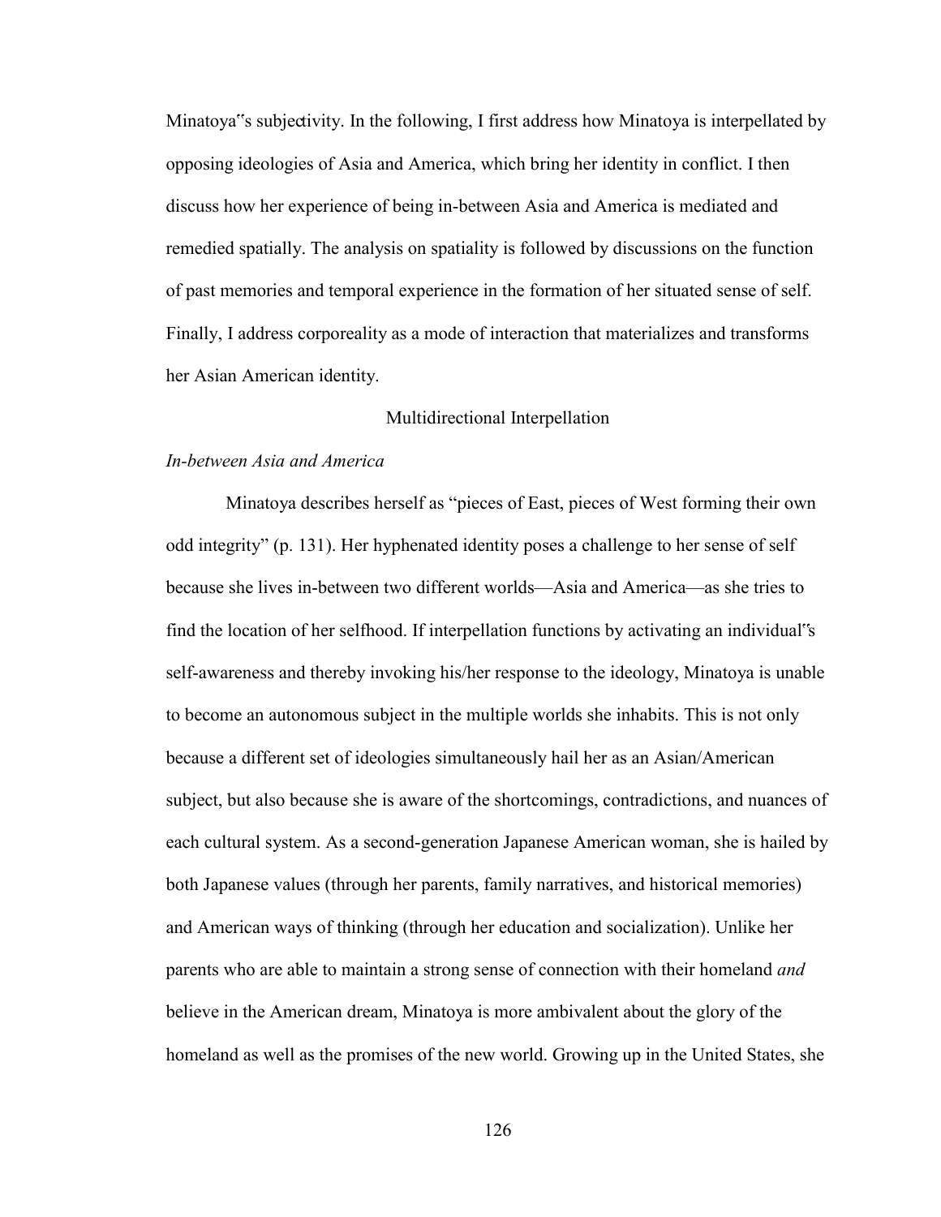Minatoya‟s subjectivity. In the following, I first address how Minatoya is interpellated by opposing ideologies of Asia and America, which bring her identity in conflict. I then discuss how her experience of being in-between Asia and America is mediated and remedied spatially. The analysis on spatiality is followed by discussions on the function of past memories and temporal experience in the formation of her situated sense of self. Finally, I address corporeality as a mode of interaction that materializes and transforms her Asian American identity.

## Multidirectional Interpellation

### *In-between Asia and America*

Minatoya describes herself as "pieces of East, pieces of West forming their own odd integrity" (p. 131). Her hyphenated identity poses a challenge to her sense of self because she lives in-between two different worlds—Asia and America—as she tries to find the location of her selfhood. If interpellation functions by activating an individual‟s self-awareness and thereby invoking his/her response to the ideology, Minatoya is unable to become an autonomous subject in the multiple worlds she inhabits. This is not only because a different set of ideologies simultaneously hail her as an Asian/American subject, but also because she is aware of the shortcomings, contradictions, and nuances of each cultural system. As a second-generation Japanese American woman, she is hailed by both Japanese values (through her parents, family narratives, and historical memories) and American ways of thinking (through her education and socialization). Unlike her parents who are able to maintain a strong sense of connection with their homeland *and* believe in the American dream, Minatoya is more ambivalent about the glory of the homeland as well as the promises of the new world. Growing up in the United States, she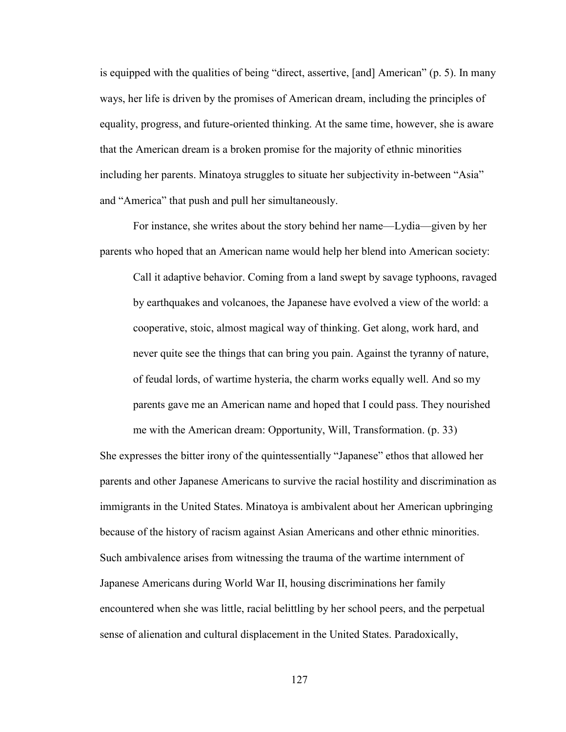is equipped with the qualities of being “direct, assertive, [and] American” (p. 5). In many ways, her life is driven by the promises of American dream, including the principles of equality, progress, and future-oriented thinking. At the same time, however, she is aware that the American dream is a broken promise for the majority of ethnic minorities including her parents. Minatoya struggles to situate her subjectivity in-between “Asia” and “America” that push and pull her simultaneously.

For instance, she writes about the story behind her name—Lydia—given by her parents who hoped that an American name would help her blend into American society:

> Call it adaptive behavior. Coming from a land swept by savage typhoons, ravaged by earthquakes and volcanoes, the Japanese have evolved a view of the world: a cooperative, stoic, almost magical way of thinking. Get along, work hard, and never quite see the things that can bring you pain. Against the tyranny of nature, of feudal lords, of wartime hysteria, the charm works equally well. And so my parents gave me an American name and hoped that I could pass. They nourished me with the American dream: Opportunity, Will, Transformation. (p. 33)

She expresses the bitter irony of the quintessentially “Japanese” ethos that allowed her parents and other Japanese Americans to survive the racial hostility and discrimination as immigrants in the United States. Minatoya is ambivalent about her American upbringing because of the history of racism against Asian Americans and other ethnic minorities. Such ambivalence arises from witnessing the trauma of the wartime internment of Japanese Americans during World War II, housing discriminations her family encountered when she was little, racial belittling by her school peers, and the perpetual sense of alienation and cultural displacement in the United States. Paradoxically,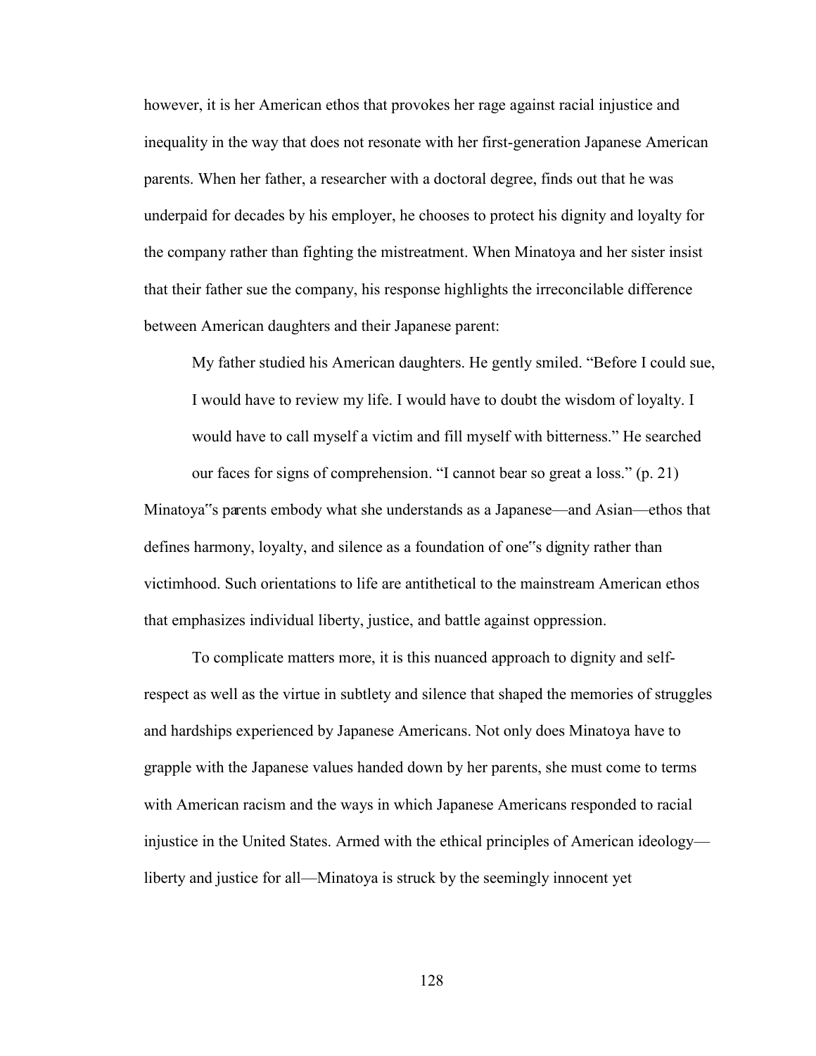however, it is her American ethos that provokes her rage against racial injustice and inequality in the way that does not resonate with her first-generation Japanese American parents. When her father, a researcher with a doctoral degree, finds out that he was underpaid for decades by his employer, he chooses to protect his dignity and loyalty for the company rather than fighting the mistreatment. When Minatoya and her sister insist that their father sue the company, his response highlights the irreconcilable difference between American daughters and their Japanese parent:

> My father studied his American daughters. He gently smiled. "Before I could sue, I would have to review my life. I would have to doubt the wisdom of loyalty. I would have to call myself a victim and fill myself with bitterness." He searched our faces for signs of comprehension. "I cannot bear so great a loss." (p. 21)

Minatoya"s parents embody what she understands as a Japanese—and Asian—ethos that defines harmony, loyalty, and silence as a foundation of one"s dignity rather than victimhood. Such orientations to life are antithetical to the mainstream American ethos that emphasizes individual liberty, justice, and battle against oppression.

To complicate matters more, it is this nuanced approach to dignity and self-respect as well as the virtue in subtlety and silence that shaped the memories of struggles and hardships experienced by Japanese Americans. Not only does Minatoya have to grapple with the Japanese values handed down by her parents, she must come to terms with American racism and the ways in which Japanese Americans responded to racial injustice in the United States. Armed with the ethical principles of American ideology—liberty and justice for all—Minatoya is struck by the seemingly innocent yet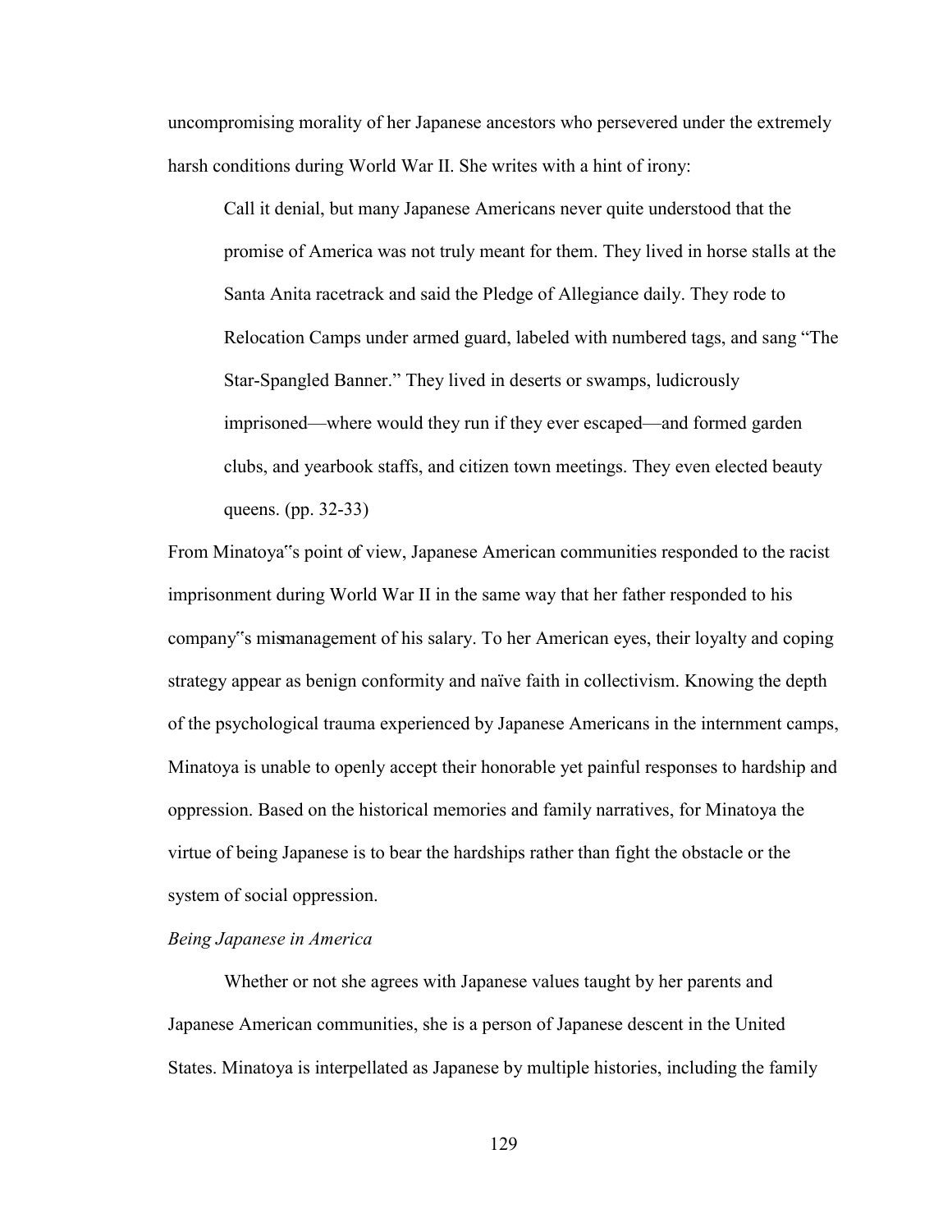uncompromising morality of her Japanese ancestors who persevered under the extremely harsh conditions during World War II. She writes with a hint of irony:

> Call it denial, but many Japanese Americans never quite understood that the promise of America was not truly meant for them. They lived in horse stalls at the Santa Anita racetrack and said the Pledge of Allegiance daily. They rode to Relocation Camps under armed guard, labeled with numbered tags, and sang "The Star-Spangled Banner." They lived in deserts or swamps, ludicrously imprisoned—where would they run if they ever escaped—and formed garden clubs, and yearbook staffs, and citizen town meetings. They even elected beauty queens. (pp. 32-33)

From Minatoya"s point of view, Japanese American communities responded to the racist imprisonment during World War II in the same way that her father responded to his company"s mismanagement of his salary. To her American eyes, their loyalty and coping strategy appear as benign conformity and naïve faith in collectivism. Knowing the depth of the psychological trauma experienced by Japanese Americans in the internment camps, Minatoya is unable to openly accept their honorable yet painful responses to hardship and oppression. Based on the historical memories and family narratives, for Minatoya the virtue of being Japanese is to bear the hardships rather than fight the obstacle or the system of social oppression.

*Being Japanese in America*

Whether or not she agrees with Japanese values taught by her parents and Japanese American communities, she is a person of Japanese descent in the United States. Minatoya is interpellated as Japanese by multiple histories, including the family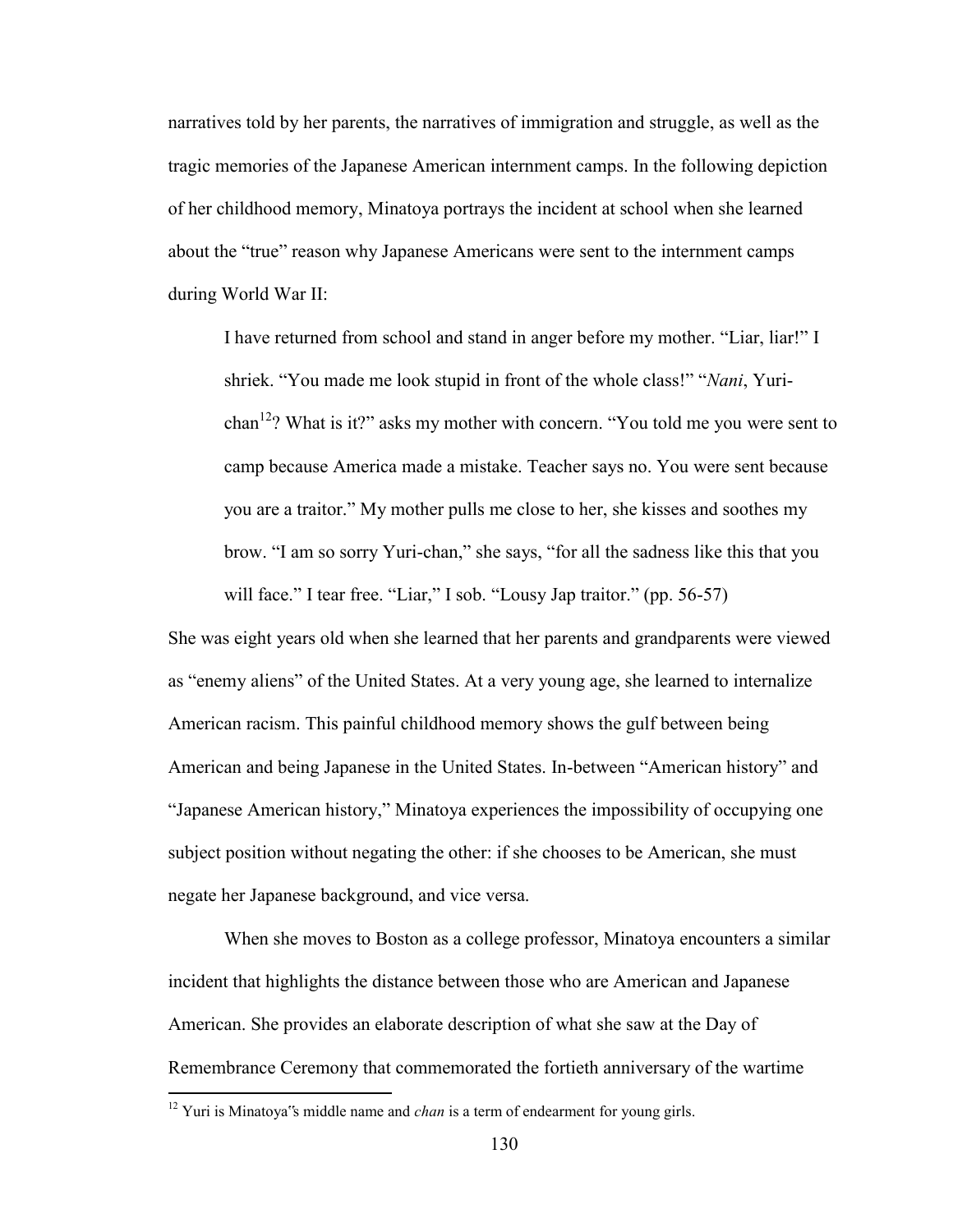narratives told by her parents, the narratives of immigration and struggle, as well as the tragic memories of the Japanese American internment camps. In the following depiction of her childhood memory, Minatoya portrays the incident at school when she learned about the "true" reason why Japanese Americans were sent to the internment camps during World War II:

> I have returned from school and stand in anger before my mother. "Liar, liar!" I shriek. "You made me look stupid in front of the whole class!" "*Nani*, Yuri-chan[12]? What is it?" asks my mother with concern. "You told me you were sent to camp because America made a mistake. Teacher says no. You were sent because you are a traitor." My mother pulls me close to her, she kisses and soothes my brow. "I am so sorry Yuri-chan," she says, "for all the sadness like this that you will face." I tear free. "Liar," I sob. "Lousy Jap traitor." (pp. 56-57)

She was eight years old when she learned that her parents and grandparents were viewed as "enemy aliens" of the United States. At a very young age, she learned to internalize American racism. This painful childhood memory shows the gulf between being American and being Japanese in the United States. In-between "American history" and "Japanese American history," Minatoya experiences the impossibility of occupying one subject position without negating the other: if she chooses to be American, she must negate her Japanese background, and vice versa.

When she moves to Boston as a college professor, Minatoya encounters a similar incident that highlights the distance between those who are American and Japanese American. She provides an elaborate description of what she saw at the Day of Remembrance Ceremony that commemorated the fortieth anniversary of the wartime

[12] Yuri is Minatoya‟s middle name and *chan* is a term of endearment for young girls.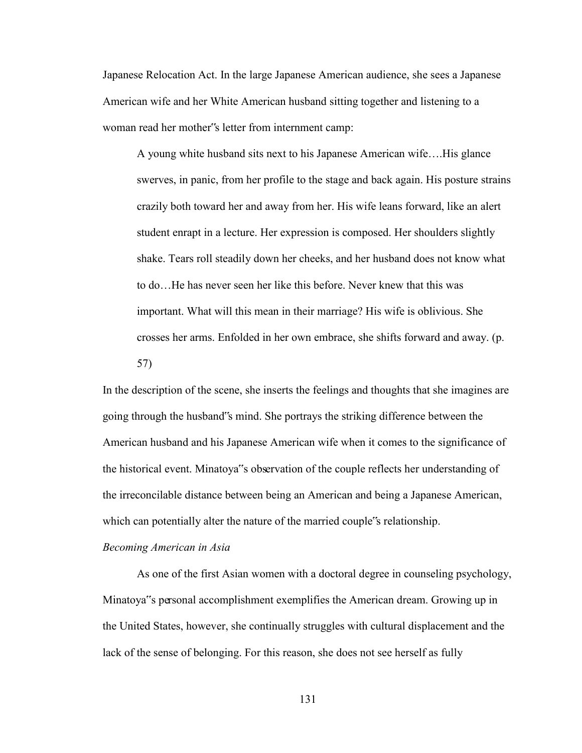Japanese Relocation Act. In the large Japanese American audience, she sees a Japanese American wife and her White American husband sitting together and listening to a woman read her mother‟s letter from internment camp:

> A young white husband sits next to his Japanese American wife….His glance swerves, in panic, from her profile to the stage and back again. His posture strains crazily both toward her and away from her. His wife leans forward, like an alert student enrapt in a lecture. Her expression is composed. Her shoulders slightly shake. Tears roll steadily down her cheeks, and her husband does not know what to do…He has never seen her like this before. Never knew that this was important. What will this mean in their marriage? His wife is oblivious. She crosses her arms. Enfolded in her own embrace, she shifts forward and away. (p. 57)

In the description of the scene, she inserts the feelings and thoughts that she imagines are going through the husband‟s mind. She portrays the striking difference between the American husband and his Japanese American wife when it comes to the significance of the historical event. Minatoya‟s observation of the couple reflects her understanding of the irreconcilable distance between being an American and being a Japanese American, which can potentially alter the nature of the married couple‟s relationship.

*Becoming American in Asia*

As one of the first Asian women with a doctoral degree in counseling psychology, Minatoya‟s personal accomplishment exemplifies the American dream. Growing up in the United States, however, she continually struggles with cultural displacement and the lack of the sense of belonging. For this reason, she does not see herself as fully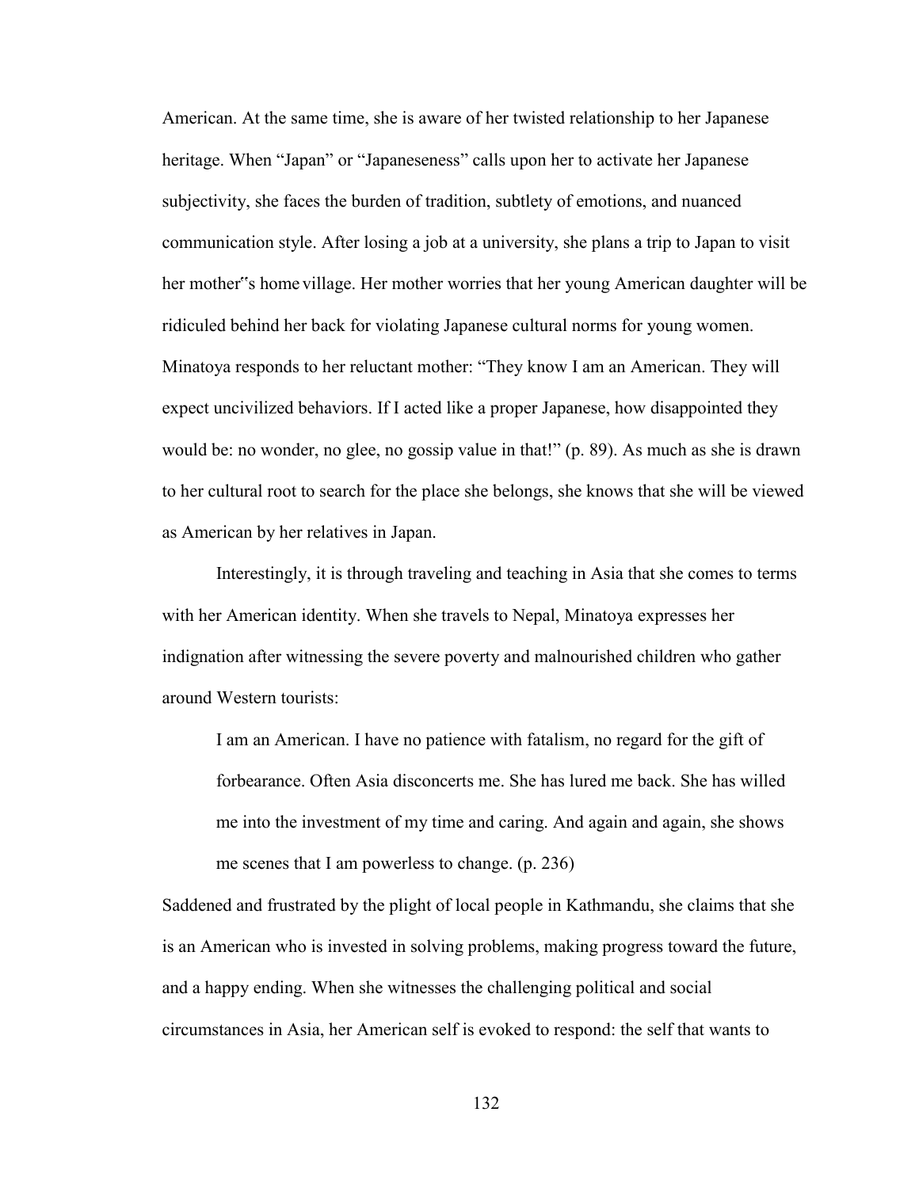American. At the same time, she is aware of her twisted relationship to her Japanese heritage. When "Japan" or "Japaneseness" calls upon her to activate her Japanese subjectivity, she faces the burden of tradition, subtlety of emotions, and nuanced communication style. After losing a job at a university, she plans a trip to Japan to visit her mother"s home village. Her mother worries that her young American daughter will be ridiculed behind her back for violating Japanese cultural norms for young women. Minatoya responds to her reluctant mother: "They know I am an American. They will expect uncivilized behaviors. If I acted like a proper Japanese, how disappointed they would be: no wonder, no glee, no gossip value in that!" (p. 89). As much as she is drawn to her cultural root to search for the place she belongs, she knows that she will be viewed as American by her relatives in Japan.

Interestingly, it is through traveling and teaching in Asia that she comes to terms with her American identity. When she travels to Nepal, Minatoya expresses her indignation after witnessing the severe poverty and malnourished children who gather around Western tourists:

> I am an American. I have no patience with fatalism, no regard for the gift of forbearance. Often Asia disconcerts me. She has lured me back. She has willed me into the investment of my time and caring. And again and again, she shows me scenes that I am powerless to change. (p. 236)

Saddened and frustrated by the plight of local people in Kathmandu, she claims that she is an American who is invested in solving problems, making progress toward the future, and a happy ending. When she witnesses the challenging political and social circumstances in Asia, her American self is evoked to respond: the self that wants to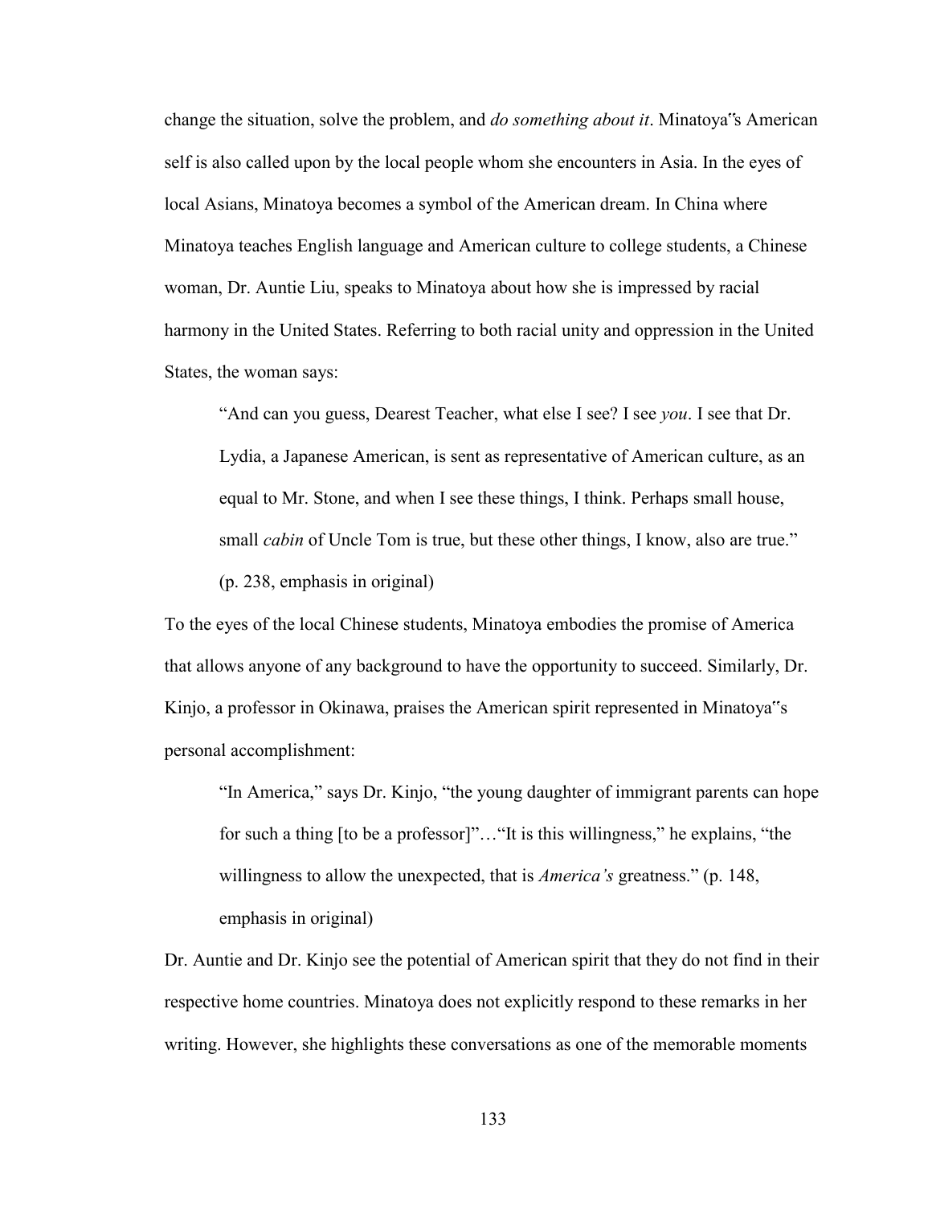change the situation, solve the problem, and *do something about it*. Minatoya‟s American self is also called upon by the local people whom she encounters in Asia. In the eyes of local Asians, Minatoya becomes a symbol of the American dream. In China where Minatoya teaches English language and American culture to college students, a Chinese woman, Dr. Auntie Liu, speaks to Minatoya about how she is impressed by racial harmony in the United States. Referring to both racial unity and oppression in the United States, the woman says:

> "And can you guess, Dearest Teacher, what else I see? I see *you*. I see that Dr. Lydia, a Japanese American, is sent as representative of American culture, as an equal to Mr. Stone, and when I see these things, I think. Perhaps small house, small *cabin* of Uncle Tom is true, but these other things, I know, also are true." (p. 238, emphasis in original)

To the eyes of the local Chinese students, Minatoya embodies the promise of America that allows anyone of any background to have the opportunity to succeed. Similarly, Dr. Kinjo, a professor in Okinawa, praises the American spirit represented in Minatoya‟s personal accomplishment:

> "In America," says Dr. Kinjo, "the young daughter of immigrant parents can hope for such a thing [to be a professor]"…"It is this willingness," he explains, "the willingness to allow the unexpected, that is *America's* greatness." (p. 148, emphasis in original)

Dr. Auntie and Dr. Kinjo see the potential of American spirit that they do not find in their respective home countries. Minatoya does not explicitly respond to these remarks in her writing. However, she highlights these conversations as one of the memorable moments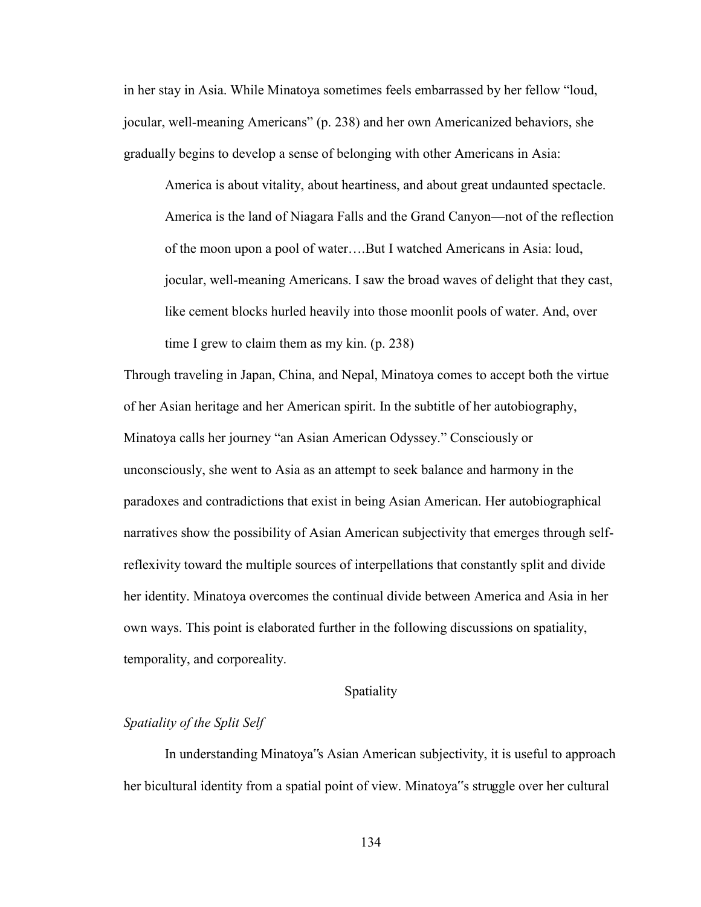in her stay in Asia. While Minatoya sometimes feels embarrassed by her fellow "loud, jocular, well-meaning Americans" (p. 238) and her own Americanized behaviors, she gradually begins to develop a sense of belonging with other Americans in Asia:

> America is about vitality, about heartiness, and about great undaunted spectacle. America is the land of Niagara Falls and the Grand Canyon—not of the reflection of the moon upon a pool of water….But I watched Americans in Asia: loud, jocular, well-meaning Americans. I saw the broad waves of delight that they cast, like cement blocks hurled heavily into those moonlit pools of water. And, over time I grew to claim them as my kin. (p. 238)

Through traveling in Japan, China, and Nepal, Minatoya comes to accept both the virtue of her Asian heritage and her American spirit. In the subtitle of her autobiography, Minatoya calls her journey "an Asian American Odyssey." Consciously or unconsciously, she went to Asia as an attempt to seek balance and harmony in the paradoxes and contradictions that exist in being Asian American. Her autobiographical narratives show the possibility of Asian American subjectivity that emerges through self-reflexivity toward the multiple sources of interpellations that constantly split and divide her identity. Minatoya overcomes the continual divide between America and Asia in her own ways. This point is elaborated further in the following discussions on spatiality, temporality, and corporeality.

## Spatiality

### *Spatiality of the Split Self*

In understanding Minatoya"s Asian American subjectivity, it is useful to approach her bicultural identity from a spatial point of view. Minatoya"s struggle over her cultural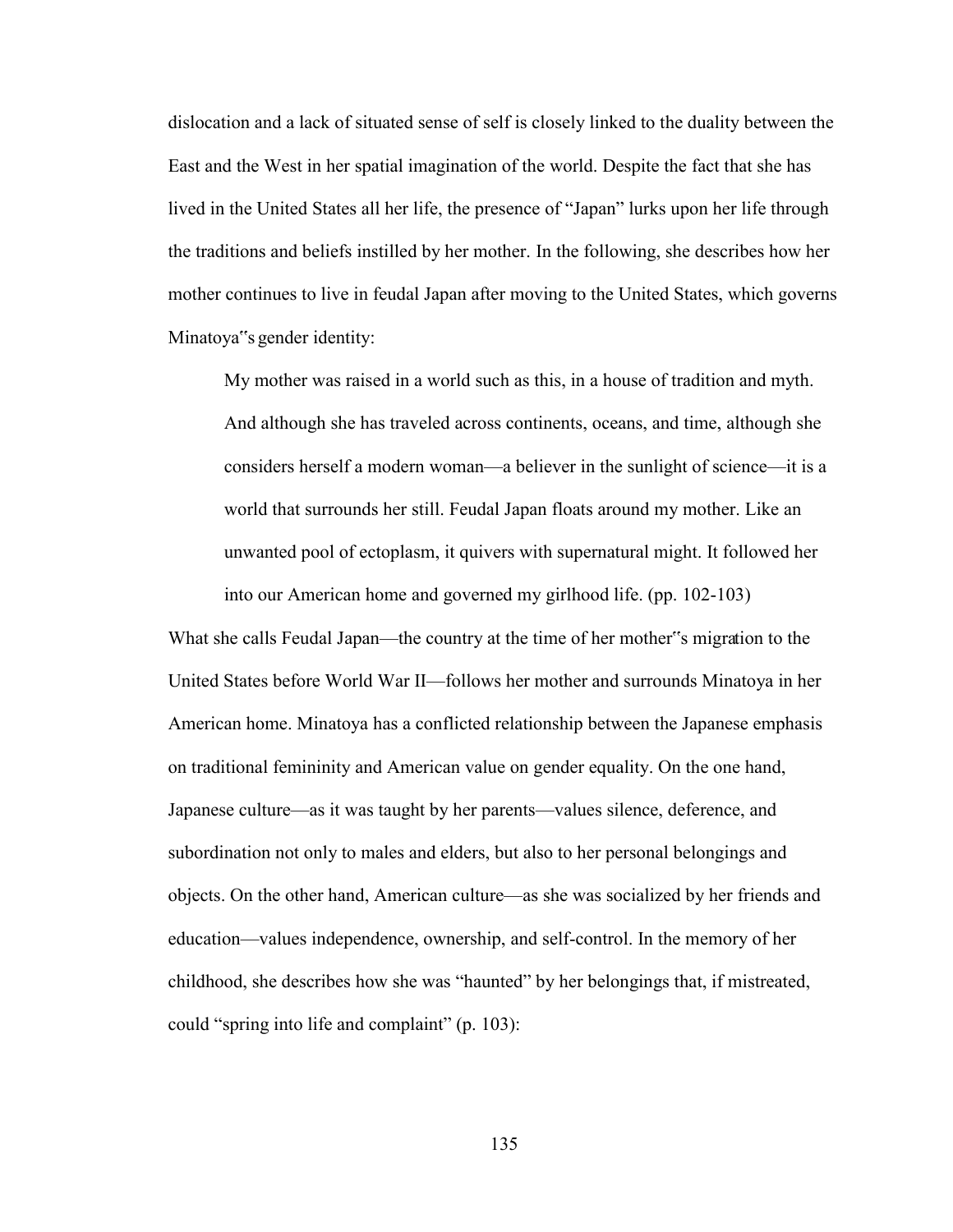dislocation and a lack of situated sense of self is closely linked to the duality between the East and the West in her spatial imagination of the world. Despite the fact that she has lived in the United States all her life, the presence of "Japan" lurks upon her life through the traditions and beliefs instilled by her mother. In the following, she describes how her mother continues to live in feudal Japan after moving to the United States, which governs Minatoya"s gender identity:

> My mother was raised in a world such as this, in a house of tradition and myth. And although she has traveled across continents, oceans, and time, although she considers herself a modern woman—a believer in the sunlight of science—it is a world that surrounds her still. Feudal Japan floats around my mother. Like an unwanted pool of ectoplasm, it quivers with supernatural might. It followed her into our American home and governed my girlhood life. (pp. 102-103)

What she calls Feudal Japan—the country at the time of her mother"s migration to the United States before World War II—follows her mother and surrounds Minatoya in her American home. Minatoya has a conflicted relationship between the Japanese emphasis on traditional femininity and American value on gender equality. On the one hand, Japanese culture—as it was taught by her parents—values silence, deference, and subordination not only to males and elders, but also to her personal belongings and objects. On the other hand, American culture—as she was socialized by her friends and education—values independence, ownership, and self-control. In the memory of her childhood, she describes how she was "haunted" by her belongings that, if mistreated, could "spring into life and complaint" (p. 103):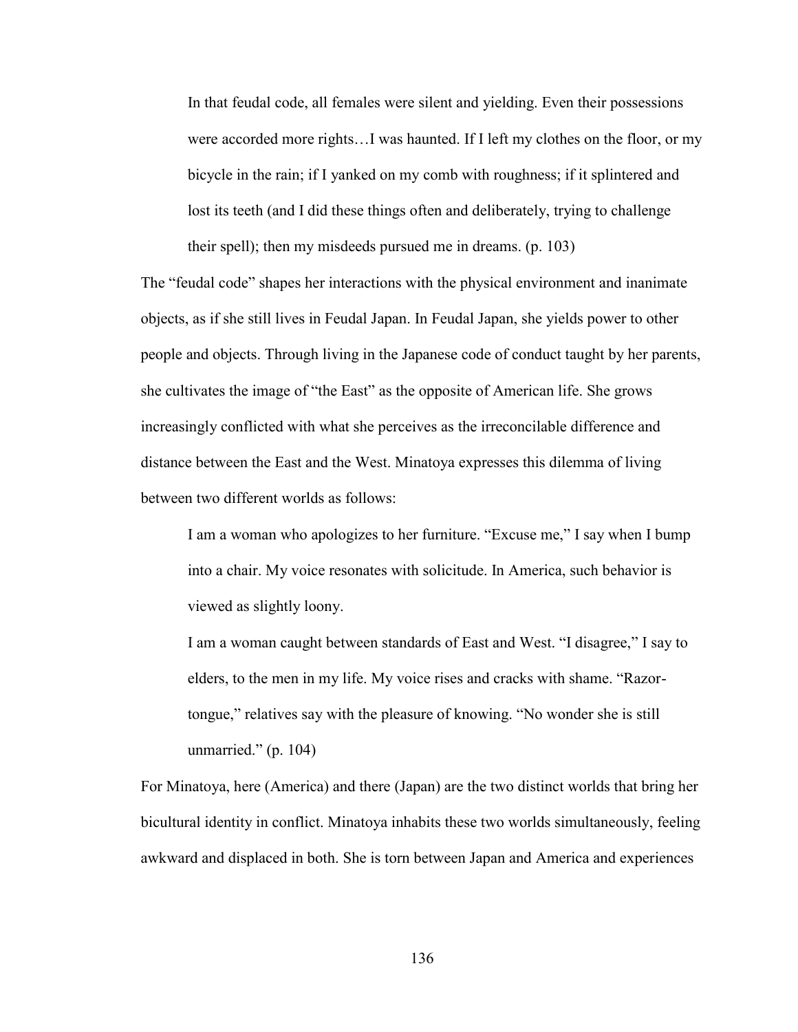> In that feudal code, all females were silent and yielding. Even their possessions were accorded more rights…I was haunted. If I left my clothes on the floor, or my bicycle in the rain; if I yanked on my comb with roughness; if it splintered and lost its teeth (and I did these things often and deliberately, trying to challenge their spell); then my misdeeds pursued me in dreams. (p. 103)

The "feudal code" shapes her interactions with the physical environment and inanimate objects, as if she still lives in Feudal Japan. In Feudal Japan, she yields power to other people and objects. Through living in the Japanese code of conduct taught by her parents, she cultivates the image of "the East" as the opposite of American life. She grows increasingly conflicted with what she perceives as the irreconcilable difference and distance between the East and the West. Minatoya expresses this dilemma of living between two different worlds as follows:

> I am a woman who apologizes to her furniture. "Excuse me," I say when I bump into a chair. My voice resonates with solicitude. In America, such behavior is viewed as slightly loony.
>
> I am a woman caught between standards of East and West. "I disagree," I say to elders, to the men in my life. My voice rises and cracks with shame. "Razor-tongue," relatives say with the pleasure of knowing. "No wonder she is still unmarried." (p. 104)

For Minatoya, here (America) and there (Japan) are the two distinct worlds that bring her bicultural identity in conflict. Minatoya inhabits these two worlds simultaneously, feeling awkward and displaced in both. She is torn between Japan and America and experiences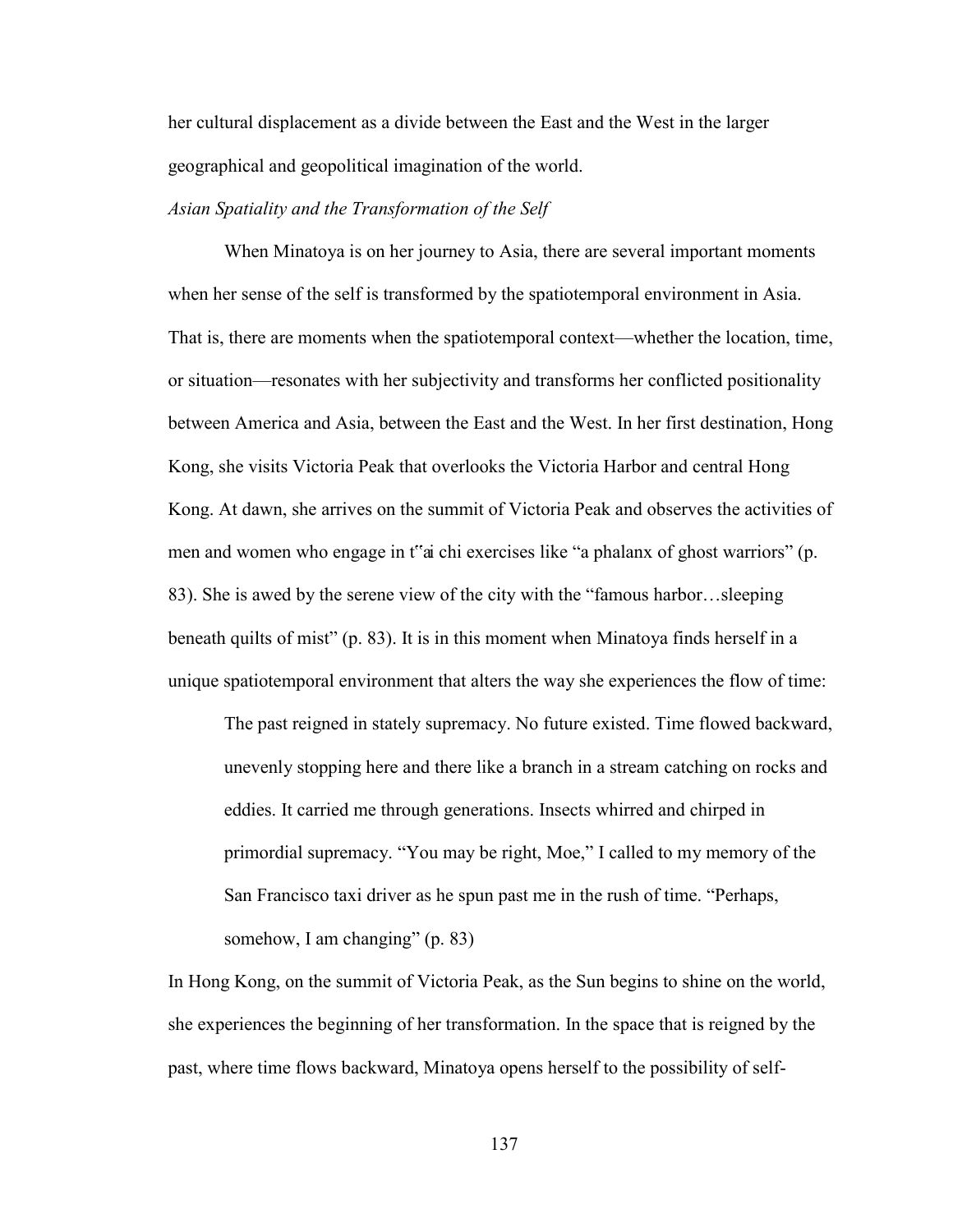her cultural displacement as a divide between the East and the West in the larger geographical and geopolitical imagination of the world.

*Asian Spatiality and the Transformation of the Self*

When Minatoya is on her journey to Asia, there are several important moments when her sense of the self is transformed by the spatiotemporal environment in Asia. That is, there are moments when the spatiotemporal context—whether the location, time, or situation—resonates with her subjectivity and transforms her conflicted positionality between America and Asia, between the East and the West. In her first destination, Hong Kong, she visits Victoria Peak that overlooks the Victoria Harbor and central Hong Kong. At dawn, she arrives on the summit of Victoria Peak and observes the activities of men and women who engage in t"ai chi exercises like "a phalanx of ghost warriors" (p. 83). She is awed by the serene view of the city with the "famous harbor…sleeping beneath quilts of mist" (p. 83). It is in this moment when Minatoya finds herself in a unique spatiotemporal environment that alters the way she experiences the flow of time:

> The past reigned in stately supremacy. No future existed. Time flowed backward, unevenly stopping here and there like a branch in a stream catching on rocks and eddies. It carried me through generations. Insects whirred and chirped in primordial supremacy. "You may be right, Moe," I called to my memory of the San Francisco taxi driver as he spun past me in the rush of time. "Perhaps, somehow, I am changing" (p. 83)

In Hong Kong, on the summit of Victoria Peak, as the Sun begins to shine on the world, she experiences the beginning of her transformation. In the space that is reigned by the past, where time flows backward, Minatoya opens herself to the possibility of self-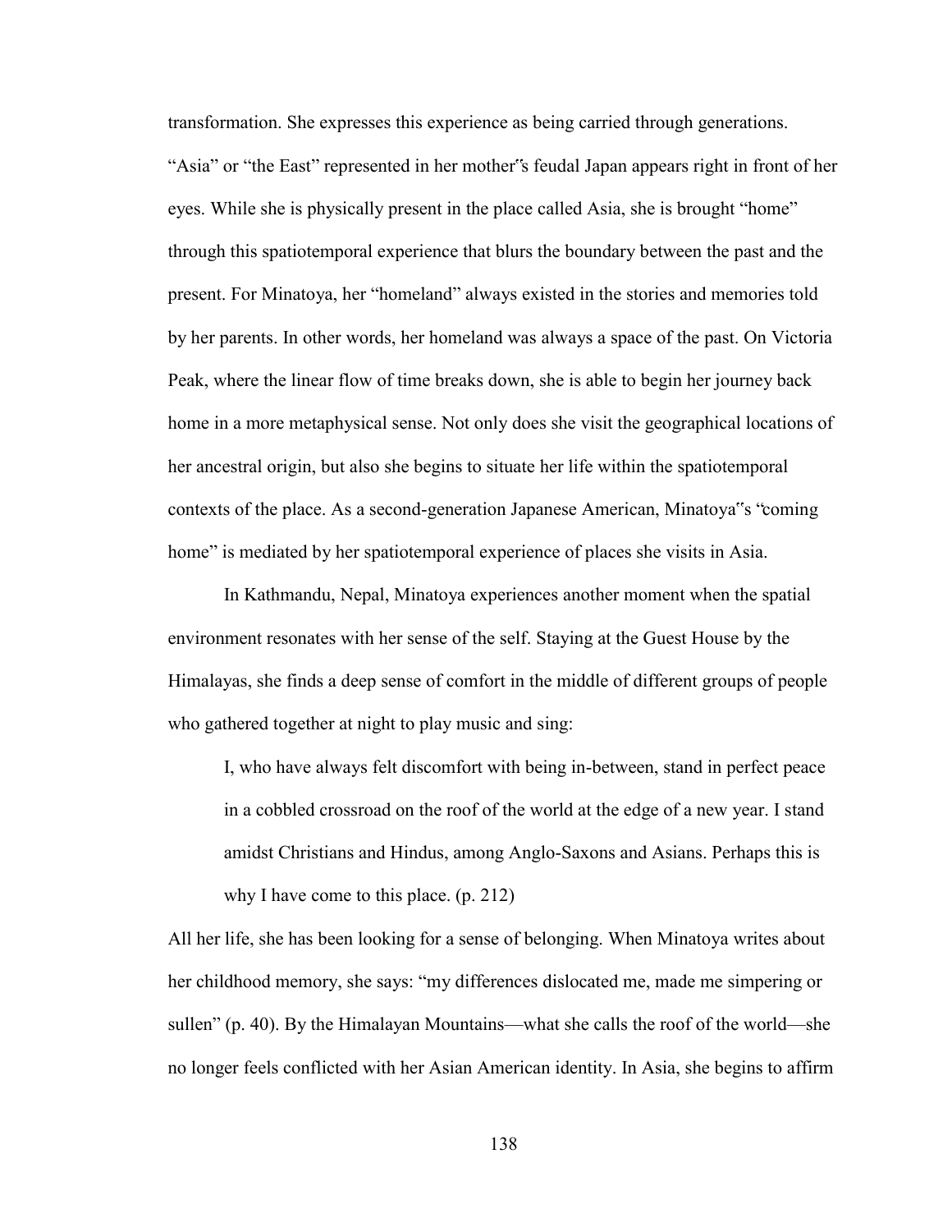transformation. She expresses this experience as being carried through generations. "Asia" or "the East" represented in her mother"s feudal Japan appears right in front of her eyes. While she is physically present in the place called Asia, she is brought "home" through this spatiotemporal experience that blurs the boundary between the past and the present. For Minatoya, her "homeland" always existed in the stories and memories told by her parents. In other words, her homeland was always a space of the past. On Victoria Peak, where the linear flow of time breaks down, she is able to begin her journey back home in a more metaphysical sense. Not only does she visit the geographical locations of her ancestral origin, but also she begins to situate her life within the spatiotemporal contexts of the place. As a second-generation Japanese American, Minatoya"s "coming home" is mediated by her spatiotemporal experience of places she visits in Asia.

In Kathmandu, Nepal, Minatoya experiences another moment when the spatial environment resonates with her sense of the self. Staying at the Guest House by the Himalayas, she finds a deep sense of comfort in the middle of different groups of people who gathered together at night to play music and sing:

> I, who have always felt discomfort with being in-between, stand in perfect peace in a cobbled crossroad on the roof of the world at the edge of a new year. I stand amidst Christians and Hindus, among Anglo-Saxons and Asians. Perhaps this is why I have come to this place. (p. 212)

All her life, she has been looking for a sense of belonging. When Minatoya writes about her childhood memory, she says: "my differences dislocated me, made me simpering or sullen" (p. 40). By the Himalayan Mountains—what she calls the roof of the world—she no longer feels conflicted with her Asian American identity. In Asia, she begins to affirm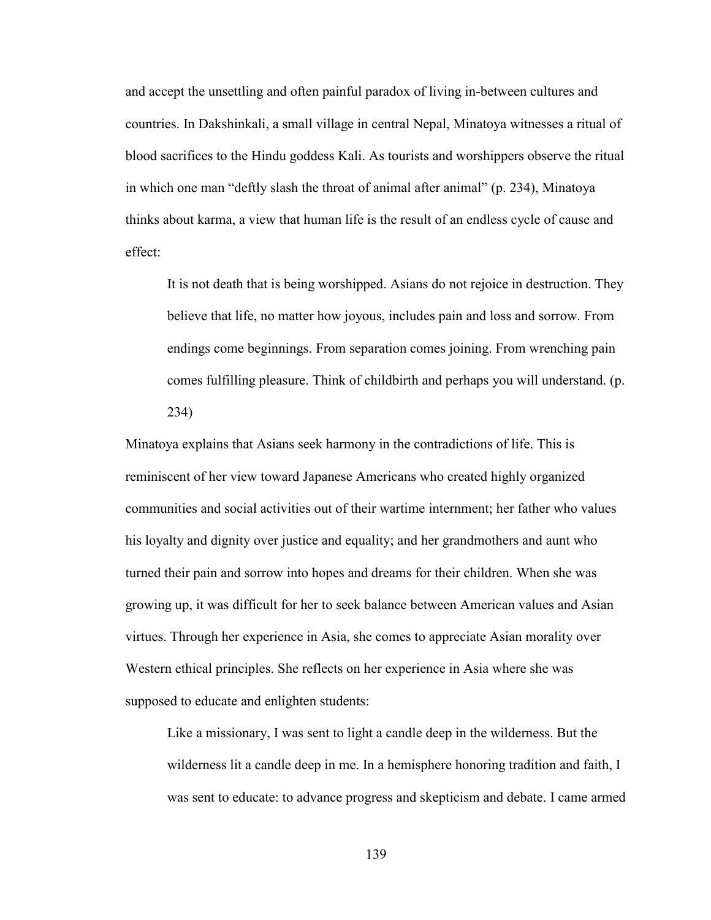and accept the unsettling and often painful paradox of living in-between cultures and countries. In Dakshinkali, a small village in central Nepal, Minatoya witnesses a ritual of blood sacrifices to the Hindu goddess Kali. As tourists and worshippers observe the ritual in which one man "deftly slash the throat of animal after animal" (p. 234), Minatoya thinks about karma, a view that human life is the result of an endless cycle of cause and effect:

> It is not death that is being worshipped. Asians do not rejoice in destruction. They believe that life, no matter how joyous, includes pain and loss and sorrow. From endings come beginnings. From separation comes joining. From wrenching pain comes fulfilling pleasure. Think of childbirth and perhaps you will understand. (p. 234)

Minatoya explains that Asians seek harmony in the contradictions of life. This is reminiscent of her view toward Japanese Americans who created highly organized communities and social activities out of their wartime internment; her father who values his loyalty and dignity over justice and equality; and her grandmothers and aunt who turned their pain and sorrow into hopes and dreams for their children. When she was growing up, it was difficult for her to seek balance between American values and Asian virtues. Through her experience in Asia, she comes to appreciate Asian morality over Western ethical principles. She reflects on her experience in Asia where she was supposed to educate and enlighten students:

> Like a missionary, I was sent to light a candle deep in the wilderness. But the wilderness lit a candle deep in me. In a hemisphere honoring tradition and faith, I was sent to educate: to advance progress and skepticism and debate. I came armed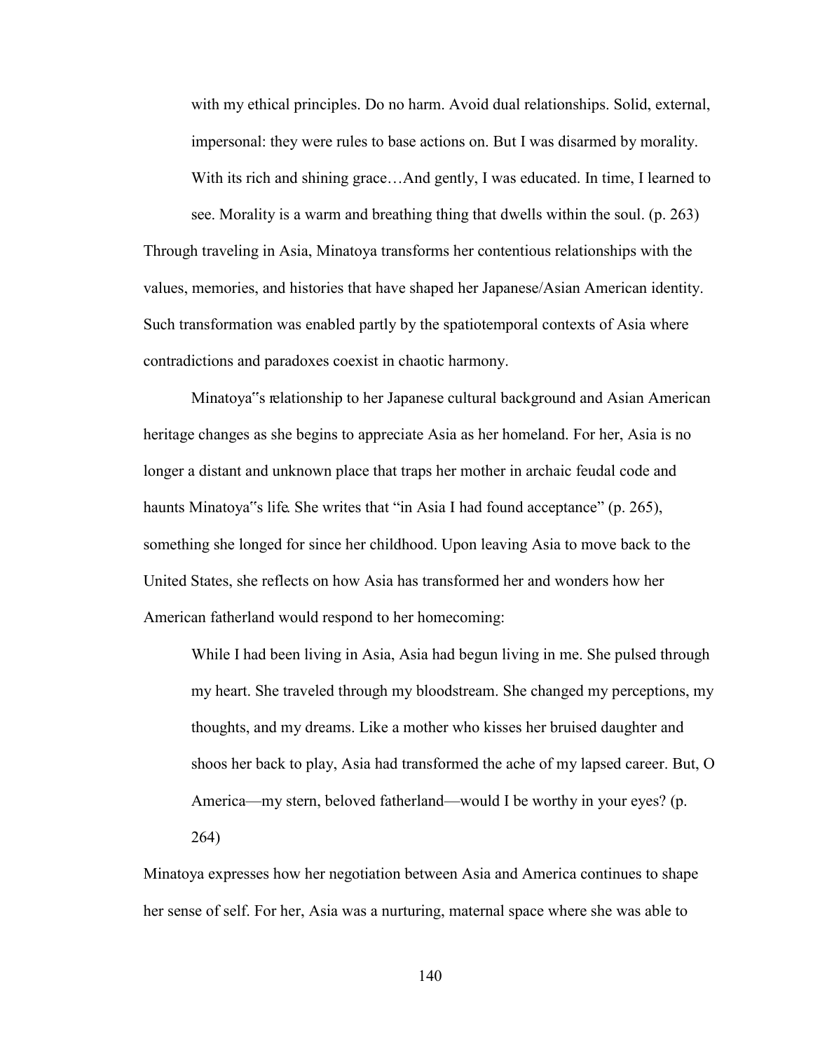> with my ethical principles. Do no harm. Avoid dual relationships. Solid, external, impersonal: they were rules to base actions on. But I was disarmed by morality. With its rich and shining grace…And gently, I was educated. In time, I learned to see. Morality is a warm and breathing thing that dwells within the soul. (p. 263)

Through traveling in Asia, Minatoya transforms her contentious relationships with the values, memories, and histories that have shaped her Japanese/Asian American identity. Such transformation was enabled partly by the spatiotemporal contexts of Asia where contradictions and paradoxes coexist in chaotic harmony.

Minatoya"s relationship to her Japanese cultural background and Asian American heritage changes as she begins to appreciate Asia as her homeland. For her, Asia is no longer a distant and unknown place that traps her mother in archaic feudal code and haunts Minatoya"s life. She writes that "in Asia I had found acceptance" (p. 265), something she longed for since her childhood. Upon leaving Asia to move back to the United States, she reflects on how Asia has transformed her and wonders how her American fatherland would respond to her homecoming:

> While I had been living in Asia, Asia had begun living in me. She pulsed through my heart. She traveled through my bloodstream. She changed my perceptions, my thoughts, and my dreams. Like a mother who kisses her bruised daughter and shoos her back to play, Asia had transformed the ache of my lapsed career. But, O America—my stern, beloved fatherland—would I be worthy in your eyes? (p. 264)

Minatoya expresses how her negotiation between Asia and America continues to shape her sense of self. For her, Asia was a nurturing, maternal space where she was able to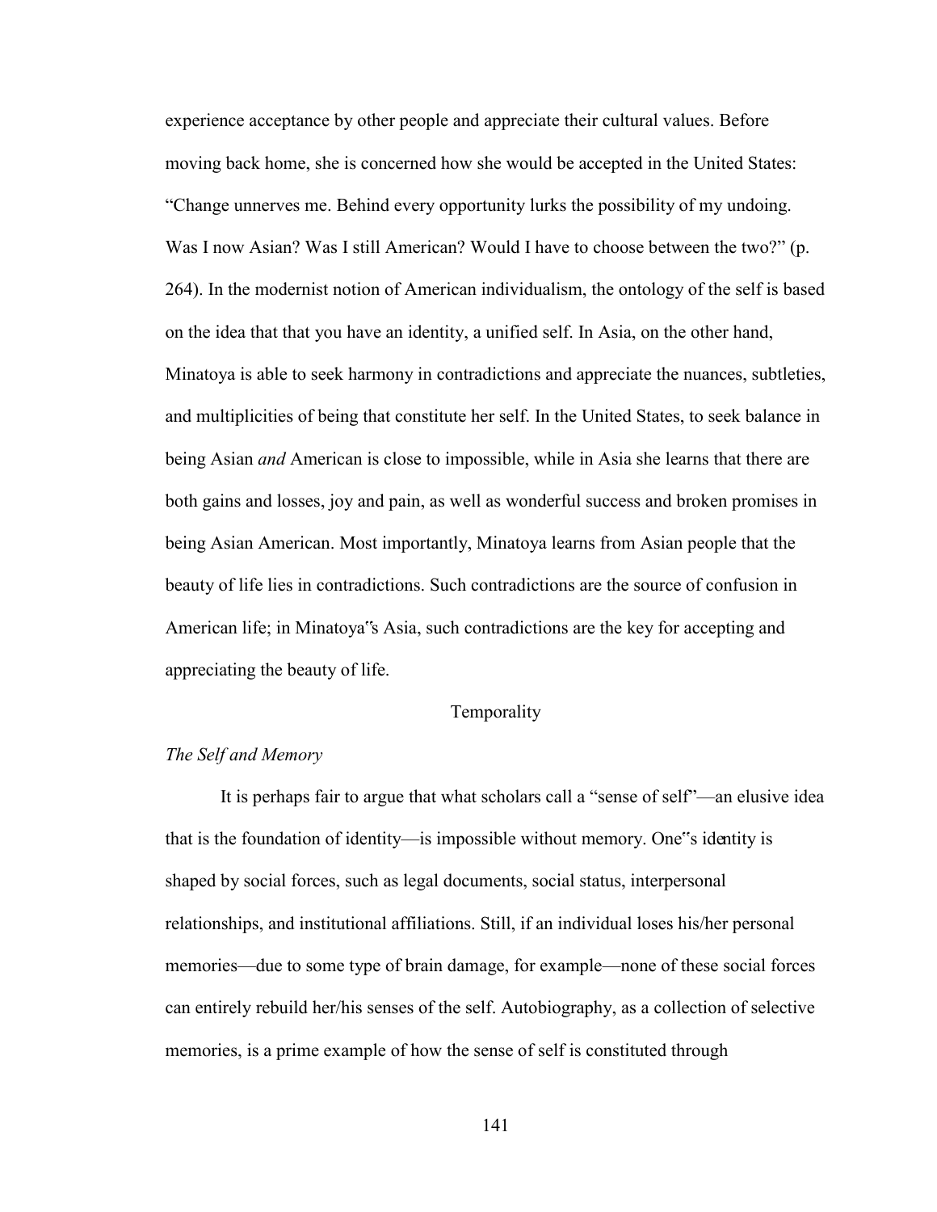experience acceptance by other people and appreciate their cultural values. Before moving back home, she is concerned how she would be accepted in the United States: "Change unnerves me. Behind every opportunity lurks the possibility of my undoing. Was I now Asian? Was I still American? Would I have to choose between the two?" (p. 264). In the modernist notion of American individualism, the ontology of the self is based on the idea that that you have an identity, a unified self. In Asia, on the other hand, Minatoya is able to seek harmony in contradictions and appreciate the nuances, subtleties, and multiplicities of being that constitute her self. In the United States, to seek balance in being Asian *and* American is close to impossible, while in Asia she learns that there are both gains and losses, joy and pain, as well as wonderful success and broken promises in being Asian American. Most importantly, Minatoya learns from Asian people that the beauty of life lies in contradictions. Such contradictions are the source of confusion in American life; in Minatoya"s Asia, such contradictions are the key for accepting and appreciating the beauty of life.

## Temporality

### *The Self and Memory*

It is perhaps fair to argue that what scholars call a "sense of self"—an elusive idea that is the foundation of identity—is impossible without memory. One"s identity is shaped by social forces, such as legal documents, social status, interpersonal relationships, and institutional affiliations. Still, if an individual loses his/her personal memories—due to some type of brain damage, for example—none of these social forces can entirely rebuild her/his senses of the self. Autobiography, as a collection of selective memories, is a prime example of how the sense of self is constituted through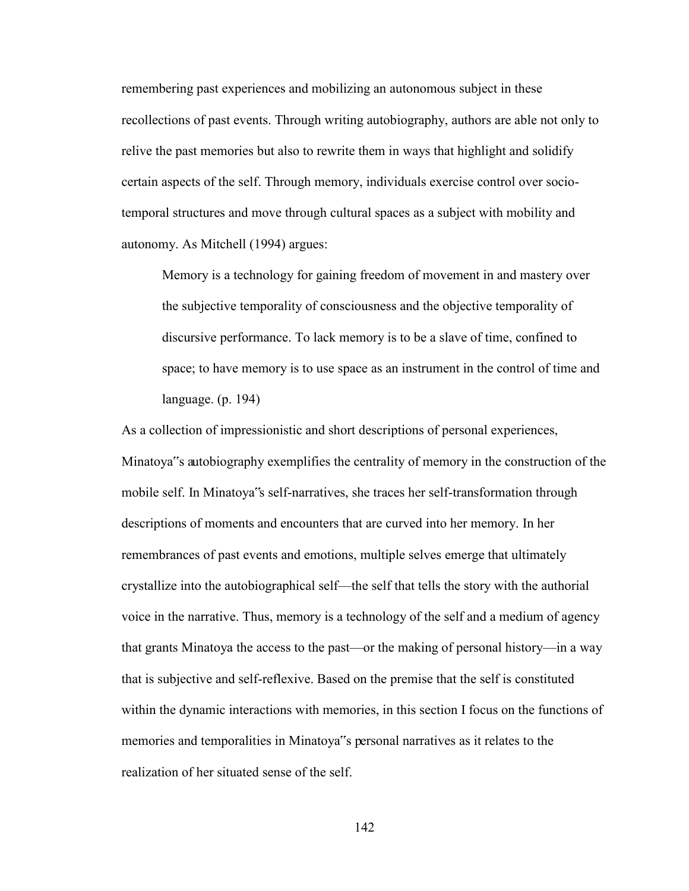remembering past experiences and mobilizing an autonomous subject in these recollections of past events. Through writing autobiography, authors are able not only to relive the past memories but also to rewrite them in ways that highlight and solidify certain aspects of the self. Through memory, individuals exercise control over socio-temporal structures and move through cultural spaces as a subject with mobility and autonomy. As Mitchell (1994) argues:

> Memory is a technology for gaining freedom of movement in and mastery over the subjective temporality of consciousness and the objective temporality of discursive performance. To lack memory is to be a slave of time, confined to space; to have memory is to use space as an instrument in the control of time and language. (p. 194)

As a collection of impressionistic and short descriptions of personal experiences, Minatoya"s autobiography exemplifies the centrality of memory in the construction of the mobile self. In Minatoya"s self-narratives, she traces her self-transformation through descriptions of moments and encounters that are curved into her memory. In her remembrances of past events and emotions, multiple selves emerge that ultimately crystallize into the autobiographical self—the self that tells the story with the authorial voice in the narrative. Thus, memory is a technology of the self and a medium of agency that grants Minatoya the access to the past—or the making of personal history—in a way that is subjective and self-reflexive. Based on the premise that the self is constituted within the dynamic interactions with memories, in this section I focus on the functions of memories and temporalities in Minatoya"s personal narratives as it relates to the realization of her situated sense of the self.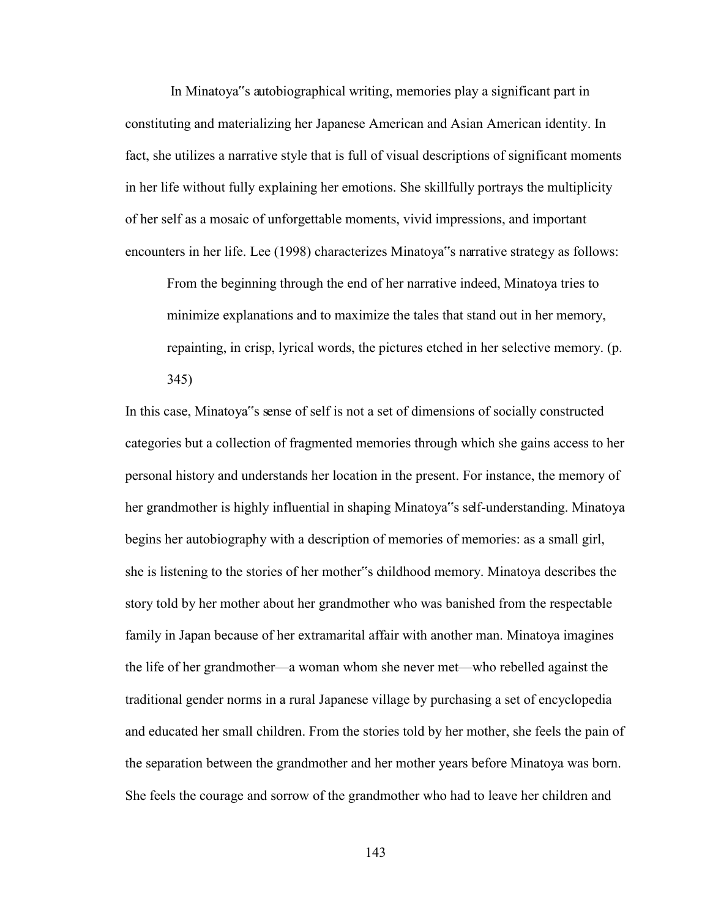In Minatoya‟s autobiographical writing, memories play a significant part in constituting and materializing her Japanese American and Asian American identity. In fact, she utilizes a narrative style that is full of visual descriptions of significant moments in her life without fully explaining her emotions. She skillfully portrays the multiplicity of her self as a mosaic of unforgettable moments, vivid impressions, and important encounters in her life. Lee (1998) characterizes Minatoya‟s narrative strategy as follows:

> From the beginning through the end of her narrative indeed, Minatoya tries to minimize explanations and to maximize the tales that stand out in her memory, repainting, in crisp, lyrical words, the pictures etched in her selective memory. (p. 345)

In this case, Minatoya‟s sense of self is not a set of dimensions of socially constructed categories but a collection of fragmented memories through which she gains access to her personal history and understands her location in the present. For instance, the memory of her grandmother is highly influential in shaping Minatoya‟s self-understanding. Minatoya begins her autobiography with a description of memories of memories: as a small girl, she is listening to the stories of her mother‟s childhood memory. Minatoya describes the story told by her mother about her grandmother who was banished from the respectable family in Japan because of her extramarital affair with another man. Minatoya imagines the life of her grandmother—a woman whom she never met—who rebelled against the traditional gender norms in a rural Japanese village by purchasing a set of encyclopedia and educated her small children. From the stories told by her mother, she feels the pain of the separation between the grandmother and her mother years before Minatoya was born. She feels the courage and sorrow of the grandmother who had to leave her children and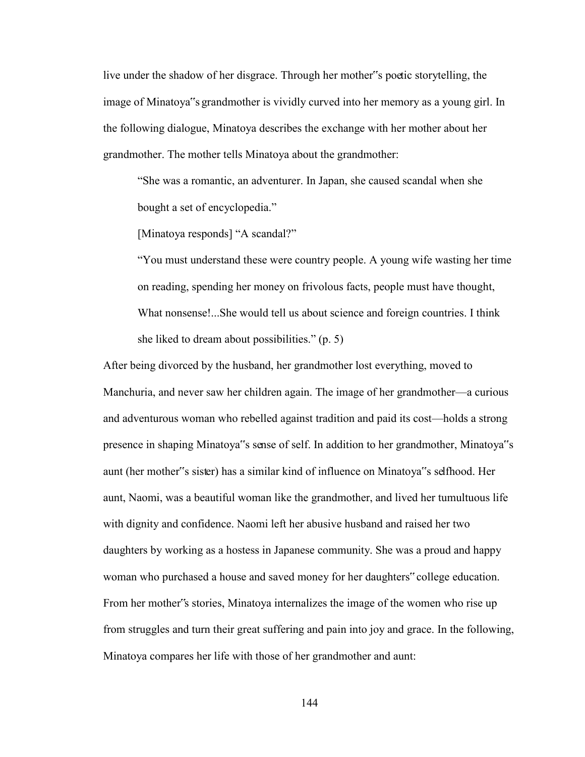live under the shadow of her disgrace. Through her mother‟s poetic storytelling, the image of Minatoya‟s grandmother is vividly curved into her memory as a young girl. In the following dialogue, Minatoya describes the exchange with her mother about her grandmother. The mother tells Minatoya about the grandmother:

> "She was a romantic, an adventurer. In Japan, she caused scandal when she bought a set of encyclopedia."
>
> [Minatoya responds] "A scandal?"
>
> "You must understand these were country people. A young wife wasting her time on reading, spending her money on frivolous facts, people must have thought, What nonsense!...She would tell us about science and foreign countries. I think she liked to dream about possibilities." (p. 5)

After being divorced by the husband, her grandmother lost everything, moved to Manchuria, and never saw her children again. The image of her grandmother—a curious and adventurous woman who rebelled against tradition and paid its cost—holds a strong presence in shaping Minatoya‟s sense of self. In addition to her grandmother, Minatoya‟s aunt (her mother‟s sister) has a similar kind of influence on Minatoya‟s selfhood. Her aunt, Naomi, was a beautiful woman like the grandmother, and lived her tumultuous life with dignity and confidence. Naomi left her abusive husband and raised her two daughters by working as a hostess in Japanese community. She was a proud and happy woman who purchased a house and saved money for her daughters‟ college education. From her mother‟s stories, Minatoya internalizes the image of the women who rise up from struggles and turn their great suffering and pain into joy and grace. In the following, Minatoya compares her life with those of her grandmother and aunt: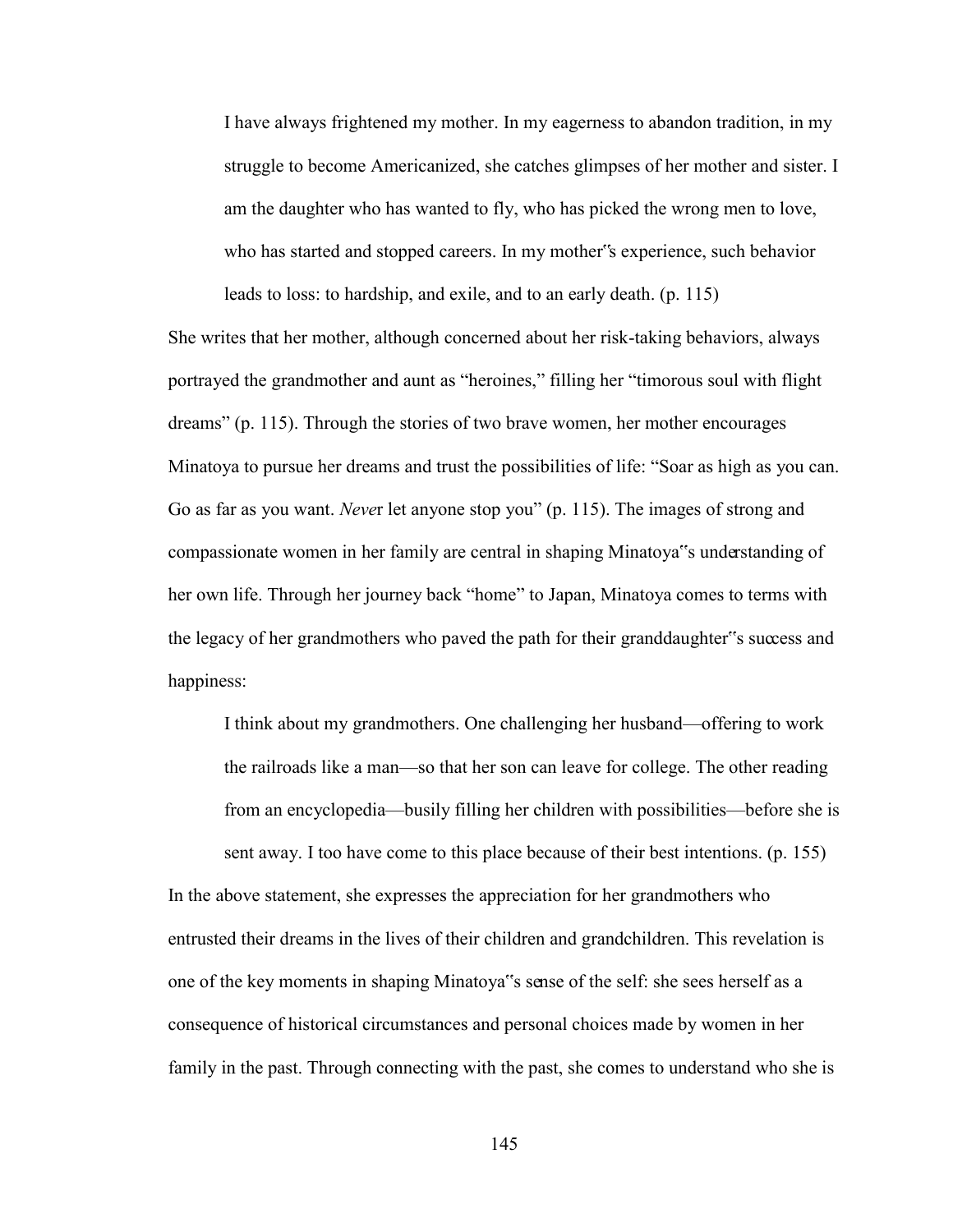> I have always frightened my mother. In my eagerness to abandon tradition, in my struggle to become Americanized, she catches glimpses of her mother and sister. I am the daughter who has wanted to fly, who has picked the wrong men to love, who has started and stopped careers. In my mother‟s experience, such behavior leads to loss: to hardship, and exile, and to an early death. (p. 115)

She writes that her mother, although concerned about her risk-taking behaviors, always portrayed the grandmother and aunt as "heroines," filling her "timorous soul with flight dreams" (p. 115). Through the stories of two brave women, her mother encourages Minatoya to pursue her dreams and trust the possibilities of life: "Soar as high as you can. Go as far as you want. *Neve*r let anyone stop you" (p. 115). The images of strong and compassionate women in her family are central in shaping Minatoya‟s understanding of her own life. Through her journey back "home" to Japan, Minatoya comes to terms with the legacy of her grandmothers who paved the path for their granddaughter‟s success and happiness:

> I think about my grandmothers. One challenging her husband—offering to work the railroads like a man—so that her son can leave for college. The other reading from an encyclopedia—busily filling her children with possibilities—before she is sent away. I too have come to this place because of their best intentions. (p. 155)

In the above statement, she expresses the appreciation for her grandmothers who entrusted their dreams in the lives of their children and grandchildren. This revelation is one of the key moments in shaping Minatoya‟s sense of the self: she sees herself as a consequence of historical circumstances and personal choices made by women in her family in the past. Through connecting with the past, she comes to understand who she is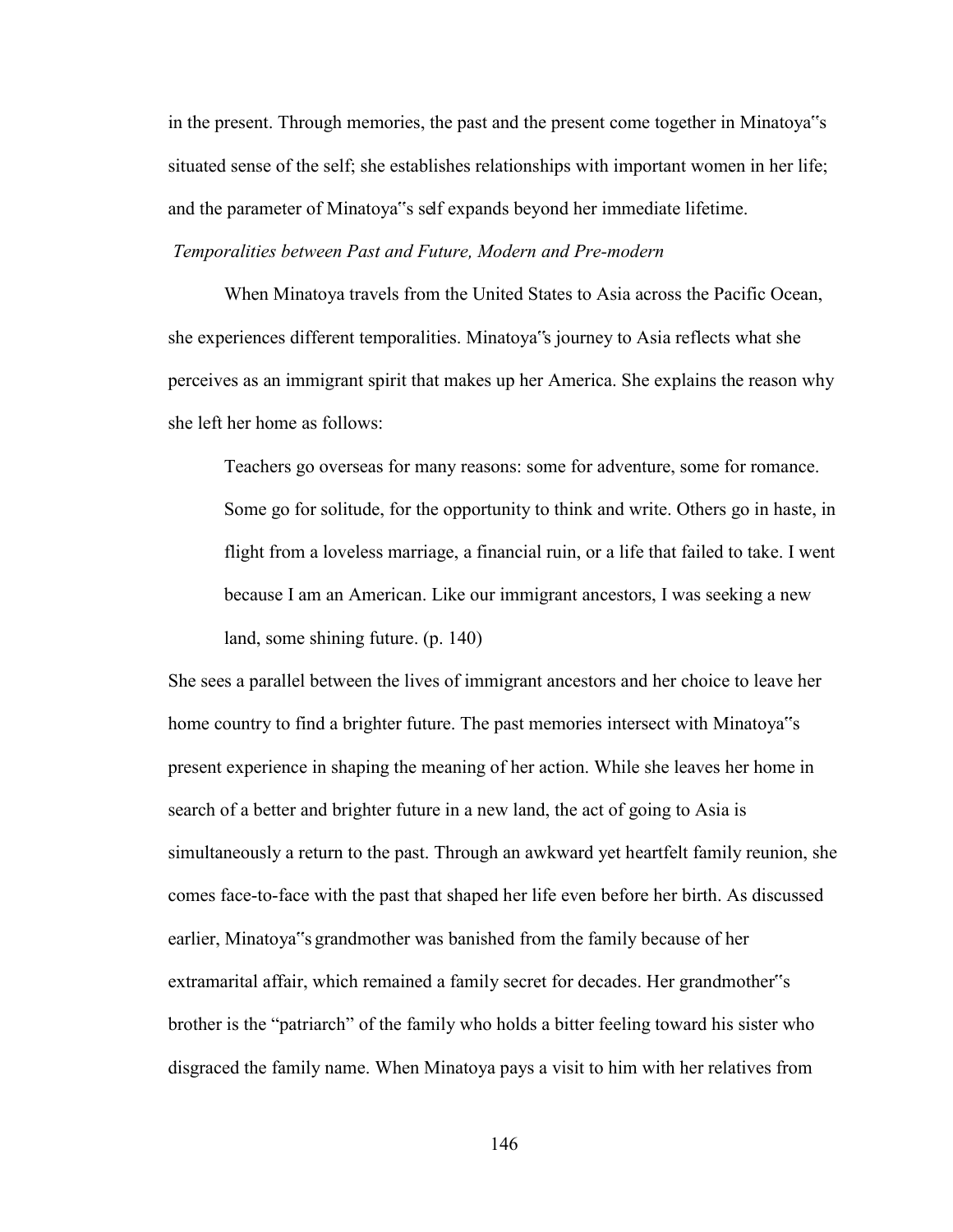in the present. Through memories, the past and the present come together in Minatoya"s situated sense of the self; she establishes relationships with important women in her life; and the parameter of Minatoya"s self expands beyond her immediate lifetime.

*Temporalities between Past and Future, Modern and Pre-modern*

When Minatoya travels from the United States to Asia across the Pacific Ocean, she experiences different temporalities. Minatoya"s journey to Asia reflects what she perceives as an immigrant spirit that makes up her America. She explains the reason why she left her home as follows:

> Teachers go overseas for many reasons: some for adventure, some for romance. Some go for solitude, for the opportunity to think and write. Others go in haste, in flight from a loveless marriage, a financial ruin, or a life that failed to take. I went because I am an American. Like our immigrant ancestors, I was seeking a new land, some shining future. (p. 140)

She sees a parallel between the lives of immigrant ancestors and her choice to leave her home country to find a brighter future. The past memories intersect with Minatoya"s present experience in shaping the meaning of her action. While she leaves her home in search of a better and brighter future in a new land, the act of going to Asia is simultaneously a return to the past. Through an awkward yet heartfelt family reunion, she comes face-to-face with the past that shaped her life even before her birth. As discussed earlier, Minatoya"s grandmother was banished from the family because of her extramarital affair, which remained a family secret for decades. Her grandmother"s brother is the "patriarch" of the family who holds a bitter feeling toward his sister who disgraced the family name. When Minatoya pays a visit to him with her relatives from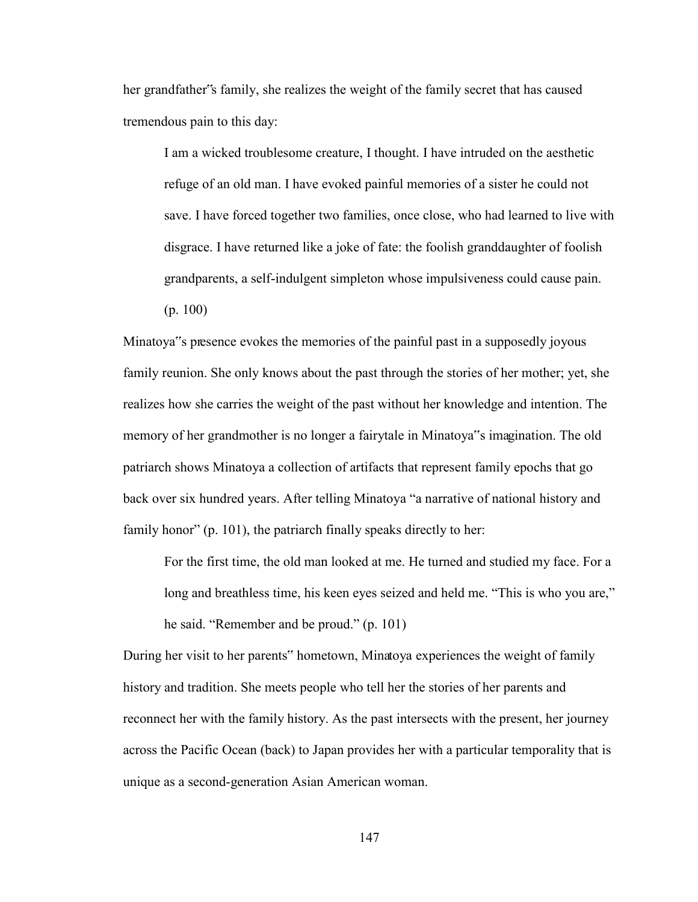her grandfather"s family, she realizes the weight of the family secret that has caused tremendous pain to this day:

> I am a wicked troublesome creature, I thought. I have intruded on the aesthetic refuge of an old man. I have evoked painful memories of a sister he could not save. I have forced together two families, once close, who had learned to live with disgrace. I have returned like a joke of fate: the foolish granddaughter of foolish grandparents, a self-indulgent simpleton whose impulsiveness could cause pain. (p. 100)

Minatoya"s presence evokes the memories of the painful past in a supposedly joyous family reunion. She only knows about the past through the stories of her mother; yet, she realizes how she carries the weight of the past without her knowledge and intention. The memory of her grandmother is no longer a fairytale in Minatoya"s imagination. The old patriarch shows Minatoya a collection of artifacts that represent family epochs that go back over six hundred years. After telling Minatoya "a narrative of national history and family honor" (p. 101), the patriarch finally speaks directly to her:

> For the first time, the old man looked at me. He turned and studied my face. For a long and breathless time, his keen eyes seized and held me. "This is who you are," he said. "Remember and be proud." (p. 101)

During her visit to her parents" hometown, Minatoya experiences the weight of family history and tradition. She meets people who tell her the stories of her parents and reconnect her with the family history. As the past intersects with the present, her journey across the Pacific Ocean (back) to Japan provides her with a particular temporality that is unique as a second-generation Asian American woman.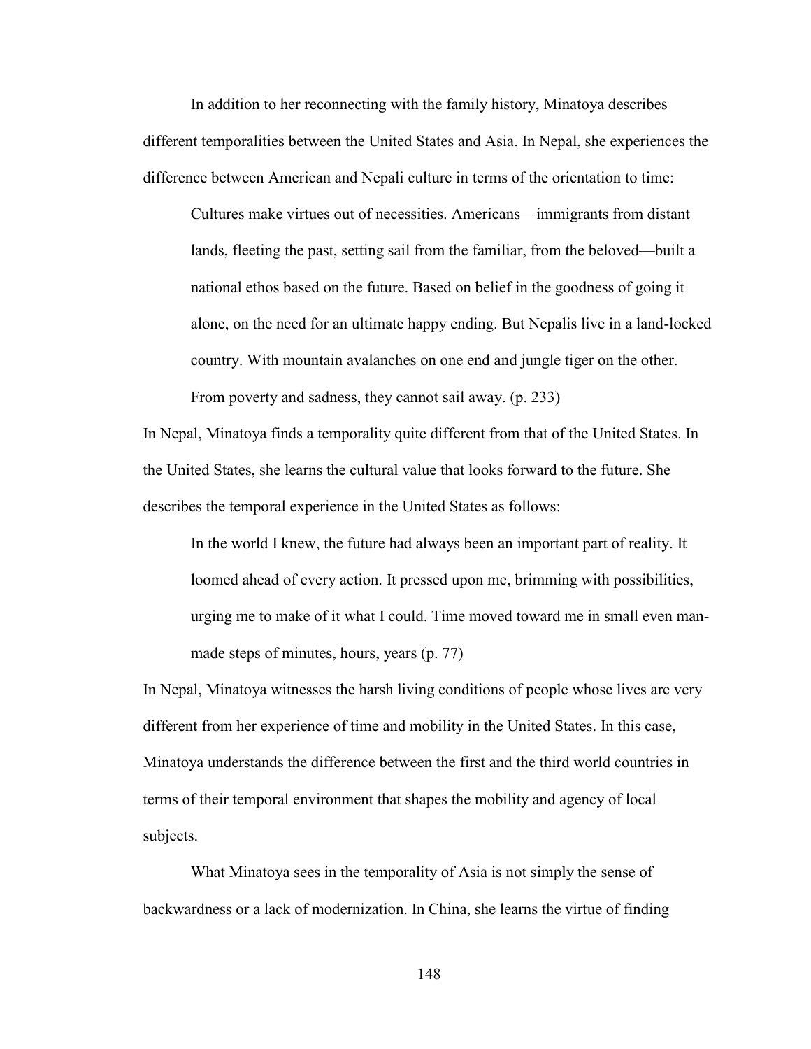In addition to her reconnecting with the family history, Minatoya describes different temporalities between the United States and Asia. In Nepal, she experiences the difference between American and Nepali culture in terms of the orientation to time:

> Cultures make virtues out of necessities. Americans—immigrants from distant lands, fleeting the past, setting sail from the familiar, from the beloved—built a national ethos based on the future. Based on belief in the goodness of going it alone, on the need for an ultimate happy ending. But Nepalis live in a land-locked country. With mountain avalanches on one end and jungle tiger on the other. From poverty and sadness, they cannot sail away. (p. 233)

In Nepal, Minatoya finds a temporality quite different from that of the United States. In the United States, she learns the cultural value that looks forward to the future. She describes the temporal experience in the United States as follows:

> In the world I knew, the future had always been an important part of reality. It loomed ahead of every action. It pressed upon me, brimming with possibilities, urging me to make of it what I could. Time moved toward me in small even man-made steps of minutes, hours, years (p. 77)

In Nepal, Minatoya witnesses the harsh living conditions of people whose lives are very different from her experience of time and mobility in the United States. In this case, Minatoya understands the difference between the first and the third world countries in terms of their temporal environment that shapes the mobility and agency of local subjects.

What Minatoya sees in the temporality of Asia is not simply the sense of backwardness or a lack of modernization. In China, she learns the virtue of finding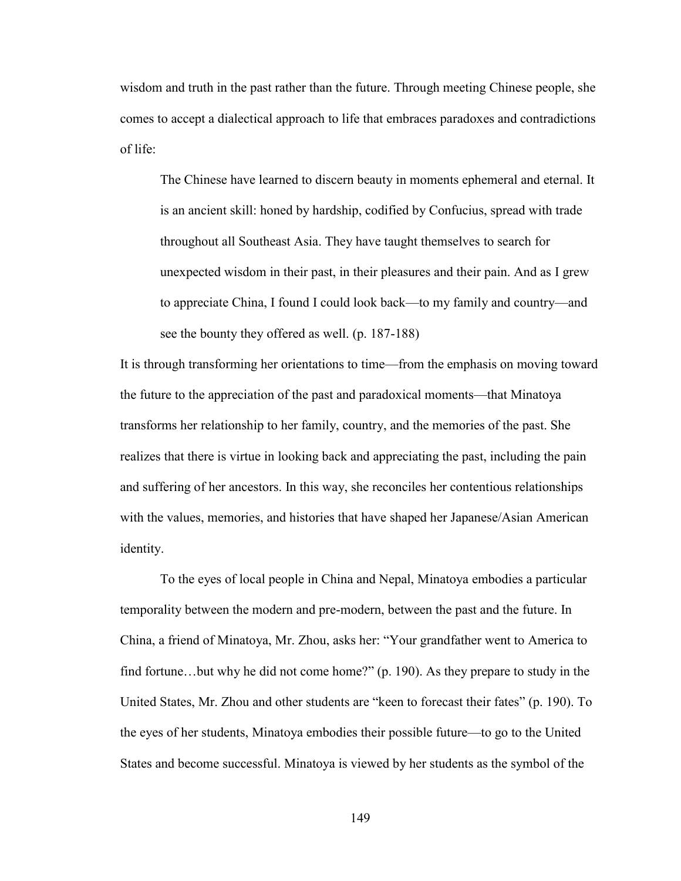wisdom and truth in the past rather than the future. Through meeting Chinese people, she comes to accept a dialectical approach to life that embraces paradoxes and contradictions of life:

> The Chinese have learned to discern beauty in moments ephemeral and eternal. It is an ancient skill: honed by hardship, codified by Confucius, spread with trade throughout all Southeast Asia. They have taught themselves to search for unexpected wisdom in their past, in their pleasures and their pain. And as I grew to appreciate China, I found I could look back—to my family and country—and see the bounty they offered as well. (p. 187-188)

It is through transforming her orientations to time—from the emphasis on moving toward the future to the appreciation of the past and paradoxical moments—that Minatoya transforms her relationship to her family, country, and the memories of the past. She realizes that there is virtue in looking back and appreciating the past, including the pain and suffering of her ancestors. In this way, she reconciles her contentious relationships with the values, memories, and histories that have shaped her Japanese/Asian American identity.

To the eyes of local people in China and Nepal, Minatoya embodies a particular temporality between the modern and pre-modern, between the past and the future. In China, a friend of Minatoya, Mr. Zhou, asks her: "Your grandfather went to America to find fortune…but why he did not come home?" (p. 190). As they prepare to study in the United States, Mr. Zhou and other students are "keen to forecast their fates" (p. 190). To the eyes of her students, Minatoya embodies their possible future—to go to the United States and become successful. Minatoya is viewed by her students as the symbol of the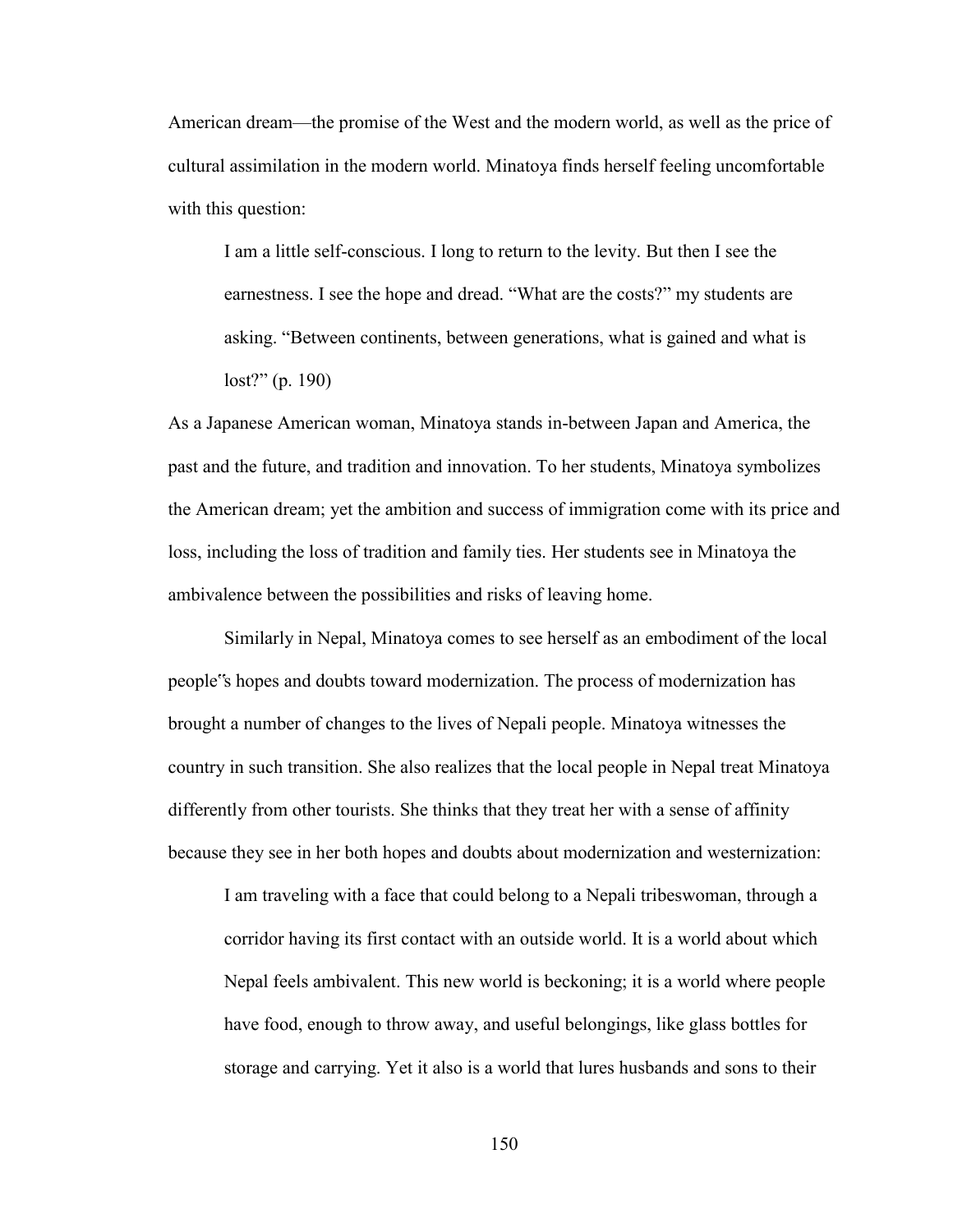American dream—the promise of the West and the modern world, as well as the price of cultural assimilation in the modern world. Minatoya finds herself feeling uncomfortable with this question:

> I am a little self-conscious. I long to return to the levity. But then I see the earnestness. I see the hope and dread. "What are the costs?" my students are asking. "Between continents, between generations, what is gained and what is lost?" (p. 190)

As a Japanese American woman, Minatoya stands in-between Japan and America, the past and the future, and tradition and innovation. To her students, Minatoya symbolizes the American dream; yet the ambition and success of immigration come with its price and loss, including the loss of tradition and family ties. Her students see in Minatoya the ambivalence between the possibilities and risks of leaving home.

Similarly in Nepal, Minatoya comes to see herself as an embodiment of the local people˝s hopes and doubts toward modernization. The process of modernization has brought a number of changes to the lives of Nepali people. Minatoya witnesses the country in such transition. She also realizes that the local people in Nepal treat Minatoya differently from other tourists. She thinks that they treat her with a sense of affinity because they see in her both hopes and doubts about modernization and westernization:

> I am traveling with a face that could belong to a Nepali tribeswoman, through a corridor having its first contact with an outside world. It is a world about which Nepal feels ambivalent. This new world is beckoning; it is a world where people have food, enough to throw away, and useful belongings, like glass bottles for storage and carrying. Yet it also is a world that lures husbands and sons to their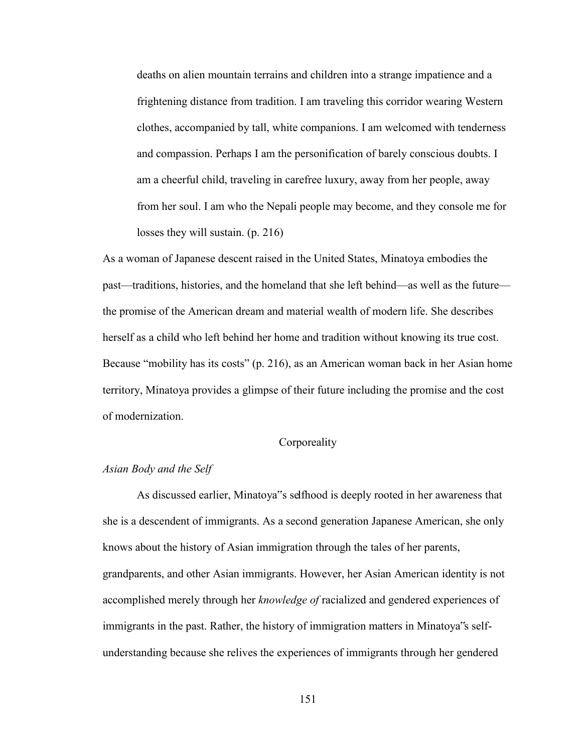> deaths on alien mountain terrains and children into a strange impatience and a frightening distance from tradition. I am traveling this corridor wearing Western clothes, accompanied by tall, white companions. I am welcomed with tenderness and compassion. Perhaps I am the personification of barely conscious doubts. I am a cheerful child, traveling in carefree luxury, away from her people, away from her soul. I am who the Nepali people may become, and they console me for losses they will sustain. (p. 216)

As a woman of Japanese descent raised in the United States, Minatoya embodies the past—traditions, histories, and the homeland that she left behind—as well as the future—the promise of the American dream and material wealth of modern life. She describes herself as a child who left behind her home and tradition without knowing its true cost. Because "mobility has its costs" (p. 216), as an American woman back in her Asian home territory, Minatoya provides a glimpse of their future including the promise and the cost of modernization.

## Corporeality

### *Asian Body and the Self*

As discussed earlier, Minatoya"s selfhood is deeply rooted in her awareness that she is a descendent of immigrants. As a second generation Japanese American, she only knows about the history of Asian immigration through the tales of her parents, grandparents, and other Asian immigrants. However, her Asian American identity is not accomplished merely through her *knowledge of* racialized and gendered experiences of immigrants in the past. Rather, the history of immigration matters in Minatoya"s self-understanding because she relives the experiences of immigrants through her gendered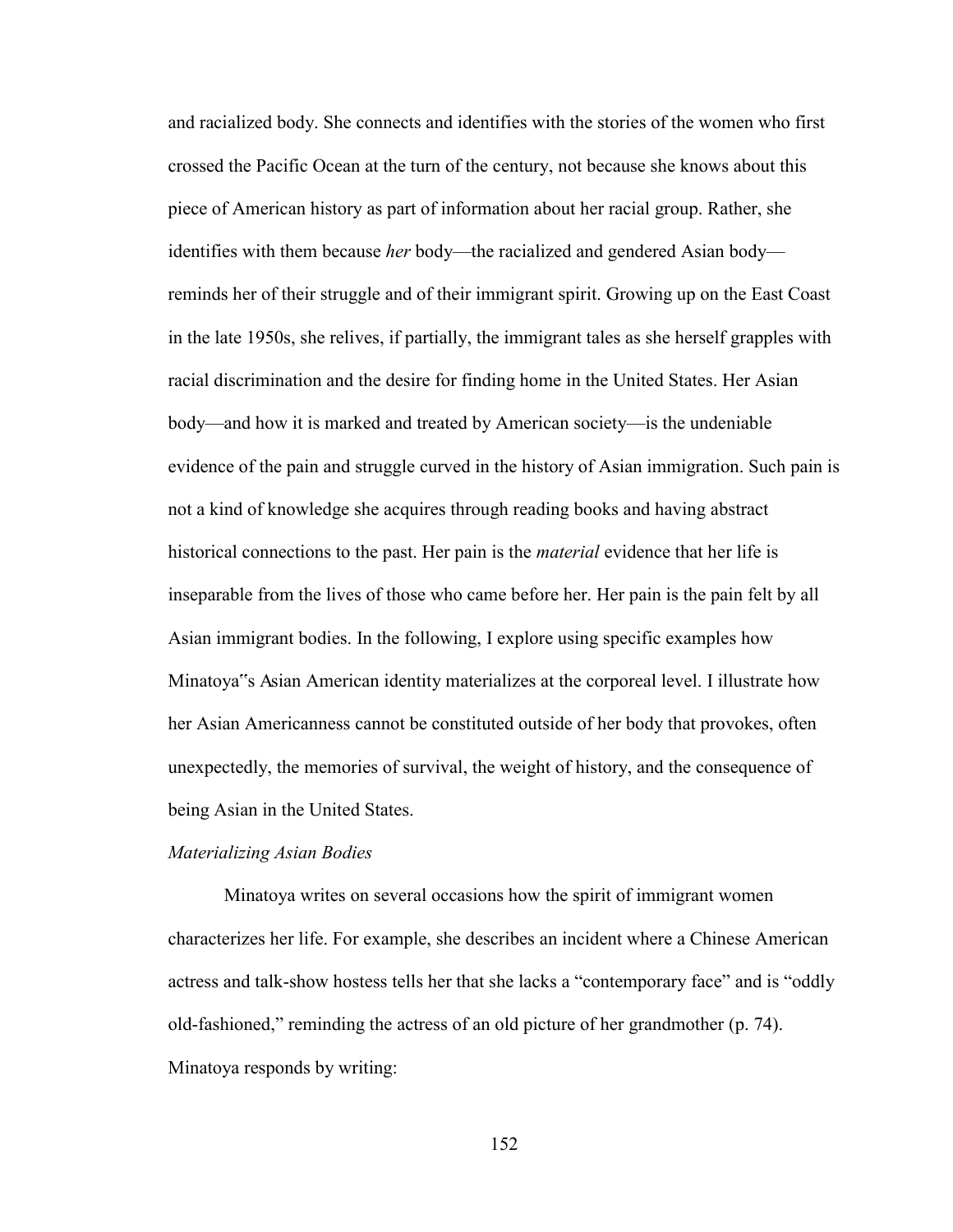and racialized body. She connects and identifies with the stories of the women who first crossed the Pacific Ocean at the turn of the century, not because she knows about this piece of American history as part of information about her racial group. Rather, she identifies with them because *her* body—the racialized and gendered Asian body—reminds her of their struggle and of their immigrant spirit. Growing up on the East Coast in the late 1950s, she relives, if partially, the immigrant tales as she herself grapples with racial discrimination and the desire for finding home in the United States. Her Asian body—and how it is marked and treated by American society—is the undeniable evidence of the pain and struggle curved in the history of Asian immigration. Such pain is not a kind of knowledge she acquires through reading books and having abstract historical connections to the past. Her pain is the *material* evidence that her life is inseparable from the lives of those who came before her. Her pain is the pain felt by all Asian immigrant bodies. In the following, I explore using specific examples how Minatoya"s Asian American identity materializes at the corporeal level. I illustrate how her Asian Americanness cannot be constituted outside of her body that provokes, often unexpectedly, the memories of survival, the weight of history, and the consequence of being Asian in the United States.

*Materializing Asian Bodies*

Minatoya writes on several occasions how the spirit of immigrant women characterizes her life. For example, she describes an incident where a Chinese American actress and talk-show hostess tells her that she lacks a "contemporary face" and is "oddly old-fashioned," reminding the actress of an old picture of her grandmother (p. 74). Minatoya responds by writing: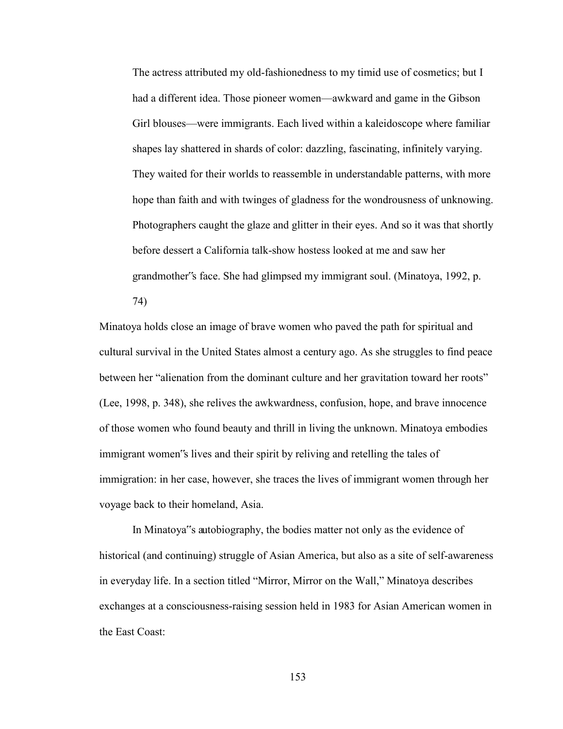> The actress attributed my old-fashionedness to my timid use of cosmetics; but I had a different idea. Those pioneer women—awkward and game in the Gibson Girl blouses—were immigrants. Each lived within a kaleidoscope where familiar shapes lay shattered in shards of color: dazzling, fascinating, infinitely varying. They waited for their worlds to reassemble in understandable patterns, with more hope than faith and with twinges of gladness for the wondrousness of unknowing. Photographers caught the glaze and glitter in their eyes. And so it was that shortly before dessert a California talk-show hostess looked at me and saw her grandmother"s face. She had glimpsed my immigrant soul. (Minatoya, 1992, p. 74)

Minatoya holds close an image of brave women who paved the path for spiritual and cultural survival in the United States almost a century ago. As she struggles to find peace between her "alienation from the dominant culture and her gravitation toward her roots" (Lee, 1998, p. 348), she relives the awkwardness, confusion, hope, and brave innocence of those women who found beauty and thrill in living the unknown. Minatoya embodies immigrant women"s lives and their spirit by reliving and retelling the tales of immigration: in her case, however, she traces the lives of immigrant women through her voyage back to their homeland, Asia.

In Minatoya"s autobiography, the bodies matter not only as the evidence of historical (and continuing) struggle of Asian America, but also as a site of self-awareness in everyday life. In a section titled "Mirror, Mirror on the Wall," Minatoya describes exchanges at a consciousness-raising session held in 1983 for Asian American women in the East Coast: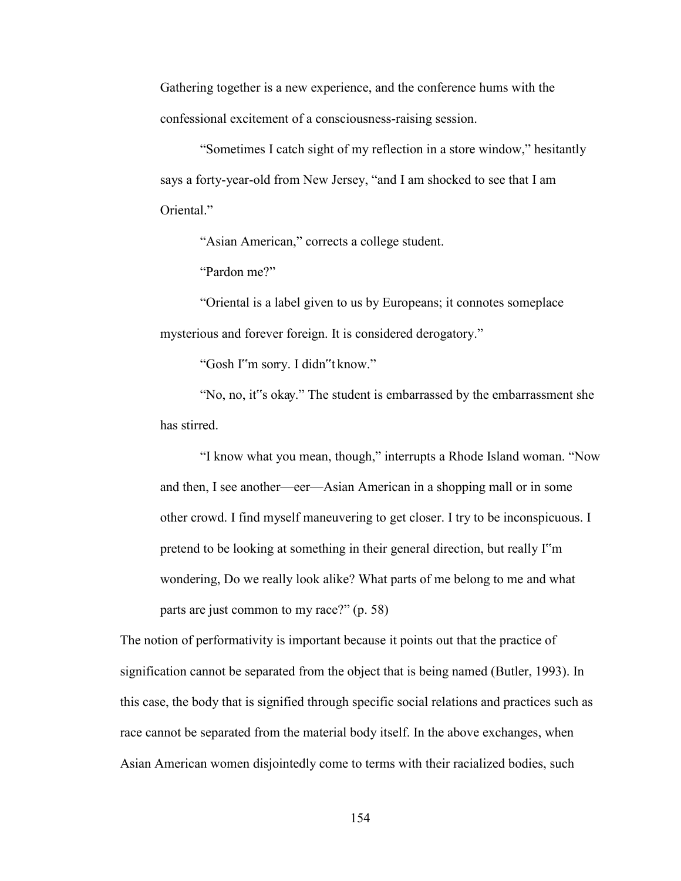Gathering together is a new experience, and the conference hums with the confessional excitement of a consciousness-raising session.

"Sometimes I catch sight of my reflection in a store window," hesitantly says a forty-year-old from New Jersey, "and I am shocked to see that I am Oriental."

"Asian American," corrects a college student.

"Pardon me?"

"Oriental is a label given to us by Europeans; it connotes someplace mysterious and forever foreign. It is considered derogatory."

"Gosh I"m sorry. I didn"t know."

"No, no, it"s okay." The student is embarrassed by the embarrassment she has stirred.

"I know what you mean, though," interrupts a Rhode Island woman. "Now and then, I see another—eer—Asian American in a shopping mall or in some other crowd. I find myself maneuvering to get closer. I try to be inconspicuous. I pretend to be looking at something in their general direction, but really I"m wondering, Do we really look alike? What parts of me belong to me and what parts are just common to my race?" (p. 58)

The notion of performativity is important because it points out that the practice of signification cannot be separated from the object that is being named (Butler, 1993). In this case, the body that is signified through specific social relations and practices such as race cannot be separated from the material body itself. In the above exchanges, when Asian American women disjointedly come to terms with their racialized bodies, such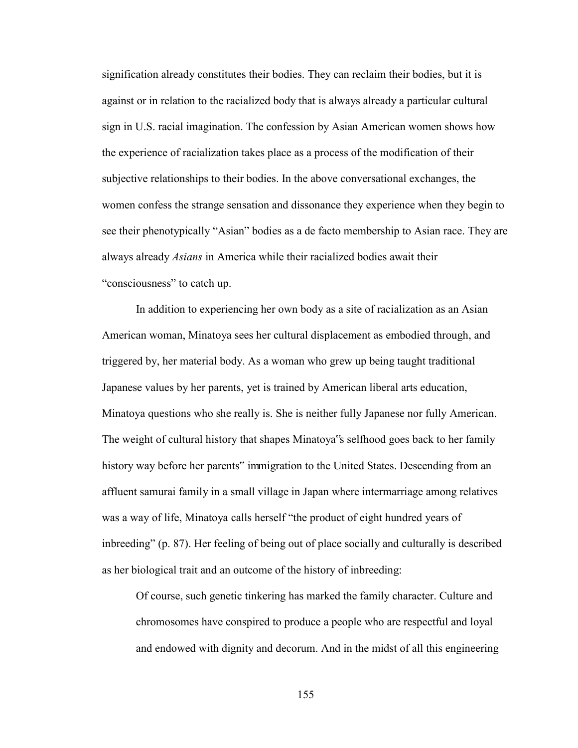signification already constitutes their bodies. They can reclaim their bodies, but it is against or in relation to the racialized body that is always already a particular cultural sign in U.S. racial imagination. The confession by Asian American women shows how the experience of racialization takes place as a process of the modification of their subjective relationships to their bodies. In the above conversational exchanges, the women confess the strange sensation and dissonance they experience when they begin to see their phenotypically "Asian" bodies as a de facto membership to Asian race. They are always already *Asians* in America while their racialized bodies await their "consciousness" to catch up.

In addition to experiencing her own body as a site of racialization as an Asian American woman, Minatoya sees her cultural displacement as embodied through, and triggered by, her material body. As a woman who grew up being taught traditional Japanese values by her parents, yet is trained by American liberal arts education, Minatoya questions who she really is. She is neither fully Japanese nor fully American. The weight of cultural history that shapes Minatoya"s selfhood goes back to her family history way before her parents" immigration to the United States. Descending from an affluent samurai family in a small village in Japan where intermarriage among relatives was a way of life, Minatoya calls herself "the product of eight hundred years of inbreeding" (p. 87). Her feeling of being out of place socially and culturally is described as her biological trait and an outcome of the history of inbreeding:

> Of course, such genetic tinkering has marked the family character. Culture and chromosomes have conspired to produce a people who are respectful and loyal and endowed with dignity and decorum. And in the midst of all this engineering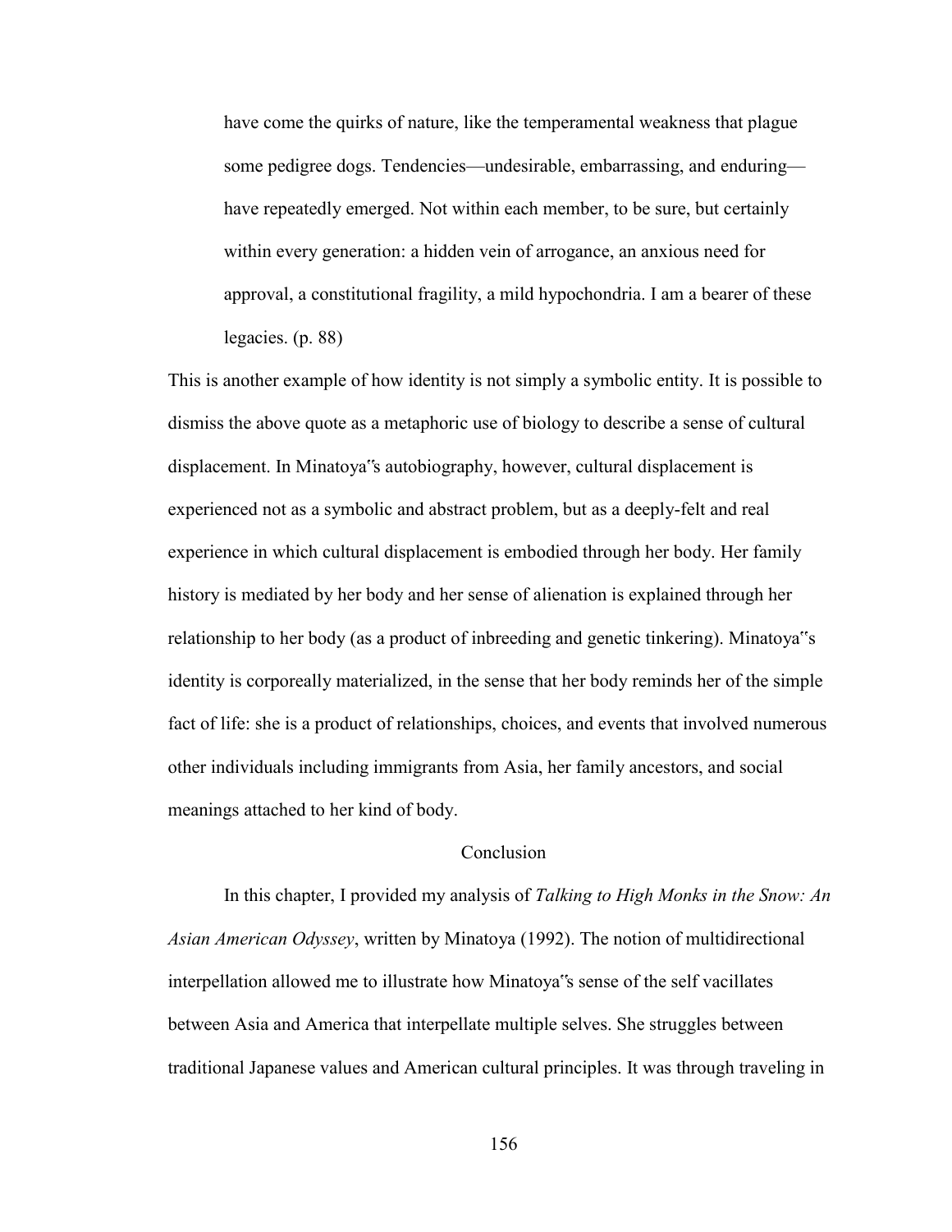> have come the quirks of nature, like the temperamental weakness that plague some pedigree dogs. Tendencies—undesirable, embarrassing, and enduring—have repeatedly emerged. Not within each member, to be sure, but certainly within every generation: a hidden vein of arrogance, an anxious need for approval, a constitutional fragility, a mild hypochondria. I am a bearer of these legacies. (p. 88)

This is another example of how identity is not simply a symbolic entity. It is possible to dismiss the above quote as a metaphoric use of biology to describe a sense of cultural displacement. In Minatoya‟s autobiography, however, cultural displacement is experienced not as a symbolic and abstract problem, but as a deeply-felt and real experience in which cultural displacement is embodied through her body. Her family history is mediated by her body and her sense of alienation is explained through her relationship to her body (as a product of inbreeding and genetic tinkering). Minatoya‟s identity is corporeally materialized, in the sense that her body reminds her of the simple fact of life: she is a product of relationships, choices, and events that involved numerous other individuals including immigrants from Asia, her family ancestors, and social meanings attached to her kind of body.

## Conclusion

In this chapter, I provided my analysis of *Talking to High Monks in the Snow: An Asian American Odyssey*, written by Minatoya (1992). The notion of multidirectional interpellation allowed me to illustrate how Minatoya‟s sense of the self vacillates between Asia and America that interpellate multiple selves. She struggles between traditional Japanese values and American cultural principles. It was through traveling in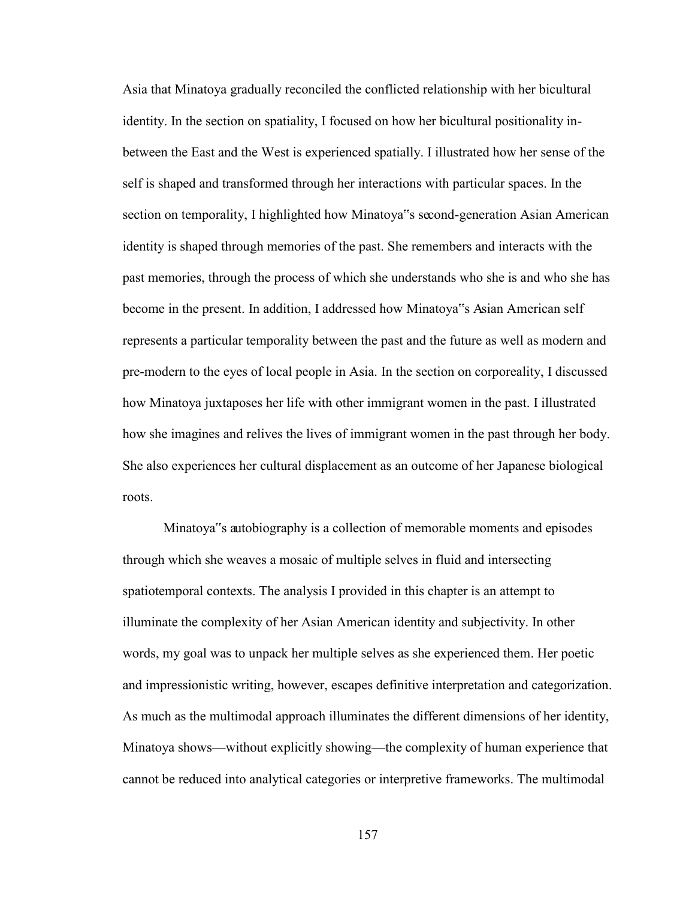Asia that Minatoya gradually reconciled the conflicted relationship with her bicultural identity. In the section on spatiality, I focused on how her bicultural positionality in-between the East and the West is experienced spatially. I illustrated how her sense of the self is shaped and transformed through her interactions with particular spaces. In the section on temporality, I highlighted how Minatoya‟s second-generation Asian American identity is shaped through memories of the past. She remembers and interacts with the past memories, through the process of which she understands who she is and who she has become in the present. In addition, I addressed how Minatoya‟s Asian American self represents a particular temporality between the past and the future as well as modern and pre-modern to the eyes of local people in Asia. In the section on corporeality, I discussed how Minatoya juxtaposes her life with other immigrant women in the past. I illustrated how she imagines and relives the lives of immigrant women in the past through her body. She also experiences her cultural displacement as an outcome of her Japanese biological roots.

Minatoya‟s autobiography is a collection of memorable moments and episodes through which she weaves a mosaic of multiple selves in fluid and intersecting spatiotemporal contexts. The analysis I provided in this chapter is an attempt to illuminate the complexity of her Asian American identity and subjectivity. In other words, my goal was to unpack her multiple selves as she experienced them. Her poetic and impressionistic writing, however, escapes definitive interpretation and categorization. As much as the multimodal approach illuminates the different dimensions of her identity, Minatoya shows—without explicitly showing—the complexity of human experience that cannot be reduced into analytical categories or interpretive frameworks. The multimodal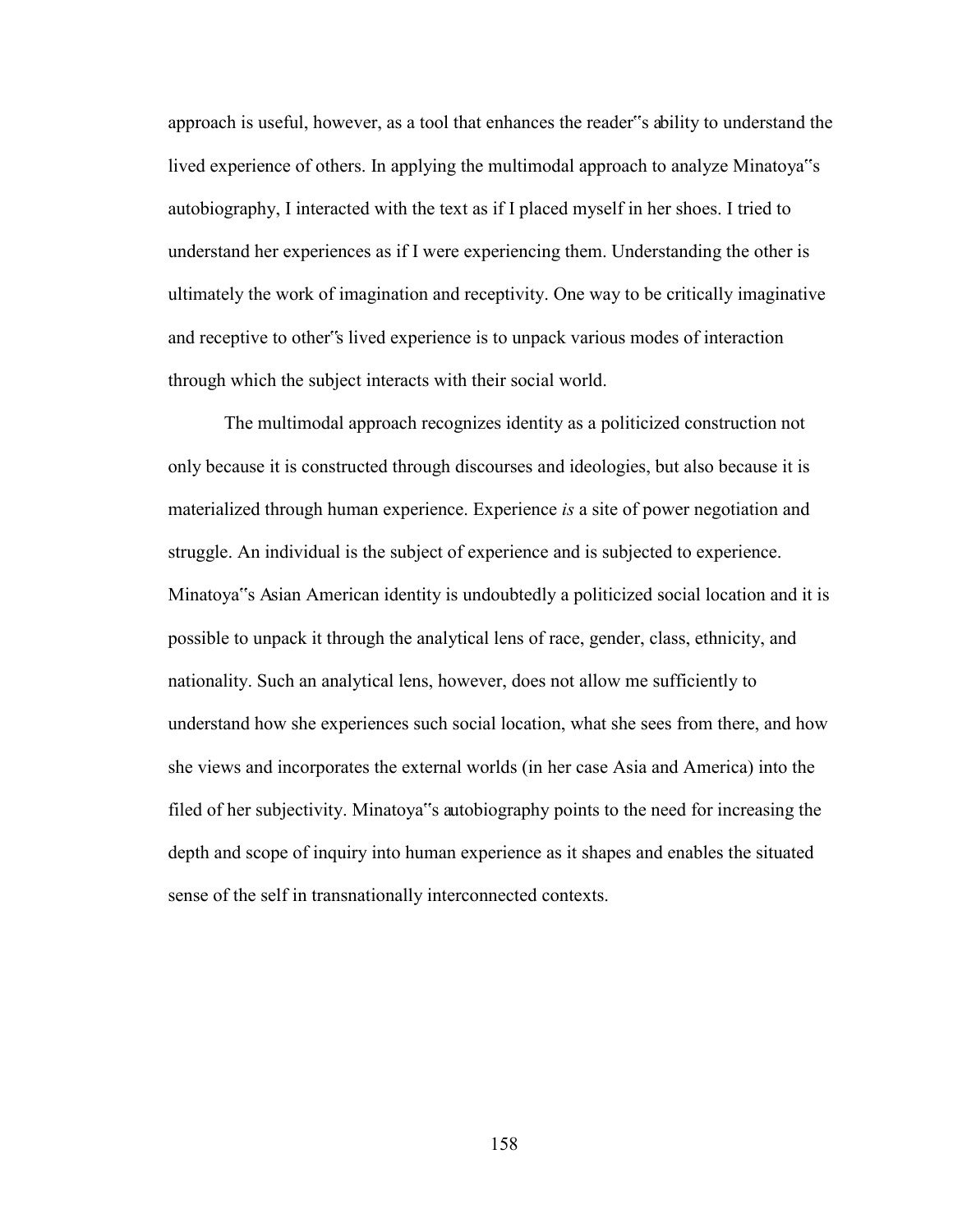approach is useful, however, as a tool that enhances the reader"s ability to understand the lived experience of others. In applying the multimodal approach to analyze Minatoya"s autobiography, I interacted with the text as if I placed myself in her shoes. I tried to understand her experiences as if I were experiencing them. Understanding the other is ultimately the work of imagination and receptivity. One way to be critically imaginative and receptive to other"s lived experience is to unpack various modes of interaction through which the subject interacts with their social world.

The multimodal approach recognizes identity as a politicized construction not only because it is constructed through discourses and ideologies, but also because it is materialized through human experience. Experience *is* a site of power negotiation and struggle. An individual is the subject of experience and is subjected to experience. Minatoya"s Asian American identity is undoubtedly a politicized social location and it is possible to unpack it through the analytical lens of race, gender, class, ethnicity, and nationality. Such an analytical lens, however, does not allow me sufficiently to understand how she experiences such social location, what she sees from there, and how she views and incorporates the external worlds (in her case Asia and America) into the filed of her subjectivity. Minatoya"s autobiography points to the need for increasing the depth and scope of inquiry into human experience as it shapes and enables the situated sense of the self in transnationally interconnected contexts.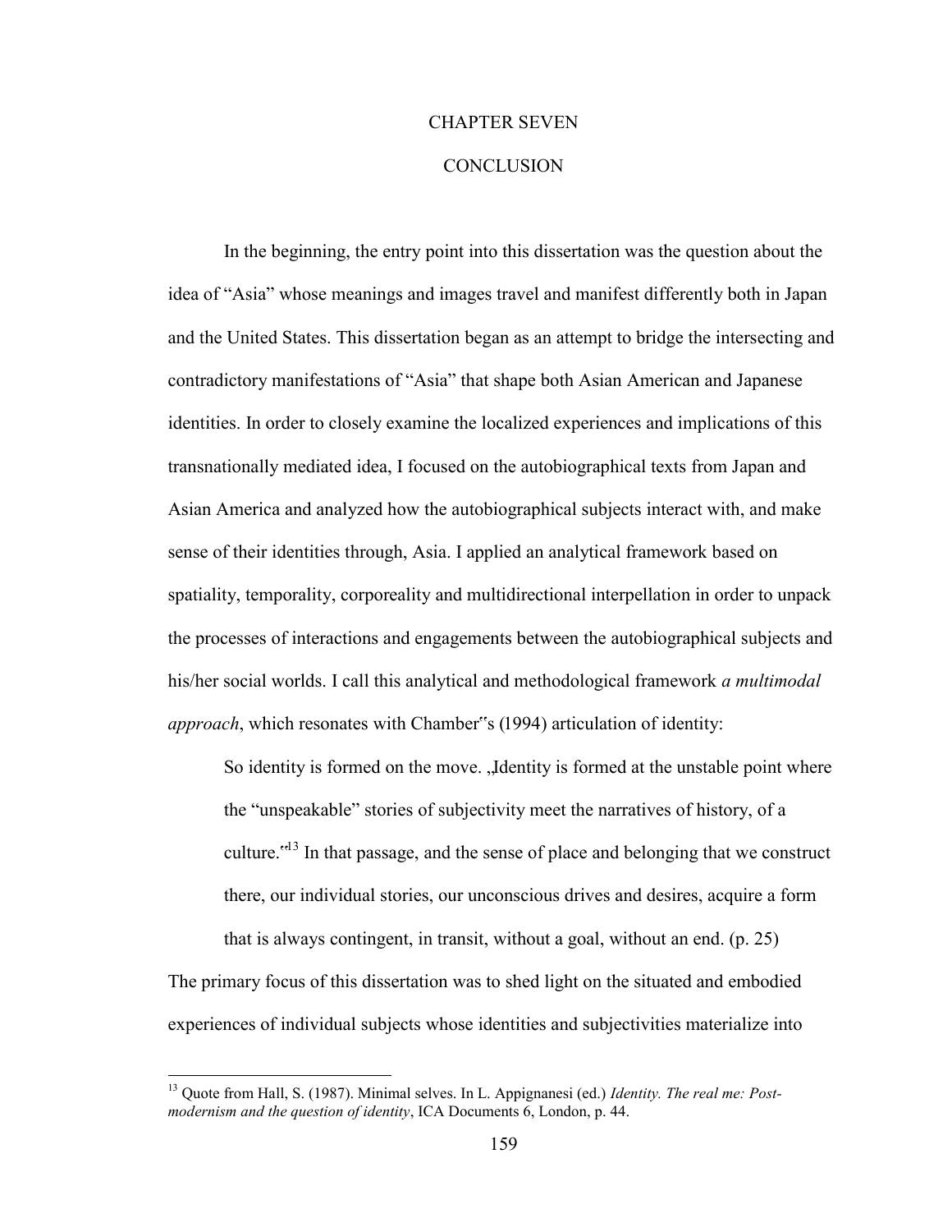# CHAPTER SEVEN

# CONCLUSION

In the beginning, the entry point into this dissertation was the question about the idea of "Asia" whose meanings and images travel and manifest differently both in Japan and the United States. This dissertation began as an attempt to bridge the intersecting and contradictory manifestations of "Asia" that shape both Asian American and Japanese identities. In order to closely examine the localized experiences and implications of this transnationally mediated idea, I focused on the autobiographical texts from Japan and Asian America and analyzed how the autobiographical subjects interact with, and make sense of their identities through, Asia. I applied an analytical framework based on spatiality, temporality, corporeality and multidirectional interpellation in order to unpack the processes of interactions and engagements between the autobiographical subjects and his/her social worlds. I call this analytical and methodological framework *a multimodal approach*, which resonates with Chamber"s (1994) articulation of identity:

> So identity is formed on the move. „Identity is formed at the unstable point where the "unspeakable" stories of subjectivity meet the narratives of history, of a culture."[13] In that passage, and the sense of place and belonging that we construct there, our individual stories, our unconscious drives and desires, acquire a form that is always contingent, in transit, without a goal, without an end. (p. 25)

The primary focus of this dissertation was to shed light on the situated and embodied experiences of individual subjects whose identities and subjectivities materialize into

---

[13] Quote from Hall, S. (1987). Minimal selves. In L. Appignanesi (ed.) *Identity. The real me: Post-modernism and the question of identity*, ICA Documents 6, London, p. 44.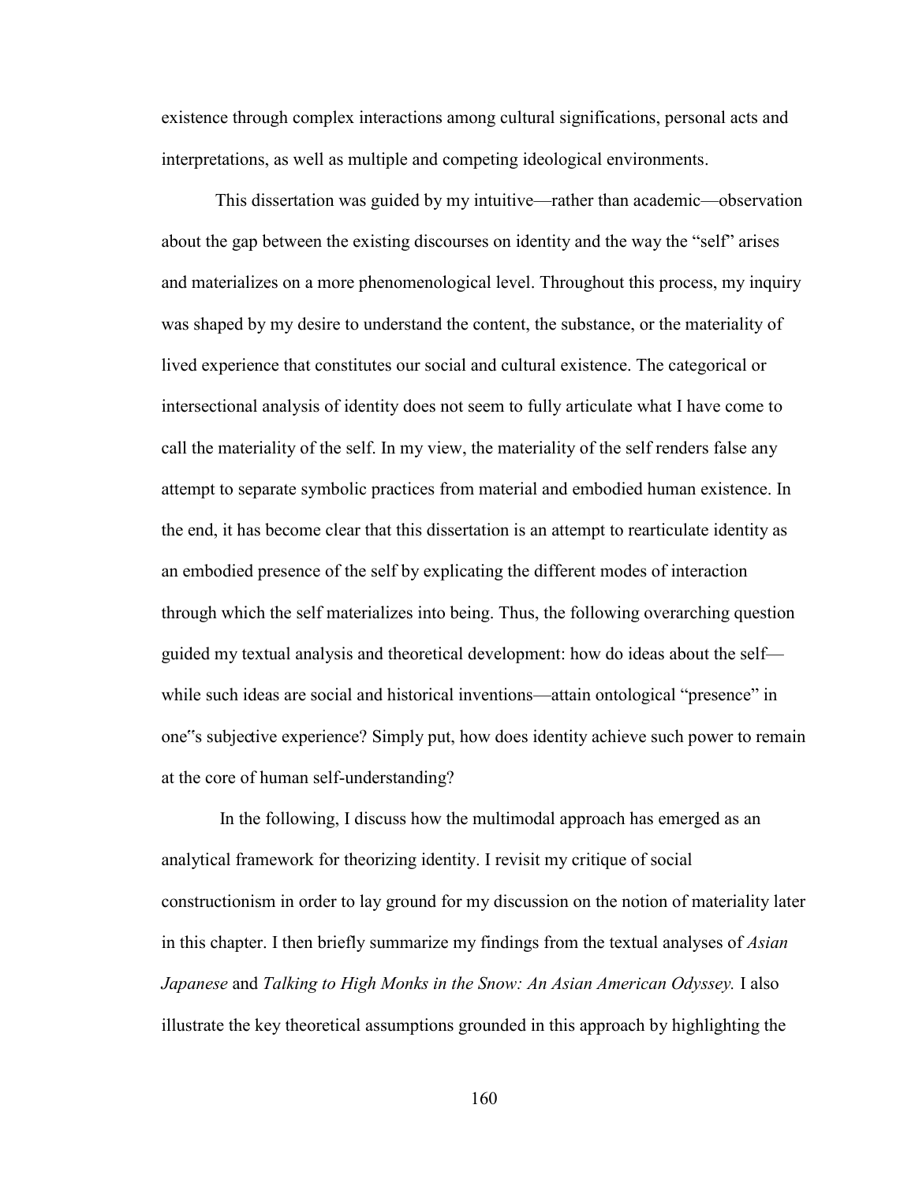existence through complex interactions among cultural significations, personal acts and interpretations, as well as multiple and competing ideological environments.

This dissertation was guided by my intuitive—rather than academic—observation about the gap between the existing discourses on identity and the way the "self" arises and materializes on a more phenomenological level. Throughout this process, my inquiry was shaped by my desire to understand the content, the substance, or the materiality of lived experience that constitutes our social and cultural existence. The categorical or intersectional analysis of identity does not seem to fully articulate what I have come to call the materiality of the self. In my view, the materiality of the self renders false any attempt to separate symbolic practices from material and embodied human existence. In the end, it has become clear that this dissertation is an attempt to rearticulate identity as an embodied presence of the self by explicating the different modes of interaction through which the self materializes into being. Thus, the following overarching question guided my textual analysis and theoretical development: how do ideas about the self—while such ideas are social and historical inventions—attain ontological "presence" in one"s subjective experience? Simply put, how does identity achieve such power to remain at the core of human self-understanding?

In the following, I discuss how the multimodal approach has emerged as an analytical framework for theorizing identity. I revisit my critique of social constructionism in order to lay ground for my discussion on the notion of materiality later in this chapter. I then briefly summarize my findings from the textual analyses of *Asian Japanese* and *Talking to High Monks in the Snow: An Asian American Odyssey.* I also illustrate the key theoretical assumptions grounded in this approach by highlighting the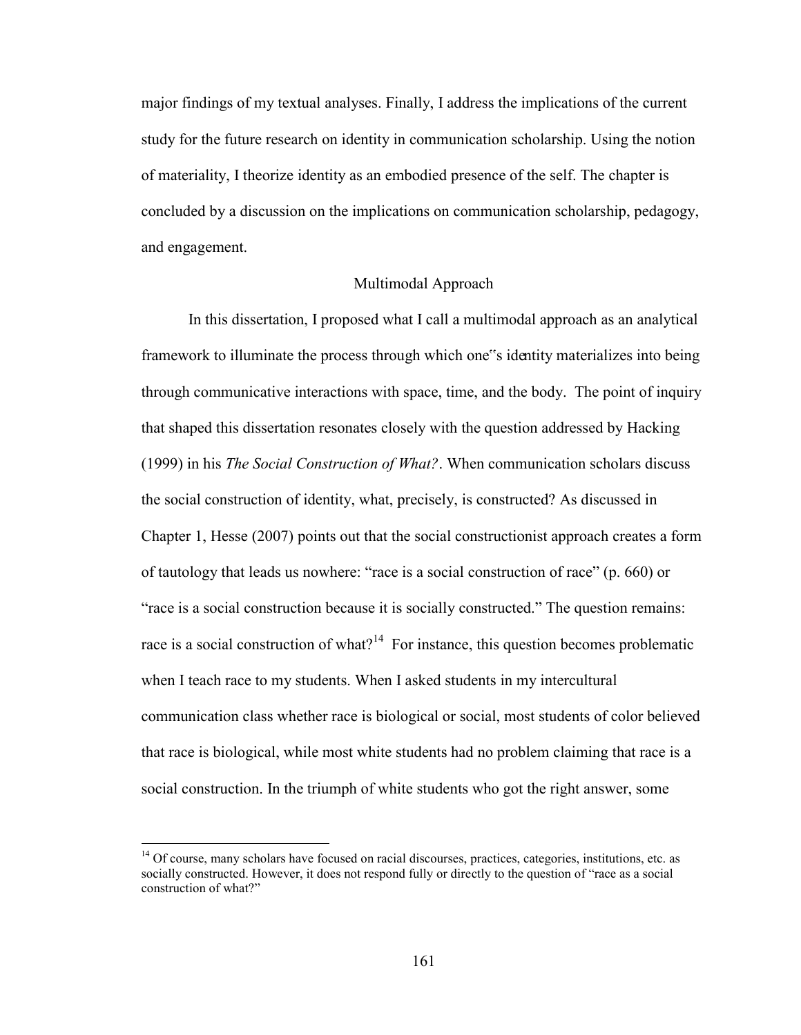major findings of my textual analyses. Finally, I address the implications of the current study for the future research on identity in communication scholarship. Using the notion of materiality, I theorize identity as an embodied presence of the self. The chapter is concluded by a discussion on the implications on communication scholarship, pedagogy, and engagement.

## Multimodal Approach

In this dissertation, I proposed what I call a multimodal approach as an analytical framework to illuminate the process through which one"s identity materializes into being through communicative interactions with space, time, and the body. The point of inquiry that shaped this dissertation resonates closely with the question addressed by Hacking (1999) in his *The Social Construction of What?*. When communication scholars discuss the social construction of identity, what, precisely, is constructed? As discussed in Chapter 1, Hesse (2007) points out that the social constructionist approach creates a form of tautology that leads us nowhere: "race is a social construction of race" (p. 660) or "race is a social construction because it is socially constructed." The question remains: race is a social construction of what?[14] For instance, this question becomes problematic when I teach race to my students. When I asked students in my intercultural communication class whether race is biological or social, most students of color believed that race is biological, while most white students had no problem claiming that race is a social construction. In the triumph of white students who got the right answer, some

[14] Of course, many scholars have focused on racial discourses, practices, categories, institutions, etc. as socially constructed. However, it does not respond fully or directly to the question of "race as a social construction of what?"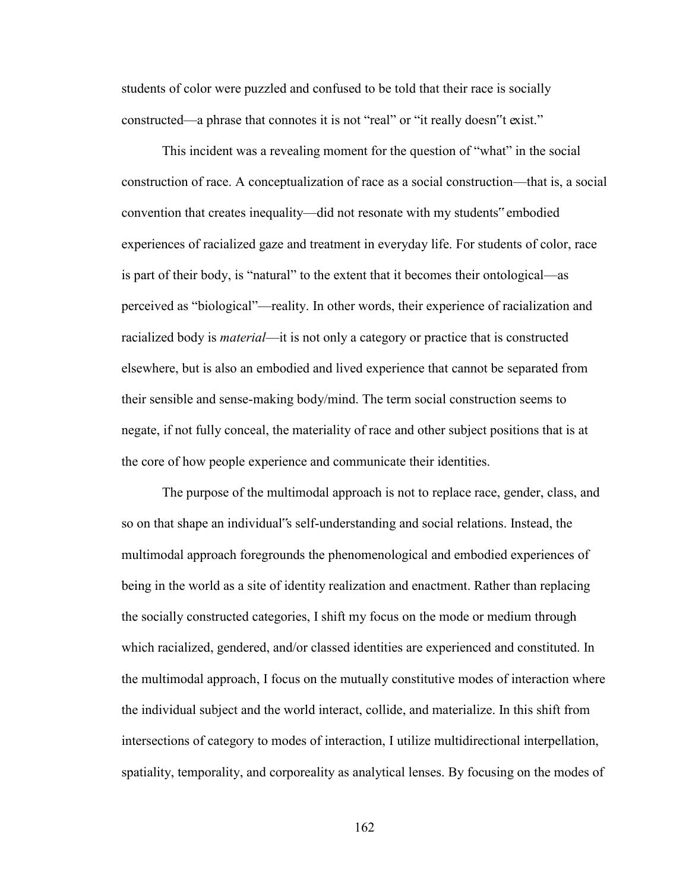students of color were puzzled and confused to be told that their race is socially constructed—a phrase that connotes it is not "real" or "it really doesn"t exist."

This incident was a revealing moment for the question of "what" in the social construction of race. A conceptualization of race as a social construction—that is, a social convention that creates inequality—did not resonate with my students" embodied experiences of racialized gaze and treatment in everyday life. For students of color, race is part of their body, is "natural" to the extent that it becomes their ontological—as perceived as "biological"—reality. In other words, their experience of racialization and racialized body is *material*—it is not only a category or practice that is constructed elsewhere, but is also an embodied and lived experience that cannot be separated from their sensible and sense-making body/mind. The term social construction seems to negate, if not fully conceal, the materiality of race and other subject positions that is at the core of how people experience and communicate their identities.

The purpose of the multimodal approach is not to replace race, gender, class, and so on that shape an individual"s self-understanding and social relations. Instead, the multimodal approach foregrounds the phenomenological and embodied experiences of being in the world as a site of identity realization and enactment. Rather than replacing the socially constructed categories, I shift my focus on the mode or medium through which racialized, gendered, and/or classed identities are experienced and constituted. In the multimodal approach, I focus on the mutually constitutive modes of interaction where the individual subject and the world interact, collide, and materialize. In this shift from intersections of category to modes of interaction, I utilize multidirectional interpellation, spatiality, temporality, and corporeality as analytical lenses. By focusing on the modes of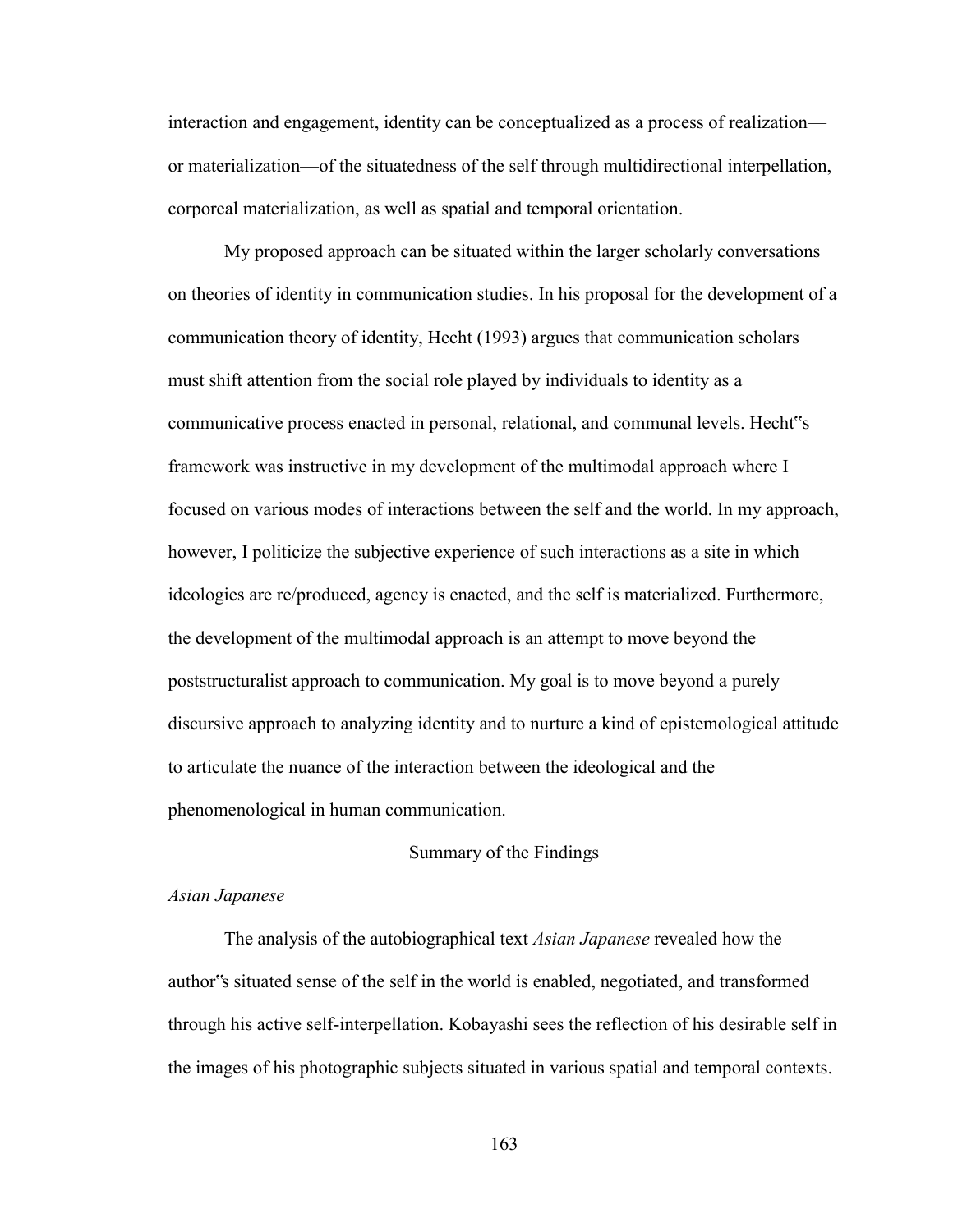interaction and engagement, identity can be conceptualized as a process of realization—or materialization—of the situatedness of the self through multidirectional interpellation, corporeal materialization, as well as spatial and temporal orientation.

My proposed approach can be situated within the larger scholarly conversations on theories of identity in communication studies. In his proposal for the development of a communication theory of identity, Hecht (1993) argues that communication scholars must shift attention from the social role played by individuals to identity as a communicative process enacted in personal, relational, and communal levels. Hecht"s framework was instructive in my development of the multimodal approach where I focused on various modes of interactions between the self and the world. In my approach, however, I politicize the subjective experience of such interactions as a site in which ideologies are re/produced, agency is enacted, and the self is materialized. Furthermore, the development of the multimodal approach is an attempt to move beyond the poststructuralist approach to communication. My goal is to move beyond a purely discursive approach to analyzing identity and to nurture a kind of epistemological attitude to articulate the nuance of the interaction between the ideological and the phenomenological in human communication.

## Summary of the Findings

### *Asian Japanese*

The analysis of the autobiographical text *Asian Japanese* revealed how the author"s situated sense of the self in the world is enabled, negotiated, and transformed through his active self-interpellation. Kobayashi sees the reflection of his desirable self in the images of his photographic subjects situated in various spatial and temporal contexts.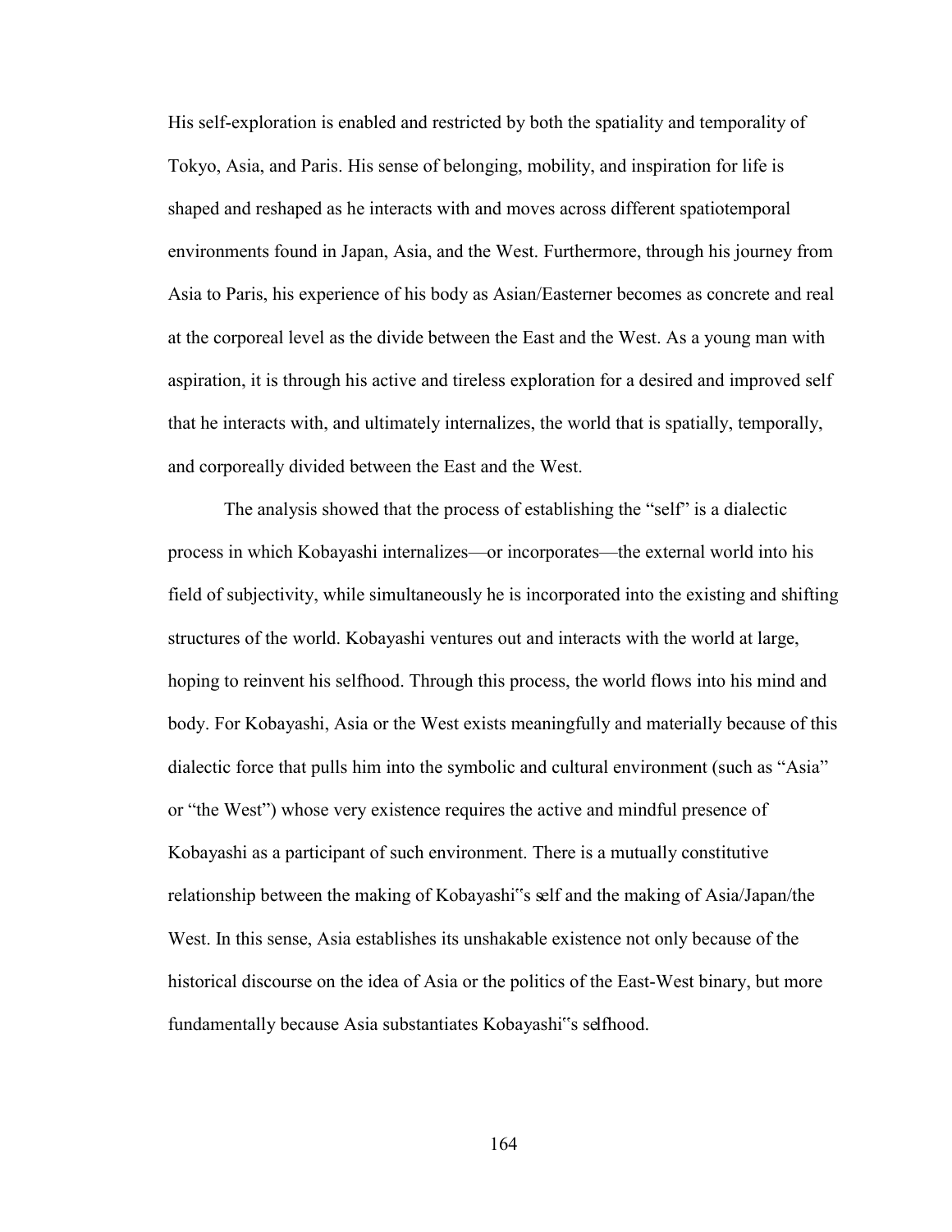His self-exploration is enabled and restricted by both the spatiality and temporality of Tokyo, Asia, and Paris. His sense of belonging, mobility, and inspiration for life is shaped and reshaped as he interacts with and moves across different spatiotemporal environments found in Japan, Asia, and the West. Furthermore, through his journey from Asia to Paris, his experience of his body as Asian/Easterner becomes as concrete and real at the corporeal level as the divide between the East and the West. As a young man with aspiration, it is through his active and tireless exploration for a desired and improved self that he interacts with, and ultimately internalizes, the world that is spatially, temporally, and corporeally divided between the East and the West.

The analysis showed that the process of establishing the "self" is a dialectic process in which Kobayashi internalizes—or incorporates—the external world into his field of subjectivity, while simultaneously he is incorporated into the existing and shifting structures of the world. Kobayashi ventures out and interacts with the world at large, hoping to reinvent his selfhood. Through this process, the world flows into his mind and body. For Kobayashi, Asia or the West exists meaningfully and materially because of this dialectic force that pulls him into the symbolic and cultural environment (such as "Asia" or "the West") whose very existence requires the active and mindful presence of Kobayashi as a participant of such environment. There is a mutually constitutive relationship between the making of Kobayashi"s self and the making of Asia/Japan/the West. In this sense, Asia establishes its unshakable existence not only because of the historical discourse on the idea of Asia or the politics of the East-West binary, but more fundamentally because Asia substantiates Kobayashi"s selfhood.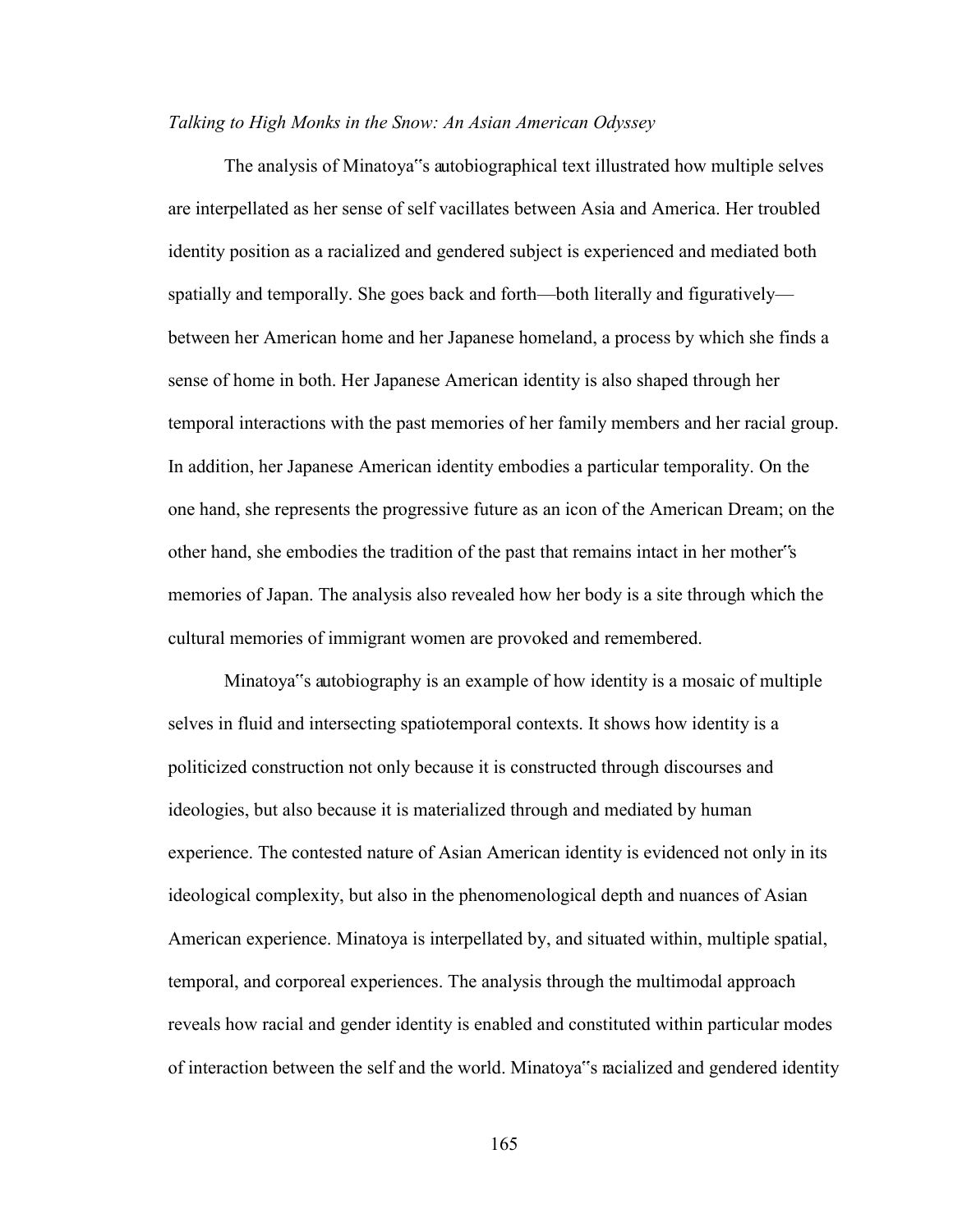*Talking to High Monks in the Snow: An Asian American Odyssey*

The analysis of Minatoya"s autobiographical text illustrated how multiple selves are interpellated as her sense of self vacillates between Asia and America. Her troubled identity position as a racialized and gendered subject is experienced and mediated both spatially and temporally. She goes back and forth—both literally and figuratively—between her American home and her Japanese homeland, a process by which she finds a sense of home in both. Her Japanese American identity is also shaped through her temporal interactions with the past memories of her family members and her racial group. In addition, her Japanese American identity embodies a particular temporality. On the one hand, she represents the progressive future as an icon of the American Dream; on the other hand, she embodies the tradition of the past that remains intact in her mother"s memories of Japan. The analysis also revealed how her body is a site through which the cultural memories of immigrant women are provoked and remembered.

Minatoya"s autobiography is an example of how identity is a mosaic of multiple selves in fluid and intersecting spatiotemporal contexts. It shows how identity is a politicized construction not only because it is constructed through discourses and ideologies, but also because it is materialized through and mediated by human experience. The contested nature of Asian American identity is evidenced not only in its ideological complexity, but also in the phenomenological depth and nuances of Asian American experience. Minatoya is interpellated by, and situated within, multiple spatial, temporal, and corporeal experiences. The analysis through the multimodal approach reveals how racial and gender identity is enabled and constituted within particular modes of interaction between the self and the world. Minatoya"s racialized and gendered identity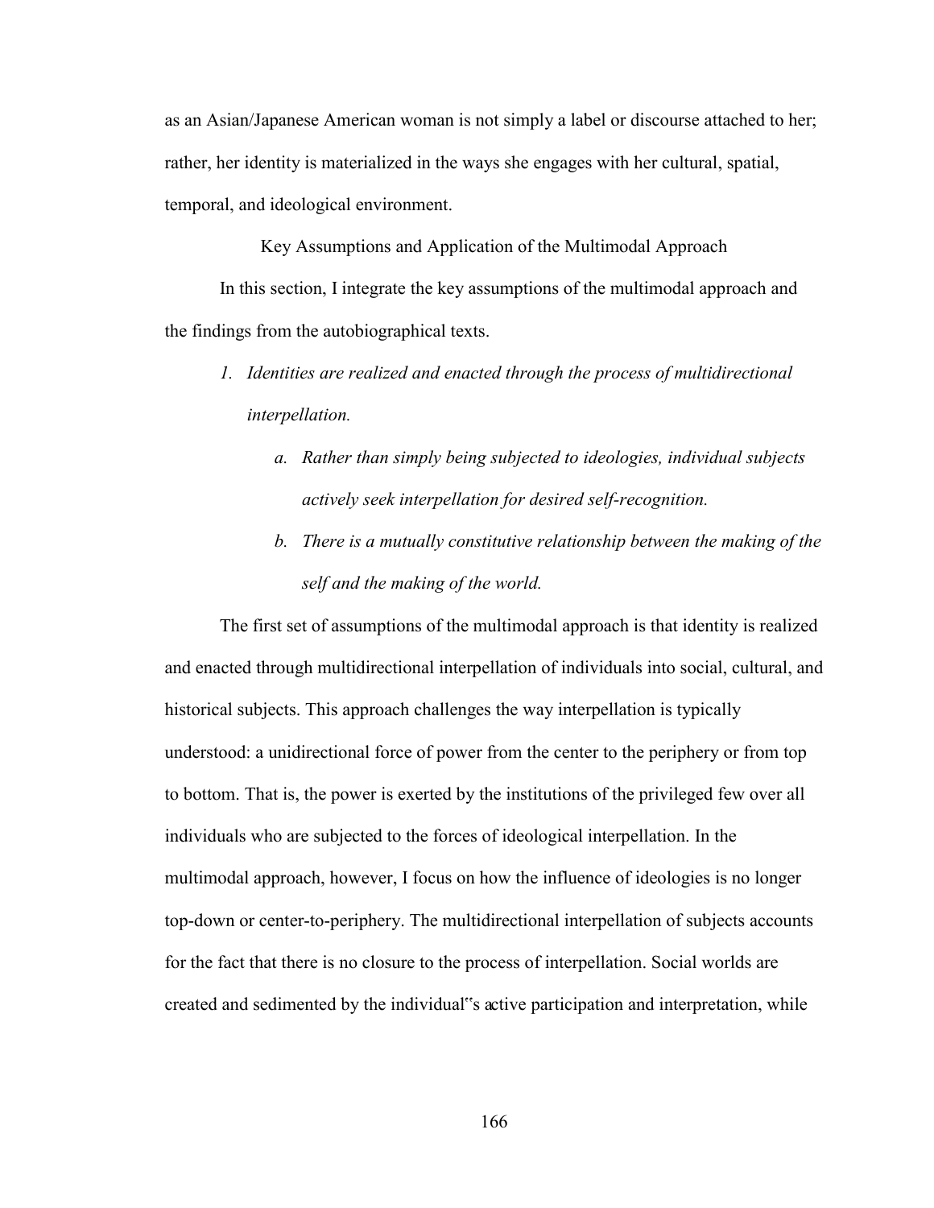as an Asian/Japanese American woman is not simply a label or discourse attached to her; rather, her identity is materialized in the ways she engages with her cultural, spatial, temporal, and ideological environment.

## Key Assumptions and Application of the Multimodal Approach

In this section, I integrate the key assumptions of the multimodal approach and the findings from the autobiographical texts.

1. *Identities are realized and enacted through the process of multidirectional interpellation.*
    a. *Rather than simply being subjected to ideologies, individual subjects actively seek interpellation for desired self-recognition.*
    b. *There is a mutually constitutive relationship between the making of the self and the making of the world.*

The first set of assumptions of the multimodal approach is that identity is realized and enacted through multidirectional interpellation of individuals into social, cultural, and historical subjects. This approach challenges the way interpellation is typically understood: a unidirectional force of power from the center to the periphery or from top to bottom. That is, the power is exerted by the institutions of the privileged few over all individuals who are subjected to the forces of ideological interpellation. In the multimodal approach, however, I focus on how the influence of ideologies is no longer top-down or center-to-periphery. The multidirectional interpellation of subjects accounts for the fact that there is no closure to the process of interpellation. Social worlds are created and sedimented by the individual"s active participation and interpretation, while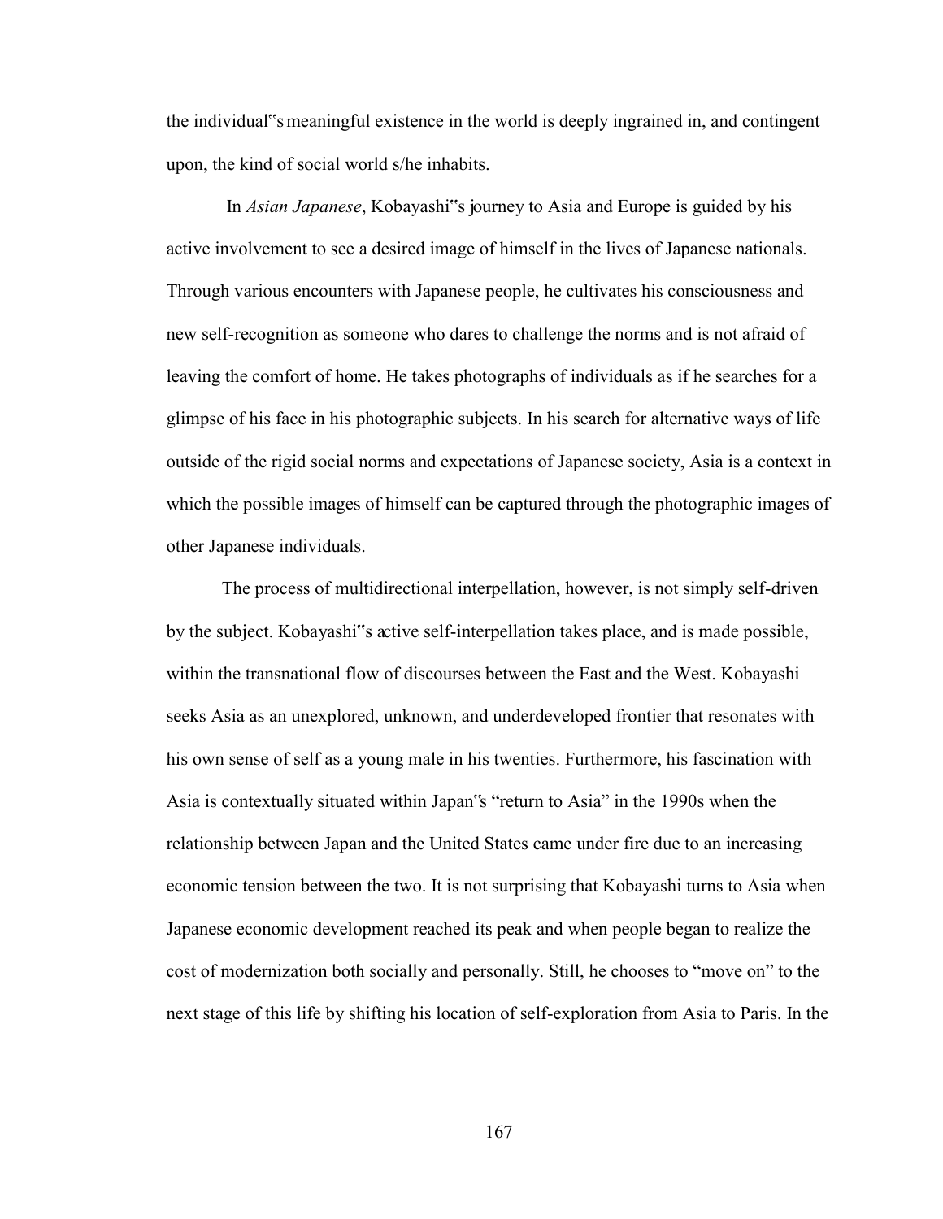the individual"s meaningful existence in the world is deeply ingrained in, and contingent upon, the kind of social world s/he inhabits.

In *Asian Japanese*, Kobayashi"s journey to Asia and Europe is guided by his active involvement to see a desired image of himself in the lives of Japanese nationals. Through various encounters with Japanese people, he cultivates his consciousness and new self-recognition as someone who dares to challenge the norms and is not afraid of leaving the comfort of home. He takes photographs of individuals as if he searches for a glimpse of his face in his photographic subjects. In his search for alternative ways of life outside of the rigid social norms and expectations of Japanese society, Asia is a context in which the possible images of himself can be captured through the photographic images of other Japanese individuals.

The process of multidirectional interpellation, however, is not simply self-driven by the subject. Kobayashi"s active self-interpellation takes place, and is made possible, within the transnational flow of discourses between the East and the West. Kobayashi seeks Asia as an unexplored, unknown, and underdeveloped frontier that resonates with his own sense of self as a young male in his twenties. Furthermore, his fascination with Asia is contextually situated within Japan"s "return to Asia" in the 1990s when the relationship between Japan and the United States came under fire due to an increasing economic tension between the two. It is not surprising that Kobayashi turns to Asia when Japanese economic development reached its peak and when people began to realize the cost of modernization both socially and personally. Still, he chooses to "move on" to the next stage of this life by shifting his location of self-exploration from Asia to Paris. In the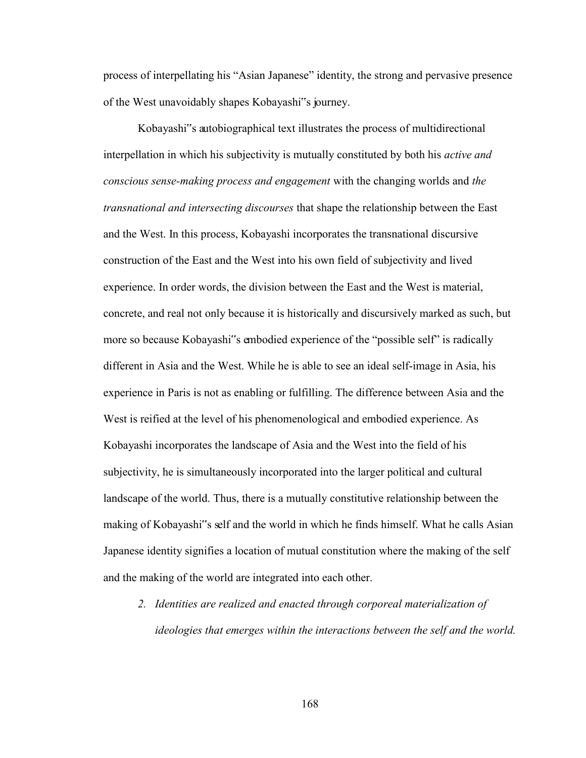process of interpellating his "Asian Japanese" identity, the strong and pervasive presence of the West unavoidably shapes Kobayashi"s journey.

Kobayashi"s autobiographical text illustrates the process of multidirectional interpellation in which his subjectivity is mutually constituted by both his *active and conscious sense-making process and engagement* with the changing worlds and *the transnational and intersecting discourses* that shape the relationship between the East and the West. In this process, Kobayashi incorporates the transnational discursive construction of the East and the West into his own field of subjectivity and lived experience. In order words, the division between the East and the West is material, concrete, and real not only because it is historically and discursively marked as such, but more so because Kobayashi"s embodied experience of the "possible self" is radically different in Asia and the West. While he is able to see an ideal self-image in Asia, his experience in Paris is not as enabling or fulfilling. The difference between Asia and the West is reified at the level of his phenomenological and embodied experience. As Kobayashi incorporates the landscape of Asia and the West into the field of his subjectivity, he is simultaneously incorporated into the larger political and cultural landscape of the world. Thus, there is a mutually constitutive relationship between the making of Kobayashi"s self and the world in which he finds himself. What he calls Asian Japanese identity signifies a location of mutual constitution where the making of the self and the making of the world are integrated into each other.

2. *Identities are realized and enacted through corporeal materialization of ideologies that emerges within the interactions between the self and the world.*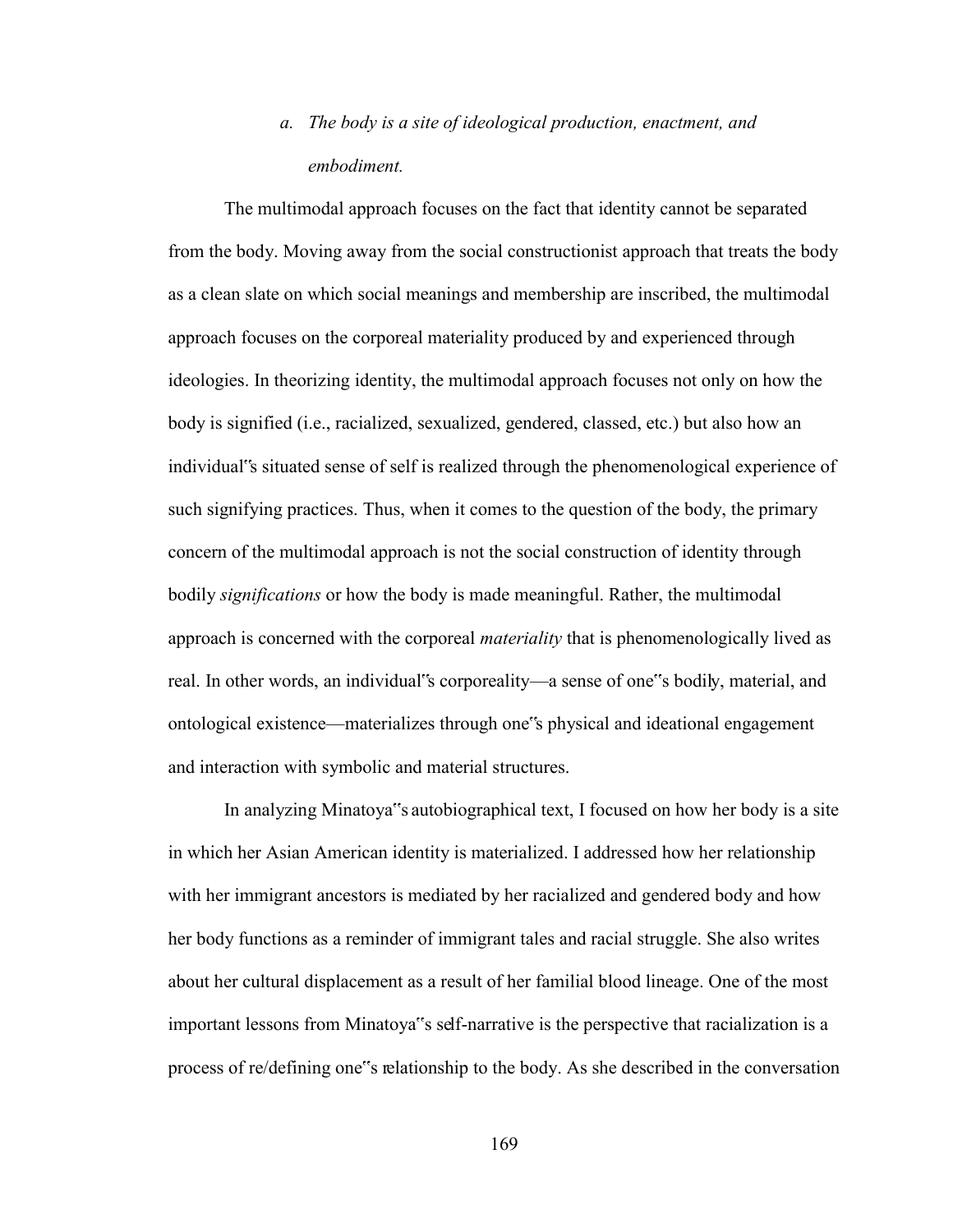*a. The body is a site of ideological production, enactment, and embodiment.*

The multimodal approach focuses on the fact that identity cannot be separated from the body. Moving away from the social constructionist approach that treats the body as a clean slate on which social meanings and membership are inscribed, the multimodal approach focuses on the corporeal materiality produced by and experienced through ideologies. In theorizing identity, the multimodal approach focuses not only on how the body is signified (i.e., racialized, sexualized, gendered, classed, etc.) but also how an individual"s situated sense of self is realized through the phenomenological experience of such signifying practices. Thus, when it comes to the question of the body, the primary concern of the multimodal approach is not the social construction of identity through bodily *significations* or how the body is made meaningful. Rather, the multimodal approach is concerned with the corporeal *materiality* that is phenomenologically lived as real. In other words, an individual"s corporeality—a sense of one"s bodily, material, and ontological existence—materializes through one"s physical and ideational engagement and interaction with symbolic and material structures.

In analyzing Minatoya"s autobiographical text, I focused on how her body is a site in which her Asian American identity is materialized. I addressed how her relationship with her immigrant ancestors is mediated by her racialized and gendered body and how her body functions as a reminder of immigrant tales and racial struggle. She also writes about her cultural displacement as a result of her familial blood lineage. One of the most important lessons from Minatoya"s self-narrative is the perspective that racialization is a process of re/defining one"s relationship to the body. As she described in the conversation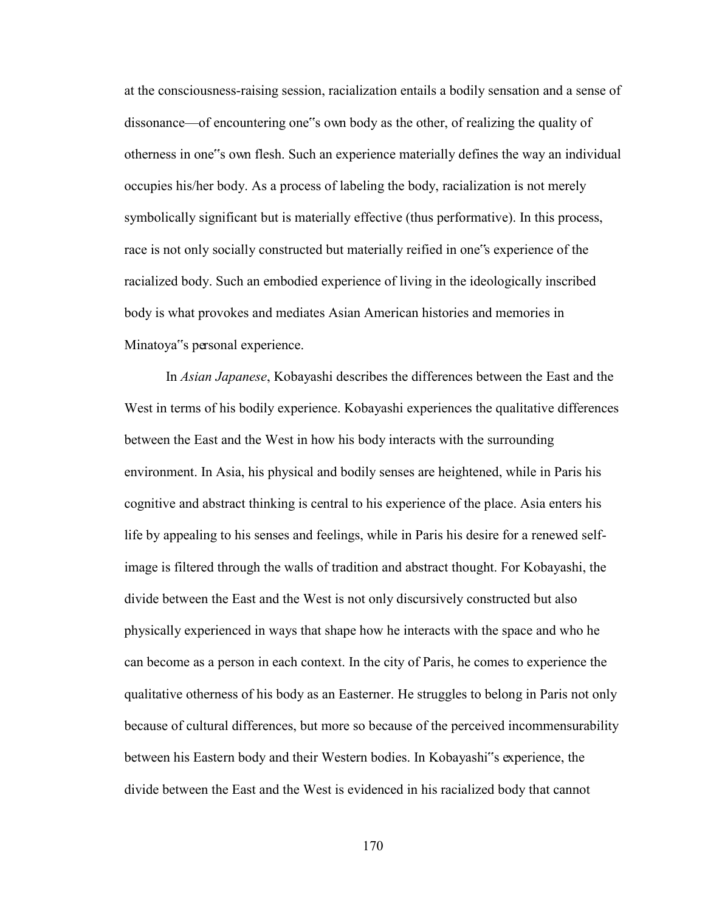at the consciousness-raising session, racialization entails a bodily sensation and a sense of dissonance—of encountering one"s own body as the other, of realizing the quality of otherness in one"s own flesh. Such an experience materially defines the way an individual occupies his/her body. As a process of labeling the body, racialization is not merely symbolically significant but is materially effective (thus performative). In this process, race is not only socially constructed but materially reified in one"s experience of the racialized body. Such an embodied experience of living in the ideologically inscribed body is what provokes and mediates Asian American histories and memories in Minatoya"s personal experience.

In *Asian Japanese*, Kobayashi describes the differences between the East and the West in terms of his bodily experience. Kobayashi experiences the qualitative differences between the East and the West in how his body interacts with the surrounding environment. In Asia, his physical and bodily senses are heightened, while in Paris his cognitive and abstract thinking is central to his experience of the place. Asia enters his life by appealing to his senses and feelings, while in Paris his desire for a renewed self-image is filtered through the walls of tradition and abstract thought. For Kobayashi, the divide between the East and the West is not only discursively constructed but also physically experienced in ways that shape how he interacts with the space and who he can become as a person in each context. In the city of Paris, he comes to experience the qualitative otherness of his body as an Easterner. He struggles to belong in Paris not only because of cultural differences, but more so because of the perceived incommensurability between his Eastern body and their Western bodies. In Kobayashi"s experience, the divide between the East and the West is evidenced in his racialized body that cannot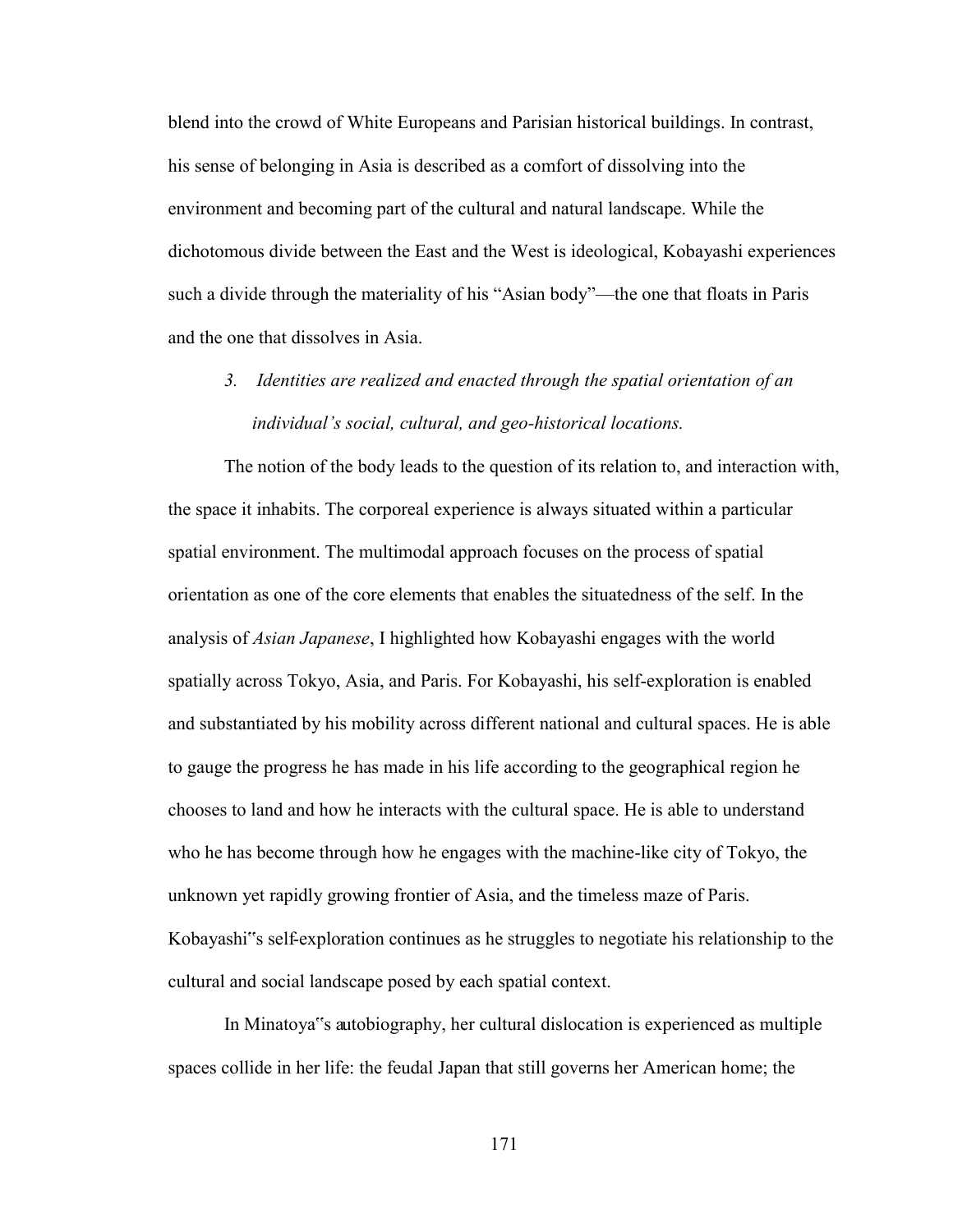blend into the crowd of White Europeans and Parisian historical buildings. In contrast, his sense of belonging in Asia is described as a comfort of dissolving into the environment and becoming part of the cultural and natural landscape. While the dichotomous divide between the East and the West is ideological, Kobayashi experiences such a divide through the materiality of his "Asian body"—the one that floats in Paris and the one that dissolves in Asia.

3. *Identities are realized and enacted through the spatial orientation of an individual's social, cultural, and geo-historical locations.*

The notion of the body leads to the question of its relation to, and interaction with, the space it inhabits. The corporeal experience is always situated within a particular spatial environment. The multimodal approach focuses on the process of spatial orientation as one of the core elements that enables the situatedness of the self. In the analysis of *Asian Japanese*, I highlighted how Kobayashi engages with the world spatially across Tokyo, Asia, and Paris. For Kobayashi, his self-exploration is enabled and substantiated by his mobility across different national and cultural spaces. He is able to gauge the progress he has made in his life according to the geographical region he chooses to land and how he interacts with the cultural space. He is able to understand who he has become through how he engages with the machine-like city of Tokyo, the unknown yet rapidly growing frontier of Asia, and the timeless maze of Paris. Kobayashi"s self-exploration continues as he struggles to negotiate his relationship to the cultural and social landscape posed by each spatial context.

In Minatoya"s autobiography, her cultural dislocation is experienced as multiple spaces collide in her life: the feudal Japan that still governs her American home; the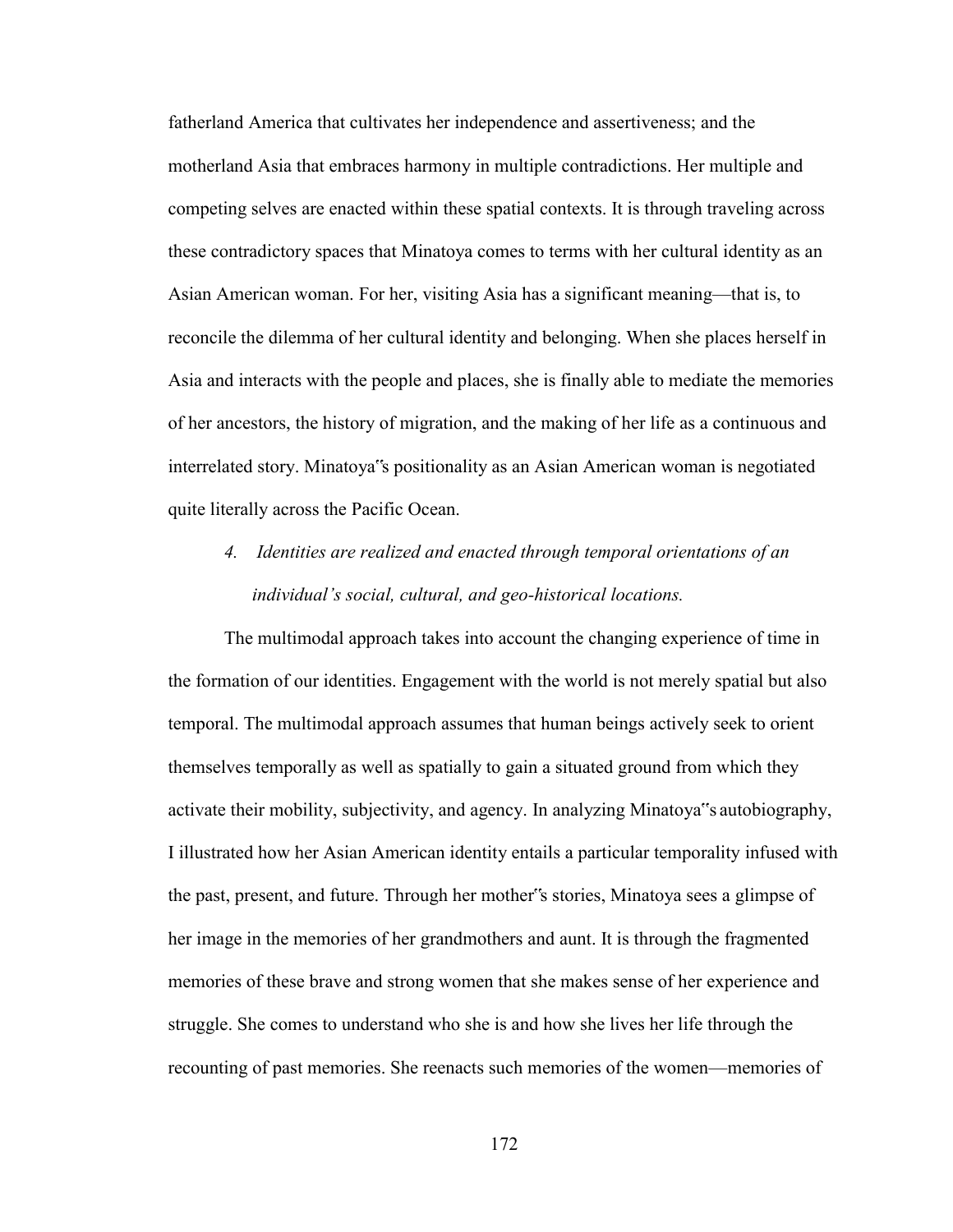fatherland America that cultivates her independence and assertiveness; and the motherland Asia that embraces harmony in multiple contradictions. Her multiple and competing selves are enacted within these spatial contexts. It is through traveling across these contradictory spaces that Minatoya comes to terms with her cultural identity as an Asian American woman. For her, visiting Asia has a significant meaning—that is, to reconcile the dilemma of her cultural identity and belonging. When she places herself in Asia and interacts with the people and places, she is finally able to mediate the memories of her ancestors, the history of migration, and the making of her life as a continuous and interrelated story. Minatoya"s positionality as an Asian American woman is negotiated quite literally across the Pacific Ocean.

*4. Identities are realized and enacted through temporal orientations of an individual's social, cultural, and geo-historical locations.*

The multimodal approach takes into account the changing experience of time in the formation of our identities. Engagement with the world is not merely spatial but also temporal. The multimodal approach assumes that human beings actively seek to orient themselves temporally as well as spatially to gain a situated ground from which they activate their mobility, subjectivity, and agency. In analyzing Minatoya"s autobiography, I illustrated how her Asian American identity entails a particular temporality infused with the past, present, and future. Through her mother"s stories, Minatoya sees a glimpse of her image in the memories of her grandmothers and aunt. It is through the fragmented memories of these brave and strong women that she makes sense of her experience and struggle. She comes to understand who she is and how she lives her life through the recounting of past memories. She reenacts such memories of the women—memories of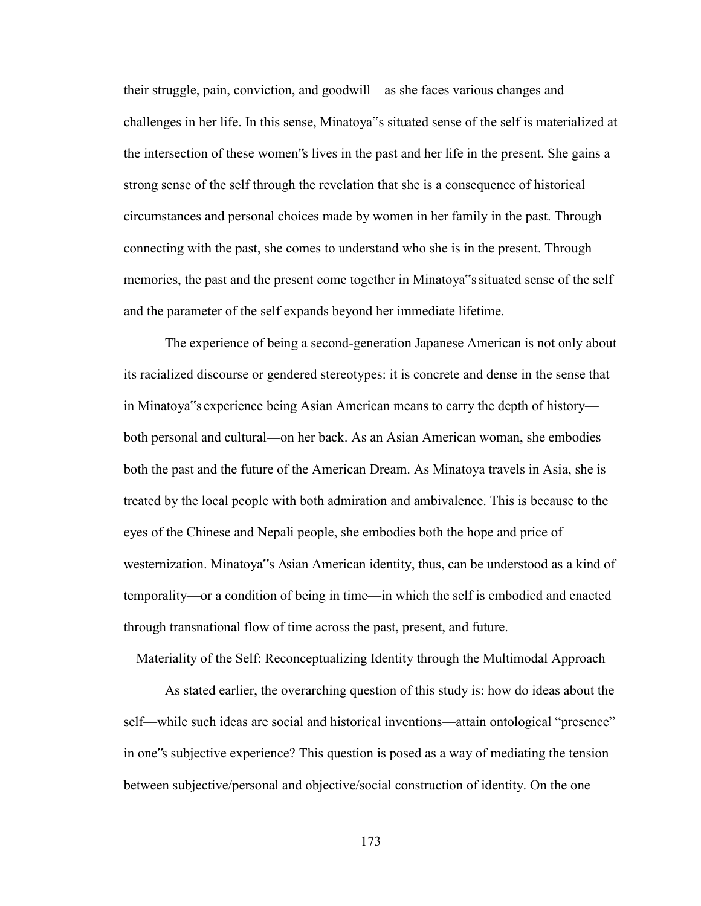their struggle, pain, conviction, and goodwill—as she faces various changes and challenges in her life. In this sense, Minatoya‟s situated sense of the self is materialized at the intersection of these women‟s lives in the past and her life in the present. She gains a strong sense of the self through the revelation that she is a consequence of historical circumstances and personal choices made by women in her family in the past. Through connecting with the past, she comes to understand who she is in the present. Through memories, the past and the present come together in Minatoya‟s situated sense of the self and the parameter of the self expands beyond her immediate lifetime.

The experience of being a second-generation Japanese American is not only about its racialized discourse or gendered stereotypes: it is concrete and dense in the sense that in Minatoya‟s experience being Asian American means to carry the depth of history—both personal and cultural—on her back. As an Asian American woman, she embodies both the past and the future of the American Dream. As Minatoya travels in Asia, she is treated by the local people with both admiration and ambivalence. This is because to the eyes of the Chinese and Nepali people, she embodies both the hope and price of westernization. Minatoya‟s Asian American identity, thus, can be understood as a kind of temporality—or a condition of being in time—in which the self is embodied and enacted through transnational flow of time across the past, present, and future.

## Materiality of the Self: Reconceptualizing Identity through the Multimodal Approach

As stated earlier, the overarching question of this study is: how do ideas about the self—while such ideas are social and historical inventions—attain ontological "presence" in one‟s subjective experience? This question is posed as a way of mediating the tension between subjective/personal and objective/social construction of identity. On the one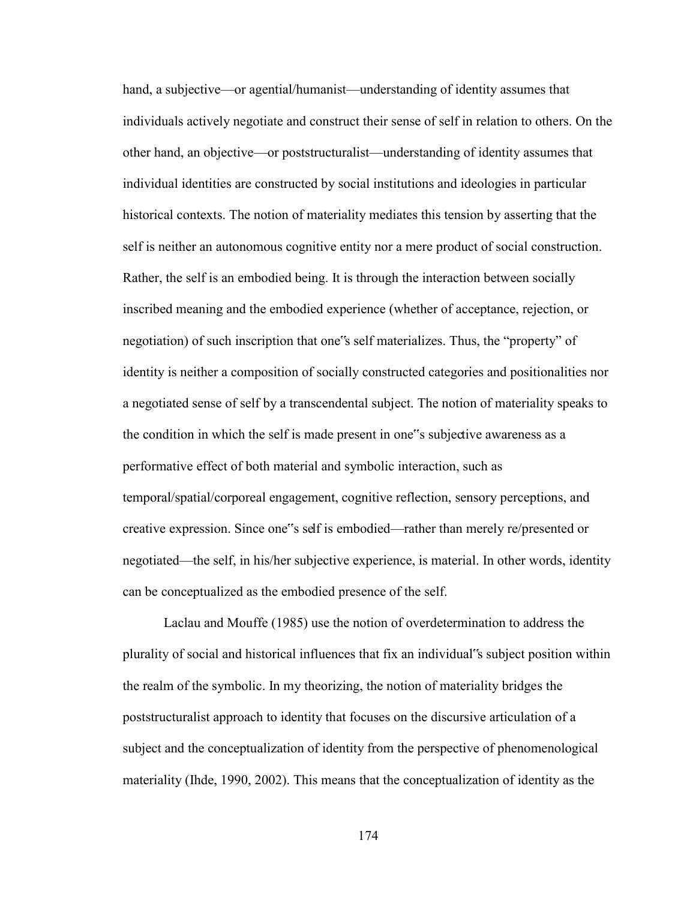hand, a subjective—or agential/humanist—understanding of identity assumes that individuals actively negotiate and construct their sense of self in relation to others. On the other hand, an objective—or poststructuralist—understanding of identity assumes that individual identities are constructed by social institutions and ideologies in particular historical contexts. The notion of materiality mediates this tension by asserting that the self is neither an autonomous cognitive entity nor a mere product of social construction. Rather, the self is an embodied being. It is through the interaction between socially inscribed meaning and the embodied experience (whether of acceptance, rejection, or negotiation) of such inscription that one"s self materializes. Thus, the "property" of identity is neither a composition of socially constructed categories and positionalities nor a negotiated sense of self by a transcendental subject. The notion of materiality speaks to the condition in which the self is made present in one"s subjective awareness as a performative effect of both material and symbolic interaction, such as temporal/spatial/corporeal engagement, cognitive reflection, sensory perceptions, and creative expression. Since one"s self is embodied—rather than merely re/presented or negotiated—the self, in his/her subjective experience, is material. In other words, identity can be conceptualized as the embodied presence of the self.

Laclau and Mouffe (1985) use the notion of overdetermination to address the plurality of social and historical influences that fix an individual"s subject position within the realm of the symbolic. In my theorizing, the notion of materiality bridges the poststructuralist approach to identity that focuses on the discursive articulation of a subject and the conceptualization of identity from the perspective of phenomenological materiality (Ihde, 1990, 2002). This means that the conceptualization of identity as the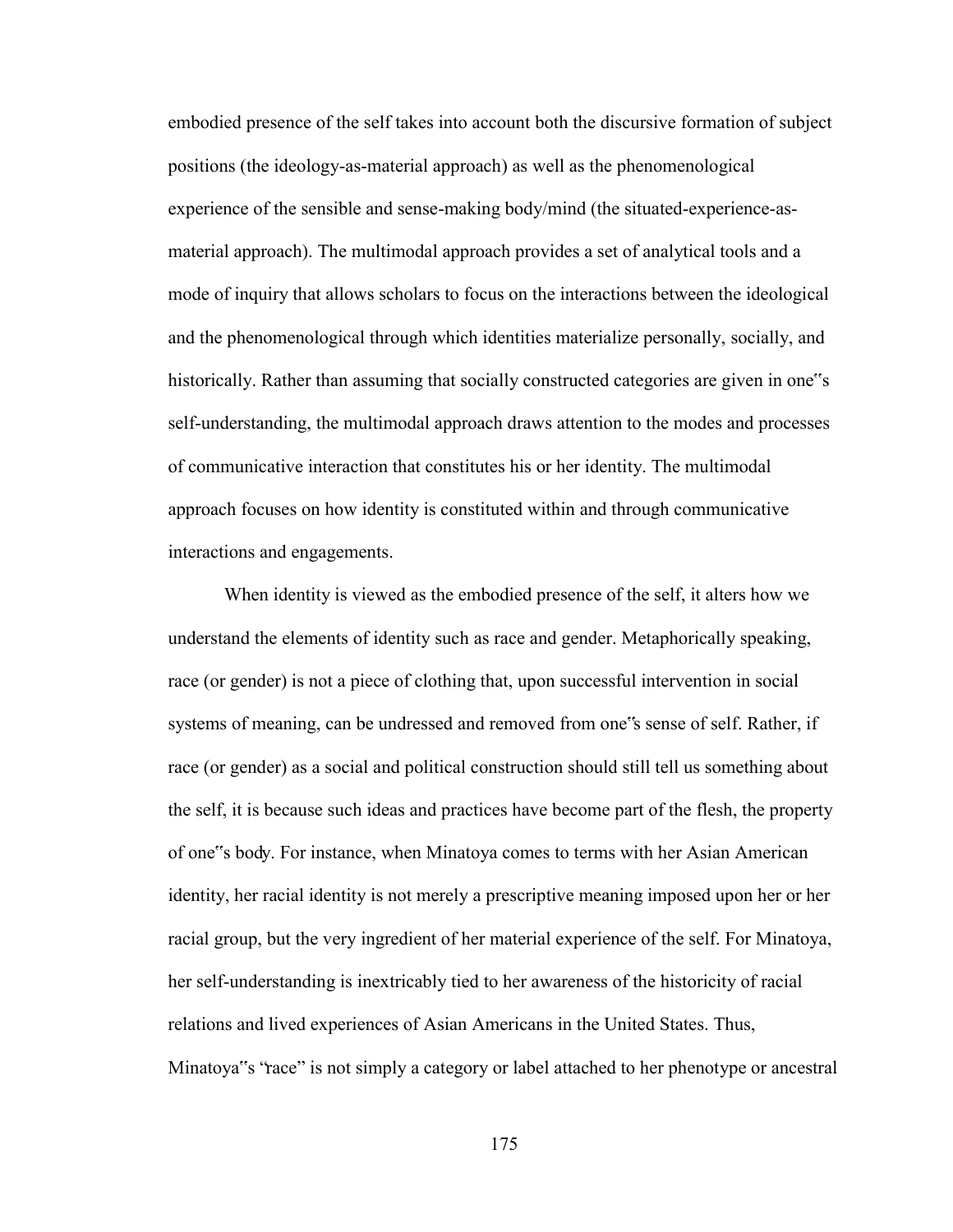embodied presence of the self takes into account both the discursive formation of subject positions (the ideology-as-material approach) as well as the phenomenological experience of the sensible and sense-making body/mind (the situated-experience-as-material approach). The multimodal approach provides a set of analytical tools and a mode of inquiry that allows scholars to focus on the interactions between the ideological and the phenomenological through which identities materialize personally, socially, and historically. Rather than assuming that socially constructed categories are given in one"s self-understanding, the multimodal approach draws attention to the modes and processes of communicative interaction that constitutes his or her identity. The multimodal approach focuses on how identity is constituted within and through communicative interactions and engagements.

When identity is viewed as the embodied presence of the self, it alters how we understand the elements of identity such as race and gender. Metaphorically speaking, race (or gender) is not a piece of clothing that, upon successful intervention in social systems of meaning, can be undressed and removed from one"s sense of self. Rather, if race (or gender) as a social and political construction should still tell us something about the self, it is because such ideas and practices have become part of the flesh, the property of one"s body. For instance, when Minatoya comes to terms with her Asian American identity, her racial identity is not merely a prescriptive meaning imposed upon her or her racial group, but the very ingredient of her material experience of the self. For Minatoya, her self-understanding is inextricably tied to her awareness of the historicity of racial relations and lived experiences of Asian Americans in the United States. Thus, Minatoya"s "race" is not simply a category or label attached to her phenotype or ancestral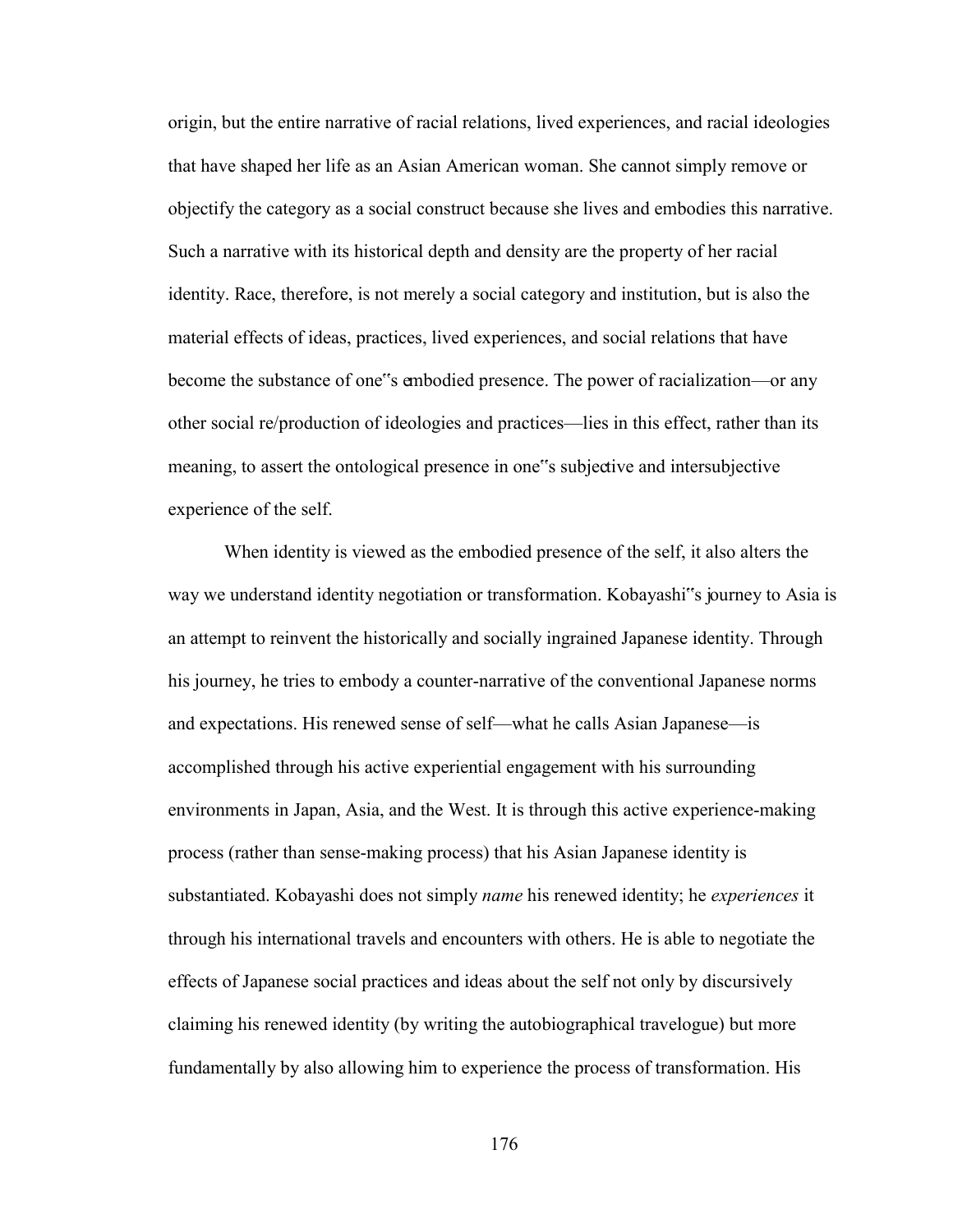origin, but the entire narrative of racial relations, lived experiences, and racial ideologies that have shaped her life as an Asian American woman. She cannot simply remove or objectify the category as a social construct because she lives and embodies this narrative. Such a narrative with its historical depth and density are the property of her racial identity. Race, therefore, is not merely a social category and institution, but is also the material effects of ideas, practices, lived experiences, and social relations that have become the substance of one"s embodied presence. The power of racialization—or any other social re/production of ideologies and practices—lies in this effect, rather than its meaning, to assert the ontological presence in one"s subjective and intersubjective experience of the self.

When identity is viewed as the embodied presence of the self, it also alters the way we understand identity negotiation or transformation. Kobayashi"s journey to Asia is an attempt to reinvent the historically and socially ingrained Japanese identity. Through his journey, he tries to embody a counter-narrative of the conventional Japanese norms and expectations. His renewed sense of self—what he calls Asian Japanese—is accomplished through his active experiential engagement with his surrounding environments in Japan, Asia, and the West. It is through this active experience-making process (rather than sense-making process) that his Asian Japanese identity is substantiated. Kobayashi does not simply *name* his renewed identity; he *experiences* it through his international travels and encounters with others. He is able to negotiate the effects of Japanese social practices and ideas about the self not only by discursively claiming his renewed identity (by writing the autobiographical travelogue) but more fundamentally by also allowing him to experience the process of transformation. His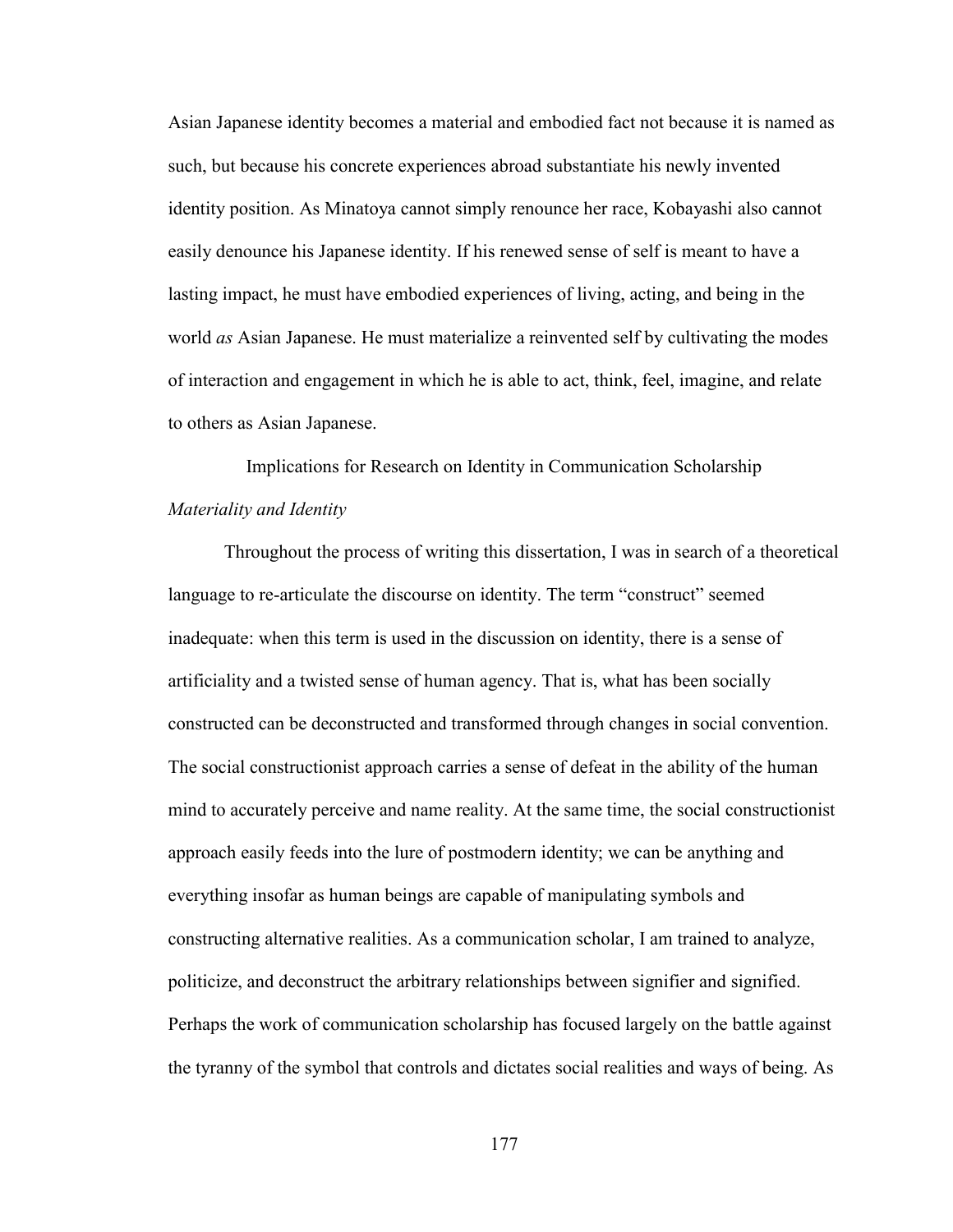Asian Japanese identity becomes a material and embodied fact not because it is named as such, but because his concrete experiences abroad substantiate his newly invented identity position. As Minatoya cannot simply renounce her race, Kobayashi also cannot easily denounce his Japanese identity. If his renewed sense of self is meant to have a lasting impact, he must have embodied experiences of living, acting, and being in the world *as* Asian Japanese. He must materialize a reinvented self by cultivating the modes of interaction and engagement in which he is able to act, think, feel, imagine, and relate to others as Asian Japanese.

## Implications for Research on Identity in Communication Scholarship

### *Materiality and Identity*

Throughout the process of writing this dissertation, I was in search of a theoretical language to re-articulate the discourse on identity. The term "construct" seemed inadequate: when this term is used in the discussion on identity, there is a sense of artificiality and a twisted sense of human agency. That is, what has been socially constructed can be deconstructed and transformed through changes in social convention. The social constructionist approach carries a sense of defeat in the ability of the human mind to accurately perceive and name reality. At the same time, the social constructionist approach easily feeds into the lure of postmodern identity; we can be anything and everything insofar as human beings are capable of manipulating symbols and constructing alternative realities. As a communication scholar, I am trained to analyze, politicize, and deconstruct the arbitrary relationships between signifier and signified. Perhaps the work of communication scholarship has focused largely on the battle against the tyranny of the symbol that controls and dictates social realities and ways of being. As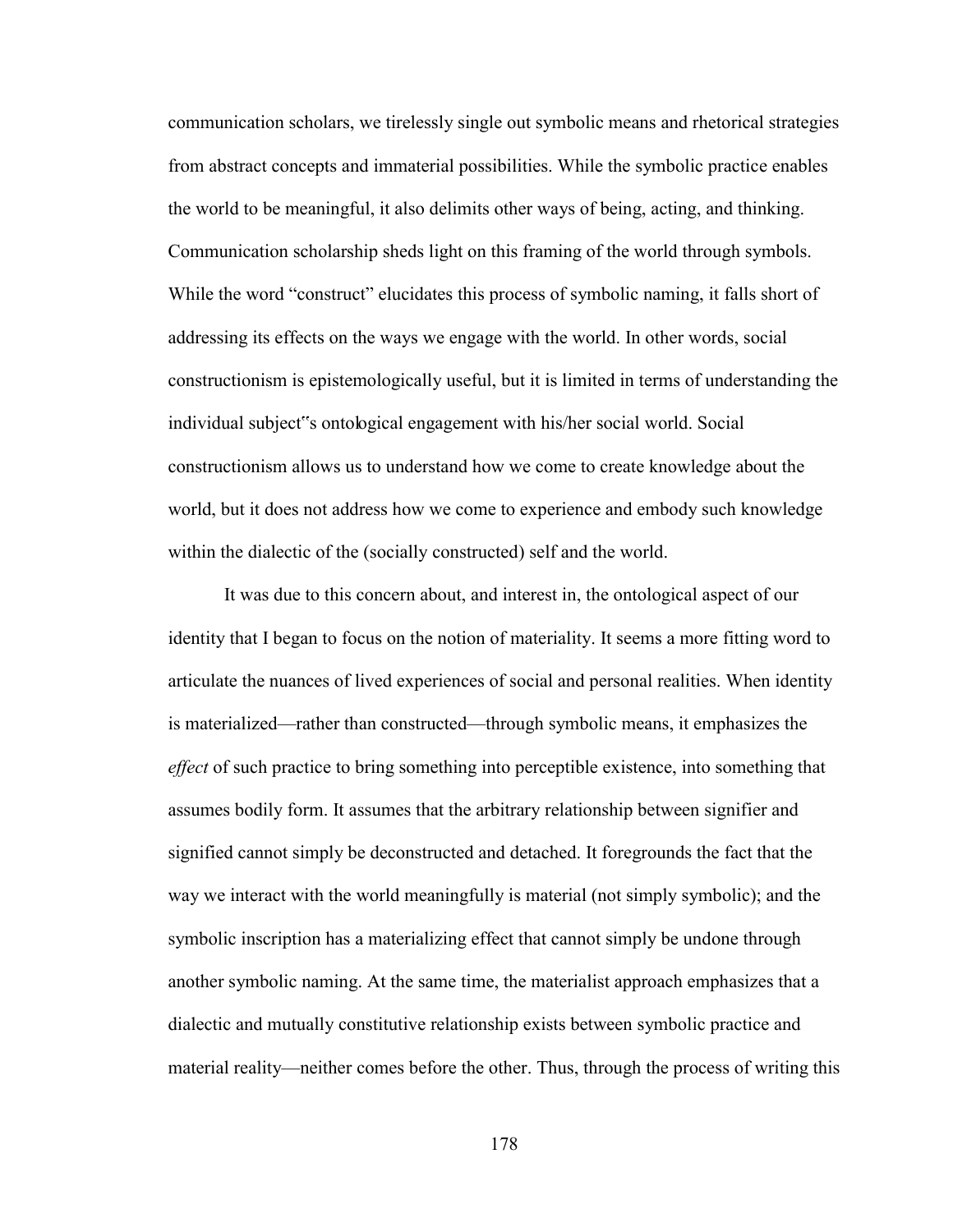communication scholars, we tirelessly single out symbolic means and rhetorical strategies from abstract concepts and immaterial possibilities. While the symbolic practice enables the world to be meaningful, it also delimits other ways of being, acting, and thinking. Communication scholarship sheds light on this framing of the world through symbols. While the word "construct" elucidates this process of symbolic naming, it falls short of addressing its effects on the ways we engage with the world. In other words, social constructionism is epistemologically useful, but it is limited in terms of understanding the individual subject"s ontological engagement with his/her social world. Social constructionism allows us to understand how we come to create knowledge about the world, but it does not address how we come to experience and embody such knowledge within the dialectic of the (socially constructed) self and the world.

It was due to this concern about, and interest in, the ontological aspect of our identity that I began to focus on the notion of materiality. It seems a more fitting word to articulate the nuances of lived experiences of social and personal realities. When identity is materialized—rather than constructed—through symbolic means, it emphasizes the *effect* of such practice to bring something into perceptible existence, into something that assumes bodily form. It assumes that the arbitrary relationship between signifier and signified cannot simply be deconstructed and detached. It foregrounds the fact that the way we interact with the world meaningfully is material (not simply symbolic); and the symbolic inscription has a materializing effect that cannot simply be undone through another symbolic naming. At the same time, the materialist approach emphasizes that a dialectic and mutually constitutive relationship exists between symbolic practice and material reality—neither comes before the other. Thus, through the process of writing this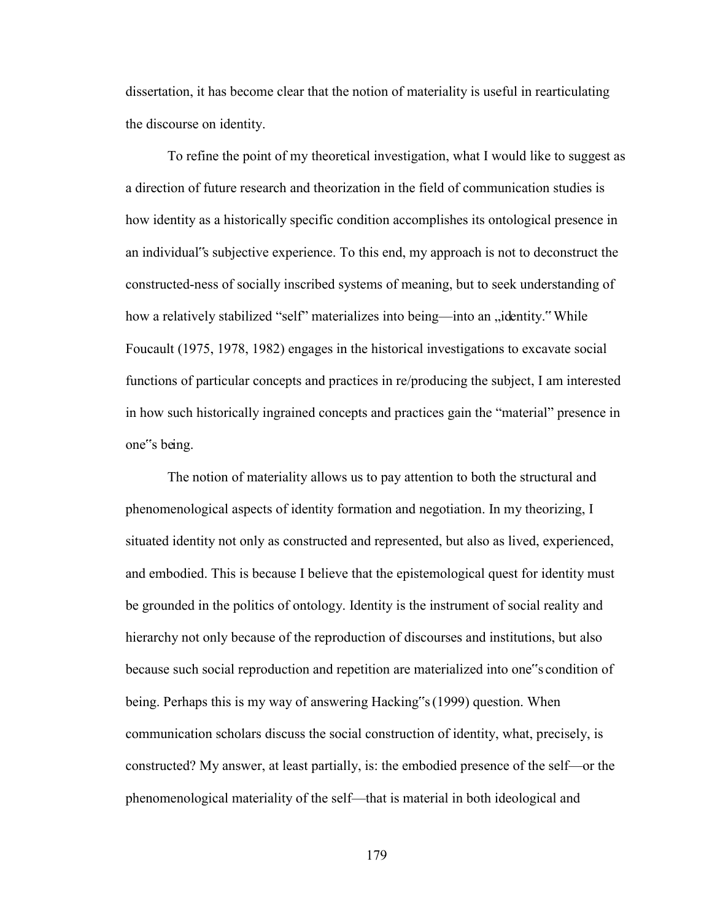dissertation, it has become clear that the notion of materiality is useful in rearticulating the discourse on identity.

To refine the point of my theoretical investigation, what I would like to suggest as a direction of future research and theorization in the field of communication studies is how identity as a historically specific condition accomplishes its ontological presence in an individual"s subjective experience. To this end, my approach is not to deconstruct the constructed-ness of socially inscribed systems of meaning, but to seek understanding of how a relatively stabilized "self" materializes into being—into an „identity." While Foucault (1975, 1978, 1982) engages in the historical investigations to excavate social functions of particular concepts and practices in re/producing the subject, I am interested in how such historically ingrained concepts and practices gain the "material" presence in one"s being.

The notion of materiality allows us to pay attention to both the structural and phenomenological aspects of identity formation and negotiation. In my theorizing, I situated identity not only as constructed and represented, but also as lived, experienced, and embodied. This is because I believe that the epistemological quest for identity must be grounded in the politics of ontology. Identity is the instrument of social reality and hierarchy not only because of the reproduction of discourses and institutions, but also because such social reproduction and repetition are materialized into one"s condition of being. Perhaps this is my way of answering Hacking"s (1999) question. When communication scholars discuss the social construction of identity, what, precisely, is constructed? My answer, at least partially, is: the embodied presence of the self—or the phenomenological materiality of the self—that is material in both ideological and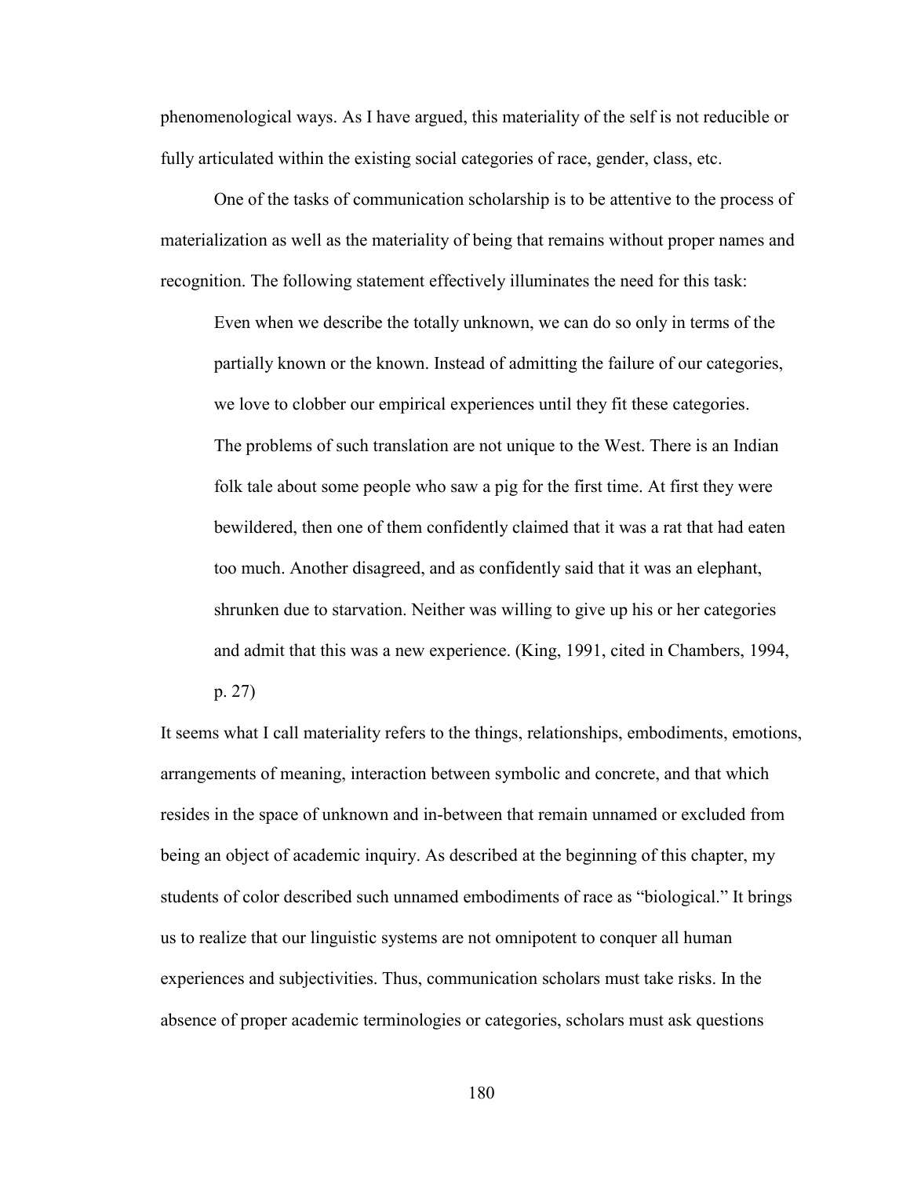phenomenological ways. As I have argued, this materiality of the self is not reducible or fully articulated within the existing social categories of race, gender, class, etc.

One of the tasks of communication scholarship is to be attentive to the process of materialization as well as the materiality of being that remains without proper names and recognition. The following statement effectively illuminates the need for this task:

> Even when we describe the totally unknown, we can do so only in terms of the partially known or the known. Instead of admitting the failure of our categories, we love to clobber our empirical experiences until they fit these categories. The problems of such translation are not unique to the West. There is an Indian folk tale about some people who saw a pig for the first time. At first they were bewildered, then one of them confidently claimed that it was a rat that had eaten too much. Another disagreed, and as confidently said that it was an elephant, shrunken due to starvation. Neither was willing to give up his or her categories and admit that this was a new experience. (King, 1991, cited in Chambers, 1994, p. 27)

It seems what I call materiality refers to the things, relationships, embodiments, emotions, arrangements of meaning, interaction between symbolic and concrete, and that which resides in the space of unknown and in-between that remain unnamed or excluded from being an object of academic inquiry. As described at the beginning of this chapter, my students of color described such unnamed embodiments of race as "biological." It brings us to realize that our linguistic systems are not omnipotent to conquer all human experiences and subjectivities. Thus, communication scholars must take risks. In the absence of proper academic terminologies or categories, scholars must ask questions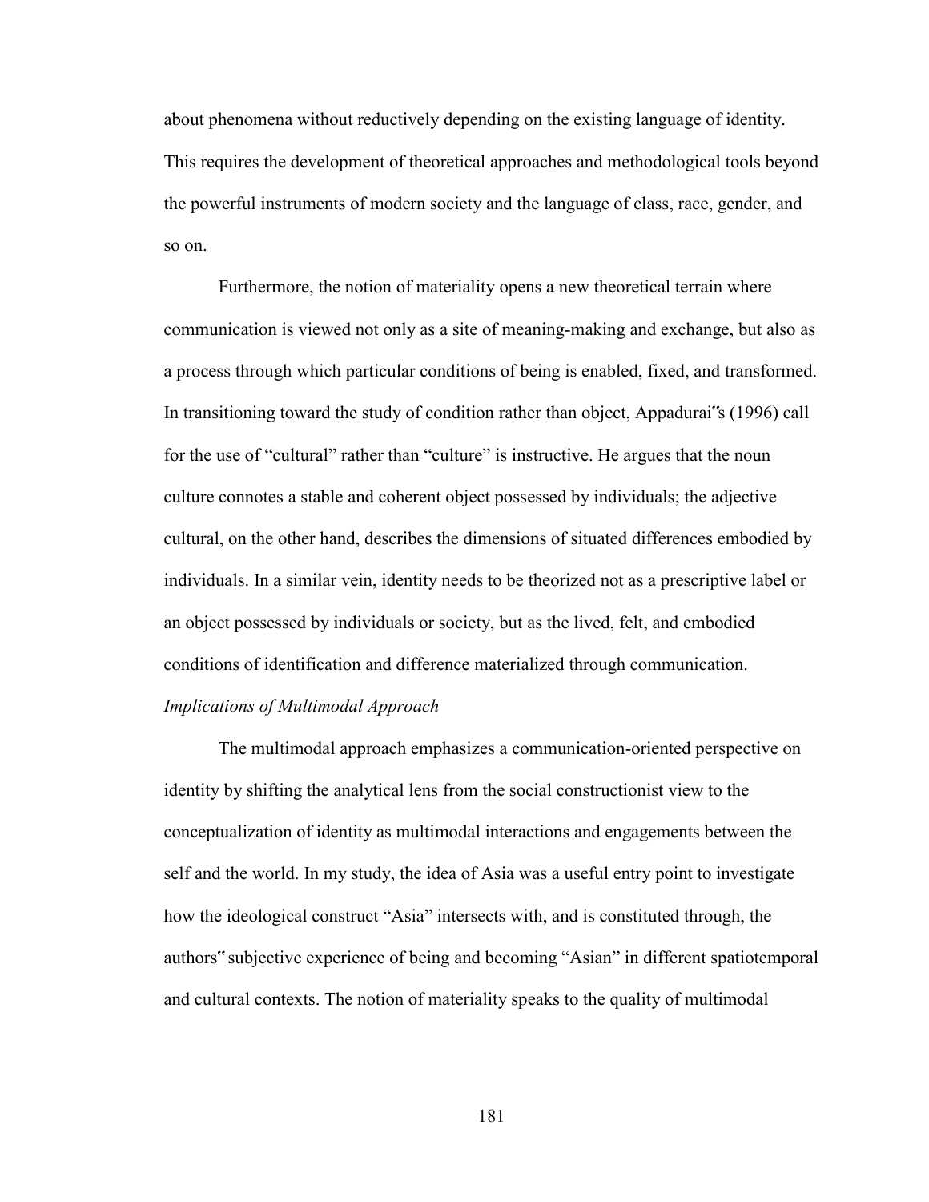about phenomena without reductively depending on the existing language of identity. This requires the development of theoretical approaches and methodological tools beyond the powerful instruments of modern society and the language of class, race, gender, and so on.

Furthermore, the notion of materiality opens a new theoretical terrain where communication is viewed not only as a site of meaning-making and exchange, but also as a process through which particular conditions of being is enabled, fixed, and transformed. In transitioning toward the study of condition rather than object, Appadurai‟s (1996) call for the use of "cultural" rather than "culture" is instructive. He argues that the noun culture connotes a stable and coherent object possessed by individuals; the adjective cultural, on the other hand, describes the dimensions of situated differences embodied by individuals. In a similar vein, identity needs to be theorized not as a prescriptive label or an object possessed by individuals or society, but as the lived, felt, and embodied conditions of identification and difference materialized through communication.

*Implications of Multimodal Approach*

The multimodal approach emphasizes a communication-oriented perspective on identity by shifting the analytical lens from the social constructionist view to the conceptualization of identity as multimodal interactions and engagements between the self and the world. In my study, the idea of Asia was a useful entry point to investigate how the ideological construct "Asia" intersects with, and is constituted through, the authors‟ subjective experience of being and becoming "Asian" in different spatiotemporal and cultural contexts. The notion of materiality speaks to the quality of multimodal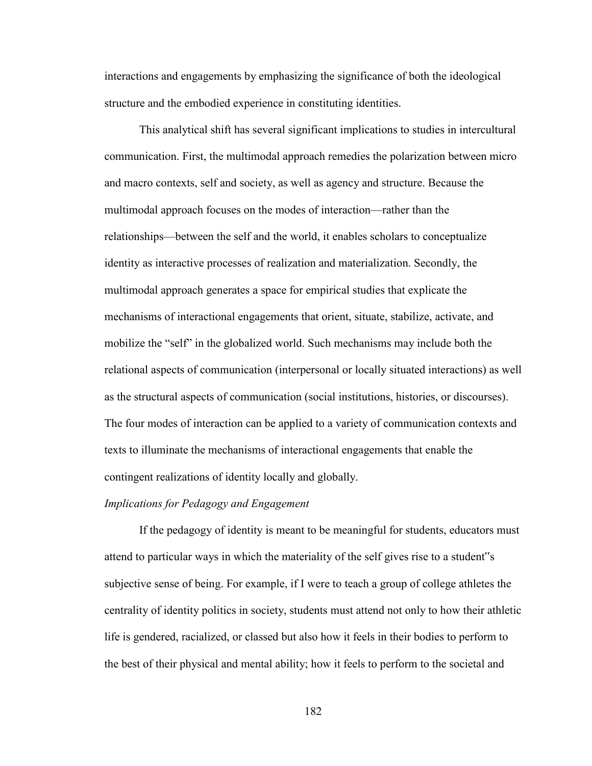interactions and engagements by emphasizing the significance of both the ideological structure and the embodied experience in constituting identities.

This analytical shift has several significant implications to studies in intercultural communication. First, the multimodal approach remedies the polarization between micro and macro contexts, self and society, as well as agency and structure. Because the multimodal approach focuses on the modes of interaction—rather than the relationships—between the self and the world, it enables scholars to conceptualize identity as interactive processes of realization and materialization. Secondly, the multimodal approach generates a space for empirical studies that explicate the mechanisms of interactional engagements that orient, situate, stabilize, activate, and mobilize the "self" in the globalized world. Such mechanisms may include both the relational aspects of communication (interpersonal or locally situated interactions) as well as the structural aspects of communication (social institutions, histories, or discourses). The four modes of interaction can be applied to a variety of communication contexts and texts to illuminate the mechanisms of interactional engagements that enable the contingent realizations of identity locally and globally.

*Implications for Pedagogy and Engagement*

If the pedagogy of identity is meant to be meaningful for students, educators must attend to particular ways in which the materiality of the self gives rise to a student‟s subjective sense of being. For example, if I were to teach a group of college athletes the centrality of identity politics in society, students must attend not only to how their athletic life is gendered, racialized, or classed but also how it feels in their bodies to perform to the best of their physical and mental ability; how it feels to perform to the societal and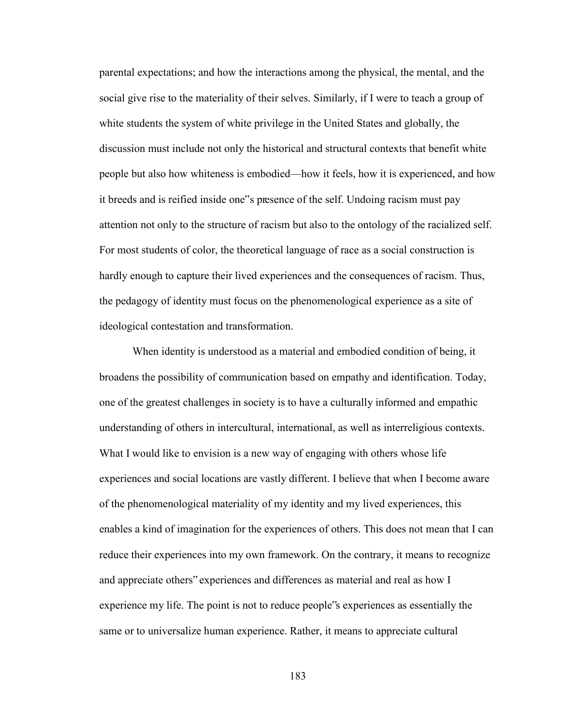parental expectations; and how the interactions among the physical, the mental, and the social give rise to the materiality of their selves. Similarly, if I were to teach a group of white students the system of white privilege in the United States and globally, the discussion must include not only the historical and structural contexts that benefit white people but also how whiteness is embodied—how it feels, how it is experienced, and how it breeds and is reified inside one"s presence of the self. Undoing racism must pay attention not only to the structure of racism but also to the ontology of the racialized self. For most students of color, the theoretical language of race as a social construction is hardly enough to capture their lived experiences and the consequences of racism. Thus, the pedagogy of identity must focus on the phenomenological experience as a site of ideological contestation and transformation.

When identity is understood as a material and embodied condition of being, it broadens the possibility of communication based on empathy and identification. Today, one of the greatest challenges in society is to have a culturally informed and empathic understanding of others in intercultural, international, as well as interreligious contexts. What I would like to envision is a new way of engaging with others whose life experiences and social locations are vastly different. I believe that when I become aware of the phenomenological materiality of my identity and my lived experiences, this enables a kind of imagination for the experiences of others. This does not mean that I can reduce their experiences into my own framework. On the contrary, it means to recognize and appreciate others" experiences and differences as material and real as how I experience my life. The point is not to reduce people"s experiences as essentially the same or to universalize human experience. Rather, it means to appreciate cultural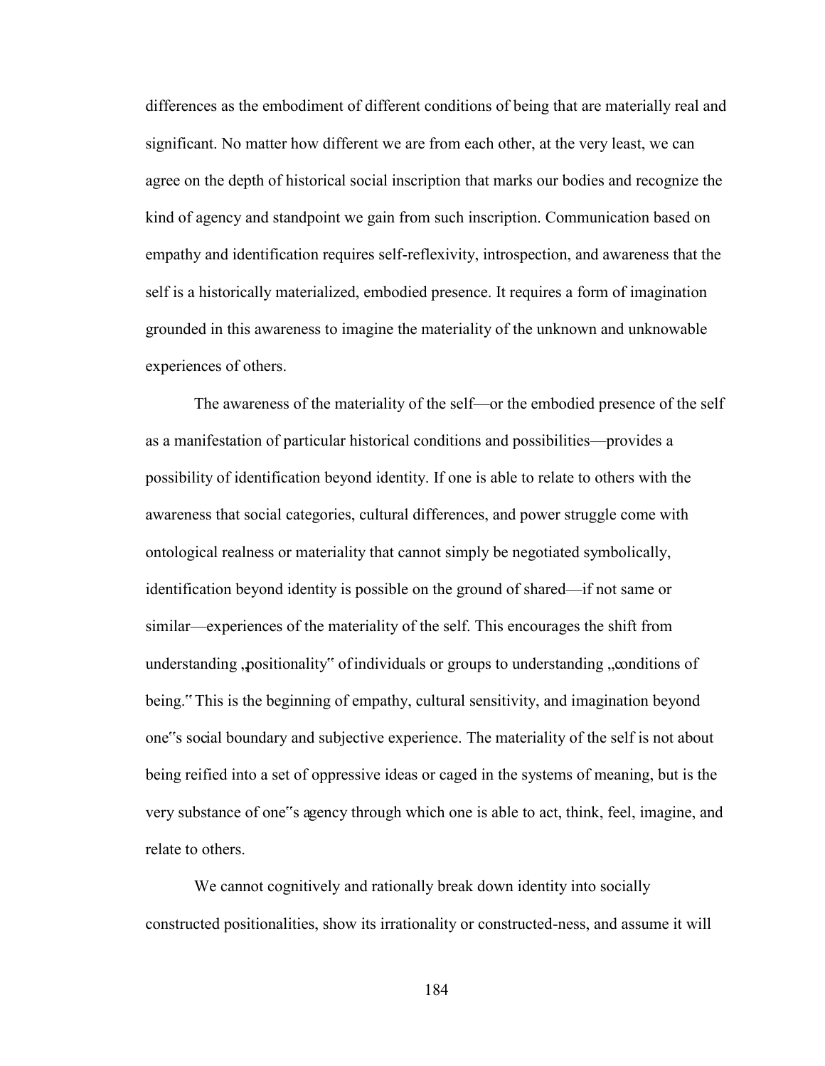differences as the embodiment of different conditions of being that are materially real and significant. No matter how different we are from each other, at the very least, we can agree on the depth of historical social inscription that marks our bodies and recognize the kind of agency and standpoint we gain from such inscription. Communication based on empathy and identification requires self-reflexivity, introspection, and awareness that the self is a historically materialized, embodied presence. It requires a form of imagination grounded in this awareness to imagine the materiality of the unknown and unknowable experiences of others.

The awareness of the materiality of the self—or the embodied presence of the self as a manifestation of particular historical conditions and possibilities—provides a possibility of identification beyond identity. If one is able to relate to others with the awareness that social categories, cultural differences, and power struggle come with ontological realness or materiality that cannot simply be negotiated symbolically, identification beyond identity is possible on the ground of shared—if not same or similar—experiences of the materiality of the self. This encourages the shift from understanding "positionality" of individuals or groups to understanding "conditions of being." This is the beginning of empathy, cultural sensitivity, and imagination beyond one's social boundary and subjective experience. The materiality of the self is not about being reified into a set of oppressive ideas or caged in the systems of meaning, but is the very substance of one's agency through which one is able to act, think, feel, imagine, and relate to others.

We cannot cognitively and rationally break down identity into socially constructed positionalities, show its irrationality or constructed-ness, and assume it will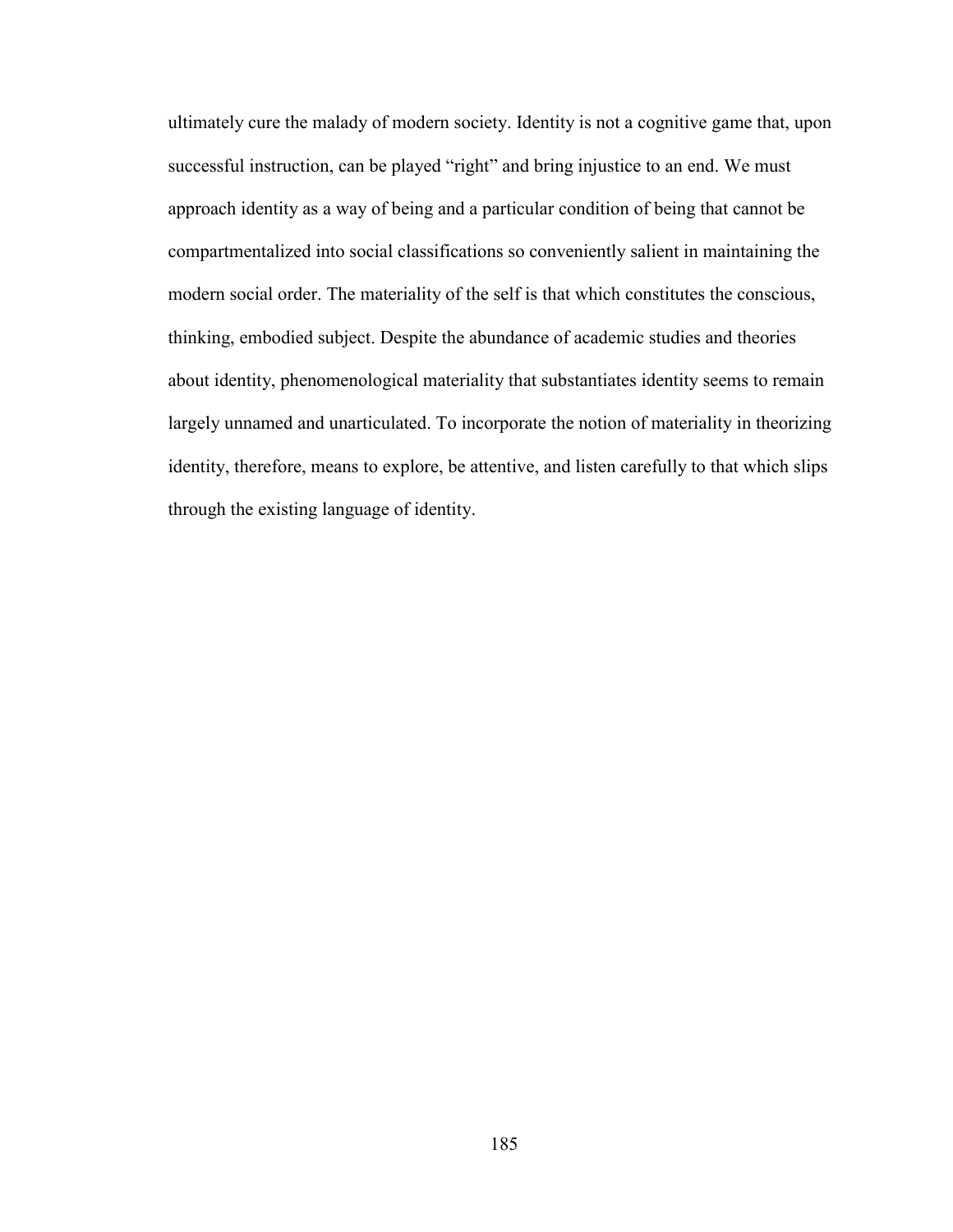ultimately cure the malady of modern society. Identity is not a cognitive game that, upon successful instruction, can be played "right" and bring injustice to an end. We must approach identity as a way of being and a particular condition of being that cannot be compartmentalized into social classifications so conveniently salient in maintaining the modern social order. The materiality of the self is that which constitutes the conscious, thinking, embodied subject. Despite the abundance of academic studies and theories about identity, phenomenological materiality that substantiates identity seems to remain largely unnamed and unarticulated. To incorporate the notion of materiality in theorizing identity, therefore, means to explore, be attentive, and listen carefully to that which slips through the existing language of identity.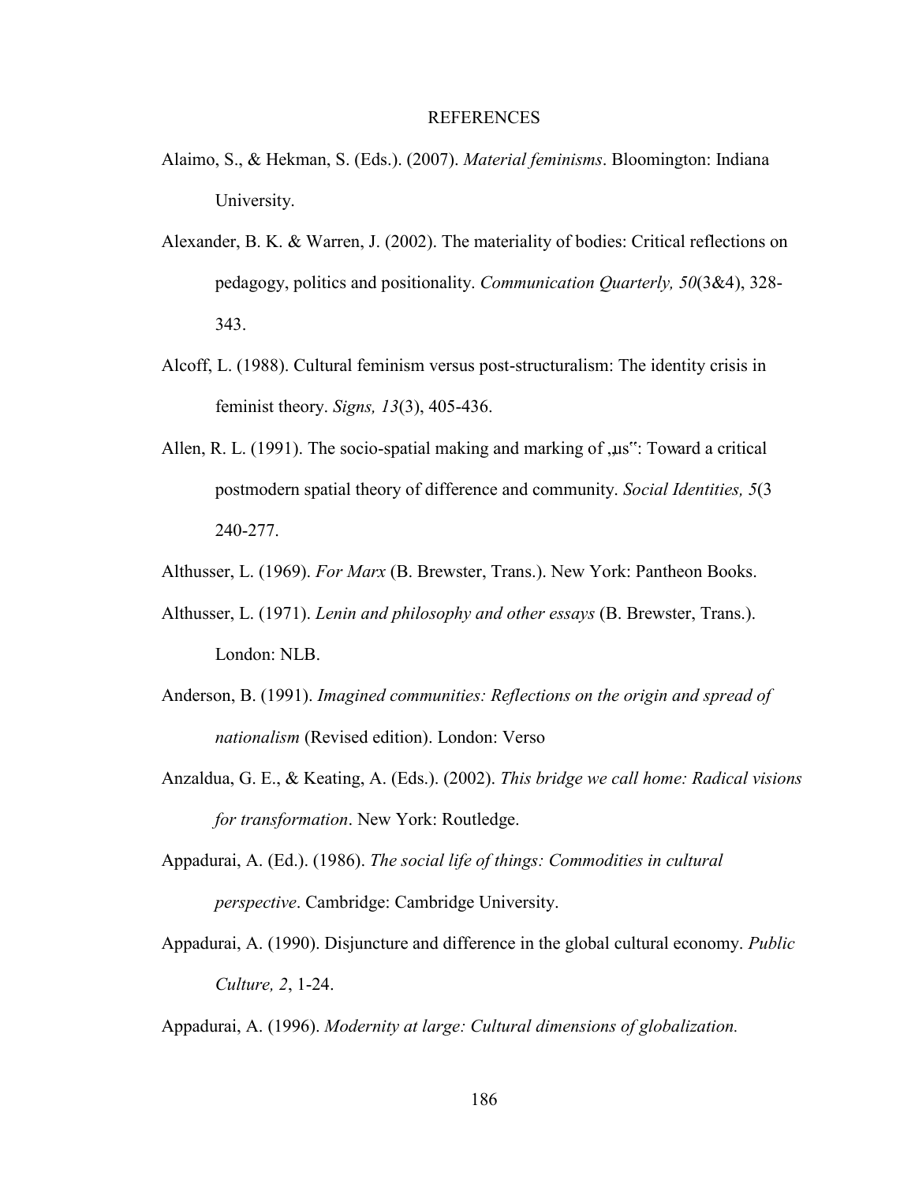# REFERENCES

Alaimo, S., & Hekman, S. (Eds.). (2007). *Material feminisms*. Bloomington: Indiana University.

Alexander, B. K. & Warren, J. (2002). The materiality of bodies: Critical reflections on pedagogy, politics and positionality. *Communication Quarterly, 50*(3&4), 328-343.

Alcoff, L. (1988). Cultural feminism versus post-structuralism: The identity crisis in feminist theory. *Signs, 13*(3), 405-436.

Allen, R. L. (1991). The socio-spatial making and marking of „us": Toward a critical postmodern spatial theory of difference and community. *Social Identities, 5*(3 240-277.

Althusser, L. (1969). *For Marx* (B. Brewster, Trans.). New York: Pantheon Books.

Althusser, L. (1971). *Lenin and philosophy and other essays* (B. Brewster, Trans.). London: NLB.

Anderson, B. (1991). *Imagined communities: Reflections on the origin and spread of nationalism* (Revised edition). London: Verso

Anzaldua, G. E., & Keating, A. (Eds.). (2002). *This bridge we call home: Radical visions for transformation*. New York: Routledge.

Appadurai, A. (Ed.). (1986). *The social life of things: Commodities in cultural perspective*. Cambridge: Cambridge University.

Appadurai, A. (1990). Disjuncture and difference in the global cultural economy. *Public Culture, 2*, 1-24.

Appadurai, A. (1996). *Modernity at large: Cultural dimensions of globalization.*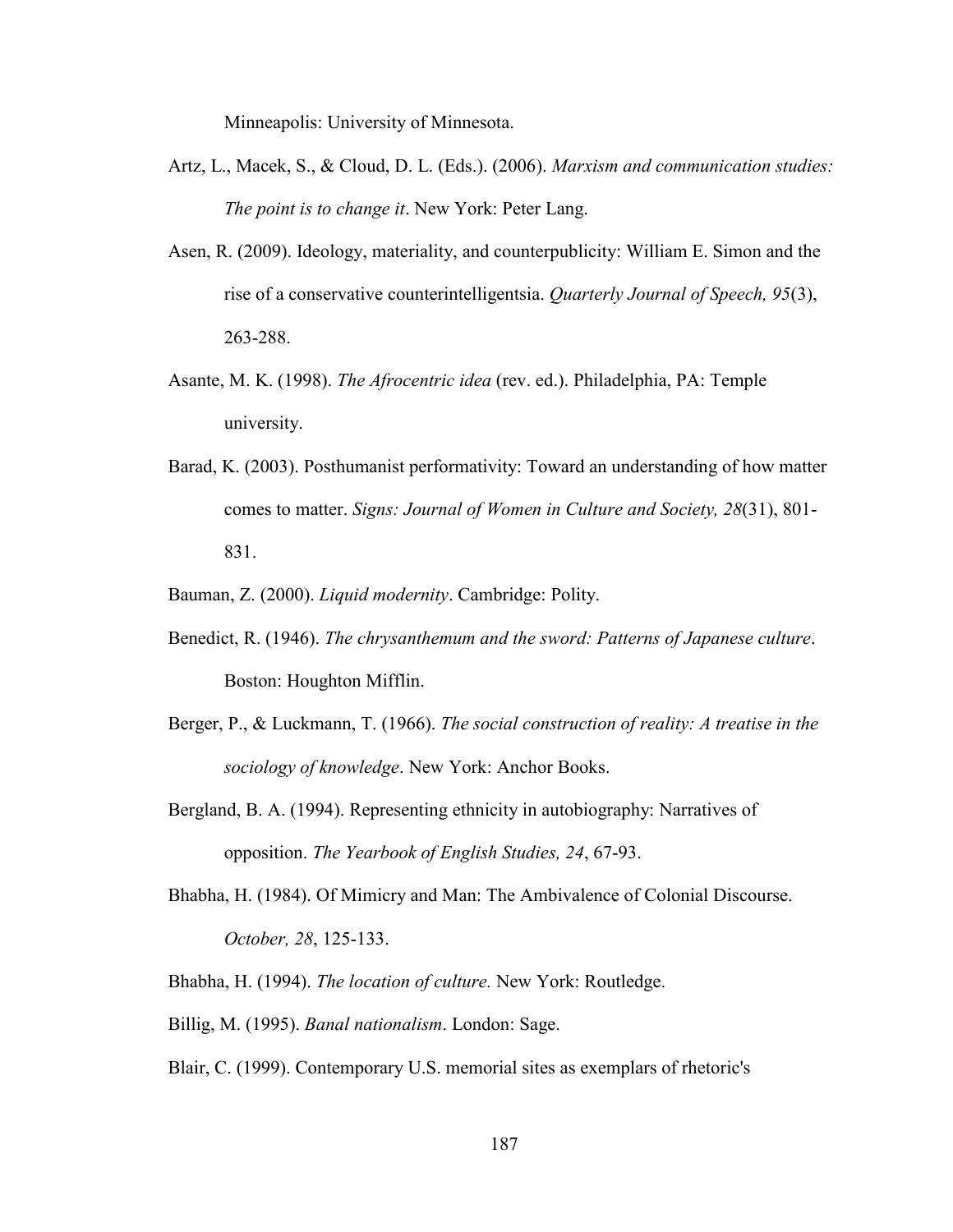Minneapolis: University of Minnesota.

Artz, L., Macek, S., & Cloud, D. L. (Eds.). (2006). *Marxism and communication studies: The point is to change it*. New York: Peter Lang.

Asen, R. (2009). Ideology, materiality, and counterpublicity: William E. Simon and the rise of a conservative counterintelligentsia. *Quarterly Journal of Speech, 95*(3), 263-288.

Asante, M. K. (1998). *The Afrocentric idea* (rev. ed.). Philadelphia, PA: Temple university.

Barad, K. (2003). Posthumanist performativity: Toward an understanding of how matter comes to matter. *Signs: Journal of Women in Culture and Society, 28*(31), 801-831.

Bauman, Z. (2000). *Liquid modernity*. Cambridge: Polity.

Benedict, R. (1946). *The chrysanthemum and the sword: Patterns of Japanese culture*. Boston: Houghton Mifflin.

Berger, P., & Luckmann, T. (1966). *The social construction of reality: A treatise in the sociology of knowledge*. New York: Anchor Books.

Bergland, B. A. (1994). Representing ethnicity in autobiography: Narratives of opposition. *The Yearbook of English Studies, 24*, 67-93.

Bhabha, H. (1984). Of Mimicry and Man: The Ambivalence of Colonial Discourse. *October, 28*, 125-133.

Bhabha, H. (1994). *The location of culture.* New York: Routledge.

Billig, M. (1995). *Banal nationalism*. London: Sage.

Blair, C. (1999). Contemporary U.S. memorial sites as exemplars of rhetoric's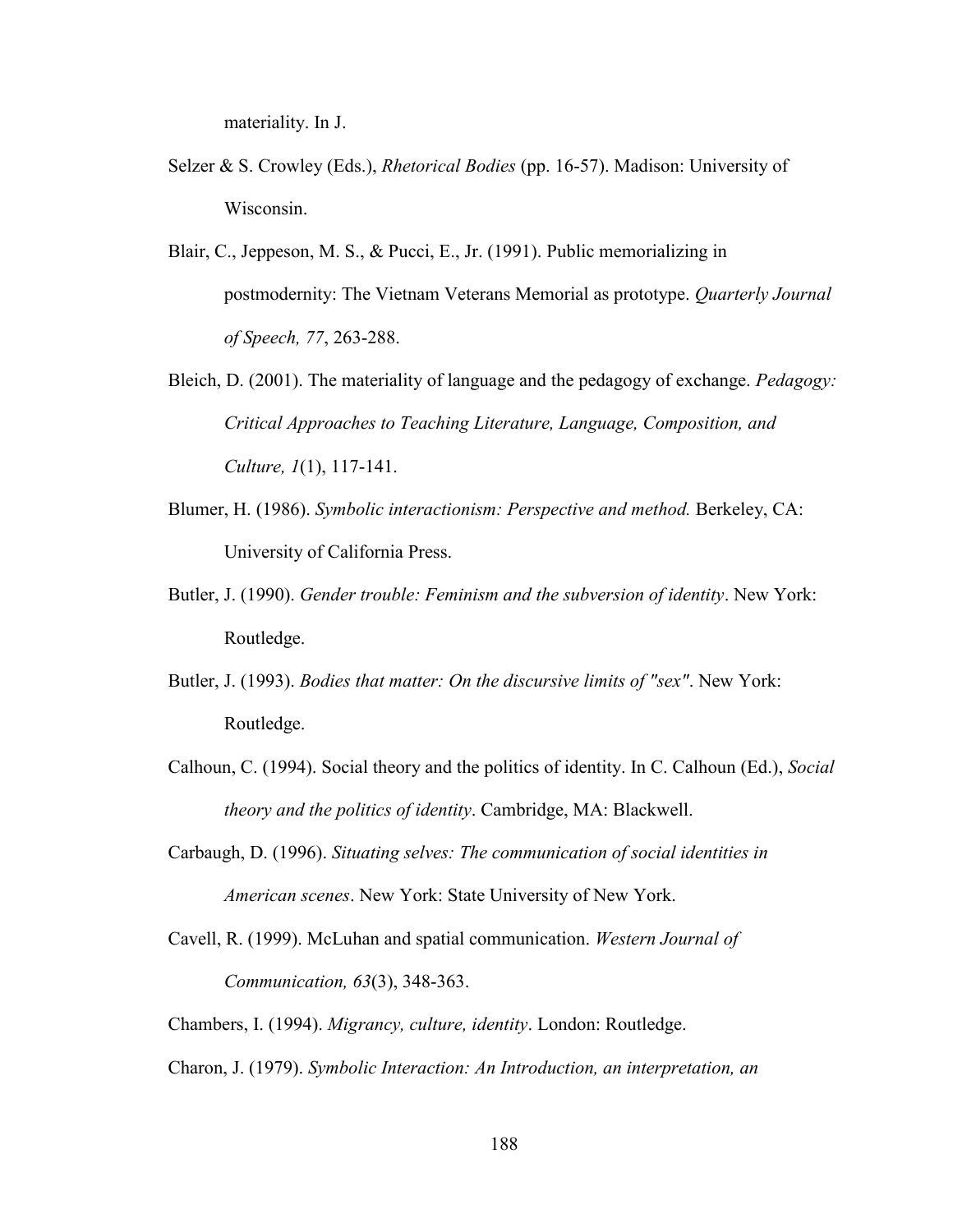materiality. In J.

Selzer & S. Crowley (Eds.), *Rhetorical Bodies* (pp. 16-57). Madison: University of Wisconsin.

Blair, C., Jeppeson, M. S., & Pucci, E., Jr. (1991). Public memorializing in postmodernity: The Vietnam Veterans Memorial as prototype. *Quarterly Journal of Speech, 77*, 263-288.

Bleich, D. (2001). The materiality of language and the pedagogy of exchange. *Pedagogy: Critical Approaches to Teaching Literature, Language, Composition, and Culture, 1*(1), 117-141.

Blumer, H. (1986). *Symbolic interactionism: Perspective and method.* Berkeley, CA: University of California Press.

Butler, J. (1990). *Gender trouble: Feminism and the subversion of identity*. New York: Routledge.

Butler, J. (1993). *Bodies that matter: On the discursive limits of "sex"*. New York: Routledge.

Calhoun, C. (1994). Social theory and the politics of identity. In C. Calhoun (Ed.), *Social theory and the politics of identity*. Cambridge, MA: Blackwell.

Carbaugh, D. (1996). *Situating selves: The communication of social identities in American scenes*. New York: State University of New York.

Cavell, R. (1999). McLuhan and spatial communication. *Western Journal of Communication, 63*(3), 348-363.

Chambers, I. (1994). *Migrancy, culture, identity*. London: Routledge.

Charon, J. (1979). *Symbolic Interaction: An Introduction, an interpretation, an*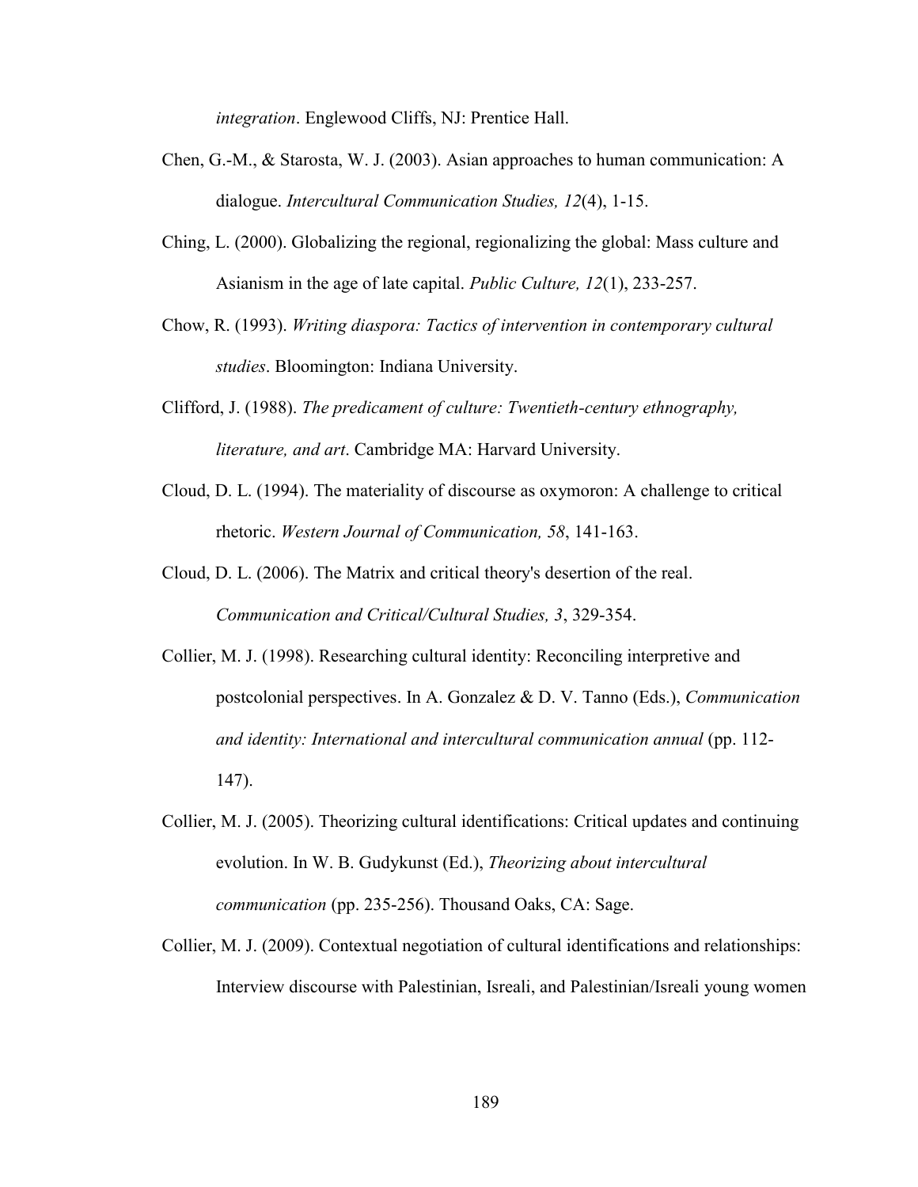*integration*. Englewood Cliffs, NJ: Prentice Hall.

Chen, G.-M., & Starosta, W. J. (2003). Asian approaches to human communication: A dialogue. *Intercultural Communication Studies, 12*(4), 1-15.

Ching, L. (2000). Globalizing the regional, regionalizing the global: Mass culture and Asianism in the age of late capital. *Public Culture, 12*(1), 233-257.

Chow, R. (1993). *Writing diaspora: Tactics of intervention in contemporary cultural studies*. Bloomington: Indiana University.

Clifford, J. (1988). *The predicament of culture: Twentieth-century ethnography, literature, and art*. Cambridge MA: Harvard University.

Cloud, D. L. (1994). The materiality of discourse as oxymoron: A challenge to critical rhetoric. *Western Journal of Communication, 58*, 141-163.

Cloud, D. L. (2006). The Matrix and critical theory's desertion of the real. *Communication and Critical/Cultural Studies, 3*, 329-354.

Collier, M. J. (1998). Researching cultural identity: Reconciling interpretive and postcolonial perspectives. In A. Gonzalez & D. V. Tanno (Eds.), *Communication and identity: International and intercultural communication annual* (pp. 112-147).

Collier, M. J. (2005). Theorizing cultural identifications: Critical updates and continuing evolution. In W. B. Gudykunst (Ed.), *Theorizing about intercultural communication* (pp. 235-256). Thousand Oaks, CA: Sage.

Collier, M. J. (2009). Contextual negotiation of cultural identifications and relationships: Interview discourse with Palestinian, Isreali, and Palestinian/Isreali young women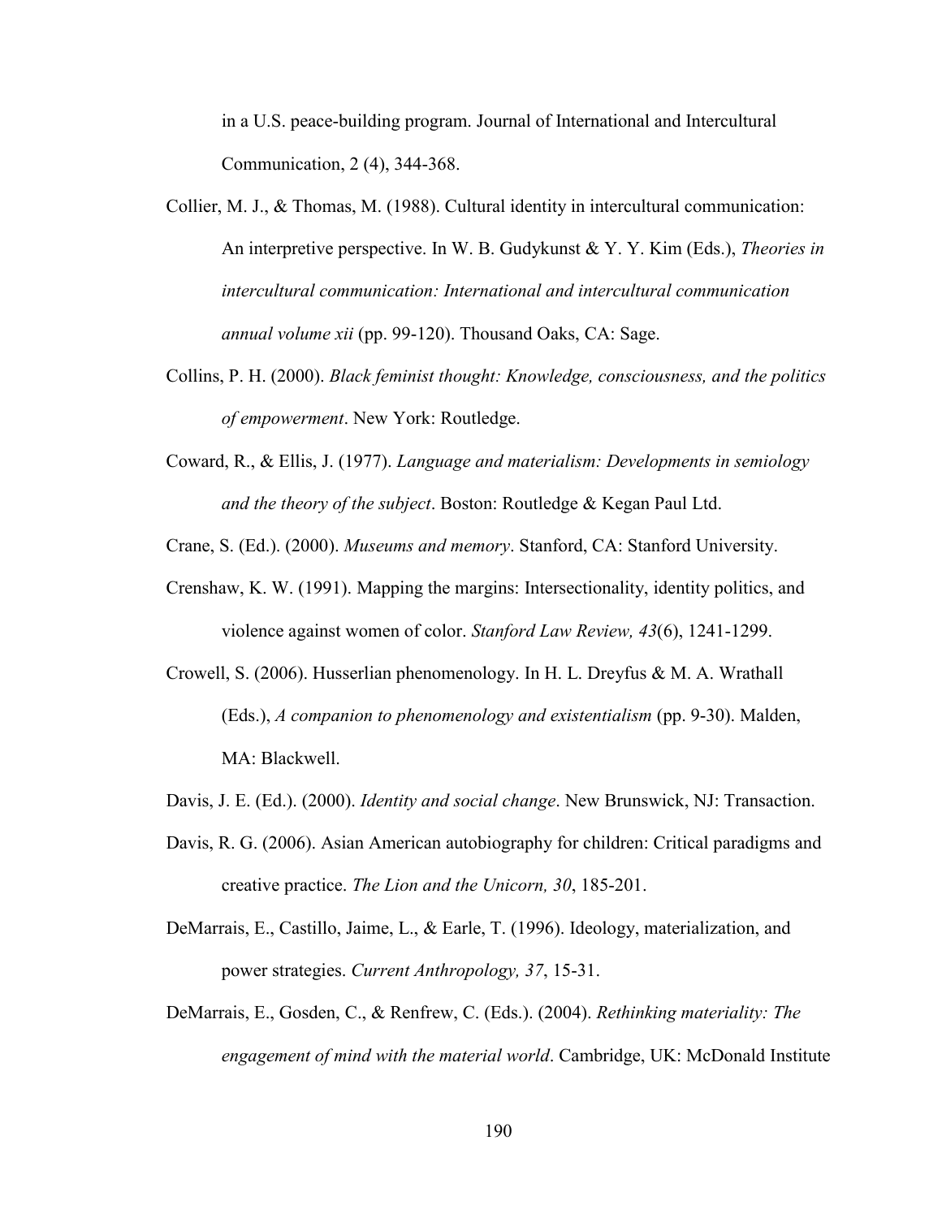in a U.S. peace-building program. Journal of International and Intercultural Communication, 2 (4), 344-368.

Collier, M. J., & Thomas, M. (1988). Cultural identity in intercultural communication: An interpretive perspective. In W. B. Gudykunst & Y. Y. Kim (Eds.), *Theories in intercultural communication: International and intercultural communication annual volume xii* (pp. 99-120). Thousand Oaks, CA: Sage.

Collins, P. H. (2000). *Black feminist thought: Knowledge, consciousness, and the politics of empowerment*. New York: Routledge.

Coward, R., & Ellis, J. (1977). *Language and materialism: Developments in semiology and the theory of the subject*. Boston: Routledge & Kegan Paul Ltd.

Crane, S. (Ed.). (2000). *Museums and memory*. Stanford, CA: Stanford University.

Crenshaw, K. W. (1991). Mapping the margins: Intersectionality, identity politics, and violence against women of color. *Stanford Law Review, 43*(6), 1241-1299.

Crowell, S. (2006). Husserlian phenomenology. In H. L. Dreyfus & M. A. Wrathall (Eds.), *A companion to phenomenology and existentialism* (pp. 9-30). Malden, MA: Blackwell.

Davis, J. E. (Ed.). (2000). *Identity and social change*. New Brunswick, NJ: Transaction.

Davis, R. G. (2006). Asian American autobiography for children: Critical paradigms and creative practice. *The Lion and the Unicorn, 30*, 185-201.

DeMarrais, E., Castillo, Jaime, L., & Earle, T. (1996). Ideology, materialization, and power strategies. *Current Anthropology, 37*, 15-31.

DeMarrais, E., Gosden, C., & Renfrew, C. (Eds.). (2004). *Rethinking materiality: The engagement of mind with the material world*. Cambridge, UK: McDonald Institute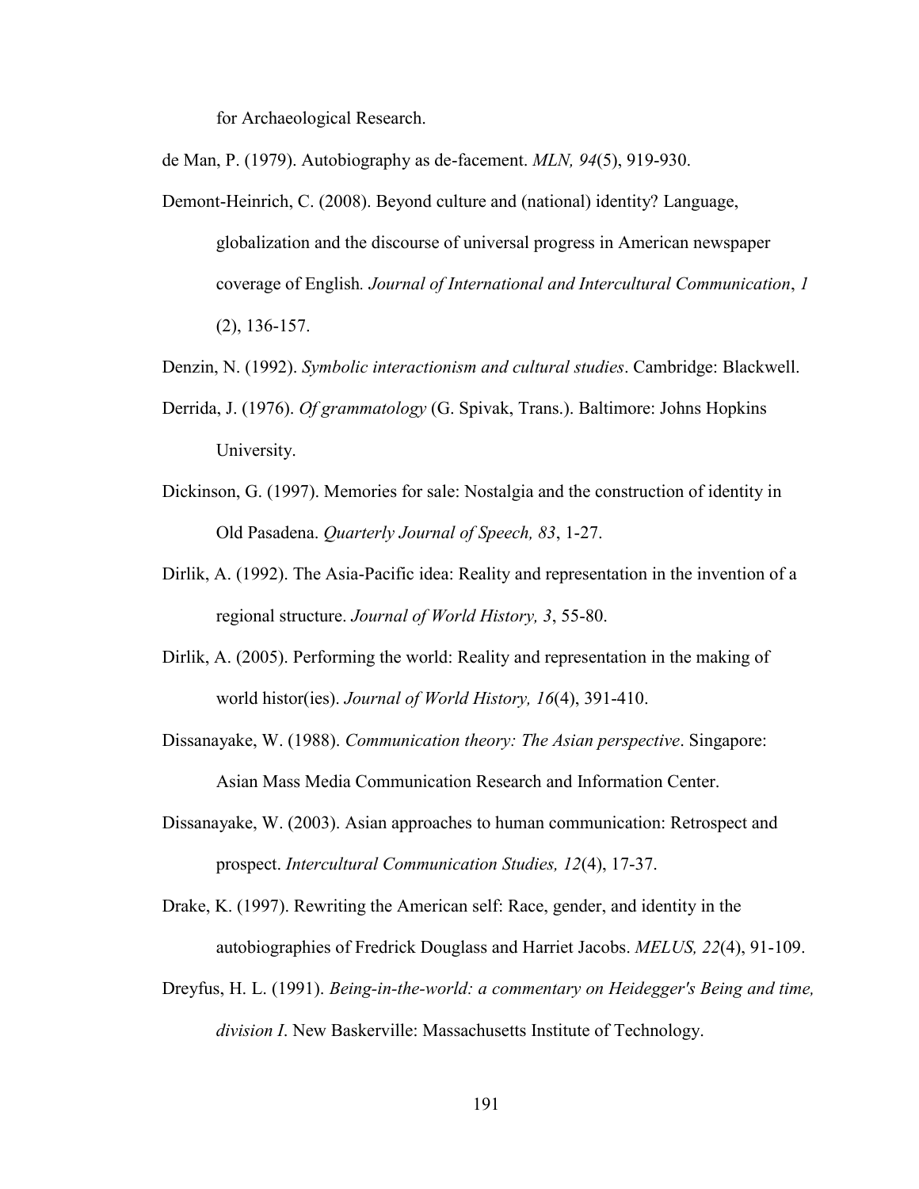for Archaeological Research.

de Man, P. (1979). Autobiography as de-facement. *MLN, 94*(5), 919-930.

Demont-Heinrich, C. (2008). Beyond culture and (national) identity? Language, globalization and the discourse of universal progress in American newspaper coverage of English. *Journal of International and Intercultural Communication*, *1* (2), 136-157.

Denzin, N. (1992). *Symbolic interactionism and cultural studies*. Cambridge: Blackwell.

Derrida, J. (1976). *Of grammatology* (G. Spivak, Trans.). Baltimore: Johns Hopkins University.

Dickinson, G. (1997). Memories for sale: Nostalgia and the construction of identity in Old Pasadena. *Quarterly Journal of Speech, 83*, 1-27.

Dirlik, A. (1992). The Asia-Pacific idea: Reality and representation in the invention of a regional structure. *Journal of World History, 3*, 55-80.

Dirlik, A. (2005). Performing the world: Reality and representation in the making of world histor(ies). *Journal of World History, 16*(4), 391-410.

Dissanayake, W. (1988). *Communication theory: The Asian perspective*. Singapore: Asian Mass Media Communication Research and Information Center.

Dissanayake, W. (2003). Asian approaches to human communication: Retrospect and prospect. *Intercultural Communication Studies, 12*(4), 17-37.

Drake, K. (1997). Rewriting the American self: Race, gender, and identity in the autobiographies of Fredrick Douglass and Harriet Jacobs. *MELUS, 22*(4), 91-109.

Dreyfus, H. L. (1991). *Being-in-the-world: a commentary on Heidegger's Being and time, division I*. New Baskerville: Massachusetts Institute of Technology.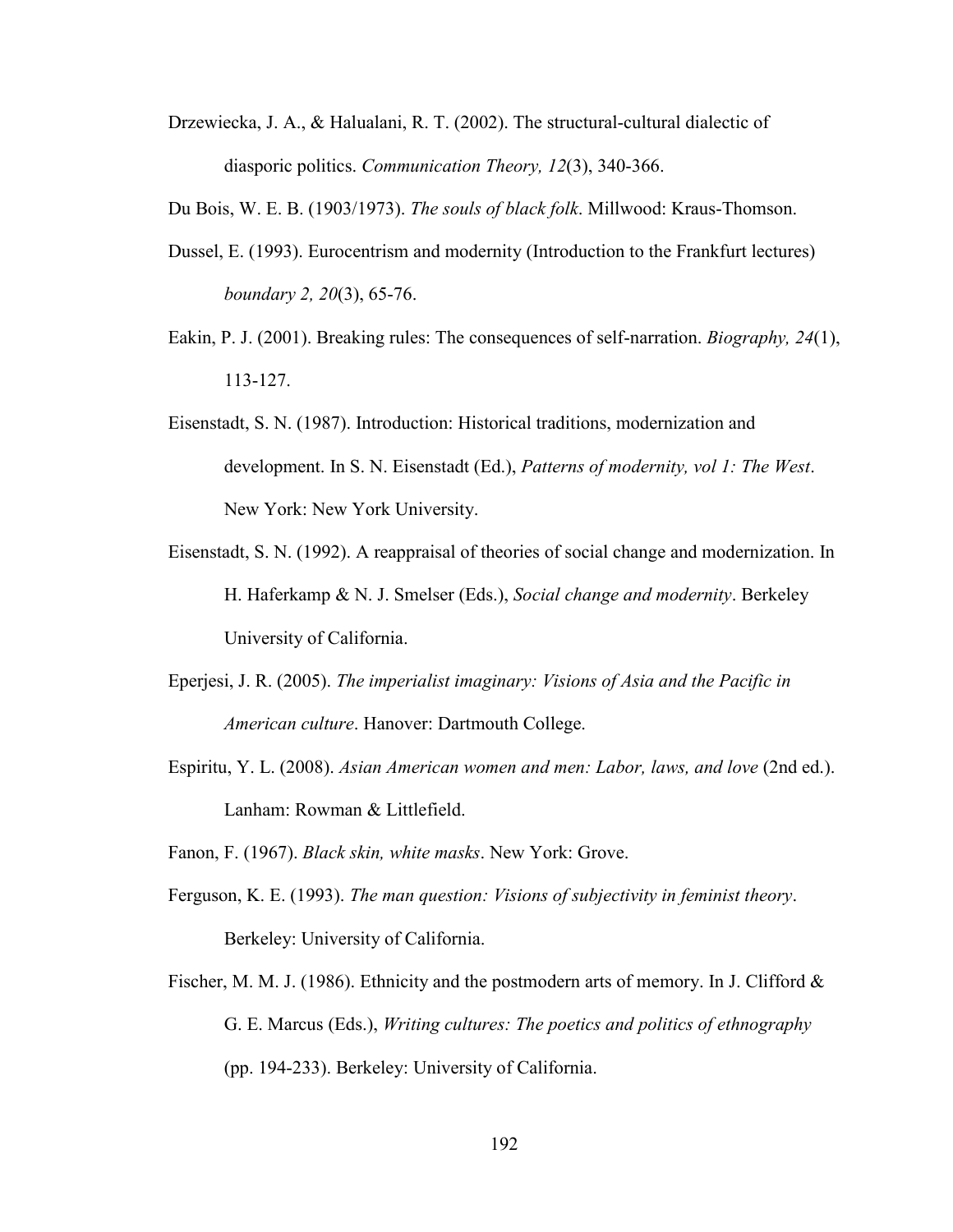Drzewiecka, J. A., & Halualani, R. T. (2002). The structural-cultural dialectic of diasporic politics. *Communication Theory, 12*(3), 340-366.

Du Bois, W. E. B. (1903/1973). *The souls of black folk*. Millwood: Kraus-Thomson.

Dussel, E. (1993). Eurocentrism and modernity (Introduction to the Frankfurt lectures) *boundary 2, 20*(3), 65-76.

Eakin, P. J. (2001). Breaking rules: The consequences of self-narration. *Biography, 24*(1), 113-127.

Eisenstadt, S. N. (1987). Introduction: Historical traditions, modernization and development. In S. N. Eisenstadt (Ed.), *Patterns of modernity, vol 1: The West*. New York: New York University.

Eisenstadt, S. N. (1992). A reappraisal of theories of social change and modernization. In H. Haferkamp & N. J. Smelser (Eds.), *Social change and modernity*. Berkeley University of California.

Eperjesi, J. R. (2005). *The imperialist imaginary: Visions of Asia and the Pacific in American culture*. Hanover: Dartmouth College.

Espiritu, Y. L. (2008). *Asian American women and men: Labor, laws, and love* (2nd ed.). Lanham: Rowman & Littlefield.

Fanon, F. (1967). *Black skin, white masks*. New York: Grove.

Ferguson, K. E. (1993). *The man question: Visions of subjectivity in feminist theory*. Berkeley: University of California.

Fischer, M. M. J. (1986). Ethnicity and the postmodern arts of memory. In J. Clifford & G. E. Marcus (Eds.), *Writing cultures: The poetics and politics of ethnography* (pp. 194-233). Berkeley: University of California.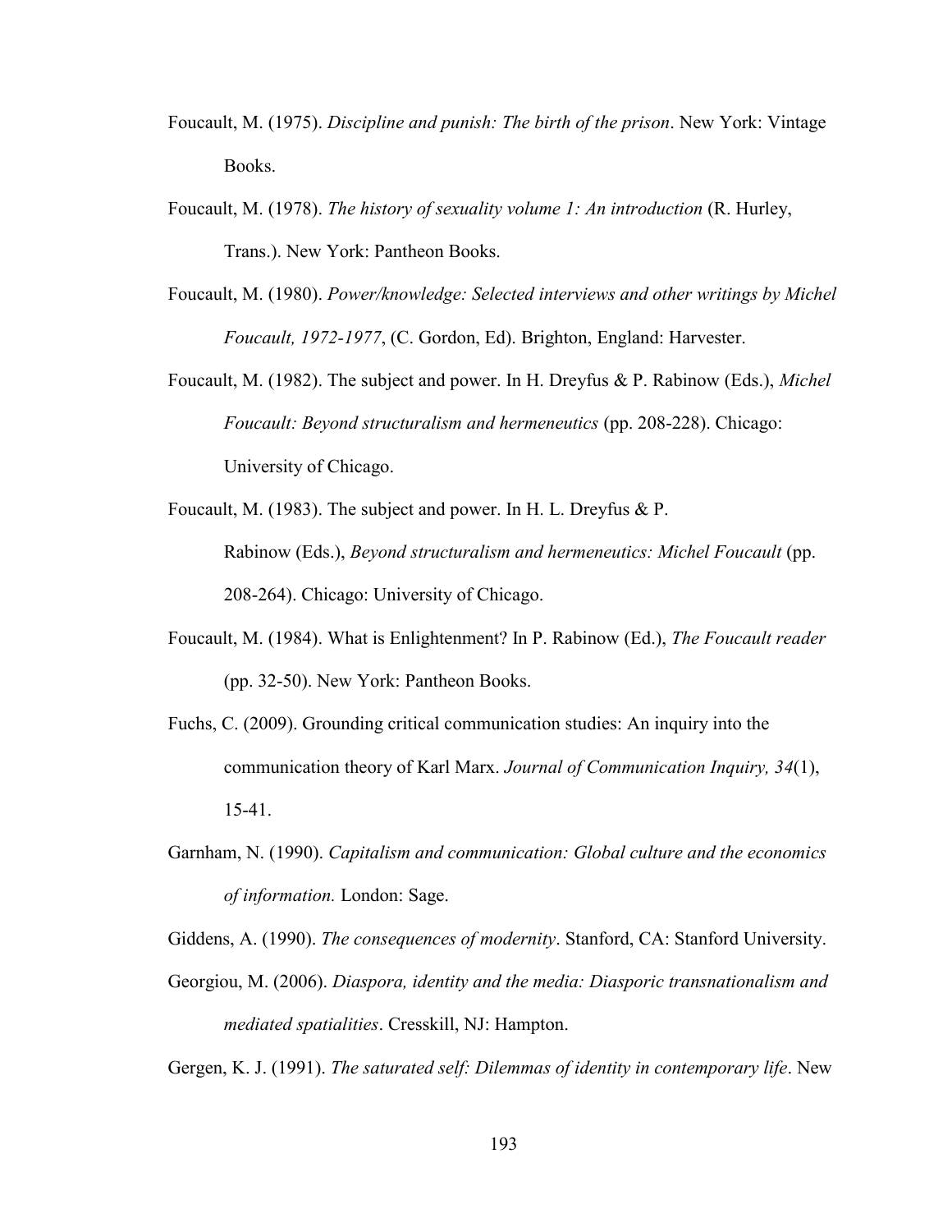Foucault, M. (1975). *Discipline and punish: The birth of the prison*. New York: Vintage Books.

Foucault, M. (1978). *The history of sexuality volume 1: An introduction* (R. Hurley, Trans.). New York: Pantheon Books.

Foucault, M. (1980). *Power/knowledge: Selected interviews and other writings by Michel Foucault, 1972-1977*, (C. Gordon, Ed). Brighton, England: Harvester.

Foucault, M. (1982). The subject and power. In H. Dreyfus & P. Rabinow (Eds.), *Michel Foucault: Beyond structuralism and hermeneutics* (pp. 208-228). Chicago: University of Chicago.

Foucault, M. (1983). The subject and power. In H. L. Dreyfus & P. Rabinow (Eds.), *Beyond structuralism and hermeneutics: Michel Foucault* (pp. 208-264). Chicago: University of Chicago.

Foucault, M. (1984). What is Enlightenment? In P. Rabinow (Ed.), *The Foucault reader* (pp. 32-50). New York: Pantheon Books.

Fuchs, C. (2009). Grounding critical communication studies: An inquiry into the communication theory of Karl Marx. *Journal of Communication Inquiry, 34*(1), 15-41.

Garnham, N. (1990). *Capitalism and communication: Global culture and the economics of information.* London: Sage.

Giddens, A. (1990). *The consequences of modernity*. Stanford, CA: Stanford University.

Georgiou, M. (2006). *Diaspora, identity and the media: Diasporic transnationalism and mediated spatialities*. Cresskill, NJ: Hampton.

Gergen, K. J. (1991). *The saturated self: Dilemmas of identity in contemporary life*. New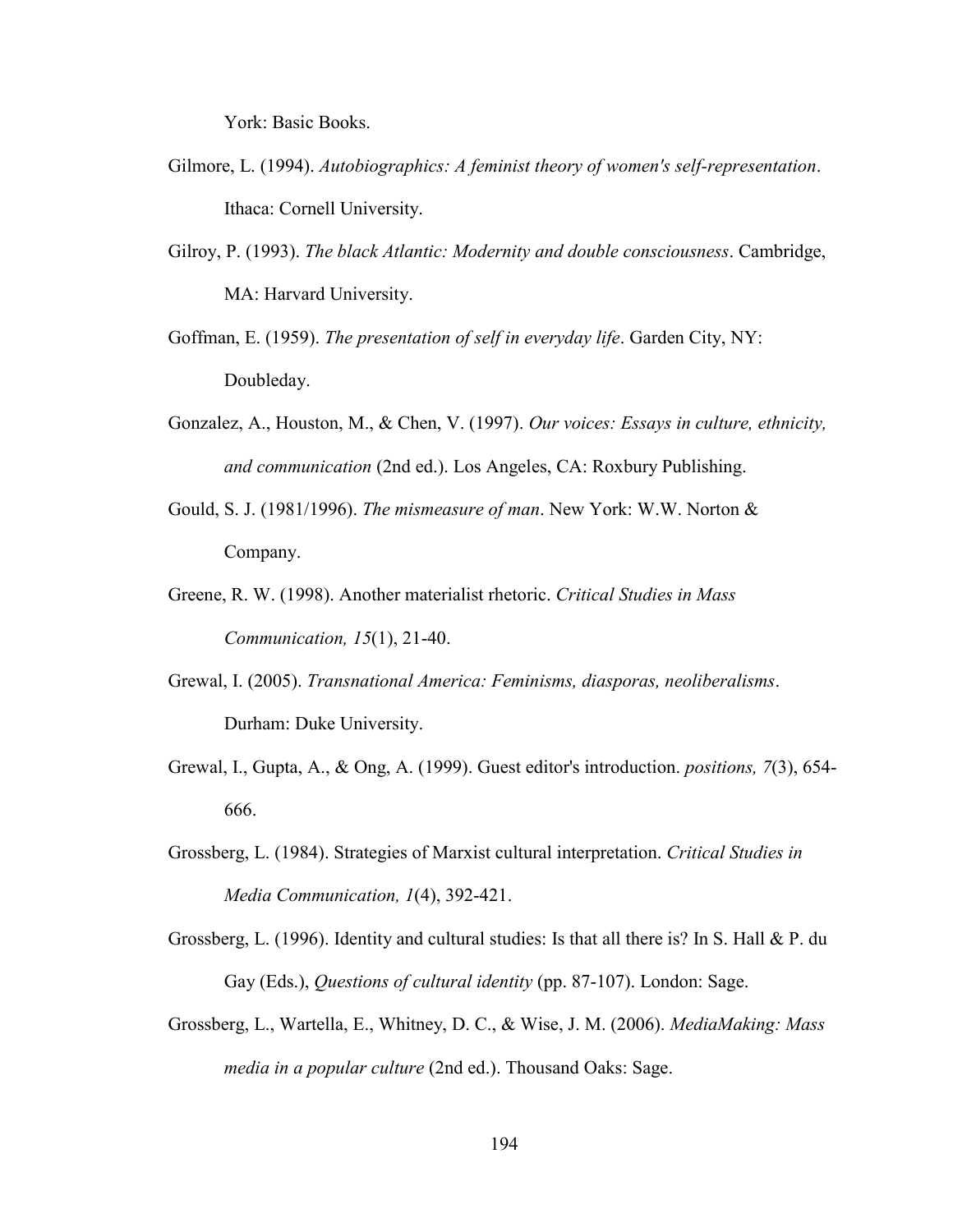York: Basic Books.

Gilmore, L. (1994). *Autobiographics: A feminist theory of women's self-representation*. Ithaca: Cornell University.

Gilroy, P. (1993). *The black Atlantic: Modernity and double consciousness*. Cambridge, MA: Harvard University.

Goffman, E. (1959). *The presentation of self in everyday life*. Garden City, NY: Doubleday.

Gonzalez, A., Houston, M., & Chen, V. (1997). *Our voices: Essays in culture, ethnicity, and communication* (2nd ed.). Los Angeles, CA: Roxbury Publishing.

Gould, S. J. (1981/1996). *The mismeasure of man*. New York: W.W. Norton & Company.

Greene, R. W. (1998). Another materialist rhetoric. *Critical Studies in Mass Communication, 15*(1), 21-40.

Grewal, I. (2005). *Transnational America: Feminisms, diasporas, neoliberalisms*. Durham: Duke University.

Grewal, I., Gupta, A., & Ong, A. (1999). Guest editor's introduction. *positions, 7*(3), 654-666.

Grossberg, L. (1984). Strategies of Marxist cultural interpretation. *Critical Studies in Media Communication, 1*(4), 392-421.

Grossberg, L. (1996). Identity and cultural studies: Is that all there is? In S. Hall & P. du Gay (Eds.), *Questions of cultural identity* (pp. 87-107). London: Sage.

Grossberg, L., Wartella, E., Whitney, D. C., & Wise, J. M. (2006). *MediaMaking: Mass media in a popular culture* (2nd ed.). Thousand Oaks: Sage.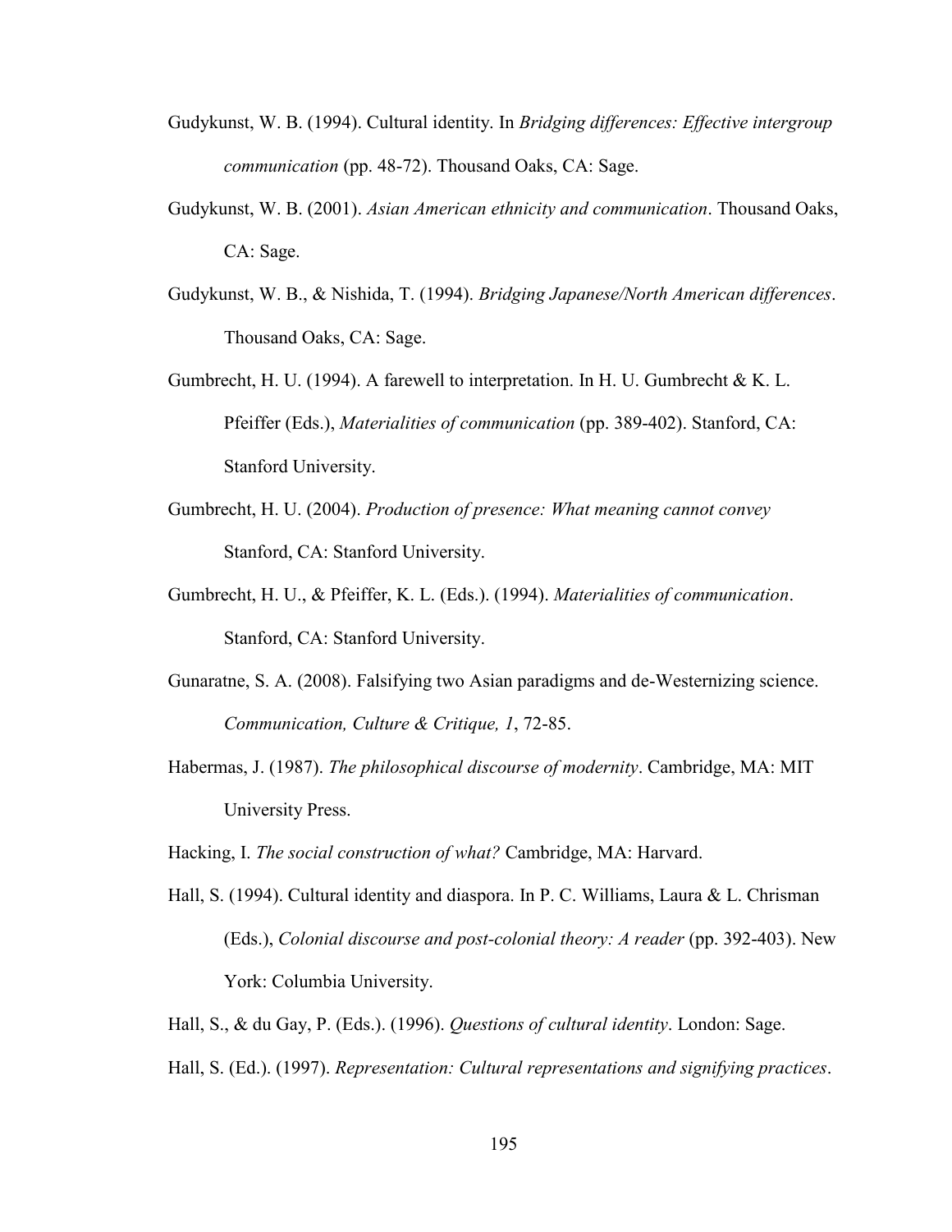Gudykunst, W. B. (1994). Cultural identity. In *Bridging differences: Effective intergroup communication* (pp. 48-72). Thousand Oaks, CA: Sage.

Gudykunst, W. B. (2001). *Asian American ethnicity and communication*. Thousand Oaks, CA: Sage.

Gudykunst, W. B., & Nishida, T. (1994). *Bridging Japanese/North American differences*. Thousand Oaks, CA: Sage.

Gumbrecht, H. U. (1994). A farewell to interpretation. In H. U. Gumbrecht & K. L. Pfeiffer (Eds.), *Materialities of communication* (pp. 389-402). Stanford, CA: Stanford University.

Gumbrecht, H. U. (2004). *Production of presence: What meaning cannot convey* Stanford, CA: Stanford University.

Gumbrecht, H. U., & Pfeiffer, K. L. (Eds.). (1994). *Materialities of communication*. Stanford, CA: Stanford University.

Gunaratne, S. A. (2008). Falsifying two Asian paradigms and de-Westernizing science. *Communication, Culture & Critique, 1*, 72-85.

Habermas, J. (1987). *The philosophical discourse of modernity*. Cambridge, MA: MIT University Press.

Hacking, I. *The social construction of what?* Cambridge, MA: Harvard.

Hall, S. (1994). Cultural identity and diaspora. In P. C. Williams, Laura & L. Chrisman (Eds.), *Colonial discourse and post-colonial theory: A reader* (pp. 392-403). New York: Columbia University.

Hall, S., & du Gay, P. (Eds.). (1996). *Questions of cultural identity*. London: Sage.

Hall, S. (Ed.). (1997). *Representation: Cultural representations and signifying practices*.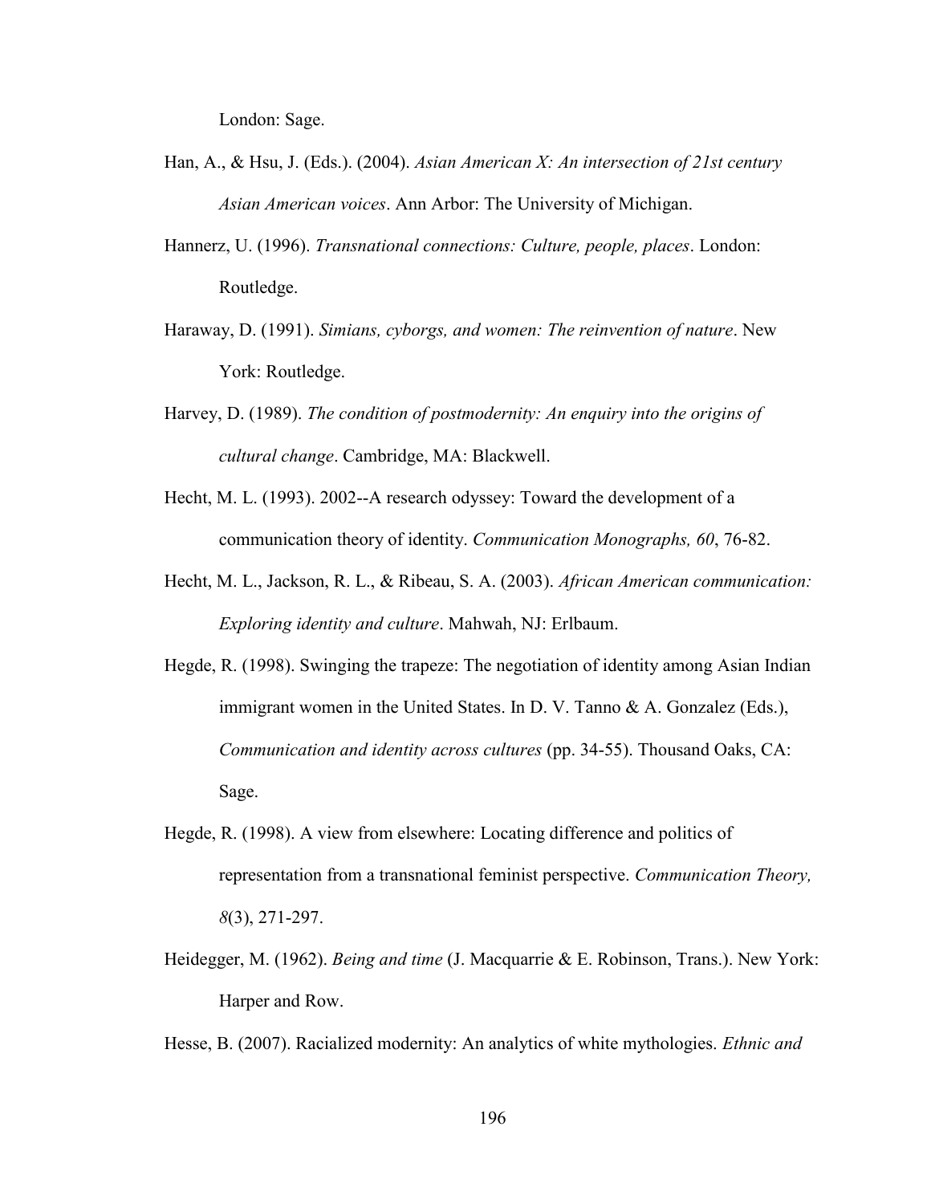London: Sage.

Han, A., & Hsu, J. (Eds.). (2004). *Asian American X: An intersection of 21st century Asian American voices*. Ann Arbor: The University of Michigan.

Hannerz, U. (1996). *Transnational connections: Culture, people, places*. London: Routledge.

Haraway, D. (1991). *Simians, cyborgs, and women: The reinvention of nature*. New York: Routledge.

Harvey, D. (1989). *The condition of postmodernity: An enquiry into the origins of cultural change*. Cambridge, MA: Blackwell.

Hecht, M. L. (1993). 2002--A research odyssey: Toward the development of a communication theory of identity. *Communication Monographs, 60*, 76-82.

Hecht, M. L., Jackson, R. L., & Ribeau, S. A. (2003). *African American communication: Exploring identity and culture*. Mahwah, NJ: Erlbaum.

Hegde, R. (1998). Swinging the trapeze: The negotiation of identity among Asian Indian immigrant women in the United States. In D. V. Tanno & A. Gonzalez (Eds.), *Communication and identity across cultures* (pp. 34-55). Thousand Oaks, CA: Sage.

Hegde, R. (1998). A view from elsewhere: Locating difference and politics of representation from a transnational feminist perspective. *Communication Theory, 8*(3), 271-297.

Heidegger, M. (1962). *Being and time* (J. Macquarrie & E. Robinson, Trans.). New York: Harper and Row.

Hesse, B. (2007). Racialized modernity: An analytics of white mythologies. *Ethnic and*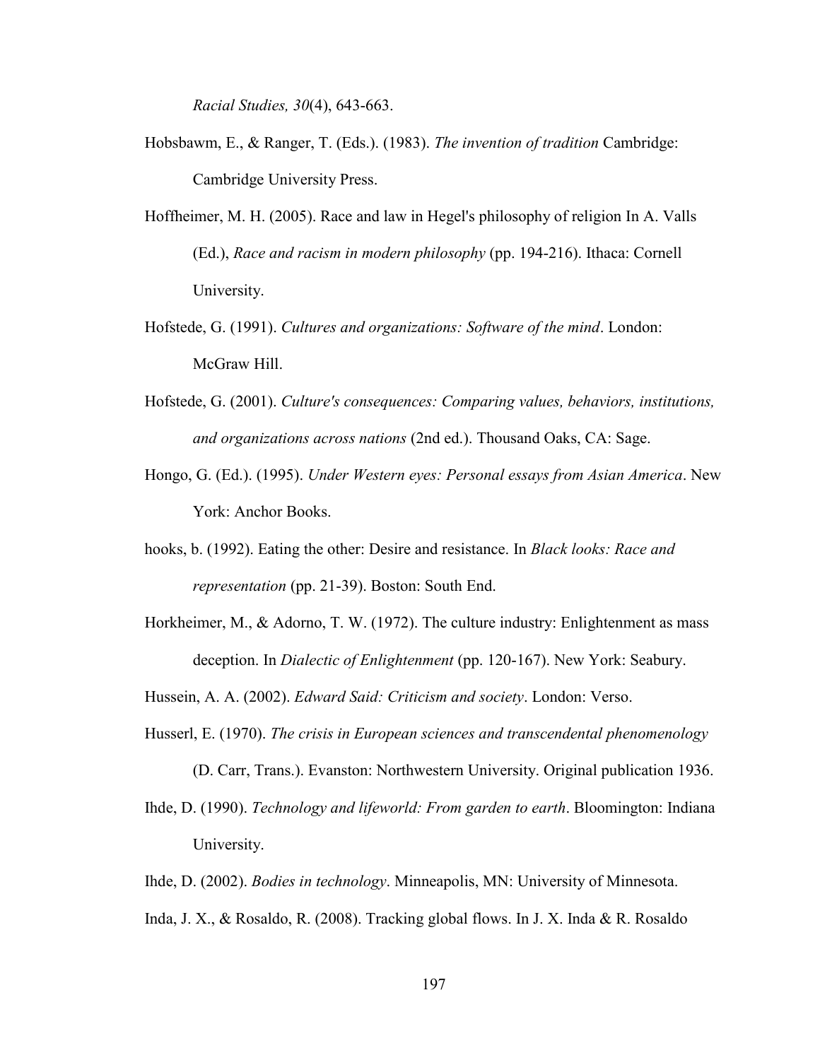*Racial Studies, 30*(4), 643-663.

Hobsbawm, E., & Ranger, T. (Eds.). (1983). *The invention of tradition* Cambridge: Cambridge University Press.

Hoffheimer, M. H. (2005). Race and law in Hegel's philosophy of religion In A. Valls (Ed.), *Race and racism in modern philosophy* (pp. 194-216). Ithaca: Cornell University.

Hofstede, G. (1991). *Cultures and organizations: Software of the mind*. London: McGraw Hill.

Hofstede, G. (2001). *Culture's consequences: Comparing values, behaviors, institutions, and organizations across nations* (2nd ed.). Thousand Oaks, CA: Sage.

Hongo, G. (Ed.). (1995). *Under Western eyes: Personal essays from Asian America*. New York: Anchor Books.

hooks, b. (1992). Eating the other: Desire and resistance. In *Black looks: Race and representation* (pp. 21-39). Boston: South End.

Horkheimer, M., & Adorno, T. W. (1972). The culture industry: Enlightenment as mass deception. In *Dialectic of Enlightenment* (pp. 120-167). New York: Seabury.

Hussein, A. A. (2002). *Edward Said: Criticism and society*. London: Verso.

Husserl, E. (1970). *The crisis in European sciences and transcendental phenomenology* (D. Carr, Trans.). Evanston: Northwestern University. Original publication 1936.

Ihde, D. (1990). *Technology and lifeworld: From garden to earth*. Bloomington: Indiana University.

Ihde, D. (2002). *Bodies in technology*. Minneapolis, MN: University of Minnesota.

Inda, J. X., & Rosaldo, R. (2008). Tracking global flows. In J. X. Inda & R. Rosaldo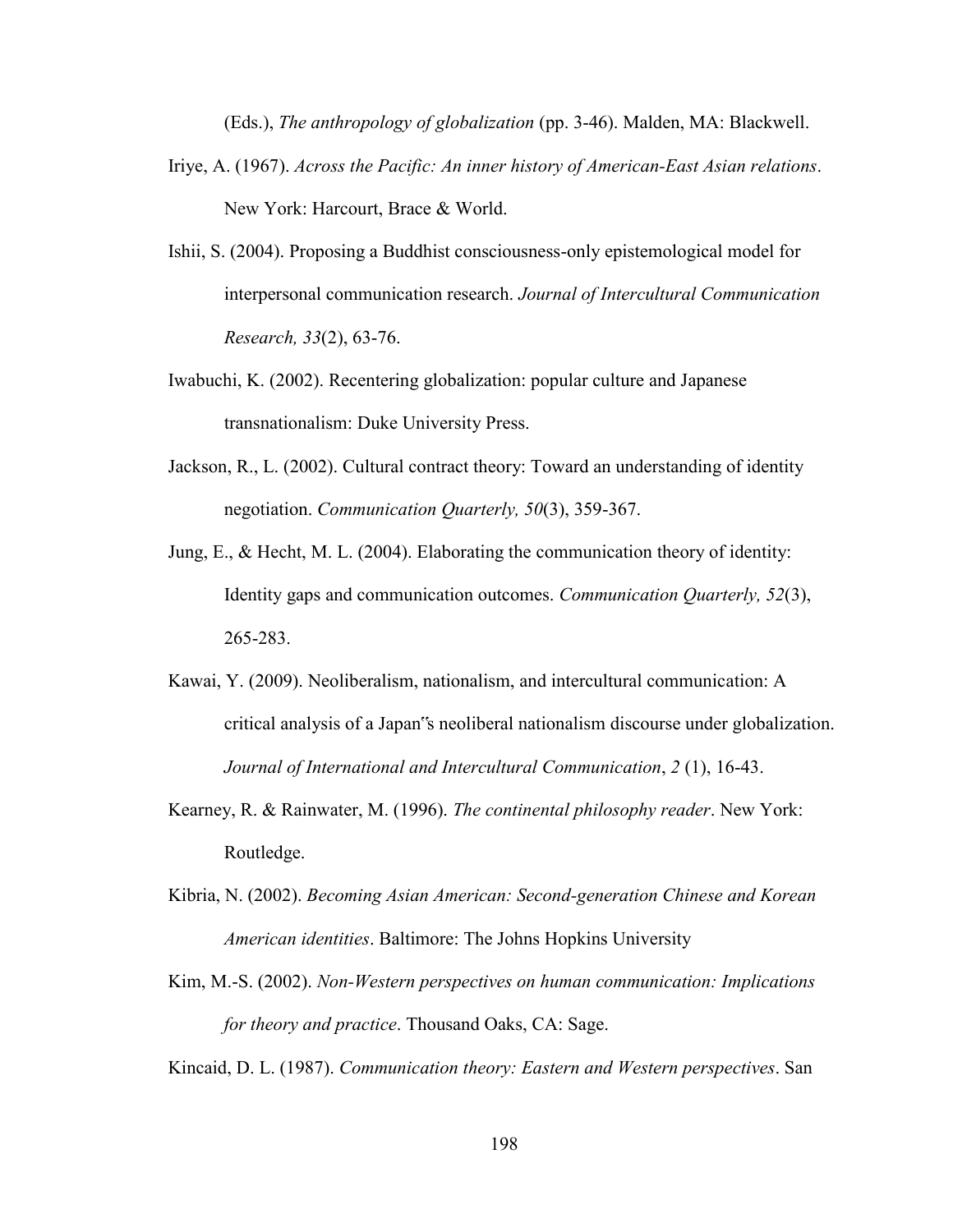(Eds.), *The anthropology of globalization* (pp. 3-46). Malden, MA: Blackwell.

Iriye, A. (1967). *Across the Pacific: An inner history of American-East Asian relations*. New York: Harcourt, Brace & World.

Ishii, S. (2004). Proposing a Buddhist consciousness-only epistemological model for interpersonal communication research. *Journal of Intercultural Communication Research, 33*(2), 63-76.

Iwabuchi, K. (2002). Recentering globalization: popular culture and Japanese transnationalism: Duke University Press.

Jackson, R., L. (2002). Cultural contract theory: Toward an understanding of identity negotiation. *Communication Quarterly, 50*(3), 359-367.

Jung, E., & Hecht, M. L. (2004). Elaborating the communication theory of identity: Identity gaps and communication outcomes. *Communication Quarterly, 52*(3), 265-283.

Kawai, Y. (2009). Neoliberalism, nationalism, and intercultural communication: A critical analysis of a Japan"s neoliberal nationalism discourse under globalization. *Journal of International and Intercultural Communication*, *2* (1), 16-43.

Kearney, R. & Rainwater, M. (1996). *The continental philosophy reader*. New York: Routledge.

Kibria, N. (2002). *Becoming Asian American: Second-generation Chinese and Korean American identities*. Baltimore: The Johns Hopkins University

Kim, M.-S. (2002). *Non-Western perspectives on human communication: Implications for theory and practice*. Thousand Oaks, CA: Sage.

Kincaid, D. L. (1987). *Communication theory: Eastern and Western perspectives*. San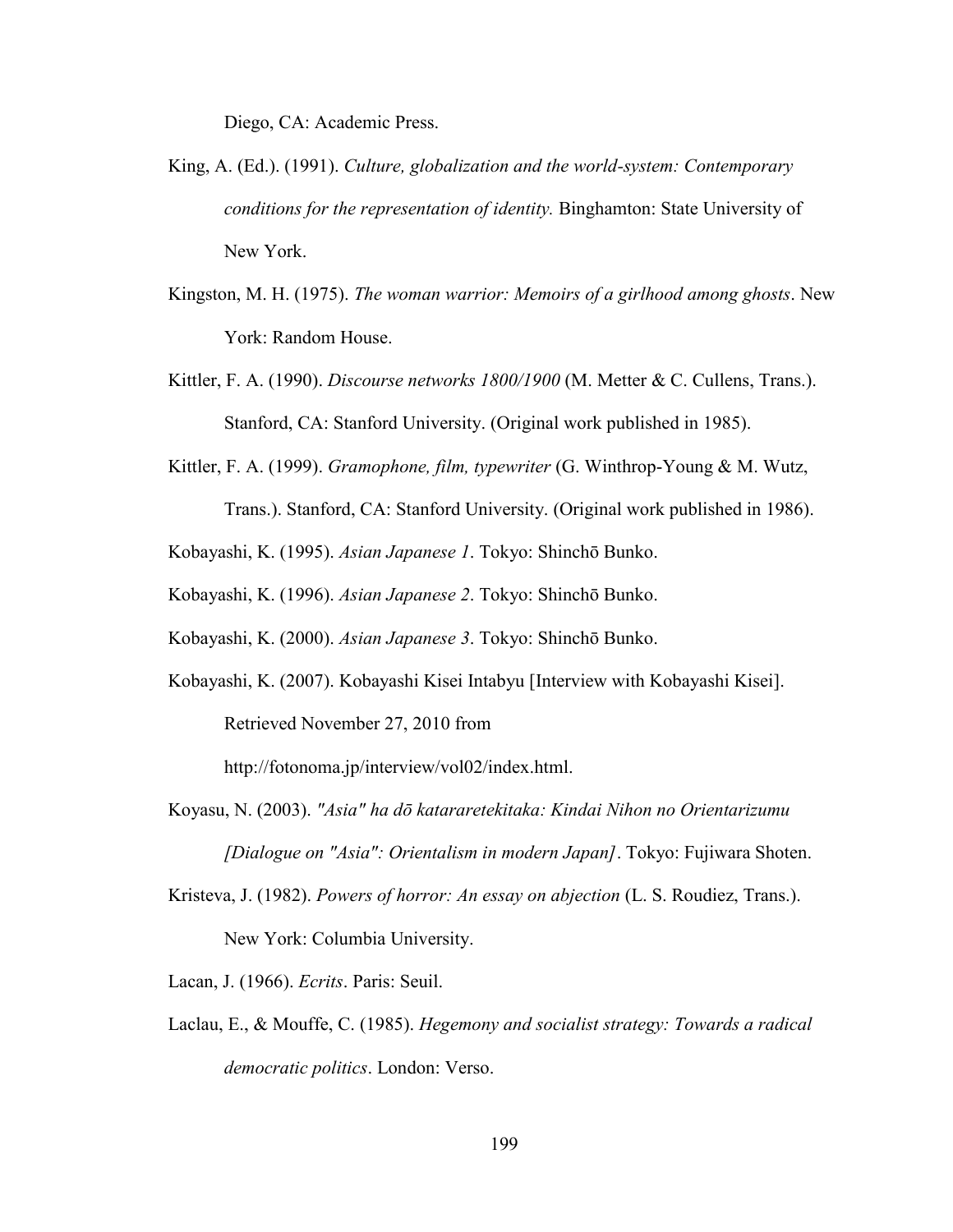Diego, CA: Academic Press.

King, A. (Ed.). (1991). *Culture, globalization and the world-system: Contemporary conditions for the representation of identity.* Binghamton: State University of New York.

Kingston, M. H. (1975). *The woman warrior: Memoirs of a girlhood among ghosts*. New York: Random House.

Kittler, F. A. (1990). *Discourse networks 1800/1900* (M. Metter & C. Cullens, Trans.). Stanford, CA: Stanford University. (Original work published in 1985).

Kittler, F. A. (1999). *Gramophone, film, typewriter* (G. Winthrop-Young & M. Wutz, Trans.). Stanford, CA: Stanford University. (Original work published in 1986).

Kobayashi, K. (1995). *Asian Japanese 1*. Tokyo: Shinchō Bunko.

Kobayashi, K. (1996). *Asian Japanese 2*. Tokyo: Shinchō Bunko.

Kobayashi, K. (2000). *Asian Japanese 3*. Tokyo: Shinchō Bunko.

Kobayashi, K. (2007). Kobayashi Kisei Intabyu [Interview with Kobayashi Kisei]. Retrieved November 27, 2010 from http://fotonoma.jp/interview/vol02/index.html.

Koyasu, N. (2003). *"Asia" ha dō katararetekitaka: Kindai Nihon no Orientarizumu [Dialogue on "Asia": Orientalism in modern Japan]*. Tokyo: Fujiwara Shoten.

Kristeva, J. (1982). *Powers of horror: An essay on abjection* (L. S. Roudiez, Trans.). New York: Columbia University.

Lacan, J. (1966). *Ecrits*. Paris: Seuil.

Laclau, E., & Mouffe, C. (1985). *Hegemony and socialist strategy: Towards a radical democratic politics*. London: Verso.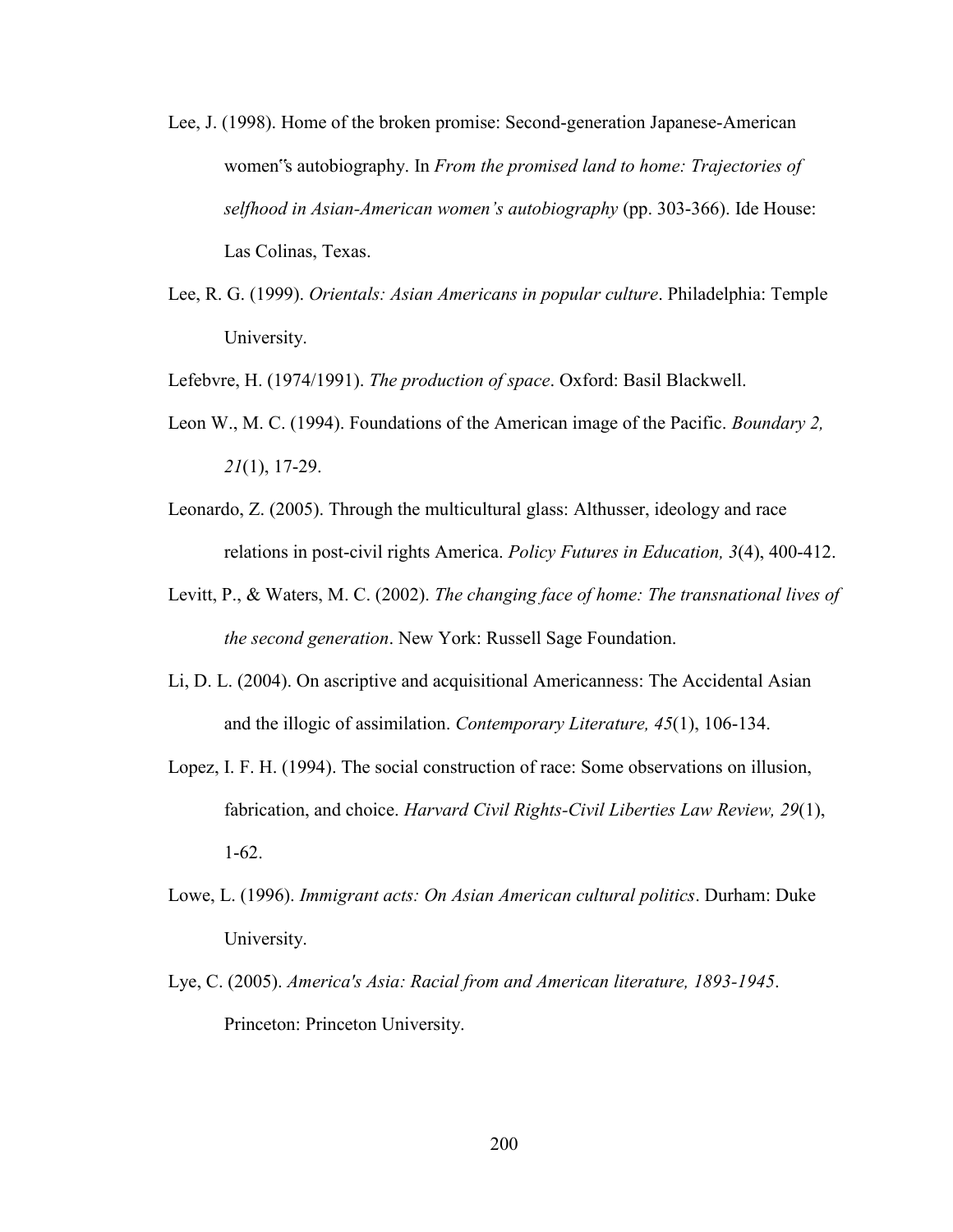Lee, J. (1998). Home of the broken promise: Second-generation Japanese-American women‟s autobiography. In *From the promised land to home: Trajectories of selfhood in Asian-American women's autobiography* (pp. 303-366). Ide House: Las Colinas, Texas.

Lee, R. G. (1999). *Orientals: Asian Americans in popular culture*. Philadelphia: Temple University.

Lefebvre, H. (1974/1991). *The production of space*. Oxford: Basil Blackwell.

Leon W., M. C. (1994). Foundations of the American image of the Pacific. *Boundary 2, 21*(1), 17-29.

Leonardo, Z. (2005). Through the multicultural glass: Althusser, ideology and race relations in post-civil rights America. *Policy Futures in Education, 3*(4), 400-412.

Levitt, P., & Waters, M. C. (2002). *The changing face of home: The transnational lives of the second generation*. New York: Russell Sage Foundation.

Li, D. L. (2004). On ascriptive and acquisitional Americanness: The Accidental Asian and the illogic of assimilation. *Contemporary Literature, 45*(1), 106-134.

Lopez, I. F. H. (1994). The social construction of race: Some observations on illusion, fabrication, and choice. *Harvard Civil Rights-Civil Liberties Law Review, 29*(1), 1-62.

Lowe, L. (1996). *Immigrant acts: On Asian American cultural politics*. Durham: Duke University.

Lye, C. (2005). *America's Asia: Racial from and American literature, 1893-1945*. Princeton: Princeton University.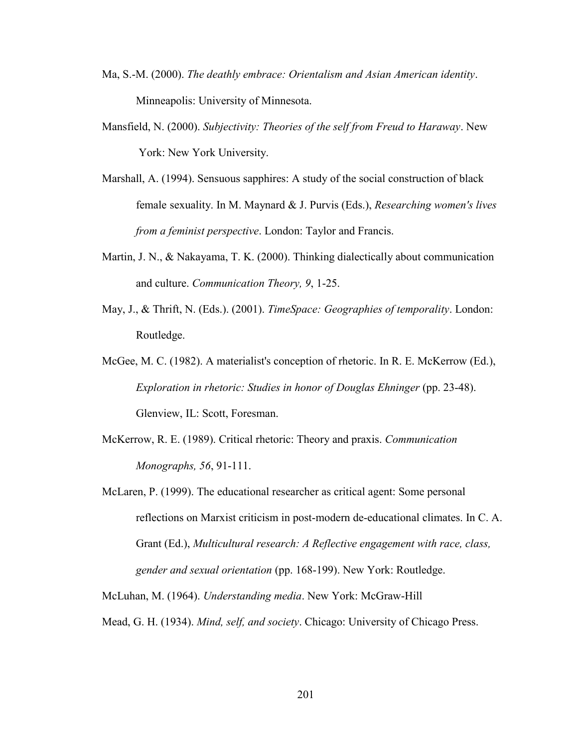Ma, S.-M. (2000). *The deathly embrace: Orientalism and Asian American identity*. Minneapolis: University of Minnesota.

Mansfield, N. (2000). *Subjectivity: Theories of the self from Freud to Haraway*. New York: New York University.

Marshall, A. (1994). Sensuous sapphires: A study of the social construction of black female sexuality. In M. Maynard & J. Purvis (Eds.), *Researching women's lives from a feminist perspective*. London: Taylor and Francis.

Martin, J. N., & Nakayama, T. K. (2000). Thinking dialectically about communication and culture. *Communication Theory, 9*, 1-25.

May, J., & Thrift, N. (Eds.). (2001). *TimeSpace: Geographies of temporality*. London: Routledge.

McGee, M. C. (1982). A materialist's conception of rhetoric. In R. E. McKerrow (Ed.), *Exploration in rhetoric: Studies in honor of Douglas Ehninger* (pp. 23-48). Glenview, IL: Scott, Foresman.

McKerrow, R. E. (1989). Critical rhetoric: Theory and praxis. *Communication Monographs, 56*, 91-111.

McLaren, P. (1999). The educational researcher as critical agent: Some personal reflections on Marxist criticism in post-modern de-educational climates. In C. A. Grant (Ed.), *Multicultural research: A Reflective engagement with race, class, gender and sexual orientation* (pp. 168-199). New York: Routledge.

McLuhan, M. (1964). *Understanding media*. New York: McGraw-Hill

Mead, G. H. (1934). *Mind, self, and society*. Chicago: University of Chicago Press.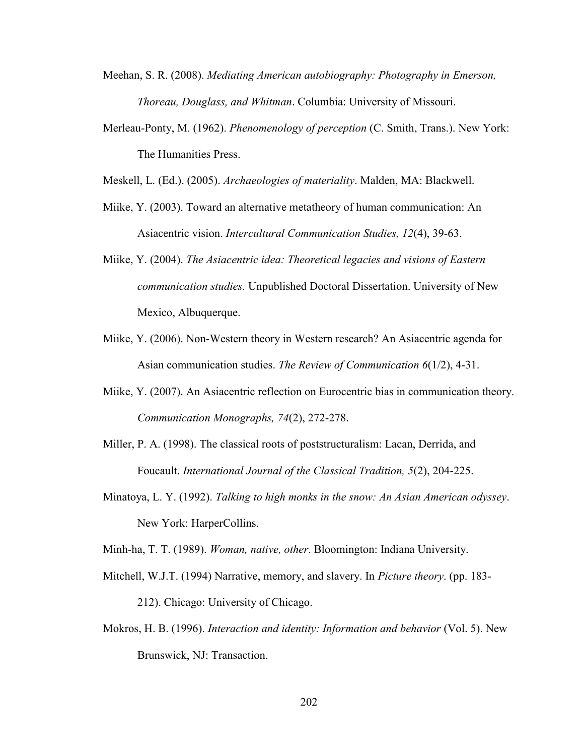Meehan, S. R. (2008). *Mediating American autobiography: Photography in Emerson, Thoreau, Douglass, and Whitman*. Columbia: University of Missouri.

Merleau-Ponty, M. (1962). *Phenomenology of perception* (C. Smith, Trans.). New York: The Humanities Press.

Meskell, L. (Ed.). (2005). *Archaeologies of materiality*. Malden, MA: Blackwell.

Miike, Y. (2003). Toward an alternative metatheory of human communication: An Asiacentric vision. *Intercultural Communication Studies, 12*(4), 39-63.

Miike, Y. (2004). *The Asiacentric idea: Theoretical legacies and visions of Eastern communication studies.* Unpublished Doctoral Dissertation. University of New Mexico, Albuquerque.

Miike, Y. (2006). Non-Western theory in Western research? An Asiacentric agenda for Asian communication studies. *The Review of Communication 6*(1/2), 4-31.

Miike, Y. (2007). An Asiacentric reflection on Eurocentric bias in communication theory. *Communication Monographs, 74*(2), 272-278.

Miller, P. A. (1998). The classical roots of poststructuralism: Lacan, Derrida, and Foucault. *International Journal of the Classical Tradition, 5*(2), 204-225.

Minatoya, L. Y. (1992). *Talking to high monks in the snow: An Asian American odyssey*. New York: HarperCollins.

Minh-ha, T. T. (1989). *Woman, native, other*. Bloomington: Indiana University.

Mitchell, W.J.T. (1994) Narrative, memory, and slavery. In *Picture theory*. (pp. 183-212). Chicago: University of Chicago.

Mokros, H. B. (1996). *Interaction and identity: Information and behavior* (Vol. 5). New Brunswick, NJ: Transaction.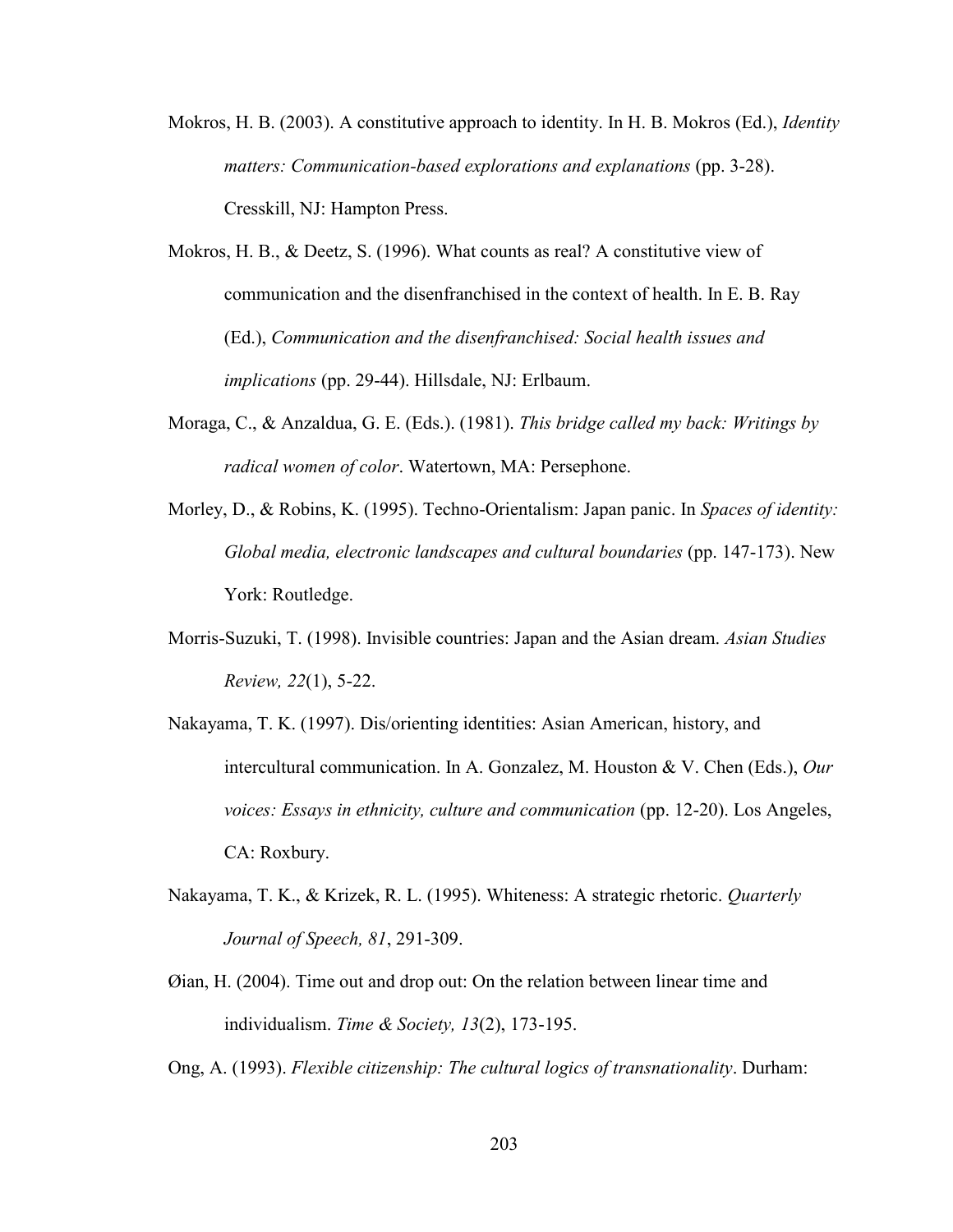Mokros, H. B. (2003). A constitutive approach to identity. In H. B. Mokros (Ed.), *Identity matters: Communication-based explorations and explanations* (pp. 3-28). Cresskill, NJ: Hampton Press.

Mokros, H. B., & Deetz, S. (1996). What counts as real? A constitutive view of communication and the disenfranchised in the context of health. In E. B. Ray (Ed.), *Communication and the disenfranchised: Social health issues and implications* (pp. 29-44). Hillsdale, NJ: Erlbaum.

Moraga, C., & Anzaldua, G. E. (Eds.). (1981). *This bridge called my back: Writings by radical women of color*. Watertown, MA: Persephone.

Morley, D., & Robins, K. (1995). Techno-Orientalism: Japan panic. In *Spaces of identity: Global media, electronic landscapes and cultural boundaries* (pp. 147-173). New York: Routledge.

Morris-Suzuki, T. (1998). Invisible countries: Japan and the Asian dream. *Asian Studies Review, 22*(1), 5-22.

Nakayama, T. K. (1997). Dis/orienting identities: Asian American, history, and intercultural communication. In A. Gonzalez, M. Houston & V. Chen (Eds.), *Our voices: Essays in ethnicity, culture and communication* (pp. 12-20). Los Angeles, CA: Roxbury.

Nakayama, T. K., & Krizek, R. L. (1995). Whiteness: A strategic rhetoric. *Quarterly Journal of Speech, 81*, 291-309.

Øian, H. (2004). Time out and drop out: On the relation between linear time and individualism. *Time & Society, 13*(2), 173-195.

Ong, A. (1993). *Flexible citizenship: The cultural logics of transnationality*. Durham: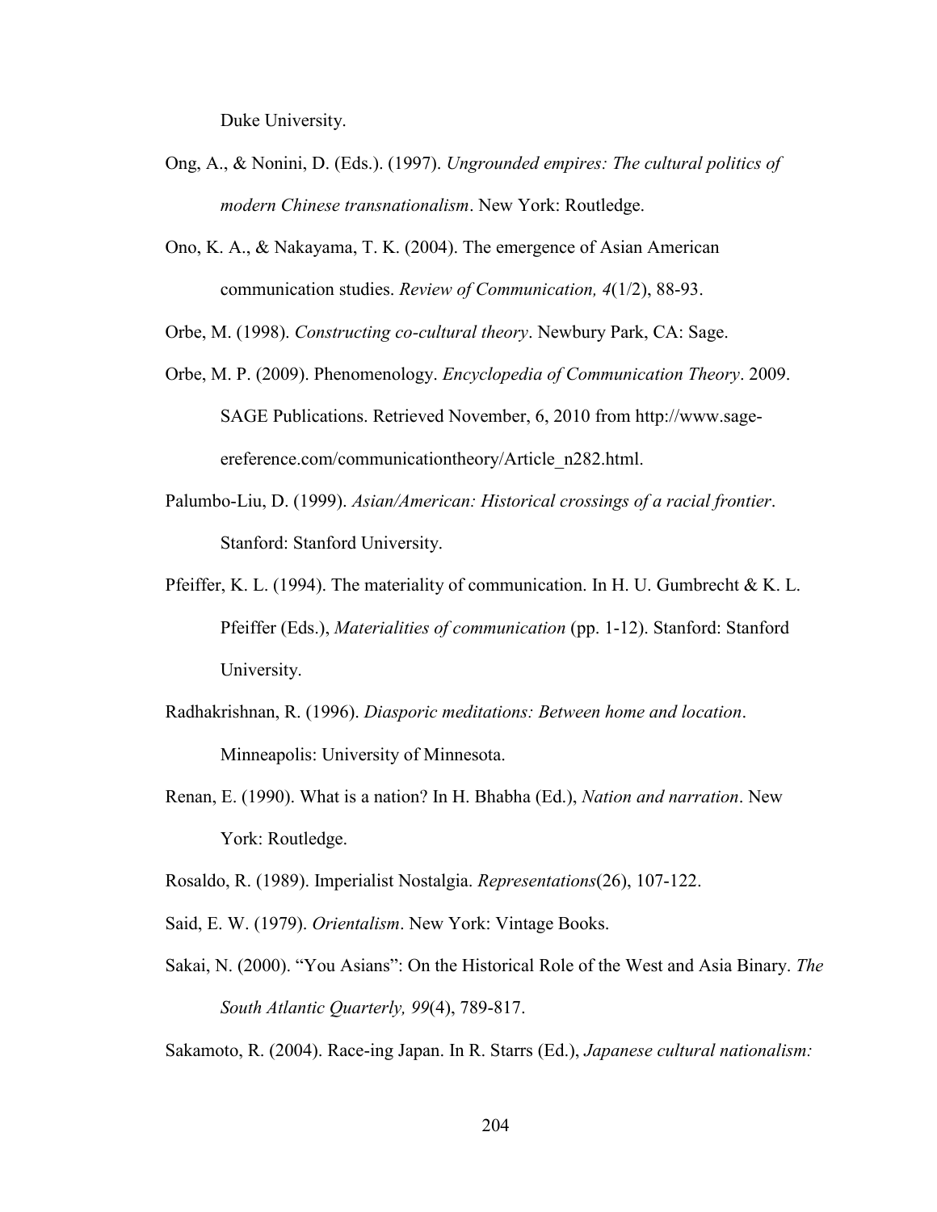Duke University.

Ong, A., & Nonini, D. (Eds.). (1997). *Ungrounded empires: The cultural politics of modern Chinese transnationalism*. New York: Routledge.

Ono, K. A., & Nakayama, T. K. (2004). The emergence of Asian American communication studies. *Review of Communication, 4*(1/2), 88-93.

Orbe, M. (1998). *Constructing co-cultural theory*. Newbury Park, CA: Sage.

Orbe, M. P. (2009). Phenomenology. *Encyclopedia of Communication Theory*. 2009. SAGE Publications. Retrieved November, 6, 2010 from http://www.sage-ereference.com/communicationtheory/Article_n282.html.

Palumbo-Liu, D. (1999). *Asian/American: Historical crossings of a racial frontier*. Stanford: Stanford University.

Pfeiffer, K. L. (1994). The materiality of communication. In H. U. Gumbrecht & K. L. Pfeiffer (Eds.), *Materialities of communication* (pp. 1-12). Stanford: Stanford University.

Radhakrishnan, R. (1996). *Diasporic meditations: Between home and location*. Minneapolis: University of Minnesota.

Renan, E. (1990). What is a nation? In H. Bhabha (Ed.), *Nation and narration*. New York: Routledge.

Rosaldo, R. (1989). Imperialist Nostalgia. *Representations*(26), 107-122.

Said, E. W. (1979). *Orientalism*. New York: Vintage Books.

Sakai, N. (2000). "You Asians": On the Historical Role of the West and Asia Binary. *The South Atlantic Quarterly, 99*(4), 789-817.

Sakamoto, R. (2004). Race-ing Japan. In R. Starrs (Ed.), *Japanese cultural nationalism:*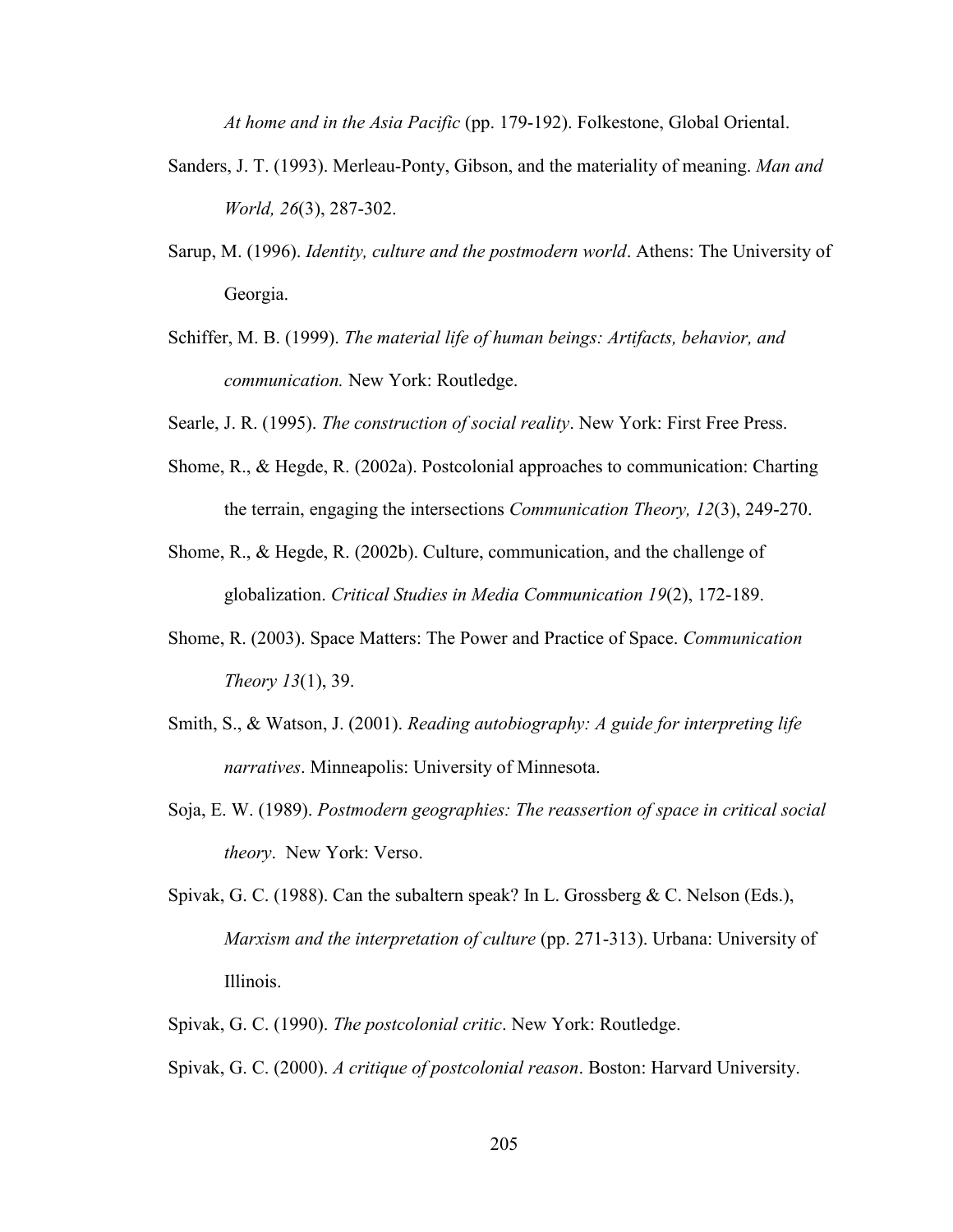*At home and in the Asia Pacific* (pp. 179-192). Folkestone, Global Oriental.

Sanders, J. T. (1993). Merleau-Ponty, Gibson, and the materiality of meaning. *Man and World, 26*(3), 287-302.

Sarup, M. (1996). *Identity, culture and the postmodern world*. Athens: The University of Georgia.

Schiffer, M. B. (1999). *The material life of human beings: Artifacts, behavior, and communication.* New York: Routledge.

Searle, J. R. (1995). *The construction of social reality*. New York: First Free Press.

Shome, R., & Hegde, R. (2002a). Postcolonial approaches to communication: Charting the terrain, engaging the intersections *Communication Theory, 12*(3), 249-270.

Shome, R., & Hegde, R. (2002b). Culture, communication, and the challenge of globalization. *Critical Studies in Media Communication 19*(2), 172-189.

Shome, R. (2003). Space Matters: The Power and Practice of Space. *Communication Theory 13*(1), 39.

Smith, S., & Watson, J. (2001). *Reading autobiography: A guide for interpreting life narratives*. Minneapolis: University of Minnesota.

Soja, E. W. (1989). *Postmodern geographies: The reassertion of space in critical social theory*. New York: Verso.

Spivak, G. C. (1988). Can the subaltern speak? In L. Grossberg & C. Nelson (Eds.), *Marxism and the interpretation of culture* (pp. 271-313). Urbana: University of Illinois.

Spivak, G. C. (1990). *The postcolonial critic*. New York: Routledge.

Spivak, G. C. (2000). *A critique of postcolonial reason*. Boston: Harvard University.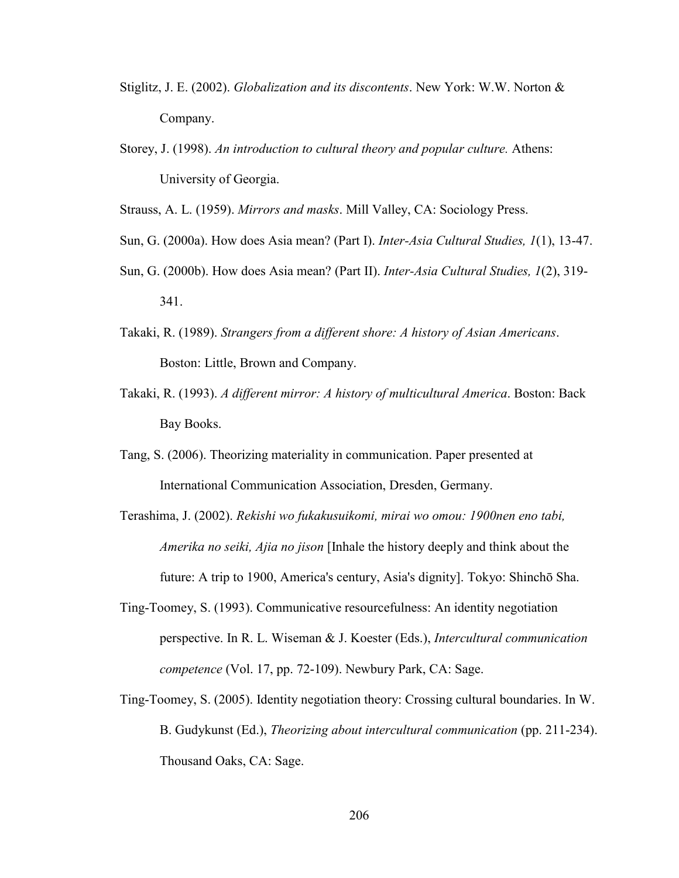Stiglitz, J. E. (2002). *Globalization and its discontents*. New York: W.W. Norton & Company.

Storey, J. (1998). *An introduction to cultural theory and popular culture.* Athens: University of Georgia.

Strauss, A. L. (1959). *Mirrors and masks*. Mill Valley, CA: Sociology Press.

Sun, G. (2000a). How does Asia mean? (Part I). *Inter-Asia Cultural Studies, 1*(1), 13-47.

Sun, G. (2000b). How does Asia mean? (Part II). *Inter-Asia Cultural Studies, 1*(2), 319-341.

Takaki, R. (1989). *Strangers from a different shore: A history of Asian Americans*. Boston: Little, Brown and Company.

Takaki, R. (1993). *A different mirror: A history of multicultural America*. Boston: Back Bay Books.

Tang, S. (2006). Theorizing materiality in communication. Paper presented at International Communication Association, Dresden, Germany.

Terashima, J. (2002). *Rekishi wo fukakusuikomi, mirai wo omou: 1900nen eno tabi, Amerika no seiki, Ajia no jison* [Inhale the history deeply and think about the future: A trip to 1900, America's century, Asia's dignity]. Tokyo: Shinchō Sha.

Ting-Toomey, S. (1993). Communicative resourcefulness: An identity negotiation perspective. In R. L. Wiseman & J. Koester (Eds.), *Intercultural communication competence* (Vol. 17, pp. 72-109). Newbury Park, CA: Sage.

Ting-Toomey, S. (2005). Identity negotiation theory: Crossing cultural boundaries. In W. B. Gudykunst (Ed.), *Theorizing about intercultural communication* (pp. 211-234). Thousand Oaks, CA: Sage.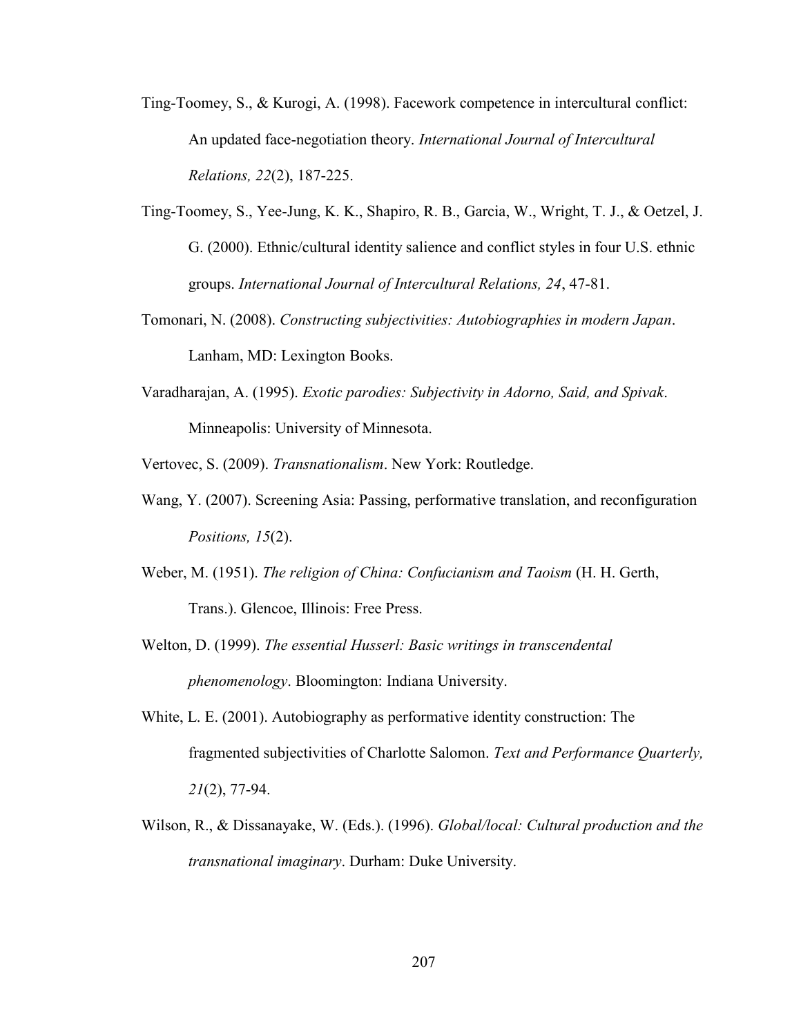Ting-Toomey, S., & Kurogi, A. (1998). Facework competence in intercultural conflict: An updated face-negotiation theory. *International Journal of Intercultural Relations, 22*(2), 187-225.

Ting-Toomey, S., Yee-Jung, K. K., Shapiro, R. B., Garcia, W., Wright, T. J., & Oetzel, J. G. (2000). Ethnic/cultural identity salience and conflict styles in four U.S. ethnic groups. *International Journal of Intercultural Relations, 24*, 47-81.

Tomonari, N. (2008). *Constructing subjectivities: Autobiographies in modern Japan*. Lanham, MD: Lexington Books.

Varadharajan, A. (1995). *Exotic parodies: Subjectivity in Adorno, Said, and Spivak*. Minneapolis: University of Minnesota.

Vertovec, S. (2009). *Transnationalism*. New York: Routledge.

Wang, Y. (2007). Screening Asia: Passing, performative translation, and reconfiguration *Positions, 15*(2).

Weber, M. (1951). *The religion of China: Confucianism and Taoism* (H. H. Gerth, Trans.). Glencoe, Illinois: Free Press.

Welton, D. (1999). *The essential Husserl: Basic writings in transcendental phenomenology*. Bloomington: Indiana University.

White, L. E. (2001). Autobiography as performative identity construction: The fragmented subjectivities of Charlotte Salomon. *Text and Performance Quarterly, 21*(2), 77-94.

Wilson, R., & Dissanayake, W. (Eds.). (1996). *Global/local: Cultural production and the transnational imaginary*. Durham: Duke University.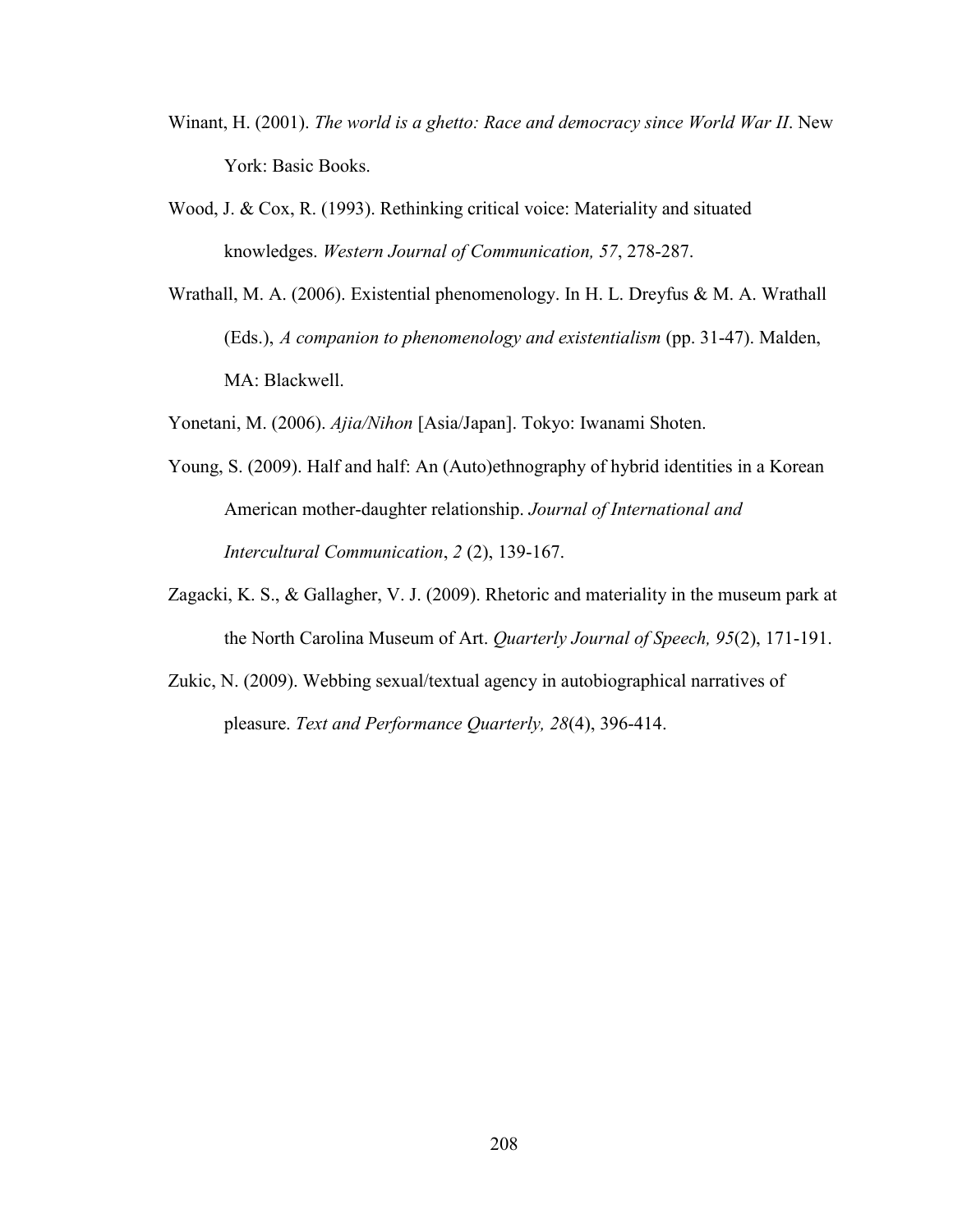Winant, H. (2001). *The world is a ghetto: Race and democracy since World War II*. New York: Basic Books.

Wood, J. & Cox, R. (1993). Rethinking critical voice: Materiality and situated knowledges. *Western Journal of Communication, 57*, 278-287.

Wrathall, M. A. (2006). Existential phenomenology. In H. L. Dreyfus & M. A. Wrathall (Eds.), *A companion to phenomenology and existentialism* (pp. 31-47). Malden, MA: Blackwell.

Yonetani, M. (2006). *Ajia/Nihon* [Asia/Japan]. Tokyo: Iwanami Shoten.

Young, S. (2009). Half and half: An (Auto)ethnography of hybrid identities in a Korean American mother-daughter relationship. *Journal of International and Intercultural Communication*, *2* (2), 139-167.

Zagacki, K. S., & Gallagher, V. J. (2009). Rhetoric and materiality in the museum park at the North Carolina Museum of Art. *Quarterly Journal of Speech, 95*(2), 171-191.

Zukic, N. (2009). Webbing sexual/textual agency in autobiographical narratives of pleasure. *Text and Performance Quarterly, 28*(4), 396-414.